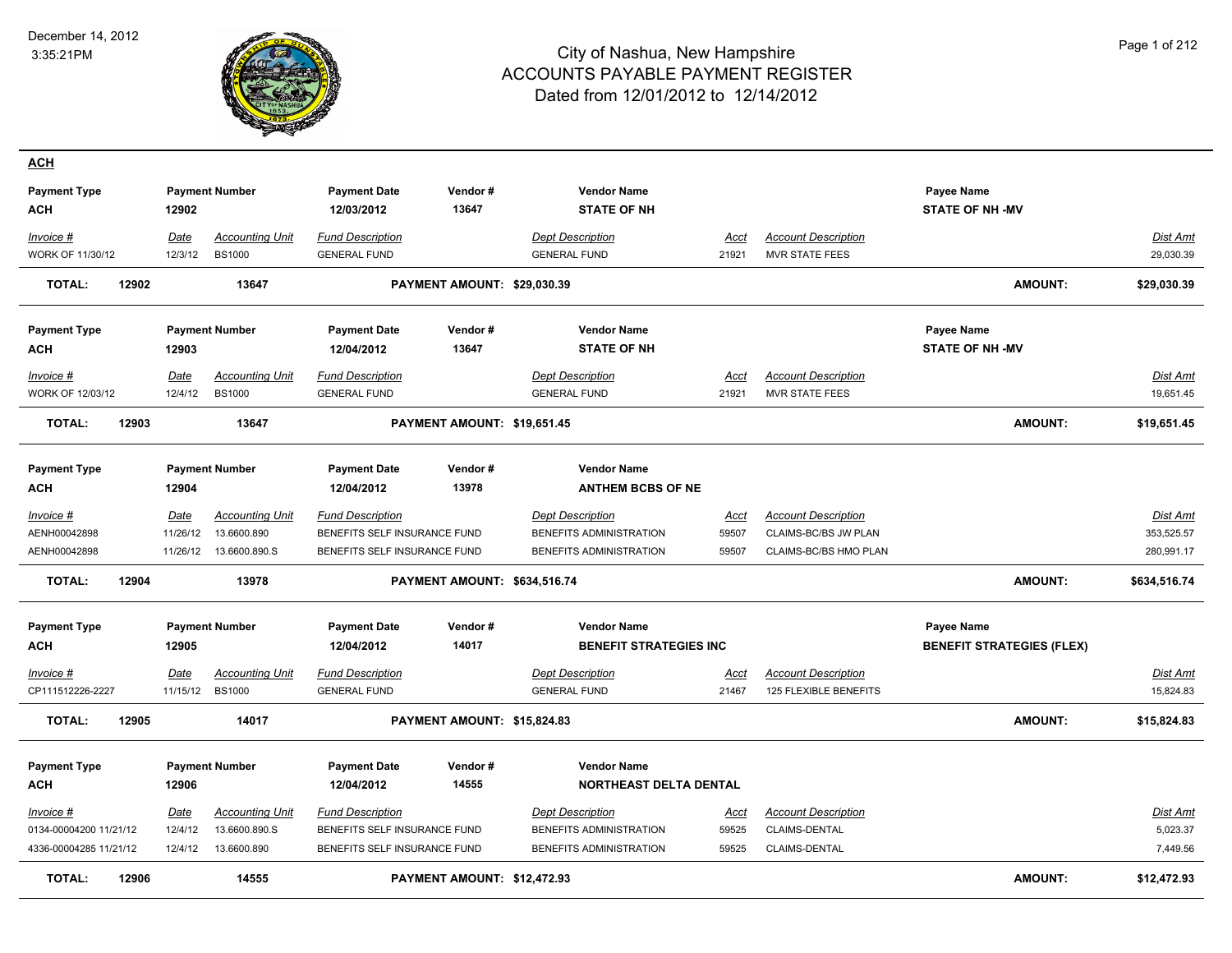# City of Nashua, New Hampshire
## ACCOUNTS PAYABLE PAYMENT REGISTER
### Dated from 12/01/2012 to 12/14/2012

December 14, 2012
3:35:21PM

## ACH

| Payment Type | Payment Number | Payment Date | Vendor # | Vendor Name | Payee Name |
|---|---|---|---|---|---|
| ACH | 12902 | 12/03/2012 | 13647 | STATE OF NH | STATE OF NH -MV |

| Invoice # | Date | Accounting Unit | Fund Description | Dept Description | Acct | Account Description | Dist Amt |
|---|---|---|---|---|---|---|---|
| WORK OF 11/30/12 | 12/3/12 | BS1000 | GENERAL FUND | GENERAL FUND | 21921 | MVR STATE FEES | 29,030.39 |

**TOTAL: 12902 13647 PAYMENT AMOUNT: $29,030.39 AMOUNT: $29,030.39**

| Payment Type | Payment Number | Payment Date | Vendor # | Vendor Name | Payee Name |
|---|---|---|---|---|---|
| ACH | 12903 | 12/04/2012 | 13647 | STATE OF NH | STATE OF NH -MV |

| Invoice # | Date | Accounting Unit | Fund Description | Dept Description | Acct | Account Description | Dist Amt |
|---|---|---|---|---|---|---|---|
| WORK OF 12/03/12 | 12/4/12 | BS1000 | GENERAL FUND | GENERAL FUND | 21921 | MVR STATE FEES | 19,651.45 |

**TOTAL: 12903 13647 PAYMENT AMOUNT: $19,651.45 AMOUNT: $19,651.45**

| Payment Type | Payment Number | Payment Date | Vendor # | Vendor Name |
|---|---|---|---|---|
| ACH | 12904 | 12/04/2012 | 13978 | ANTHEM BCBS OF NE |

| Invoice # | Date | Accounting Unit | Fund Description | Dept Description | Acct | Account Description | Dist Amt |
|---|---|---|---|---|---|---|---|
| AENH00042898 | 11/26/12 | 13.6600.890 | BENEFITS SELF INSURANCE FUND | BENEFITS ADMINISTRATION | 59507 | CLAIMS-BC/BS JW PLAN | 353,525.57 |
| AENH00042898 | 11/26/12 | 13.6600.890.S | BENEFITS SELF INSURANCE FUND | BENEFITS ADMINISTRATION | 59507 | CLAIMS-BC/BS HMO PLAN | 280,991.17 |

**TOTAL: 12904 13978 PAYMENT AMOUNT: $634,516.74 AMOUNT: $634,516.74**

| Payment Type | Payment Number | Payment Date | Vendor # | Vendor Name | Payee Name |
|---|---|---|---|---|---|
| ACH | 12905 | 12/04/2012 | 14017 | BENEFIT STRATEGIES INC | BENEFIT STRATEGIES (FLEX) |

| Invoice # | Date | Accounting Unit | Fund Description | Dept Description | Acct | Account Description | Dist Amt |
|---|---|---|---|---|---|---|---|
| CP111512226-2227 | 11/15/12 | BS1000 | GENERAL FUND | GENERAL FUND | 21467 | 125 FLEXIBLE BENEFITS | 15,824.83 |

**TOTAL: 12905 14017 PAYMENT AMOUNT: $15,824.83 AMOUNT: $15,824.83**

| Payment Type | Payment Number | Payment Date | Vendor # | Vendor Name |
|---|---|---|---|---|
| ACH | 12906 | 12/04/2012 | 14555 | NORTHEAST DELTA DENTAL |

| Invoice # | Date | Accounting Unit | Fund Description | Dept Description | Acct | Account Description | Dist Amt |
|---|---|---|---|---|---|---|---|
| 0134-00004200 11/21/12 | 12/4/12 | 13.6600.890.S | BENEFITS SELF INSURANCE FUND | BENEFITS ADMINISTRATION | 59525 | CLAIMS-DENTAL | 5,023.37 |
| 4336-00004285 11/21/12 | 12/4/12 | 13.6600.890 | BENEFITS SELF INSURANCE FUND | BENEFITS ADMINISTRATION | 59525 | CLAIMS-DENTAL | 7,449.56 |

**TOTAL: 12906 14555 PAYMENT AMOUNT: $12,472.93 AMOUNT: $12,472.93**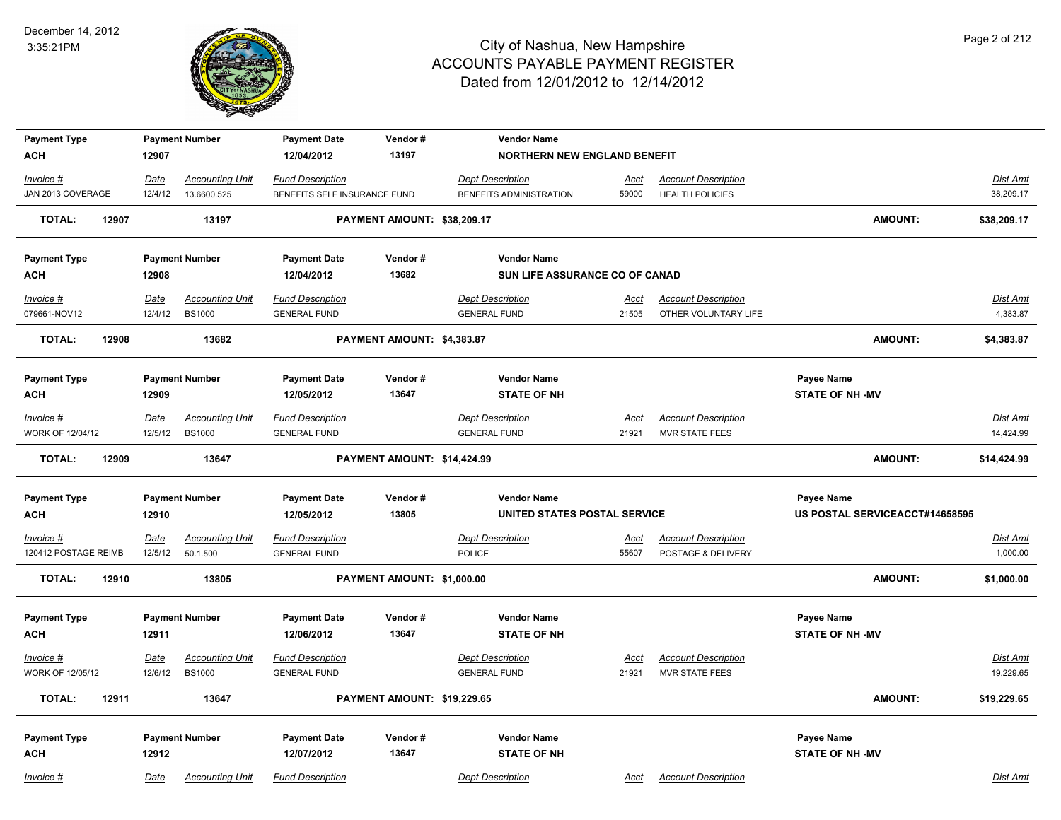| Payment Type | Payment Number | Payment Date | Vendor # | Vendor Name | | | Payee Name | |
|---|---|---|---|---|---|---|---|---|
| ACH | 12907 | 12/04/2012 | 13197 | NORTHERN NEW ENGLAND BENEFIT | | | | |

| Invoice # | Date | Accounting Unit | Fund Description | Dept Description | Acct | Account Description | Dist Amt |
|---|---|---|---|---|---|---|---|
| JAN 2013 COVERAGE | 12/4/12 | 13.6600.525 | BENEFITS SELF INSURANCE FUND | BENEFITS ADMINISTRATION | 59000 | HEALTH POLICIES | 38,209.17 |

**TOTAL: 12907 13197 PAYMENT AMOUNT: $38,209.17 AMOUNT: $38,209.17**

| Payment Type | Payment Number | Payment Date | Vendor # | Vendor Name | Payee Name |
|---|---|---|---|---|---|
| ACH | 12908 | 12/04/2012 | 13682 | SUN LIFE ASSURANCE CO OF CANAD | |

| Invoice # | Date | Accounting Unit | Fund Description | Dept Description | Acct | Account Description | Dist Amt |
|---|---|---|---|---|---|---|---|
| 079661-NOV12 | 12/4/12 | BS1000 | GENERAL FUND | GENERAL FUND | 21505 | OTHER VOLUNTARY LIFE | 4,383.87 |

**TOTAL: 12908 13682 PAYMENT AMOUNT: $4,383.87 AMOUNT: $4,383.87**

| Payment Type | Payment Number | Payment Date | Vendor # | Vendor Name | Payee Name |
|---|---|---|---|---|---|
| ACH | 12909 | 12/05/2012 | 13647 | STATE OF NH | STATE OF NH -MV |

| Invoice # | Date | Accounting Unit | Fund Description | Dept Description | Acct | Account Description | Dist Amt |
|---|---|---|---|---|---|---|---|
| WORK OF 12/04/12 | 12/5/12 | BS1000 | GENERAL FUND | GENERAL FUND | 21921 | MVR STATE FEES | 14,424.99 |

**TOTAL: 12909 13647 PAYMENT AMOUNT: $14,424.99 AMOUNT: $14,424.99**

| Payment Type | Payment Number | Payment Date | Vendor # | Vendor Name | Payee Name |
|---|---|---|---|---|---|
| ACH | 12910 | 12/05/2012 | 13805 | UNITED STATES POSTAL SERVICE | US POSTAL SERVICEACCT#14658595 |

| Invoice # | Date | Accounting Unit | Fund Description | Dept Description | Acct | Account Description | Dist Amt |
|---|---|---|---|---|---|---|---|
| 120412 POSTAGE REIMB | 12/5/12 | 50.1.500 | GENERAL FUND | POLICE | 55607 | POSTAGE & DELIVERY | 1,000.00 |

**TOTAL: 12910 13805 PAYMENT AMOUNT: $1,000.00 AMOUNT: $1,000.00**

| Payment Type | Payment Number | Payment Date | Vendor # | Vendor Name | Payee Name |
|---|---|---|---|---|---|
| ACH | 12911 | 12/06/2012 | 13647 | STATE OF NH | STATE OF NH -MV |

| Invoice # | Date | Accounting Unit | Fund Description | Dept Description | Acct | Account Description | Dist Amt |
|---|---|---|---|---|---|---|---|
| WORK OF 12/05/12 | 12/6/12 | BS1000 | GENERAL FUND | GENERAL FUND | 21921 | MVR STATE FEES | 19,229.65 |

**TOTAL: 12911 13647 PAYMENT AMOUNT: $19,229.65 AMOUNT: $19,229.65**

| Payment Type | Payment Number | Payment Date | Vendor # | Vendor Name | Payee Name |
|---|---|---|---|---|---|
| ACH | 12912 | 12/07/2012 | 13647 | STATE OF NH | STATE OF NH -MV |

| Invoice # | Date | Accounting Unit | Fund Description | Dept Description | Acct | Account Description | Dist Amt |
|---|---|---|---|---|---|---|---|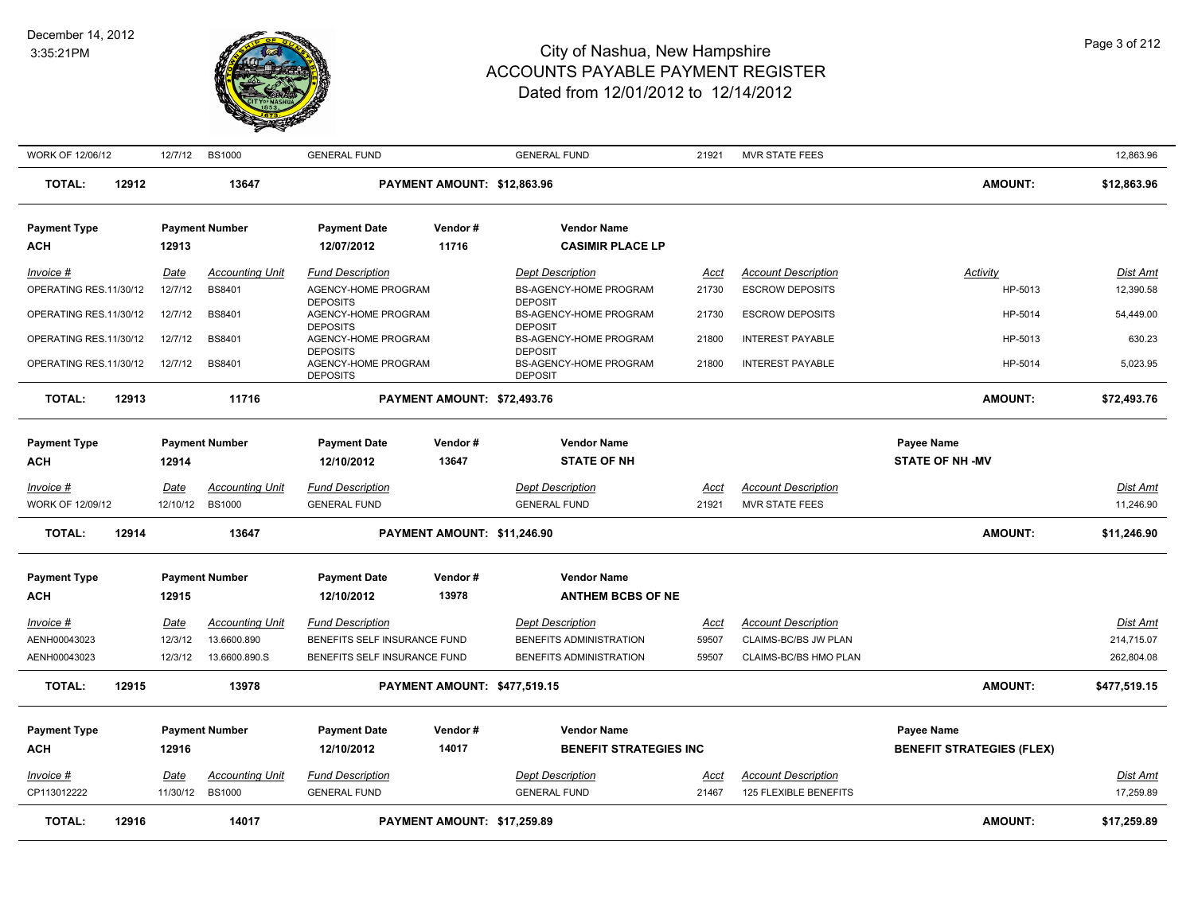| WORK OF 12/06/12 | 12/7/12 | BS1000 | GENERAL FUND | | GENERAL FUND | 21921 | MVR STATE FEES | | 12,863.96 |
|---|---|---|---|---|---|---|---|---|---|
| **TOTAL: 12912** | | **13647** | | **PAYMENT AMOUNT: $12,863.96** | | | | **AMOUNT:** | **$12,863.96** |

| **Payment Type** | **Payment Number** | **Payment Date** | **Vendor #** | **Vendor Name** |
|---|---|---|---|---|
| **ACH** | **12913** | **12/07/2012** | **11716** | **CASIMIR PLACE LP** |

| *Invoice #* | *Date* | *Accounting Unit* | *Fund Description* | *Dept Description* | *Acct* | *Account Description* | *Activity* | *Dist Amt* |
|---|---|---|---|---|---|---|---|---|
| OPERATING RES.11/30/12 | 12/7/12 | BS8401 | AGENCY-HOME PROGRAM DEPOSITS | BS-AGENCY-HOME PROGRAM DEPOSIT | 21730 | ESCROW DEPOSITS | HP-5013 | 12,390.58 |
| OPERATING RES.11/30/12 | 12/7/12 | BS8401 | AGENCY-HOME PROGRAM DEPOSITS | BS-AGENCY-HOME PROGRAM DEPOSIT | 21730 | ESCROW DEPOSITS | HP-5014 | 54,449.00 |
| OPERATING RES.11/30/12 | 12/7/12 | BS8401 | AGENCY-HOME PROGRAM DEPOSITS | BS-AGENCY-HOME PROGRAM DEPOSIT | 21800 | INTEREST PAYABLE | HP-5013 | 630.23 |
| OPERATING RES.11/30/12 | 12/7/12 | BS8401 | AGENCY-HOME PROGRAM DEPOSITS | BS-AGENCY-HOME PROGRAM DEPOSIT | 21800 | INTEREST PAYABLE | HP-5014 | 5,023.95 |
| **TOTAL: 12913** | | **11716** | **PAYMENT AMOUNT: $72,493.76** | | | | **AMOUNT:** | **$72,493.76** |

| **Payment Type** | **Payment Number** | **Payment Date** | **Vendor #** | **Vendor Name** | **Payee Name** |
|---|---|---|---|---|---|
| **ACH** | **12914** | **12/10/2012** | **13647** | **STATE OF NH** | **STATE OF NH -MV** |

| *Invoice #* | *Date* | *Accounting Unit* | *Fund Description* | *Dept Description* | *Acct* | *Account Description* | *Dist Amt* |
|---|---|---|---|---|---|---|---|
| WORK OF 12/09/12 | 12/10/12 | BS1000 | GENERAL FUND | GENERAL FUND | 21921 | MVR STATE FEES | 11,246.90 |
| **TOTAL: 12914** | | **13647** | **PAYMENT AMOUNT: $11,246.90** | | | **AMOUNT:** | **$11,246.90** |

| **Payment Type** | **Payment Number** | **Payment Date** | **Vendor #** | **Vendor Name** |
|---|---|---|---|---|
| **ACH** | **12915** | **12/10/2012** | **13978** | **ANTHEM BCBS OF NE** |

| *Invoice #* | *Date* | *Accounting Unit* | *Fund Description* | *Dept Description* | *Acct* | *Account Description* | *Dist Amt* |
|---|---|---|---|---|---|---|---|
| AENH00043023 | 12/3/12 | 13.6600.890 | BENEFITS SELF INSURANCE FUND | BENEFITS ADMINISTRATION | 59507 | CLAIMS-BC/BS JW PLAN | 214,715.07 |
| AENH00043023 | 12/3/12 | 13.6600.890.S | BENEFITS SELF INSURANCE FUND | BENEFITS ADMINISTRATION | 59507 | CLAIMS-BC/BS HMO PLAN | 262,804.08 |
| **TOTAL: 12915** | | **13978** | **PAYMENT AMOUNT: $477,519.15** | | | **AMOUNT:** | **$477,519.15** |

| **Payment Type** | **Payment Number** | **Payment Date** | **Vendor #** | **Vendor Name** | **Payee Name** |
|---|---|---|---|---|---|
| **ACH** | **12916** | **12/10/2012** | **14017** | **BENEFIT STRATEGIES INC** | **BENEFIT STRATEGIES (FLEX)** |

| *Invoice #* | *Date* | *Accounting Unit* | *Fund Description* | *Dept Description* | *Acct* | *Account Description* | *Dist Amt* |
|---|---|---|---|---|---|---|---|
| CP113012222 | 11/30/12 | BS1000 | GENERAL FUND | GENERAL FUND | 21467 | 125 FLEXIBLE BENEFITS | 17,259.89 |
| **TOTAL: 12916** | | **14017** | **PAYMENT AMOUNT: $17,259.89** | | | **AMOUNT:** | **$17,259.89** |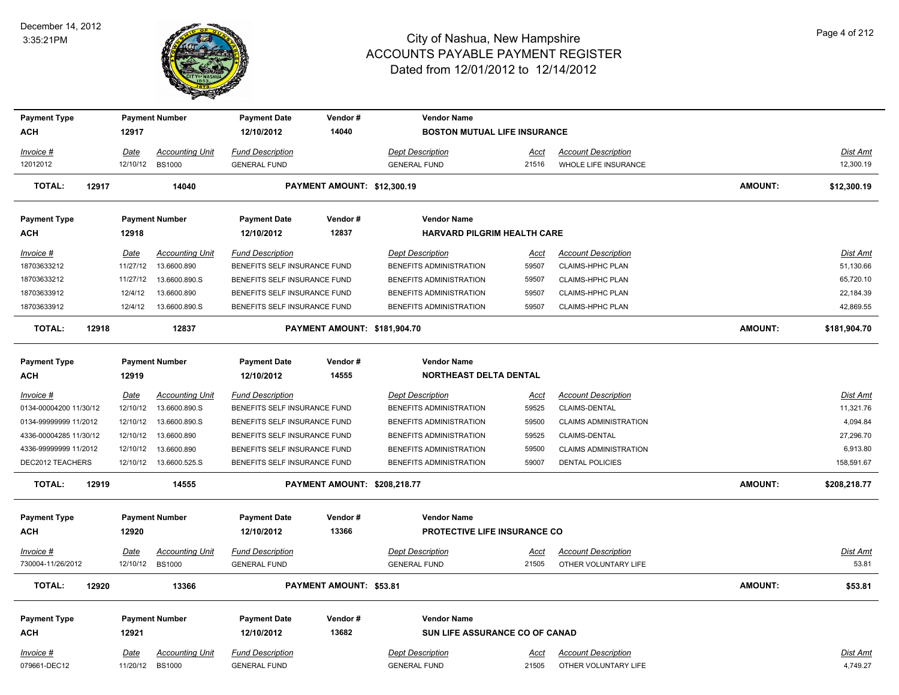# City of Nashua, New Hampshire
## ACCOUNTS PAYABLE PAYMENT REGISTER
### Dated from 12/01/2012 to 12/14/2012

December 14, 2012
3:35:21PM

| Payment Type | Payment Number | Payment Date | Vendor # | Vendor Name |
|---|---|---|---|---|
| ACH | 12917 | 12/10/2012 | 14040 | BOSTON MUTUAL LIFE INSURANCE |

| Invoice # | Date | Accounting Unit | Fund Description | Dept Description | Acct | Account Description | Dist Amt |
|---|---|---|---|---|---|---|---|
| 12012012 | 12/10/12 | BS1000 | GENERAL FUND | GENERAL FUND | 21516 | WHOLE LIFE INSURANCE | 12,300.19 |

**TOTAL: 12917 14040 PAYMENT AMOUNT: $12,300.19 AMOUNT: $12,300.19**

| Payment Type | Payment Number | Payment Date | Vendor # | Vendor Name |
|---|---|---|---|---|
| ACH | 12918 | 12/10/2012 | 12837 | HARVARD PILGRIM HEALTH CARE |

| Invoice # | Date | Accounting Unit | Fund Description | Dept Description | Acct | Account Description | Dist Amt |
|---|---|---|---|---|---|---|---|
| 18703633212 | 11/27/12 | 13.6600.890 | BENEFITS SELF INSURANCE FUND | BENEFITS ADMINISTRATION | 59507 | CLAIMS-HPHC PLAN | 51,130.66 |
| 18703633212 | 11/27/12 | 13.6600.890.S | BENEFITS SELF INSURANCE FUND | BENEFITS ADMINISTRATION | 59507 | CLAIMS-HPHC PLAN | 65,720.10 |
| 18703633912 | 12/4/12 | 13.6600.890 | BENEFITS SELF INSURANCE FUND | BENEFITS ADMINISTRATION | 59507 | CLAIMS-HPHC PLAN | 22,184.39 |
| 18703633912 | 12/4/12 | 13.6600.890.S | BENEFITS SELF INSURANCE FUND | BENEFITS ADMINISTRATION | 59507 | CLAIMS-HPHC PLAN | 42,869.55 |

**TOTAL: 12918 12837 PAYMENT AMOUNT: $181,904.70 AMOUNT: $181,904.70**

| Payment Type | Payment Number | Payment Date | Vendor # | Vendor Name |
|---|---|---|---|---|
| ACH | 12919 | 12/10/2012 | 14555 | NORTHEAST DELTA DENTAL |

| Invoice # | Date | Accounting Unit | Fund Description | Dept Description | Acct | Account Description | Dist Amt |
|---|---|---|---|---|---|---|---|
| 0134-00004200 11/30/12 | 12/10/12 | 13.6600.890.S | BENEFITS SELF INSURANCE FUND | BENEFITS ADMINISTRATION | 59525 | CLAIMS-DENTAL | 11,321.76 |
| 0134-99999999 11/2012 | 12/10/12 | 13.6600.890.S | BENEFITS SELF INSURANCE FUND | BENEFITS ADMINISTRATION | 59500 | CLAIMS ADMINISTRATION | 4,094.84 |
| 4336-00004285 11/30/12 | 12/10/12 | 13.6600.890 | BENEFITS SELF INSURANCE FUND | BENEFITS ADMINISTRATION | 59525 | CLAIMS-DENTAL | 27,296.70 |
| 4336-99999999 11/2012 | 12/10/12 | 13.6600.890 | BENEFITS SELF INSURANCE FUND | BENEFITS ADMINISTRATION | 59500 | CLAIMS ADMINISTRATION | 6,913.80 |
| DEC2012 TEACHERS | 12/10/12 | 13.6600.525.S | BENEFITS SELF INSURANCE FUND | BENEFITS ADMINISTRATION | 59007 | DENTAL POLICIES | 158,591.67 |

**TOTAL: 12919 14555 PAYMENT AMOUNT: $208,218.77 AMOUNT: $208,218.77**

| Payment Type | Payment Number | Payment Date | Vendor # | Vendor Name |
|---|---|---|---|---|
| ACH | 12920 | 12/10/2012 | 13366 | PROTECTIVE LIFE INSURANCE CO |

| Invoice # | Date | Accounting Unit | Fund Description | Dept Description | Acct | Account Description | Dist Amt |
|---|---|---|---|---|---|---|---|
| 730004-11/26/2012 | 12/10/12 | BS1000 | GENERAL FUND | GENERAL FUND | 21505 | OTHER VOLUNTARY LIFE | 53.81 |

**TOTAL: 12920 13366 PAYMENT AMOUNT: $53.81 AMOUNT: $53.81**

| Payment Type | Payment Number | Payment Date | Vendor # | Vendor Name |
|---|---|---|---|---|
| ACH | 12921 | 12/10/2012 | 13682 | SUN LIFE ASSURANCE CO OF CANAD |

| Invoice # | Date | Accounting Unit | Fund Description | Dept Description | Acct | Account Description | Dist Amt |
|---|---|---|---|---|---|---|---|
| 079661-DEC12 | 11/20/12 | BS1000 | GENERAL FUND | GENERAL FUND | 21505 | OTHER VOLUNTARY LIFE | 4,749.27 |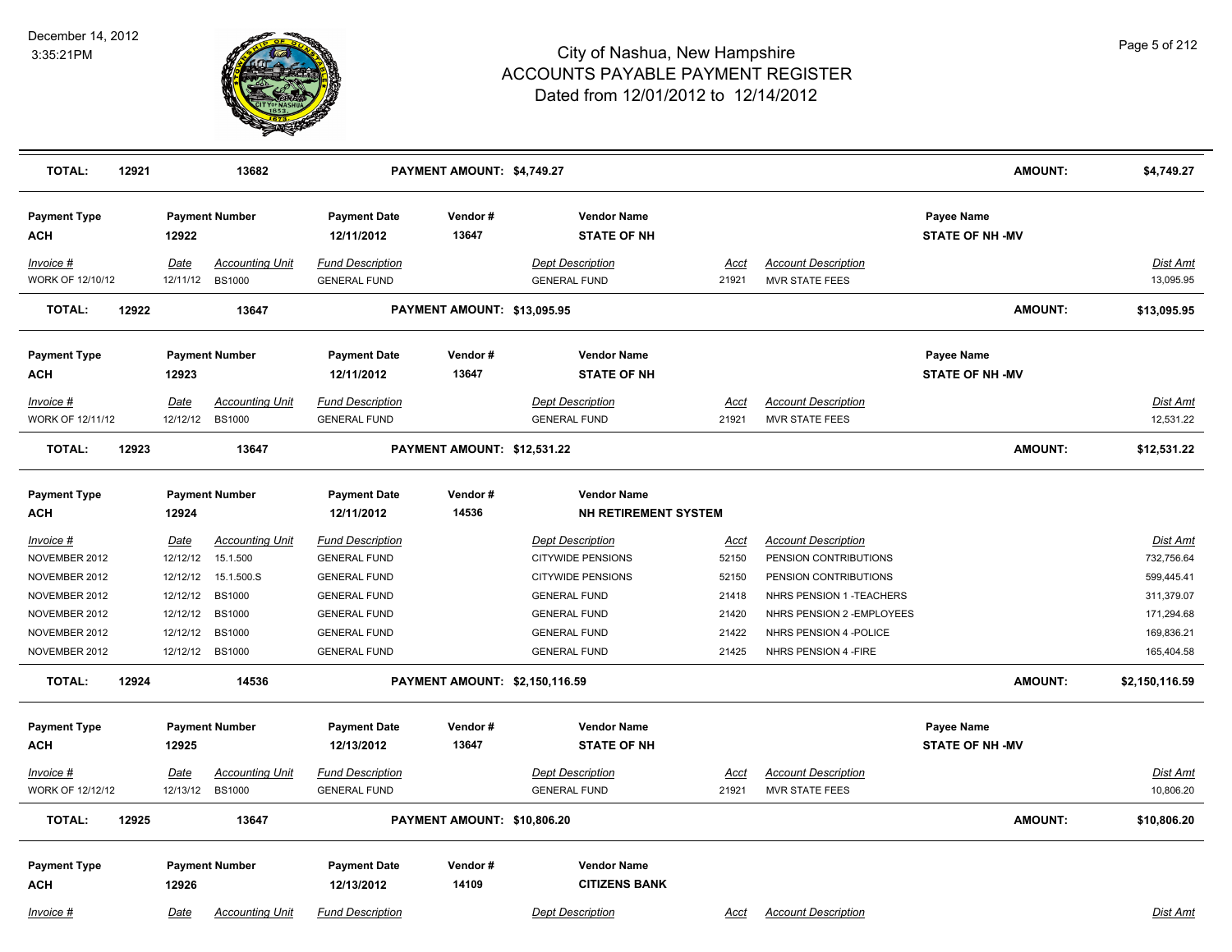# City of Nashua, New Hampshire
## ACCOUNTS PAYABLE PAYMENT REGISTER
### Dated from 12/01/2012 to 12/14/2012

December 14, 2012
3:35:21PM

| TOTAL: | 12921 | 13682 | | PAYMENT AMOUNT: $4,749.27 | | | | AMOUNT: | $4,749.27 |
|---|---|---|---|---|---|---|---|---|---|

| Payment Type | Payment Number | | Payment Date | Vendor # | Vendor Name | | | Payee Name | |
|---|---|---|---|---|---|---|---|---|---|
| ACH | 12922 | | 12/11/2012 | 13647 | STATE OF NH | | | STATE OF NH -MV | |
| *Invoice #* | *Date* | *Accounting Unit* | *Fund Description* | | *Dept Description* | *Acct* | *Account Description* | | *Dist Amt* |
| WORK OF 12/10/12 | 12/11/12 | BS1000 | GENERAL FUND | | GENERAL FUND | 21921 | MVR STATE FEES | | 13,095.95 |
| **TOTAL:** | **12922** | **13647** | | **PAYMENT AMOUNT: $13,095.95** | | | | **AMOUNT:** | **$13,095.95** |

| Payment Type | Payment Number | | Payment Date | Vendor # | Vendor Name | | | Payee Name | |
|---|---|---|---|---|---|---|---|---|---|
| ACH | 12923 | | 12/11/2012 | 13647 | STATE OF NH | | | STATE OF NH -MV | |
| *Invoice #* | *Date* | *Accounting Unit* | *Fund Description* | | *Dept Description* | *Acct* | *Account Description* | | *Dist Amt* |
| WORK OF 12/11/12 | 12/12/12 | BS1000 | GENERAL FUND | | GENERAL FUND | 21921 | MVR STATE FEES | | 12,531.22 |
| **TOTAL:** | **12923** | **13647** | | **PAYMENT AMOUNT: $12,531.22** | | | | **AMOUNT:** | **$12,531.22** |

| Payment Type | Payment Number | | Payment Date | Vendor # | Vendor Name | | | | |
|---|---|---|---|---|---|---|---|---|---|
| ACH | 12924 | | 12/11/2012 | 14536 | NH RETIREMENT SYSTEM | | | | |
| *Invoice #* | *Date* | *Accounting Unit* | *Fund Description* | | *Dept Description* | *Acct* | *Account Description* | | *Dist Amt* |
| NOVEMBER 2012 | 12/12/12 | 15.1.500 | GENERAL FUND | | CITYWIDE PENSIONS | 52150 | PENSION CONTRIBUTIONS | | 732,756.64 |
| NOVEMBER 2012 | 12/12/12 | 15.1.500.S | GENERAL FUND | | CITYWIDE PENSIONS | 52150 | PENSION CONTRIBUTIONS | | 599,445.41 |
| NOVEMBER 2012 | 12/12/12 | BS1000 | GENERAL FUND | | GENERAL FUND | 21418 | NHRS PENSION 1 -TEACHERS | | 311,379.07 |
| NOVEMBER 2012 | 12/12/12 | BS1000 | GENERAL FUND | | GENERAL FUND | 21420 | NHRS PENSION 2 -EMPLOYEES | | 171,294.68 |
| NOVEMBER 2012 | 12/12/12 | BS1000 | GENERAL FUND | | GENERAL FUND | 21422 | NHRS PENSION 4 -POLICE | | 169,836.21 |
| NOVEMBER 2012 | 12/12/12 | BS1000 | GENERAL FUND | | GENERAL FUND | 21425 | NHRS PENSION 4 -FIRE | | 165,404.58 |
| **TOTAL:** | **12924** | **14536** | | **PAYMENT AMOUNT: $2,150,116.59** | | | | **AMOUNT:** | **$2,150,116.59** |

| Payment Type | Payment Number | | Payment Date | Vendor # | Vendor Name | | | Payee Name | |
|---|---|---|---|---|---|---|---|---|---|
| ACH | 12925 | | 12/13/2012 | 13647 | STATE OF NH | | | STATE OF NH -MV | |
| *Invoice #* | *Date* | *Accounting Unit* | *Fund Description* | | *Dept Description* | *Acct* | *Account Description* | | *Dist Amt* |
| WORK OF 12/12/12 | 12/13/12 | BS1000 | GENERAL FUND | | GENERAL FUND | 21921 | MVR STATE FEES | | 10,806.20 |
| **TOTAL:** | **12925** | **13647** | | **PAYMENT AMOUNT: $10,806.20** | | | | **AMOUNT:** | **$10,806.20** |

| Payment Type | Payment Number | | Payment Date | Vendor # | Vendor Name | | | | |
|---|---|---|---|---|---|---|---|---|---|
| ACH | 12926 | | 12/13/2012 | 14109 | CITIZENS BANK | | | | |
| *Invoice #* | *Date* | *Accounting Unit* | *Fund Description* | | *Dept Description* | *Acct* | *Account Description* | | *Dist Amt* |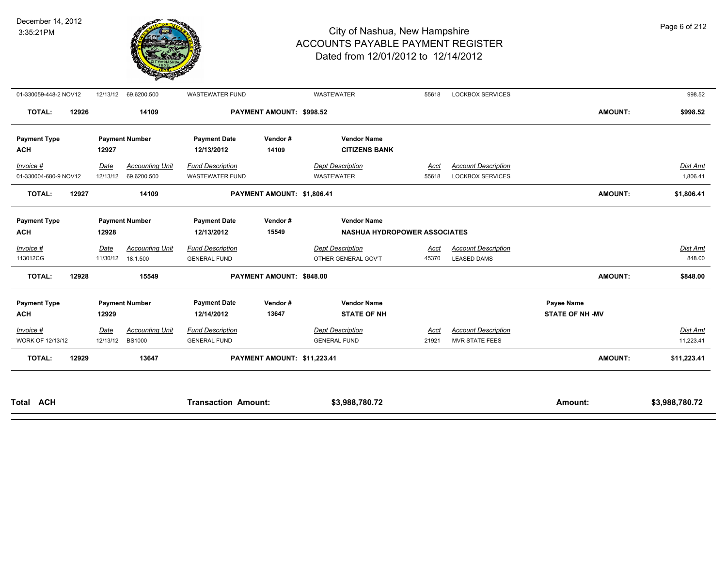| 01-330059-448-2 NOV12 | 12/13/12 | 69.6200.500 | WASTEWATER FUND | | WASTEWATER | 55618 | LOCKBOX SERVICES | | 998.52 |
|---|---|---|---|---|---|---|---|---|---|
| **TOTAL: 12926** | | **14109** | **PAYMENT AMOUNT: $998.52** | | | | | **AMOUNT:** | **$998.52** |

| **Payment Type** | **Payment Number** | **Payment Date** | **Vendor #** | **Vendor Name** |
|---|---|---|---|---|
| **ACH** | **12927** | **12/13/2012** | **14109** | **CITIZENS BANK** |

| *Invoice #* | *Date* | *Accounting Unit* | *Fund Description* | *Dept Description* | *Acct* | *Account Description* | *Dist Amt* |
|---|---|---|---|---|---|---|---|
| 01-330004-680-9 NOV12 | 12/13/12 | 69.6200.500 | WASTEWATER FUND | WASTEWATER | 55618 | LOCKBOX SERVICES | 1,806.41 |
| **TOTAL: 12927** | | **14109** | **PAYMENT AMOUNT: $1,806.41** | | | **AMOUNT:** | **$1,806.41** |

| **Payment Type** | **Payment Number** | **Payment Date** | **Vendor #** | **Vendor Name** |
|---|---|---|---|---|
| **ACH** | **12928** | **12/13/2012** | **15549** | **NASHUA HYDROPOWER ASSOCIATES** |

| *Invoice #* | *Date* | *Accounting Unit* | *Fund Description* | *Dept Description* | *Acct* | *Account Description* | *Dist Amt* |
|---|---|---|---|---|---|---|---|
| 113012CG | 11/30/12 | 18.1.500 | GENERAL FUND | OTHER GENERAL GOV'T | 45370 | LEASED DAMS | 848.00 |
| **TOTAL: 12928** | | **15549** | **PAYMENT AMOUNT: $848.00** | | | **AMOUNT:** | **$848.00** |

| **Payment Type** | **Payment Number** | **Payment Date** | **Vendor #** | **Vendor Name** | **Payee Name** |
|---|---|---|---|---|---|
| **ACH** | **12929** | **12/14/2012** | **13647** | **STATE OF NH** | **STATE OF NH -MV** |

| *Invoice #* | *Date* | *Accounting Unit* | *Fund Description* | *Dept Description* | *Acct* | *Account Description* | *Dist Amt* |
|---|---|---|---|---|---|---|---|
| WORK OF 12/13/12 | 12/13/12 | BS1000 | GENERAL FUND | GENERAL FUND | 21921 | MVR STATE FEES | 11,223.41 |
| **TOTAL: 12929** | | **13647** | **PAYMENT AMOUNT: $11,223.41** | | | **AMOUNT:** | **$11,223.41** |

| **Total ACH** | **Transaction Amount:** | **$3,988,780.72** | **Amount:** | **$3,988,780.72** |
|---|---|---|---|---|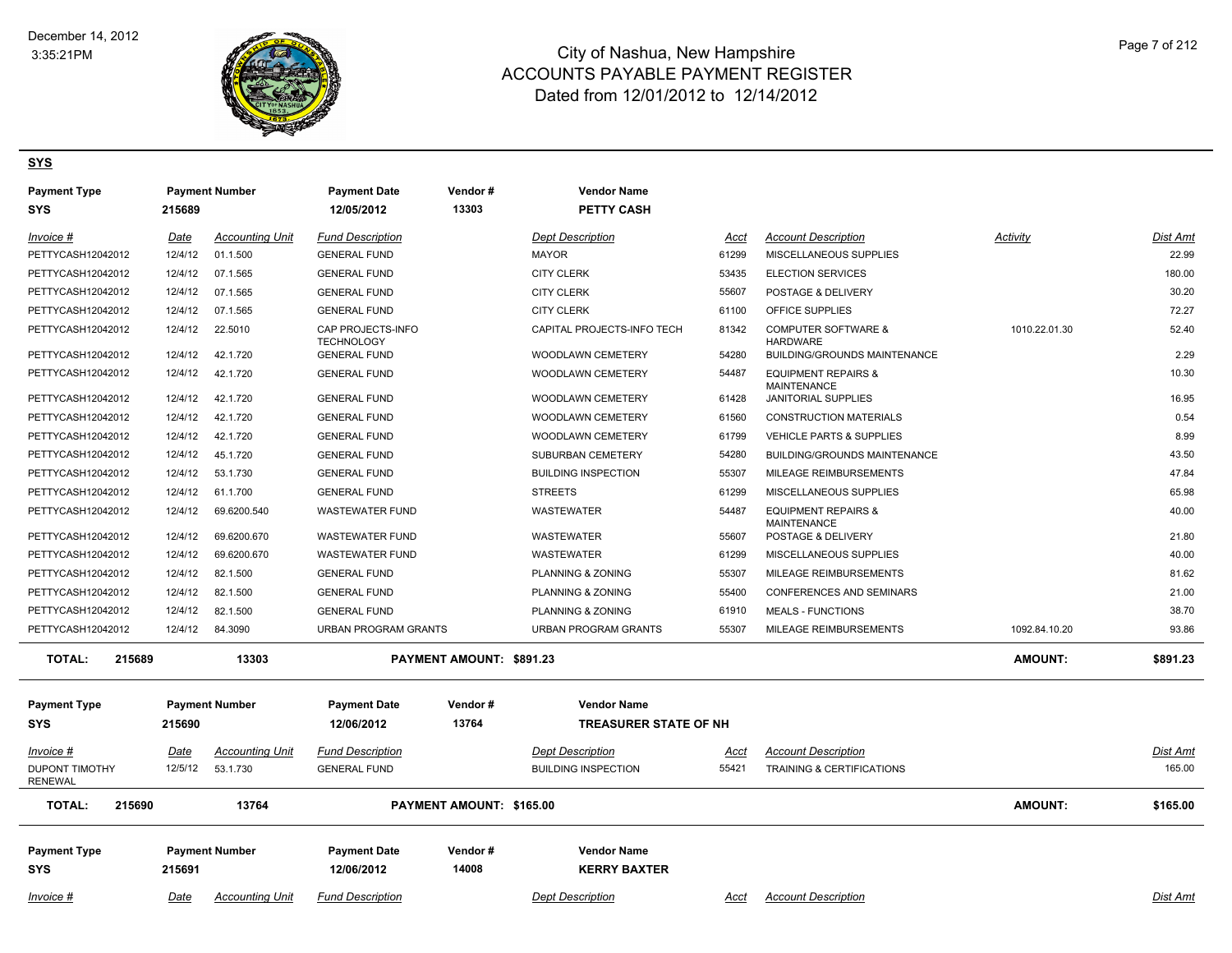# City of Nashua, New Hampshire
## ACCOUNTS PAYABLE PAYMENT REGISTER
### Dated from 12/01/2012 to 12/14/2012

December 14, 2012
3:35:21PM

**SYS**

| Payment Type | Payment Number | Payment Date | Vendor # | Vendor Name |
|---|---|---|---|---|
| SYS | 215689 | 12/05/2012 | 13303 | PETTY CASH |

| Invoice # | Date | Accounting Unit | Fund Description | Dept Description | Acct | Account Description | Activity | Dist Amt |
|---|---|---|---|---|---|---|---|---|
| PETTYCASH12042012 | 12/4/12 | 01.1.500 | GENERAL FUND | MAYOR | 61299 | MISCELLANEOUS SUPPLIES | | 22.99 |
| PETTYCASH12042012 | 12/4/12 | 07.1.565 | GENERAL FUND | CITY CLERK | 53435 | ELECTION SERVICES | | 180.00 |
| PETTYCASH12042012 | 12/4/12 | 07.1.565 | GENERAL FUND | CITY CLERK | 55607 | POSTAGE & DELIVERY | | 30.20 |
| PETTYCASH12042012 | 12/4/12 | 07.1.565 | GENERAL FUND | CITY CLERK | 61100 | OFFICE SUPPLIES | | 72.27 |
| PETTYCASH12042012 | 12/4/12 | 22.5010 | CAP PROJECTS-INFO TECHNOLOGY | CAPITAL PROJECTS-INFO TECH | 81342 | COMPUTER SOFTWARE & HARDWARE | 1010.22.01.30 | 52.40 |
| PETTYCASH12042012 | 12/4/12 | 42.1.720 | GENERAL FUND | WOODLAWN CEMETERY | 54280 | BUILDING/GROUNDS MAINTENANCE | | 2.29 |
| PETTYCASH12042012 | 12/4/12 | 42.1.720 | GENERAL FUND | WOODLAWN CEMETERY | 54487 | EQUIPMENT REPAIRS & MAINTENANCE | | 10.30 |
| PETTYCASH12042012 | 12/4/12 | 42.1.720 | GENERAL FUND | WOODLAWN CEMETERY | 61428 | JANITORIAL SUPPLIES | | 16.95 |
| PETTYCASH12042012 | 12/4/12 | 42.1.720 | GENERAL FUND | WOODLAWN CEMETERY | 61560 | CONSTRUCTION MATERIALS | | 0.54 |
| PETTYCASH12042012 | 12/4/12 | 42.1.720 | GENERAL FUND | WOODLAWN CEMETERY | 61799 | VEHICLE PARTS & SUPPLIES | | 8.99 |
| PETTYCASH12042012 | 12/4/12 | 45.1.720 | GENERAL FUND | SUBURBAN CEMETERY | 54280 | BUILDING/GROUNDS MAINTENANCE | | 43.50 |
| PETTYCASH12042012 | 12/4/12 | 53.1.730 | GENERAL FUND | BUILDING INSPECTION | 55307 | MILEAGE REIMBURSEMENTS | | 47.84 |
| PETTYCASH12042012 | 12/4/12 | 61.1.700 | GENERAL FUND | STREETS | 61299 | MISCELLANEOUS SUPPLIES | | 65.98 |
| PETTYCASH12042012 | 12/4/12 | 69.6200.540 | WASTEWATER FUND | WASTEWATER | 54487 | EQUIPMENT REPAIRS & MAINTENANCE | | 40.00 |
| PETTYCASH12042012 | 12/4/12 | 69.6200.670 | WASTEWATER FUND | WASTEWATER | 55607 | POSTAGE & DELIVERY | | 21.80 |
| PETTYCASH12042012 | 12/4/12 | 69.6200.670 | WASTEWATER FUND | WASTEWATER | 61299 | MISCELLANEOUS SUPPLIES | | 40.00 |
| PETTYCASH12042012 | 12/4/12 | 82.1.500 | GENERAL FUND | PLANNING & ZONING | 55307 | MILEAGE REIMBURSEMENTS | | 81.62 |
| PETTYCASH12042012 | 12/4/12 | 82.1.500 | GENERAL FUND | PLANNING & ZONING | 55400 | CONFERENCES AND SEMINARS | | 21.00 |
| PETTYCASH12042012 | 12/4/12 | 82.1.500 | GENERAL FUND | PLANNING & ZONING | 61910 | MEALS - FUNCTIONS | | 38.70 |
| PETTYCASH12042012 | 12/4/12 | 84.3090 | URBAN PROGRAM GRANTS | URBAN PROGRAM GRANTS | 55307 | MILEAGE REIMBURSEMENTS | 1092.84.10.20 | 93.86 |

**TOTAL: 215689 13303 PAYMENT AMOUNT: $891.23 AMOUNT: $891.23**

| Payment Type | Payment Number | Payment Date | Vendor # | Vendor Name |
|---|---|---|---|---|
| SYS | 215690 | 12/06/2012 | 13764 | TREASURER STATE OF NH |

| Invoice # | Date | Accounting Unit | Fund Description | Dept Description | Acct | Account Description | Dist Amt |
|---|---|---|---|---|---|---|---|
| DUPONT TIMOTHY RENEWAL | 12/5/12 | 53.1.730 | GENERAL FUND | BUILDING INSPECTION | 55421 | TRAINING & CERTIFICATIONS | 165.00 |

**TOTAL: 215690 13764 PAYMENT AMOUNT: $165.00 AMOUNT: $165.00**

| Payment Type | Payment Number | Payment Date | Vendor # | Vendor Name |
|---|---|---|---|---|
| SYS | 215691 | 12/06/2012 | 14008 | KERRY BAXTER |

| Invoice # | Date | Accounting Unit | Fund Description | Dept Description | Acct | Account Description | Dist Amt |
|---|---|---|---|---|---|---|---|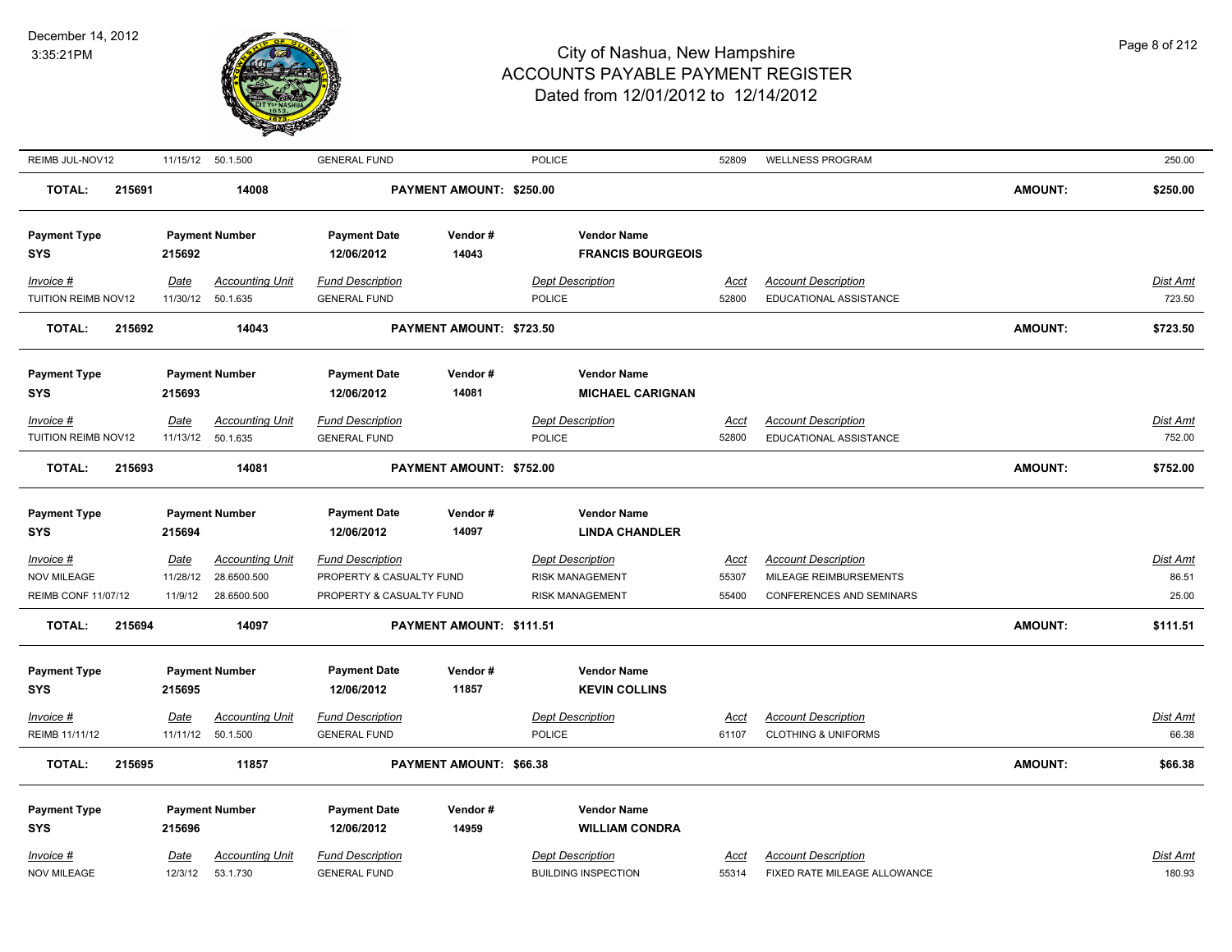| Invoice # | Date | Accounting Unit | Fund Description | Dept Description | Acct | Account Description | Dist Amt |
|---|---|---|---|---|---|---|---|
| REIMB JUL-NOV12 | 11/15/12 | 50.1.500 | GENERAL FUND | POLICE | 52809 | WELLNESS PROGRAM | 250.00 |

**TOTAL: 215691 | 14008 | PAYMENT AMOUNT: $250.00 | AMOUNT: $250.00**

| Payment Type | Payment Number | Payment Date | Vendor # | Vendor Name |
|---|---|---|---|---|
| SYS | 215692 | 12/06/2012 | 14043 | **FRANCIS BOURGEOIS** |

| Invoice # | Date | Accounting Unit | Fund Description | Dept Description | Acct | Account Description | Dist Amt |
|---|---|---|---|---|---|---|---|
| TUITION REIMB NOV12 | 11/30/12 | 50.1.635 | GENERAL FUND | POLICE | 52800 | EDUCATIONAL ASSISTANCE | 723.50 |

**TOTAL: 215692 | 14043 | PAYMENT AMOUNT: $723.50 | AMOUNT: $723.50**

| Payment Type | Payment Number | Payment Date | Vendor # | Vendor Name |
|---|---|---|---|---|
| SYS | 215693 | 12/06/2012 | 14081 | **MICHAEL CARIGNAN** |

| Invoice # | Date | Accounting Unit | Fund Description | Dept Description | Acct | Account Description | Dist Amt |
|---|---|---|---|---|---|---|---|
| TUITION REIMB NOV12 | 11/13/12 | 50.1.635 | GENERAL FUND | POLICE | 52800 | EDUCATIONAL ASSISTANCE | 752.00 |

**TOTAL: 215693 | 14081 | PAYMENT AMOUNT: $752.00 | AMOUNT: $752.00**

| Payment Type | Payment Number | Payment Date | Vendor # | Vendor Name |
|---|---|---|---|---|
| SYS | 215694 | 12/06/2012 | 14097 | **LINDA CHANDLER** |

| Invoice # | Date | Accounting Unit | Fund Description | Dept Description | Acct | Account Description | Dist Amt |
|---|---|---|---|---|---|---|---|
| NOV MILEAGE | 11/28/12 | 28.6500.500 | PROPERTY & CASUALTY FUND | RISK MANAGEMENT | 55307 | MILEAGE REIMBURSEMENTS | 86.51 |
| REIMB CONF 11/07/12 | 11/9/12 | 28.6500.500 | PROPERTY & CASUALTY FUND | RISK MANAGEMENT | 55400 | CONFERENCES AND SEMINARS | 25.00 |

**TOTAL: 215694 | 14097 | PAYMENT AMOUNT: $111.51 | AMOUNT: $111.51**

| Payment Type | Payment Number | Payment Date | Vendor # | Vendor Name |
|---|---|---|---|---|
| SYS | 215695 | 12/06/2012 | 11857 | **KEVIN COLLINS** |

| Invoice # | Date | Accounting Unit | Fund Description | Dept Description | Acct | Account Description | Dist Amt |
|---|---|---|---|---|---|---|---|
| REIMB 11/11/12 | 11/11/12 | 50.1.500 | GENERAL FUND | POLICE | 61107 | CLOTHING & UNIFORMS | 66.38 |

**TOTAL: 215695 | 11857 | PAYMENT AMOUNT: $66.38 | AMOUNT: $66.38**

| Payment Type | Payment Number | Payment Date | Vendor # | Vendor Name |
|---|---|---|---|---|
| SYS | 215696 | 12/06/2012 | 14959 | **WILLIAM CONDRA** |

| Invoice # | Date | Accounting Unit | Fund Description | Dept Description | Acct | Account Description | Dist Amt |
|---|---|---|---|---|---|---|---|
| NOV MILEAGE | 12/3/12 | 53.1.730 | GENERAL FUND | BUILDING INSPECTION | 55314 | FIXED RATE MILEAGE ALLOWANCE | 180.93 |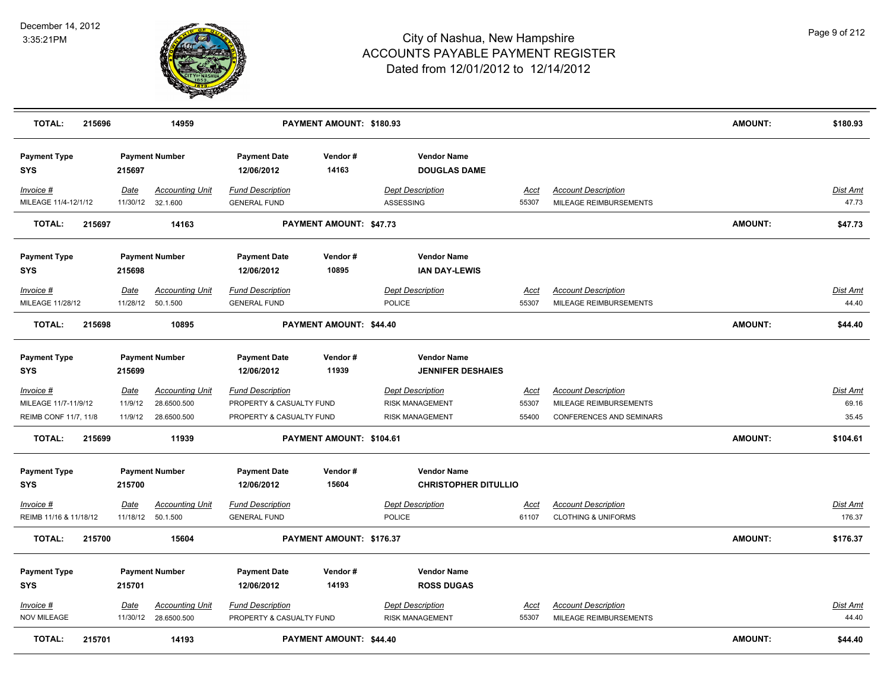# City of Nashua, New Hampshire
## ACCOUNTS PAYABLE PAYMENT REGISTER
### Dated from 12/01/2012 to 12/14/2012

December 14, 2012
3:35:21PM

**TOTAL:** 215696 | 14959 | **PAYMENT AMOUNT: $180.93** | **AMOUNT:** $180.93

---

| Payment Type | Payment Number | Payment Date | Vendor # | Vendor Name |
|---|---|---|---|---|
| SYS | 215697 | 12/06/2012 | 14163 | DOUGLAS DAME |

| Invoice # | Date | Accounting Unit | Fund Description | Dept Description | Acct | Account Description | Dist Amt |
|---|---|---|---|---|---|---|---|
| MILEAGE 11/4-12/1/12 | 11/30/12 | 32.1.600 | GENERAL FUND | ASSESSING | 55307 | MILEAGE REIMBURSEMENTS | 47.73 |

**TOTAL:** 215697 | 14163 | **PAYMENT AMOUNT: $47.73** | **AMOUNT:** $47.73

---

| Payment Type | Payment Number | Payment Date | Vendor # | Vendor Name |
|---|---|---|---|---|
| SYS | 215698 | 12/06/2012 | 10895 | IAN DAY-LEWIS |

| Invoice # | Date | Accounting Unit | Fund Description | Dept Description | Acct | Account Description | Dist Amt |
|---|---|---|---|---|---|---|---|
| MILEAGE 11/28/12 | 11/28/12 | 50.1.500 | GENERAL FUND | POLICE | 55307 | MILEAGE REIMBURSEMENTS | 44.40 |

**TOTAL:** 215698 | 10895 | **PAYMENT AMOUNT: $44.40** | **AMOUNT:** $44.40

---

| Payment Type | Payment Number | Payment Date | Vendor # | Vendor Name |
|---|---|---|---|---|
| SYS | 215699 | 12/06/2012 | 11939 | JENNIFER DESHAIES |

| Invoice # | Date | Accounting Unit | Fund Description | Dept Description | Acct | Account Description | Dist Amt |
|---|---|---|---|---|---|---|---|
| MILEAGE 11/7-11/9/12 | 11/9/12 | 28.6500.500 | PROPERTY & CASUALTY FUND | RISK MANAGEMENT | 55307 | MILEAGE REIMBURSEMENTS | 69.16 |
| REIMB CONF 11/7, 11/8 | 11/9/12 | 28.6500.500 | PROPERTY & CASUALTY FUND | RISK MANAGEMENT | 55400 | CONFERENCES AND SEMINARS | 35.45 |

**TOTAL:** 215699 | 11939 | **PAYMENT AMOUNT: $104.61** | **AMOUNT:** $104.61

---

| Payment Type | Payment Number | Payment Date | Vendor # | Vendor Name |
|---|---|---|---|---|
| SYS | 215700 | 12/06/2012 | 15604 | CHRISTOPHER DITULLIO |

| Invoice # | Date | Accounting Unit | Fund Description | Dept Description | Acct | Account Description | Dist Amt |
|---|---|---|---|---|---|---|---|
| REIMB 11/16 & 11/18/12 | 11/18/12 | 50.1.500 | GENERAL FUND | POLICE | 61107 | CLOTHING & UNIFORMS | 176.37 |

**TOTAL:** 215700 | 15604 | **PAYMENT AMOUNT: $176.37** | **AMOUNT:** $176.37

---

| Payment Type | Payment Number | Payment Date | Vendor # | Vendor Name |
|---|---|---|---|---|
| SYS | 215701 | 12/06/2012 | 14193 | ROSS DUGAS |

| Invoice # | Date | Accounting Unit | Fund Description | Dept Description | Acct | Account Description | Dist Amt |
|---|---|---|---|---|---|---|---|
| NOV MILEAGE | 11/30/12 | 28.6500.500 | PROPERTY & CASUALTY FUND | RISK MANAGEMENT | 55307 | MILEAGE REIMBURSEMENTS | 44.40 |

**TOTAL:** 215701 | 14193 | **PAYMENT AMOUNT: $44.40** | **AMOUNT:** $44.40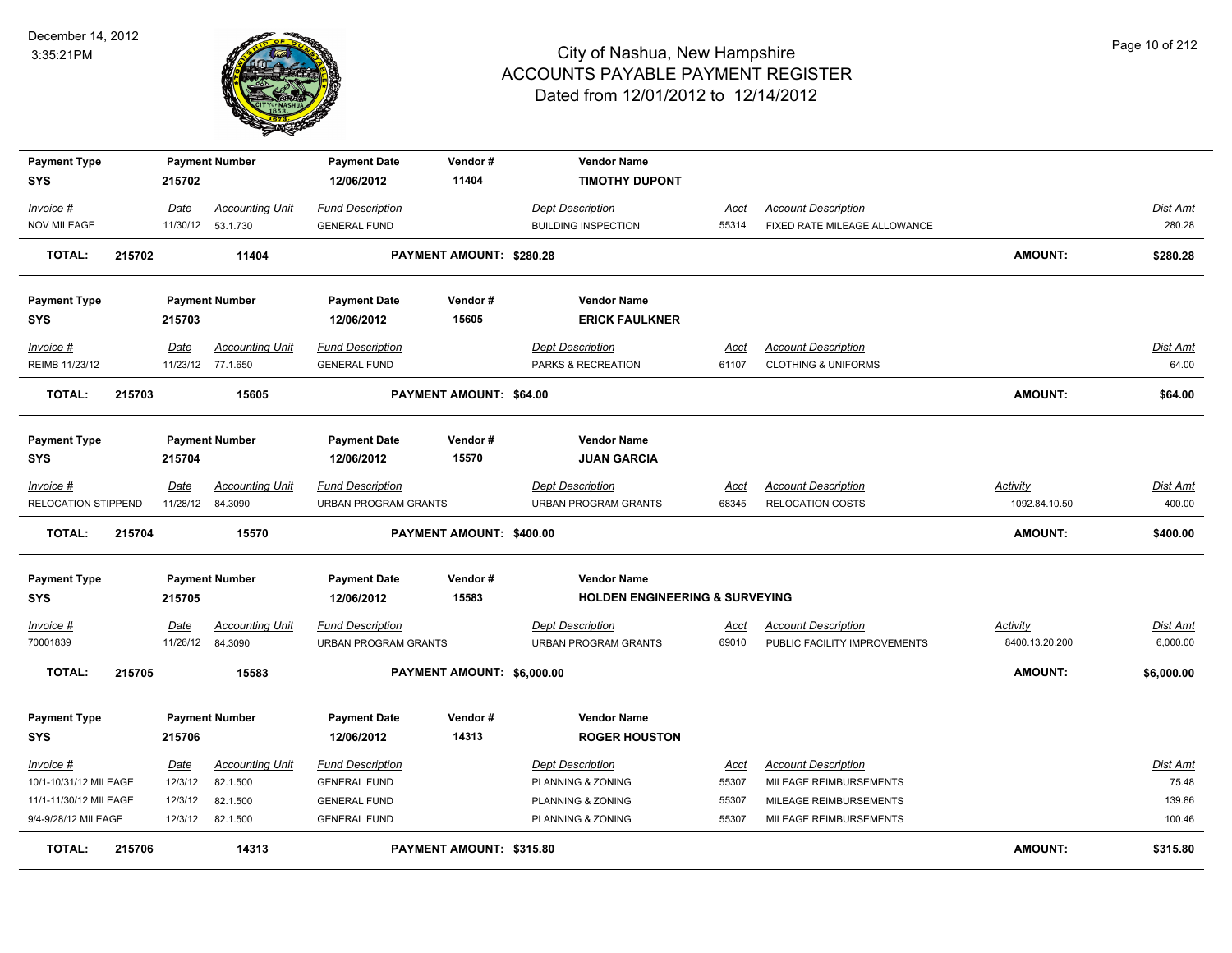# City of Nashua, New Hampshire
## ACCOUNTS PAYABLE PAYMENT REGISTER
### Dated from 12/01/2012 to 12/14/2012

December 14, 2012
3:35:21PM

| Payment Type | Payment Number | Payment Date | Vendor # | Vendor Name |
|---|---|---|---|---|
| SYS | 215702 | 12/06/2012 | 11404 | TIMOTHY DUPONT |

| Invoice # | Date | Accounting Unit | Fund Description | Dept Description | Acct | Account Description | Dist Amt |
|---|---|---|---|---|---|---|---|
| NOV MILEAGE | 11/30/12 | 53.1.730 | GENERAL FUND | BUILDING INSPECTION | 55314 | FIXED RATE MILEAGE ALLOWANCE | 280.28 |

**TOTAL: 215702 11404 PAYMENT AMOUNT: $280.28 AMOUNT: $280.28**

| Payment Type | Payment Number | Payment Date | Vendor # | Vendor Name |
|---|---|---|---|---|
| SYS | 215703 | 12/06/2012 | 15605 | ERICK FAULKNER |

| Invoice # | Date | Accounting Unit | Fund Description | Dept Description | Acct | Account Description | Dist Amt |
|---|---|---|---|---|---|---|---|
| REIMB 11/23/12 | 11/23/12 | 77.1.650 | GENERAL FUND | PARKS & RECREATION | 61107 | CLOTHING & UNIFORMS | 64.00 |

**TOTAL: 215703 15605 PAYMENT AMOUNT: $64.00 AMOUNT: $64.00**

| Payment Type | Payment Number | Payment Date | Vendor # | Vendor Name |
|---|---|---|---|---|
| SYS | 215704 | 12/06/2012 | 15570 | JUAN GARCIA |

| Invoice # | Date | Accounting Unit | Fund Description | Dept Description | Acct | Account Description | Activity | Dist Amt |
|---|---|---|---|---|---|---|---|---|
| RELOCATION STIPPEND | 11/28/12 | 84.3090 | URBAN PROGRAM GRANTS | URBAN PROGRAM GRANTS | 68345 | RELOCATION COSTS | 1092.84.10.50 | 400.00 |

**TOTAL: 215704 15570 PAYMENT AMOUNT: $400.00 AMOUNT: $400.00**

| Payment Type | Payment Number | Payment Date | Vendor # | Vendor Name |
|---|---|---|---|---|
| SYS | 215705 | 12/06/2012 | 15583 | HOLDEN ENGINEERING & SURVEYING |

| Invoice # | Date | Accounting Unit | Fund Description | Dept Description | Acct | Account Description | Activity | Dist Amt |
|---|---|---|---|---|---|---|---|---|
| 70001839 | 11/26/12 | 84.3090 | URBAN PROGRAM GRANTS | URBAN PROGRAM GRANTS | 69010 | PUBLIC FACILITY IMPROVEMENTS | 8400.13.20.200 | 6,000.00 |

**TOTAL: 215705 15583 PAYMENT AMOUNT: $6,000.00 AMOUNT: $6,000.00**

| Payment Type | Payment Number | Payment Date | Vendor # | Vendor Name |
|---|---|---|---|---|
| SYS | 215706 | 12/06/2012 | 14313 | ROGER HOUSTON |

| Invoice # | Date | Accounting Unit | Fund Description | Dept Description | Acct | Account Description | Dist Amt |
|---|---|---|---|---|---|---|---|
| 10/1-10/31/12 MILEAGE | 12/3/12 | 82.1.500 | GENERAL FUND | PLANNING & ZONING | 55307 | MILEAGE REIMBURSEMENTS | 75.48 |
| 11/1-11/30/12 MILEAGE | 12/3/12 | 82.1.500 | GENERAL FUND | PLANNING & ZONING | 55307 | MILEAGE REIMBURSEMENTS | 139.86 |
| 9/4-9/28/12 MILEAGE | 12/3/12 | 82.1.500 | GENERAL FUND | PLANNING & ZONING | 55307 | MILEAGE REIMBURSEMENTS | 100.46 |

**TOTAL: 215706 14313 PAYMENT AMOUNT: $315.80 AMOUNT: $315.80**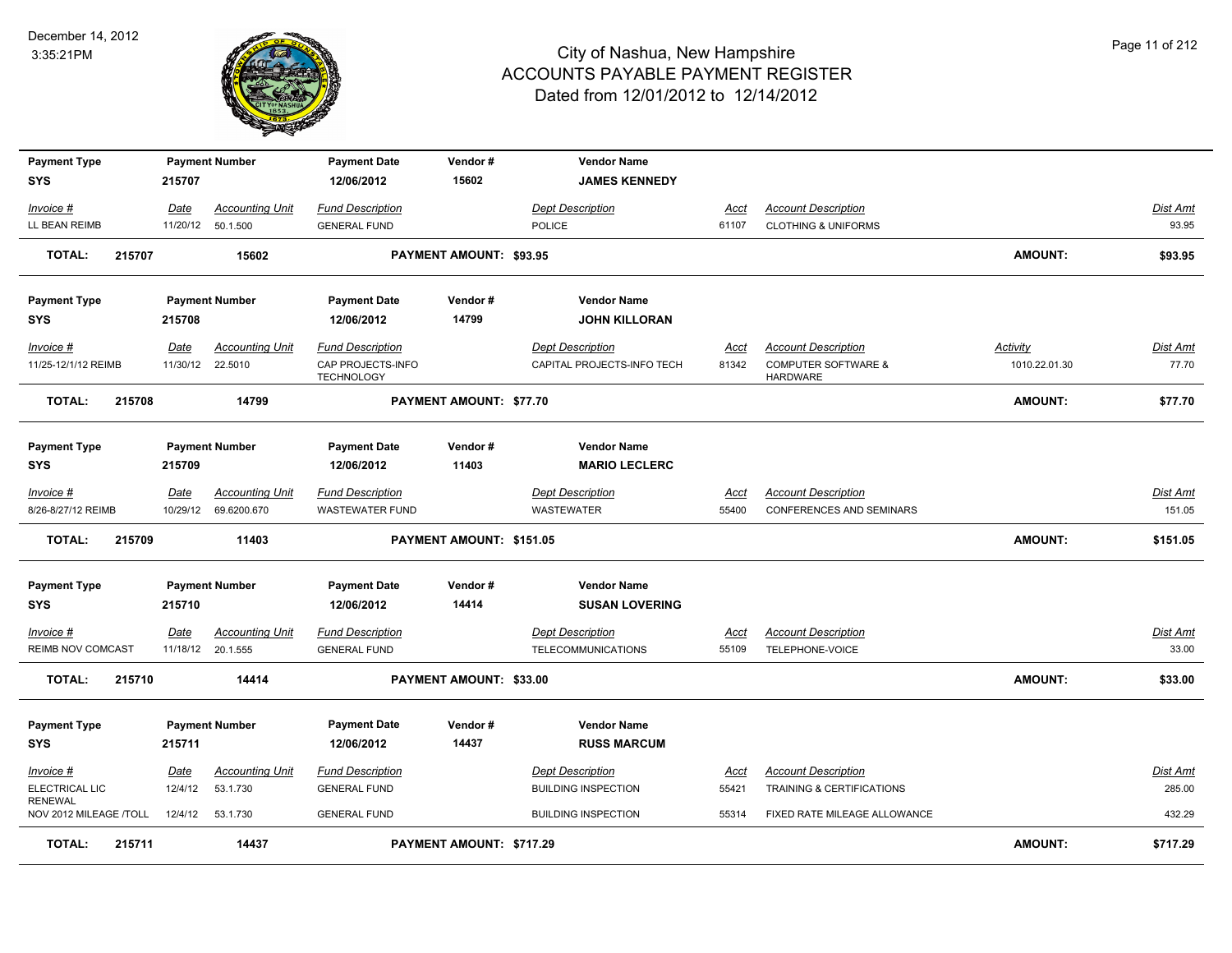# City of Nashua, New Hampshire
## ACCOUNTS PAYABLE PAYMENT REGISTER
### Dated from 12/01/2012 to 12/14/2012

December 14, 2012
3:35:21PM

| Payment Type | Payment Number | Payment Date | Vendor # | Vendor Name |
|---|---|---|---|---|
| SYS | 215707 | 12/06/2012 | 15602 | **JAMES KENNEDY** |

| Invoice # | Date | Accounting Unit | Fund Description | Dept Description | Acct | Account Description | Dist Amt |
|---|---|---|---|---|---|---|---|
| LL BEAN REIMB | 11/20/12 | 50.1.500 | GENERAL FUND | POLICE | 61107 | CLOTHING & UNIFORMS | 93.95 |

**TOTAL: 215707 15602 PAYMENT AMOUNT: $93.95 AMOUNT: $93.95**

| Payment Type | Payment Number | Payment Date | Vendor # | Vendor Name |
|---|---|---|---|---|
| SYS | 215708 | 12/06/2012 | 14799 | **JOHN KILLORAN** |

| Invoice # | Date | Accounting Unit | Fund Description | Dept Description | Acct | Account Description | Activity | Dist Amt |
|---|---|---|---|---|---|---|---|---|
| 11/25-12/1/12 REIMB | 11/30/12 | 22.5010 | CAP PROJECTS-INFO TECHNOLOGY | CAPITAL PROJECTS-INFO TECH | 81342 | COMPUTER SOFTWARE & HARDWARE | 1010.22.01.30 | 77.70 |

**TOTAL: 215708 14799 PAYMENT AMOUNT: $77.70 AMOUNT: $77.70**

| Payment Type | Payment Number | Payment Date | Vendor # | Vendor Name |
|---|---|---|---|---|
| SYS | 215709 | 12/06/2012 | 11403 | **MARIO LECLERC** |

| Invoice # | Date | Accounting Unit | Fund Description | Dept Description | Acct | Account Description | Dist Amt |
|---|---|---|---|---|---|---|---|
| 8/26-8/27/12 REIMB | 10/29/12 | 69.6200.670 | WASTEWATER FUND | WASTEWATER | 55400 | CONFERENCES AND SEMINARS | 151.05 |

**TOTAL: 215709 11403 PAYMENT AMOUNT: $151.05 AMOUNT: $151.05**

| Payment Type | Payment Number | Payment Date | Vendor # | Vendor Name |
|---|---|---|---|---|
| SYS | 215710 | 12/06/2012 | 14414 | **SUSAN LOVERING** |

| Invoice # | Date | Accounting Unit | Fund Description | Dept Description | Acct | Account Description | Dist Amt |
|---|---|---|---|---|---|---|---|
| REIMB NOV COMCAST | 11/18/12 | 20.1.555 | GENERAL FUND | TELECOMMUNICATIONS | 55109 | TELEPHONE-VOICE | 33.00 |

**TOTAL: 215710 14414 PAYMENT AMOUNT: $33.00 AMOUNT: $33.00**

| Payment Type | Payment Number | Payment Date | Vendor # | Vendor Name |
|---|---|---|---|---|
| SYS | 215711 | 12/06/2012 | 14437 | **RUSS MARCUM** |

| Invoice # | Date | Accounting Unit | Fund Description | Dept Description | Acct | Account Description | Dist Amt |
|---|---|---|---|---|---|---|---|
| ELECTRICAL LIC RENEWAL | 12/4/12 | 53.1.730 | GENERAL FUND | BUILDING INSPECTION | 55421 | TRAINING & CERTIFICATIONS | 285.00 |
| NOV 2012 MILEAGE /TOLL | 12/4/12 | 53.1.730 | GENERAL FUND | BUILDING INSPECTION | 55314 | FIXED RATE MILEAGE ALLOWANCE | 432.29 |

**TOTAL: 215711 14437 PAYMENT AMOUNT: $717.29 AMOUNT: $717.29**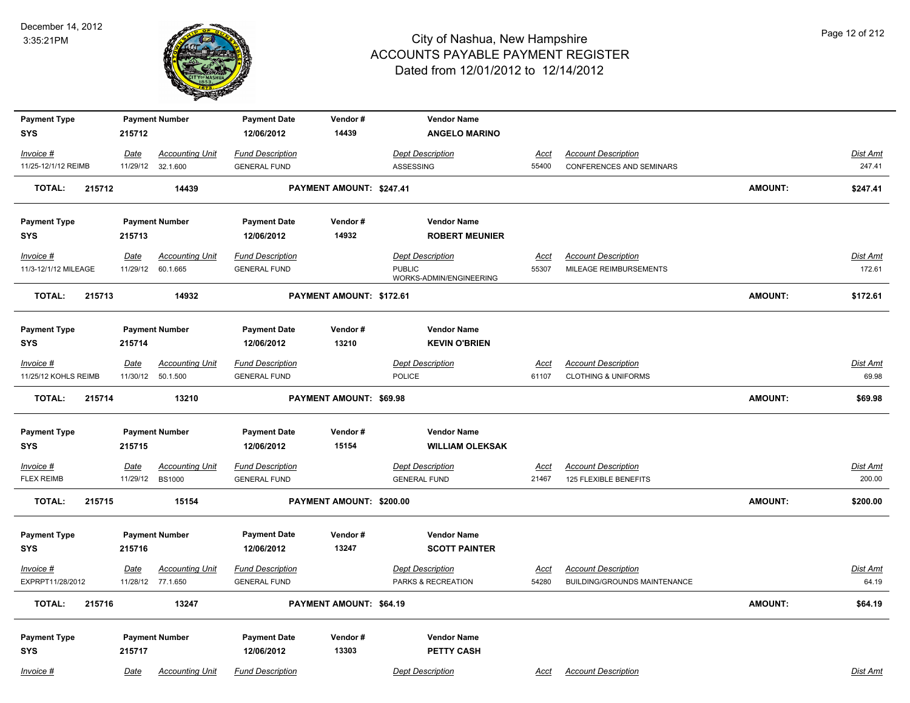## City of Nashua, New Hampshire
## ACCOUNTS PAYABLE PAYMENT REGISTER
## Dated from 12/01/2012 to 12/14/2012

December 14, 2012
3:35:21PM

| Payment Type | Payment Number | Payment Date | Vendor # | Vendor Name |
|---|---|---|---|---|
| SYS | 215712 | 12/06/2012 | 14439 | ANGELO MARINO |

| Invoice # | Date | Accounting Unit | Fund Description | Dept Description | Acct | Account Description | Dist Amt |
|---|---|---|---|---|---|---|---|
| 11/25-12/1/12 REIMB | 11/29/12 | 32.1.600 | GENERAL FUND | ASSESSING | 55400 | CONFERENCES AND SEMINARS | 247.41 |

**TOTAL: 215712 14439 PAYMENT AMOUNT: $247.41 AMOUNT: $247.41**

| Payment Type | Payment Number | Payment Date | Vendor # | Vendor Name |
|---|---|---|---|---|
| SYS | 215713 | 12/06/2012 | 14932 | ROBERT MEUNIER |

| Invoice # | Date | Accounting Unit | Fund Description | Dept Description | Acct | Account Description | Dist Amt |
|---|---|---|---|---|---|---|---|
| 11/3-12/1/12 MILEAGE | 11/29/12 | 60.1.665 | GENERAL FUND | PUBLIC WORKS-ADMIN/ENGINEERING | 55307 | MILEAGE REIMBURSEMENTS | 172.61 |

**TOTAL: 215713 14932 PAYMENT AMOUNT: $172.61 AMOUNT: $172.61**

| Payment Type | Payment Number | Payment Date | Vendor # | Vendor Name |
|---|---|---|---|---|
| SYS | 215714 | 12/06/2012 | 13210 | KEVIN O'BRIEN |

| Invoice # | Date | Accounting Unit | Fund Description | Dept Description | Acct | Account Description | Dist Amt |
|---|---|---|---|---|---|---|---|
| 11/25/12 KOHLS REIMB | 11/30/12 | 50.1.500 | GENERAL FUND | POLICE | 61107 | CLOTHING & UNIFORMS | 69.98 |

**TOTAL: 215714 13210 PAYMENT AMOUNT: $69.98 AMOUNT: $69.98**

| Payment Type | Payment Number | Payment Date | Vendor # | Vendor Name |
|---|---|---|---|---|
| SYS | 215715 | 12/06/2012 | 15154 | WILLIAM OLEKSAK |

| Invoice # | Date | Accounting Unit | Fund Description | Dept Description | Acct | Account Description | Dist Amt |
|---|---|---|---|---|---|---|---|
| FLEX REIMB | 11/29/12 | BS1000 | GENERAL FUND | GENERAL FUND | 21467 | 125 FLEXIBLE BENEFITS | 200.00 |

**TOTAL: 215715 15154 PAYMENT AMOUNT: $200.00 AMOUNT: $200.00**

| Payment Type | Payment Number | Payment Date | Vendor # | Vendor Name |
|---|---|---|---|---|
| SYS | 215716 | 12/06/2012 | 13247 | SCOTT PAINTER |

| Invoice # | Date | Accounting Unit | Fund Description | Dept Description | Acct | Account Description | Dist Amt |
|---|---|---|---|---|---|---|---|
| EXPRPT11/28/2012 | 11/28/12 | 77.1.650 | GENERAL FUND | PARKS & RECREATION | 54280 | BUILDING/GROUNDS MAINTENANCE | 64.19 |

**TOTAL: 215716 13247 PAYMENT AMOUNT: $64.19 AMOUNT: $64.19**

| Payment Type | Payment Number | Payment Date | Vendor # | Vendor Name |
|---|---|---|---|---|
| SYS | 215717 | 12/06/2012 | 13303 | PETTY CASH |

| Invoice # | Date | Accounting Unit | Fund Description | Dept Description | Acct | Account Description | Dist Amt |
|---|---|---|---|---|---|---|---|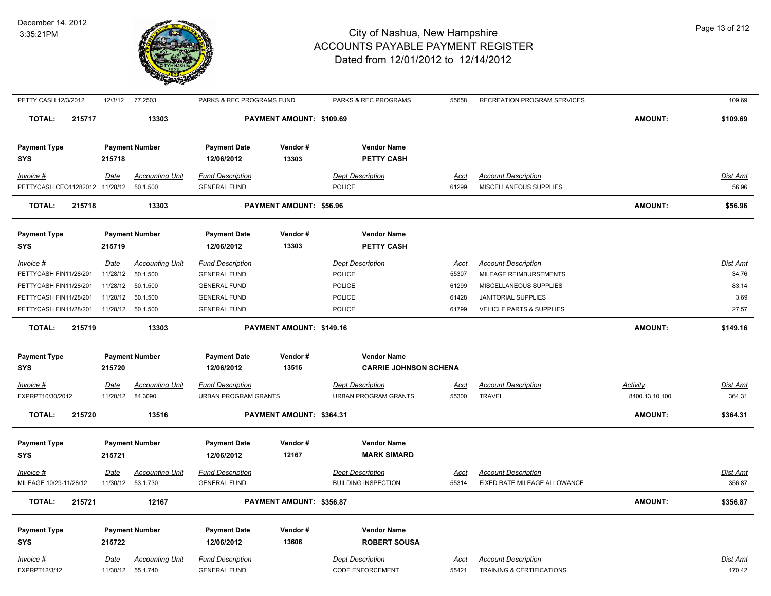| PETTY CASH 12/3/2012 | 12/3/12 | 77.2503 | PARKS & REC PROGRAMS FUND | PARKS & REC PROGRAMS | 55658 | RECREATION PROGRAM SERVICES | | 109.69 |
|---|---|---|---|---|---|---|---|---|

**TOTAL: 215717 13303 PAYMENT AMOUNT: $109.69 AMOUNT: $109.69**

| Payment Type | Payment Number | Payment Date | Vendor # | Vendor Name |
|---|---|---|---|---|
| SYS | 215718 | 12/06/2012 | 13303 | PETTY CASH |

| Invoice # | Date | Accounting Unit | Fund Description | Dept Description | Acct | Account Description | Dist Amt |
|---|---|---|---|---|---|---|---|
| PETTYCASH CEO11282012 | 11/28/12 | 50.1.500 | GENERAL FUND | POLICE | 61299 | MISCELLANEOUS SUPPLIES | 56.96 |

**TOTAL: 215718 13303 PAYMENT AMOUNT: $56.96 AMOUNT: $56.96**

| Payment Type | Payment Number | Payment Date | Vendor # | Vendor Name |
|---|---|---|---|---|
| SYS | 215719 | 12/06/2012 | 13303 | PETTY CASH |

| Invoice # | Date | Accounting Unit | Fund Description | Dept Description | Acct | Account Description | Dist Amt |
|---|---|---|---|---|---|---|---|
| PETTYCASH FIN11/28/201 | 11/28/12 | 50.1.500 | GENERAL FUND | POLICE | 55307 | MILEAGE REIMBURSEMENTS | 34.76 |
| PETTYCASH FIN11/28/201 | 11/28/12 | 50.1.500 | GENERAL FUND | POLICE | 61299 | MISCELLANEOUS SUPPLIES | 83.14 |
| PETTYCASH FIN11/28/201 | 11/28/12 | 50.1.500 | GENERAL FUND | POLICE | 61428 | JANITORIAL SUPPLIES | 3.69 |
| PETTYCASH FIN11/28/201 | 11/28/12 | 50.1.500 | GENERAL FUND | POLICE | 61799 | VEHICLE PARTS & SUPPLIES | 27.57 |

**TOTAL: 215719 13303 PAYMENT AMOUNT: $149.16 AMOUNT: $149.16**

| Payment Type | Payment Number | Payment Date | Vendor # | Vendor Name |
|---|---|---|---|---|
| SYS | 215720 | 12/06/2012 | 13516 | CARRIE JOHNSON SCHENA |

| Invoice # | Date | Accounting Unit | Fund Description | Dept Description | Acct | Account Description | Activity | Dist Amt |
|---|---|---|---|---|---|---|---|---|
| EXPRPT10/30/2012 | 11/20/12 | 84.3090 | URBAN PROGRAM GRANTS | URBAN PROGRAM GRANTS | 55300 | TRAVEL | 8400.13.10.100 | 364.31 |

**TOTAL: 215720 13516 PAYMENT AMOUNT: $364.31 AMOUNT: $364.31**

| Payment Type | Payment Number | Payment Date | Vendor # | Vendor Name |
|---|---|---|---|---|
| SYS | 215721 | 12/06/2012 | 12167 | MARK SIMARD |

| Invoice # | Date | Accounting Unit | Fund Description | Dept Description | Acct | Account Description | Dist Amt |
|---|---|---|---|---|---|---|---|
| MILEAGE 10/29-11/28/12 | 11/30/12 | 53.1.730 | GENERAL FUND | BUILDING INSPECTION | 55314 | FIXED RATE MILEAGE ALLOWANCE | 356.87 |

**TOTAL: 215721 12167 PAYMENT AMOUNT: $356.87 AMOUNT: $356.87**

| Payment Type | Payment Number | Payment Date | Vendor # | Vendor Name |
|---|---|---|---|---|
| SYS | 215722 | 12/06/2012 | 13606 | ROBERT SOUSA |

| Invoice # | Date | Accounting Unit | Fund Description | Dept Description | Acct | Account Description | Dist Amt |
|---|---|---|---|---|---|---|---|
| EXPRPT12/3/12 | 11/30/12 | 55.1.740 | GENERAL FUND | CODE ENFORCEMENT | 55421 | TRAINING & CERTIFICATIONS | 170.42 |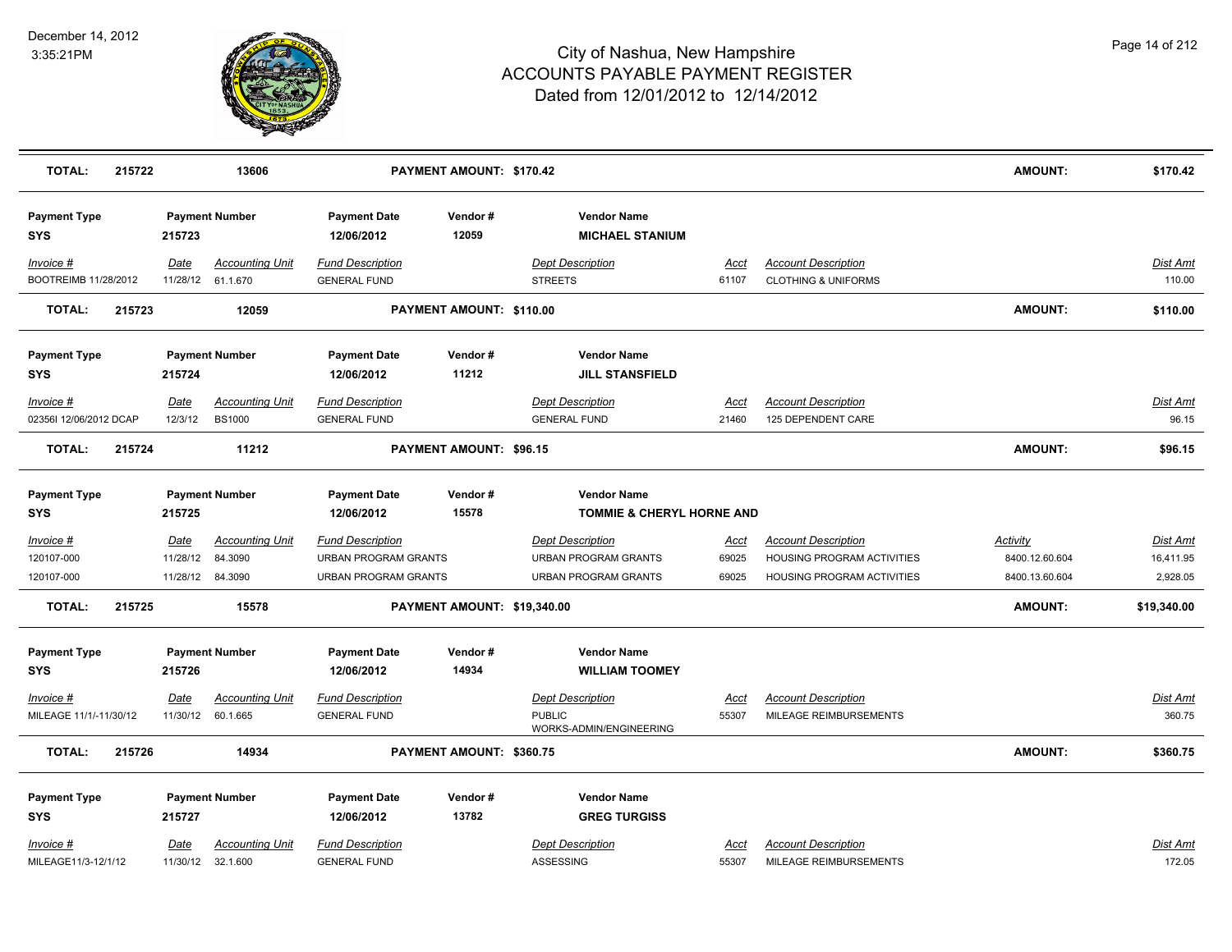| TOTAL: | 215722 | 13606 | | PAYMENT AMOUNT: $170.42 | | | | | AMOUNT: | $170.42 |
|---|---|---|---|---|---|---|---|---|---|---|

| Payment Type | Payment Number | | Payment Date | Vendor # | Vendor Name | | | | |
|---|---|---|---|---|---|---|---|---|---|
| SYS | 215723 | | 12/06/2012 | 12059 | MICHAEL STANIUM | | | | |
| *Invoice #* | *Date* | *Accounting Unit* | *Fund Description* | | *Dept Description* | *Acct* | *Account Description* | | *Dist Amt* |
| BOOTREIMB 11/28/2012 | 11/28/12 | 61.1.670 | GENERAL FUND | | STREETS | 61107 | CLOTHING & UNIFORMS | | 110.00 |
| **TOTAL: 215723** | | **12059** | | **PAYMENT AMOUNT: $110.00** | | | | **AMOUNT:** | **$110.00** |

| Payment Type | Payment Number | | Payment Date | Vendor # | Vendor Name | | | | |
|---|---|---|---|---|---|---|---|---|---|
| SYS | 215724 | | 12/06/2012 | 11212 | JILL STANSFIELD | | | | |
| *Invoice #* | *Date* | *Accounting Unit* | *Fund Description* | | *Dept Description* | *Acct* | *Account Description* | | *Dist Amt* |
| 02356I 12/06/2012 DCAP | 12/3/12 | BS1000 | GENERAL FUND | | GENERAL FUND | 21460 | 125 DEPENDENT CARE | | 96.15 |
| **TOTAL: 215724** | | **11212** | | **PAYMENT AMOUNT: $96.15** | | | | **AMOUNT:** | **$96.15** |

| Payment Type | Payment Number | | Payment Date | Vendor # | Vendor Name | | | | |
|---|---|---|---|---|---|---|---|---|---|
| SYS | 215725 | | 12/06/2012 | 15578 | TOMMIE & CHERYL HORNE AND | | | | |
| *Invoice #* | *Date* | *Accounting Unit* | *Fund Description* | | *Dept Description* | *Acct* | *Account Description* | *Activity* | *Dist Amt* |
| 120107-000 | 11/28/12 | 84.3090 | URBAN PROGRAM GRANTS | | URBAN PROGRAM GRANTS | 69025 | HOUSING PROGRAM ACTIVITIES | 8400.12.60.604 | 16,411.95 |
| 120107-000 | 11/28/12 | 84.3090 | URBAN PROGRAM GRANTS | | URBAN PROGRAM GRANTS | 69025 | HOUSING PROGRAM ACTIVITIES | 8400.13.60.604 | 2,928.05 |
| **TOTAL: 215725** | | **15578** | | **PAYMENT AMOUNT: $19,340.00** | | | | **AMOUNT:** | **$19,340.00** |

| Payment Type | Payment Number | | Payment Date | Vendor # | Vendor Name | | | | |
|---|---|---|---|---|---|---|---|---|---|
| SYS | 215726 | | 12/06/2012 | 14934 | WILLIAM TOOMEY | | | | |
| *Invoice #* | *Date* | *Accounting Unit* | *Fund Description* | | *Dept Description* | *Acct* | *Account Description* | | *Dist Amt* |
| MILEAGE 11/1/-11/30/12 | 11/30/12 | 60.1.665 | GENERAL FUND | | PUBLIC WORKS-ADMIN/ENGINEERING | 55307 | MILEAGE REIMBURSEMENTS | | 360.75 |
| **TOTAL: 215726** | | **14934** | | **PAYMENT AMOUNT: $360.75** | | | | **AMOUNT:** | **$360.75** |

| Payment Type | Payment Number | | Payment Date | Vendor # | Vendor Name | | | | |
|---|---|---|---|---|---|---|---|---|---|
| SYS | 215727 | | 12/06/2012 | 13782 | GREG TURGISS | | | | |
| *Invoice #* | *Date* | *Accounting Unit* | *Fund Description* | | *Dept Description* | *Acct* | *Account Description* | | *Dist Amt* |
| MILEAGE11/3-12/1/12 | 11/30/12 | 32.1.600 | GENERAL FUND | | ASSESSING | 55307 | MILEAGE REIMBURSEMENTS | | 172.05 |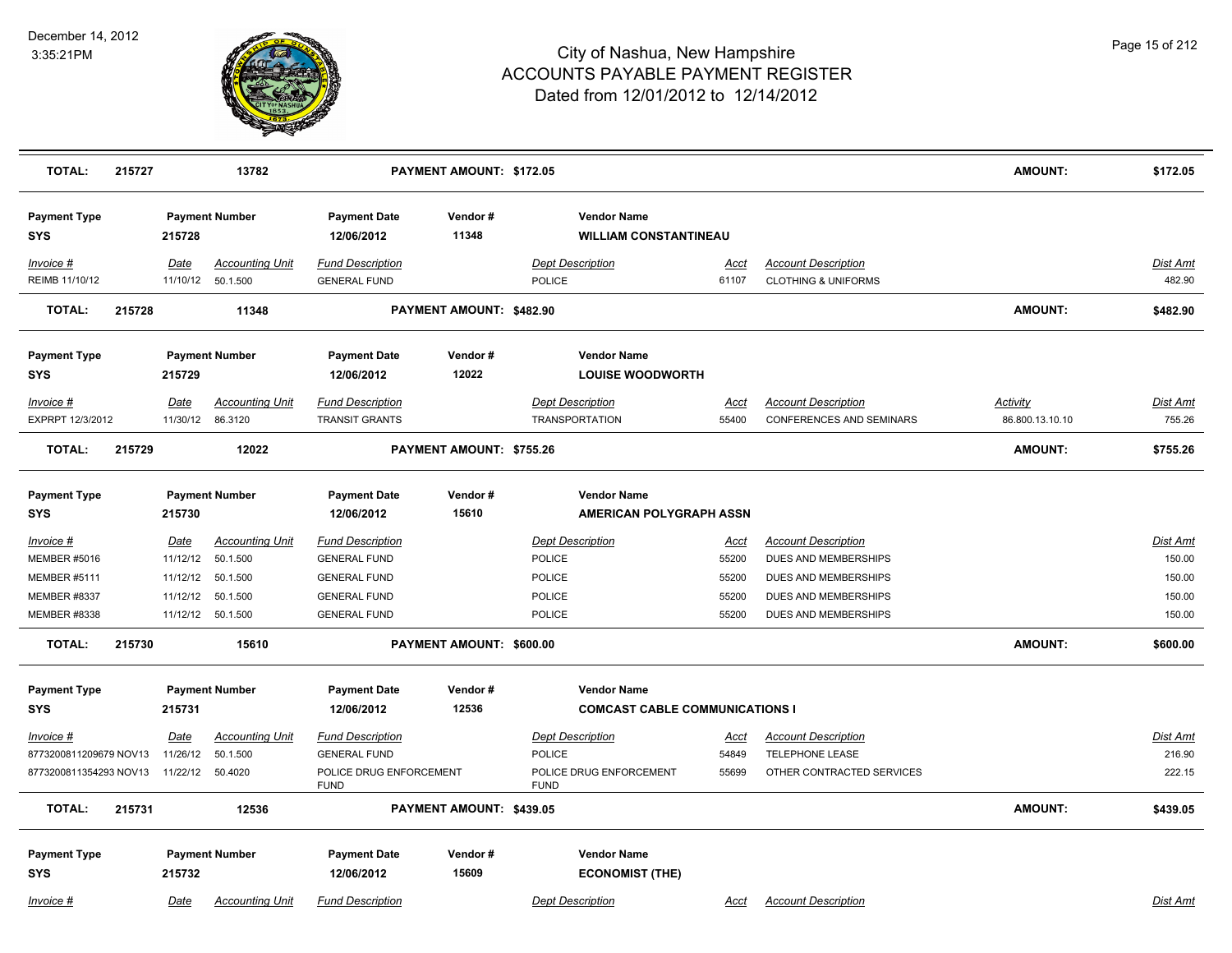# City of Nashua, New Hampshire
## ACCOUNTS PAYABLE PAYMENT REGISTER
### Dated from 12/01/2012 to 12/14/2012

December 14, 2012
3:35:21PM

| TOTAL: | 215727 | 13782 | | PAYMENT AMOUNT: $172.05 | | | | AMOUNT: | $172.05 |
|---|---|---|---|---|---|---|---|---|---|

| Payment Type | Payment Number | Payment Date | Vendor # | Vendor Name |
|---|---|---|---|---|
| SYS | 215728 | 12/06/2012 | 11348 | WILLIAM CONSTANTINEAU |

| Invoice # | Date | Accounting Unit | Fund Description | Dept Description | Acct | Account Description | Dist Amt |
|---|---|---|---|---|---|---|---|
| REIMB 11/10/12 | 11/10/12 | 50.1.500 | GENERAL FUND | POLICE | 61107 | CLOTHING & UNIFORMS | 482.90 |

**TOTAL:** 215728 | 11348 | **PAYMENT AMOUNT: $482.90** | **AMOUNT:** $482.90

| Payment Type | Payment Number | Payment Date | Vendor # | Vendor Name |
|---|---|---|---|---|
| SYS | 215729 | 12/06/2012 | 12022 | LOUISE WOODWORTH |

| Invoice # | Date | Accounting Unit | Fund Description | Dept Description | Acct | Account Description | Activity | Dist Amt |
|---|---|---|---|---|---|---|---|---|
| EXPRPT 12/3/2012 | 11/30/12 | 86.3120 | TRANSIT GRANTS | TRANSPORTATION | 55400 | CONFERENCES AND SEMINARS | 86.800.13.10.10 | 755.26 |

**TOTAL:** 215729 | 12022 | **PAYMENT AMOUNT: $755.26** | **AMOUNT:** $755.26

| Payment Type | Payment Number | Payment Date | Vendor # | Vendor Name |
|---|---|---|---|---|
| SYS | 215730 | 12/06/2012 | 15610 | AMERICAN POLYGRAPH ASSN |

| Invoice # | Date | Accounting Unit | Fund Description | Dept Description | Acct | Account Description | Dist Amt |
|---|---|---|---|---|---|---|---|
| MEMBER #5016 | 11/12/12 | 50.1.500 | GENERAL FUND | POLICE | 55200 | DUES AND MEMBERSHIPS | 150.00 |
| MEMBER #5111 | 11/12/12 | 50.1.500 | GENERAL FUND | POLICE | 55200 | DUES AND MEMBERSHIPS | 150.00 |
| MEMBER #8337 | 11/12/12 | 50.1.500 | GENERAL FUND | POLICE | 55200 | DUES AND MEMBERSHIPS | 150.00 |
| MEMBER #8338 | 11/12/12 | 50.1.500 | GENERAL FUND | POLICE | 55200 | DUES AND MEMBERSHIPS | 150.00 |

**TOTAL:** 215730 | 15610 | **PAYMENT AMOUNT: $600.00** | **AMOUNT:** $600.00

| Payment Type | Payment Number | Payment Date | Vendor # | Vendor Name |
|---|---|---|---|---|
| SYS | 215731 | 12/06/2012 | 12536 | COMCAST CABLE COMMUNICATIONS I |

| Invoice # | Date | Accounting Unit | Fund Description | Dept Description | Acct | Account Description | Dist Amt |
|---|---|---|---|---|---|---|---|
| 8773200811209679 NOV13 | 11/26/12 | 50.1.500 | GENERAL FUND | POLICE | 54849 | TELEPHONE LEASE | 216.90 |
| 8773200811354293 NOV13 | 11/22/12 | 50.4020 | POLICE DRUG ENFORCEMENT FUND | POLICE DRUG ENFORCEMENT FUND | 55699 | OTHER CONTRACTED SERVICES | 222.15 |

**TOTAL:** 215731 | 12536 | **PAYMENT AMOUNT: $439.05** | **AMOUNT:** $439.05

| Payment Type | Payment Number | Payment Date | Vendor # | Vendor Name |
|---|---|---|---|---|
| SYS | 215732 | 12/06/2012 | 15609 | ECONOMIST (THE) |

| Invoice # | Date | Accounting Unit | Fund Description | Dept Description | Acct | Account Description | Dist Amt |
|---|---|---|---|---|---|---|---|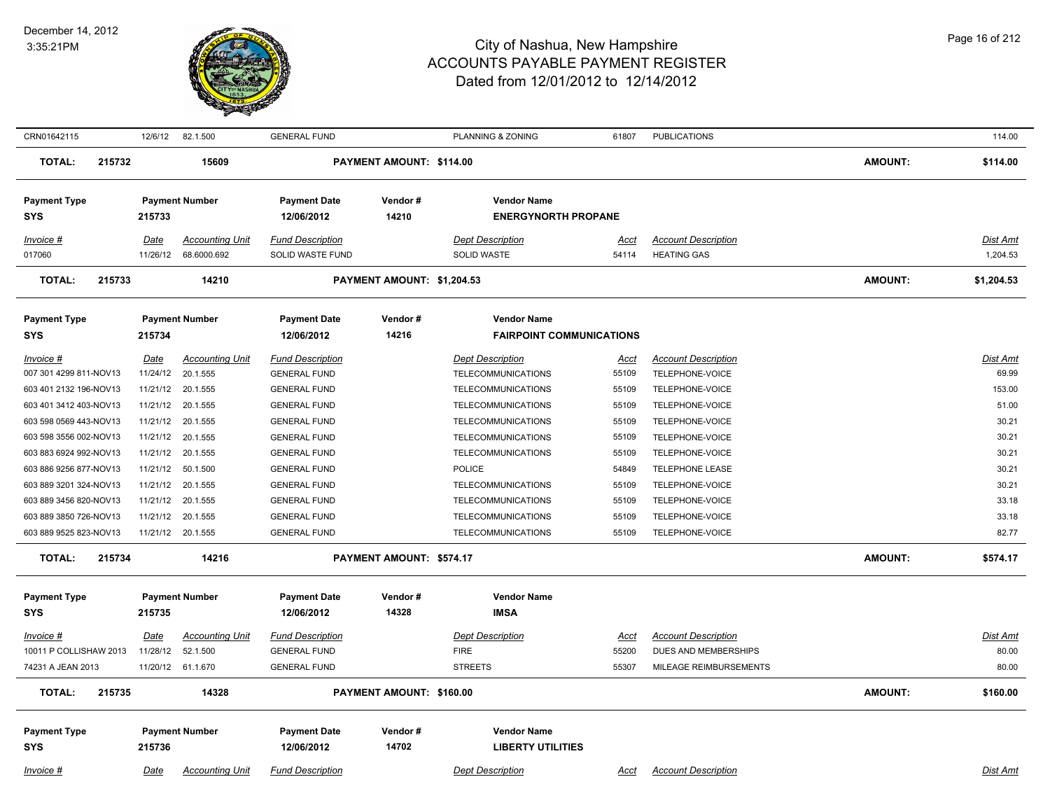# City of Nashua, New Hampshire
# ACCOUNTS PAYABLE PAYMENT REGISTER
# Dated from 12/01/2012 to 12/14/2012

December 14, 2012
3:35:21PM

| Invoice # | Date | Accounting Unit | Fund Description | Dept Description | Acct | Account Description | Dist Amt |
|---|---|---|---|---|---|---|---|
| CRN01642115 | 12/6/12 | 82.1.500 | GENERAL FUND | PLANNING & ZONING | 61807 | PUBLICATIONS | 114.00 |

**TOTAL: 215732 | 15609 | PAYMENT AMOUNT: $114.00 | AMOUNT: $114.00**

| Payment Type | Payment Number | Payment Date | Vendor # | Vendor Name |
|---|---|---|---|---|
| SYS | 215733 | 12/06/2012 | 14210 | ENERGYNORTH PROPANE |

| Invoice # | Date | Accounting Unit | Fund Description | Dept Description | Acct | Account Description | Dist Amt |
|---|---|---|---|---|---|---|---|
| 017060 | 11/26/12 | 68.6000.692 | SOLID WASTE FUND | SOLID WASTE | 54114 | HEATING GAS | 1,204.53 |

**TOTAL: 215733 | 14210 | PAYMENT AMOUNT: $1,204.53 | AMOUNT: $1,204.53**

| Payment Type | Payment Number | Payment Date | Vendor # | Vendor Name |
|---|---|---|---|---|
| SYS | 215734 | 12/06/2012 | 14216 | FAIRPOINT COMMUNICATIONS |

| Invoice # | Date | Accounting Unit | Fund Description | Dept Description | Acct | Account Description | Dist Amt |
|---|---|---|---|---|---|---|---|
| 007 301 4299 811-NOV13 | 11/24/12 | 20.1.555 | GENERAL FUND | TELECOMMUNICATIONS | 55109 | TELEPHONE-VOICE | 69.99 |
| 603 401 2132 196-NOV13 | 11/21/12 | 20.1.555 | GENERAL FUND | TELECOMMUNICATIONS | 55109 | TELEPHONE-VOICE | 153.00 |
| 603 401 3412 403-NOV13 | 11/21/12 | 20.1.555 | GENERAL FUND | TELECOMMUNICATIONS | 55109 | TELEPHONE-VOICE | 51.00 |
| 603 598 0569 443-NOV13 | 11/21/12 | 20.1.555 | GENERAL FUND | TELECOMMUNICATIONS | 55109 | TELEPHONE-VOICE | 30.21 |
| 603 598 3556 002-NOV13 | 11/21/12 | 20.1.555 | GENERAL FUND | TELECOMMUNICATIONS | 55109 | TELEPHONE-VOICE | 30.21 |
| 603 883 6924 992-NOV13 | 11/21/12 | 20.1.555 | GENERAL FUND | TELECOMMUNICATIONS | 55109 | TELEPHONE-VOICE | 30.21 |
| 603 886 9256 877-NOV13 | 11/21/12 | 50.1.500 | GENERAL FUND | POLICE | 54849 | TELEPHONE LEASE | 30.21 |
| 603 889 3201 324-NOV13 | 11/21/12 | 20.1.555 | GENERAL FUND | TELECOMMUNICATIONS | 55109 | TELEPHONE-VOICE | 30.21 |
| 603 889 3456 820-NOV13 | 11/21/12 | 20.1.555 | GENERAL FUND | TELECOMMUNICATIONS | 55109 | TELEPHONE-VOICE | 33.18 |
| 603 889 3850 726-NOV13 | 11/21/12 | 20.1.555 | GENERAL FUND | TELECOMMUNICATIONS | 55109 | TELEPHONE-VOICE | 33.18 |
| 603 889 9525 823-NOV13 | 11/21/12 | 20.1.555 | GENERAL FUND | TELECOMMUNICATIONS | 55109 | TELEPHONE-VOICE | 82.77 |

**TOTAL: 215734 | 14216 | PAYMENT AMOUNT: $574.17 | AMOUNT: $574.17**

| Payment Type | Payment Number | Payment Date | Vendor # | Vendor Name |
|---|---|---|---|---|
| SYS | 215735 | 12/06/2012 | 14328 | IMSA |

| Invoice # | Date | Accounting Unit | Fund Description | Dept Description | Acct | Account Description | Dist Amt |
|---|---|---|---|---|---|---|---|
| 10011 P COLLISHAW 2013 | 11/28/12 | 52.1.500 | GENERAL FUND | FIRE | 55200 | DUES AND MEMBERSHIPS | 80.00 |
| 74231 A JEAN 2013 | 11/20/12 | 61.1.670 | GENERAL FUND | STREETS | 55307 | MILEAGE REIMBURSEMENTS | 80.00 |

**TOTAL: 215735 | 14328 | PAYMENT AMOUNT: $160.00 | AMOUNT: $160.00**

| Payment Type | Payment Number | Payment Date | Vendor # | Vendor Name |
|---|---|---|---|---|
| SYS | 215736 | 12/06/2012 | 14702 | LIBERTY UTILITIES |

| Invoice # | Date | Accounting Unit | Fund Description | Dept Description | Acct | Account Description | Dist Amt |
|---|---|---|---|---|---|---|---|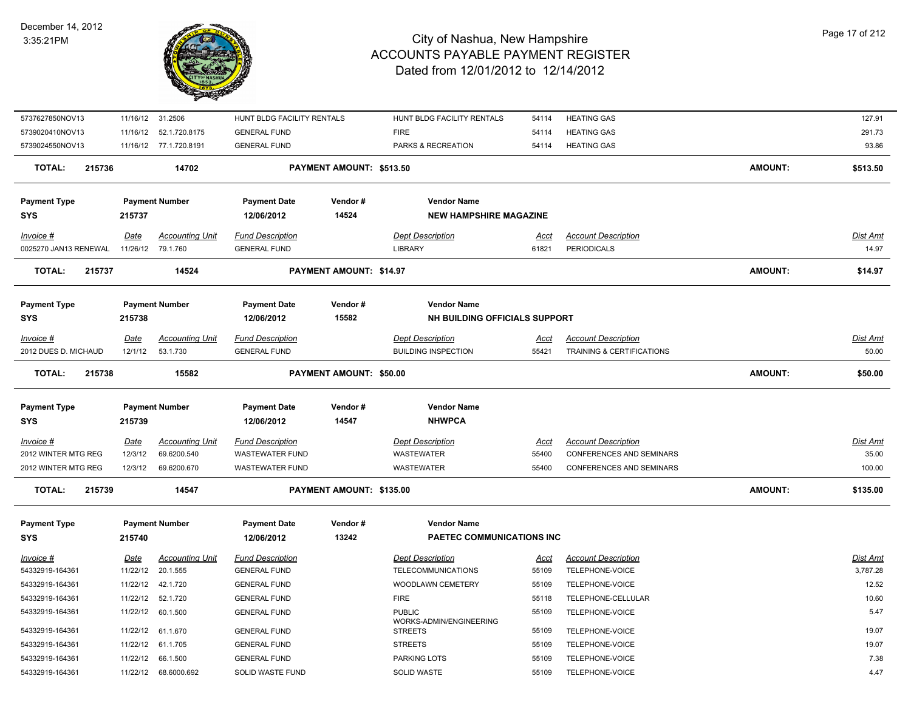| Invoice # | Date | Accounting Unit | Fund Description | Dept Description | Acct | Account Description | Dist Amt |
|---|---|---|---|---|---|---|---|
| 5737627850NOV13 | 11/16/12 | 31.2506 | HUNT BLDG FACILITY RENTALS | HUNT BLDG FACILITY RENTALS | 54114 | HEATING GAS | 127.91 |
| 5739020410NOV13 | 11/16/12 | 52.1.720.8175 | GENERAL FUND | FIRE | 54114 | HEATING GAS | 291.73 |
| 5739024550NOV13 | 11/16/12 | 77.1.720.8191 | GENERAL FUND | PARKS & RECREATION | 54114 | HEATING GAS | 93.86 |

**TOTAL: 215736 — 14702 — PAYMENT AMOUNT: $513.50 — AMOUNT: $513.50**

| Payment Type | Payment Number | Payment Date | Vendor # | Vendor Name |
|---|---|---|---|---|
| SYS | 215737 | 12/06/2012 | 14524 | NEW HAMPSHIRE MAGAZINE |

| Invoice # | Date | Accounting Unit | Fund Description | Dept Description | Acct | Account Description | Dist Amt |
|---|---|---|---|---|---|---|---|
| 0025270 JAN13 RENEWAL | 11/26/12 | 79.1.760 | GENERAL FUND | LIBRARY | 61821 | PERIODICALS | 14.97 |

**TOTAL: 215737 — 14524 — PAYMENT AMOUNT: $14.97 — AMOUNT: $14.97**

| Payment Type | Payment Number | Payment Date | Vendor # | Vendor Name |
|---|---|---|---|---|
| SYS | 215738 | 12/06/2012 | 15582 | NH BUILDING OFFICIALS SUPPORT |

| Invoice # | Date | Accounting Unit | Fund Description | Dept Description | Acct | Account Description | Dist Amt |
|---|---|---|---|---|---|---|---|
| 2012 DUES D. MICHAUD | 12/1/12 | 53.1.730 | GENERAL FUND | BUILDING INSPECTION | 55421 | TRAINING & CERTIFICATIONS | 50.00 |

**TOTAL: 215738 — 15582 — PAYMENT AMOUNT: $50.00 — AMOUNT: $50.00**

| Payment Type | Payment Number | Payment Date | Vendor # | Vendor Name |
|---|---|---|---|---|
| SYS | 215739 | 12/06/2012 | 14547 | NHWPCA |

| Invoice # | Date | Accounting Unit | Fund Description | Dept Description | Acct | Account Description | Dist Amt |
|---|---|---|---|---|---|---|---|
| 2012 WINTER MTG REG | 12/3/12 | 69.6200.540 | WASTEWATER FUND | WASTEWATER | 55400 | CONFERENCES AND SEMINARS | 35.00 |
| 2012 WINTER MTG REG | 12/3/12 | 69.6200.670 | WASTEWATER FUND | WASTEWATER | 55400 | CONFERENCES AND SEMINARS | 100.00 |

**TOTAL: 215739 — 14547 — PAYMENT AMOUNT: $135.00 — AMOUNT: $135.00**

| Payment Type | Payment Number | Payment Date | Vendor # | Vendor Name |
|---|---|---|---|---|
| SYS | 215740 | 12/06/2012 | 13242 | PAETEC COMMUNICATIONS INC |

| Invoice # | Date | Accounting Unit | Fund Description | Dept Description | Acct | Account Description | Dist Amt |
|---|---|---|---|---|---|---|---|
| 54332919-164361 | 11/22/12 | 20.1.555 | GENERAL FUND | TELECOMMUNICATIONS | 55109 | TELEPHONE-VOICE | 3,787.28 |
| 54332919-164361 | 11/22/12 | 42.1.720 | GENERAL FUND | WOODLAWN CEMETERY | 55109 | TELEPHONE-VOICE | 12.52 |
| 54332919-164361 | 11/22/12 | 52.1.720 | GENERAL FUND | FIRE | 55118 | TELEPHONE-CELLULAR | 10.60 |
| 54332919-164361 | 11/22/12 | 60.1.500 | GENERAL FUND | PUBLIC WORKS-ADMIN/ENGINEERING | 55109 | TELEPHONE-VOICE | 5.47 |
| 54332919-164361 | 11/22/12 | 61.1.670 | GENERAL FUND | STREETS | 55109 | TELEPHONE-VOICE | 19.07 |
| 54332919-164361 | 11/22/12 | 61.1.705 | GENERAL FUND | STREETS | 55109 | TELEPHONE-VOICE | 19.07 |
| 54332919-164361 | 11/22/12 | 66.1.500 | GENERAL FUND | PARKING LOTS | 55109 | TELEPHONE-VOICE | 7.38 |
| 54332919-164361 | 11/22/12 | 68.6000.692 | SOLID WASTE FUND | SOLID WASTE | 55109 | TELEPHONE-VOICE | 4.47 |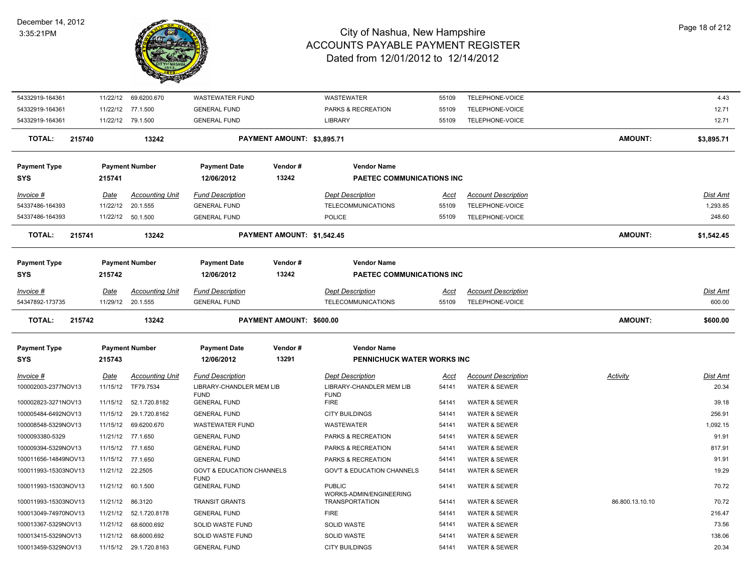# City of Nashua, New Hampshire
## ACCOUNTS PAYABLE PAYMENT REGISTER
### Dated from 12/01/2012 to 12/14/2012

December 14, 2012
3:35:21PM

| Invoice # | Date | Accounting Unit | Fund Description | Dept Description | Acct | Account Description | Dist Amt |
|---|---|---|---|---|---|---|---|
| 54332919-164361 | 11/22/12 | 69.6200.670 | WASTEWATER FUND | WASTEWATER | 55109 | TELEPHONE-VOICE | 4.43 |
| 54332919-164361 | 11/22/12 | 77.1.500 | GENERAL FUND | PARKS & RECREATION | 55109 | TELEPHONE-VOICE | 12.71 |
| 54332919-164361 | 11/22/12 | 79.1.500 | GENERAL FUND | LIBRARY | 55109 | TELEPHONE-VOICE | 12.71 |

**TOTAL: 215740 — 13242 — PAYMENT AMOUNT: $3,895.71 — AMOUNT: $3,895.71**

| Payment Type | Payment Number | Payment Date | Vendor # | Vendor Name |
|---|---|---|---|---|
| SYS | 215741 | 12/06/2012 | 13242 | PAETEC COMMUNICATIONS INC |

| Invoice # | Date | Accounting Unit | Fund Description | Dept Description | Acct | Account Description | Dist Amt |
|---|---|---|---|---|---|---|---|
| 54337486-164393 | 11/22/12 | 20.1.555 | GENERAL FUND | TELECOMMUNICATIONS | 55109 | TELEPHONE-VOICE | 1,293.85 |
| 54337486-164393 | 11/22/12 | 50.1.500 | GENERAL FUND | POLICE | 55109 | TELEPHONE-VOICE | 248.60 |

**TOTAL: 215741 — 13242 — PAYMENT AMOUNT: $1,542.45 — AMOUNT: $1,542.45**

| Payment Type | Payment Number | Payment Date | Vendor # | Vendor Name |
|---|---|---|---|---|
| SYS | 215742 | 12/06/2012 | 13242 | PAETEC COMMUNICATIONS INC |

| Invoice # | Date | Accounting Unit | Fund Description | Dept Description | Acct | Account Description | Dist Amt |
|---|---|---|---|---|---|---|---|
| 54347892-173735 | 11/29/12 | 20.1.555 | GENERAL FUND | TELECOMMUNICATIONS | 55109 | TELEPHONE-VOICE | 600.00 |

**TOTAL: 215742 — 13242 — PAYMENT AMOUNT: $600.00 — AMOUNT: $600.00**

| Payment Type | Payment Number | Payment Date | Vendor # | Vendor Name |
|---|---|---|---|---|
| SYS | 215743 | 12/06/2012 | 13291 | PENNICHUCK WATER WORKS INC |

| Invoice # | Date | Accounting Unit | Fund Description | Dept Description | Acct | Account Description | Activity | Dist Amt |
|---|---|---|---|---|---|---|---|---|
| 100002003-2377NOV13 | 11/15/12 | TF79.7534 | LIBRARY-CHANDLER MEM LIB FUND | LIBRARY-CHANDLER MEM LIB FUND | 54141 | WATER & SEWER | | 20.34 |
| 100002823-3271NOV13 | 11/15/12 | 52.1.720.8182 | GENERAL FUND | FIRE | 54141 | WATER & SEWER | | 39.18 |
| 100005484-6492NOV13 | 11/15/12 | 29.1.720.8162 | GENERAL FUND | CITY BUILDINGS | 54141 | WATER & SEWER | | 256.91 |
| 100008548-5329NOV13 | 11/15/12 | 69.6200.670 | WASTEWATER FUND | WASTEWATER | 54141 | WATER & SEWER | | 1,092.15 |
| 1000093380-5329 | 11/21/12 | 77.1.650 | GENERAL FUND | PARKS & RECREATION | 54141 | WATER & SEWER | | 91.91 |
| 100009394-5329NOV13 | 11/15/12 | 77.1.650 | GENERAL FUND | PARKS & RECREATION | 54141 | WATER & SEWER | | 817.91 |
| 100011656-14849NOV13 | 11/15/12 | 77.1.650 | GENERAL FUND | PARKS & RECREATION | 54141 | WATER & SEWER | | 91.91 |
| 100011993-15303NOV13 | 11/21/12 | 22.2505 | GOVT & EDUCATION CHANNELS FUND | GOV'T & EDUCATION CHANNELS | 54141 | WATER & SEWER | | 19.29 |
| 100011993-15303NOV13 | 11/21/12 | 60.1.500 | GENERAL FUND | PUBLIC WORKS-ADMIN/ENGINEERING | 54141 | WATER & SEWER | | 70.72 |
| 100011993-15303NOV13 | 11/21/12 | 86.3120 | TRANSIT GRANTS | TRANSPORTATION | 54141 | WATER & SEWER | 86.800.13.10.10 | 70.72 |
| 100013049-74970NOV13 | 11/21/12 | 52.1.720.8178 | GENERAL FUND | FIRE | 54141 | WATER & SEWER | | 216.47 |
| 100013367-5329NOV13 | 11/21/12 | 68.6000.692 | SOLID WASTE FUND | SOLID WASTE | 54141 | WATER & SEWER | | 73.56 |
| 100013415-5329NOV13 | 11/21/12 | 68.6000.692 | SOLID WASTE FUND | SOLID WASTE | 54141 | WATER & SEWER | | 138.06 |
| 100013459-5329NOV13 | 11/15/12 | 29.1.720.8163 | GENERAL FUND | CITY BUILDINGS | 54141 | WATER & SEWER | | 20.34 |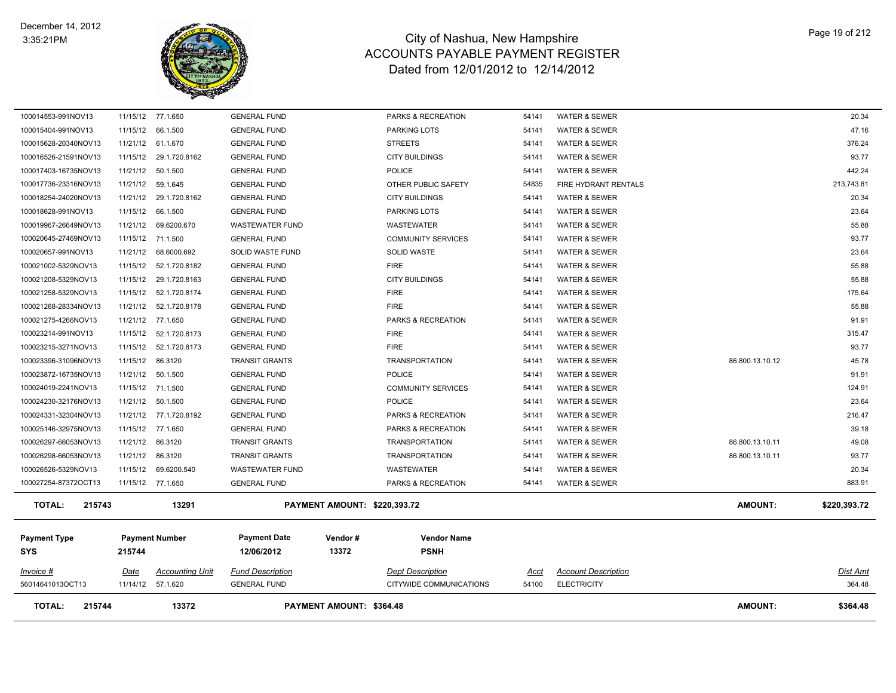# City of Nashua, New Hampshire
## ACCOUNTS PAYABLE PAYMENT REGISTER
### Dated from 12/01/2012 to 12/14/2012

December 14, 2012
3:35:21PM

| Invoice # | Date | Accounting Unit | Fund Description | Dept Description | Acct | Account Description | | Dist Amt |
|---|---|---|---|---|---|---|---|---|
| 100014553-991NOV13 | 11/15/12 | 77.1.650 | GENERAL FUND | PARKS & RECREATION | 54141 | WATER & SEWER | | 20.34 |
| 100015404-991NOV13 | 11/15/12 | 66.1.500 | GENERAL FUND | PARKING LOTS | 54141 | WATER & SEWER | | 47.16 |
| 100015628-20340NOV13 | 11/21/12 | 61.1.670 | GENERAL FUND | STREETS | 54141 | WATER & SEWER | | 376.24 |
| 100016526-21591NOV13 | 11/15/12 | 29.1.720.8162 | GENERAL FUND | CITY BUILDINGS | 54141 | WATER & SEWER | | 93.77 |
| 100017403-16735NOV13 | 11/21/12 | 50.1.500 | GENERAL FUND | POLICE | 54141 | WATER & SEWER | | 442.24 |
| 100017736-23316NOV13 | 11/21/12 | 59.1.645 | GENERAL FUND | OTHER PUBLIC SAFETY | 54835 | FIRE HYDRANT RENTALS | | 213,743.81 |
| 100018254-24020NOV13 | 11/21/12 | 29.1.720.8162 | GENERAL FUND | CITY BUILDINGS | 54141 | WATER & SEWER | | 20.34 |
| 100018628-991NOV13 | 11/15/12 | 66.1.500 | GENERAL FUND | PARKING LOTS | 54141 | WATER & SEWER | | 23.64 |
| 100019967-26649NOV13 | 11/21/12 | 69.6200.670 | WASTEWATER FUND | WASTEWATER | 54141 | WATER & SEWER | | 55.88 |
| 100020645-27469NOV13 | 11/15/12 | 71.1.500 | GENERAL FUND | COMMUNITY SERVICES | 54141 | WATER & SEWER | | 93.77 |
| 100020657-991NOV13 | 11/21/12 | 68.6000.692 | SOLID WASTE FUND | SOLID WASTE | 54141 | WATER & SEWER | | 23.64 |
| 100021002-5329NOV13 | 11/15/12 | 52.1.720.8182 | GENERAL FUND | FIRE | 54141 | WATER & SEWER | | 55.88 |
| 100021208-5329NOV13 | 11/15/12 | 29.1.720.8163 | GENERAL FUND | CITY BUILDINGS | 54141 | WATER & SEWER | | 55.88 |
| 100021258-5329NOV13 | 11/15/12 | 52.1.720.8174 | GENERAL FUND | FIRE | 54141 | WATER & SEWER | | 175.64 |
| 100021268-28334NOV13 | 11/21/12 | 52.1.720.8178 | GENERAL FUND | FIRE | 54141 | WATER & SEWER | | 55.88 |
| 100021275-4266NOV13 | 11/21/12 | 77.1.650 | GENERAL FUND | PARKS & RECREATION | 54141 | WATER & SEWER | | 91.91 |
| 100023214-991NOV13 | 11/15/12 | 52.1.720.8173 | GENERAL FUND | FIRE | 54141 | WATER & SEWER | | 315.47 |
| 100023215-3271NOV13 | 11/15/12 | 52.1.720.8173 | GENERAL FUND | FIRE | 54141 | WATER & SEWER | | 93.77 |
| 100023396-31096NOV13 | 11/15/12 | 86.3120 | TRANSIT GRANTS | TRANSPORTATION | 54141 | WATER & SEWER | 86.800.13.10.12 | 45.78 |
| 100023872-16735NOV13 | 11/21/12 | 50.1.500 | GENERAL FUND | POLICE | 54141 | WATER & SEWER | | 91.91 |
| 100024019-2241NOV13 | 11/15/12 | 71.1.500 | GENERAL FUND | COMMUNITY SERVICES | 54141 | WATER & SEWER | | 124.91 |
| 100024230-32176NOV13 | 11/21/12 | 50.1.500 | GENERAL FUND | POLICE | 54141 | WATER & SEWER | | 23.64 |
| 100024331-32304NOV13 | 11/21/12 | 77.1.720.8192 | GENERAL FUND | PARKS & RECREATION | 54141 | WATER & SEWER | | 216.47 |
| 100025146-32975NOV13 | 11/15/12 | 77.1.650 | GENERAL FUND | PARKS & RECREATION | 54141 | WATER & SEWER | | 39.18 |
| 100026297-66053NOV13 | 11/21/12 | 86.3120 | TRANSIT GRANTS | TRANSPORTATION | 54141 | WATER & SEWER | 86.800.13.10.11 | 49.08 |
| 100026298-66053NOV13 | 11/21/12 | 86.3120 | TRANSIT GRANTS | TRANSPORTATION | 54141 | WATER & SEWER | 86.800.13.10.11 | 93.77 |
| 100026526-5329NOV13 | 11/15/12 | 69.6200.540 | WASTEWATER FUND | WASTEWATER | 54141 | WATER & SEWER | | 20.34 |
| 100027254-87372OCT13 | 11/15/12 | 77.1.650 | GENERAL FUND | PARKS & RECREATION | 54141 | WATER & SEWER | | 883.91 |

**TOTAL: 215743 — 13291 — PAYMENT AMOUNT: $220,393.72 — AMOUNT: $220,393.72**

| Payment Type | Payment Number | Payment Date | Vendor # | Vendor Name |
|---|---|---|---|---|
| SYS | 215744 | 12/06/2012 | 13372 | PSNH |

| Invoice # | Date | Accounting Unit | Fund Description | Dept Description | Acct | Account Description | Dist Amt |
|---|---|---|---|---|---|---|---|
| 56014641013OCT13 | 11/14/12 | 57.1.620 | GENERAL FUND | CITYWIDE COMMUNICATIONS | 54100 | ELECTRICITY | 364.48 |

**TOTAL: 215744 — 13372 — PAYMENT AMOUNT: $364.48 — AMOUNT: $364.48**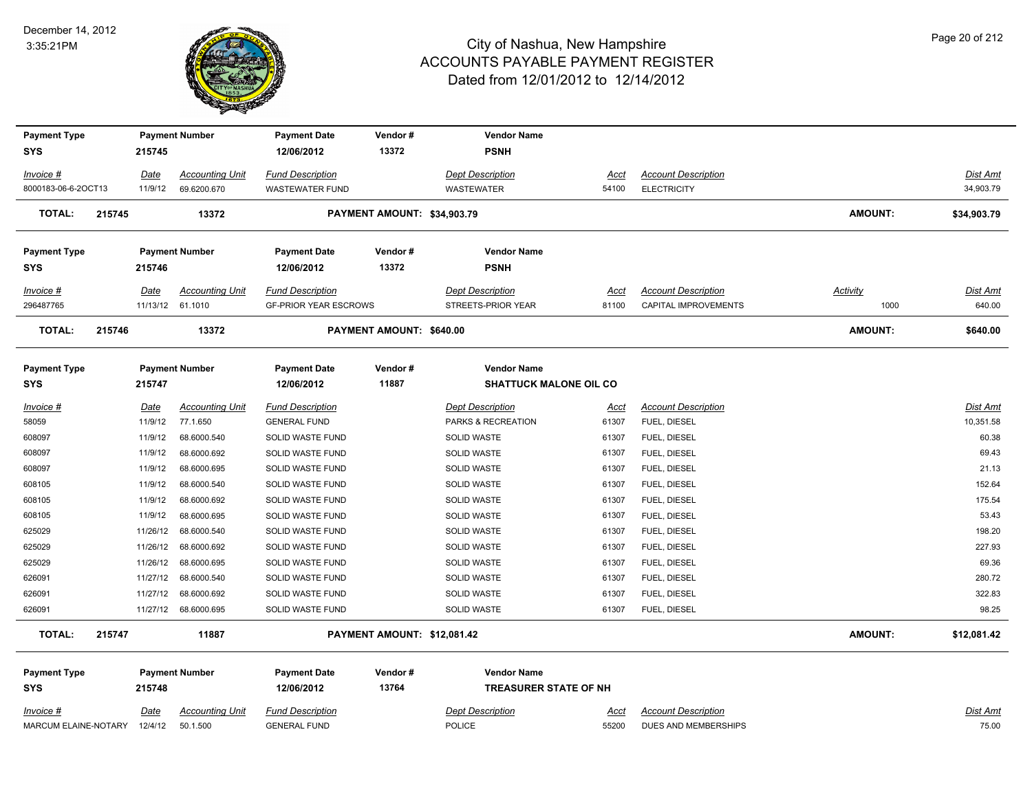# City of Nashua, New Hampshire
## ACCOUNTS PAYABLE PAYMENT REGISTER
### Dated from 12/01/2012 to 12/14/2012

December 14, 2012
3:35:21PM

| Payment Type | Payment Number | Payment Date | Vendor # | Vendor Name |
|---|---|---|---|---|
| SYS | 215745 | 12/06/2012 | 13372 | PSNH |

| Invoice # | Date | Accounting Unit | Fund Description | Dept Description | Acct | Account Description | Dist Amt |
|---|---|---|---|---|---|---|---|
| 8000183-06-6-2OCT13 | 11/9/12 | 69.6200.670 | WASTEWATER FUND | WASTEWATER | 54100 | ELECTRICITY | 34,903.79 |

**TOTAL: 215745 13372 PAYMENT AMOUNT: $34,903.79 AMOUNT: $34,903.79**

| Payment Type | Payment Number | Payment Date | Vendor # | Vendor Name |
|---|---|---|---|---|
| SYS | 215746 | 12/06/2012 | 13372 | PSNH |

| Invoice # | Date | Accounting Unit | Fund Description | Dept Description | Acct | Account Description | Activity | Dist Amt |
|---|---|---|---|---|---|---|---|---|
| 296487765 | 11/13/12 | 61.1010 | GF-PRIOR YEAR ESCROWS | STREETS-PRIOR YEAR | 81100 | CAPITAL IMPROVEMENTS | 1000 | 640.00 |

**TOTAL: 215746 13372 PAYMENT AMOUNT: $640.00 AMOUNT: $640.00**

| Payment Type | Payment Number | Payment Date | Vendor # | Vendor Name |
|---|---|---|---|---|
| SYS | 215747 | 12/06/2012 | 11887 | SHATTUCK MALONE OIL CO |

| Invoice # | Date | Accounting Unit | Fund Description | Dept Description | Acct | Account Description | Dist Amt |
|---|---|---|---|---|---|---|---|
| 58059 | 11/9/12 | 77.1.650 | GENERAL FUND | PARKS & RECREATION | 61307 | FUEL, DIESEL | 10,351.58 |
| 608097 | 11/9/12 | 68.6000.540 | SOLID WASTE FUND | SOLID WASTE | 61307 | FUEL, DIESEL | 60.38 |
| 608097 | 11/9/12 | 68.6000.692 | SOLID WASTE FUND | SOLID WASTE | 61307 | FUEL, DIESEL | 69.43 |
| 608097 | 11/9/12 | 68.6000.695 | SOLID WASTE FUND | SOLID WASTE | 61307 | FUEL, DIESEL | 21.13 |
| 608105 | 11/9/12 | 68.6000.540 | SOLID WASTE FUND | SOLID WASTE | 61307 | FUEL, DIESEL | 152.64 |
| 608105 | 11/9/12 | 68.6000.692 | SOLID WASTE FUND | SOLID WASTE | 61307 | FUEL, DIESEL | 175.54 |
| 608105 | 11/9/12 | 68.6000.695 | SOLID WASTE FUND | SOLID WASTE | 61307 | FUEL, DIESEL | 53.43 |
| 625029 | 11/26/12 | 68.6000.540 | SOLID WASTE FUND | SOLID WASTE | 61307 | FUEL, DIESEL | 198.20 |
| 625029 | 11/26/12 | 68.6000.692 | SOLID WASTE FUND | SOLID WASTE | 61307 | FUEL, DIESEL | 227.93 |
| 625029 | 11/26/12 | 68.6000.695 | SOLID WASTE FUND | SOLID WASTE | 61307 | FUEL, DIESEL | 69.36 |
| 626091 | 11/27/12 | 68.6000.540 | SOLID WASTE FUND | SOLID WASTE | 61307 | FUEL, DIESEL | 280.72 |
| 626091 | 11/27/12 | 68.6000.692 | SOLID WASTE FUND | SOLID WASTE | 61307 | FUEL, DIESEL | 322.83 |
| 626091 | 11/27/12 | 68.6000.695 | SOLID WASTE FUND | SOLID WASTE | 61307 | FUEL, DIESEL | 98.25 |

**TOTAL: 215747 11887 PAYMENT AMOUNT: $12,081.42 AMOUNT: $12,081.42**

| Payment Type | Payment Number | Payment Date | Vendor # | Vendor Name |
|---|---|---|---|---|
| SYS | 215748 | 12/06/2012 | 13764 | TREASURER STATE OF NH |

| Invoice # | Date | Accounting Unit | Fund Description | Dept Description | Acct | Account Description | Dist Amt |
|---|---|---|---|---|---|---|---|
| MARCUM ELAINE-NOTARY | 12/4/12 | 50.1.500 | GENERAL FUND | POLICE | 55200 | DUES AND MEMBERSHIPS | 75.00 |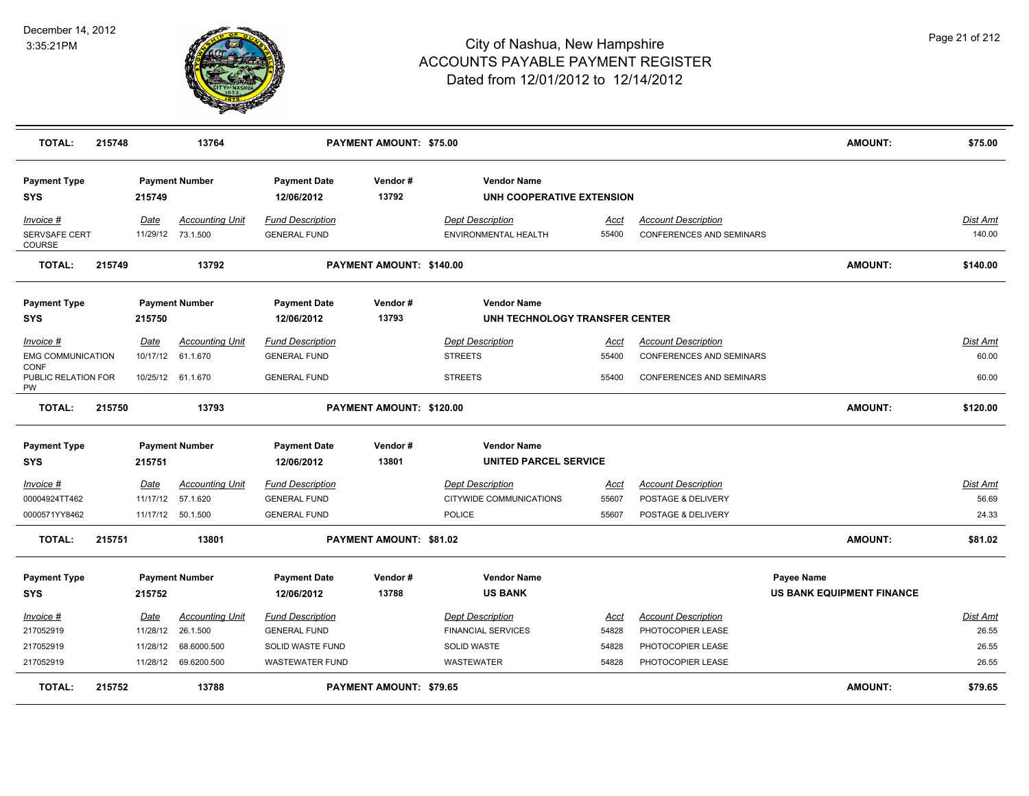| TOTAL: | 215748 | 13764 | PAYMENT AMOUNT: $75.00 | | | AMOUNT: | $75.00 |
|---|---|---|---|---|---|---|---|

| Payment Type | Payment Number | Payment Date | Vendor # | Vendor Name |
|---|---|---|---|---|
| SYS | 215749 | 12/06/2012 | 13792 | UNH COOPERATIVE EXTENSION |

| Invoice # | Date | Accounting Unit | Fund Description | Dept Description | Acct | Account Description | Dist Amt |
|---|---|---|---|---|---|---|---|
| SERVSAFE CERT COURSE | 11/29/12 | 73.1.500 | GENERAL FUND | ENVIRONMENTAL HEALTH | 55400 | CONFERENCES AND SEMINARS | 140.00 |

| TOTAL: | 215749 | 13792 | PAYMENT AMOUNT: $140.00 | AMOUNT: | $140.00 |
|---|---|---|---|---|---|

| Payment Type | Payment Number | Payment Date | Vendor # | Vendor Name |
|---|---|---|---|---|
| SYS | 215750 | 12/06/2012 | 13793 | UNH TECHNOLOGY TRANSFER CENTER |

| Invoice # | Date | Accounting Unit | Fund Description | Dept Description | Acct | Account Description | Dist Amt |
|---|---|---|---|---|---|---|---|
| EMG COMMUNICATION CONF | 10/17/12 | 61.1.670 | GENERAL FUND | STREETS | 55400 | CONFERENCES AND SEMINARS | 60.00 |
| PUBLIC RELATION FOR PW | 10/25/12 | 61.1.670 | GENERAL FUND | STREETS | 55400 | CONFERENCES AND SEMINARS | 60.00 |

| TOTAL: | 215750 | 13793 | PAYMENT AMOUNT: $120.00 | AMOUNT: | $120.00 |
|---|---|---|---|---|---|

| Payment Type | Payment Number | Payment Date | Vendor # | Vendor Name |
|---|---|---|---|---|
| SYS | 215751 | 12/06/2012 | 13801 | UNITED PARCEL SERVICE |

| Invoice # | Date | Accounting Unit | Fund Description | Dept Description | Acct | Account Description | Dist Amt |
|---|---|---|---|---|---|---|---|
| 00004924TT462 | 11/17/12 | 57.1.620 | GENERAL FUND | CITYWIDE COMMUNICATIONS | 55607 | POSTAGE & DELIVERY | 56.69 |
| 0000571YY8462 | 11/17/12 | 50.1.500 | GENERAL FUND | POLICE | 55607 | POSTAGE & DELIVERY | 24.33 |

| TOTAL: | 215751 | 13801 | PAYMENT AMOUNT: $81.02 | AMOUNT: | $81.02 |
|---|---|---|---|---|---|

| Payment Type | Payment Number | Payment Date | Vendor # | Vendor Name | Payee Name |
|---|---|---|---|---|---|
| SYS | 215752 | 12/06/2012 | 13788 | US BANK | US BANK EQUIPMENT FINANCE |

| Invoice # | Date | Accounting Unit | Fund Description | Dept Description | Acct | Account Description | Dist Amt |
|---|---|---|---|---|---|---|---|
| 217052919 | 11/28/12 | 26.1.500 | GENERAL FUND | FINANCIAL SERVICES | 54828 | PHOTOCOPIER LEASE | 26.55 |
| 217052919 | 11/28/12 | 68.6000.500 | SOLID WASTE FUND | SOLID WASTE | 54828 | PHOTOCOPIER LEASE | 26.55 |
| 217052919 | 11/28/12 | 69.6200.500 | WASTEWATER FUND | WASTEWATER | 54828 | PHOTOCOPIER LEASE | 26.55 |

| TOTAL: | 215752 | 13788 | PAYMENT AMOUNT: $79.65 | AMOUNT: | $79.65 |
|---|---|---|---|---|---|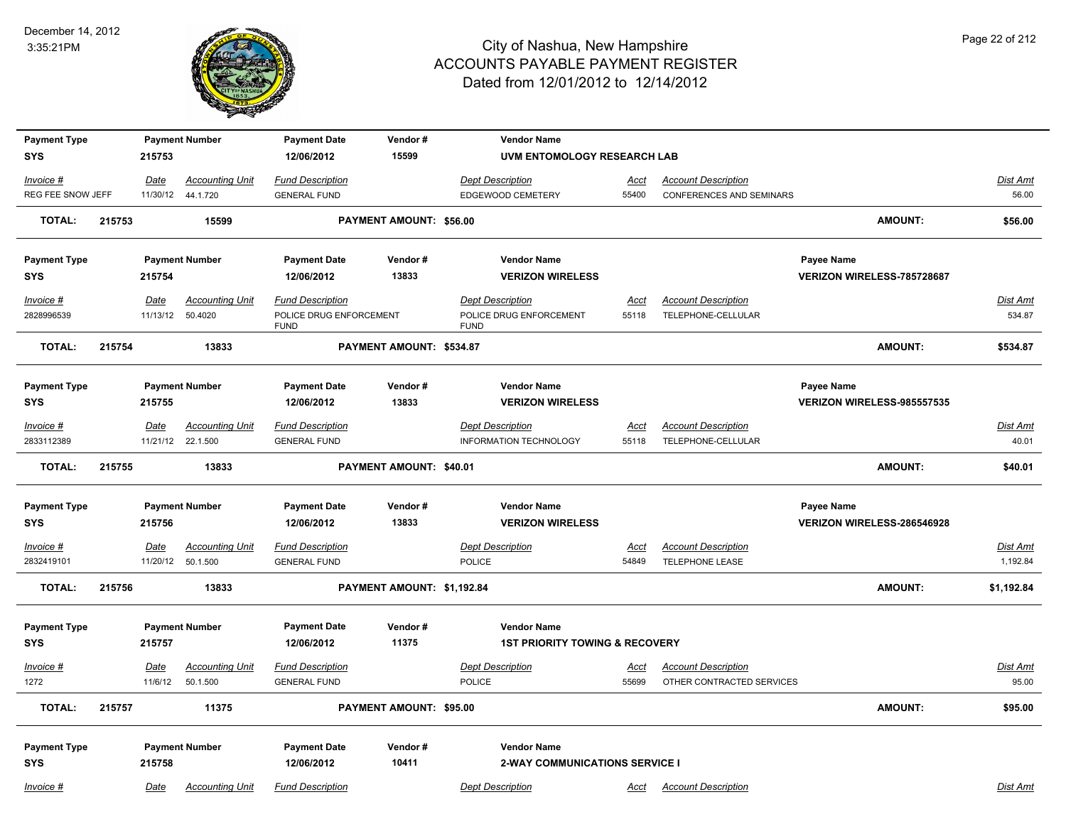# City of Nashua, New Hampshire
## ACCOUNTS PAYABLE PAYMENT REGISTER
### Dated from 12/01/2012 to 12/14/2012

December 14, 2012
3:35:21PM

| Payment Type | Payment Number | Payment Date | Vendor # | Vendor Name |
|---|---|---|---|---|
| SYS | 215753 | 12/06/2012 | 15599 | UVM ENTOMOLOGY RESEARCH LAB |

| Invoice # | Date | Accounting Unit | Fund Description | Dept Description | Acct | Account Description | Dist Amt |
|---|---|---|---|---|---|---|---|
| REG FEE SNOW JEFF | 11/30/12 | 44.1.720 | GENERAL FUND | EDGEWOOD CEMETERY | 55400 | CONFERENCES AND SEMINARS | 56.00 |

**TOTAL: 215753 15599 PAYMENT AMOUNT: $56.00 AMOUNT: $56.00**

| Payment Type | Payment Number | Payment Date | Vendor # | Vendor Name | Payee Name |
|---|---|---|---|---|---|
| SYS | 215754 | 12/06/2012 | 13833 | VERIZON WIRELESS | VERIZON WIRELESS-785728687 |

| Invoice # | Date | Accounting Unit | Fund Description | Dept Description | Acct | Account Description | Dist Amt |
|---|---|---|---|---|---|---|---|
| 2828996539 | 11/13/12 | 50.4020 | POLICE DRUG ENFORCEMENT FUND | POLICE DRUG ENFORCEMENT FUND | 55118 | TELEPHONE-CELLULAR | 534.87 |

**TOTAL: 215754 13833 PAYMENT AMOUNT: $534.87 AMOUNT: $534.87**

| Payment Type | Payment Number | Payment Date | Vendor # | Vendor Name | Payee Name |
|---|---|---|---|---|---|
| SYS | 215755 | 12/06/2012 | 13833 | VERIZON WIRELESS | VERIZON WIRELESS-985557535 |

| Invoice # | Date | Accounting Unit | Fund Description | Dept Description | Acct | Account Description | Dist Amt |
|---|---|---|---|---|---|---|---|
| 2833112389 | 11/21/12 | 22.1.500 | GENERAL FUND | INFORMATION TECHNOLOGY | 55118 | TELEPHONE-CELLULAR | 40.01 |

**TOTAL: 215755 13833 PAYMENT AMOUNT: $40.01 AMOUNT: $40.01**

| Payment Type | Payment Number | Payment Date | Vendor # | Vendor Name | Payee Name |
|---|---|---|---|---|---|
| SYS | 215756 | 12/06/2012 | 13833 | VERIZON WIRELESS | VERIZON WIRELESS-286546928 |

| Invoice # | Date | Accounting Unit | Fund Description | Dept Description | Acct | Account Description | Dist Amt |
|---|---|---|---|---|---|---|---|
| 2832419101 | 11/20/12 | 50.1.500 | GENERAL FUND | POLICE | 54849 | TELEPHONE LEASE | 1,192.84 |

**TOTAL: 215756 13833 PAYMENT AMOUNT: $1,192.84 AMOUNT: $1,192.84**

| Payment Type | Payment Number | Payment Date | Vendor # | Vendor Name |
|---|---|---|---|---|
| SYS | 215757 | 12/06/2012 | 11375 | 1ST PRIORITY TOWING & RECOVERY |

| Invoice # | Date | Accounting Unit | Fund Description | Dept Description | Acct | Account Description | Dist Amt |
|---|---|---|---|---|---|---|---|
| 1272 | 11/6/12 | 50.1.500 | GENERAL FUND | POLICE | 55699 | OTHER CONTRACTED SERVICES | 95.00 |

**TOTAL: 215757 11375 PAYMENT AMOUNT: $95.00 AMOUNT: $95.00**

| Payment Type | Payment Number | Payment Date | Vendor # | Vendor Name |
|---|---|---|---|---|
| SYS | 215758 | 12/06/2012 | 10411 | 2-WAY COMMUNICATIONS SERVICE I |

| Invoice # | Date | Accounting Unit | Fund Description | Dept Description | Acct | Account Description | Dist Amt |
|---|---|---|---|---|---|---|---|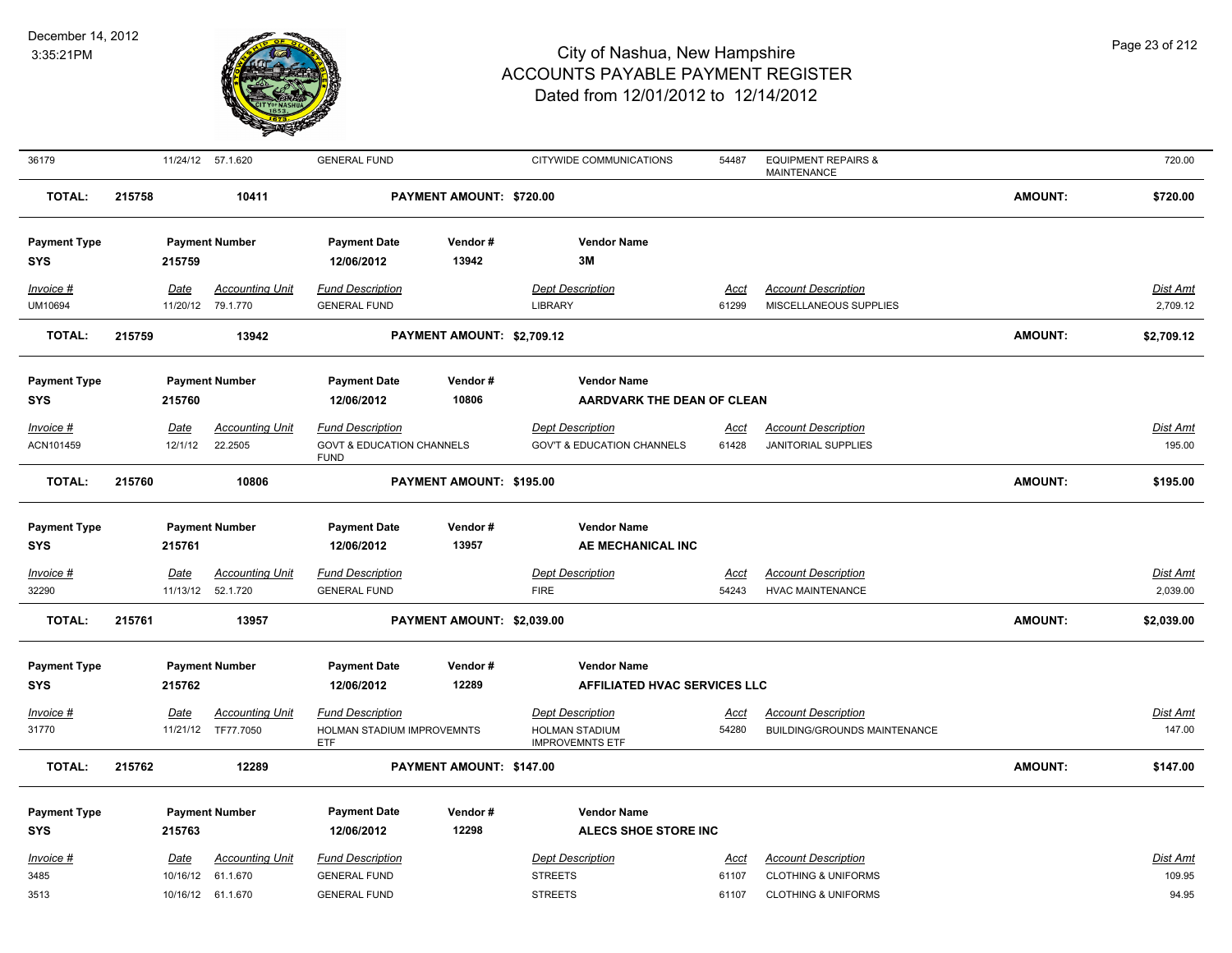| Invoice # | Date | Accounting Unit | Fund Description | Dept Description | Acct | Account Description | Dist Amt |
|---|---|---|---|---|---|---|---|
| 36179 | 11/24/12 | 57.1.620 | GENERAL FUND | CITYWIDE COMMUNICATIONS | 54487 | EQUIPMENT REPAIRS & MAINTENANCE | 720.00 |

**TOTAL: 215758 10411 PAYMENT AMOUNT: $720.00 AMOUNT: $720.00**

| Payment Type | Payment Number | Payment Date | Vendor # | Vendor Name |
|---|---|---|---|---|
| SYS | 215759 | 12/06/2012 | 13942 | 3M |

| Invoice # | Date | Accounting Unit | Fund Description | Dept Description | Acct | Account Description | Dist Amt |
|---|---|---|---|---|---|---|---|
| UM10694 | 11/20/12 | 79.1.770 | GENERAL FUND | LIBRARY | 61299 | MISCELLANEOUS SUPPLIES | 2,709.12 |

**TOTAL: 215759 13942 PAYMENT AMOUNT: $2,709.12 AMOUNT: $2,709.12**

| Payment Type | Payment Number | Payment Date | Vendor # | Vendor Name |
|---|---|---|---|---|
| SYS | 215760 | 12/06/2012 | 10806 | AARDVARK THE DEAN OF CLEAN |

| Invoice # | Date | Accounting Unit | Fund Description | Dept Description | Acct | Account Description | Dist Amt |
|---|---|---|---|---|---|---|---|
| ACN101459 | 12/1/12 | 22.2505 | GOVT & EDUCATION CHANNELS FUND | GOV'T & EDUCATION CHANNELS | 61428 | JANITORIAL SUPPLIES | 195.00 |

**TOTAL: 215760 10806 PAYMENT AMOUNT: $195.00 AMOUNT: $195.00**

| Payment Type | Payment Number | Payment Date | Vendor # | Vendor Name |
|---|---|---|---|---|
| SYS | 215761 | 12/06/2012 | 13957 | AE MECHANICAL INC |

| Invoice # | Date | Accounting Unit | Fund Description | Dept Description | Acct | Account Description | Dist Amt |
|---|---|---|---|---|---|---|---|
| 32290 | 11/13/12 | 52.1.720 | GENERAL FUND | FIRE | 54243 | HVAC MAINTENANCE | 2,039.00 |

**TOTAL: 215761 13957 PAYMENT AMOUNT: $2,039.00 AMOUNT: $2,039.00**

| Payment Type | Payment Number | Payment Date | Vendor # | Vendor Name |
|---|---|---|---|---|
| SYS | 215762 | 12/06/2012 | 12289 | AFFILIATED HVAC SERVICES LLC |

| Invoice # | Date | Accounting Unit | Fund Description | Dept Description | Acct | Account Description | Dist Amt |
|---|---|---|---|---|---|---|---|
| 31770 | 11/21/12 | TF77.7050 | HOLMAN STADIUM IMPROVEMNTS ETF | HOLMAN STADIUM IMPROVEMNTS ETF | 54280 | BUILDING/GROUNDS MAINTENANCE | 147.00 |

**TOTAL: 215762 12289 PAYMENT AMOUNT: $147.00 AMOUNT: $147.00**

| Payment Type | Payment Number | Payment Date | Vendor # | Vendor Name |
|---|---|---|---|---|
| SYS | 215763 | 12/06/2012 | 12298 | ALECS SHOE STORE INC |

| Invoice # | Date | Accounting Unit | Fund Description | Dept Description | Acct | Account Description | Dist Amt |
|---|---|---|---|---|---|---|---|
| 3485 | 10/16/12 | 61.1.670 | GENERAL FUND | STREETS | 61107 | CLOTHING & UNIFORMS | 109.95 |
| 3513 | 10/16/12 | 61.1.670 | GENERAL FUND | STREETS | 61107 | CLOTHING & UNIFORMS | 94.95 |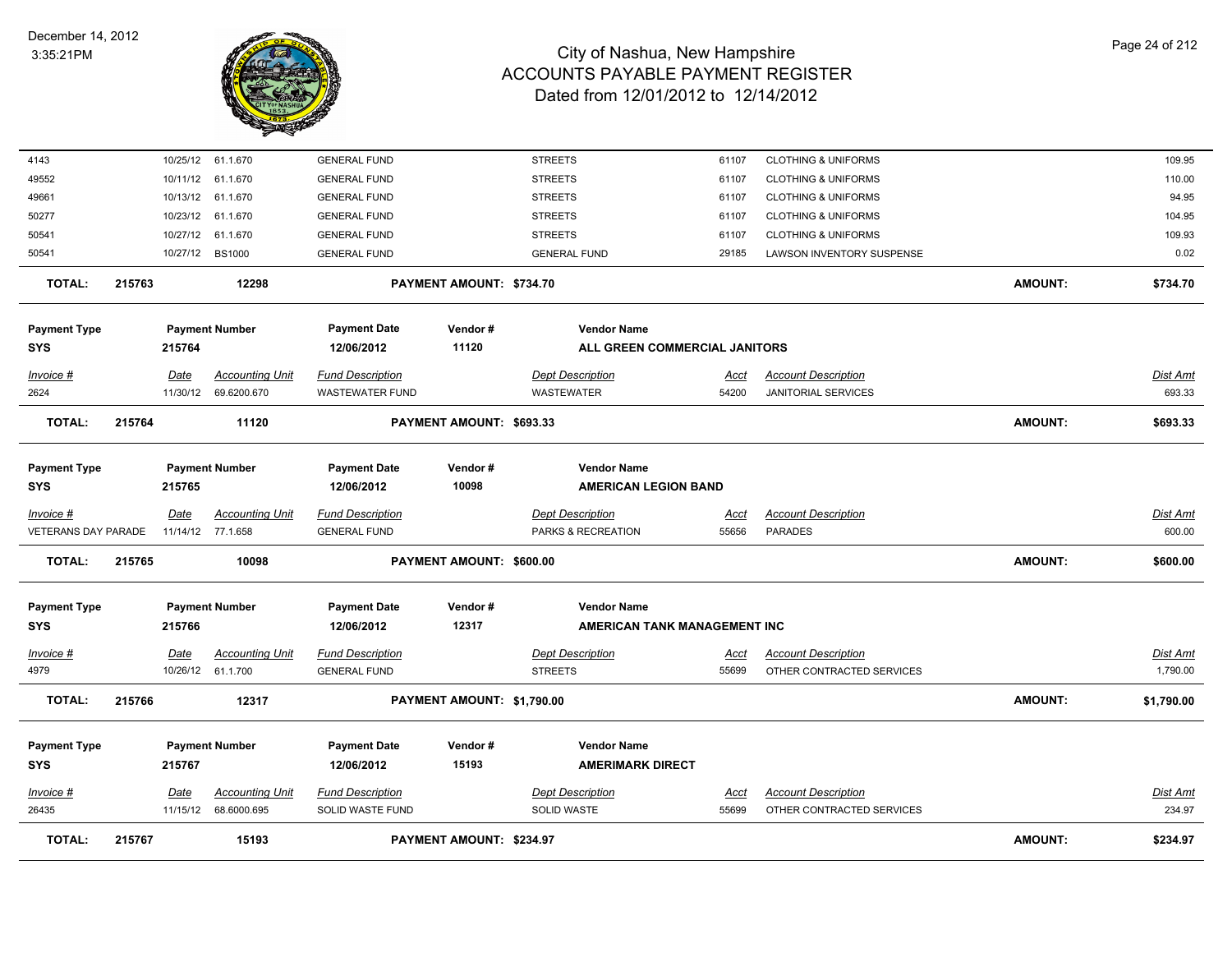| Invoice # | Date | Accounting Unit | Fund Description | Dept Description | Acct | Account Description | Dist Amt |
|---|---|---|---|---|---|---|---|
| 4143 | 10/25/12 | 61.1.670 | GENERAL FUND | STREETS | 61107 | CLOTHING & UNIFORMS | 109.95 |
| 49552 | 10/11/12 | 61.1.670 | GENERAL FUND | STREETS | 61107 | CLOTHING & UNIFORMS | 110.00 |
| 49661 | 10/13/12 | 61.1.670 | GENERAL FUND | STREETS | 61107 | CLOTHING & UNIFORMS | 94.95 |
| 50277 | 10/23/12 | 61.1.670 | GENERAL FUND | STREETS | 61107 | CLOTHING & UNIFORMS | 104.95 |
| 50541 | 10/27/12 | 61.1.670 | GENERAL FUND | STREETS | 61107 | CLOTHING & UNIFORMS | 109.93 |
| 50541 | 10/27/12 | BS1000 | GENERAL FUND | GENERAL FUND | 29185 | LAWSON INVENTORY SUSPENSE | 0.02 |

**TOTAL: 215763 — 12298 — PAYMENT AMOUNT: $734.70 — AMOUNT: $734.70**

| Payment Type | Payment Number | Payment Date | Vendor # | Vendor Name |
|---|---|---|---|---|
| SYS | 215764 | 12/06/2012 | 11120 | ALL GREEN COMMERCIAL JANITORS |

| Invoice # | Date | Accounting Unit | Fund Description | Dept Description | Acct | Account Description | Dist Amt |
|---|---|---|---|---|---|---|---|
| 2624 | 11/30/12 | 69.6200.670 | WASTEWATER FUND | WASTEWATER | 54200 | JANITORIAL SERVICES | 693.33 |

**TOTAL: 215764 — 11120 — PAYMENT AMOUNT: $693.33 — AMOUNT: $693.33**

| Payment Type | Payment Number | Payment Date | Vendor # | Vendor Name |
|---|---|---|---|---|
| SYS | 215765 | 12/06/2012 | 10098 | AMERICAN LEGION BAND |

| Invoice # | Date | Accounting Unit | Fund Description | Dept Description | Acct | Account Description | Dist Amt |
|---|---|---|---|---|---|---|---|
| VETERANS DAY PARADE | 11/14/12 | 77.1.658 | GENERAL FUND | PARKS & RECREATION | 55656 | PARADES | 600.00 |

**TOTAL: 215765 — 10098 — PAYMENT AMOUNT: $600.00 — AMOUNT: $600.00**

| Payment Type | Payment Number | Payment Date | Vendor # | Vendor Name |
|---|---|---|---|---|
| SYS | 215766 | 12/06/2012 | 12317 | AMERICAN TANK MANAGEMENT INC |

| Invoice # | Date | Accounting Unit | Fund Description | Dept Description | Acct | Account Description | Dist Amt |
|---|---|---|---|---|---|---|---|
| 4979 | 10/26/12 | 61.1.700 | GENERAL FUND | STREETS | 55699 | OTHER CONTRACTED SERVICES | 1,790.00 |

**TOTAL: 215766 — 12317 — PAYMENT AMOUNT: $1,790.00 — AMOUNT: $1,790.00**

| Payment Type | Payment Number | Payment Date | Vendor # | Vendor Name |
|---|---|---|---|---|
| SYS | 215767 | 12/06/2012 | 15193 | AMERIMARK DIRECT |

| Invoice # | Date | Accounting Unit | Fund Description | Dept Description | Acct | Account Description | Dist Amt |
|---|---|---|---|---|---|---|---|
| 26435 | 11/15/12 | 68.6000.695 | SOLID WASTE FUND | SOLID WASTE | 55699 | OTHER CONTRACTED SERVICES | 234.97 |

**TOTAL: 215767 — 15193 — PAYMENT AMOUNT: $234.97 — AMOUNT: $234.97**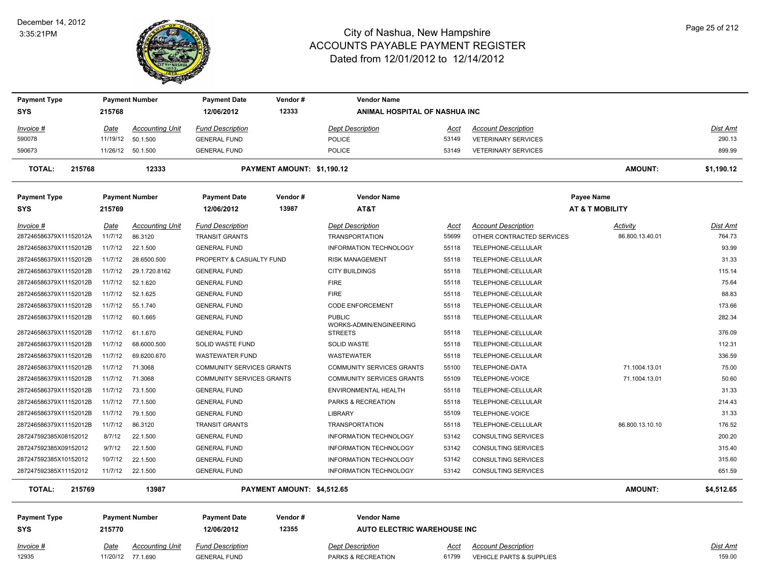# City of Nashua, New Hampshire
## ACCOUNTS PAYABLE PAYMENT REGISTER
### Dated from 12/01/2012 to 12/14/2012

| Payment Type | Payment Number | Payment Date | Vendor # | Vendor Name |
|---|---|---|---|---|
| SYS | 215768 | 12/06/2012 | 12333 | ANIMAL HOSPITAL OF NASHUA INC |

| Invoice # | Date | Accounting Unit | Fund Description | Dept Description | Acct | Account Description | Dist Amt |
|---|---|---|---|---|---|---|---|
| 590078 | 11/19/12 | 50.1.500 | GENERAL FUND | POLICE | 53149 | VETERINARY SERVICES | 290.13 |
| 590673 | 11/26/12 | 50.1.500 | GENERAL FUND | POLICE | 53149 | VETERINARY SERVICES | 899.99 |

**TOTAL: 215768 — 12333 — PAYMENT AMOUNT: $1,190.12 — AMOUNT: $1,190.12**

| Payment Type | Payment Number | Payment Date | Vendor # | Vendor Name | Payee Name |
|---|---|---|---|---|---|
| SYS | 215769 | 12/06/2012 | 13987 | AT&T | AT & T MOBILITY |

| Invoice # | Date | Accounting Unit | Fund Description | Dept Description | Acct | Account Description | Activity | Dist Amt |
|---|---|---|---|---|---|---|---|---|
| 287246586379X11152012A | 11/7/12 | 86.3120 | TRANSIT GRANTS | TRANSPORTATION | 55699 | OTHER CONTRACTED SERVICES | 86.800.13.40.01 | 764.73 |
| 287246586379X11152012B | 11/7/12 | 22.1.500 | GENERAL FUND | INFORMATION TECHNOLOGY | 55118 | TELEPHONE-CELLULAR | | 93.99 |
| 287246586379X11152012B | 11/7/12 | 28.6500.500 | PROPERTY & CASUALTY FUND | RISK MANAGEMENT | 55118 | TELEPHONE-CELLULAR | | 31.33 |
| 287246586379X11152012B | 11/7/12 | 29.1.720.8162 | GENERAL FUND | CITY BUILDINGS | 55118 | TELEPHONE-CELLULAR | | 115.14 |
| 287246586379X11152012B | 11/7/12 | 52.1.620 | GENERAL FUND | FIRE | 55118 | TELEPHONE-CELLULAR | | 75.64 |
| 287246586379X11152012B | 11/7/12 | 52.1.625 | GENERAL FUND | FIRE | 55118 | TELEPHONE-CELLULAR | | 88.83 |
| 287246586379X11152012B | 11/7/12 | 55.1.740 | GENERAL FUND | CODE ENFORCEMENT | 55118 | TELEPHONE-CELLULAR | | 173.66 |
| 287246586379X11152012B | 11/7/12 | 60.1.665 | GENERAL FUND | PUBLIC WORKS-ADMIN/ENGINEERING | 55118 | TELEPHONE-CELLULAR | | 282.34 |
| 287246586379X11152012B | 11/7/12 | 61.1.670 | GENERAL FUND | STREETS | 55118 | TELEPHONE-CELLULAR | | 376.09 |
| 287246586379X11152012B | 11/7/12 | 68.6000.500 | SOLID WASTE FUND | SOLID WASTE | 55118 | TELEPHONE-CELLULAR | | 112.31 |
| 287246586379X11152012B | 11/7/12 | 69.6200.670 | WASTEWATER FUND | WASTEWATER | 55118 | TELEPHONE-CELLULAR | | 336.59 |
| 287246586379X11152012B | 11/7/12 | 71.3068 | COMMUNITY SERVICES GRANTS | COMMUNITY SERVICES GRANTS | 55100 | TELEPHONE-DATA | 71.1004.13.01 | 75.00 |
| 287246586379X11152012B | 11/7/12 | 71.3068 | COMMUNITY SERVICES GRANTS | COMMUNITY SERVICES GRANTS | 55109 | TELEPHONE-VOICE | 71.1004.13.01 | 50.60 |
| 287246586379X11152012B | 11/7/12 | 73.1.500 | GENERAL FUND | ENVIRONMENTAL HEALTH | 55118 | TELEPHONE-CELLULAR | | 31.33 |
| 287246586379X11152012B | 11/7/12 | 77.1.500 | GENERAL FUND | PARKS & RECREATION | 55118 | TELEPHONE-CELLULAR | | 214.43 |
| 287246586379X11152012B | 11/7/12 | 79.1.500 | GENERAL FUND | LIBRARY | 55109 | TELEPHONE-VOICE | | 31.33 |
| 287246586379X11152012B | 11/7/12 | 86.3120 | TRANSIT GRANTS | TRANSPORTATION | 55118 | TELEPHONE-CELLULAR | 86.800.13.10.10 | 176.52 |
| 287247592385X08152012 | 8/7/12 | 22.1.500 | GENERAL FUND | INFORMATION TECHNOLOGY | 53142 | CONSULTING SERVICES | | 200.20 |
| 287247592385X09152012 | 9/7/12 | 22.1.500 | GENERAL FUND | INFORMATION TECHNOLOGY | 53142 | CONSULTING SERVICES | | 315.40 |
| 287247592385X10152012 | 10/7/12 | 22.1.500 | GENERAL FUND | INFORMATION TECHNOLOGY | 53142 | CONSULTING SERVICES | | 315.60 |
| 287247592385X11152012 | 11/7/12 | 22.1.500 | GENERAL FUND | INFORMATION TECHNOLOGY | 53142 | CONSULTING SERVICES | | 651.59 |

**TOTAL: 215769 — 13987 — PAYMENT AMOUNT: $4,512.65 — AMOUNT: $4,512.65**

| Payment Type | Payment Number | Payment Date | Vendor # | Vendor Name |
|---|---|---|---|---|
| SYS | 215770 | 12/06/2012 | 12355 | AUTO ELECTRIC WAREHOUSE INC |

| Invoice # | Date | Accounting Unit | Fund Description | Dept Description | Acct | Account Description | Dist Amt |
|---|---|---|---|---|---|---|---|
| 12935 | 11/20/12 | 77.1.690 | GENERAL FUND | PARKS & RECREATION | 61799 | VEHICLE PARTS & SUPPLIES | 159.00 |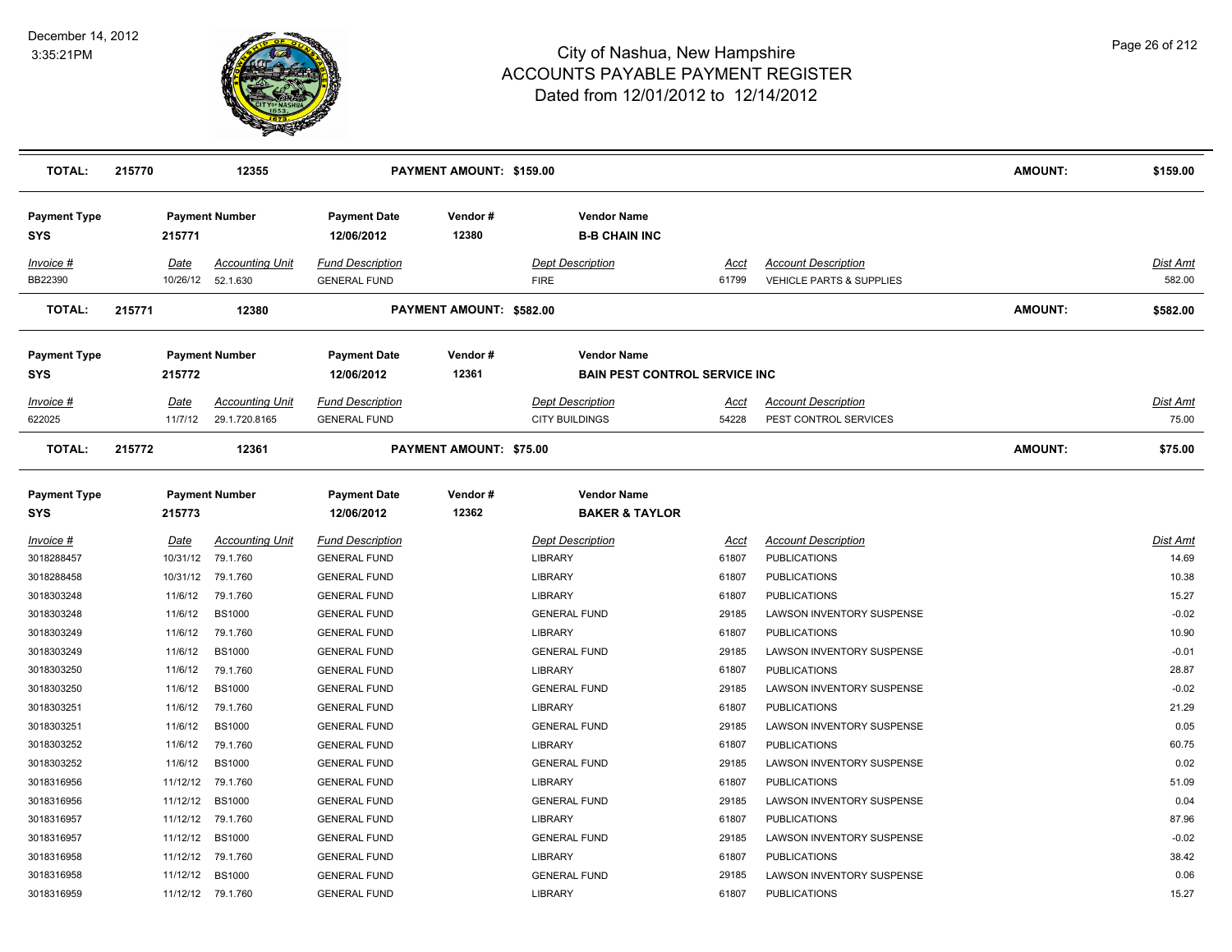# City of Nashua, New Hampshire
## ACCOUNTS PAYABLE PAYMENT REGISTER
### Dated from 12/01/2012 to 12/14/2012

December 14, 2012
3:35:21PM

| TOTAL: | 215770 | 12355 | PAYMENT AMOUNT: $159.00 | AMOUNT: | $159.00 |
|---|---|---|---|---|---|

| Payment Type | Payment Number | Payment Date | Vendor # | Vendor Name |
|---|---|---|---|---|
| SYS | 215771 | 12/06/2012 | 12380 | B-B CHAIN INC |

| Invoice # | Date | Accounting Unit | Fund Description | Dept Description | Acct | Account Description | Dist Amt |
|---|---|---|---|---|---|---|---|
| BB22390 | 10/26/12 | 52.1.630 | GENERAL FUND | FIRE | 61799 | VEHICLE PARTS & SUPPLIES | 582.00 |

| TOTAL: | 215771 | 12380 | PAYMENT AMOUNT: $582.00 | AMOUNT: | $582.00 |
|---|---|---|---|---|---|

| Payment Type | Payment Number | Payment Date | Vendor # | Vendor Name |
|---|---|---|---|---|
| SYS | 215772 | 12/06/2012 | 12361 | BAIN PEST CONTROL SERVICE INC |

| Invoice # | Date | Accounting Unit | Fund Description | Dept Description | Acct | Account Description | Dist Amt |
|---|---|---|---|---|---|---|---|
| 622025 | 11/7/12 | 29.1.720.8165 | GENERAL FUND | CITY BUILDINGS | 54228 | PEST CONTROL SERVICES | 75.00 |

| TOTAL: | 215772 | 12361 | PAYMENT AMOUNT: $75.00 | AMOUNT: | $75.00 |
|---|---|---|---|---|---|

| Payment Type | Payment Number | Payment Date | Vendor # | Vendor Name |
|---|---|---|---|---|
| SYS | 215773 | 12/06/2012 | 12362 | BAKER & TAYLOR |

| Invoice # | Date | Accounting Unit | Fund Description | Dept Description | Acct | Account Description | Dist Amt |
|---|---|---|---|---|---|---|---|
| 3018288457 | 10/31/12 | 79.1.760 | GENERAL FUND | LIBRARY | 61807 | PUBLICATIONS | 14.69 |
| 3018288458 | 10/31/12 | 79.1.760 | GENERAL FUND | LIBRARY | 61807 | PUBLICATIONS | 10.38 |
| 3018303248 | 11/6/12 | 79.1.760 | GENERAL FUND | LIBRARY | 61807 | PUBLICATIONS | 15.27 |
| 3018303248 | 11/6/12 | BS1000 | GENERAL FUND | GENERAL FUND | 29185 | LAWSON INVENTORY SUSPENSE | -0.02 |
| 3018303249 | 11/6/12 | 79.1.760 | GENERAL FUND | LIBRARY | 61807 | PUBLICATIONS | 10.90 |
| 3018303249 | 11/6/12 | BS1000 | GENERAL FUND | GENERAL FUND | 29185 | LAWSON INVENTORY SUSPENSE | -0.01 |
| 3018303250 | 11/6/12 | 79.1.760 | GENERAL FUND | LIBRARY | 61807 | PUBLICATIONS | 28.87 |
| 3018303250 | 11/6/12 | BS1000 | GENERAL FUND | GENERAL FUND | 29185 | LAWSON INVENTORY SUSPENSE | -0.02 |
| 3018303251 | 11/6/12 | 79.1.760 | GENERAL FUND | LIBRARY | 61807 | PUBLICATIONS | 21.29 |
| 3018303251 | 11/6/12 | BS1000 | GENERAL FUND | GENERAL FUND | 29185 | LAWSON INVENTORY SUSPENSE | 0.05 |
| 3018303252 | 11/6/12 | 79.1.760 | GENERAL FUND | LIBRARY | 61807 | PUBLICATIONS | 60.75 |
| 3018303252 | 11/6/12 | BS1000 | GENERAL FUND | GENERAL FUND | 29185 | LAWSON INVENTORY SUSPENSE | 0.02 |
| 3018316956 | 11/12/12 | 79.1.760 | GENERAL FUND | LIBRARY | 61807 | PUBLICATIONS | 51.09 |
| 3018316956 | 11/12/12 | BS1000 | GENERAL FUND | GENERAL FUND | 29185 | LAWSON INVENTORY SUSPENSE | 0.04 |
| 3018316957 | 11/12/12 | 79.1.760 | GENERAL FUND | LIBRARY | 61807 | PUBLICATIONS | 87.96 |
| 3018316957 | 11/12/12 | BS1000 | GENERAL FUND | GENERAL FUND | 29185 | LAWSON INVENTORY SUSPENSE | -0.02 |
| 3018316958 | 11/12/12 | 79.1.760 | GENERAL FUND | LIBRARY | 61807 | PUBLICATIONS | 38.42 |
| 3018316958 | 11/12/12 | BS1000 | GENERAL FUND | GENERAL FUND | 29185 | LAWSON INVENTORY SUSPENSE | 0.06 |
| 3018316959 | 11/12/12 | 79.1.760 | GENERAL FUND | LIBRARY | 61807 | PUBLICATIONS | 15.27 |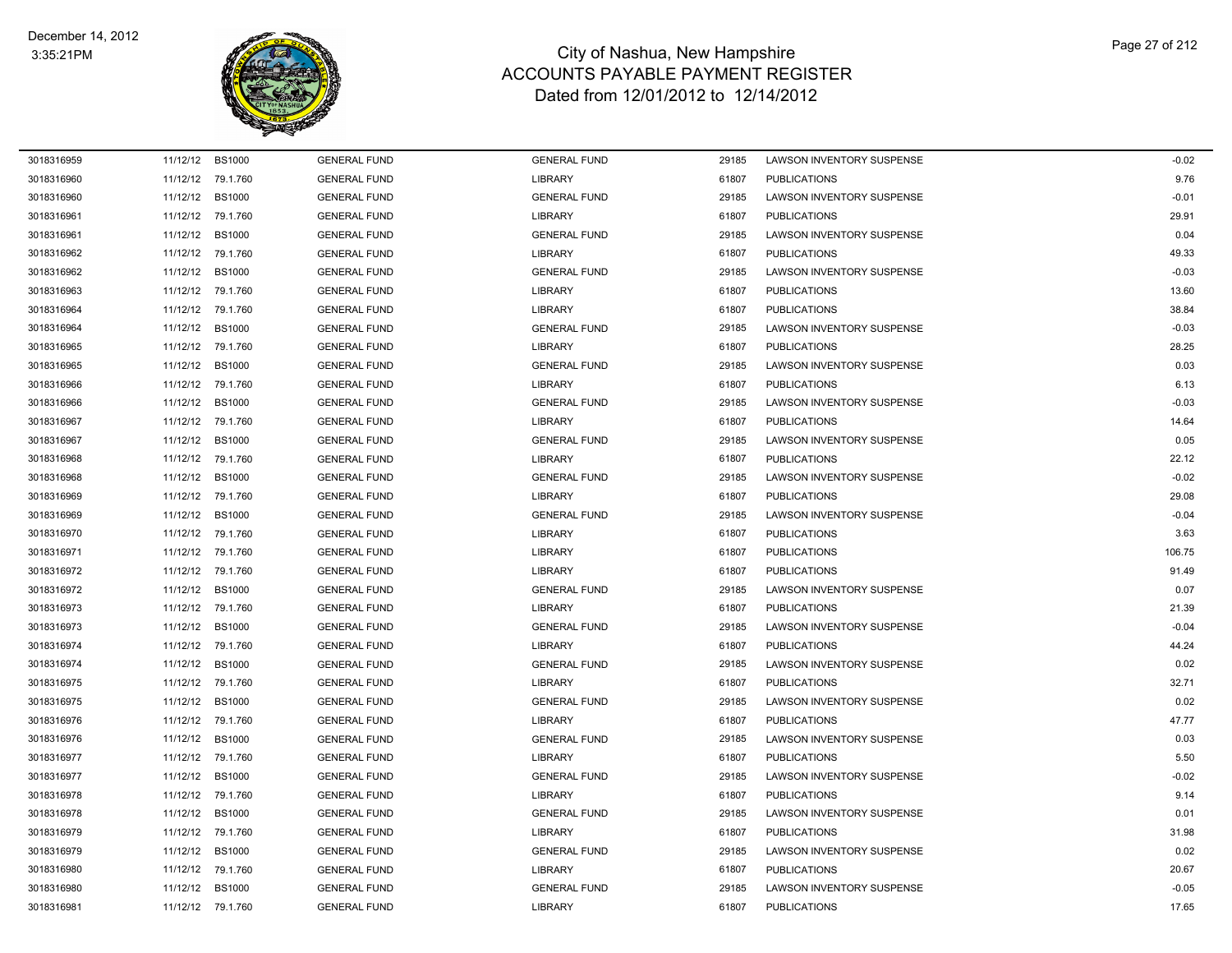# City of Nashua, New Hampshire
## ACCOUNTS PAYABLE PAYMENT REGISTER
### Dated from 12/01/2012 to 12/14/2012

| | | | | | | | |
|---|---|---|---|---|---|---|---|
| 3018316959 | 11/12/12 | BS1000 | GENERAL FUND | GENERAL FUND | 29185 | LAWSON INVENTORY SUSPENSE | -0.02 |
| 3018316960 | 11/12/12 | 79.1.760 | GENERAL FUND | LIBRARY | 61807 | PUBLICATIONS | 9.76 |
| 3018316960 | 11/12/12 | BS1000 | GENERAL FUND | GENERAL FUND | 29185 | LAWSON INVENTORY SUSPENSE | -0.01 |
| 3018316961 | 11/12/12 | 79.1.760 | GENERAL FUND | LIBRARY | 61807 | PUBLICATIONS | 29.91 |
| 3018316961 | 11/12/12 | BS1000 | GENERAL FUND | GENERAL FUND | 29185 | LAWSON INVENTORY SUSPENSE | 0.04 |
| 3018316962 | 11/12/12 | 79.1.760 | GENERAL FUND | LIBRARY | 61807 | PUBLICATIONS | 49.33 |
| 3018316962 | 11/12/12 | BS1000 | GENERAL FUND | GENERAL FUND | 29185 | LAWSON INVENTORY SUSPENSE | -0.03 |
| 3018316963 | 11/12/12 | 79.1.760 | GENERAL FUND | LIBRARY | 61807 | PUBLICATIONS | 13.60 |
| 3018316964 | 11/12/12 | 79.1.760 | GENERAL FUND | LIBRARY | 61807 | PUBLICATIONS | 38.84 |
| 3018316964 | 11/12/12 | BS1000 | GENERAL FUND | GENERAL FUND | 29185 | LAWSON INVENTORY SUSPENSE | -0.03 |
| 3018316965 | 11/12/12 | 79.1.760 | GENERAL FUND | LIBRARY | 61807 | PUBLICATIONS | 28.25 |
| 3018316965 | 11/12/12 | BS1000 | GENERAL FUND | GENERAL FUND | 29185 | LAWSON INVENTORY SUSPENSE | 0.03 |
| 3018316966 | 11/12/12 | 79.1.760 | GENERAL FUND | LIBRARY | 61807 | PUBLICATIONS | 6.13 |
| 3018316966 | 11/12/12 | BS1000 | GENERAL FUND | GENERAL FUND | 29185 | LAWSON INVENTORY SUSPENSE | -0.03 |
| 3018316967 | 11/12/12 | 79.1.760 | GENERAL FUND | LIBRARY | 61807 | PUBLICATIONS | 14.64 |
| 3018316967 | 11/12/12 | BS1000 | GENERAL FUND | GENERAL FUND | 29185 | LAWSON INVENTORY SUSPENSE | 0.05 |
| 3018316968 | 11/12/12 | 79.1.760 | GENERAL FUND | LIBRARY | 61807 | PUBLICATIONS | 22.12 |
| 3018316968 | 11/12/12 | BS1000 | GENERAL FUND | GENERAL FUND | 29185 | LAWSON INVENTORY SUSPENSE | -0.02 |
| 3018316969 | 11/12/12 | 79.1.760 | GENERAL FUND | LIBRARY | 61807 | PUBLICATIONS | 29.08 |
| 3018316969 | 11/12/12 | BS1000 | GENERAL FUND | GENERAL FUND | 29185 | LAWSON INVENTORY SUSPENSE | -0.04 |
| 3018316970 | 11/12/12 | 79.1.760 | GENERAL FUND | LIBRARY | 61807 | PUBLICATIONS | 3.63 |
| 3018316971 | 11/12/12 | 79.1.760 | GENERAL FUND | LIBRARY | 61807 | PUBLICATIONS | 106.75 |
| 3018316972 | 11/12/12 | 79.1.760 | GENERAL FUND | LIBRARY | 61807 | PUBLICATIONS | 91.49 |
| 3018316972 | 11/12/12 | BS1000 | GENERAL FUND | GENERAL FUND | 29185 | LAWSON INVENTORY SUSPENSE | 0.07 |
| 3018316973 | 11/12/12 | 79.1.760 | GENERAL FUND | LIBRARY | 61807 | PUBLICATIONS | 21.39 |
| 3018316973 | 11/12/12 | BS1000 | GENERAL FUND | GENERAL FUND | 29185 | LAWSON INVENTORY SUSPENSE | -0.04 |
| 3018316974 | 11/12/12 | 79.1.760 | GENERAL FUND | LIBRARY | 61807 | PUBLICATIONS | 44.24 |
| 3018316974 | 11/12/12 | BS1000 | GENERAL FUND | GENERAL FUND | 29185 | LAWSON INVENTORY SUSPENSE | 0.02 |
| 3018316975 | 11/12/12 | 79.1.760 | GENERAL FUND | LIBRARY | 61807 | PUBLICATIONS | 32.71 |
| 3018316975 | 11/12/12 | BS1000 | GENERAL FUND | GENERAL FUND | 29185 | LAWSON INVENTORY SUSPENSE | 0.02 |
| 3018316976 | 11/12/12 | 79.1.760 | GENERAL FUND | LIBRARY | 61807 | PUBLICATIONS | 47.77 |
| 3018316976 | 11/12/12 | BS1000 | GENERAL FUND | GENERAL FUND | 29185 | LAWSON INVENTORY SUSPENSE | 0.03 |
| 3018316977 | 11/12/12 | 79.1.760 | GENERAL FUND | LIBRARY | 61807 | PUBLICATIONS | 5.50 |
| 3018316977 | 11/12/12 | BS1000 | GENERAL FUND | GENERAL FUND | 29185 | LAWSON INVENTORY SUSPENSE | -0.02 |
| 3018316978 | 11/12/12 | 79.1.760 | GENERAL FUND | LIBRARY | 61807 | PUBLICATIONS | 9.14 |
| 3018316978 | 11/12/12 | BS1000 | GENERAL FUND | GENERAL FUND | 29185 | LAWSON INVENTORY SUSPENSE | 0.01 |
| 3018316979 | 11/12/12 | 79.1.760 | GENERAL FUND | LIBRARY | 61807 | PUBLICATIONS | 31.98 |
| 3018316979 | 11/12/12 | BS1000 | GENERAL FUND | GENERAL FUND | 29185 | LAWSON INVENTORY SUSPENSE | 0.02 |
| 3018316980 | 11/12/12 | 79.1.760 | GENERAL FUND | LIBRARY | 61807 | PUBLICATIONS | 20.67 |
| 3018316980 | 11/12/12 | BS1000 | GENERAL FUND | GENERAL FUND | 29185 | LAWSON INVENTORY SUSPENSE | -0.05 |
| 3018316981 | 11/12/12 | 79.1.760 | GENERAL FUND | LIBRARY | 61807 | PUBLICATIONS | 17.65 |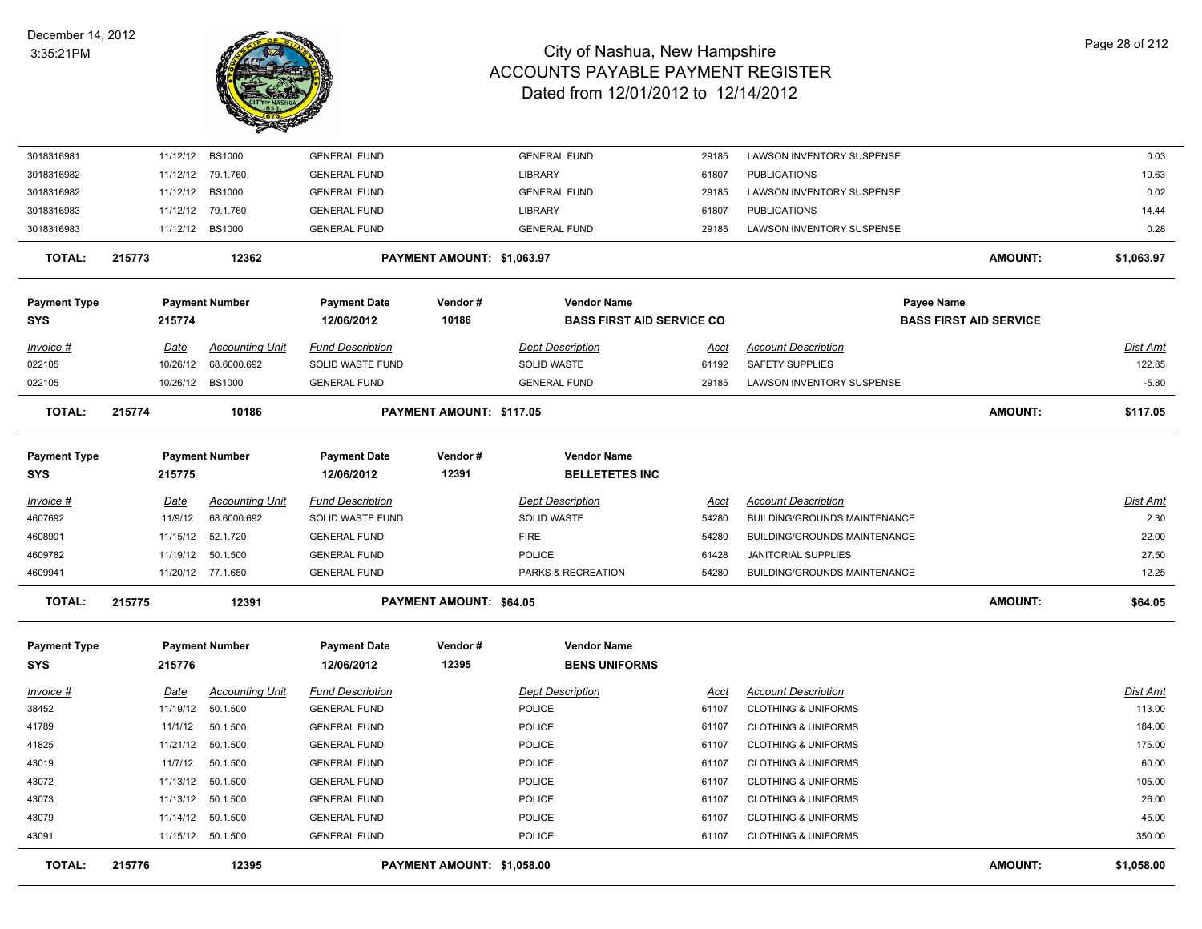# City of Nashua, New Hampshire
## ACCOUNTS PAYABLE PAYMENT REGISTER
### Dated from 12/01/2012 to 12/14/2012

December 14, 2012
3:35:21PM

| | | | | | | | | |
|---|---|---|---|---|---|---|---|---|
| 3018316981 | 11/12/12 | BS1000 | GENERAL FUND | GENERAL FUND | 29185 | LAWSON INVENTORY SUSPENSE | | 0.03 |
| 3018316982 | 11/12/12 | 79.1.760 | GENERAL FUND | LIBRARY | 61807 | PUBLICATIONS | | 19.63 |
| 3018316982 | 11/12/12 | BS1000 | GENERAL FUND | GENERAL FUND | 29185 | LAWSON INVENTORY SUSPENSE | | 0.02 |
| 3018316983 | 11/12/12 | 79.1.760 | GENERAL FUND | LIBRARY | 61807 | PUBLICATIONS | | 14.44 |
| 3018316983 | 11/12/12 | BS1000 | GENERAL FUND | GENERAL FUND | 29185 | LAWSON INVENTORY SUSPENSE | | 0.28 |
| **TOTAL:** | **215773** | **12362** | **PAYMENT AMOUNT: $1,063.97** | | | | **AMOUNT:** | **$1,063.97** |

| Payment Type | Payment Number | Payment Date | Vendor # | Vendor Name | Payee Name |
|---|---|---|---|---|---|
| **SYS** | **215774** | **12/06/2012** | **10186** | **BASS FIRST AID SERVICE CO** | **BASS FIRST AID SERVICE** |

| *Invoice #* | *Date* | *Accounting Unit* | *Fund Description* | *Dept Description* | *Acct* | *Account Description* | | *Dist Amt* |
|---|---|---|---|---|---|---|---|---|
| 022105 | 10/26/12 | 68.6000.692 | SOLID WASTE FUND | SOLID WASTE | 61192 | SAFETY SUPPLIES | | 122.85 |
| 022105 | 10/26/12 | BS1000 | GENERAL FUND | GENERAL FUND | 29185 | LAWSON INVENTORY SUSPENSE | | -5.80 |
| **TOTAL:** | **215774** | **10186** | **PAYMENT AMOUNT: $117.05** | | | | **AMOUNT:** | **$117.05** |

| Payment Type | Payment Number | Payment Date | Vendor # | Vendor Name |
|---|---|---|---|---|
| **SYS** | **215775** | **12/06/2012** | **12391** | **BELLETETES INC** |

| *Invoice #* | *Date* | *Accounting Unit* | *Fund Description* | *Dept Description* | *Acct* | *Account Description* | | *Dist Amt* |
|---|---|---|---|---|---|---|---|---|
| 4607692 | 11/9/12 | 68.6000.692 | SOLID WASTE FUND | SOLID WASTE | 54280 | BUILDING/GROUNDS MAINTENANCE | | 2.30 |
| 4608901 | 11/15/12 | 52.1.720 | GENERAL FUND | FIRE | 54280 | BUILDING/GROUNDS MAINTENANCE | | 22.00 |
| 4609782 | 11/19/12 | 50.1.500 | GENERAL FUND | POLICE | 61428 | JANITORIAL SUPPLIES | | 27.50 |
| 4609941 | 11/20/12 | 77.1.650 | GENERAL FUND | PARKS & RECREATION | 54280 | BUILDING/GROUNDS MAINTENANCE | | 12.25 |
| **TOTAL:** | **215775** | **12391** | **PAYMENT AMOUNT: $64.05** | | | | **AMOUNT:** | **$64.05** |

| Payment Type | Payment Number | Payment Date | Vendor # | Vendor Name |
|---|---|---|---|---|
| **SYS** | **215776** | **12/06/2012** | **12395** | **BENS UNIFORMS** |

| *Invoice #* | *Date* | *Accounting Unit* | *Fund Description* | *Dept Description* | *Acct* | *Account Description* | | *Dist Amt* |
|---|---|---|---|---|---|---|---|---|
| 38452 | 11/19/12 | 50.1.500 | GENERAL FUND | POLICE | 61107 | CLOTHING & UNIFORMS | | 113.00 |
| 41789 | 11/1/12 | 50.1.500 | GENERAL FUND | POLICE | 61107 | CLOTHING & UNIFORMS | | 184.00 |
| 41825 | 11/21/12 | 50.1.500 | GENERAL FUND | POLICE | 61107 | CLOTHING & UNIFORMS | | 175.00 |
| 43019 | 11/7/12 | 50.1.500 | GENERAL FUND | POLICE | 61107 | CLOTHING & UNIFORMS | | 60.00 |
| 43072 | 11/13/12 | 50.1.500 | GENERAL FUND | POLICE | 61107 | CLOTHING & UNIFORMS | | 105.00 |
| 43073 | 11/13/12 | 50.1.500 | GENERAL FUND | POLICE | 61107 | CLOTHING & UNIFORMS | | 26.00 |
| 43079 | 11/14/12 | 50.1.500 | GENERAL FUND | POLICE | 61107 | CLOTHING & UNIFORMS | | 45.00 |
| 43091 | 11/15/12 | 50.1.500 | GENERAL FUND | POLICE | 61107 | CLOTHING & UNIFORMS | | 350.00 |
| **TOTAL:** | **215776** | **12395** | **PAYMENT AMOUNT: $1,058.00** | | | | **AMOUNT:** | **$1,058.00** |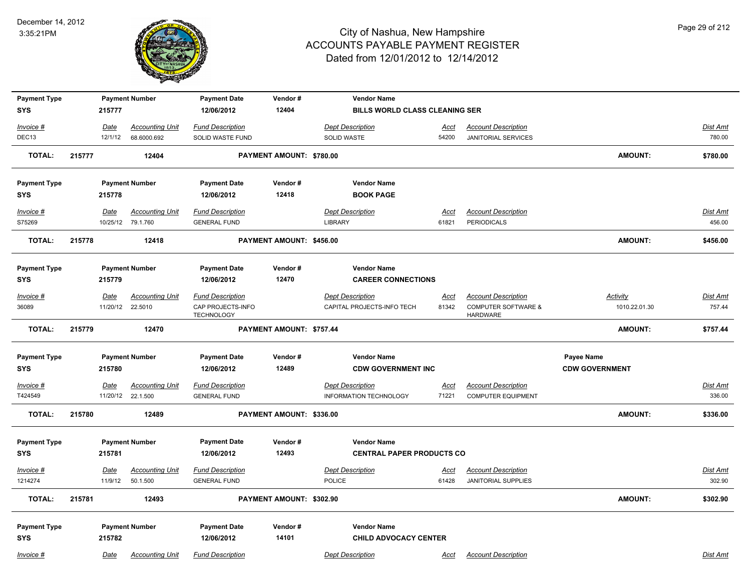# City of Nashua, New Hampshire
## ACCOUNTS PAYABLE PAYMENT REGISTER
### Dated from 12/01/2012 to 12/14/2012

December 14, 2012
3:35:21PM

| Payment Type | Payment Number | Payment Date | Vendor # | Vendor Name |
|---|---|---|---|---|
| SYS | 215777 | 12/06/2012 | 12404 | BILLS WORLD CLASS CLEANING SER |

| Invoice # | Date | Accounting Unit | Fund Description | Dept Description | Acct | Account Description | Dist Amt |
|---|---|---|---|---|---|---|---|
| DEC13 | 12/1/12 | 68.6000.692 | SOLID WASTE FUND | SOLID WASTE | 54200 | JANITORIAL SERVICES | 780.00 |

**TOTAL: 215777 12404 PAYMENT AMOUNT: $780.00 AMOUNT: $780.00**

| Payment Type | Payment Number | Payment Date | Vendor # | Vendor Name |
|---|---|---|---|---|
| SYS | 215778 | 12/06/2012 | 12418 | BOOK PAGE |

| Invoice # | Date | Accounting Unit | Fund Description | Dept Description | Acct | Account Description | Dist Amt |
|---|---|---|---|---|---|---|---|
| S75269 | 10/25/12 | 79.1.760 | GENERAL FUND | LIBRARY | 61821 | PERIODICALS | 456.00 |

**TOTAL: 215778 12418 PAYMENT AMOUNT: $456.00 AMOUNT: $456.00**

| Payment Type | Payment Number | Payment Date | Vendor # | Vendor Name |
|---|---|---|---|---|
| SYS | 215779 | 12/06/2012 | 12470 | CAREER CONNECTIONS |

| Invoice # | Date | Accounting Unit | Fund Description | Dept Description | Acct | Account Description | Activity | Dist Amt |
|---|---|---|---|---|---|---|---|---|
| 36089 | 11/20/12 | 22.5010 | CAP PROJECTS-INFO TECHNOLOGY | CAPITAL PROJECTS-INFO TECH | 81342 | COMPUTER SOFTWARE & HARDWARE | 1010.22.01.30 | 757.44 |

**TOTAL: 215779 12470 PAYMENT AMOUNT: $757.44 AMOUNT: $757.44**

| Payment Type | Payment Number | Payment Date | Vendor # | Vendor Name | Payee Name |
|---|---|---|---|---|---|
| SYS | 215780 | 12/06/2012 | 12489 | CDW GOVERNMENT INC | CDW GOVERNMENT |

| Invoice # | Date | Accounting Unit | Fund Description | Dept Description | Acct | Account Description | Dist Amt |
|---|---|---|---|---|---|---|---|
| T424549 | 11/20/12 | 22.1.500 | GENERAL FUND | INFORMATION TECHNOLOGY | 71221 | COMPUTER EQUIPMENT | 336.00 |

**TOTAL: 215780 12489 PAYMENT AMOUNT: $336.00 AMOUNT: $336.00**

| Payment Type | Payment Number | Payment Date | Vendor # | Vendor Name |
|---|---|---|---|---|
| SYS | 215781 | 12/06/2012 | 12493 | CENTRAL PAPER PRODUCTS CO |

| Invoice # | Date | Accounting Unit | Fund Description | Dept Description | Acct | Account Description | Dist Amt |
|---|---|---|---|---|---|---|---|
| 1214274 | 11/9/12 | 50.1.500 | GENERAL FUND | POLICE | 61428 | JANITORIAL SUPPLIES | 302.90 |

**TOTAL: 215781 12493 PAYMENT AMOUNT: $302.90 AMOUNT: $302.90**

| Payment Type | Payment Number | Payment Date | Vendor # | Vendor Name |
|---|---|---|---|---|
| SYS | 215782 | 12/06/2012 | 14101 | CHILD ADVOCACY CENTER |

| Invoice # | Date | Accounting Unit | Fund Description | Dept Description | Acct | Account Description | Dist Amt |
|---|---|---|---|---|---|---|---|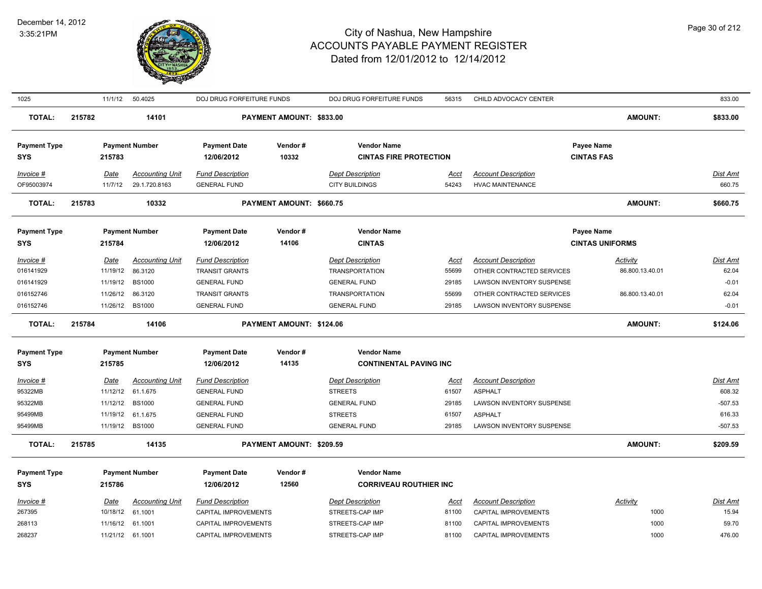# City of Nashua, New Hampshire
## ACCOUNTS PAYABLE PAYMENT REGISTER
### Dated from 12/01/2012 to 12/14/2012

December 14, 2012
3:35:21PM

| 1025 | 11/1/12 | 50.4025 | DOJ DRUG FORFEITURE FUNDS | DOJ DRUG FORFEITURE FUNDS | 56315 | CHILD ADVOCACY CENTER | | 833.00 |
|---|---|---|---|---|---|---|---|---|
| **TOTAL: 215782** | | **14101** | **PAYMENT AMOUNT: $833.00** | | | | **AMOUNT:** | **$833.00** |

**Payment Type:** SYS | **Payment Number:** 215783 | **Payment Date:** 12/06/2012 | **Vendor #:** 10332 | **Vendor Name:** CINTAS FIRE PROTECTION | **Payee Name:** CINTAS FAS

| Invoice # | Date | Accounting Unit | Fund Description | Dept Description | Acct | Account Description | Dist Amt |
|---|---|---|---|---|---|---|---|
| OF95003974 | 11/7/12 | 29.1.720.8163 | GENERAL FUND | CITY BUILDINGS | 54243 | HVAC MAINTENANCE | 660.75 |
| **TOTAL: 215783** | | **10332** | **PAYMENT AMOUNT: $660.75** | | | **AMOUNT:** | **$660.75** |

**Payment Type:** SYS | **Payment Number:** 215784 | **Payment Date:** 12/06/2012 | **Vendor #:** 14106 | **Vendor Name:** CINTAS | **Payee Name:** CINTAS UNIFORMS

| Invoice # | Date | Accounting Unit | Fund Description | Dept Description | Acct | Account Description | Activity | Dist Amt |
|---|---|---|---|---|---|---|---|---|
| 016141929 | 11/19/12 | 86.3120 | TRANSIT GRANTS | TRANSPORTATION | 55699 | OTHER CONTRACTED SERVICES | 86.800.13.40.01 | 62.04 |
| 016141929 | 11/19/12 | BS1000 | GENERAL FUND | GENERAL FUND | 29185 | LAWSON INVENTORY SUSPENSE | | -0.01 |
| 016152746 | 11/26/12 | 86.3120 | TRANSIT GRANTS | TRANSPORTATION | 55699 | OTHER CONTRACTED SERVICES | 86.800.13.40.01 | 62.04 |
| 016152746 | 11/26/12 | BS1000 | GENERAL FUND | GENERAL FUND | 29185 | LAWSON INVENTORY SUSPENSE | | -0.01 |
| **TOTAL: 215784** | | **14106** | **PAYMENT AMOUNT: $124.06** | | | | **AMOUNT:** | **$124.06** |

**Payment Type:** SYS | **Payment Number:** 215785 | **Payment Date:** 12/06/2012 | **Vendor #:** 14135 | **Vendor Name:** CONTINENTAL PAVING INC

| Invoice # | Date | Accounting Unit | Fund Description | Dept Description | Acct | Account Description | Dist Amt |
|---|---|---|---|---|---|---|---|
| 95322MB | 11/12/12 | 61.1.675 | GENERAL FUND | STREETS | 61507 | ASPHALT | 608.32 |
| 95322MB | 11/12/12 | BS1000 | GENERAL FUND | GENERAL FUND | 29185 | LAWSON INVENTORY SUSPENSE | -507.53 |
| 95499MB | 11/19/12 | 61.1.675 | GENERAL FUND | STREETS | 61507 | ASPHALT | 616.33 |
| 95499MB | 11/19/12 | BS1000 | GENERAL FUND | GENERAL FUND | 29185 | LAWSON INVENTORY SUSPENSE | -507.53 |
| **TOTAL: 215785** | | **14135** | **PAYMENT AMOUNT: $209.59** | | | **AMOUNT:** | **$209.59** |

**Payment Type:** SYS | **Payment Number:** 215786 | **Payment Date:** 12/06/2012 | **Vendor #:** 12560 | **Vendor Name:** CORRIVEAU ROUTHIER INC

| Invoice # | Date | Accounting Unit | Fund Description | Dept Description | Acct | Account Description | Activity | Dist Amt |
|---|---|---|---|---|---|---|---|---|
| 267395 | 10/18/12 | 61.1001 | CAPITAL IMPROVEMENTS | STREETS-CAP IMP | 81100 | CAPITAL IMPROVEMENTS | 1000 | 15.94 |
| 268113 | 11/16/12 | 61.1001 | CAPITAL IMPROVEMENTS | STREETS-CAP IMP | 81100 | CAPITAL IMPROVEMENTS | 1000 | 59.70 |
| 268237 | 11/21/12 | 61.1001 | CAPITAL IMPROVEMENTS | STREETS-CAP IMP | 81100 | CAPITAL IMPROVEMENTS | 1000 | 476.00 |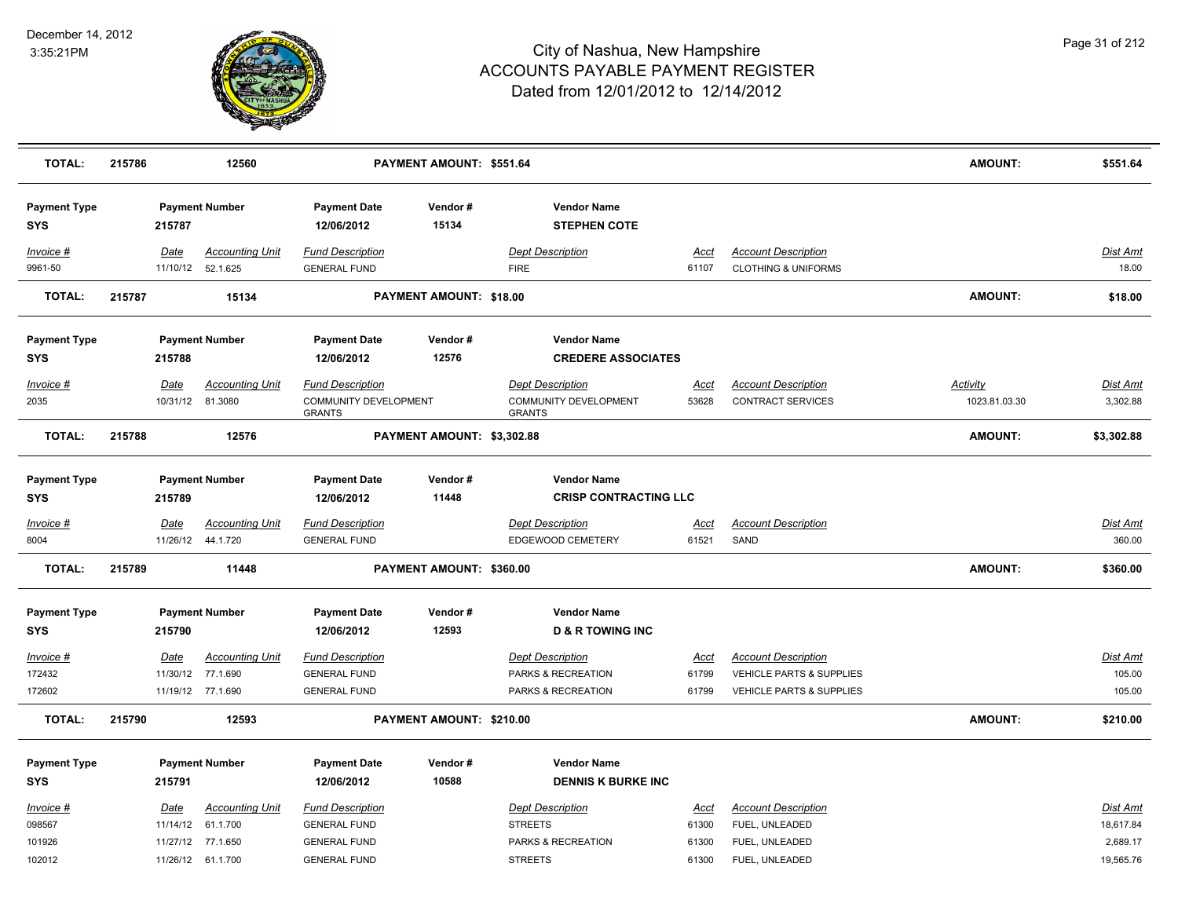# City of Nashua, New Hampshire
# ACCOUNTS PAYABLE PAYMENT REGISTER
## Dated from 12/01/2012 to 12/14/2012

December 14, 2012
3:35:21PM

| **TOTAL:** | **215786** | **12560** | **PAYMENT AMOUNT: $551.64** | **AMOUNT:** | **$551.64** |
|---|---|---|---|---|---|

| Payment Type | Payment Number | Payment Date | Vendor # | Vendor Name |
|---|---|---|---|---|
| **SYS** | **215787** | **12/06/2012** | **15134** | **STEPHEN COTE** |

| Invoice # | Date | Accounting Unit | Fund Description | Dept Description | Acct | Account Description | Dist Amt |
|---|---|---|---|---|---|---|---|
| 9961-50 | 11/10/12 | 52.1.625 | GENERAL FUND | FIRE | 61107 | CLOTHING & UNIFORMS | 18.00 |

| **TOTAL:** | **215787** | **15134** | **PAYMENT AMOUNT: $18.00** | **AMOUNT:** | **$18.00** |
|---|---|---|---|---|---|

| Payment Type | Payment Number | Payment Date | Vendor # | Vendor Name |
|---|---|---|---|---|
| **SYS** | **215788** | **12/06/2012** | **12576** | **CREDERE ASSOCIATES** |

| Invoice # | Date | Accounting Unit | Fund Description | Dept Description | Acct | Account Description | Activity | Dist Amt |
|---|---|---|---|---|---|---|---|---|
| 2035 | 10/31/12 | 81.3080 | COMMUNITY DEVELOPMENT GRANTS | COMMUNITY DEVELOPMENT GRANTS | 53628 | CONTRACT SERVICES | 1023.81.03.30 | 3,302.88 |

| **TOTAL:** | **215788** | **12576** | **PAYMENT AMOUNT: $3,302.88** | **AMOUNT:** | **$3,302.88** |
|---|---|---|---|---|---|

| Payment Type | Payment Number | Payment Date | Vendor # | Vendor Name |
|---|---|---|---|---|
| **SYS** | **215789** | **12/06/2012** | **11448** | **CRISP CONTRACTING LLC** |

| Invoice # | Date | Accounting Unit | Fund Description | Dept Description | Acct | Account Description | Dist Amt |
|---|---|---|---|---|---|---|---|
| 8004 | 11/26/12 | 44.1.720 | GENERAL FUND | EDGEWOOD CEMETERY | 61521 | SAND | 360.00 |

| **TOTAL:** | **215789** | **11448** | **PAYMENT AMOUNT: $360.00** | **AMOUNT:** | **$360.00** |
|---|---|---|---|---|---|

| Payment Type | Payment Number | Payment Date | Vendor # | Vendor Name |
|---|---|---|---|---|
| **SYS** | **215790** | **12/06/2012** | **12593** | **D & R TOWING INC** |

| Invoice # | Date | Accounting Unit | Fund Description | Dept Description | Acct | Account Description | Dist Amt |
|---|---|---|---|---|---|---|---|
| 172432 | 11/30/12 | 77.1.690 | GENERAL FUND | PARKS & RECREATION | 61799 | VEHICLE PARTS & SUPPLIES | 105.00 |
| 172602 | 11/19/12 | 77.1.690 | GENERAL FUND | PARKS & RECREATION | 61799 | VEHICLE PARTS & SUPPLIES | 105.00 |

| **TOTAL:** | **215790** | **12593** | **PAYMENT AMOUNT: $210.00** | **AMOUNT:** | **$210.00** |
|---|---|---|---|---|---|

| Payment Type | Payment Number | Payment Date | Vendor # | Vendor Name |
|---|---|---|---|---|
| **SYS** | **215791** | **12/06/2012** | **10588** | **DENNIS K BURKE INC** |

| Invoice # | Date | Accounting Unit | Fund Description | Dept Description | Acct | Account Description | Dist Amt |
|---|---|---|---|---|---|---|---|
| 098567 | 11/14/12 | 61.1.700 | GENERAL FUND | STREETS | 61300 | FUEL, UNLEADED | 18,617.84 |
| 101926 | 11/27/12 | 77.1.650 | GENERAL FUND | PARKS & RECREATION | 61300 | FUEL, UNLEADED | 2,689.17 |
| 102012 | 11/26/12 | 61.1.700 | GENERAL FUND | STREETS | 61300 | FUEL, UNLEADED | 19,565.76 |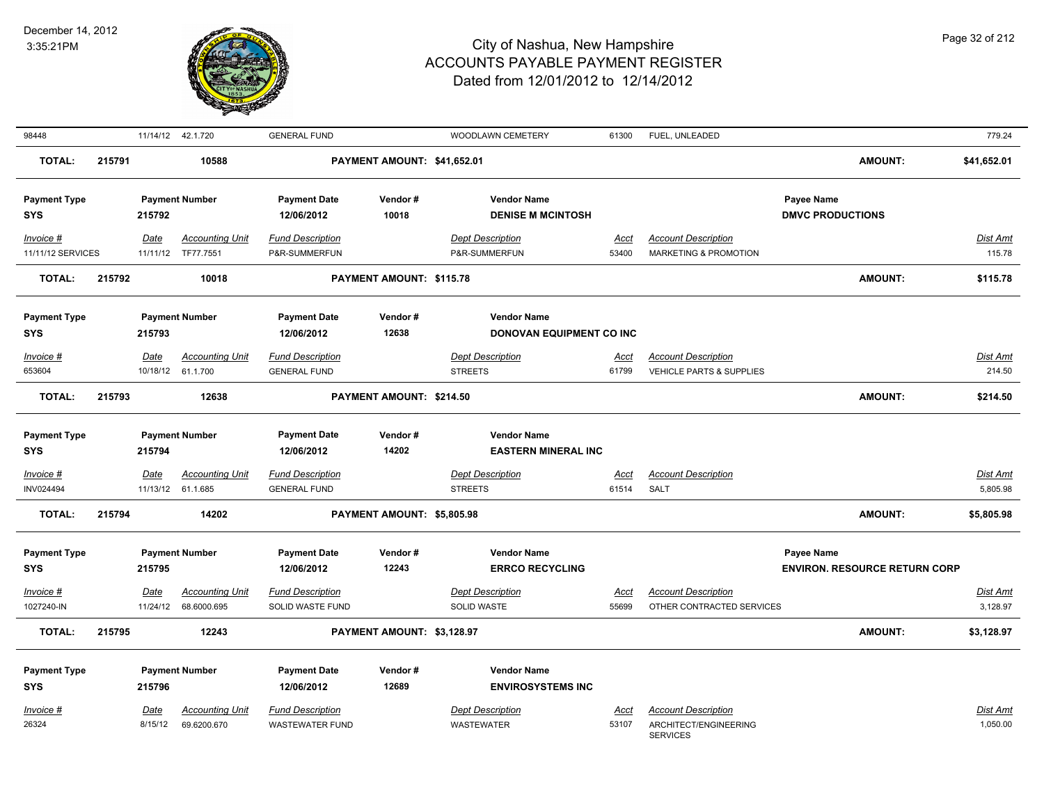| Invoice # | Date | Accounting Unit | Fund Description | Dept Description | Acct | Account Description | Dist Amt |
|---|---|---|---|---|---|---|---|
| 98448 | 11/14/12 | 42.1.720 | GENERAL FUND | WOODLAWN CEMETERY | 61300 | FUEL, UNLEADED | 779.24 |

**TOTAL:** 215791 | 10588 | **PAYMENT AMOUNT: $41,652.01** | **AMOUNT:** $41,652.01

| Payment Type | Payment Number | Payment Date | Vendor # | Vendor Name | Payee Name |
|---|---|---|---|---|---|
| SYS | 215792 | 12/06/2012 | 10018 | DENISE M MCINTOSH | DMVC PRODUCTIONS |

| Invoice # | Date | Accounting Unit | Fund Description | Dept Description | Acct | Account Description | Dist Amt |
|---|---|---|---|---|---|---|---|
| 11/11/12 SERVICES | 11/11/12 | TF77.7551 | P&R-SUMMERFUN | P&R-SUMMERFUN | 53400 | MARKETING & PROMOTION | 115.78 |

**TOTAL:** 215792 | 10018 | **PAYMENT AMOUNT: $115.78** | **AMOUNT:** $115.78

| Payment Type | Payment Number | Payment Date | Vendor # | Vendor Name |
|---|---|---|---|---|
| SYS | 215793 | 12/06/2012 | 12638 | DONOVAN EQUIPMENT CO INC |

| Invoice # | Date | Accounting Unit | Fund Description | Dept Description | Acct | Account Description | Dist Amt |
|---|---|---|---|---|---|---|---|
| 653604 | 10/18/12 | 61.1.700 | GENERAL FUND | STREETS | 61799 | VEHICLE PARTS & SUPPLIES | 214.50 |

**TOTAL:** 215793 | 12638 | **PAYMENT AMOUNT: $214.50** | **AMOUNT:** $214.50

| Payment Type | Payment Number | Payment Date | Vendor # | Vendor Name |
|---|---|---|---|---|
| SYS | 215794 | 12/06/2012 | 14202 | EASTERN MINERAL INC |

| Invoice # | Date | Accounting Unit | Fund Description | Dept Description | Acct | Account Description | Dist Amt |
|---|---|---|---|---|---|---|---|
| INV024494 | 11/13/12 | 61.1.685 | GENERAL FUND | STREETS | 61514 | SALT | 5,805.98 |

**TOTAL:** 215794 | 14202 | **PAYMENT AMOUNT: $5,805.98** | **AMOUNT:** $5,805.98

| Payment Type | Payment Number | Payment Date | Vendor # | Vendor Name | Payee Name |
|---|---|---|---|---|---|
| SYS | 215795 | 12/06/2012 | 12243 | ERRCO RECYCLING | ENVIRON. RESOURCE RETURN CORP |

| Invoice # | Date | Accounting Unit | Fund Description | Dept Description | Acct | Account Description | Dist Amt |
|---|---|---|---|---|---|---|---|
| 1027240-IN | 11/24/12 | 68.6000.695 | SOLID WASTE FUND | SOLID WASTE | 55699 | OTHER CONTRACTED SERVICES | 3,128.97 |

**TOTAL:** 215795 | 12243 | **PAYMENT AMOUNT: $3,128.97** | **AMOUNT:** $3,128.97

| Payment Type | Payment Number | Payment Date | Vendor # | Vendor Name |
|---|---|---|---|---|
| SYS | 215796 | 12/06/2012 | 12689 | ENVIROSYSTEMS INC |

| Invoice # | Date | Accounting Unit | Fund Description | Dept Description | Acct | Account Description | Dist Amt |
|---|---|---|---|---|---|---|---|
| 26324 | 8/15/12 | 69.6200.670 | WASTEWATER FUND | WASTEWATER | 53107 | ARCHITECT/ENGINEERING SERVICES | 1,050.00 |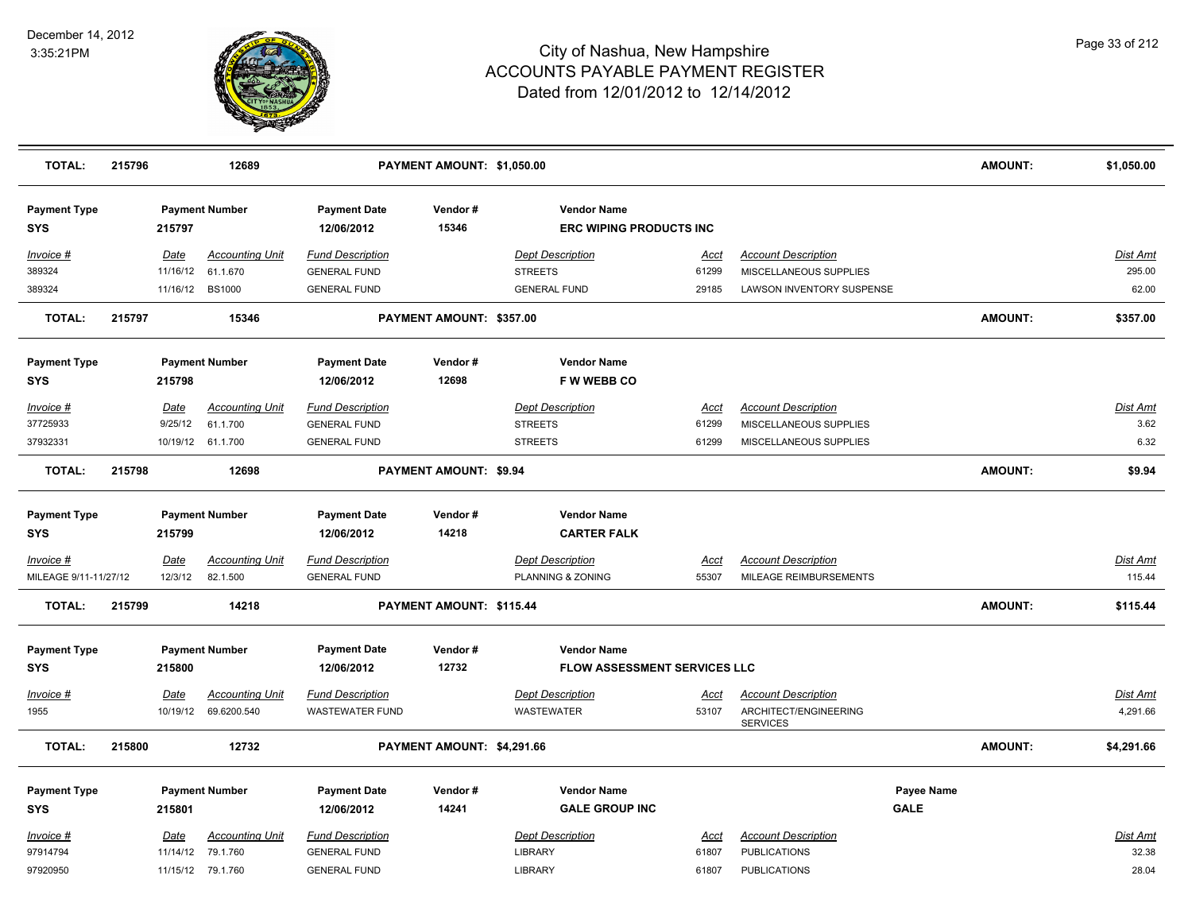# City of Nashua, New Hampshire
# ACCOUNTS PAYABLE PAYMENT REGISTER
## Dated from 12/01/2012 to 12/14/2012

December 14, 2012
3:35:21PM

| TOTAL: | 215796 | 12689 | PAYMENT AMOUNT: $1,050.00 | AMOUNT: | $1,050.00 |
|---|---|---|---|---|---|

| Payment Type | Payment Number | Payment Date | Vendor # | Vendor Name |
|---|---|---|---|---|
| SYS | 215797 | 12/06/2012 | 15346 | ERC WIPING PRODUCTS INC |

| Invoice # | Date | Accounting Unit | Fund Description | Dept Description | Acct | Account Description | Dist Amt |
|---|---|---|---|---|---|---|---|
| 389324 | 11/16/12 | 61.1.670 | GENERAL FUND | STREETS | 61299 | MISCELLANEOUS SUPPLIES | 295.00 |
| 389324 | 11/16/12 | BS1000 | GENERAL FUND | GENERAL FUND | 29185 | LAWSON INVENTORY SUSPENSE | 62.00 |

| TOTAL: | 215797 | 15346 | PAYMENT AMOUNT: $357.00 | AMOUNT: | $357.00 |
|---|---|---|---|---|---|

| Payment Type | Payment Number | Payment Date | Vendor # | Vendor Name |
|---|---|---|---|---|
| SYS | 215798 | 12/06/2012 | 12698 | F W WEBB CO |

| Invoice # | Date | Accounting Unit | Fund Description | Dept Description | Acct | Account Description | Dist Amt |
|---|---|---|---|---|---|---|---|
| 37725933 | 9/25/12 | 61.1.700 | GENERAL FUND | STREETS | 61299 | MISCELLANEOUS SUPPLIES | 3.62 |
| 37932331 | 10/19/12 | 61.1.700 | GENERAL FUND | STREETS | 61299 | MISCELLANEOUS SUPPLIES | 6.32 |

| TOTAL: | 215798 | 12698 | PAYMENT AMOUNT: $9.94 | AMOUNT: | $9.94 |
|---|---|---|---|---|---|

| Payment Type | Payment Number | Payment Date | Vendor # | Vendor Name |
|---|---|---|---|---|
| SYS | 215799 | 12/06/2012 | 14218 | CARTER FALK |

| Invoice # | Date | Accounting Unit | Fund Description | Dept Description | Acct | Account Description | Dist Amt |
|---|---|---|---|---|---|---|---|
| MILEAGE 9/11-11/27/12 | 12/3/12 | 82.1.500 | GENERAL FUND | PLANNING & ZONING | 55307 | MILEAGE REIMBURSEMENTS | 115.44 |

| TOTAL: | 215799 | 14218 | PAYMENT AMOUNT: $115.44 | AMOUNT: | $115.44 |
|---|---|---|---|---|---|

| Payment Type | Payment Number | Payment Date | Vendor # | Vendor Name |
|---|---|---|---|---|
| SYS | 215800 | 12/06/2012 | 12732 | FLOW ASSESSMENT SERVICES LLC |

| Invoice # | Date | Accounting Unit | Fund Description | Dept Description | Acct | Account Description | Dist Amt |
|---|---|---|---|---|---|---|---|
| 1955 | 10/19/12 | 69.6200.540 | WASTEWATER FUND | WASTEWATER | 53107 | ARCHITECT/ENGINEERING SERVICES | 4,291.66 |

| TOTAL: | 215800 | 12732 | PAYMENT AMOUNT: $4,291.66 | AMOUNT: | $4,291.66 |
|---|---|---|---|---|---|

| Payment Type | Payment Number | Payment Date | Vendor # | Vendor Name | Payee Name |
|---|---|---|---|---|---|
| SYS | 215801 | 12/06/2012 | 14241 | GALE GROUP INC | GALE |

| Invoice # | Date | Accounting Unit | Fund Description | Dept Description | Acct | Account Description | Dist Amt |
|---|---|---|---|---|---|---|---|
| 97914794 | 11/14/12 | 79.1.760 | GENERAL FUND | LIBRARY | 61807 | PUBLICATIONS | 32.38 |
| 97920950 | 11/15/12 | 79.1.760 | GENERAL FUND | LIBRARY | 61807 | PUBLICATIONS | 28.04 |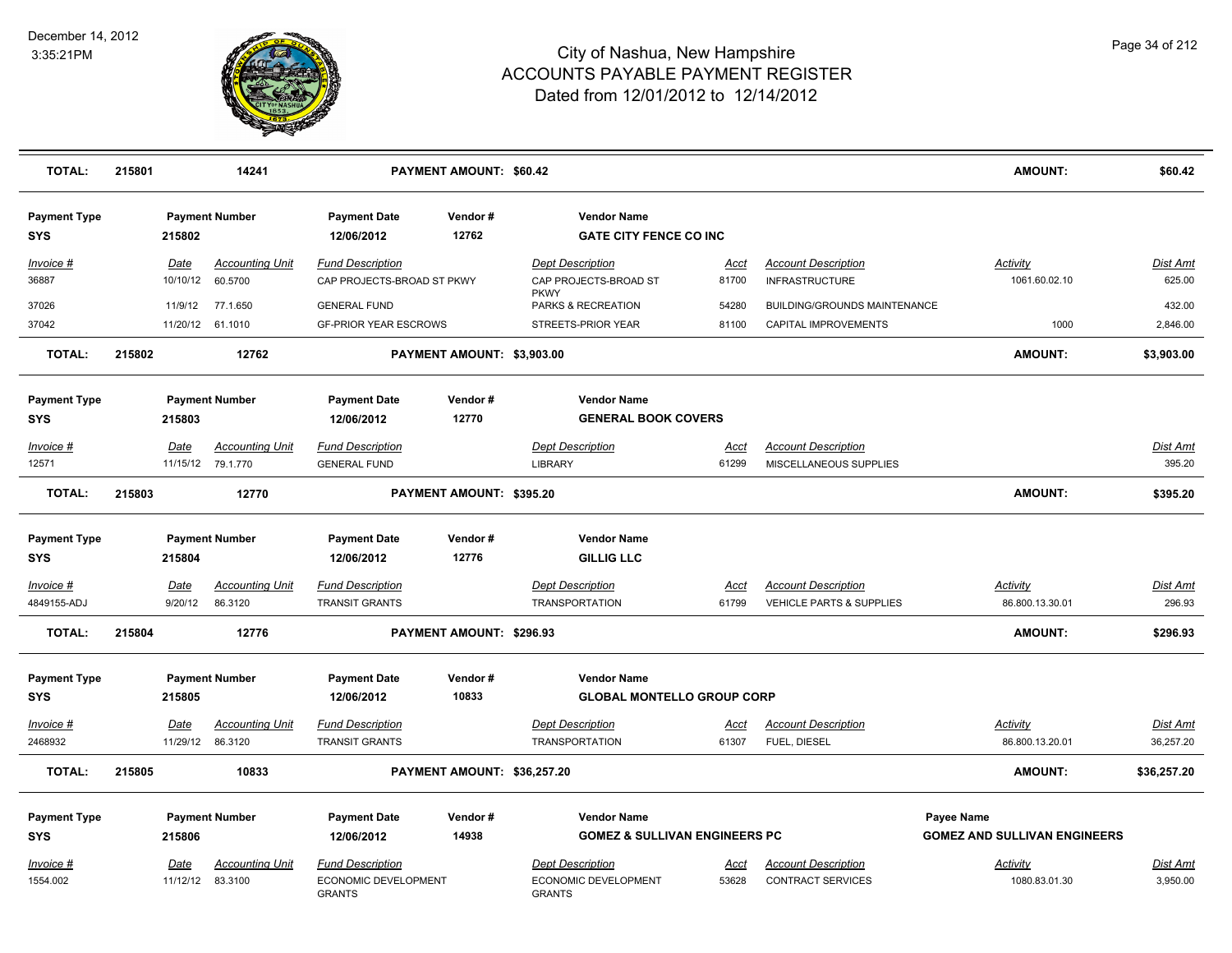| TOTAL: | 215801 | | 14241 | | PAYMENT AMOUNT: $60.42 | | | | | AMOUNT: | $60.42 |
|---|---|---|---|---|---|---|---|---|---|---|---|

| Payment Type | Payment Number | | | Payment Date | Vendor # | Vendor Name | | | | | |
|---|---|---|---|---|---|---|---|---|---|---|---|
| SYS | 215802 | | | 12/06/2012 | 12762 | GATE CITY FENCE CO INC | | | | | |
| Invoice # | | Date | Accounting Unit | Fund Description | | Dept Description | Acct | Account Description | | Activity | Dist Amt |
| 36887 | | 10/10/12 | 60.5700 | CAP PROJECTS-BROAD ST PKWY | | CAP PROJECTS-BROAD ST PKWY | 81700 | INFRASTRUCTURE | | 1061.60.02.10 | 625.00 |
| 37026 | | 11/9/12 | 77.1.650 | GENERAL FUND | | PARKS & RECREATION | 54280 | BUILDING/GROUNDS MAINTENANCE | | | 432.00 |
| 37042 | | 11/20/12 | 61.1010 | GF-PRIOR YEAR ESCROWS | | STREETS-PRIOR YEAR | 81100 | CAPITAL IMPROVEMENTS | | 1000 | 2,846.00 |
| **TOTAL:** | **215802** | | **12762** | | **PAYMENT AMOUNT: $3,903.00** | | | | | **AMOUNT:** | **$3,903.00** |

| Payment Type | Payment Number | | | Payment Date | Vendor # | Vendor Name | | | | | |
|---|---|---|---|---|---|---|---|---|---|---|---|
| SYS | 215803 | | | 12/06/2012 | 12770 | GENERAL BOOK COVERS | | | | | |
| Invoice # | | Date | Accounting Unit | Fund Description | | Dept Description | Acct | Account Description | | | Dist Amt |
| 12571 | | 11/15/12 | 79.1.770 | GENERAL FUND | | LIBRARY | 61299 | MISCELLANEOUS SUPPLIES | | | 395.20 |
| **TOTAL:** | **215803** | | **12770** | | **PAYMENT AMOUNT: $395.20** | | | | | **AMOUNT:** | **$395.20** |

| Payment Type | Payment Number | | | Payment Date | Vendor # | Vendor Name | | | | | |
|---|---|---|---|---|---|---|---|---|---|---|---|
| SYS | 215804 | | | 12/06/2012 | 12776 | GILLIG LLC | | | | | |
| Invoice # | | Date | Accounting Unit | Fund Description | | Dept Description | Acct | Account Description | | Activity | Dist Amt |
| 4849155-ADJ | | 9/20/12 | 86.3120 | TRANSIT GRANTS | | TRANSPORTATION | 61799 | VEHICLE PARTS & SUPPLIES | | 86.800.13.30.01 | 296.93 |
| **TOTAL:** | **215804** | | **12776** | | **PAYMENT AMOUNT: $296.93** | | | | | **AMOUNT:** | **$296.93** |

| Payment Type | Payment Number | | | Payment Date | Vendor # | Vendor Name | | | | | |
|---|---|---|---|---|---|---|---|---|---|---|---|
| SYS | 215805 | | | 12/06/2012 | 10833 | GLOBAL MONTELLO GROUP CORP | | | | | |
| Invoice # | | Date | Accounting Unit | Fund Description | | Dept Description | Acct | Account Description | | Activity | Dist Amt |
| 2468932 | | 11/29/12 | 86.3120 | TRANSIT GRANTS | | TRANSPORTATION | 61307 | FUEL, DIESEL | | 86.800.13.20.01 | 36,257.20 |
| **TOTAL:** | **215805** | | **10833** | | **PAYMENT AMOUNT: $36,257.20** | | | | | **AMOUNT:** | **$36,257.20** |

| Payment Type | Payment Number | | | Payment Date | Vendor # | Vendor Name | | | Payee Name | | |
|---|---|---|---|---|---|---|---|---|---|---|---|
| SYS | 215806 | | | 12/06/2012 | 14938 | GOMEZ & SULLIVAN ENGINEERS PC | | | GOMEZ AND SULLIVAN ENGINEERS | | |
| Invoice # | | Date | Accounting Unit | Fund Description | | Dept Description | Acct | Account Description | | Activity | Dist Amt |
| 1554.002 | | 11/12/12 | 83.3100 | ECONOMIC DEVELOPMENT GRANTS | | ECONOMIC DEVELOPMENT GRANTS | 53628 | CONTRACT SERVICES | | 1080.83.01.30 | 3,950.00 |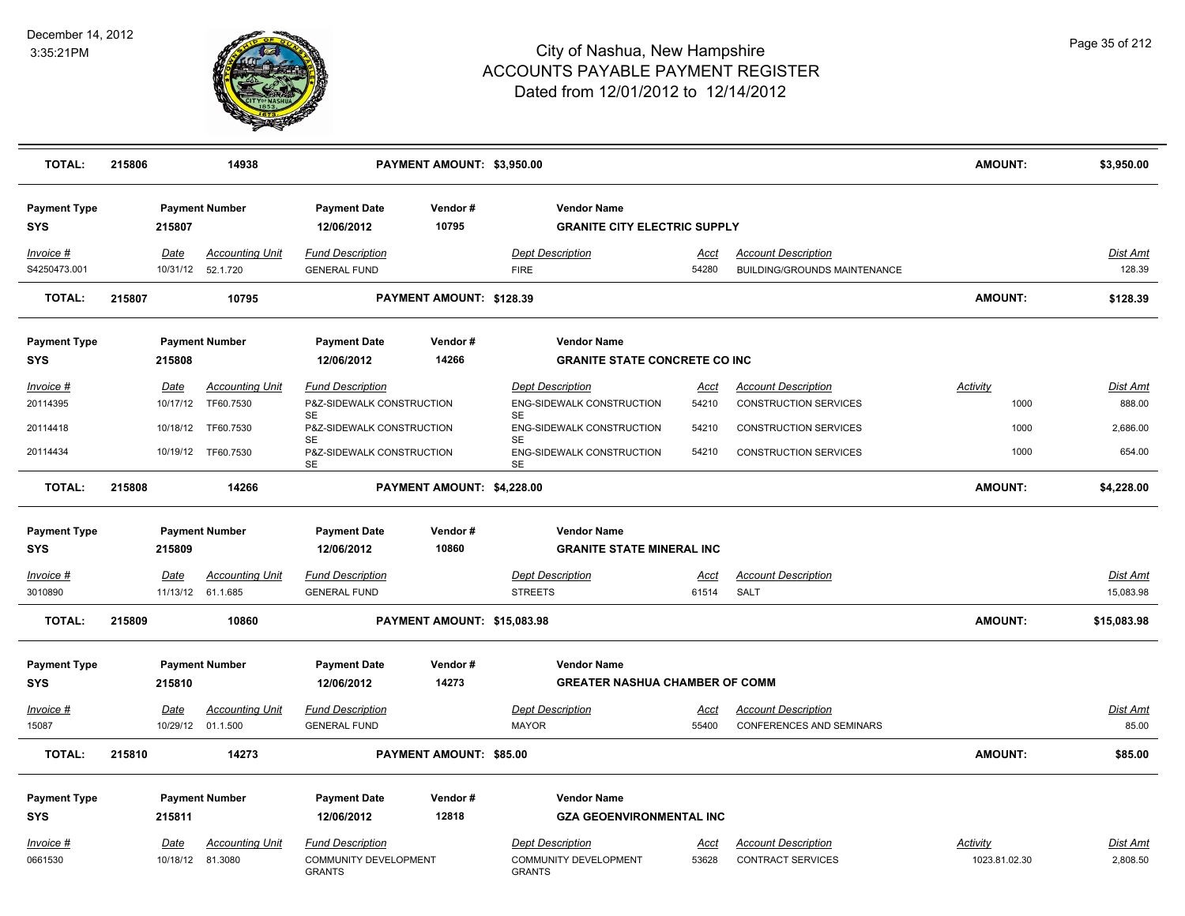# City of Nashua, New Hampshire
# ACCOUNTS PAYABLE PAYMENT REGISTER
## Dated from 12/01/2012 to 12/14/2012

December 14, 2012
3:35:21PM

| TOTAL: | 215806 | 14938 | PAYMENT AMOUNT: $3,950.00 | AMOUNT: | $3,950.00 |
|---|---|---|---|---|---|

| Payment Type | Payment Number | Payment Date | Vendor # | Vendor Name |
|---|---|---|---|---|
| SYS | 215807 | 12/06/2012 | 10795 | GRANITE CITY ELECTRIC SUPPLY |

| Invoice # | Date | Accounting Unit | Fund Description | Dept Description | Acct | Account Description | Dist Amt |
|---|---|---|---|---|---|---|---|
| S4250473.001 | 10/31/12 | 52.1.720 | GENERAL FUND | FIRE | 54280 | BUILDING/GROUNDS MAINTENANCE | 128.39 |

| TOTAL: | 215807 | 10795 | PAYMENT AMOUNT: $128.39 | AMOUNT: | $128.39 |
|---|---|---|---|---|---|

| Payment Type | Payment Number | Payment Date | Vendor # | Vendor Name |
|---|---|---|---|---|
| SYS | 215808 | 12/06/2012 | 14266 | GRANITE STATE CONCRETE CO INC |

| Invoice # | Date | Accounting Unit | Fund Description | Dept Description | Acct | Account Description | Activity | Dist Amt |
|---|---|---|---|---|---|---|---|---|
| 20114395 | 10/17/12 | TF60.7530 | P&Z-SIDEWALK CONSTRUCTION SE | ENG-SIDEWALK CONSTRUCTION SE | 54210 | CONSTRUCTION SERVICES | 1000 | 888.00 |
| 20114418 | 10/18/12 | TF60.7530 | P&Z-SIDEWALK CONSTRUCTION SE | ENG-SIDEWALK CONSTRUCTION SE | 54210 | CONSTRUCTION SERVICES | 1000 | 2,686.00 |
| 20114434 | 10/19/12 | TF60.7530 | P&Z-SIDEWALK CONSTRUCTION SE | ENG-SIDEWALK CONSTRUCTION SE | 54210 | CONSTRUCTION SERVICES | 1000 | 654.00 |

| TOTAL: | 215808 | 14266 | PAYMENT AMOUNT: $4,228.00 | AMOUNT: | $4,228.00 |
|---|---|---|---|---|---|

| Payment Type | Payment Number | Payment Date | Vendor # | Vendor Name |
|---|---|---|---|---|
| SYS | 215809 | 12/06/2012 | 10860 | GRANITE STATE MINERAL INC |

| Invoice # | Date | Accounting Unit | Fund Description | Dept Description | Acct | Account Description | Dist Amt |
|---|---|---|---|---|---|---|---|
| 3010890 | 11/13/12 | 61.1.685 | GENERAL FUND | STREETS | 61514 | SALT | 15,083.98 |

| TOTAL: | 215809 | 10860 | PAYMENT AMOUNT: $15,083.98 | AMOUNT: | $15,083.98 |
|---|---|---|---|---|---|

| Payment Type | Payment Number | Payment Date | Vendor # | Vendor Name |
|---|---|---|---|---|
| SYS | 215810 | 12/06/2012 | 14273 | GREATER NASHUA CHAMBER OF COMM |

| Invoice # | Date | Accounting Unit | Fund Description | Dept Description | Acct | Account Description | Dist Amt |
|---|---|---|---|---|---|---|---|
| 15087 | 10/29/12 | 01.1.500 | GENERAL FUND | MAYOR | 55400 | CONFERENCES AND SEMINARS | 85.00 |

| TOTAL: | 215810 | 14273 | PAYMENT AMOUNT: $85.00 | AMOUNT: | $85.00 |
|---|---|---|---|---|---|

| Payment Type | Payment Number | Payment Date | Vendor # | Vendor Name |
|---|---|---|---|---|
| SYS | 215811 | 12/06/2012 | 12818 | GZA GEOENVIRONMENTAL INC |

| Invoice # | Date | Accounting Unit | Fund Description | Dept Description | Acct | Account Description | Activity | Dist Amt |
|---|---|---|---|---|---|---|---|---|
| 0661530 | 10/18/12 | 81.3080 | COMMUNITY DEVELOPMENT GRANTS | COMMUNITY DEVELOPMENT GRANTS | 53628 | CONTRACT SERVICES | 1023.81.02.30 | 2,808.50 |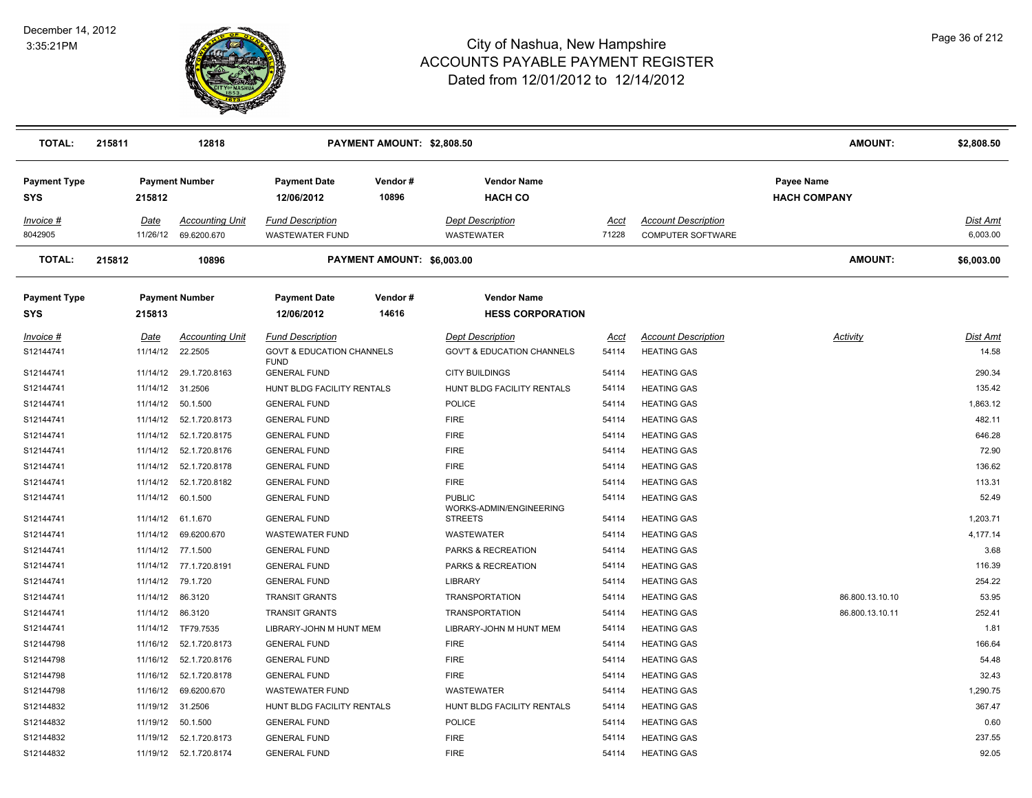# City of Nashua, New Hampshire
## ACCOUNTS PAYABLE PAYMENT REGISTER
### Dated from 12/01/2012 to 12/14/2012

December 14, 2012
3:35:21PM

| TOTAL: | 215811 | 12818 | PAYMENT AMOUNT: $2,808.50 | AMOUNT: | $2,808.50 |
|---|---|---|---|---|---|

| Payment Type | Payment Number | Payment Date | Vendor # | Vendor Name | Payee Name |
|---|---|---|---|---|---|
| SYS | 215812 | 12/06/2012 | 10896 | HACH CO | HACH COMPANY |

| Invoice # | Date | Accounting Unit | Fund Description | Dept Description | Acct | Account Description | Dist Amt |
|---|---|---|---|---|---|---|---|
| 8042905 | 11/26/12 | 69.6200.670 | WASTEWATER FUND | WASTEWATER | 71228 | COMPUTER SOFTWARE | 6,003.00 |

| TOTAL: | 215812 | 10896 | PAYMENT AMOUNT: $6,003.00 | AMOUNT: | $6,003.00 |
|---|---|---|---|---|---|

| Payment Type | Payment Number | Payment Date | Vendor # | Vendor Name |
|---|---|---|---|---|
| SYS | 215813 | 12/06/2012 | 14616 | HESS CORPORATION |

| Invoice # | Date | Accounting Unit | Fund Description | Dept Description | Acct | Account Description | Activity | Dist Amt |
|---|---|---|---|---|---|---|---|---|
| S12144741 | 11/14/12 | 22.2505 | GOVT & EDUCATION CHANNELS FUND | GOV'T & EDUCATION CHANNELS | 54114 | HEATING GAS | | 14.58 |
| S12144741 | 11/14/12 | 29.1.720.8163 | GENERAL FUND | CITY BUILDINGS | 54114 | HEATING GAS | | 290.34 |
| S12144741 | 11/14/12 | 31.2506 | HUNT BLDG FACILITY RENTALS | HUNT BLDG FACILITY RENTALS | 54114 | HEATING GAS | | 135.42 |
| S12144741 | 11/14/12 | 50.1.500 | GENERAL FUND | POLICE | 54114 | HEATING GAS | | 1,863.12 |
| S12144741 | 11/14/12 | 52.1.720.8173 | GENERAL FUND | FIRE | 54114 | HEATING GAS | | 482.11 |
| S12144741 | 11/14/12 | 52.1.720.8175 | GENERAL FUND | FIRE | 54114 | HEATING GAS | | 646.28 |
| S12144741 | 11/14/12 | 52.1.720.8176 | GENERAL FUND | FIRE | 54114 | HEATING GAS | | 72.90 |
| S12144741 | 11/14/12 | 52.1.720.8178 | GENERAL FUND | FIRE | 54114 | HEATING GAS | | 136.62 |
| S12144741 | 11/14/12 | 52.1.720.8182 | GENERAL FUND | FIRE | 54114 | HEATING GAS | | 113.31 |
| S12144741 | 11/14/12 | 60.1.500 | GENERAL FUND | PUBLIC WORKS-ADMIN/ENGINEERING | 54114 | HEATING GAS | | 52.49 |
| S12144741 | 11/14/12 | 61.1.670 | GENERAL FUND | STREETS | 54114 | HEATING GAS | | 1,203.71 |
| S12144741 | 11/14/12 | 69.6200.670 | WASTEWATER FUND | WASTEWATER | 54114 | HEATING GAS | | 4,177.14 |
| S12144741 | 11/14/12 | 77.1.500 | GENERAL FUND | PARKS & RECREATION | 54114 | HEATING GAS | | 3.68 |
| S12144741 | 11/14/12 | 77.1.720.8191 | GENERAL FUND | PARKS & RECREATION | 54114 | HEATING GAS | | 116.39 |
| S12144741 | 11/14/12 | 79.1.720 | GENERAL FUND | LIBRARY | 54114 | HEATING GAS | | 254.22 |
| S12144741 | 11/14/12 | 86.3120 | TRANSIT GRANTS | TRANSPORTATION | 54114 | HEATING GAS | 86.800.13.10.10 | 53.95 |
| S12144741 | 11/14/12 | 86.3120 | TRANSIT GRANTS | TRANSPORTATION | 54114 | HEATING GAS | 86.800.13.10.11 | 252.41 |
| S12144741 | 11/14/12 | TF79.7535 | LIBRARY-JOHN M HUNT MEM | LIBRARY-JOHN M HUNT MEM | 54114 | HEATING GAS | | 1.81 |
| S12144798 | 11/16/12 | 52.1.720.8173 | GENERAL FUND | FIRE | 54114 | HEATING GAS | | 166.64 |
| S12144798 | 11/16/12 | 52.1.720.8176 | GENERAL FUND | FIRE | 54114 | HEATING GAS | | 54.48 |
| S12144798 | 11/16/12 | 52.1.720.8178 | GENERAL FUND | FIRE | 54114 | HEATING GAS | | 32.43 |
| S12144798 | 11/16/12 | 69.6200.670 | WASTEWATER FUND | WASTEWATER | 54114 | HEATING GAS | | 1,290.75 |
| S12144832 | 11/19/12 | 31.2506 | HUNT BLDG FACILITY RENTALS | HUNT BLDG FACILITY RENTALS | 54114 | HEATING GAS | | 367.47 |
| S12144832 | 11/19/12 | 50.1.500 | GENERAL FUND | POLICE | 54114 | HEATING GAS | | 0.60 |
| S12144832 | 11/19/12 | 52.1.720.8173 | GENERAL FUND | FIRE | 54114 | HEATING GAS | | 237.55 |
| S12144832 | 11/19/12 | 52.1.720.8174 | GENERAL FUND | FIRE | 54114 | HEATING GAS | | 92.05 |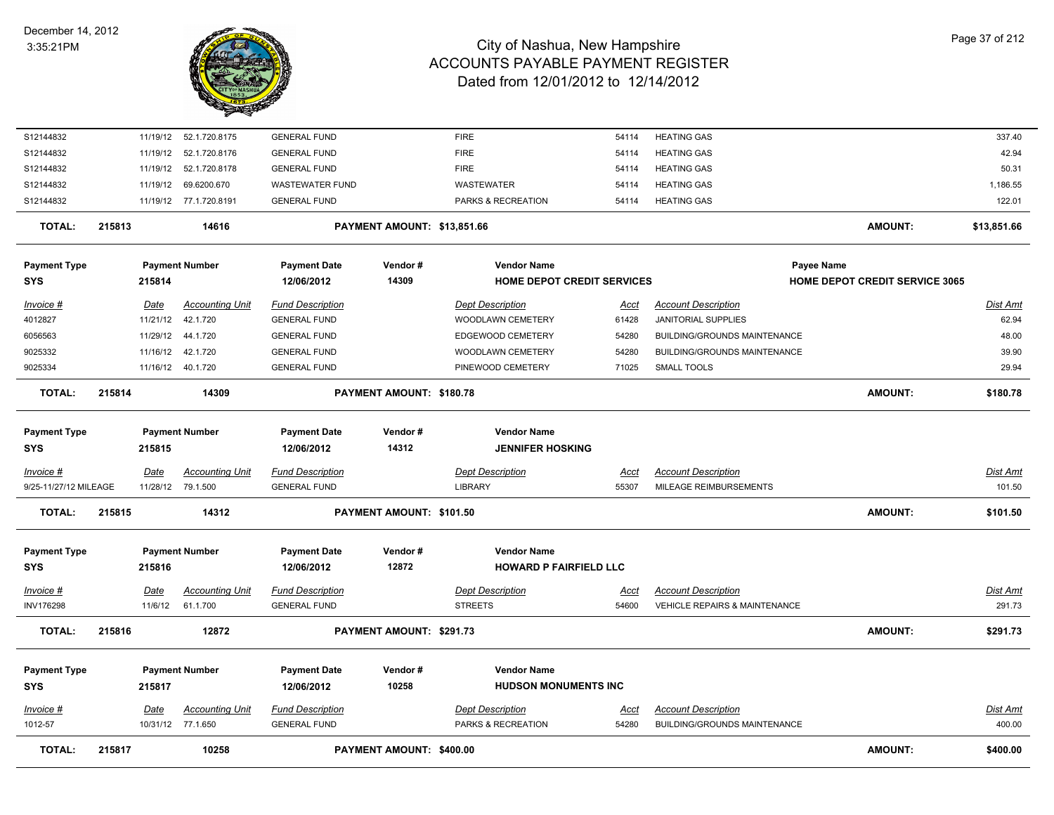# City of Nashua, New Hampshire
## ACCOUNTS PAYABLE PAYMENT REGISTER
### Dated from 12/01/2012 to 12/14/2012

December 14, 2012
3:35:21PM

| Invoice # | Date | Accounting Unit | Fund Description | Dept Description | Acct | Account Description | Dist Amt |
|---|---|---|---|---|---|---|---|
| S12144832 | 11/19/12 | 52.1.720.8175 | GENERAL FUND | FIRE | 54114 | HEATING GAS | 337.40 |
| S12144832 | 11/19/12 | 52.1.720.8176 | GENERAL FUND | FIRE | 54114 | HEATING GAS | 42.94 |
| S12144832 | 11/19/12 | 52.1.720.8178 | GENERAL FUND | FIRE | 54114 | HEATING GAS | 50.31 |
| S12144832 | 11/19/12 | 69.6200.670 | WASTEWATER FUND | WASTEWATER | 54114 | HEATING GAS | 1,186.55 |
| S12144832 | 11/19/12 | 77.1.720.8191 | GENERAL FUND | PARKS & RECREATION | 54114 | HEATING GAS | 122.01 |

**TOTAL: 215813 14616 PAYMENT AMOUNT: $13,851.66 AMOUNT: $13,851.66**

---

| Payment Type | Payment Number | Payment Date | Vendor # | Vendor Name | Payee Name |
|---|---|---|---|---|---|
| SYS | 215814 | 12/06/2012 | 14309 | HOME DEPOT CREDIT SERVICES | HOME DEPOT CREDIT SERVICE 3065 |

| Invoice # | Date | Accounting Unit | Fund Description | Dept Description | Acct | Account Description | Dist Amt |
|---|---|---|---|---|---|---|---|
| 4012827 | 11/21/12 | 42.1.720 | GENERAL FUND | WOODLAWN CEMETERY | 61428 | JANITORIAL SUPPLIES | 62.94 |
| 6056563 | 11/29/12 | 44.1.720 | GENERAL FUND | EDGEWOOD CEMETERY | 54280 | BUILDING/GROUNDS MAINTENANCE | 48.00 |
| 9025332 | 11/16/12 | 42.1.720 | GENERAL FUND | WOODLAWN CEMETERY | 54280 | BUILDING/GROUNDS MAINTENANCE | 39.90 |
| 9025334 | 11/16/12 | 40.1.720 | GENERAL FUND | PINEWOOD CEMETERY | 71025 | SMALL TOOLS | 29.94 |

**TOTAL: 215814 14309 PAYMENT AMOUNT: $180.78 AMOUNT: $180.78**

---

| Payment Type | Payment Number | Payment Date | Vendor # | Vendor Name |
|---|---|---|---|---|
| SYS | 215815 | 12/06/2012 | 14312 | JENNIFER HOSKING |

| Invoice # | Date | Accounting Unit | Fund Description | Dept Description | Acct | Account Description | Dist Amt |
|---|---|---|---|---|---|---|---|
| 9/25-11/27/12 MILEAGE | 11/28/12 | 79.1.500 | GENERAL FUND | LIBRARY | 55307 | MILEAGE REIMBURSEMENTS | 101.50 |

**TOTAL: 215815 14312 PAYMENT AMOUNT: $101.50 AMOUNT: $101.50**

---

| Payment Type | Payment Number | Payment Date | Vendor # | Vendor Name |
|---|---|---|---|---|
| SYS | 215816 | 12/06/2012 | 12872 | HOWARD P FAIRFIELD LLC |

| Invoice # | Date | Accounting Unit | Fund Description | Dept Description | Acct | Account Description | Dist Amt |
|---|---|---|---|---|---|---|---|
| INV176298 | 11/6/12 | 61.1.700 | GENERAL FUND | STREETS | 54600 | VEHICLE REPAIRS & MAINTENANCE | 291.73 |

**TOTAL: 215816 12872 PAYMENT AMOUNT: $291.73 AMOUNT: $291.73**

---

| Payment Type | Payment Number | Payment Date | Vendor # | Vendor Name |
|---|---|---|---|---|
| SYS | 215817 | 12/06/2012 | 10258 | HUDSON MONUMENTS INC |

| Invoice # | Date | Accounting Unit | Fund Description | Dept Description | Acct | Account Description | Dist Amt |
|---|---|---|---|---|---|---|---|
| 1012-57 | 10/31/12 | 77.1.650 | GENERAL FUND | PARKS & RECREATION | 54280 | BUILDING/GROUNDS MAINTENANCE | 400.00 |

**TOTAL: 215817 10258 PAYMENT AMOUNT: $400.00 AMOUNT: $400.00**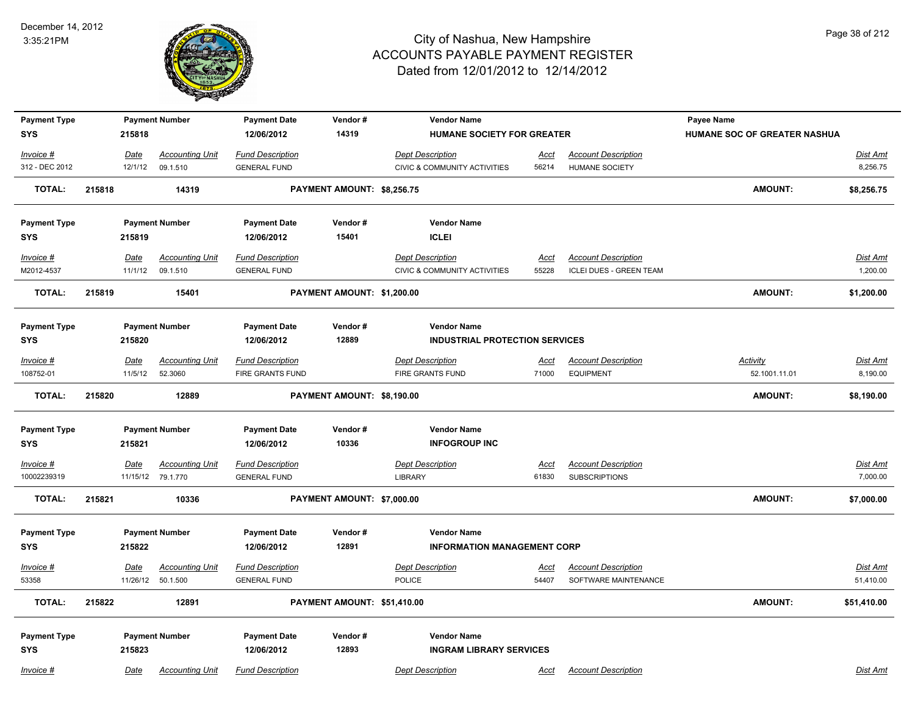| Payment Type | Payment Number | Payment Date | Vendor # | Vendor Name | | | Payee Name | |
|---|---|---|---|---|---|---|---|---|
| SYS | 215818 | 12/06/2012 | 14319 | HUMANE SOCIETY FOR GREATER | | | HUMANE SOC OF GREATER NASHUA | |

| Invoice # | Date | Accounting Unit | Fund Description | Dept Description | Acct | Account Description | Dist Amt |
|---|---|---|---|---|---|---|---|
| 312 - DEC 2012 | 12/1/12 | 09.1.510 | GENERAL FUND | CIVIC & COMMUNITY ACTIVITIES | 56214 | HUMANE SOCIETY | 8,256.75 |

**TOTAL: 215818 14319 PAYMENT AMOUNT: $8,256.75 AMOUNT: $8,256.75**

| Payment Type | Payment Number | Payment Date | Vendor # | Vendor Name |
|---|---|---|---|---|
| SYS | 215819 | 12/06/2012 | 15401 | ICLEI |

| Invoice # | Date | Accounting Unit | Fund Description | Dept Description | Acct | Account Description | Dist Amt |
|---|---|---|---|---|---|---|---|
| M2012-4537 | 11/1/12 | 09.1.510 | GENERAL FUND | CIVIC & COMMUNITY ACTIVITIES | 55228 | ICLEI DUES - GREEN TEAM | 1,200.00 |

**TOTAL: 215819 15401 PAYMENT AMOUNT: $1,200.00 AMOUNT: $1,200.00**

| Payment Type | Payment Number | Payment Date | Vendor # | Vendor Name |
|---|---|---|---|---|
| SYS | 215820 | 12/06/2012 | 12889 | INDUSTRIAL PROTECTION SERVICES |

| Invoice # | Date | Accounting Unit | Fund Description | Dept Description | Acct | Account Description | Activity | Dist Amt |
|---|---|---|---|---|---|---|---|---|
| 108752-01 | 11/5/12 | 52.3060 | FIRE GRANTS FUND | FIRE GRANTS FUND | 71000 | EQUIPMENT | 52.1001.11.01 | 8,190.00 |

**TOTAL: 215820 12889 PAYMENT AMOUNT: $8,190.00 AMOUNT: $8,190.00**

| Payment Type | Payment Number | Payment Date | Vendor # | Vendor Name |
|---|---|---|---|---|
| SYS | 215821 | 12/06/2012 | 10336 | INFOGROUP INC |

| Invoice # | Date | Accounting Unit | Fund Description | Dept Description | Acct | Account Description | Dist Amt |
|---|---|---|---|---|---|---|---|
| 10002239319 | 11/15/12 | 79.1.770 | GENERAL FUND | LIBRARY | 61830 | SUBSCRIPTIONS | 7,000.00 |

**TOTAL: 215821 10336 PAYMENT AMOUNT: $7,000.00 AMOUNT: $7,000.00**

| Payment Type | Payment Number | Payment Date | Vendor # | Vendor Name |
|---|---|---|---|---|
| SYS | 215822 | 12/06/2012 | 12891 | INFORMATION MANAGEMENT CORP |

| Invoice # | Date | Accounting Unit | Fund Description | Dept Description | Acct | Account Description | Dist Amt |
|---|---|---|---|---|---|---|---|
| 53358 | 11/26/12 | 50.1.500 | GENERAL FUND | POLICE | 54407 | SOFTWARE MAINTENANCE | 51,410.00 |

**TOTAL: 215822 12891 PAYMENT AMOUNT: $51,410.00 AMOUNT: $51,410.00**

| Payment Type | Payment Number | Payment Date | Vendor # | Vendor Name |
|---|---|---|---|---|
| SYS | 215823 | 12/06/2012 | 12893 | INGRAM LIBRARY SERVICES |

| Invoice # | Date | Accounting Unit | Fund Description | Dept Description | Acct | Account Description | Dist Amt |
|---|---|---|---|---|---|---|---|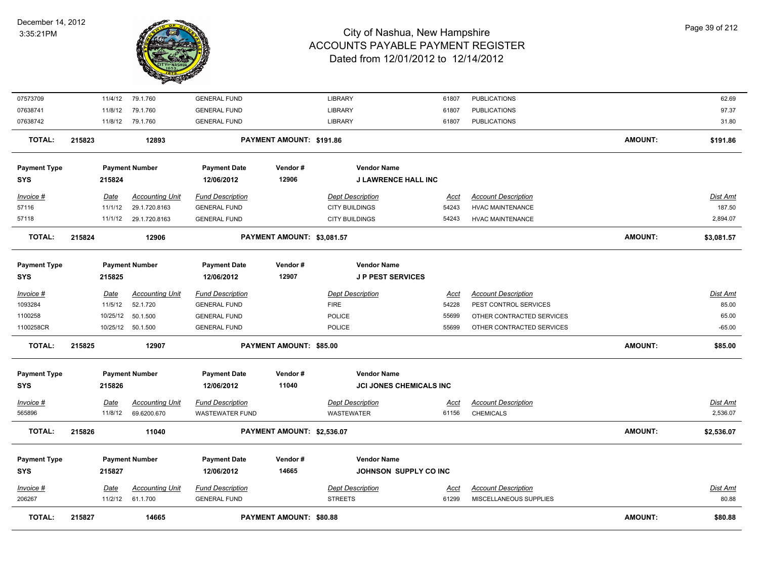| Invoice # | Date | Accounting Unit | Fund Description | Dept Description | Acct | Account Description | Dist Amt |
|---|---|---|---|---|---|---|---|
| 07573709 | 11/4/12 | 79.1.760 | GENERAL FUND | LIBRARY | 61807 | PUBLICATIONS | 62.69 |
| 07638741 | 11/8/12 | 79.1.760 | GENERAL FUND | LIBRARY | 61807 | PUBLICATIONS | 97.37 |
| 07638742 | 11/8/12 | 79.1.760 | GENERAL FUND | LIBRARY | 61807 | PUBLICATIONS | 31.80 |

**TOTAL: 215823 — 12893 — PAYMENT AMOUNT: $191.86 — AMOUNT: $191.86**

| Payment Type | Payment Number | Payment Date | Vendor # | Vendor Name |
|---|---|---|---|---|
| SYS | 215824 | 12/06/2012 | 12906 | J LAWRENCE HALL INC |

| Invoice # | Date | Accounting Unit | Fund Description | Dept Description | Acct | Account Description | Dist Amt |
|---|---|---|---|---|---|---|---|
| 57116 | 11/1/12 | 29.1.720.8163 | GENERAL FUND | CITY BUILDINGS | 54243 | HVAC MAINTENANCE | 187.50 |
| 57118 | 11/1/12 | 29.1.720.8163 | GENERAL FUND | CITY BUILDINGS | 54243 | HVAC MAINTENANCE | 2,894.07 |

**TOTAL: 215824 — 12906 — PAYMENT AMOUNT: $3,081.57 — AMOUNT: $3,081.57**

| Payment Type | Payment Number | Payment Date | Vendor # | Vendor Name |
|---|---|---|---|---|
| SYS | 215825 | 12/06/2012 | 12907 | J P PEST SERVICES |

| Invoice # | Date | Accounting Unit | Fund Description | Dept Description | Acct | Account Description | Dist Amt |
|---|---|---|---|---|---|---|---|
| 1093284 | 11/5/12 | 52.1.720 | GENERAL FUND | FIRE | 54228 | PEST CONTROL SERVICES | 85.00 |
| 1100258 | 10/25/12 | 50.1.500 | GENERAL FUND | POLICE | 55699 | OTHER CONTRACTED SERVICES | 65.00 |
| 1100258CR | 10/25/12 | 50.1.500 | GENERAL FUND | POLICE | 55699 | OTHER CONTRACTED SERVICES | -65.00 |

**TOTAL: 215825 — 12907 — PAYMENT AMOUNT: $85.00 — AMOUNT: $85.00**

| Payment Type | Payment Number | Payment Date | Vendor # | Vendor Name |
|---|---|---|---|---|
| SYS | 215826 | 12/06/2012 | 11040 | JCI JONES CHEMICALS INC |

| Invoice # | Date | Accounting Unit | Fund Description | Dept Description | Acct | Account Description | Dist Amt |
|---|---|---|---|---|---|---|---|
| 565896 | 11/8/12 | 69.6200.670 | WASTEWATER FUND | WASTEWATER | 61156 | CHEMICALS | 2,536.07 |

**TOTAL: 215826 — 11040 — PAYMENT AMOUNT: $2,536.07 — AMOUNT: $2,536.07**

| Payment Type | Payment Number | Payment Date | Vendor # | Vendor Name |
|---|---|---|---|---|
| SYS | 215827 | 12/06/2012 | 14665 | JOHNSON SUPPLY CO INC |

| Invoice # | Date | Accounting Unit | Fund Description | Dept Description | Acct | Account Description | Dist Amt |
|---|---|---|---|---|---|---|---|
| 206267 | 11/2/12 | 61.1.700 | GENERAL FUND | STREETS | 61299 | MISCELLANEOUS SUPPLIES | 80.88 |

**TOTAL: 215827 — 14665 — PAYMENT AMOUNT: $80.88 — AMOUNT: $80.88**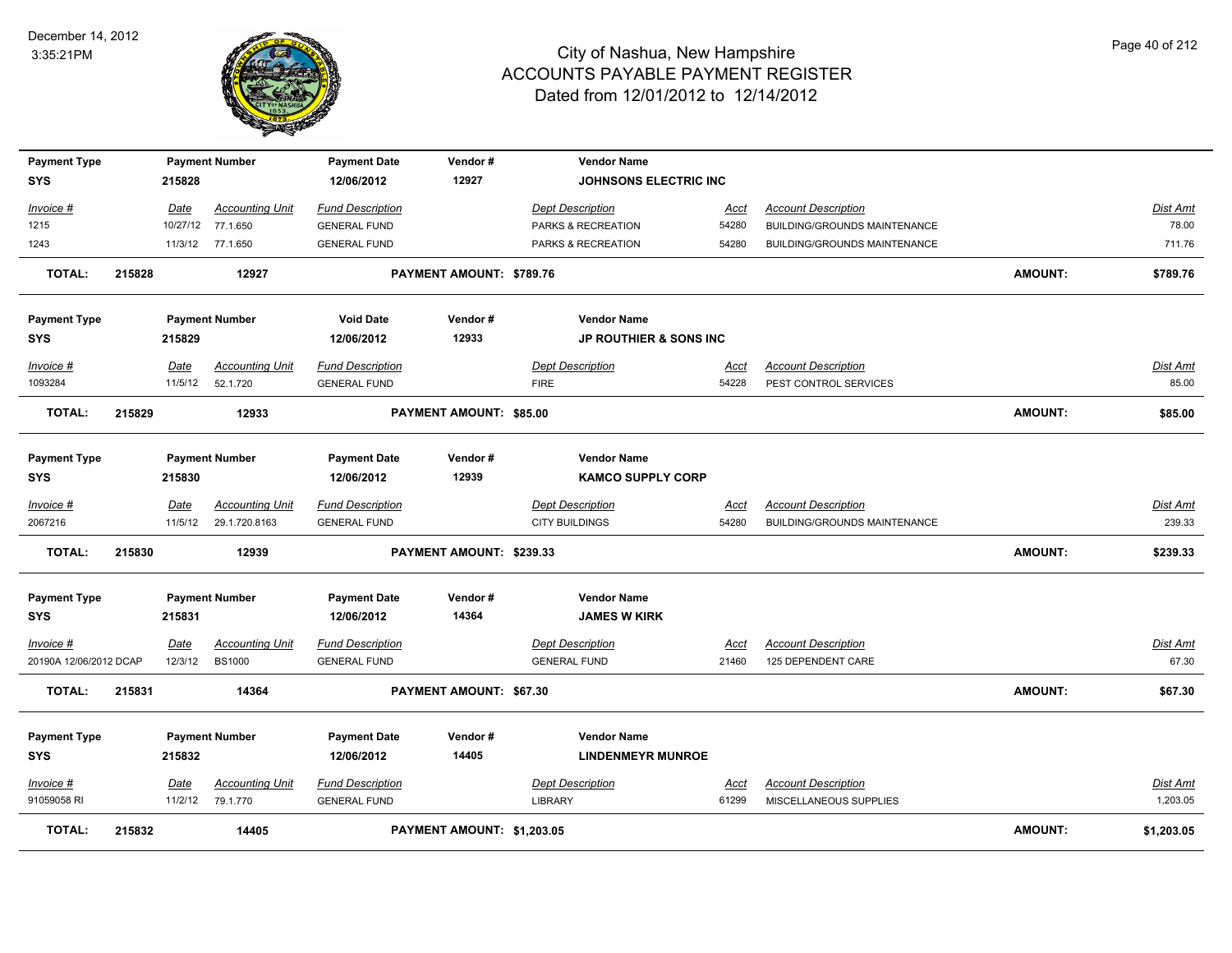# City of Nashua, New Hampshire
## ACCOUNTS PAYABLE PAYMENT REGISTER
### Dated from 12/01/2012 to 12/14/2012

December 14, 2012
3:35:21PM

| Payment Type | Payment Number | Payment Date | Vendor # | Vendor Name |
|---|---|---|---|---|
| SYS | 215828 | 12/06/2012 | 12927 | JOHNSONS ELECTRIC INC |

| Invoice # | Date | Accounting Unit | Fund Description | Dept Description | Acct | Account Description | Dist Amt |
|---|---|---|---|---|---|---|---|
| 1215 | 10/27/12 | 77.1.650 | GENERAL FUND | PARKS & RECREATION | 54280 | BUILDING/GROUNDS MAINTENANCE | 78.00 |
| 1243 | 11/3/12 | 77.1.650 | GENERAL FUND | PARKS & RECREATION | 54280 | BUILDING/GROUNDS MAINTENANCE | 711.76 |

**TOTAL: 215828 12927 PAYMENT AMOUNT: $789.76 AMOUNT: $789.76**

| Payment Type | Payment Number | Void Date | Vendor # | Vendor Name |
|---|---|---|---|---|
| SYS | 215829 | 12/06/2012 | 12933 | JP ROUTHIER & SONS INC |

| Invoice # | Date | Accounting Unit | Fund Description | Dept Description | Acct | Account Description | Dist Amt |
|---|---|---|---|---|---|---|---|
| 1093284 | 11/5/12 | 52.1.720 | GENERAL FUND | FIRE | 54228 | PEST CONTROL SERVICES | 85.00 |

**TOTAL: 215829 12933 PAYMENT AMOUNT: $85.00 AMOUNT: $85.00**

| Payment Type | Payment Number | Payment Date | Vendor # | Vendor Name |
|---|---|---|---|---|
| SYS | 215830 | 12/06/2012 | 12939 | KAMCO SUPPLY CORP |

| Invoice # | Date | Accounting Unit | Fund Description | Dept Description | Acct | Account Description | Dist Amt |
|---|---|---|---|---|---|---|---|
| 2067216 | 11/5/12 | 29.1.720.8163 | GENERAL FUND | CITY BUILDINGS | 54280 | BUILDING/GROUNDS MAINTENANCE | 239.33 |

**TOTAL: 215830 12939 PAYMENT AMOUNT: $239.33 AMOUNT: $239.33**

| Payment Type | Payment Number | Payment Date | Vendor # | Vendor Name |
|---|---|---|---|---|
| SYS | 215831 | 12/06/2012 | 14364 | JAMES W KIRK |

| Invoice # | Date | Accounting Unit | Fund Description | Dept Description | Acct | Account Description | Dist Amt |
|---|---|---|---|---|---|---|---|
| 20190A 12/06/2012 DCAP | 12/3/12 | BS1000 | GENERAL FUND | GENERAL FUND | 21460 | 125 DEPENDENT CARE | 67.30 |

**TOTAL: 215831 14364 PAYMENT AMOUNT: $67.30 AMOUNT: $67.30**

| Payment Type | Payment Number | Payment Date | Vendor # | Vendor Name |
|---|---|---|---|---|
| SYS | 215832 | 12/06/2012 | 14405 | LINDENMEYR MUNROE |

| Invoice # | Date | Accounting Unit | Fund Description | Dept Description | Acct | Account Description | Dist Amt |
|---|---|---|---|---|---|---|---|
| 91059058 RI | 11/2/12 | 79.1.770 | GENERAL FUND | LIBRARY | 61299 | MISCELLANEOUS SUPPLIES | 1,203.05 |

**TOTAL: 215832 14405 PAYMENT AMOUNT: $1,203.05 AMOUNT: $1,203.05**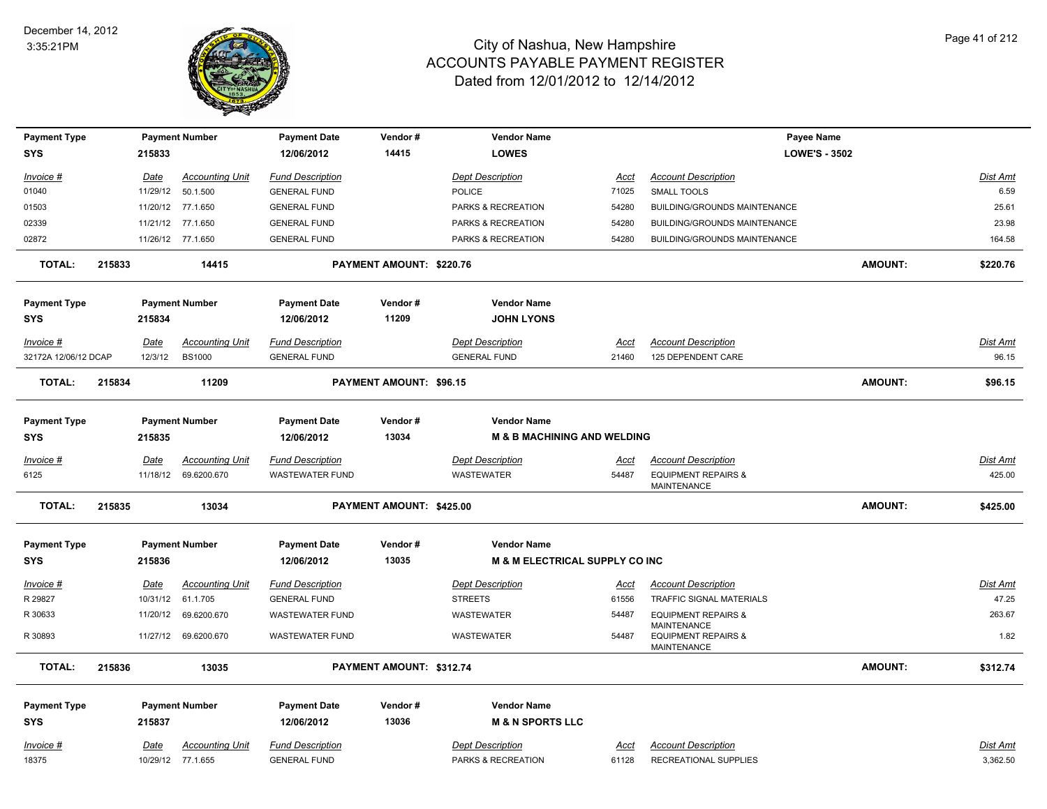# City of Nashua, New Hampshire
## ACCOUNTS PAYABLE PAYMENT REGISTER
### Dated from 12/01/2012 to 12/14/2012

| Payment Type | Payment Number | Payment Date | Vendor # | Vendor Name | Payee Name |
|---|---|---|---|---|---|
| SYS | 215833 | 12/06/2012 | 14415 | LOWES | LOWE'S - 3502 |

| Invoice # | Date | Accounting Unit | Fund Description | Dept Description | Acct | Account Description | Dist Amt |
|---|---|---|---|---|---|---|---|
| 01040 | 11/29/12 | 50.1.500 | GENERAL FUND | POLICE | 71025 | SMALL TOOLS | 6.59 |
| 01503 | 11/20/12 | 77.1.650 | GENERAL FUND | PARKS & RECREATION | 54280 | BUILDING/GROUNDS MAINTENANCE | 25.61 |
| 02339 | 11/21/12 | 77.1.650 | GENERAL FUND | PARKS & RECREATION | 54280 | BUILDING/GROUNDS MAINTENANCE | 23.98 |
| 02872 | 11/26/12 | 77.1.650 | GENERAL FUND | PARKS & RECREATION | 54280 | BUILDING/GROUNDS MAINTENANCE | 164.58 |

**TOTAL: 215833 14415 PAYMENT AMOUNT: $220.76 AMOUNT: $220.76**

| Payment Type | Payment Number | Payment Date | Vendor # | Vendor Name |
|---|---|---|---|---|
| SYS | 215834 | 12/06/2012 | 11209 | JOHN LYONS |

| Invoice # | Date | Accounting Unit | Fund Description | Dept Description | Acct | Account Description | Dist Amt |
|---|---|---|---|---|---|---|---|
| 32172A 12/06/12 DCAP | 12/3/12 | BS1000 | GENERAL FUND | GENERAL FUND | 21460 | 125 DEPENDENT CARE | 96.15 |

**TOTAL: 215834 11209 PAYMENT AMOUNT: $96.15 AMOUNT: $96.15**

| Payment Type | Payment Number | Payment Date | Vendor # | Vendor Name |
|---|---|---|---|---|
| SYS | 215835 | 12/06/2012 | 13034 | M & B MACHINING AND WELDING |

| Invoice # | Date | Accounting Unit | Fund Description | Dept Description | Acct | Account Description | Dist Amt |
|---|---|---|---|---|---|---|---|
| 6125 | 11/18/12 | 69.6200.670 | WASTEWATER FUND | WASTEWATER | 54487 | EQUIPMENT REPAIRS & MAINTENANCE | 425.00 |

**TOTAL: 215835 13034 PAYMENT AMOUNT: $425.00 AMOUNT: $425.00**

| Payment Type | Payment Number | Payment Date | Vendor # | Vendor Name |
|---|---|---|---|---|
| SYS | 215836 | 12/06/2012 | 13035 | M & M ELECTRICAL SUPPLY CO INC |

| Invoice # | Date | Accounting Unit | Fund Description | Dept Description | Acct | Account Description | Dist Amt |
|---|---|---|---|---|---|---|---|
| R 29827 | 10/31/12 | 61.1.705 | GENERAL FUND | STREETS | 61556 | TRAFFIC SIGNAL MATERIALS | 47.25 |
| R 30633 | 11/20/12 | 69.6200.670 | WASTEWATER FUND | WASTEWATER | 54487 | EQUIPMENT REPAIRS & MAINTENANCE | 263.67 |
| R 30893 | 11/27/12 | 69.6200.670 | WASTEWATER FUND | WASTEWATER | 54487 | EQUIPMENT REPAIRS & MAINTENANCE | 1.82 |

**TOTAL: 215836 13035 PAYMENT AMOUNT: $312.74 AMOUNT: $312.74**

| Payment Type | Payment Number | Payment Date | Vendor # | Vendor Name |
|---|---|---|---|---|
| SYS | 215837 | 12/06/2012 | 13036 | M & N SPORTS LLC |

| Invoice # | Date | Accounting Unit | Fund Description | Dept Description | Acct | Account Description | Dist Amt |
|---|---|---|---|---|---|---|---|
| 18375 | 10/29/12 | 77.1.655 | GENERAL FUND | PARKS & RECREATION | 61128 | RECREATIONAL SUPPLIES | 3,362.50 |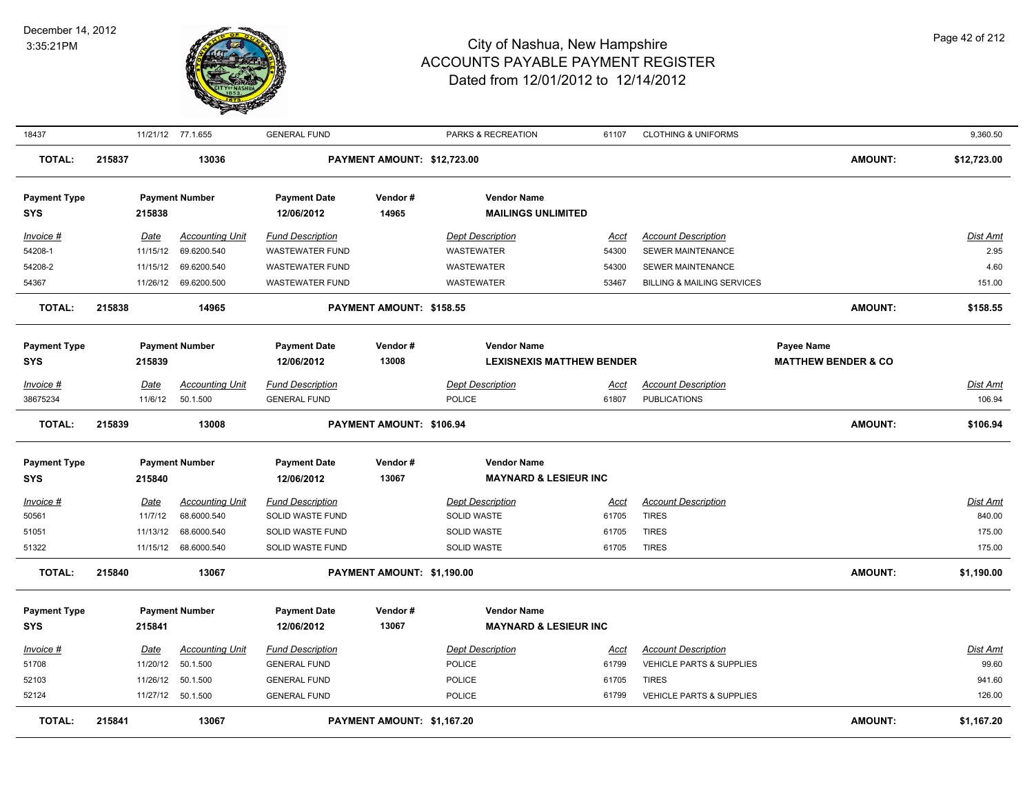# City of Nashua, New Hampshire
## ACCOUNTS PAYABLE PAYMENT REGISTER
### Dated from 12/01/2012 to 12/14/2012

December 14, 2012
3:35:21PM

| Invoice # | Date | Accounting Unit | Fund Description | Dept Description | Acct | Account Description | Dist Amt |
|---|---|---|---|---|---|---|---|
| 18437 | 11/21/12 | 77.1.655 | GENERAL FUND | PARKS & RECREATION | 61107 | CLOTHING & UNIFORMS | 9,360.50 |

**TOTAL: 215837 — 13036 — PAYMENT AMOUNT: $12,723.00 — AMOUNT: $12,723.00**

---

| Payment Type | Payment Number | Payment Date | Vendor # | Vendor Name |
|---|---|---|---|---|
| SYS | 215838 | 12/06/2012 | 14965 | MAILINGS UNLIMITED |

| Invoice # | Date | Accounting Unit | Fund Description | Dept Description | Acct | Account Description | Dist Amt |
|---|---|---|---|---|---|---|---|
| 54208-1 | 11/15/12 | 69.6200.540 | WASTEWATER FUND | WASTEWATER | 54300 | SEWER MAINTENANCE | 2.95 |
| 54208-2 | 11/15/12 | 69.6200.540 | WASTEWATER FUND | WASTEWATER | 54300 | SEWER MAINTENANCE | 4.60 |
| 54367 | 11/26/12 | 69.6200.500 | WASTEWATER FUND | WASTEWATER | 53467 | BILLING & MAILING SERVICES | 151.00 |

**TOTAL: 215838 — 14965 — PAYMENT AMOUNT: $158.55 — AMOUNT: $158.55**

---

| Payment Type | Payment Number | Payment Date | Vendor # | Vendor Name | Payee Name |
|---|---|---|---|---|---|
| SYS | 215839 | 12/06/2012 | 13008 | LEXISNEXIS MATTHEW BENDER | MATTHEW BENDER & CO |

| Invoice # | Date | Accounting Unit | Fund Description | Dept Description | Acct | Account Description | Dist Amt |
|---|---|---|---|---|---|---|---|
| 38675234 | 11/6/12 | 50.1.500 | GENERAL FUND | POLICE | 61807 | PUBLICATIONS | 106.94 |

**TOTAL: 215839 — 13008 — PAYMENT AMOUNT: $106.94 — AMOUNT: $106.94**

---

| Payment Type | Payment Number | Payment Date | Vendor # | Vendor Name |
|---|---|---|---|---|
| SYS | 215840 | 12/06/2012 | 13067 | MAYNARD & LESIEUR INC |

| Invoice # | Date | Accounting Unit | Fund Description | Dept Description | Acct | Account Description | Dist Amt |
|---|---|---|---|---|---|---|---|
| 50561 | 11/7/12 | 68.6000.540 | SOLID WASTE FUND | SOLID WASTE | 61705 | TIRES | 840.00 |
| 51051 | 11/13/12 | 68.6000.540 | SOLID WASTE FUND | SOLID WASTE | 61705 | TIRES | 175.00 |
| 51322 | 11/15/12 | 68.6000.540 | SOLID WASTE FUND | SOLID WASTE | 61705 | TIRES | 175.00 |

**TOTAL: 215840 — 13067 — PAYMENT AMOUNT: $1,190.00 — AMOUNT: $1,190.00**

---

| Payment Type | Payment Number | Payment Date | Vendor # | Vendor Name |
|---|---|---|---|---|
| SYS | 215841 | 12/06/2012 | 13067 | MAYNARD & LESIEUR INC |

| Invoice # | Date | Accounting Unit | Fund Description | Dept Description | Acct | Account Description | Dist Amt |
|---|---|---|---|---|---|---|---|
| 51708 | 11/20/12 | 50.1.500 | GENERAL FUND | POLICE | 61799 | VEHICLE PARTS & SUPPLIES | 99.60 |
| 52103 | 11/26/12 | 50.1.500 | GENERAL FUND | POLICE | 61705 | TIRES | 941.60 |
| 52124 | 11/27/12 | 50.1.500 | GENERAL FUND | POLICE | 61799 | VEHICLE PARTS & SUPPLIES | 126.00 |

**TOTAL: 215841 — 13067 — PAYMENT AMOUNT: $1,167.20 — AMOUNT: $1,167.20**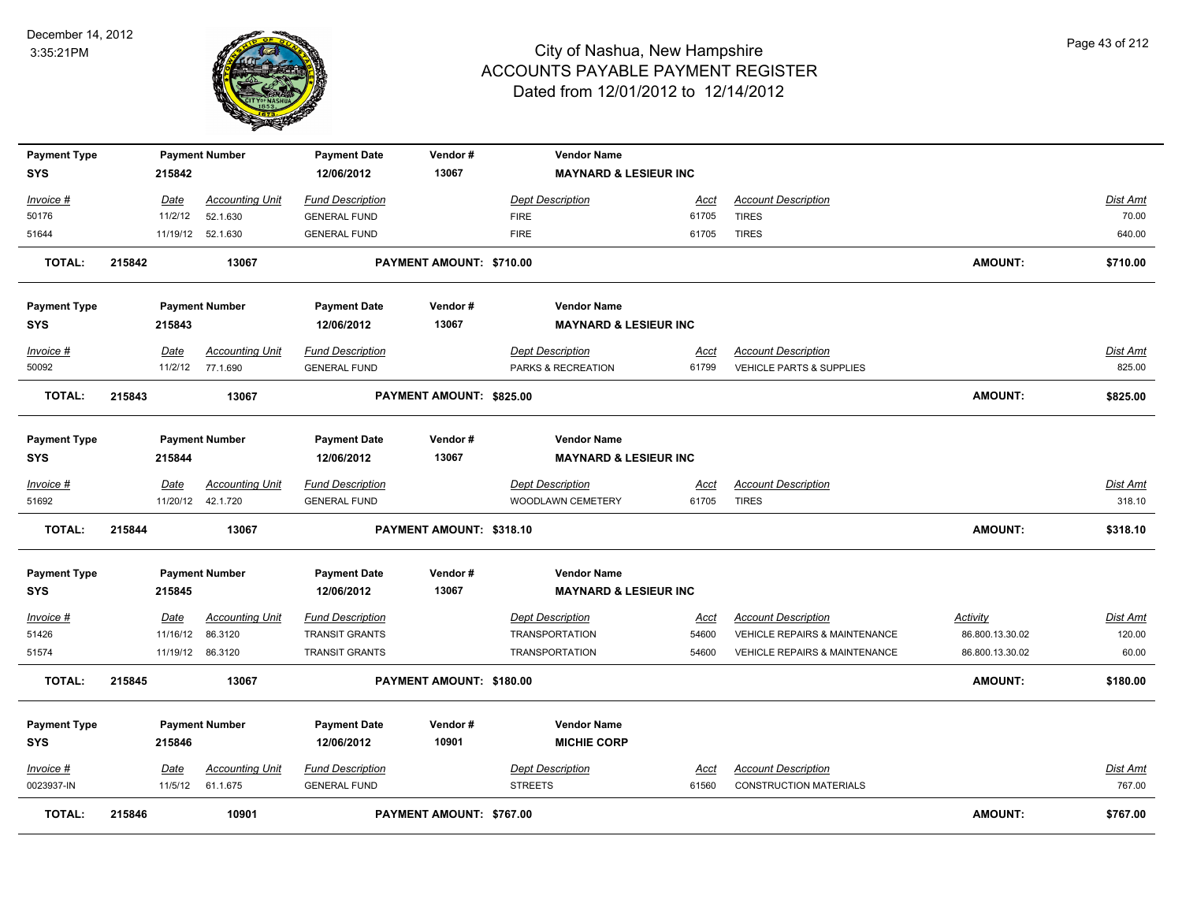# City of Nashua, New Hampshire
## ACCOUNTS PAYABLE PAYMENT REGISTER
### Dated from 12/01/2012 to 12/14/2012

December 14, 2012
3:35:21PM

| Payment Type | Payment Number | Payment Date | Vendor # | Vendor Name |
|---|---|---|---|---|
| SYS | 215842 | 12/06/2012 | 13067 | MAYNARD & LESIEUR INC |

| Invoice # | Date | Accounting Unit | Fund Description | Dept Description | Acct | Account Description | Dist Amt |
|---|---|---|---|---|---|---|---|
| 50176 | 11/2/12 | 52.1.630 | GENERAL FUND | FIRE | 61705 | TIRES | 70.00 |
| 51644 | 11/19/12 | 52.1.630 | GENERAL FUND | FIRE | 61705 | TIRES | 640.00 |

**TOTAL: 215842 13067 PAYMENT AMOUNT: $710.00 AMOUNT: $710.00**

| Payment Type | Payment Number | Payment Date | Vendor # | Vendor Name |
|---|---|---|---|---|
| SYS | 215843 | 12/06/2012 | 13067 | MAYNARD & LESIEUR INC |

| Invoice # | Date | Accounting Unit | Fund Description | Dept Description | Acct | Account Description | Dist Amt |
|---|---|---|---|---|---|---|---|
| 50092 | 11/2/12 | 77.1.690 | GENERAL FUND | PARKS & RECREATION | 61799 | VEHICLE PARTS & SUPPLIES | 825.00 |

**TOTAL: 215843 13067 PAYMENT AMOUNT: $825.00 AMOUNT: $825.00**

| Payment Type | Payment Number | Payment Date | Vendor # | Vendor Name |
|---|---|---|---|---|
| SYS | 215844 | 12/06/2012 | 13067 | MAYNARD & LESIEUR INC |

| Invoice # | Date | Accounting Unit | Fund Description | Dept Description | Acct | Account Description | Dist Amt |
|---|---|---|---|---|---|---|---|
| 51692 | 11/20/12 | 42.1.720 | GENERAL FUND | WOODLAWN CEMETERY | 61705 | TIRES | 318.10 |

**TOTAL: 215844 13067 PAYMENT AMOUNT: $318.10 AMOUNT: $318.10**

| Payment Type | Payment Number | Payment Date | Vendor # | Vendor Name |
|---|---|---|---|---|
| SYS | 215845 | 12/06/2012 | 13067 | MAYNARD & LESIEUR INC |

| Invoice # | Date | Accounting Unit | Fund Description | Dept Description | Acct | Account Description | Activity | Dist Amt |
|---|---|---|---|---|---|---|---|---|
| 51426 | 11/16/12 | 86.3120 | TRANSIT GRANTS | TRANSPORTATION | 54600 | VEHICLE REPAIRS & MAINTENANCE | 86.800.13.30.02 | 120.00 |
| 51574 | 11/19/12 | 86.3120 | TRANSIT GRANTS | TRANSPORTATION | 54600 | VEHICLE REPAIRS & MAINTENANCE | 86.800.13.30.02 | 60.00 |

**TOTAL: 215845 13067 PAYMENT AMOUNT: $180.00 AMOUNT: $180.00**

| Payment Type | Payment Number | Payment Date | Vendor # | Vendor Name |
|---|---|---|---|---|
| SYS | 215846 | 12/06/2012 | 10901 | MICHIE CORP |

| Invoice # | Date | Accounting Unit | Fund Description | Dept Description | Acct | Account Description | Dist Amt |
|---|---|---|---|---|---|---|---|
| 0023937-IN | 11/5/12 | 61.1.675 | GENERAL FUND | STREETS | 61560 | CONSTRUCTION MATERIALS | 767.00 |

**TOTAL: 215846 10901 PAYMENT AMOUNT: $767.00 AMOUNT: $767.00**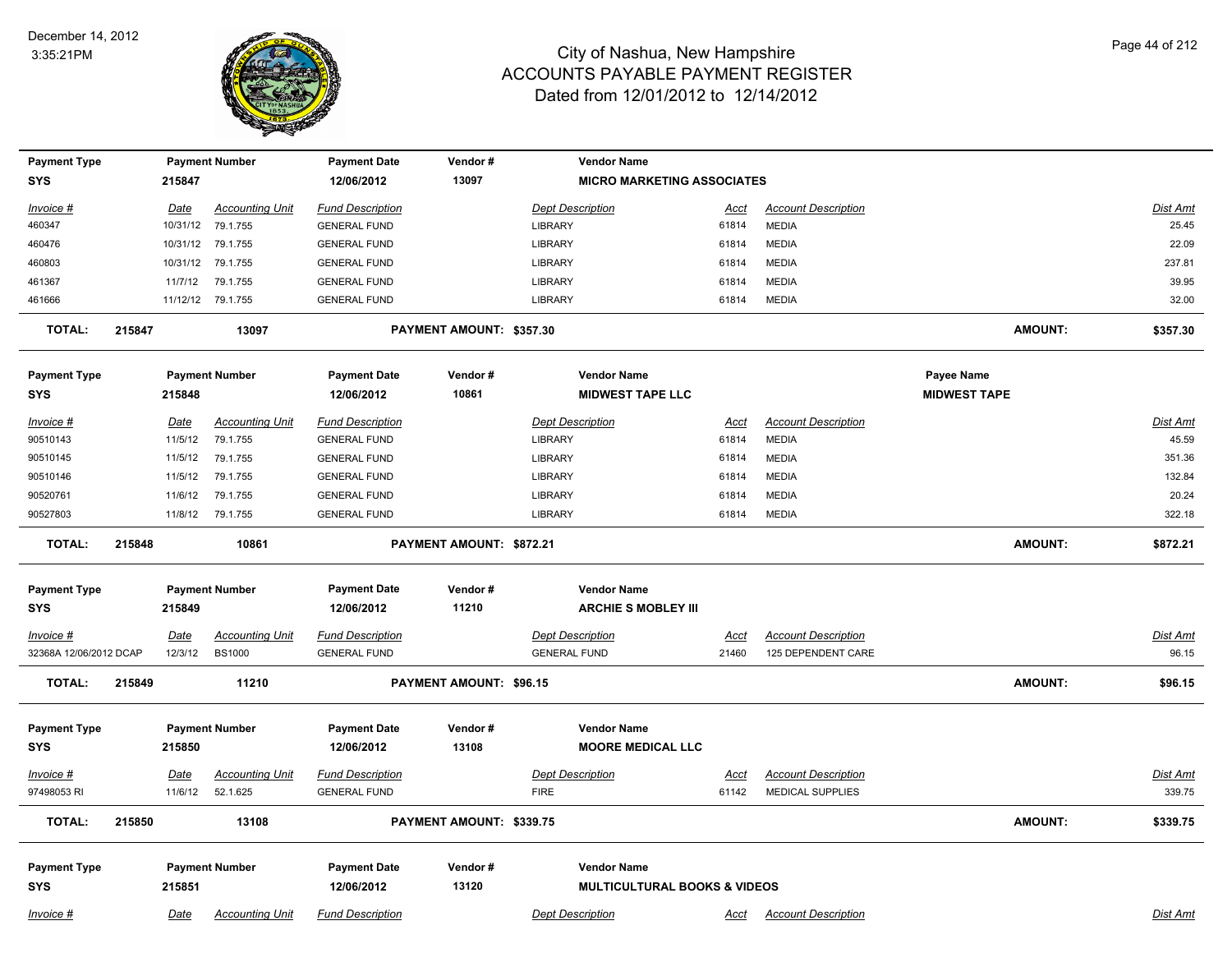| Payment Type | Payment Number | Payment Date | Vendor # | Vendor Name |
|---|---|---|---|---|
| SYS | 215847 | 12/06/2012 | 13097 | MICRO MARKETING ASSOCIATES |

| Invoice # | Date | Accounting Unit | Fund Description | Dept Description | Acct | Account Description | Dist Amt |
|---|---|---|---|---|---|---|---|
| 460347 | 10/31/12 | 79.1.755 | GENERAL FUND | LIBRARY | 61814 | MEDIA | 25.45 |
| 460476 | 10/31/12 | 79.1.755 | GENERAL FUND | LIBRARY | 61814 | MEDIA | 22.09 |
| 460803 | 10/31/12 | 79.1.755 | GENERAL FUND | LIBRARY | 61814 | MEDIA | 237.81 |
| 461367 | 11/7/12 | 79.1.755 | GENERAL FUND | LIBRARY | 61814 | MEDIA | 39.95 |
| 461666 | 11/12/12 | 79.1.755 | GENERAL FUND | LIBRARY | 61814 | MEDIA | 32.00 |

**TOTAL:** 215847 13097 **PAYMENT AMOUNT: $357.30** **AMOUNT: $357.30**

| Payment Type | Payment Number | Payment Date | Vendor # | Vendor Name | Payee Name |
|---|---|---|---|---|---|
| SYS | 215848 | 12/06/2012 | 10861 | MIDWEST TAPE LLC | MIDWEST TAPE |

| Invoice # | Date | Accounting Unit | Fund Description | Dept Description | Acct | Account Description | Dist Amt |
|---|---|---|---|---|---|---|---|
| 90510143 | 11/5/12 | 79.1.755 | GENERAL FUND | LIBRARY | 61814 | MEDIA | 45.59 |
| 90510145 | 11/5/12 | 79.1.755 | GENERAL FUND | LIBRARY | 61814 | MEDIA | 351.36 |
| 90510146 | 11/5/12 | 79.1.755 | GENERAL FUND | LIBRARY | 61814 | MEDIA | 132.84 |
| 90520761 | 11/6/12 | 79.1.755 | GENERAL FUND | LIBRARY | 61814 | MEDIA | 20.24 |
| 90527803 | 11/8/12 | 79.1.755 | GENERAL FUND | LIBRARY | 61814 | MEDIA | 322.18 |

**TOTAL:** 215848 10861 **PAYMENT AMOUNT: $872.21** **AMOUNT: $872.21**

| Payment Type | Payment Number | Payment Date | Vendor # | Vendor Name |
|---|---|---|---|---|
| SYS | 215849 | 12/06/2012 | 11210 | ARCHIE S MOBLEY III |

| Invoice # | Date | Accounting Unit | Fund Description | Dept Description | Acct | Account Description | Dist Amt |
|---|---|---|---|---|---|---|---|
| 32368A 12/06/2012 DCAP | 12/3/12 | BS1000 | GENERAL FUND | GENERAL FUND | 21460 | 125 DEPENDENT CARE | 96.15 |

**TOTAL:** 215849 11210 **PAYMENT AMOUNT: $96.15** **AMOUNT: $96.15**

| Payment Type | Payment Number | Payment Date | Vendor # | Vendor Name |
|---|---|---|---|---|
| SYS | 215850 | 12/06/2012 | 13108 | MOORE MEDICAL LLC |

| Invoice # | Date | Accounting Unit | Fund Description | Dept Description | Acct | Account Description | Dist Amt |
|---|---|---|---|---|---|---|---|
| 97498053 RI | 11/6/12 | 52.1.625 | GENERAL FUND | FIRE | 61142 | MEDICAL SUPPLIES | 339.75 |

**TOTAL:** 215850 13108 **PAYMENT AMOUNT: $339.75** **AMOUNT: $339.75**

| Payment Type | Payment Number | Payment Date | Vendor # | Vendor Name |
|---|---|---|---|---|
| SYS | 215851 | 12/06/2012 | 13120 | MULTICULTURAL BOOKS & VIDEOS |

| Invoice # | Date | Accounting Unit | Fund Description | Dept Description | Acct | Account Description | Dist Amt |
|---|---|---|---|---|---|---|---|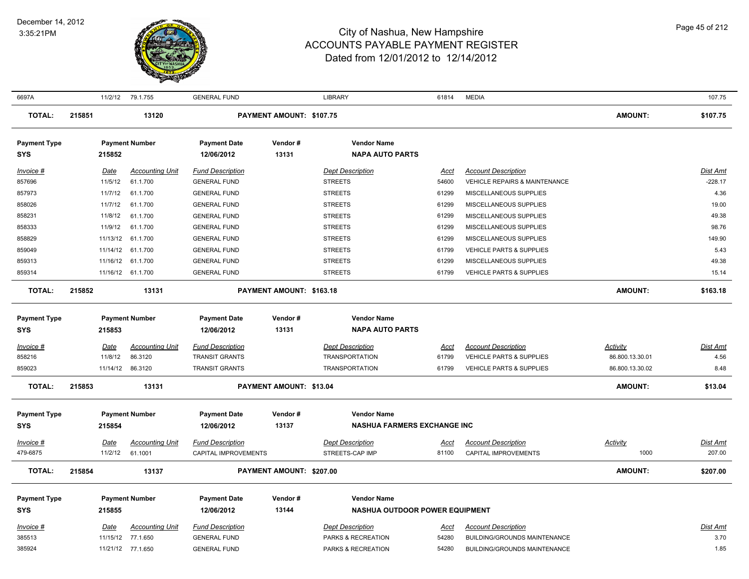| 6697A | 11/2/12 | 79.1.755 | GENERAL FUND | | LIBRARY | 61814 | MEDIA | | 107.75 |
|---|---|---|---|---|---|---|---|---|---|
| **TOTAL:** | **215851** | **13120** | | **PAYMENT AMOUNT: $107.75** | | | | **AMOUNT:** | **$107.75** |

| **Payment Type** | **Payment Number** | | **Payment Date** | **Vendor #** | **Vendor Name** | | | | |
|---|---|---|---|---|---|---|---|---|---|
| **SYS** | **215852** | | **12/06/2012** | **13131** | **NAPA AUTO PARTS** | | | | |
| *Invoice #* | *Date* | *Accounting Unit* | *Fund Description* | | *Dept Description* | *Acct* | *Account Description* | | *Dist Amt* |
| 857696 | 11/5/12 | 61.1.700 | GENERAL FUND | | STREETS | 54600 | VEHICLE REPAIRS & MAINTENANCE | | -228.17 |
| 857973 | 11/7/12 | 61.1.700 | GENERAL FUND | | STREETS | 61299 | MISCELLANEOUS SUPPLIES | | 4.36 |
| 858026 | 11/7/12 | 61.1.700 | GENERAL FUND | | STREETS | 61299 | MISCELLANEOUS SUPPLIES | | 19.00 |
| 858231 | 11/8/12 | 61.1.700 | GENERAL FUND | | STREETS | 61299 | MISCELLANEOUS SUPPLIES | | 49.38 |
| 858333 | 11/9/12 | 61.1.700 | GENERAL FUND | | STREETS | 61299 | MISCELLANEOUS SUPPLIES | | 98.76 |
| 858829 | 11/13/12 | 61.1.700 | GENERAL FUND | | STREETS | 61299 | MISCELLANEOUS SUPPLIES | | 149.90 |
| 859049 | 11/14/12 | 61.1.700 | GENERAL FUND | | STREETS | 61799 | VEHICLE PARTS & SUPPLIES | | 5.43 |
| 859313 | 11/16/12 | 61.1.700 | GENERAL FUND | | STREETS | 61299 | MISCELLANEOUS SUPPLIES | | 49.38 |
| 859314 | 11/16/12 | 61.1.700 | GENERAL FUND | | STREETS | 61799 | VEHICLE PARTS & SUPPLIES | | 15.14 |
| **TOTAL:** | **215852** | **13131** | | **PAYMENT AMOUNT: $163.18** | | | | **AMOUNT:** | **$163.18** |

| **Payment Type** | **Payment Number** | | **Payment Date** | **Vendor #** | **Vendor Name** | | | | |
|---|---|---|---|---|---|---|---|---|---|
| **SYS** | **215853** | | **12/06/2012** | **13131** | **NAPA AUTO PARTS** | | | | |
| *Invoice #* | *Date* | *Accounting Unit* | *Fund Description* | | *Dept Description* | *Acct* | *Account Description* | *Activity* | *Dist Amt* |
| 858216 | 11/8/12 | 86.3120 | TRANSIT GRANTS | | TRANSPORTATION | 61799 | VEHICLE PARTS & SUPPLIES | 86.800.13.30.01 | 4.56 |
| 859023 | 11/14/12 | 86.3120 | TRANSIT GRANTS | | TRANSPORTATION | 61799 | VEHICLE PARTS & SUPPLIES | 86.800.13.30.02 | 8.48 |
| **TOTAL:** | **215853** | **13131** | | **PAYMENT AMOUNT: $13.04** | | | | **AMOUNT:** | **$13.04** |

| **Payment Type** | **Payment Number** | | **Payment Date** | **Vendor #** | **Vendor Name** | | | | |
|---|---|---|---|---|---|---|---|---|---|
| **SYS** | **215854** | | **12/06/2012** | **13137** | **NASHUA FARMERS EXCHANGE INC** | | | | |
| *Invoice #* | *Date* | *Accounting Unit* | *Fund Description* | | *Dept Description* | *Acct* | *Account Description* | *Activity* | *Dist Amt* |
| 479-6875 | 11/2/12 | 61.1001 | CAPITAL IMPROVEMENTS | | STREETS-CAP IMP | 81100 | CAPITAL IMPROVEMENTS | 1000 | 207.00 |
| **TOTAL:** | **215854** | **13137** | | **PAYMENT AMOUNT: $207.00** | | | | **AMOUNT:** | **$207.00** |

| **Payment Type** | **Payment Number** | | **Payment Date** | **Vendor #** | **Vendor Name** | | | | |
|---|---|---|---|---|---|---|---|---|---|
| **SYS** | **215855** | | **12/06/2012** | **13144** | **NASHUA OUTDOOR POWER EQUIPMENT** | | | | |
| *Invoice #* | *Date* | *Accounting Unit* | *Fund Description* | | *Dept Description* | *Acct* | *Account Description* | | *Dist Amt* |
| 385513 | 11/15/12 | 77.1.650 | GENERAL FUND | | PARKS & RECREATION | 54280 | BUILDING/GROUNDS MAINTENANCE | | 3.70 |
| 385924 | 11/21/12 | 77.1.650 | GENERAL FUND | | PARKS & RECREATION | 54280 | BUILDING/GROUNDS MAINTENANCE | | 1.85 |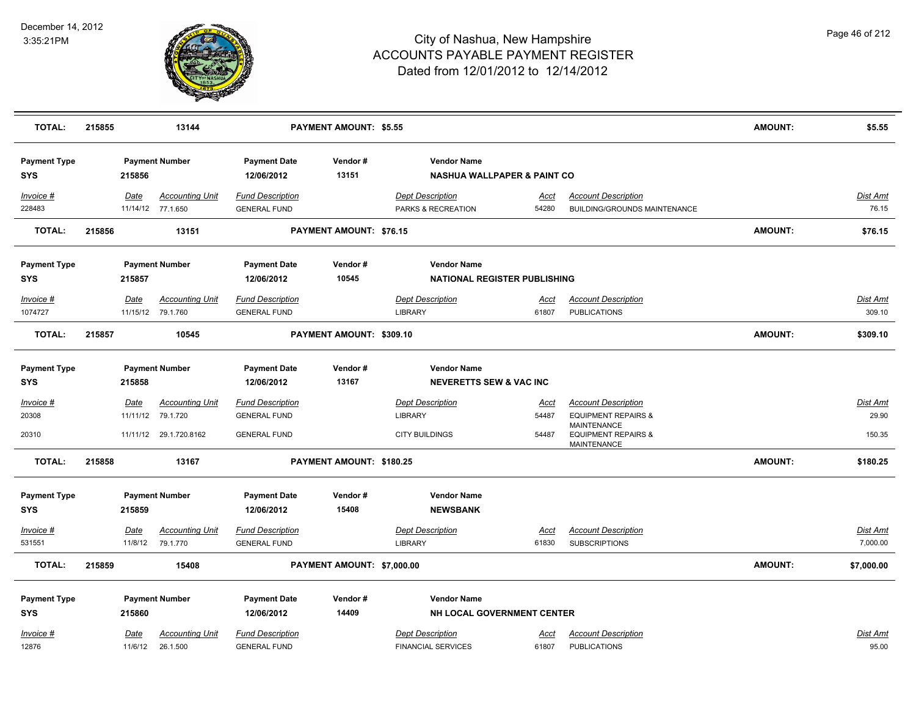| TOTAL: | 215855 | 13144 | PAYMENT AMOUNT: $5.55 | | | | AMOUNT: | $5.55 |
|---|---|---|---|---|---|---|---|---|

| Payment Type | Payment Number | | Payment Date | Vendor # | Vendor Name | | | |
|---|---|---|---|---|---|---|---|---|
| SYS | 215856 | | 12/06/2012 | 13151 | NASHUA WALLPAPER & PAINT CO | | | |
| *Invoice #* | *Date* | *Accounting Unit* | *Fund Description* | | *Dept Description* | *Acct* | *Account Description* | *Dist Amt* |
| 228483 | 11/14/12 | 77.1.650 | GENERAL FUND | | PARKS & RECREATION | 54280 | BUILDING/GROUNDS MAINTENANCE | 76.15 |
| **TOTAL:** | **215856** | **13151** | **PAYMENT AMOUNT: $76.15** | | | | **AMOUNT:** | **$76.15** |

| Payment Type | Payment Number | | Payment Date | Vendor # | Vendor Name | | | |
|---|---|---|---|---|---|---|---|---|
| SYS | 215857 | | 12/06/2012 | 10545 | NATIONAL REGISTER PUBLISHING | | | |
| *Invoice #* | *Date* | *Accounting Unit* | *Fund Description* | | *Dept Description* | *Acct* | *Account Description* | *Dist Amt* |
| 1074727 | 11/15/12 | 79.1.760 | GENERAL FUND | | LIBRARY | 61807 | PUBLICATIONS | 309.10 |
| **TOTAL:** | **215857** | **10545** | **PAYMENT AMOUNT: $309.10** | | | | **AMOUNT:** | **$309.10** |

| Payment Type | Payment Number | | Payment Date | Vendor # | Vendor Name | | | |
|---|---|---|---|---|---|---|---|---|
| SYS | 215858 | | 12/06/2012 | 13167 | NEVERETTS SEW & VAC INC | | | |
| *Invoice #* | *Date* | *Accounting Unit* | *Fund Description* | | *Dept Description* | *Acct* | *Account Description* | *Dist Amt* |
| 20308 | 11/11/12 | 79.1.720 | GENERAL FUND | | LIBRARY | 54487 | EQUIPMENT REPAIRS & MAINTENANCE | 29.90 |
| 20310 | 11/11/12 | 29.1.720.8162 | GENERAL FUND | | CITY BUILDINGS | 54487 | EQUIPMENT REPAIRS & MAINTENANCE | 150.35 |
| **TOTAL:** | **215858** | **13167** | **PAYMENT AMOUNT: $180.25** | | | | **AMOUNT:** | **$180.25** |

| Payment Type | Payment Number | | Payment Date | Vendor # | Vendor Name | | | |
|---|---|---|---|---|---|---|---|---|
| SYS | 215859 | | 12/06/2012 | 15408 | NEWSBANK | | | |
| *Invoice #* | *Date* | *Accounting Unit* | *Fund Description* | | *Dept Description* | *Acct* | *Account Description* | *Dist Amt* |
| 531551 | 11/8/12 | 79.1.770 | GENERAL FUND | | LIBRARY | 61830 | SUBSCRIPTIONS | 7,000.00 |
| **TOTAL:** | **215859** | **15408** | **PAYMENT AMOUNT: $7,000.00** | | | | **AMOUNT:** | **$7,000.00** |

| Payment Type | Payment Number | | Payment Date | Vendor # | Vendor Name | | | |
|---|---|---|---|---|---|---|---|---|
| SYS | 215860 | | 12/06/2012 | 14409 | NH LOCAL GOVERNMENT CENTER | | | |
| *Invoice #* | *Date* | *Accounting Unit* | *Fund Description* | | *Dept Description* | *Acct* | *Account Description* | *Dist Amt* |
| 12876 | 11/6/12 | 26.1.500 | GENERAL FUND | | FINANCIAL SERVICES | 61807 | PUBLICATIONS | 95.00 |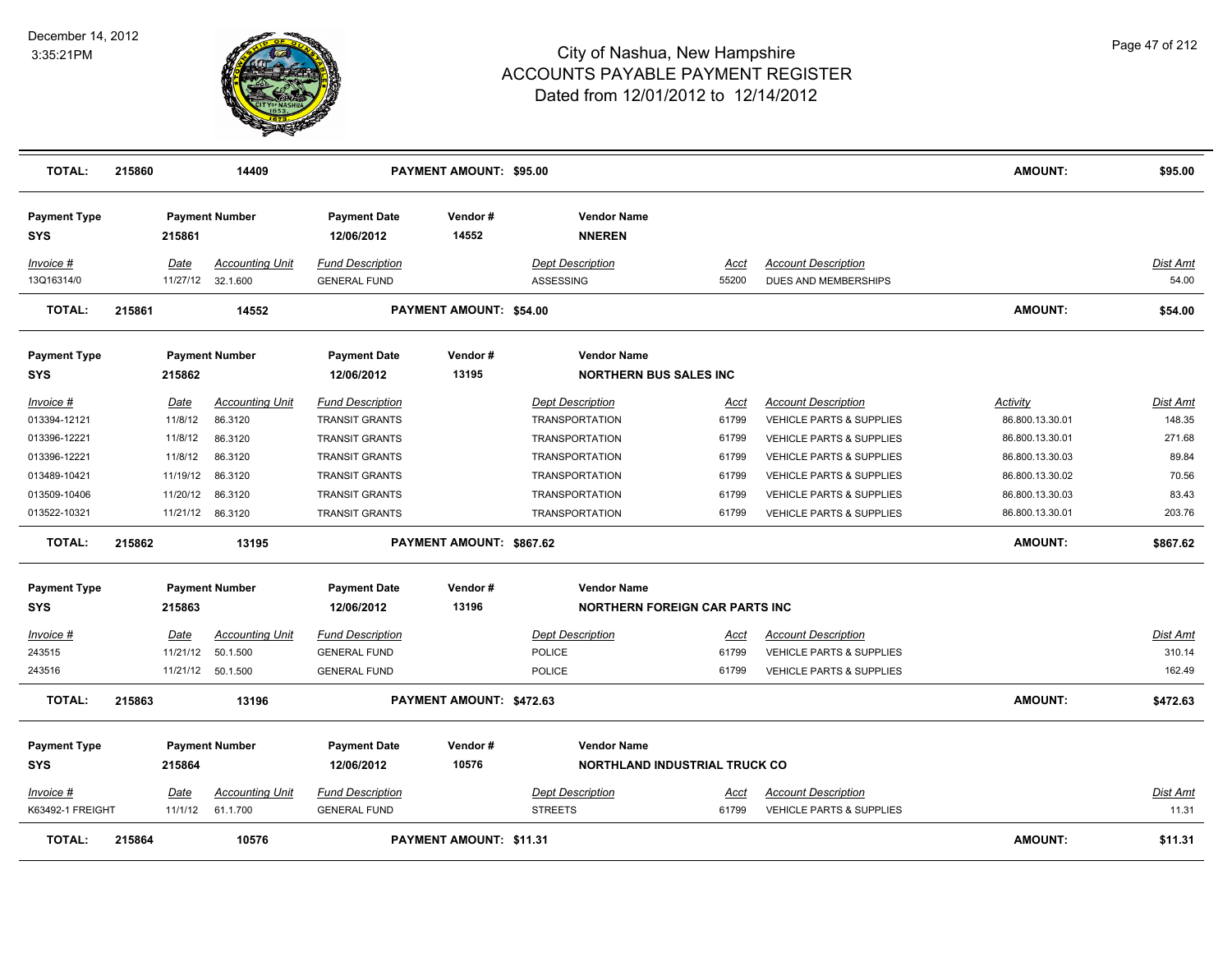# City of Nashua, New Hampshire
## ACCOUNTS PAYABLE PAYMENT REGISTER
### Dated from 12/01/2012 to 12/14/2012

December 14, 2012
3:35:21PM

| **TOTAL:** | **215860** | **14409** | | **PAYMENT AMOUNT: $95.00** | | | | **AMOUNT:** | **$95.00** |
|---|---|---|---|---|---|---|---|---|---|

| **Payment Type** | **Payment Number** | | **Payment Date** | **Vendor #** | **Vendor Name** | | | | |
|---|---|---|---|---|---|---|---|---|---|
| **SYS** | **215861** | | **12/06/2012** | **14552** | **NNEREN** | | | | |
| *Invoice #* | *Date* | *Accounting Unit* | *Fund Description* | | *Dept Description* | *Acct* | *Account Description* | | *Dist Amt* |
| 13Q16314/0 | 11/27/12 | 32.1.600 | GENERAL FUND | | ASSESSING | 55200 | DUES AND MEMBERSHIPS | | 54.00 |
| **TOTAL:** | **215861** | **14552** | | **PAYMENT AMOUNT: $54.00** | | | | **AMOUNT:** | **$54.00** |

| **Payment Type** | **Payment Number** | | **Payment Date** | **Vendor #** | **Vendor Name** | | | | |
|---|---|---|---|---|---|---|---|---|---|
| **SYS** | **215862** | | **12/06/2012** | **13195** | **NORTHERN BUS SALES INC** | | | | |
| *Invoice #* | *Date* | *Accounting Unit* | *Fund Description* | | *Dept Description* | *Acct* | *Account Description* | *Activity* | *Dist Amt* |
| 013394-12121 | 11/8/12 | 86.3120 | TRANSIT GRANTS | | TRANSPORTATION | 61799 | VEHICLE PARTS & SUPPLIES | 86.800.13.30.01 | 148.35 |
| 013396-12221 | 11/8/12 | 86.3120 | TRANSIT GRANTS | | TRANSPORTATION | 61799 | VEHICLE PARTS & SUPPLIES | 86.800.13.30.01 | 271.68 |
| 013396-12221 | 11/8/12 | 86.3120 | TRANSIT GRANTS | | TRANSPORTATION | 61799 | VEHICLE PARTS & SUPPLIES | 86.800.13.30.03 | 89.84 |
| 013489-10421 | 11/19/12 | 86.3120 | TRANSIT GRANTS | | TRANSPORTATION | 61799 | VEHICLE PARTS & SUPPLIES | 86.800.13.30.02 | 70.56 |
| 013509-10406 | 11/20/12 | 86.3120 | TRANSIT GRANTS | | TRANSPORTATION | 61799 | VEHICLE PARTS & SUPPLIES | 86.800.13.30.03 | 83.43 |
| 013522-10321 | 11/21/12 | 86.3120 | TRANSIT GRANTS | | TRANSPORTATION | 61799 | VEHICLE PARTS & SUPPLIES | 86.800.13.30.01 | 203.76 |
| **TOTAL:** | **215862** | **13195** | | **PAYMENT AMOUNT: $867.62** | | | | **AMOUNT:** | **$867.62** |

| **Payment Type** | **Payment Number** | | **Payment Date** | **Vendor #** | **Vendor Name** | | | | |
|---|---|---|---|---|---|---|---|---|---|
| **SYS** | **215863** | | **12/06/2012** | **13196** | **NORTHERN FOREIGN CAR PARTS INC** | | | | |
| *Invoice #* | *Date* | *Accounting Unit* | *Fund Description* | | *Dept Description* | *Acct* | *Account Description* | | *Dist Amt* |
| 243515 | 11/21/12 | 50.1.500 | GENERAL FUND | | POLICE | 61799 | VEHICLE PARTS & SUPPLIES | | 310.14 |
| 243516 | 11/21/12 | 50.1.500 | GENERAL FUND | | POLICE | 61799 | VEHICLE PARTS & SUPPLIES | | 162.49 |
| **TOTAL:** | **215863** | **13196** | | **PAYMENT AMOUNT: $472.63** | | | | **AMOUNT:** | **$472.63** |

| **Payment Type** | **Payment Number** | | **Payment Date** | **Vendor #** | **Vendor Name** | | | | |
|---|---|---|---|---|---|---|---|---|---|
| **SYS** | **215864** | | **12/06/2012** | **10576** | **NORTHLAND INDUSTRIAL TRUCK CO** | | | | |
| *Invoice #* | *Date* | *Accounting Unit* | *Fund Description* | | *Dept Description* | *Acct* | *Account Description* | | *Dist Amt* |
| K63492-1 FREIGHT | 11/1/12 | 61.1.700 | GENERAL FUND | | STREETS | 61799 | VEHICLE PARTS & SUPPLIES | | 11.31 |
| **TOTAL:** | **215864** | **10576** | | **PAYMENT AMOUNT: $11.31** | | | | **AMOUNT:** | **$11.31** |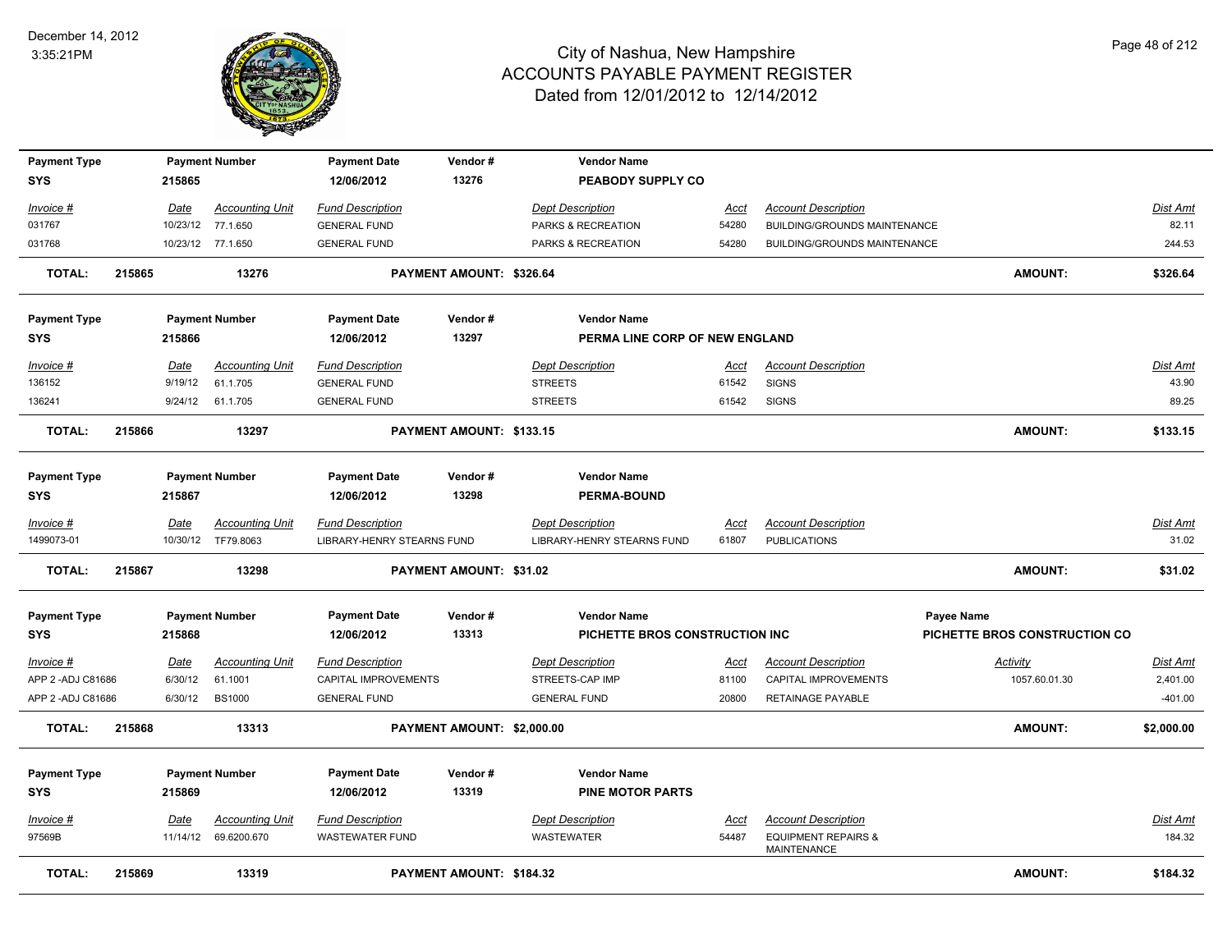# City of Nashua, New Hampshire
## ACCOUNTS PAYABLE PAYMENT REGISTER
### Dated from 12/01/2012 to 12/14/2012

December 14, 2012
3:35:21PM

| Payment Type | Payment Number | Payment Date | Vendor # | Vendor Name |
|---|---|---|---|---|
| SYS | 215865 | 12/06/2012 | 13276 | PEABODY SUPPLY CO |

| Invoice # | Date | Accounting Unit | Fund Description | Dept Description | Acct | Account Description | Dist Amt |
|---|---|---|---|---|---|---|---|
| 031767 | 10/23/12 | 77.1.650 | GENERAL FUND | PARKS & RECREATION | 54280 | BUILDING/GROUNDS MAINTENANCE | 82.11 |
| 031768 | 10/23/12 | 77.1.650 | GENERAL FUND | PARKS & RECREATION | 54280 | BUILDING/GROUNDS MAINTENANCE | 244.53 |

**TOTAL: 215865 — 13276 — PAYMENT AMOUNT: $326.64 — AMOUNT: $326.64**

| Payment Type | Payment Number | Payment Date | Vendor # | Vendor Name |
|---|---|---|---|---|
| SYS | 215866 | 12/06/2012 | 13297 | PERMA LINE CORP OF NEW ENGLAND |

| Invoice # | Date | Accounting Unit | Fund Description | Dept Description | Acct | Account Description | Dist Amt |
|---|---|---|---|---|---|---|---|
| 136152 | 9/19/12 | 61.1.705 | GENERAL FUND | STREETS | 61542 | SIGNS | 43.90 |
| 136241 | 9/24/12 | 61.1.705 | GENERAL FUND | STREETS | 61542 | SIGNS | 89.25 |

**TOTAL: 215866 — 13297 — PAYMENT AMOUNT: $133.15 — AMOUNT: $133.15**

| Payment Type | Payment Number | Payment Date | Vendor # | Vendor Name |
|---|---|---|---|---|
| SYS | 215867 | 12/06/2012 | 13298 | PERMA-BOUND |

| Invoice # | Date | Accounting Unit | Fund Description | Dept Description | Acct | Account Description | Dist Amt |
|---|---|---|---|---|---|---|---|
| 1499073-01 | 10/30/12 | TF79.8063 | LIBRARY-HENRY STEARNS FUND | LIBRARY-HENRY STEARNS FUND | 61807 | PUBLICATIONS | 31.02 |

**TOTAL: 215867 — 13298 — PAYMENT AMOUNT: $31.02 — AMOUNT: $31.02**

| Payment Type | Payment Number | Payment Date | Vendor # | Vendor Name | Payee Name |
|---|---|---|---|---|---|
| SYS | 215868 | 12/06/2012 | 13313 | PICHETTE BROS CONSTRUCTION INC | PICHETTE BROS CONSTRUCTION CO |

| Invoice # | Date | Accounting Unit | Fund Description | Dept Description | Acct | Account Description | Activity | Dist Amt |
|---|---|---|---|---|---|---|---|---|
| APP 2 -ADJ C81686 | 6/30/12 | 61.1001 | CAPITAL IMPROVEMENTS | STREETS-CAP IMP | 81100 | CAPITAL IMPROVEMENTS | 1057.60.01.30 | 2,401.00 |
| APP 2 -ADJ C81686 | 6/30/12 | BS1000 | GENERAL FUND | GENERAL FUND | 20800 | RETAINAGE PAYABLE | | -401.00 |

**TOTAL: 215868 — 13313 — PAYMENT AMOUNT: $2,000.00 — AMOUNT: $2,000.00**

| Payment Type | Payment Number | Payment Date | Vendor # | Vendor Name |
|---|---|---|---|---|
| SYS | 215869 | 12/06/2012 | 13319 | PINE MOTOR PARTS |

| Invoice # | Date | Accounting Unit | Fund Description | Dept Description | Acct | Account Description | Dist Amt |
|---|---|---|---|---|---|---|---|
| 97569B | 11/14/12 | 69.6200.670 | WASTEWATER FUND | WASTEWATER | 54487 | EQUIPMENT REPAIRS & MAINTENANCE | 184.32 |

**TOTAL: 215869 — 13319 — PAYMENT AMOUNT: $184.32 — AMOUNT: $184.32**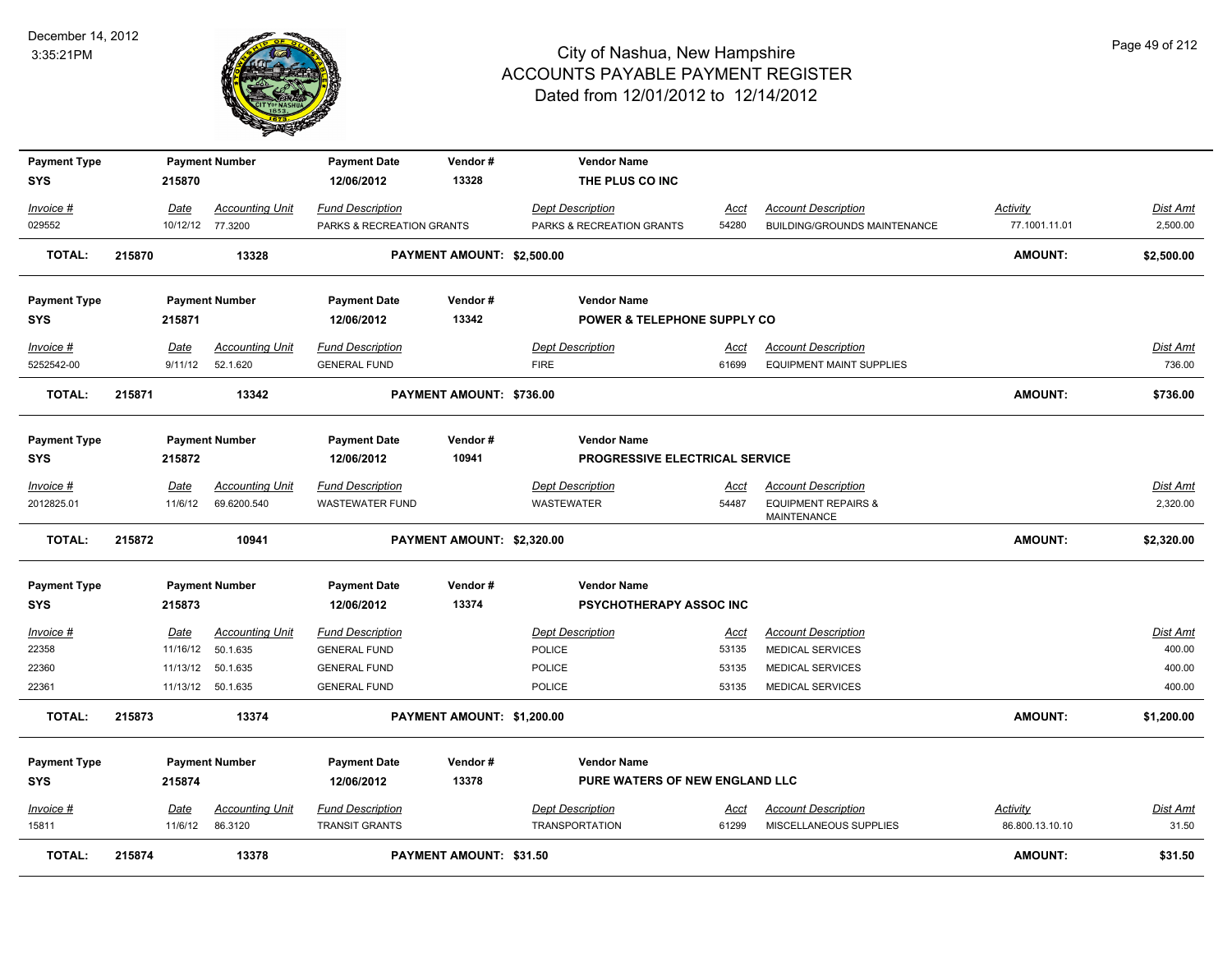# City of Nashua, New Hampshire
## ACCOUNTS PAYABLE PAYMENT REGISTER
### Dated from 12/01/2012 to 12/14/2012

December 14, 2012
3:35:21PM

| Payment Type | Payment Number | Payment Date | Vendor # | Vendor Name |
|---|---|---|---|---|
| SYS | 215870 | 12/06/2012 | 13328 | THE PLUS CO INC |

| Invoice # | Date | Accounting Unit | Fund Description | Dept Description | Acct | Account Description | Activity | Dist Amt |
|---|---|---|---|---|---|---|---|---|
| 029552 | 10/12/12 | 77.3200 | PARKS & RECREATION GRANTS | PARKS & RECREATION GRANTS | 54280 | BUILDING/GROUNDS MAINTENANCE | 77.1001.11.01 | 2,500.00 |

**TOTAL: 215870 13328 PAYMENT AMOUNT: $2,500.00 AMOUNT: $2,500.00**

| Payment Type | Payment Number | Payment Date | Vendor # | Vendor Name |
|---|---|---|---|---|
| SYS | 215871 | 12/06/2012 | 13342 | POWER & TELEPHONE SUPPLY CO |

| Invoice # | Date | Accounting Unit | Fund Description | Dept Description | Acct | Account Description | Dist Amt |
|---|---|---|---|---|---|---|---|
| 5252542-00 | 9/11/12 | 52.1.620 | GENERAL FUND | FIRE | 61699 | EQUIPMENT MAINT SUPPLIES | 736.00 |

**TOTAL: 215871 13342 PAYMENT AMOUNT: $736.00 AMOUNT: $736.00**

| Payment Type | Payment Number | Payment Date | Vendor # | Vendor Name |
|---|---|---|---|---|
| SYS | 215872 | 12/06/2012 | 10941 | PROGRESSIVE ELECTRICAL SERVICE |

| Invoice # | Date | Accounting Unit | Fund Description | Dept Description | Acct | Account Description | Dist Amt |
|---|---|---|---|---|---|---|---|
| 2012825.01 | 11/6/12 | 69.6200.540 | WASTEWATER FUND | WASTEWATER | 54487 | EQUIPMENT REPAIRS & MAINTENANCE | 2,320.00 |

**TOTAL: 215872 10941 PAYMENT AMOUNT: $2,320.00 AMOUNT: $2,320.00**

| Payment Type | Payment Number | Payment Date | Vendor # | Vendor Name |
|---|---|---|---|---|
| SYS | 215873 | 12/06/2012 | 13374 | PSYCHOTHERAPY ASSOC INC |

| Invoice # | Date | Accounting Unit | Fund Description | Dept Description | Acct | Account Description | Dist Amt |
|---|---|---|---|---|---|---|---|
| 22358 | 11/16/12 | 50.1.635 | GENERAL FUND | POLICE | 53135 | MEDICAL SERVICES | 400.00 |
| 22360 | 11/13/12 | 50.1.635 | GENERAL FUND | POLICE | 53135 | MEDICAL SERVICES | 400.00 |
| 22361 | 11/13/12 | 50.1.635 | GENERAL FUND | POLICE | 53135 | MEDICAL SERVICES | 400.00 |

**TOTAL: 215873 13374 PAYMENT AMOUNT: $1,200.00 AMOUNT: $1,200.00**

| Payment Type | Payment Number | Payment Date | Vendor # | Vendor Name |
|---|---|---|---|---|
| SYS | 215874 | 12/06/2012 | 13378 | PURE WATERS OF NEW ENGLAND LLC |

| Invoice # | Date | Accounting Unit | Fund Description | Dept Description | Acct | Account Description | Activity | Dist Amt |
|---|---|---|---|---|---|---|---|---|
| 15811 | 11/6/12 | 86.3120 | TRANSIT GRANTS | TRANSPORTATION | 61299 | MISCELLANEOUS SUPPLIES | 86.800.13.10.10 | 31.50 |

**TOTAL: 215874 13378 PAYMENT AMOUNT: $31.50 AMOUNT: $31.50**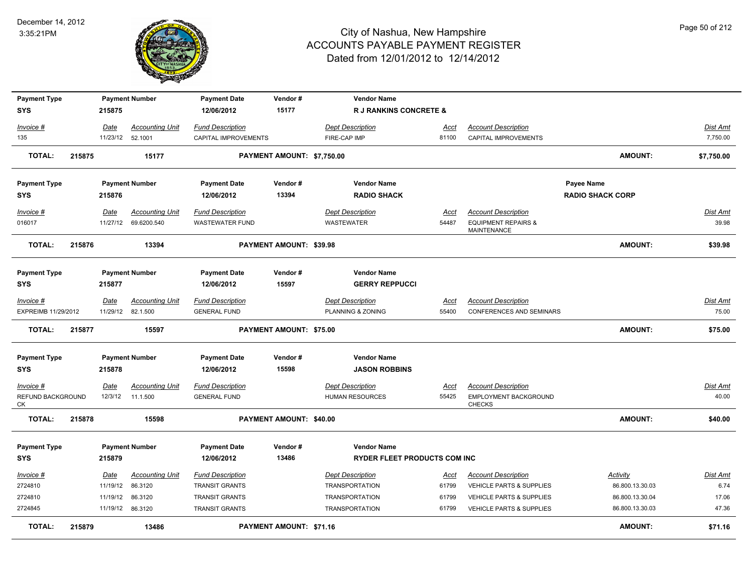# City of Nashua, New Hampshire
## ACCOUNTS PAYABLE PAYMENT REGISTER
### Dated from 12/01/2012 to 12/14/2012

December 14, 2012
3:35:21PM

| Payment Type | Payment Number | Payment Date | Vendor # | Vendor Name |
|---|---|---|---|---|
| SYS | 215875 | 12/06/2012 | 15177 | R J RANKINS CONCRETE & |

| Invoice # | Date | Accounting Unit | Fund Description | Dept Description | Acct | Account Description | Dist Amt |
|---|---|---|---|---|---|---|---|
| 135 | 11/23/12 | 52.1001 | CAPITAL IMPROVEMENTS | FIRE-CAP IMP | 81100 | CAPITAL IMPROVEMENTS | 7,750.00 |

**TOTAL: 215875 15177 PAYMENT AMOUNT: $7,750.00 AMOUNT: $7,750.00**

| Payment Type | Payment Number | Payment Date | Vendor # | Vendor Name | Payee Name |
|---|---|---|---|---|---|
| SYS | 215876 | 12/06/2012 | 13394 | RADIO SHACK | RADIO SHACK CORP |

| Invoice # | Date | Accounting Unit | Fund Description | Dept Description | Acct | Account Description | Dist Amt |
|---|---|---|---|---|---|---|---|
| 016017 | 11/27/12 | 69.6200.540 | WASTEWATER FUND | WASTEWATER | 54487 | EQUIPMENT REPAIRS & MAINTENANCE | 39.98 |

**TOTAL: 215876 13394 PAYMENT AMOUNT: $39.98 AMOUNT: $39.98**

| Payment Type | Payment Number | Payment Date | Vendor # | Vendor Name |
|---|---|---|---|---|
| SYS | 215877 | 12/06/2012 | 15597 | GERRY REPPUCCI |

| Invoice # | Date | Accounting Unit | Fund Description | Dept Description | Acct | Account Description | Dist Amt |
|---|---|---|---|---|---|---|---|
| EXPREIMB 11/29/2012 | 11/29/12 | 82.1.500 | GENERAL FUND | PLANNING & ZONING | 55400 | CONFERENCES AND SEMINARS | 75.00 |

**TOTAL: 215877 15597 PAYMENT AMOUNT: $75.00 AMOUNT: $75.00**

| Payment Type | Payment Number | Payment Date | Vendor # | Vendor Name |
|---|---|---|---|---|
| SYS | 215878 | 12/06/2012 | 15598 | JASON ROBBINS |

| Invoice # | Date | Accounting Unit | Fund Description | Dept Description | Acct | Account Description | Dist Amt |
|---|---|---|---|---|---|---|---|
| REFUND BACKGROUND CK | 12/3/12 | 11.1.500 | GENERAL FUND | HUMAN RESOURCES | 55425 | EMPLOYMENT BACKGROUND CHECKS | 40.00 |

**TOTAL: 215878 15598 PAYMENT AMOUNT: $40.00 AMOUNT: $40.00**

| Payment Type | Payment Number | Payment Date | Vendor # | Vendor Name |
|---|---|---|---|---|
| SYS | 215879 | 12/06/2012 | 13486 | RYDER FLEET PRODUCTS COM INC |

| Invoice # | Date | Accounting Unit | Fund Description | Dept Description | Acct | Account Description | Activity | Dist Amt |
|---|---|---|---|---|---|---|---|---|
| 2724810 | 11/19/12 | 86.3120 | TRANSIT GRANTS | TRANSPORTATION | 61799 | VEHICLE PARTS & SUPPLIES | 86.800.13.30.03 | 6.74 |
| 2724810 | 11/19/12 | 86.3120 | TRANSIT GRANTS | TRANSPORTATION | 61799 | VEHICLE PARTS & SUPPLIES | 86.800.13.30.04 | 17.06 |
| 2724845 | 11/19/12 | 86.3120 | TRANSIT GRANTS | TRANSPORTATION | 61799 | VEHICLE PARTS & SUPPLIES | 86.800.13.30.03 | 47.36 |

**TOTAL: 215879 13486 PAYMENT AMOUNT: $71.16 AMOUNT: $71.16**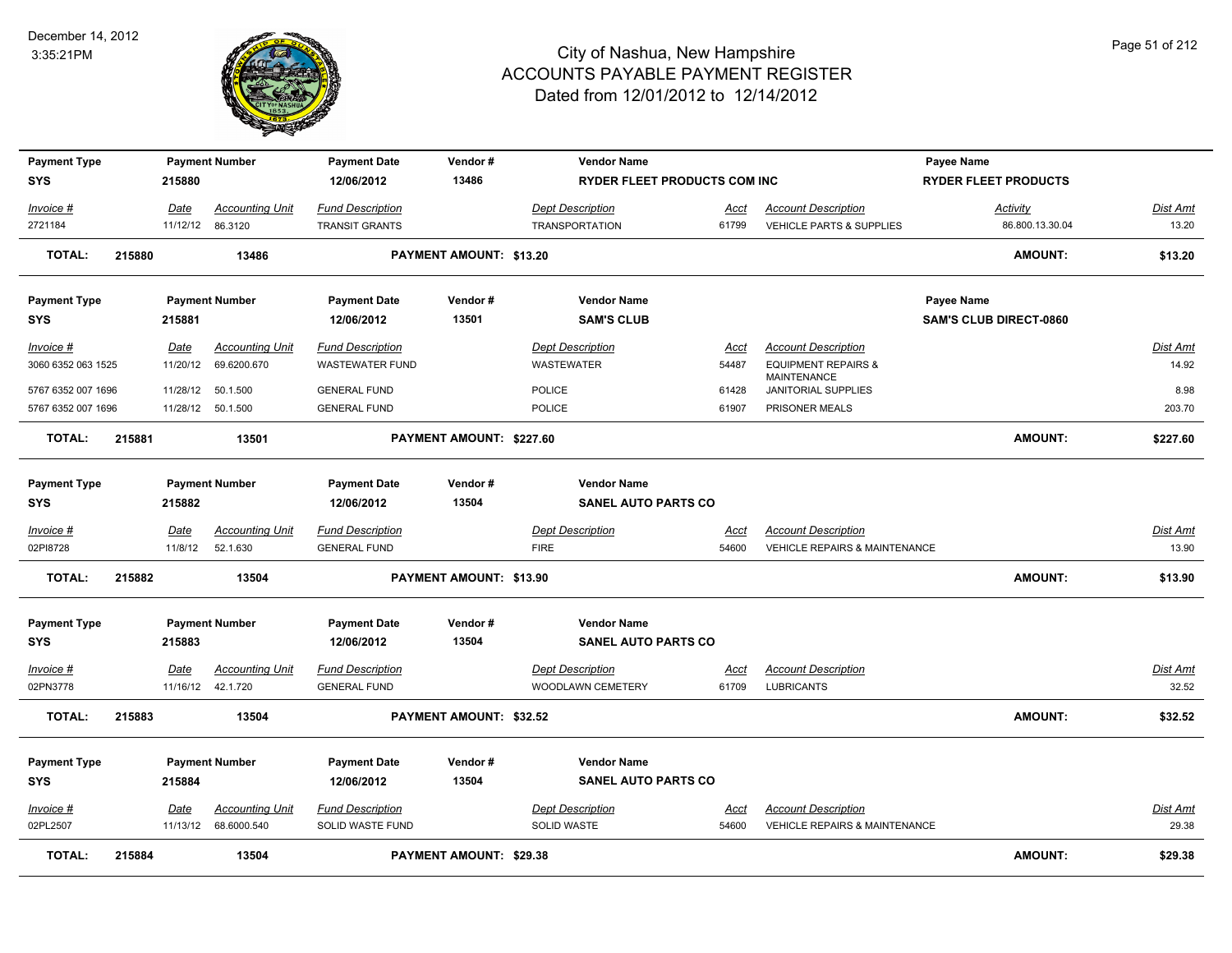# City of Nashua, New Hampshire
## ACCOUNTS PAYABLE PAYMENT REGISTER
### Dated from 12/01/2012 to 12/14/2012

December 14, 2012
3:35:21PM

| Payment Type | Payment Number | Payment Date | Vendor # | Vendor Name | | Payee Name | |
|---|---|---|---|---|---|---|---|
| SYS | 215880 | 12/06/2012 | 13486 | RYDER FLEET PRODUCTS COM INC | | RYDER FLEET PRODUCTS | |

| Invoice # | Date | Accounting Unit | Fund Description | Dept Description | Acct | Account Description | Activity | Dist Amt |
|---|---|---|---|---|---|---|---|---|
| 2721184 | 11/12/12 | 86.3120 | TRANSIT GRANTS | TRANSPORTATION | 61799 | VEHICLE PARTS & SUPPLIES | 86.800.13.30.04 | 13.20 |

**TOTAL: 215880 13486 PAYMENT AMOUNT: $13.20 AMOUNT: $13.20**

| Payment Type | Payment Number | Payment Date | Vendor # | Vendor Name | | Payee Name | |
|---|---|---|---|---|---|---|---|
| SYS | 215881 | 12/06/2012 | 13501 | SAM'S CLUB | | SAM'S CLUB DIRECT-0860 | |

| Invoice # | Date | Accounting Unit | Fund Description | Dept Description | Acct | Account Description | Dist Amt |
|---|---|---|---|---|---|---|---|
| 3060 6352 063 1525 | 11/20/12 | 69.6200.670 | WASTEWATER FUND | WASTEWATER | 54487 | EQUIPMENT REPAIRS & MAINTENANCE | 14.92 |
| 5767 6352 007 1696 | 11/28/12 | 50.1.500 | GENERAL FUND | POLICE | 61428 | JANITORIAL SUPPLIES | 8.98 |
| 5767 6352 007 1696 | 11/28/12 | 50.1.500 | GENERAL FUND | POLICE | 61907 | PRISONER MEALS | 203.70 |

**TOTAL: 215881 13501 PAYMENT AMOUNT: $227.60 AMOUNT: $227.60**

| Payment Type | Payment Number | Payment Date | Vendor # | Vendor Name |
|---|---|---|---|---|
| SYS | 215882 | 12/06/2012 | 13504 | SANEL AUTO PARTS CO |

| Invoice # | Date | Accounting Unit | Fund Description | Dept Description | Acct | Account Description | Dist Amt |
|---|---|---|---|---|---|---|---|
| 02PI8728 | 11/8/12 | 52.1.630 | GENERAL FUND | FIRE | 54600 | VEHICLE REPAIRS & MAINTENANCE | 13.90 |

**TOTAL: 215882 13504 PAYMENT AMOUNT: $13.90 AMOUNT: $13.90**

| Payment Type | Payment Number | Payment Date | Vendor # | Vendor Name |
|---|---|---|---|---|
| SYS | 215883 | 12/06/2012 | 13504 | SANEL AUTO PARTS CO |

| Invoice # | Date | Accounting Unit | Fund Description | Dept Description | Acct | Account Description | Dist Amt |
|---|---|---|---|---|---|---|---|
| 02PN3778 | 11/16/12 | 42.1.720 | GENERAL FUND | WOODLAWN CEMETERY | 61709 | LUBRICANTS | 32.52 |

**TOTAL: 215883 13504 PAYMENT AMOUNT: $32.52 AMOUNT: $32.52**

| Payment Type | Payment Number | Payment Date | Vendor # | Vendor Name |
|---|---|---|---|---|
| SYS | 215884 | 12/06/2012 | 13504 | SANEL AUTO PARTS CO |

| Invoice # | Date | Accounting Unit | Fund Description | Dept Description | Acct | Account Description | Dist Amt |
|---|---|---|---|---|---|---|---|
| 02PL2507 | 11/13/12 | 68.6000.540 | SOLID WASTE FUND | SOLID WASTE | 54600 | VEHICLE REPAIRS & MAINTENANCE | 29.38 |

**TOTAL: 215884 13504 PAYMENT AMOUNT: $29.38 AMOUNT: $29.38**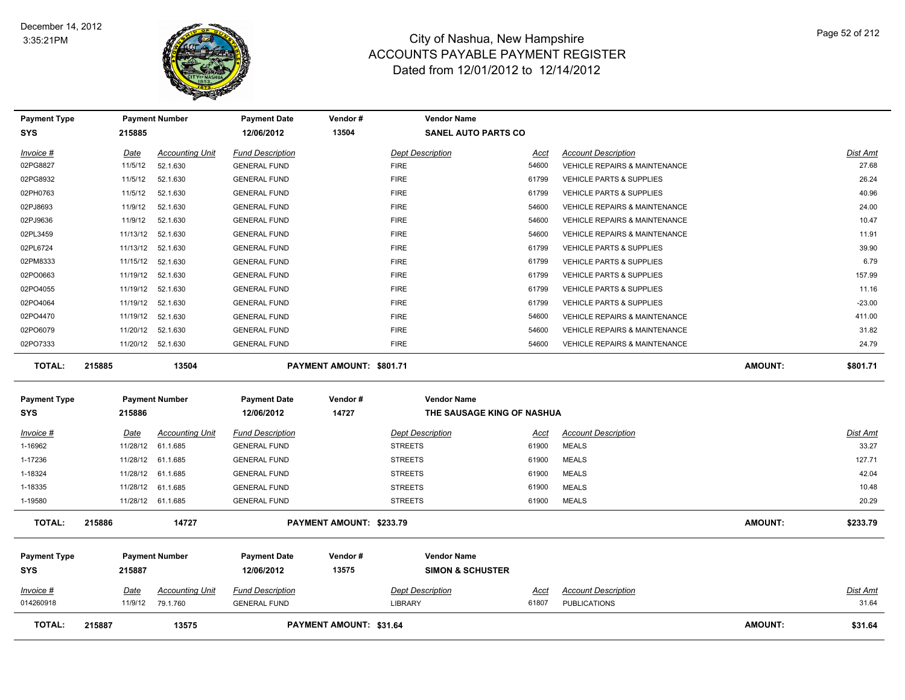# City of Nashua, New Hampshire
## ACCOUNTS PAYABLE PAYMENT REGISTER
### Dated from 12/01/2012 to 12/14/2012

December 14, 2012
3:35:21PM

| Payment Type | Payment Number | Payment Date | Vendor # | Vendor Name |
|---|---|---|---|---|
| SYS | 215885 | 12/06/2012 | 13504 | SANEL AUTO PARTS CO |

| Invoice # | Date | Accounting Unit | Fund Description | Dept Description | Acct | Account Description | Dist Amt |
|---|---|---|---|---|---|---|---|
| 02PG8827 | 11/5/12 | 52.1.630 | GENERAL FUND | FIRE | 54600 | VEHICLE REPAIRS & MAINTENANCE | 27.68 |
| 02PG8932 | 11/5/12 | 52.1.630 | GENERAL FUND | FIRE | 61799 | VEHICLE PARTS & SUPPLIES | 26.24 |
| 02PH0763 | 11/5/12 | 52.1.630 | GENERAL FUND | FIRE | 61799 | VEHICLE PARTS & SUPPLIES | 40.96 |
| 02PJ8693 | 11/9/12 | 52.1.630 | GENERAL FUND | FIRE | 54600 | VEHICLE REPAIRS & MAINTENANCE | 24.00 |
| 02PJ9636 | 11/9/12 | 52.1.630 | GENERAL FUND | FIRE | 54600 | VEHICLE REPAIRS & MAINTENANCE | 10.47 |
| 02PL3459 | 11/13/12 | 52.1.630 | GENERAL FUND | FIRE | 54600 | VEHICLE REPAIRS & MAINTENANCE | 11.91 |
| 02PL6724 | 11/13/12 | 52.1.630 | GENERAL FUND | FIRE | 61799 | VEHICLE PARTS & SUPPLIES | 39.90 |
| 02PM8333 | 11/15/12 | 52.1.630 | GENERAL FUND | FIRE | 61799 | VEHICLE PARTS & SUPPLIES | 6.79 |
| 02PO0663 | 11/19/12 | 52.1.630 | GENERAL FUND | FIRE | 61799 | VEHICLE PARTS & SUPPLIES | 157.99 |
| 02PO4055 | 11/19/12 | 52.1.630 | GENERAL FUND | FIRE | 61799 | VEHICLE PARTS & SUPPLIES | 11.16 |
| 02PO4064 | 11/19/12 | 52.1.630 | GENERAL FUND | FIRE | 61799 | VEHICLE PARTS & SUPPLIES | -23.00 |
| 02PO4470 | 11/19/12 | 52.1.630 | GENERAL FUND | FIRE | 54600 | VEHICLE REPAIRS & MAINTENANCE | 411.00 |
| 02PO6079 | 11/20/12 | 52.1.630 | GENERAL FUND | FIRE | 54600 | VEHICLE REPAIRS & MAINTENANCE | 31.82 |
| 02PO7333 | 11/20/12 | 52.1.630 | GENERAL FUND | FIRE | 54600 | VEHICLE REPAIRS & MAINTENANCE | 24.79 |

**TOTAL:** 215885 | 13504 | **PAYMENT AMOUNT: $801.71** | **AMOUNT: $801.71**

| Payment Type | Payment Number | Payment Date | Vendor # | Vendor Name |
|---|---|---|---|---|
| SYS | 215886 | 12/06/2012 | 14727 | THE SAUSAGE KING OF NASHUA |

| Invoice # | Date | Accounting Unit | Fund Description | Dept Description | Acct | Account Description | Dist Amt |
|---|---|---|---|---|---|---|---|
| 1-16962 | 11/28/12 | 61.1.685 | GENERAL FUND | STREETS | 61900 | MEALS | 33.27 |
| 1-17236 | 11/28/12 | 61.1.685 | GENERAL FUND | STREETS | 61900 | MEALS | 127.71 |
| 1-18324 | 11/28/12 | 61.1.685 | GENERAL FUND | STREETS | 61900 | MEALS | 42.04 |
| 1-18335 | 11/28/12 | 61.1.685 | GENERAL FUND | STREETS | 61900 | MEALS | 10.48 |
| 1-19580 | 11/28/12 | 61.1.685 | GENERAL FUND | STREETS | 61900 | MEALS | 20.29 |

**TOTAL:** 215886 | 14727 | **PAYMENT AMOUNT: $233.79** | **AMOUNT: $233.79**

| Payment Type | Payment Number | Payment Date | Vendor # | Vendor Name |
|---|---|---|---|---|
| SYS | 215887 | 12/06/2012 | 13575 | SIMON & SCHUSTER |

| Invoice # | Date | Accounting Unit | Fund Description | Dept Description | Acct | Account Description | Dist Amt |
|---|---|---|---|---|---|---|---|
| 014260918 | 11/9/12 | 79.1.760 | GENERAL FUND | LIBRARY | 61807 | PUBLICATIONS | 31.64 |

**TOTAL:** 215887 | 13575 | **PAYMENT AMOUNT: $31.64** | **AMOUNT: $31.64**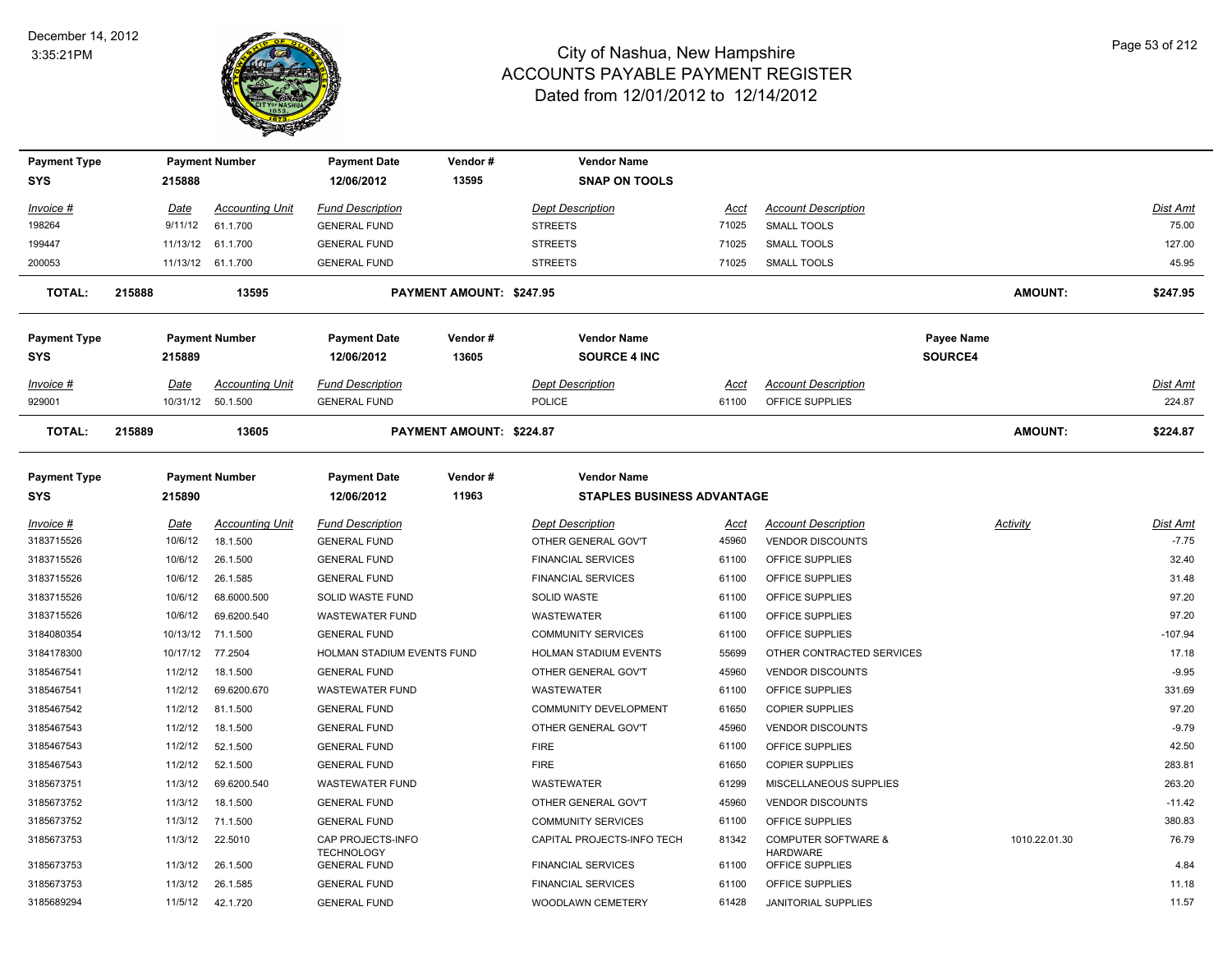# City of Nashua, New Hampshire
## ACCOUNTS PAYABLE PAYMENT REGISTER
### Dated from 12/01/2012 to 12/14/2012

| Payment Type | Payment Number | Payment Date | Vendor # | Vendor Name |
|---|---|---|---|---|
| SYS | 215888 | 12/06/2012 | 13595 | SNAP ON TOOLS |

| Invoice # | Date | Accounting Unit | Fund Description | Dept Description | Acct | Account Description | Dist Amt |
|---|---|---|---|---|---|---|---|
| 198264 | 9/11/12 | 61.1.700 | GENERAL FUND | STREETS | 71025 | SMALL TOOLS | 75.00 |
| 199447 | 11/13/12 | 61.1.700 | GENERAL FUND | STREETS | 71025 | SMALL TOOLS | 127.00 |
| 200053 | 11/13/12 | 61.1.700 | GENERAL FUND | STREETS | 71025 | SMALL TOOLS | 45.95 |

**TOTAL: 215888 13595 PAYMENT AMOUNT: $247.95 AMOUNT: $247.95**

| Payment Type | Payment Number | Payment Date | Vendor # | Vendor Name | Payee Name |
|---|---|---|---|---|---|
| SYS | 215889 | 12/06/2012 | 13605 | SOURCE 4 INC | SOURCE4 |

| Invoice # | Date | Accounting Unit | Fund Description | Dept Description | Acct | Account Description | Dist Amt |
|---|---|---|---|---|---|---|---|
| 929001 | 10/31/12 | 50.1.500 | GENERAL FUND | POLICE | 61100 | OFFICE SUPPLIES | 224.87 |

**TOTAL: 215889 13605 PAYMENT AMOUNT: $224.87 AMOUNT: $224.87**

| Payment Type | Payment Number | Payment Date | Vendor # | Vendor Name |
|---|---|---|---|---|
| SYS | 215890 | 12/06/2012 | 11963 | STAPLES BUSINESS ADVANTAGE |

| Invoice # | Date | Accounting Unit | Fund Description | Dept Description | Acct | Account Description | Activity | Dist Amt |
|---|---|---|---|---|---|---|---|---|
| 3183715526 | 10/6/12 | 18.1.500 | GENERAL FUND | OTHER GENERAL GOV'T | 45960 | VENDOR DISCOUNTS | | -7.75 |
| 3183715526 | 10/6/12 | 26.1.500 | GENERAL FUND | FINANCIAL SERVICES | 61100 | OFFICE SUPPLIES | | 32.40 |
| 3183715526 | 10/6/12 | 26.1.585 | GENERAL FUND | FINANCIAL SERVICES | 61100 | OFFICE SUPPLIES | | 31.48 |
| 3183715526 | 10/6/12 | 68.6000.500 | SOLID WASTE FUND | SOLID WASTE | 61100 | OFFICE SUPPLIES | | 97.20 |
| 3183715526 | 10/6/12 | 69.6200.540 | WASTEWATER FUND | WASTEWATER | 61100 | OFFICE SUPPLIES | | 97.20 |
| 3184080354 | 10/13/12 | 71.1.500 | GENERAL FUND | COMMUNITY SERVICES | 61100 | OFFICE SUPPLIES | | -107.94 |
| 3184178300 | 10/17/12 | 77.2504 | HOLMAN STADIUM EVENTS FUND | HOLMAN STADIUM EVENTS | 55699 | OTHER CONTRACTED SERVICES | | 17.18 |
| 3185467541 | 11/2/12 | 18.1.500 | GENERAL FUND | OTHER GENERAL GOV'T | 45960 | VENDOR DISCOUNTS | | -9.95 |
| 3185467541 | 11/2/12 | 69.6200.670 | WASTEWATER FUND | WASTEWATER | 61100 | OFFICE SUPPLIES | | 331.69 |
| 3185467542 | 11/2/12 | 81.1.500 | GENERAL FUND | COMMUNITY DEVELOPMENT | 61650 | COPIER SUPPLIES | | 97.20 |
| 3185467543 | 11/2/12 | 18.1.500 | GENERAL FUND | OTHER GENERAL GOV'T | 45960 | VENDOR DISCOUNTS | | -9.79 |
| 3185467543 | 11/2/12 | 52.1.500 | GENERAL FUND | FIRE | 61100 | OFFICE SUPPLIES | | 42.50 |
| 3185467543 | 11/2/12 | 52.1.500 | GENERAL FUND | FIRE | 61650 | COPIER SUPPLIES | | 283.81 |
| 3185673751 | 11/3/12 | 69.6200.540 | WASTEWATER FUND | WASTEWATER | 61299 | MISCELLANEOUS SUPPLIES | | 263.20 |
| 3185673752 | 11/3/12 | 18.1.500 | GENERAL FUND | OTHER GENERAL GOV'T | 45960 | VENDOR DISCOUNTS | | -11.42 |
| 3185673752 | 11/3/12 | 71.1.500 | GENERAL FUND | COMMUNITY SERVICES | 61100 | OFFICE SUPPLIES | | 380.83 |
| 3185673753 | 11/3/12 | 22.5010 | CAP PROJECTS-INFO TECHNOLOGY | CAPITAL PROJECTS-INFO TECH | 81342 | COMPUTER SOFTWARE & HARDWARE | 1010.22.01.30 | 76.79 |
| 3185673753 | 11/3/12 | 26.1.500 | GENERAL FUND | FINANCIAL SERVICES | 61100 | OFFICE SUPPLIES | | 4.84 |
| 3185673753 | 11/3/12 | 26.1.585 | GENERAL FUND | FINANCIAL SERVICES | 61100 | OFFICE SUPPLIES | | 11.18 |
| 3185689294 | 11/5/12 | 42.1.720 | GENERAL FUND | WOODLAWN CEMETERY | 61428 | JANITORIAL SUPPLIES | | 11.57 |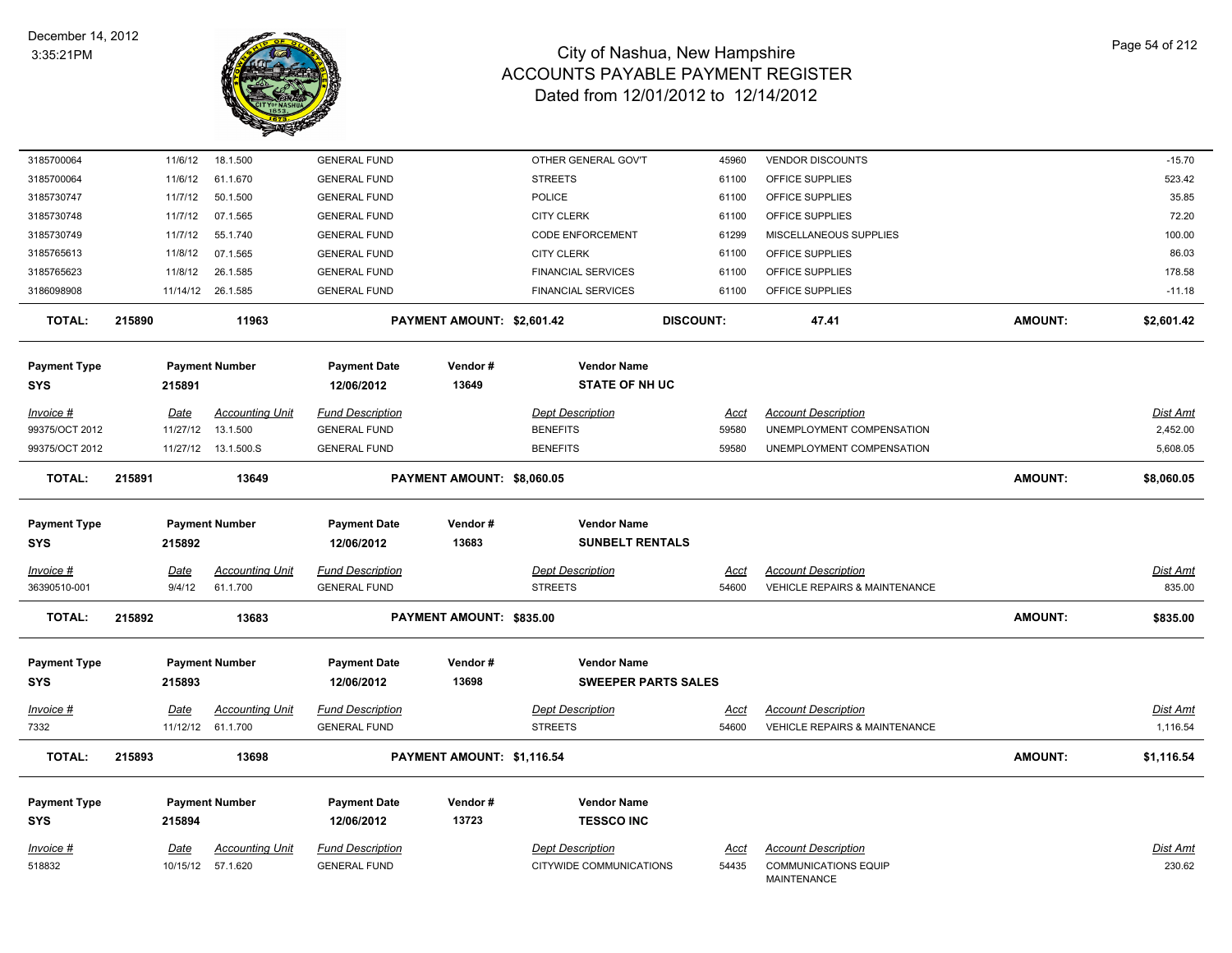| Invoice # | Date | Accounting Unit | Fund Description | Dept Description | Acct | Account Description | Dist Amt |
|---|---|---|---|---|---|---|---|
| 3185700064 | 11/6/12 | 18.1.500 | GENERAL FUND | OTHER GENERAL GOV'T | 45960 | VENDOR DISCOUNTS | -15.70 |
| 3185700064 | 11/6/12 | 61.1.670 | GENERAL FUND | STREETS | 61100 | OFFICE SUPPLIES | 523.42 |
| 3185730747 | 11/7/12 | 50.1.500 | GENERAL FUND | POLICE | 61100 | OFFICE SUPPLIES | 35.85 |
| 3185730748 | 11/7/12 | 07.1.565 | GENERAL FUND | CITY CLERK | 61100 | OFFICE SUPPLIES | 72.20 |
| 3185730749 | 11/7/12 | 55.1.740 | GENERAL FUND | CODE ENFORCEMENT | 61299 | MISCELLANEOUS SUPPLIES | 100.00 |
| 3185765613 | 11/8/12 | 07.1.565 | GENERAL FUND | CITY CLERK | 61100 | OFFICE SUPPLIES | 86.03 |
| 3185765623 | 11/8/12 | 26.1.585 | GENERAL FUND | FINANCIAL SERVICES | 61100 | OFFICE SUPPLIES | 178.58 |
| 3186098908 | 11/14/12 | 26.1.585 | GENERAL FUND | FINANCIAL SERVICES | 61100 | OFFICE SUPPLIES | -11.18 |

**TOTAL:** 215890 | 11963 | **PAYMENT AMOUNT: $2,601.42** | **DISCOUNT:** 47.41 | **AMOUNT:** $2,601.42

| Payment Type | Payment Number | Payment Date | Vendor # | Vendor Name |
|---|---|---|---|---|
| SYS | 215891 | 12/06/2012 | 13649 | STATE OF NH UC |

| Invoice # | Date | Accounting Unit | Fund Description | Dept Description | Acct | Account Description | Dist Amt |
|---|---|---|---|---|---|---|---|
| 99375/OCT 2012 | 11/27/12 | 13.1.500 | GENERAL FUND | BENEFITS | 59580 | UNEMPLOYMENT COMPENSATION | 2,452.00 |
| 99375/OCT 2012 | 11/27/12 | 13.1.500.S | GENERAL FUND | BENEFITS | 59580 | UNEMPLOYMENT COMPENSATION | 5,608.05 |

**TOTAL:** 215891 | 13649 | **PAYMENT AMOUNT: $8,060.05** | **AMOUNT:** $8,060.05

| Payment Type | Payment Number | Payment Date | Vendor # | Vendor Name |
|---|---|---|---|---|
| SYS | 215892 | 12/06/2012 | 13683 | SUNBELT RENTALS |

| Invoice # | Date | Accounting Unit | Fund Description | Dept Description | Acct | Account Description | Dist Amt |
|---|---|---|---|---|---|---|---|
| 36390510-001 | 9/4/12 | 61.1.700 | GENERAL FUND | STREETS | 54600 | VEHICLE REPAIRS & MAINTENANCE | 835.00 |

**TOTAL:** 215892 | 13683 | **PAYMENT AMOUNT: $835.00** | **AMOUNT:** $835.00

| Payment Type | Payment Number | Payment Date | Vendor # | Vendor Name |
|---|---|---|---|---|
| SYS | 215893 | 12/06/2012 | 13698 | SWEEPER PARTS SALES |

| Invoice # | Date | Accounting Unit | Fund Description | Dept Description | Acct | Account Description | Dist Amt |
|---|---|---|---|---|---|---|---|
| 7332 | 11/12/12 | 61.1.700 | GENERAL FUND | STREETS | 54600 | VEHICLE REPAIRS & MAINTENANCE | 1,116.54 |

**TOTAL:** 215893 | 13698 | **PAYMENT AMOUNT: $1,116.54** | **AMOUNT:** $1,116.54

| Payment Type | Payment Number | Payment Date | Vendor # | Vendor Name |
|---|---|---|---|---|
| SYS | 215894 | 12/06/2012 | 13723 | TESSCO INC |

| Invoice # | Date | Accounting Unit | Fund Description | Dept Description | Acct | Account Description | Dist Amt |
|---|---|---|---|---|---|---|---|
| 518832 | 10/15/12 | 57.1.620 | GENERAL FUND | CITYWIDE COMMUNICATIONS | 54435 | COMMUNICATIONS EQUIP MAINTENANCE | 230.62 |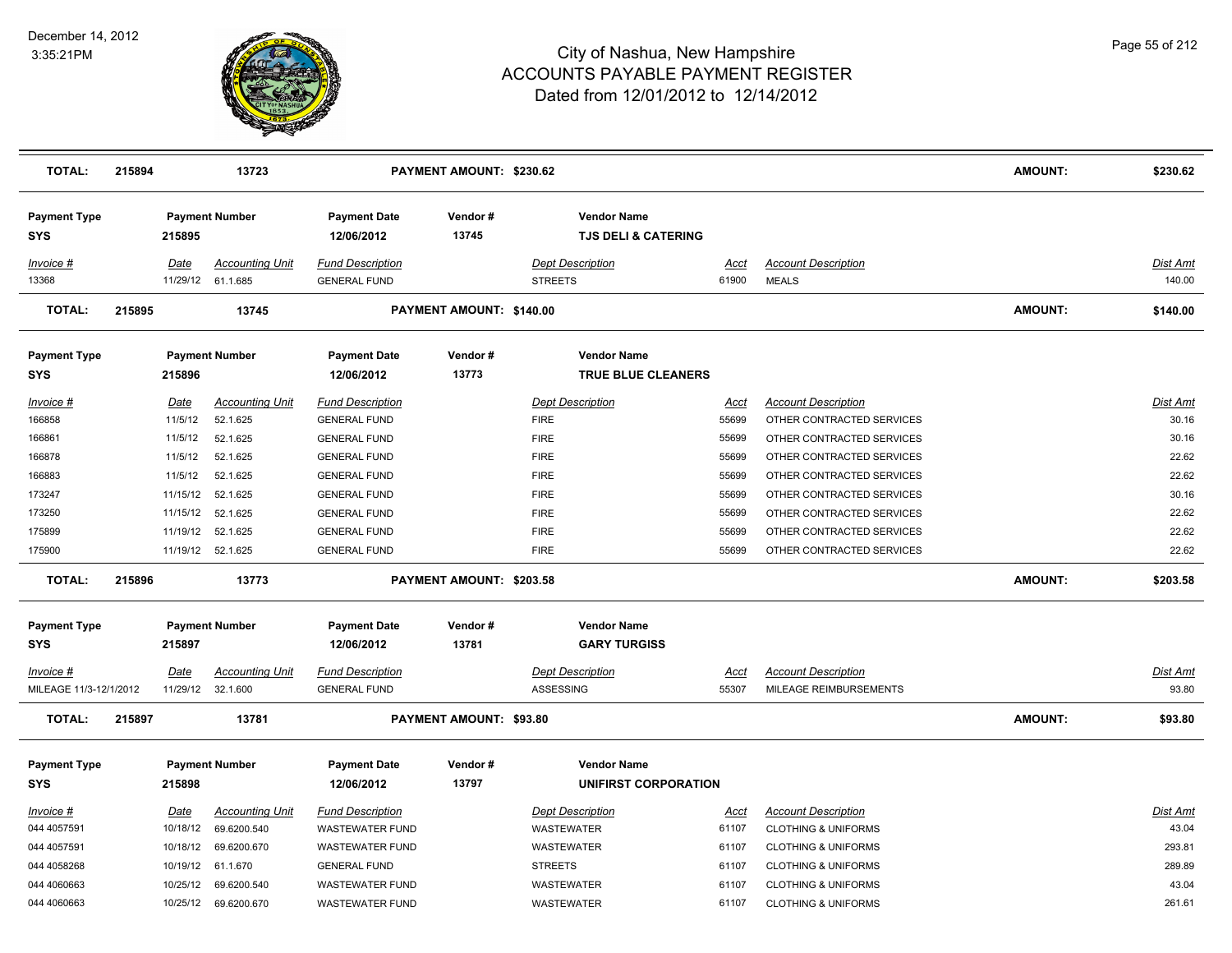# City of Nashua, New Hampshire
## ACCOUNTS PAYABLE PAYMENT REGISTER
### Dated from 12/01/2012 to 12/14/2012

December 14, 2012
3:35:21PM

| TOTAL: | 215894 | 13723 | | PAYMENT AMOUNT: $230.62 | | | | AMOUNT: | $230.62 |
|---|---|---|---|---|---|---|---|---|---|

**Payment Type:** SYS | **Payment Number:** 215895 | **Payment Date:** 12/06/2012 | **Vendor #:** 13745 | **Vendor Name:** TJS DELI & CATERING

| Invoice # | Date | Accounting Unit | Fund Description | Dept Description | Acct | Account Description | Dist Amt |
|---|---|---|---|---|---|---|---|
| 13368 | 11/29/12 | 61.1.685 | GENERAL FUND | STREETS | 61900 | MEALS | 140.00 |

| TOTAL: | 215895 | 13745 | | PAYMENT AMOUNT: $140.00 | | | | AMOUNT: | $140.00 |
|---|---|---|---|---|---|---|---|---|---|

**Payment Type:** SYS | **Payment Number:** 215896 | **Payment Date:** 12/06/2012 | **Vendor #:** 13773 | **Vendor Name:** TRUE BLUE CLEANERS

| Invoice # | Date | Accounting Unit | Fund Description | Dept Description | Acct | Account Description | Dist Amt |
|---|---|---|---|---|---|---|---|
| 166858 | 11/5/12 | 52.1.625 | GENERAL FUND | FIRE | 55699 | OTHER CONTRACTED SERVICES | 30.16 |
| 166861 | 11/5/12 | 52.1.625 | GENERAL FUND | FIRE | 55699 | OTHER CONTRACTED SERVICES | 30.16 |
| 166878 | 11/5/12 | 52.1.625 | GENERAL FUND | FIRE | 55699 | OTHER CONTRACTED SERVICES | 22.62 |
| 166883 | 11/5/12 | 52.1.625 | GENERAL FUND | FIRE | 55699 | OTHER CONTRACTED SERVICES | 22.62 |
| 173247 | 11/15/12 | 52.1.625 | GENERAL FUND | FIRE | 55699 | OTHER CONTRACTED SERVICES | 30.16 |
| 173250 | 11/15/12 | 52.1.625 | GENERAL FUND | FIRE | 55699 | OTHER CONTRACTED SERVICES | 22.62 |
| 175899 | 11/19/12 | 52.1.625 | GENERAL FUND | FIRE | 55699 | OTHER CONTRACTED SERVICES | 22.62 |
| 175900 | 11/19/12 | 52.1.625 | GENERAL FUND | FIRE | 55699 | OTHER CONTRACTED SERVICES | 22.62 |

| TOTAL: | 215896 | 13773 | | PAYMENT AMOUNT: $203.58 | | | | AMOUNT: | $203.58 |
|---|---|---|---|---|---|---|---|---|---|

**Payment Type:** SYS | **Payment Number:** 215897 | **Payment Date:** 12/06/2012 | **Vendor #:** 13781 | **Vendor Name:** GARY TURGISS

| Invoice # | Date | Accounting Unit | Fund Description | Dept Description | Acct | Account Description | Dist Amt |
|---|---|---|---|---|---|---|---|
| MILEAGE 11/3-12/1/2012 | 11/29/12 | 32.1.600 | GENERAL FUND | ASSESSING | 55307 | MILEAGE REIMBURSEMENTS | 93.80 |

| TOTAL: | 215897 | 13781 | | PAYMENT AMOUNT: $93.80 | | | | AMOUNT: | $93.80 |
|---|---|---|---|---|---|---|---|---|---|

**Payment Type:** SYS | **Payment Number:** 215898 | **Payment Date:** 12/06/2012 | **Vendor #:** 13797 | **Vendor Name:** UNIFIRST CORPORATION

| Invoice # | Date | Accounting Unit | Fund Description | Dept Description | Acct | Account Description | Dist Amt |
|---|---|---|---|---|---|---|---|
| 044 4057591 | 10/18/12 | 69.6200.540 | WASTEWATER FUND | WASTEWATER | 61107 | CLOTHING & UNIFORMS | 43.04 |
| 044 4057591 | 10/18/12 | 69.6200.670 | WASTEWATER FUND | WASTEWATER | 61107 | CLOTHING & UNIFORMS | 293.81 |
| 044 4058268 | 10/19/12 | 61.1.670 | GENERAL FUND | STREETS | 61107 | CLOTHING & UNIFORMS | 289.89 |
| 044 4060663 | 10/25/12 | 69.6200.540 | WASTEWATER FUND | WASTEWATER | 61107 | CLOTHING & UNIFORMS | 43.04 |
| 044 4060663 | 10/25/12 | 69.6200.670 | WASTEWATER FUND | WASTEWATER | 61107 | CLOTHING & UNIFORMS | 261.61 |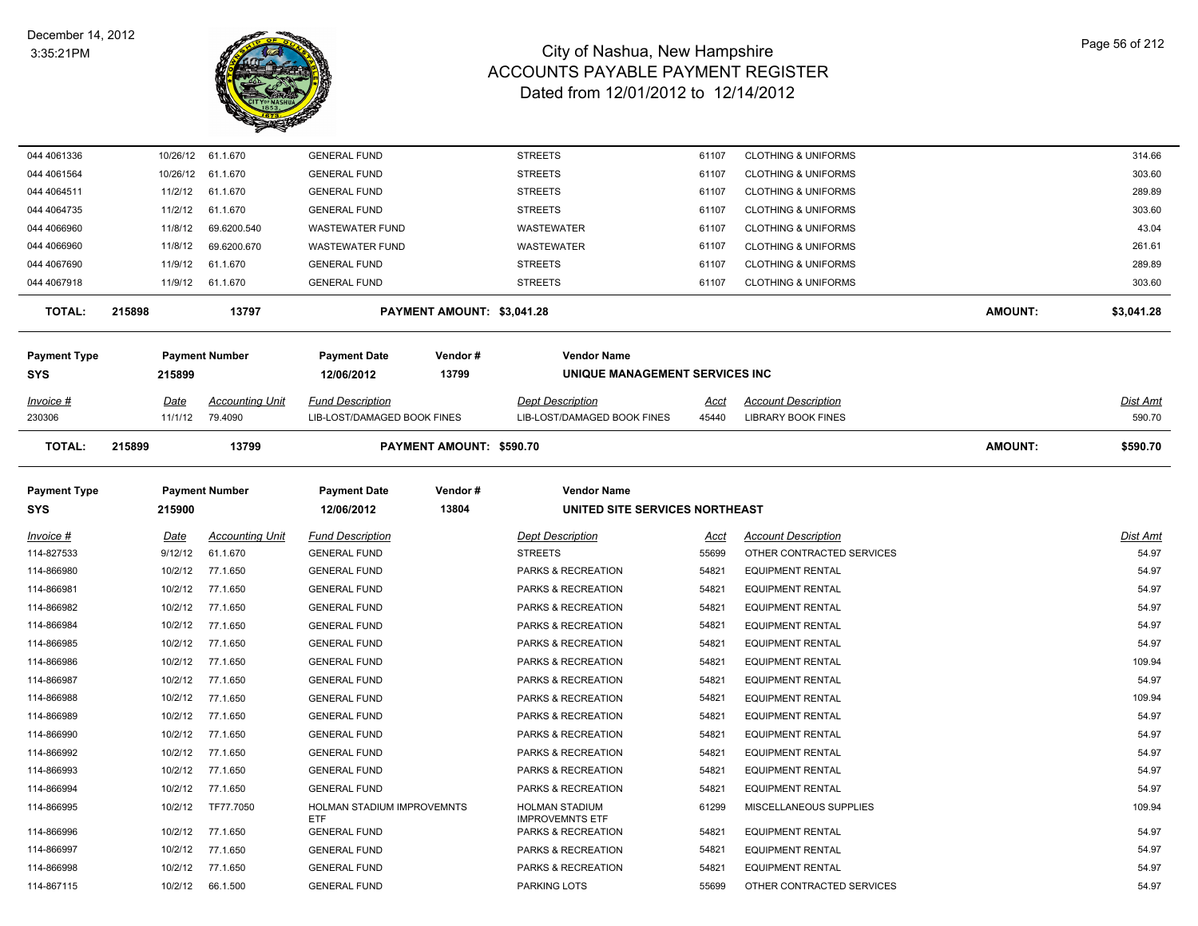# City of Nashua, New Hampshire
# ACCOUNTS PAYABLE PAYMENT REGISTER
## Dated from 12/01/2012 to 12/14/2012

December 14, 2012
3:35:21PM

| Invoice # | Date | Accounting Unit | Fund Description | Dept Description | Acct | Account Description | Dist Amt |
|---|---|---|---|---|---|---|---|
| 044 4061336 | 10/26/12 | 61.1.670 | GENERAL FUND | STREETS | 61107 | CLOTHING & UNIFORMS | 314.66 |
| 044 4061564 | 10/26/12 | 61.1.670 | GENERAL FUND | STREETS | 61107 | CLOTHING & UNIFORMS | 303.60 |
| 044 4064511 | 11/2/12 | 61.1.670 | GENERAL FUND | STREETS | 61107 | CLOTHING & UNIFORMS | 289.89 |
| 044 4064735 | 11/2/12 | 61.1.670 | GENERAL FUND | STREETS | 61107 | CLOTHING & UNIFORMS | 303.60 |
| 044 4066960 | 11/8/12 | 69.6200.540 | WASTEWATER FUND | WASTEWATER | 61107 | CLOTHING & UNIFORMS | 43.04 |
| 044 4066960 | 11/8/12 | 69.6200.670 | WASTEWATER FUND | WASTEWATER | 61107 | CLOTHING & UNIFORMS | 261.61 |
| 044 4067690 | 11/9/12 | 61.1.670 | GENERAL FUND | STREETS | 61107 | CLOTHING & UNIFORMS | 289.89 |
| 044 4067918 | 11/9/12 | 61.1.670 | GENERAL FUND | STREETS | 61107 | CLOTHING & UNIFORMS | 303.60 |

**TOTAL: 215898 — 13797 — PAYMENT AMOUNT: $3,041.28 — AMOUNT: $3,041.28**

| Payment Type | Payment Number | Payment Date | Vendor # | Vendor Name |
|---|---|---|---|---|
| SYS | 215899 | 12/06/2012 | 13799 | UNIQUE MANAGEMENT SERVICES INC |

| Invoice # | Date | Accounting Unit | Fund Description | Dept Description | Acct | Account Description | Dist Amt |
|---|---|---|---|---|---|---|---|
| 230306 | 11/1/12 | 79.4090 | LIB-LOST/DAMAGED BOOK FINES | LIB-LOST/DAMAGED BOOK FINES | 45440 | LIBRARY BOOK FINES | 590.70 |

**TOTAL: 215899 — 13799 — PAYMENT AMOUNT: $590.70 — AMOUNT: $590.70**

| Payment Type | Payment Number | Payment Date | Vendor # | Vendor Name |
|---|---|---|---|---|
| SYS | 215900 | 12/06/2012 | 13804 | UNITED SITE SERVICES NORTHEAST |

| Invoice # | Date | Accounting Unit | Fund Description | Dept Description | Acct | Account Description | Dist Amt |
|---|---|---|---|---|---|---|---|
| 114-827533 | 9/12/12 | 61.1.670 | GENERAL FUND | STREETS | 55699 | OTHER CONTRACTED SERVICES | 54.97 |
| 114-866980 | 10/2/12 | 77.1.650 | GENERAL FUND | PARKS & RECREATION | 54821 | EQUIPMENT RENTAL | 54.97 |
| 114-866981 | 10/2/12 | 77.1.650 | GENERAL FUND | PARKS & RECREATION | 54821 | EQUIPMENT RENTAL | 54.97 |
| 114-866982 | 10/2/12 | 77.1.650 | GENERAL FUND | PARKS & RECREATION | 54821 | EQUIPMENT RENTAL | 54.97 |
| 114-866984 | 10/2/12 | 77.1.650 | GENERAL FUND | PARKS & RECREATION | 54821 | EQUIPMENT RENTAL | 54.97 |
| 114-866985 | 10/2/12 | 77.1.650 | GENERAL FUND | PARKS & RECREATION | 54821 | EQUIPMENT RENTAL | 54.97 |
| 114-866986 | 10/2/12 | 77.1.650 | GENERAL FUND | PARKS & RECREATION | 54821 | EQUIPMENT RENTAL | 109.94 |
| 114-866987 | 10/2/12 | 77.1.650 | GENERAL FUND | PARKS & RECREATION | 54821 | EQUIPMENT RENTAL | 54.97 |
| 114-866988 | 10/2/12 | 77.1.650 | GENERAL FUND | PARKS & RECREATION | 54821 | EQUIPMENT RENTAL | 109.94 |
| 114-866989 | 10/2/12 | 77.1.650 | GENERAL FUND | PARKS & RECREATION | 54821 | EQUIPMENT RENTAL | 54.97 |
| 114-866990 | 10/2/12 | 77.1.650 | GENERAL FUND | PARKS & RECREATION | 54821 | EQUIPMENT RENTAL | 54.97 |
| 114-866992 | 10/2/12 | 77.1.650 | GENERAL FUND | PARKS & RECREATION | 54821 | EQUIPMENT RENTAL | 54.97 |
| 114-866993 | 10/2/12 | 77.1.650 | GENERAL FUND | PARKS & RECREATION | 54821 | EQUIPMENT RENTAL | 54.97 |
| 114-866994 | 10/2/12 | 77.1.650 | GENERAL FUND | PARKS & RECREATION | 54821 | EQUIPMENT RENTAL | 54.97 |
| 114-866995 | 10/2/12 | TF77.7050 | HOLMAN STADIUM IMPROVEMNTS ETF | HOLMAN STADIUM IMPROVEMNTS ETF | 61299 | MISCELLANEOUS SUPPLIES | 109.94 |
| 114-866996 | 10/2/12 | 77.1.650 | GENERAL FUND | PARKS & RECREATION | 54821 | EQUIPMENT RENTAL | 54.97 |
| 114-866997 | 10/2/12 | 77.1.650 | GENERAL FUND | PARKS & RECREATION | 54821 | EQUIPMENT RENTAL | 54.97 |
| 114-866998 | 10/2/12 | 77.1.650 | GENERAL FUND | PARKS & RECREATION | 54821 | EQUIPMENT RENTAL | 54.97 |
| 114-867115 | 10/2/12 | 66.1.500 | GENERAL FUND | PARKING LOTS | 55699 | OTHER CONTRACTED SERVICES | 54.97 |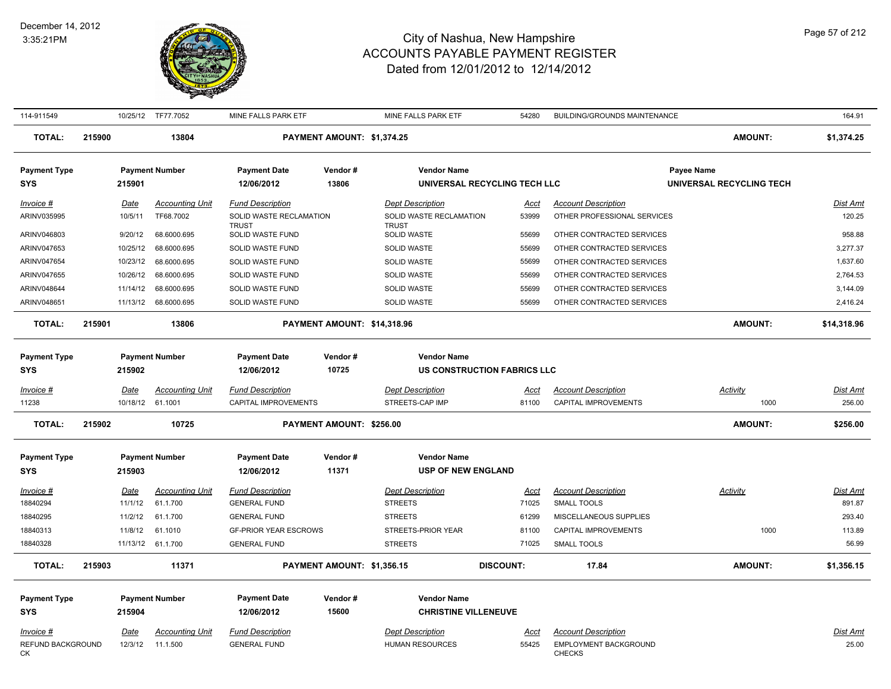| Invoice # | Date | Accounting Unit | Fund Description | Dept Description | Acct | Account Description | Activity | Dist Amt |
|---|---|---|---|---|---|---|---|---|
| 114-911549 | 10/25/12 | TF77.7052 | MINE FALLS PARK ETF | MINE FALLS PARK ETF | 54280 | BUILDING/GROUNDS MAINTENANCE | | 164.91 |

**TOTAL: 215900 — 13804 — PAYMENT AMOUNT: $1,374.25 — AMOUNT: $1,374.25**

| Payment Type | Payment Number | Payment Date | Vendor # | Vendor Name | Payee Name |
|---|---|---|---|---|---|
| SYS | 215901 | 12/06/2012 | 13806 | UNIVERSAL RECYCLING TECH LLC | UNIVERSAL RECYCLING TECH |

| Invoice # | Date | Accounting Unit | Fund Description | Dept Description | Acct | Account Description | Dist Amt |
|---|---|---|---|---|---|---|---|
| ARINV035995 | 10/5/11 | TF68.7002 | SOLID WASTE RECLAMATION TRUST | SOLID WASTE RECLAMATION TRUST | 53999 | OTHER PROFESSIONAL SERVICES | 120.25 |
| ARINV046803 | 9/20/12 | 68.6000.695 | SOLID WASTE FUND | SOLID WASTE | 55699 | OTHER CONTRACTED SERVICES | 958.88 |
| ARINV047653 | 10/25/12 | 68.6000.695 | SOLID WASTE FUND | SOLID WASTE | 55699 | OTHER CONTRACTED SERVICES | 3,277.37 |
| ARINV047654 | 10/23/12 | 68.6000.695 | SOLID WASTE FUND | SOLID WASTE | 55699 | OTHER CONTRACTED SERVICES | 1,637.60 |
| ARINV047655 | 10/26/12 | 68.6000.695 | SOLID WASTE FUND | SOLID WASTE | 55699 | OTHER CONTRACTED SERVICES | 2,764.53 |
| ARINV048644 | 11/14/12 | 68.6000.695 | SOLID WASTE FUND | SOLID WASTE | 55699 | OTHER CONTRACTED SERVICES | 3,144.09 |
| ARINV048651 | 11/13/12 | 68.6000.695 | SOLID WASTE FUND | SOLID WASTE | 55699 | OTHER CONTRACTED SERVICES | 2,416.24 |

**TOTAL: 215901 — 13806 — PAYMENT AMOUNT: $14,318.96 — AMOUNT: $14,318.96**

| Payment Type | Payment Number | Payment Date | Vendor # | Vendor Name |
|---|---|---|---|---|
| SYS | 215902 | 12/06/2012 | 10725 | US CONSTRUCTION FABRICS LLC |

| Invoice # | Date | Accounting Unit | Fund Description | Dept Description | Acct | Account Description | Activity | Dist Amt |
|---|---|---|---|---|---|---|---|---|
| 11238 | 10/18/12 | 61.1001 | CAPITAL IMPROVEMENTS | STREETS-CAP IMP | 81100 | CAPITAL IMPROVEMENTS | 1000 | 256.00 |

**TOTAL: 215902 — 10725 — PAYMENT AMOUNT: $256.00 — AMOUNT: $256.00**

| Payment Type | Payment Number | Payment Date | Vendor # | Vendor Name |
|---|---|---|---|---|
| SYS | 215903 | 12/06/2012 | 11371 | USP OF NEW ENGLAND |

| Invoice # | Date | Accounting Unit | Fund Description | Dept Description | Acct | Account Description | Activity | Dist Amt |
|---|---|---|---|---|---|---|---|---|
| 18840294 | 11/1/12 | 61.1.700 | GENERAL FUND | STREETS | 71025 | SMALL TOOLS | | 891.87 |
| 18840295 | 11/2/12 | 61.1.700 | GENERAL FUND | STREETS | 61299 | MISCELLANEOUS SUPPLIES | | 293.40 |
| 18840313 | 11/8/12 | 61.1010 | GF-PRIOR YEAR ESCROWS | STREETS-PRIOR YEAR | 81100 | CAPITAL IMPROVEMENTS | 1000 | 113.89 |
| 18840328 | 11/13/12 | 61.1.700 | GENERAL FUND | STREETS | 71025 | SMALL TOOLS | | 56.99 |

**TOTAL: 215903 — 11371 — PAYMENT AMOUNT: $1,356.15 — DISCOUNT: 17.84 — AMOUNT: $1,356.15**

| Payment Type | Payment Number | Payment Date | Vendor # | Vendor Name |
|---|---|---|---|---|
| SYS | 215904 | 12/06/2012 | 15600 | CHRISTINE VILLENEUVE |

| Invoice # | Date | Accounting Unit | Fund Description | Dept Description | Acct | Account Description | Dist Amt |
|---|---|---|---|---|---|---|---|
| REFUND BACKGROUND CK | 12/3/12 | 11.1.500 | GENERAL FUND | HUMAN RESOURCES | 55425 | EMPLOYMENT BACKGROUND CHECKS | 25.00 |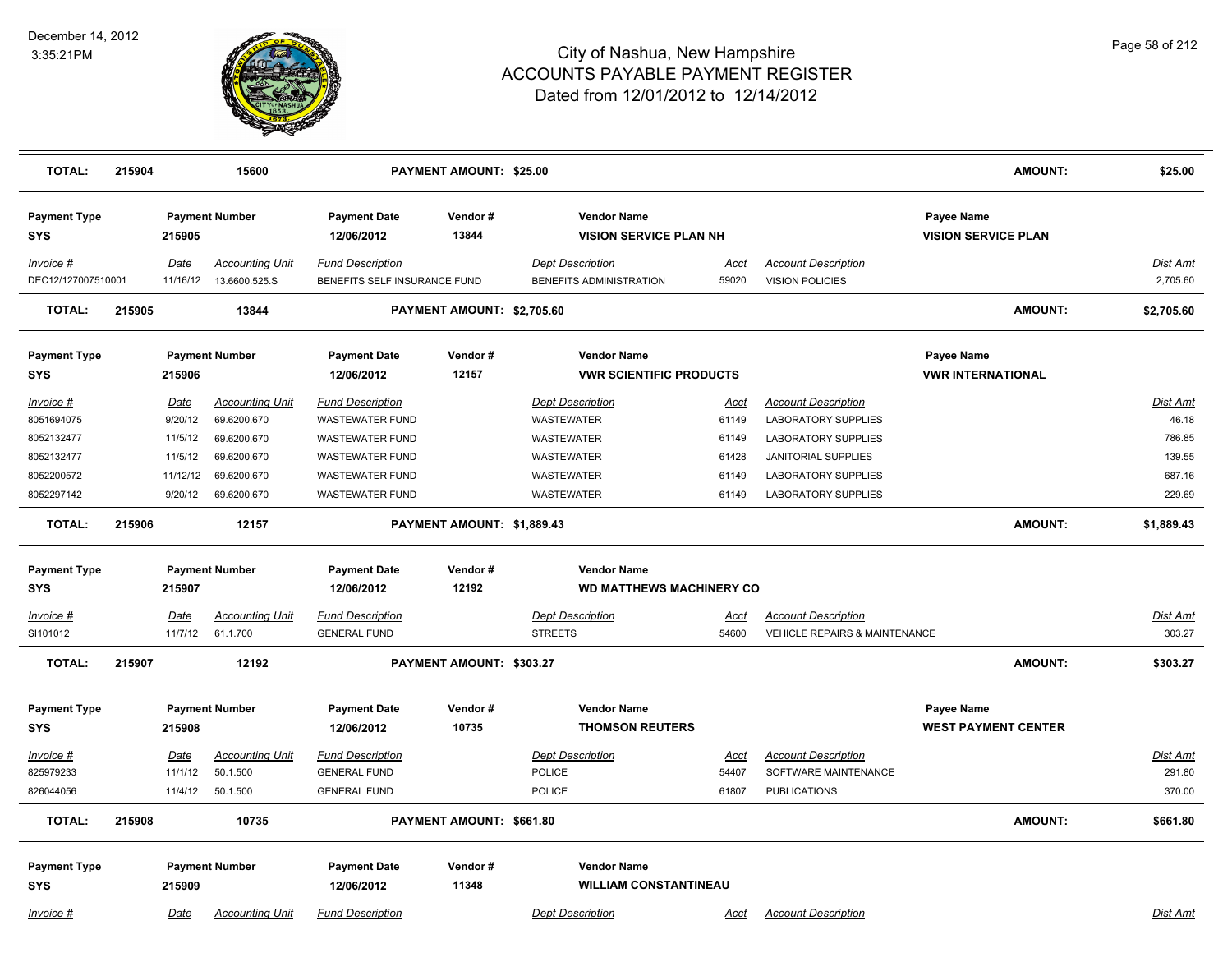# City of Nashua, New Hampshire
## ACCOUNTS PAYABLE PAYMENT REGISTER
### Dated from 12/01/2012 to 12/14/2012

| TOTAL: | 215904 | 15600 | PAYMENT AMOUNT: $25.00 | AMOUNT: | $25.00 |
|---|---|---|---|---|---|

| Payment Type | Payment Number | Payment Date | Vendor # | Vendor Name | Payee Name |
|---|---|---|---|---|---|
| SYS | 215905 | 12/06/2012 | 13844 | VISION SERVICE PLAN NH | VISION SERVICE PLAN |

| Invoice # | Date | Accounting Unit | Fund Description | Dept Description | Acct | Account Description | Dist Amt |
|---|---|---|---|---|---|---|---|
| DEC12/127007510001 | 11/16/12 | 13.6600.525.S | BENEFITS SELF INSURANCE FUND | BENEFITS ADMINISTRATION | 59020 | VISION POLICIES | 2,705.60 |

| TOTAL: | 215905 | 13844 | PAYMENT AMOUNT: $2,705.60 | AMOUNT: | $2,705.60 |
|---|---|---|---|---|---|

| Payment Type | Payment Number | Payment Date | Vendor # | Vendor Name | Payee Name |
|---|---|---|---|---|---|
| SYS | 215906 | 12/06/2012 | 12157 | VWR SCIENTIFIC PRODUCTS | VWR INTERNATIONAL |

| Invoice # | Date | Accounting Unit | Fund Description | Dept Description | Acct | Account Description | Dist Amt |
|---|---|---|---|---|---|---|---|
| 8051694075 | 9/20/12 | 69.6200.670 | WASTEWATER FUND | WASTEWATER | 61149 | LABORATORY SUPPLIES | 46.18 |
| 8052132477 | 11/5/12 | 69.6200.670 | WASTEWATER FUND | WASTEWATER | 61149 | LABORATORY SUPPLIES | 786.85 |
| 8052132477 | 11/5/12 | 69.6200.670 | WASTEWATER FUND | WASTEWATER | 61428 | JANITORIAL SUPPLIES | 139.55 |
| 8052200572 | 11/12/12 | 69.6200.670 | WASTEWATER FUND | WASTEWATER | 61149 | LABORATORY SUPPLIES | 687.16 |
| 8052297142 | 9/20/12 | 69.6200.670 | WASTEWATER FUND | WASTEWATER | 61149 | LABORATORY SUPPLIES | 229.69 |

| TOTAL: | 215906 | 12157 | PAYMENT AMOUNT: $1,889.43 | AMOUNT: | $1,889.43 |
|---|---|---|---|---|---|

| Payment Type | Payment Number | Payment Date | Vendor # | Vendor Name |
|---|---|---|---|---|
| SYS | 215907 | 12/06/2012 | 12192 | WD MATTHEWS MACHINERY CO |

| Invoice # | Date | Accounting Unit | Fund Description | Dept Description | Acct | Account Description | Dist Amt |
|---|---|---|---|---|---|---|---|
| SI101012 | 11/7/12 | 61.1.700 | GENERAL FUND | STREETS | 54600 | VEHICLE REPAIRS & MAINTENANCE | 303.27 |

| TOTAL: | 215907 | 12192 | PAYMENT AMOUNT: $303.27 | AMOUNT: | $303.27 |
|---|---|---|---|---|---|

| Payment Type | Payment Number | Payment Date | Vendor # | Vendor Name | Payee Name |
|---|---|---|---|---|---|
| SYS | 215908 | 12/06/2012 | 10735 | THOMSON REUTERS | WEST PAYMENT CENTER |

| Invoice # | Date | Accounting Unit | Fund Description | Dept Description | Acct | Account Description | Dist Amt |
|---|---|---|---|---|---|---|---|
| 825979233 | 11/1/12 | 50.1.500 | GENERAL FUND | POLICE | 54407 | SOFTWARE MAINTENANCE | 291.80 |
| 826044056 | 11/4/12 | 50.1.500 | GENERAL FUND | POLICE | 61807 | PUBLICATIONS | 370.00 |

| TOTAL: | 215908 | 10735 | PAYMENT AMOUNT: $661.80 | AMOUNT: | $661.80 |
|---|---|---|---|---|---|

| Payment Type | Payment Number | Payment Date | Vendor # | Vendor Name |
|---|---|---|---|---|
| SYS | 215909 | 12/06/2012 | 11348 | WILLIAM CONSTANTINEAU |

| Invoice # | Date | Accounting Unit | Fund Description | Dept Description | Acct | Account Description | Dist Amt |
|---|---|---|---|---|---|---|---|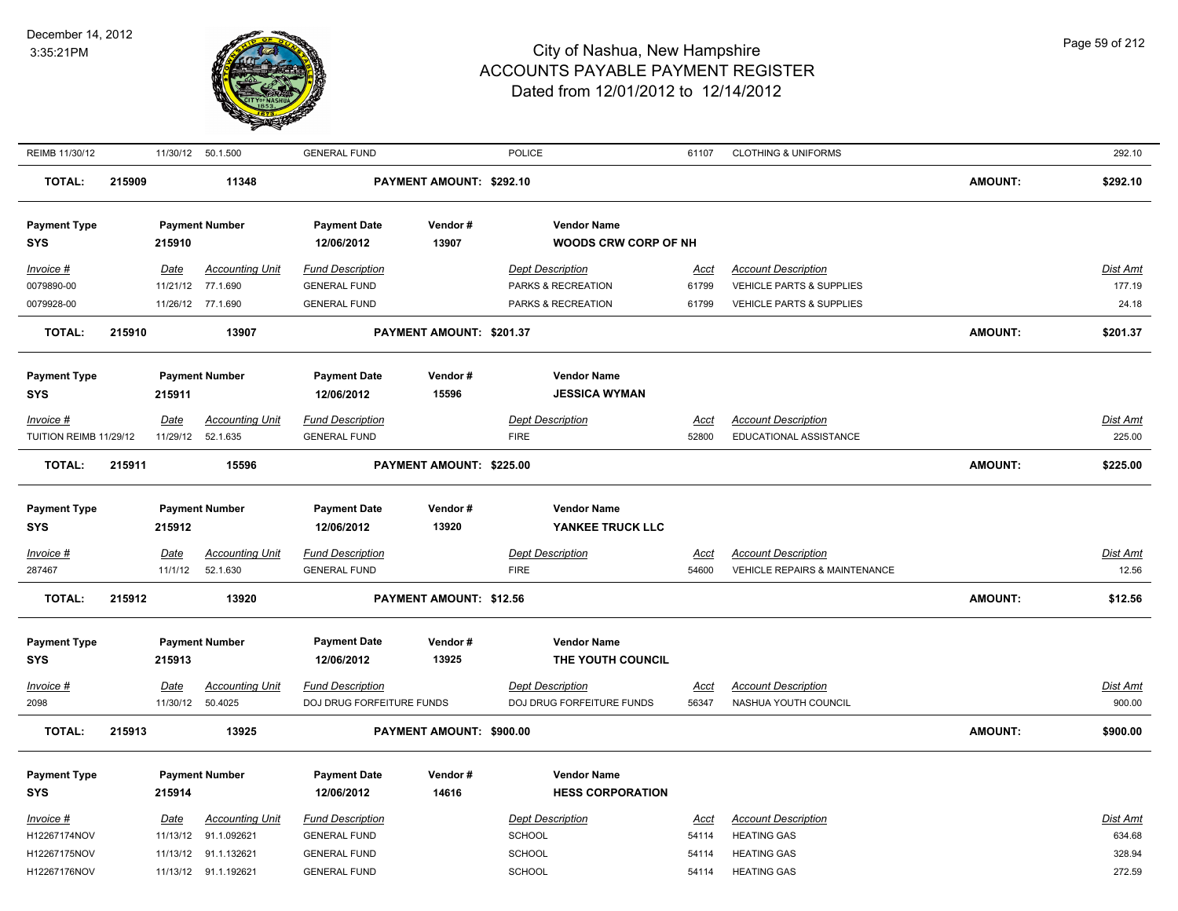| Invoice # | Date | Accounting Unit | Fund Description | Dept Description | Acct | Account Description | Dist Amt |
|---|---|---|---|---|---|---|---|
| REIMB 11/30/12 | 11/30/12 | 50.1.500 | GENERAL FUND | POLICE | 61107 | CLOTHING & UNIFORMS | 292.10 |

**TOTAL: 215909 11348 PAYMENT AMOUNT: $292.10 AMOUNT: $292.10**

| Payment Type | Payment Number | Payment Date | Vendor # | Vendor Name |
|---|---|---|---|---|
| SYS | 215910 | 12/06/2012 | 13907 | WOODS CRW CORP OF NH |

| Invoice # | Date | Accounting Unit | Fund Description | Dept Description | Acct | Account Description | Dist Amt |
|---|---|---|---|---|---|---|---|
| 0079890-00 | 11/21/12 | 77.1.690 | GENERAL FUND | PARKS & RECREATION | 61799 | VEHICLE PARTS & SUPPLIES | 177.19 |
| 0079928-00 | 11/26/12 | 77.1.690 | GENERAL FUND | PARKS & RECREATION | 61799 | VEHICLE PARTS & SUPPLIES | 24.18 |

**TOTAL: 215910 13907 PAYMENT AMOUNT: $201.37 AMOUNT: $201.37**

| Payment Type | Payment Number | Payment Date | Vendor # | Vendor Name |
|---|---|---|---|---|
| SYS | 215911 | 12/06/2012 | 15596 | JESSICA WYMAN |

| Invoice # | Date | Accounting Unit | Fund Description | Dept Description | Acct | Account Description | Dist Amt |
|---|---|---|---|---|---|---|---|
| TUITION REIMB 11/29/12 | 11/29/12 | 52.1.635 | GENERAL FUND | FIRE | 52800 | EDUCATIONAL ASSISTANCE | 225.00 |

**TOTAL: 215911 15596 PAYMENT AMOUNT: $225.00 AMOUNT: $225.00**

| Payment Type | Payment Number | Payment Date | Vendor # | Vendor Name |
|---|---|---|---|---|
| SYS | 215912 | 12/06/2012 | 13920 | YANKEE TRUCK LLC |

| Invoice # | Date | Accounting Unit | Fund Description | Dept Description | Acct | Account Description | Dist Amt |
|---|---|---|---|---|---|---|---|
| 287467 | 11/1/12 | 52.1.630 | GENERAL FUND | FIRE | 54600 | VEHICLE REPAIRS & MAINTENANCE | 12.56 |

**TOTAL: 215912 13920 PAYMENT AMOUNT: $12.56 AMOUNT: $12.56**

| Payment Type | Payment Number | Payment Date | Vendor # | Vendor Name |
|---|---|---|---|---|
| SYS | 215913 | 12/06/2012 | 13925 | THE YOUTH COUNCIL |

| Invoice # | Date | Accounting Unit | Fund Description | Dept Description | Acct | Account Description | Dist Amt |
|---|---|---|---|---|---|---|---|
| 2098 | 11/30/12 | 50.4025 | DOJ DRUG FORFEITURE FUNDS | DOJ DRUG FORFEITURE FUNDS | 56347 | NASHUA YOUTH COUNCIL | 900.00 |

**TOTAL: 215913 13925 PAYMENT AMOUNT: $900.00 AMOUNT: $900.00**

| Payment Type | Payment Number | Payment Date | Vendor # | Vendor Name |
|---|---|---|---|---|
| SYS | 215914 | 12/06/2012 | 14616 | HESS CORPORATION |

| Invoice # | Date | Accounting Unit | Fund Description | Dept Description | Acct | Account Description | Dist Amt |
|---|---|---|---|---|---|---|---|
| H12267174NOV | 11/13/12 | 91.1.092621 | GENERAL FUND | SCHOOL | 54114 | HEATING GAS | 634.68 |
| H12267175NOV | 11/13/12 | 91.1.132621 | GENERAL FUND | SCHOOL | 54114 | HEATING GAS | 328.94 |
| H12267176NOV | 11/13/12 | 91.1.192621 | GENERAL FUND | SCHOOL | 54114 | HEATING GAS | 272.59 |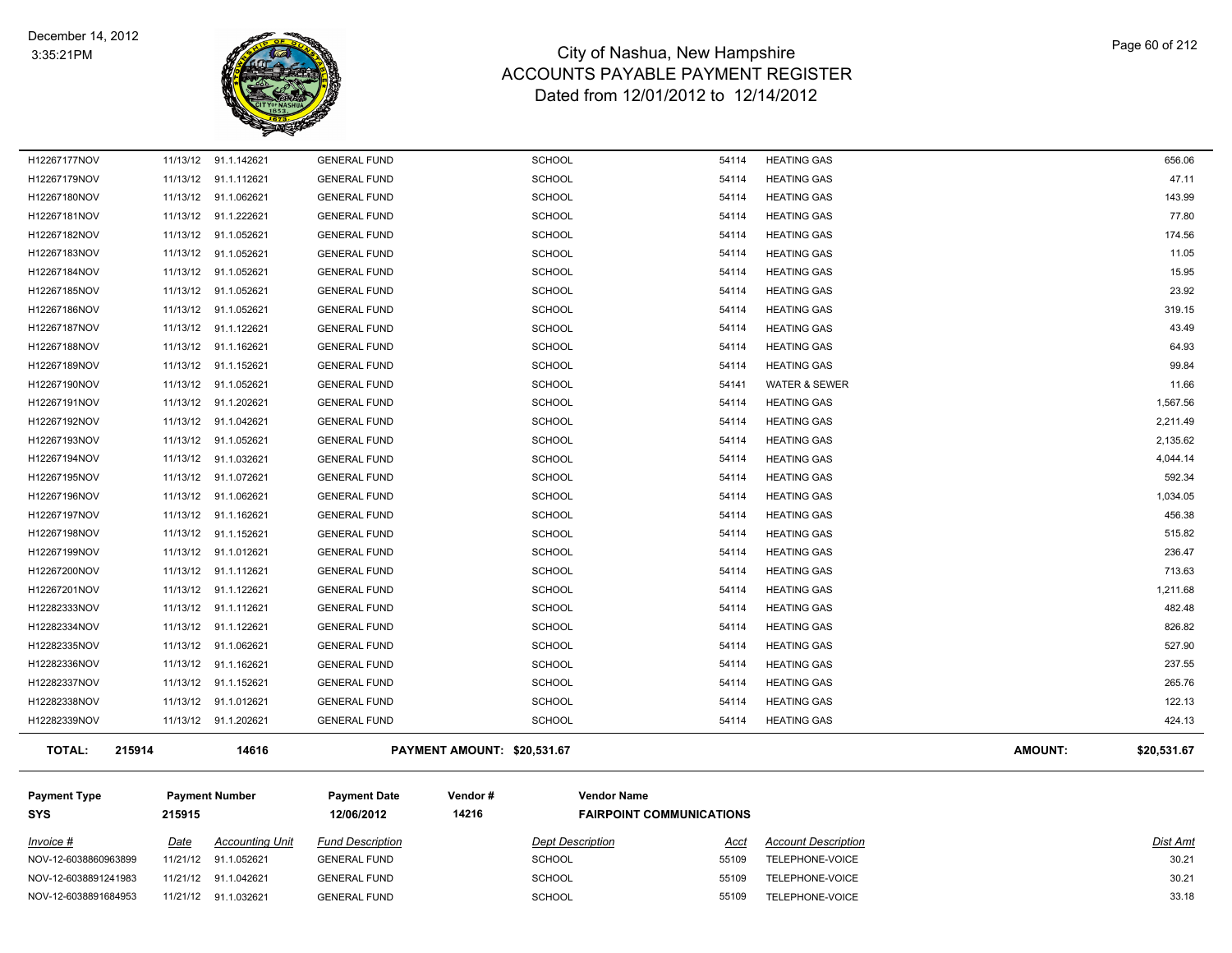| Invoice # | Date | Accounting Unit | Fund Description | Dept Description | Acct | Account Description | Dist Amt |
|---|---|---|---|---|---|---|---|
| H12267177NOV | 11/13/12 | 91.1.142621 | GENERAL FUND | SCHOOL | 54114 | HEATING GAS | 656.06 |
| H12267179NOV | 11/13/12 | 91.1.112621 | GENERAL FUND | SCHOOL | 54114 | HEATING GAS | 47.11 |
| H12267180NOV | 11/13/12 | 91.1.062621 | GENERAL FUND | SCHOOL | 54114 | HEATING GAS | 143.99 |
| H12267181NOV | 11/13/12 | 91.1.222621 | GENERAL FUND | SCHOOL | 54114 | HEATING GAS | 77.80 |
| H12267182NOV | 11/13/12 | 91.1.052621 | GENERAL FUND | SCHOOL | 54114 | HEATING GAS | 174.56 |
| H12267183NOV | 11/13/12 | 91.1.052621 | GENERAL FUND | SCHOOL | 54114 | HEATING GAS | 11.05 |
| H12267184NOV | 11/13/12 | 91.1.052621 | GENERAL FUND | SCHOOL | 54114 | HEATING GAS | 15.95 |
| H12267185NOV | 11/13/12 | 91.1.052621 | GENERAL FUND | SCHOOL | 54114 | HEATING GAS | 23.92 |
| H12267186NOV | 11/13/12 | 91.1.052621 | GENERAL FUND | SCHOOL | 54114 | HEATING GAS | 319.15 |
| H12267187NOV | 11/13/12 | 91.1.122621 | GENERAL FUND | SCHOOL | 54114 | HEATING GAS | 43.49 |
| H12267188NOV | 11/13/12 | 91.1.162621 | GENERAL FUND | SCHOOL | 54114 | HEATING GAS | 64.93 |
| H12267189NOV | 11/13/12 | 91.1.152621 | GENERAL FUND | SCHOOL | 54114 | HEATING GAS | 99.84 |
| H12267190NOV | 11/13/12 | 91.1.052621 | GENERAL FUND | SCHOOL | 54141 | WATER & SEWER | 11.66 |
| H12267191NOV | 11/13/12 | 91.1.202621 | GENERAL FUND | SCHOOL | 54114 | HEATING GAS | 1,567.56 |
| H12267192NOV | 11/13/12 | 91.1.042621 | GENERAL FUND | SCHOOL | 54114 | HEATING GAS | 2,211.49 |
| H12267193NOV | 11/13/12 | 91.1.052621 | GENERAL FUND | SCHOOL | 54114 | HEATING GAS | 2,135.62 |
| H12267194NOV | 11/13/12 | 91.1.032621 | GENERAL FUND | SCHOOL | 54114 | HEATING GAS | 4,044.14 |
| H12267195NOV | 11/13/12 | 91.1.072621 | GENERAL FUND | SCHOOL | 54114 | HEATING GAS | 592.34 |
| H12267196NOV | 11/13/12 | 91.1.062621 | GENERAL FUND | SCHOOL | 54114 | HEATING GAS | 1,034.05 |
| H12267197NOV | 11/13/12 | 91.1.162621 | GENERAL FUND | SCHOOL | 54114 | HEATING GAS | 456.38 |
| H12267198NOV | 11/13/12 | 91.1.152621 | GENERAL FUND | SCHOOL | 54114 | HEATING GAS | 515.82 |
| H12267199NOV | 11/13/12 | 91.1.012621 | GENERAL FUND | SCHOOL | 54114 | HEATING GAS | 236.47 |
| H12267200NOV | 11/13/12 | 91.1.112621 | GENERAL FUND | SCHOOL | 54114 | HEATING GAS | 713.63 |
| H12267201NOV | 11/13/12 | 91.1.122621 | GENERAL FUND | SCHOOL | 54114 | HEATING GAS | 1,211.68 |
| H12282333NOV | 11/13/12 | 91.1.112621 | GENERAL FUND | SCHOOL | 54114 | HEATING GAS | 482.48 |
| H12282334NOV | 11/13/12 | 91.1.122621 | GENERAL FUND | SCHOOL | 54114 | HEATING GAS | 826.82 |
| H12282335NOV | 11/13/12 | 91.1.062621 | GENERAL FUND | SCHOOL | 54114 | HEATING GAS | 527.90 |
| H12282336NOV | 11/13/12 | 91.1.162621 | GENERAL FUND | SCHOOL | 54114 | HEATING GAS | 237.55 |
| H12282337NOV | 11/13/12 | 91.1.152621 | GENERAL FUND | SCHOOL | 54114 | HEATING GAS | 265.76 |
| H12282338NOV | 11/13/12 | 91.1.012621 | GENERAL FUND | SCHOOL | 54114 | HEATING GAS | 122.13 |
| H12282339NOV | 11/13/12 | 91.1.202621 | GENERAL FUND | SCHOOL | 54114 | HEATING GAS | 424.13 |

**TOTAL: 215914 14616 PAYMENT AMOUNT: $20,531.67 AMOUNT: $20,531.67**

| Payment Type | Payment Number | Payment Date | Vendor # | Vendor Name |
|---|---|---|---|---|
| SYS | 215915 | 12/06/2012 | 14216 | FAIRPOINT COMMUNICATIONS |

| Invoice # | Date | Accounting Unit | Fund Description | Dept Description | Acct | Account Description | Dist Amt |
|---|---|---|---|---|---|---|---|
| NOV-12-6038860963899 | 11/21/12 | 91.1.052621 | GENERAL FUND | SCHOOL | 55109 | TELEPHONE-VOICE | 30.21 |
| NOV-12-6038891241983 | 11/21/12 | 91.1.042621 | GENERAL FUND | SCHOOL | 55109 | TELEPHONE-VOICE | 30.21 |
| NOV-12-6038891684953 | 11/21/12 | 91.1.032621 | GENERAL FUND | SCHOOL | 55109 | TELEPHONE-VOICE | 33.18 |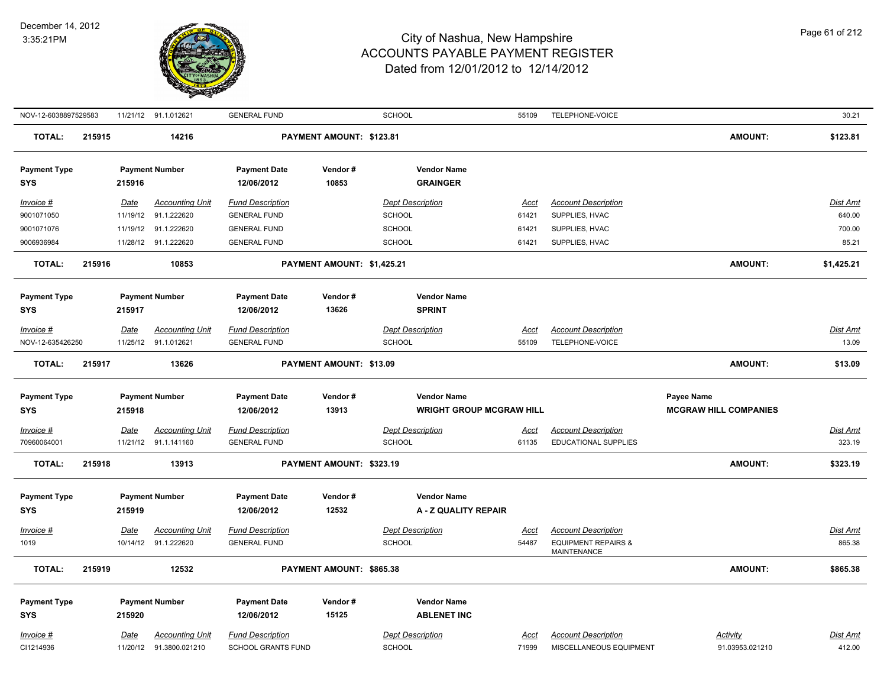| Invoice # | Date | Accounting Unit | Fund Description | Dept Description | Acct | Account Description | Dist Amt |
|---|---|---|---|---|---|---|---|
| NOV-12-6038897529583 | 11/21/12 | 91.1.012621 | GENERAL FUND | SCHOOL | 55109 | TELEPHONE-VOICE | 30.21 |

**TOTAL:** 215915 14216 **PAYMENT AMOUNT: $123.81** **AMOUNT: $123.81**

| Payment Type | Payment Number | Payment Date | Vendor # | Vendor Name |
|---|---|---|---|---|
| SYS | 215916 | 12/06/2012 | 10853 | GRAINGER |

| Invoice # | Date | Accounting Unit | Fund Description | Dept Description | Acct | Account Description | Dist Amt |
|---|---|---|---|---|---|---|---|
| 9001071050 | 11/19/12 | 91.1.222620 | GENERAL FUND | SCHOOL | 61421 | SUPPLIES, HVAC | 640.00 |
| 9001071076 | 11/19/12 | 91.1.222620 | GENERAL FUND | SCHOOL | 61421 | SUPPLIES, HVAC | 700.00 |
| 9006936984 | 11/28/12 | 91.1.222620 | GENERAL FUND | SCHOOL | 61421 | SUPPLIES, HVAC | 85.21 |

**TOTAL:** 215916 10853 **PAYMENT AMOUNT: $1,425.21** **AMOUNT: $1,425.21**

| Payment Type | Payment Number | Payment Date | Vendor # | Vendor Name |
|---|---|---|---|---|
| SYS | 215917 | 12/06/2012 | 13626 | SPRINT |

| Invoice # | Date | Accounting Unit | Fund Description | Dept Description | Acct | Account Description | Dist Amt |
|---|---|---|---|---|---|---|---|
| NOV-12-635426250 | 11/25/12 | 91.1.012621 | GENERAL FUND | SCHOOL | 55109 | TELEPHONE-VOICE | 13.09 |

**TOTAL:** 215917 13626 **PAYMENT AMOUNT: $13.09** **AMOUNT: $13.09**

| Payment Type | Payment Number | Payment Date | Vendor # | Vendor Name | Payee Name |
|---|---|---|---|---|---|
| SYS | 215918 | 12/06/2012 | 13913 | WRIGHT GROUP MCGRAW HILL | MCGRAW HILL COMPANIES |

| Invoice # | Date | Accounting Unit | Fund Description | Dept Description | Acct | Account Description | Dist Amt |
|---|---|---|---|---|---|---|---|
| 70960064001 | 11/21/12 | 91.1.141160 | GENERAL FUND | SCHOOL | 61135 | EDUCATIONAL SUPPLIES | 323.19 |

**TOTAL:** 215918 13913 **PAYMENT AMOUNT: $323.19** **AMOUNT: $323.19**

| Payment Type | Payment Number | Payment Date | Vendor # | Vendor Name |
|---|---|---|---|---|
| SYS | 215919 | 12/06/2012 | 12532 | A - Z QUALITY REPAIR |

| Invoice # | Date | Accounting Unit | Fund Description | Dept Description | Acct | Account Description | Dist Amt |
|---|---|---|---|---|---|---|---|
| 1019 | 10/14/12 | 91.1.222620 | GENERAL FUND | SCHOOL | 54487 | EQUIPMENT REPAIRS & MAINTENANCE | 865.38 |

**TOTAL:** 215919 12532 **PAYMENT AMOUNT: $865.38** **AMOUNT: $865.38**

| Payment Type | Payment Number | Payment Date | Vendor # | Vendor Name |
|---|---|---|---|---|
| SYS | 215920 | 12/06/2012 | 15125 | ABLENET INC |

| Invoice # | Date | Accounting Unit | Fund Description | Dept Description | Acct | Account Description | Activity | Dist Amt |
|---|---|---|---|---|---|---|---|---|
| CI1214936 | 11/20/12 | 91.3800.021210 | SCHOOL GRANTS FUND | SCHOOL | 71999 | MISCELLANEOUS EQUIPMENT | 91.03953.021210 | 412.00 |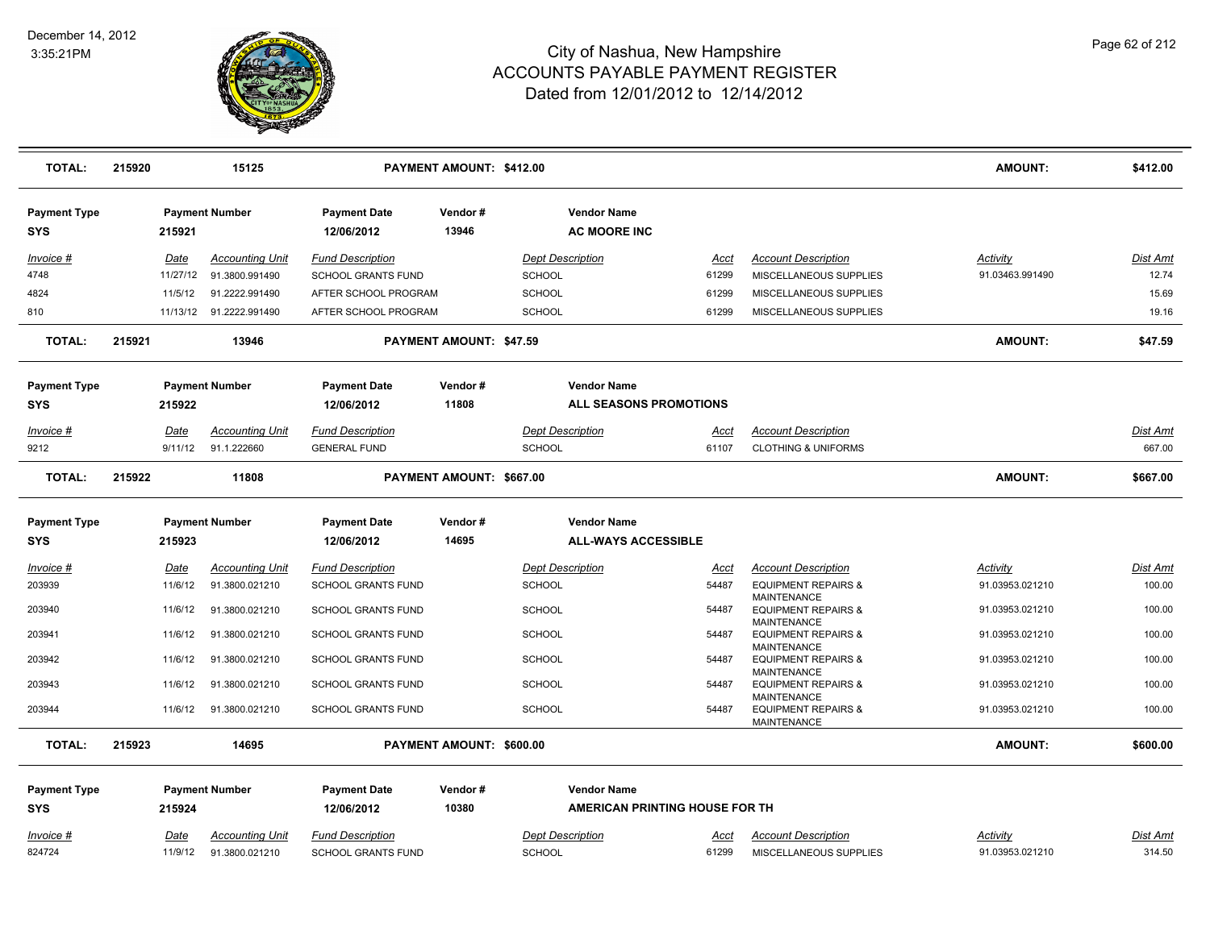# City of Nashua, New Hampshire
## ACCOUNTS PAYABLE PAYMENT REGISTER
### Dated from 12/01/2012 to 12/14/2012

December 14, 2012
3:35:21PM

| TOTAL: | 215920 | 15125 | PAYMENT AMOUNT: $412.00 | AMOUNT: | $412.00 |
|---|---|---|---|---|---|

**Payment Type:** SYS | **Payment Number:** 215921 | **Payment Date:** 12/06/2012 | **Vendor #:** 13946 | **Vendor Name:** AC MOORE INC

| Invoice # | Date | Accounting Unit | Fund Description | Dept Description | Acct | Account Description | Activity | Dist Amt |
|---|---|---|---|---|---|---|---|---|
| 4748 | 11/27/12 | 91.3800.991490 | SCHOOL GRANTS FUND | SCHOOL | 61299 | MISCELLANEOUS SUPPLIES | 91.03463.991490 | 12.74 |
| 4824 | 11/5/12 | 91.2222.991490 | AFTER SCHOOL PROGRAM | SCHOOL | 61299 | MISCELLANEOUS SUPPLIES | | 15.69 |
| 810 | 11/13/12 | 91.2222.991490 | AFTER SCHOOL PROGRAM | SCHOOL | 61299 | MISCELLANEOUS SUPPLIES | | 19.16 |

| TOTAL: | 215921 | 13946 | PAYMENT AMOUNT: $47.59 | AMOUNT: | $47.59 |
|---|---|---|---|---|---|

**Payment Type:** SYS | **Payment Number:** 215922 | **Payment Date:** 12/06/2012 | **Vendor #:** 11808 | **Vendor Name:** ALL SEASONS PROMOTIONS

| Invoice # | Date | Accounting Unit | Fund Description | Dept Description | Acct | Account Description | Dist Amt |
|---|---|---|---|---|---|---|---|
| 9212 | 9/11/12 | 91.1.222660 | GENERAL FUND | SCHOOL | 61107 | CLOTHING & UNIFORMS | 667.00 |

| TOTAL: | 215922 | 11808 | PAYMENT AMOUNT: $667.00 | AMOUNT: | $667.00 |
|---|---|---|---|---|---|

**Payment Type:** SYS | **Payment Number:** 215923 | **Payment Date:** 12/06/2012 | **Vendor #:** 14695 | **Vendor Name:** ALL-WAYS ACCESSIBLE

| Invoice # | Date | Accounting Unit | Fund Description | Dept Description | Acct | Account Description | Activity | Dist Amt |
|---|---|---|---|---|---|---|---|---|
| 203939 | 11/6/12 | 91.3800.021210 | SCHOOL GRANTS FUND | SCHOOL | 54487 | EQUIPMENT REPAIRS & MAINTENANCE | 91.03953.021210 | 100.00 |
| 203940 | 11/6/12 | 91.3800.021210 | SCHOOL GRANTS FUND | SCHOOL | 54487 | EQUIPMENT REPAIRS & MAINTENANCE | 91.03953.021210 | 100.00 |
| 203941 | 11/6/12 | 91.3800.021210 | SCHOOL GRANTS FUND | SCHOOL | 54487 | EQUIPMENT REPAIRS & MAINTENANCE | 91.03953.021210 | 100.00 |
| 203942 | 11/6/12 | 91.3800.021210 | SCHOOL GRANTS FUND | SCHOOL | 54487 | EQUIPMENT REPAIRS & MAINTENANCE | 91.03953.021210 | 100.00 |
| 203943 | 11/6/12 | 91.3800.021210 | SCHOOL GRANTS FUND | SCHOOL | 54487 | EQUIPMENT REPAIRS & MAINTENANCE | 91.03953.021210 | 100.00 |
| 203944 | 11/6/12 | 91.3800.021210 | SCHOOL GRANTS FUND | SCHOOL | 54487 | EQUIPMENT REPAIRS & MAINTENANCE | 91.03953.021210 | 100.00 |

| TOTAL: | 215923 | 14695 | PAYMENT AMOUNT: $600.00 | AMOUNT: | $600.00 |
|---|---|---|---|---|---|

**Payment Type:** SYS | **Payment Number:** 215924 | **Payment Date:** 12/06/2012 | **Vendor #:** 10380 | **Vendor Name:** AMERICAN PRINTING HOUSE FOR TH

| Invoice # | Date | Accounting Unit | Fund Description | Dept Description | Acct | Account Description | Activity | Dist Amt |
|---|---|---|---|---|---|---|---|---|
| 824724 | 11/9/12 | 91.3800.021210 | SCHOOL GRANTS FUND | SCHOOL | 61299 | MISCELLANEOUS SUPPLIES | 91.03953.021210 | 314.50 |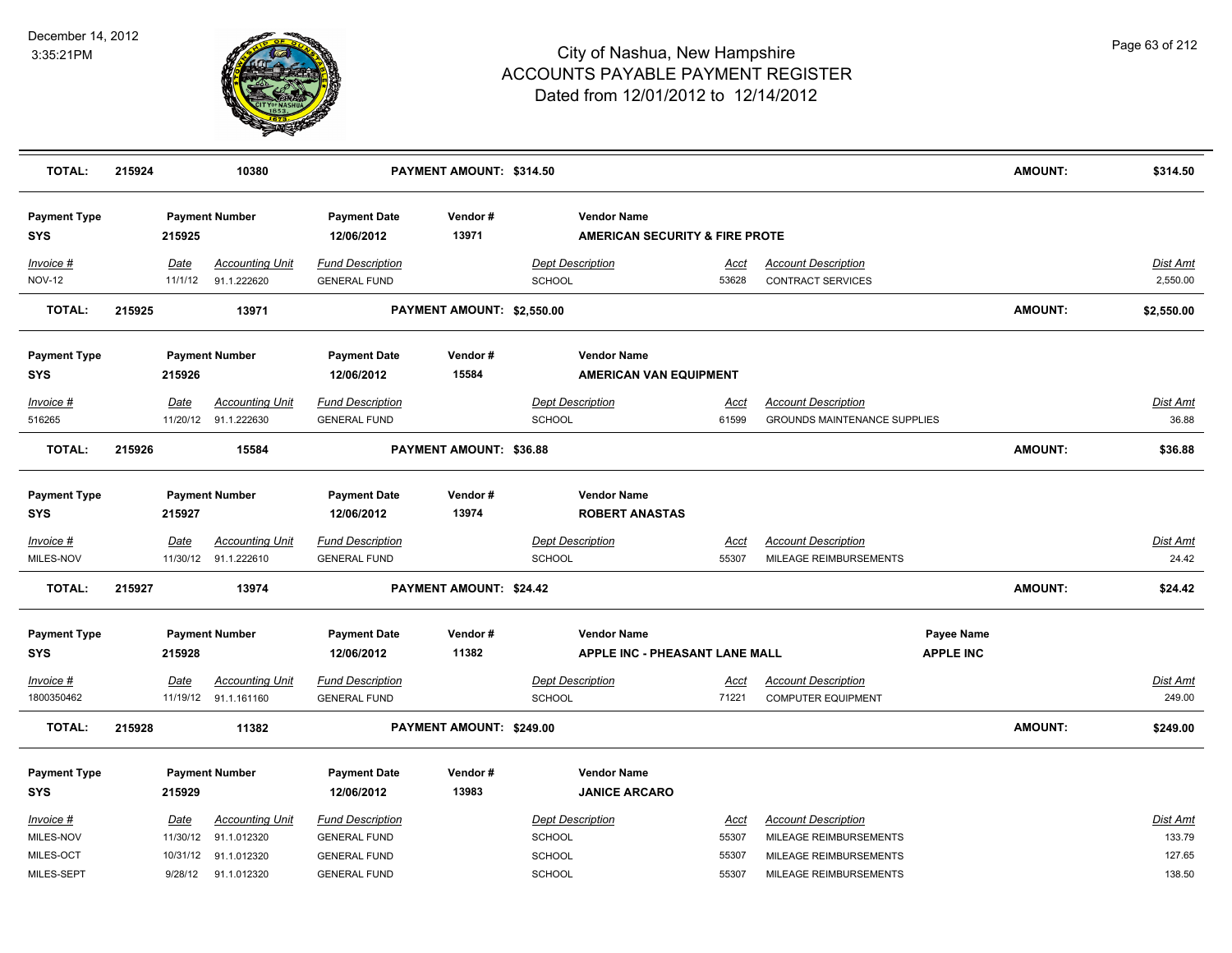| TOTAL: | 215924 | 10380 | PAYMENT AMOUNT: $314.50 | AMOUNT: | $314.50 |
|---|---|---|---|---|---|

| Payment Type | Payment Number | Payment Date | Vendor # | Vendor Name |
|---|---|---|---|---|
| SYS | 215925 | 12/06/2012 | 13971 | AMERICAN SECURITY & FIRE PROTE |

| Invoice # | Date | Accounting Unit | Fund Description | Dept Description | Acct | Account Description | Dist Amt |
|---|---|---|---|---|---|---|---|
| NOV-12 | 11/1/12 | 91.1.222620 | GENERAL FUND | SCHOOL | 53628 | CONTRACT SERVICES | 2,550.00 |

| TOTAL: | 215925 | 13971 | PAYMENT AMOUNT: $2,550.00 | AMOUNT: | $2,550.00 |
|---|---|---|---|---|---|

| Payment Type | Payment Number | Payment Date | Vendor # | Vendor Name |
|---|---|---|---|---|
| SYS | 215926 | 12/06/2012 | 15584 | AMERICAN VAN EQUIPMENT |

| Invoice # | Date | Accounting Unit | Fund Description | Dept Description | Acct | Account Description | Dist Amt |
|---|---|---|---|---|---|---|---|
| 516265 | 11/20/12 | 91.1.222630 | GENERAL FUND | SCHOOL | 61599 | GROUNDS MAINTENANCE SUPPLIES | 36.88 |

| TOTAL: | 215926 | 15584 | PAYMENT AMOUNT: $36.88 | AMOUNT: | $36.88 |
|---|---|---|---|---|---|

| Payment Type | Payment Number | Payment Date | Vendor # | Vendor Name |
|---|---|---|---|---|
| SYS | 215927 | 12/06/2012 | 13974 | ROBERT ANASTAS |

| Invoice # | Date | Accounting Unit | Fund Description | Dept Description | Acct | Account Description | Dist Amt |
|---|---|---|---|---|---|---|---|
| MILES-NOV | 11/30/12 | 91.1.222610 | GENERAL FUND | SCHOOL | 55307 | MILEAGE REIMBURSEMENTS | 24.42 |

| TOTAL: | 215927 | 13974 | PAYMENT AMOUNT: $24.42 | AMOUNT: | $24.42 |
|---|---|---|---|---|---|

| Payment Type | Payment Number | Payment Date | Vendor # | Vendor Name | Payee Name |
|---|---|---|---|---|---|
| SYS | 215928 | 12/06/2012 | 11382 | APPLE INC - PHEASANT LANE MALL | APPLE INC |

| Invoice # | Date | Accounting Unit | Fund Description | Dept Description | Acct | Account Description | Dist Amt |
|---|---|---|---|---|---|---|---|
| 1800350462 | 11/19/12 | 91.1.161160 | GENERAL FUND | SCHOOL | 71221 | COMPUTER EQUIPMENT | 249.00 |

| TOTAL: | 215928 | 11382 | PAYMENT AMOUNT: $249.00 | AMOUNT: | $249.00 |
|---|---|---|---|---|---|

| Payment Type | Payment Number | Payment Date | Vendor # | Vendor Name |
|---|---|---|---|---|
| SYS | 215929 | 12/06/2012 | 13983 | JANICE ARCARO |

| Invoice # | Date | Accounting Unit | Fund Description | Dept Description | Acct | Account Description | Dist Amt |
|---|---|---|---|---|---|---|---|
| MILES-NOV | 11/30/12 | 91.1.012320 | GENERAL FUND | SCHOOL | 55307 | MILEAGE REIMBURSEMENTS | 133.79 |
| MILES-OCT | 10/31/12 | 91.1.012320 | GENERAL FUND | SCHOOL | 55307 | MILEAGE REIMBURSEMENTS | 127.65 |
| MILES-SEPT | 9/28/12 | 91.1.012320 | GENERAL FUND | SCHOOL | 55307 | MILEAGE REIMBURSEMENTS | 138.50 |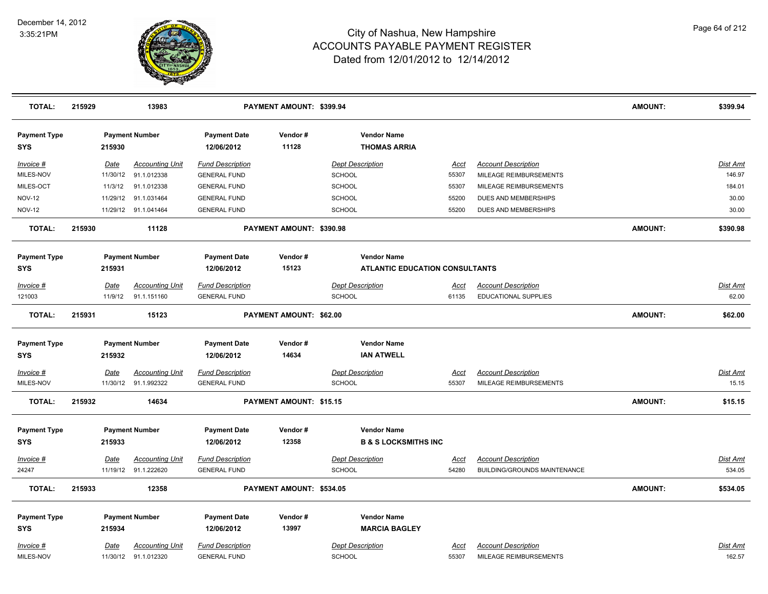| TOTAL: | 215929 | 13983 | | PAYMENT AMOUNT: $399.94 | | | | AMOUNT: | $399.94 |
|---|---|---|---|---|---|---|---|---|---|

**Payment Type:** SYS | **Payment Number:** 215930 | **Payment Date:** 12/06/2012 | **Vendor #:** 11128 | **Vendor Name:** THOMAS ARRIA

| Invoice # | Date | Accounting Unit | Fund Description | Dept Description | Acct | Account Description | Dist Amt |
|---|---|---|---|---|---|---|---|
| MILES-NOV | 11/30/12 | 91.1.012338 | GENERAL FUND | SCHOOL | 55307 | MILEAGE REIMBURSEMENTS | 146.97 |
| MILES-OCT | 11/3/12 | 91.1.012338 | GENERAL FUND | SCHOOL | 55307 | MILEAGE REIMBURSEMENTS | 184.01 |
| NOV-12 | 11/29/12 | 91.1.031464 | GENERAL FUND | SCHOOL | 55200 | DUES AND MEMBERSHIPS | 30.00 |
| NOV-12 | 11/29/12 | 91.1.041464 | GENERAL FUND | SCHOOL | 55200 | DUES AND MEMBERSHIPS | 30.00 |

**TOTAL:** 215930 | 11128 | **PAYMENT AMOUNT: $390.98** | **AMOUNT:** $390.98

**Payment Type:** SYS | **Payment Number:** 215931 | **Payment Date:** 12/06/2012 | **Vendor #:** 15123 | **Vendor Name:** ATLANTIC EDUCATION CONSULTANTS

| Invoice # | Date | Accounting Unit | Fund Description | Dept Description | Acct | Account Description | Dist Amt |
|---|---|---|---|---|---|---|---|
| 121003 | 11/9/12 | 91.1.151160 | GENERAL FUND | SCHOOL | 61135 | EDUCATIONAL SUPPLIES | 62.00 |

**TOTAL:** 215931 | 15123 | **PAYMENT AMOUNT: $62.00** | **AMOUNT:** $62.00

**Payment Type:** SYS | **Payment Number:** 215932 | **Payment Date:** 12/06/2012 | **Vendor #:** 14634 | **Vendor Name:** IAN ATWELL

| Invoice # | Date | Accounting Unit | Fund Description | Dept Description | Acct | Account Description | Dist Amt |
|---|---|---|---|---|---|---|---|
| MILES-NOV | 11/30/12 | 91.1.992322 | GENERAL FUND | SCHOOL | 55307 | MILEAGE REIMBURSEMENTS | 15.15 |

**TOTAL:** 215932 | 14634 | **PAYMENT AMOUNT: $15.15** | **AMOUNT:** $15.15

**Payment Type:** SYS | **Payment Number:** 215933 | **Payment Date:** 12/06/2012 | **Vendor #:** 12358 | **Vendor Name:** B & S LOCKSMITHS INC

| Invoice # | Date | Accounting Unit | Fund Description | Dept Description | Acct | Account Description | Dist Amt |
|---|---|---|---|---|---|---|---|
| 24247 | 11/19/12 | 91.1.222620 | GENERAL FUND | SCHOOL | 54280 | BUILDING/GROUNDS MAINTENANCE | 534.05 |

**TOTAL:** 215933 | 12358 | **PAYMENT AMOUNT: $534.05** | **AMOUNT:** $534.05

**Payment Type:** SYS | **Payment Number:** 215934 | **Payment Date:** 12/06/2012 | **Vendor #:** 13997 | **Vendor Name:** MARCIA BAGLEY

| Invoice # | Date | Accounting Unit | Fund Description | Dept Description | Acct | Account Description | Dist Amt |
|---|---|---|---|---|---|---|---|
| MILES-NOV | 11/30/12 | 91.1.012320 | GENERAL FUND | SCHOOL | 55307 | MILEAGE REIMBURSEMENTS | 162.57 |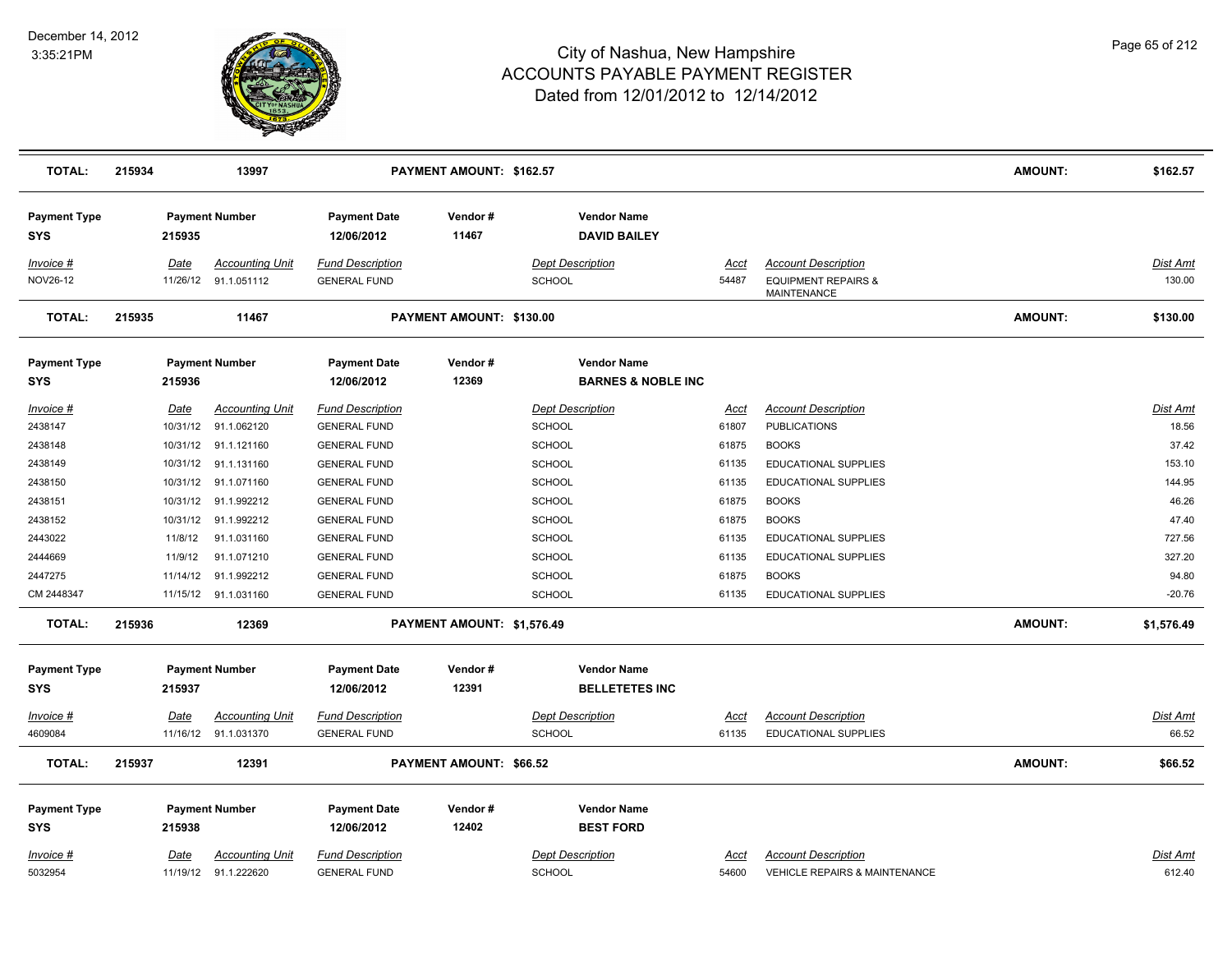# City of Nashua, New Hampshire
## ACCOUNTS PAYABLE PAYMENT REGISTER
### Dated from 12/01/2012 to 12/14/2012

December 14, 2012
3:35:21PM

| TOTAL: | 215934 | 13997 | PAYMENT AMOUNT: $162.57 | AMOUNT: | $162.57 |
|---|---|---|---|---|---|

| Payment Type | Payment Number | Payment Date | Vendor # | Vendor Name |
|---|---|---|---|---|
| SYS | 215935 | 12/06/2012 | 11467 | DAVID BAILEY |

| Invoice # | Date | Accounting Unit | Fund Description | Dept Description | Acct | Account Description | Dist Amt |
|---|---|---|---|---|---|---|---|
| NOV26-12 | 11/26/12 | 91.1.051112 | GENERAL FUND | SCHOOL | 54487 | EQUIPMENT REPAIRS & MAINTENANCE | 130.00 |

| TOTAL: | 215935 | 11467 | PAYMENT AMOUNT: $130.00 | AMOUNT: | $130.00 |
|---|---|---|---|---|---|

| Payment Type | Payment Number | Payment Date | Vendor # | Vendor Name |
|---|---|---|---|---|
| SYS | 215936 | 12/06/2012 | 12369 | BARNES & NOBLE INC |

| Invoice # | Date | Accounting Unit | Fund Description | Dept Description | Acct | Account Description | Dist Amt |
|---|---|---|---|---|---|---|---|
| 2438147 | 10/31/12 | 91.1.062120 | GENERAL FUND | SCHOOL | 61807 | PUBLICATIONS | 18.56 |
| 2438148 | 10/31/12 | 91.1.121160 | GENERAL FUND | SCHOOL | 61875 | BOOKS | 37.42 |
| 2438149 | 10/31/12 | 91.1.131160 | GENERAL FUND | SCHOOL | 61135 | EDUCATIONAL SUPPLIES | 153.10 |
| 2438150 | 10/31/12 | 91.1.071160 | GENERAL FUND | SCHOOL | 61135 | EDUCATIONAL SUPPLIES | 144.95 |
| 2438151 | 10/31/12 | 91.1.992212 | GENERAL FUND | SCHOOL | 61875 | BOOKS | 46.26 |
| 2438152 | 10/31/12 | 91.1.992212 | GENERAL FUND | SCHOOL | 61875 | BOOKS | 47.40 |
| 2443022 | 11/8/12 | 91.1.031160 | GENERAL FUND | SCHOOL | 61135 | EDUCATIONAL SUPPLIES | 727.56 |
| 2444669 | 11/9/12 | 91.1.071210 | GENERAL FUND | SCHOOL | 61135 | EDUCATIONAL SUPPLIES | 327.20 |
| 2447275 | 11/14/12 | 91.1.992212 | GENERAL FUND | SCHOOL | 61875 | BOOKS | 94.80 |
| CM 2448347 | 11/15/12 | 91.1.031160 | GENERAL FUND | SCHOOL | 61135 | EDUCATIONAL SUPPLIES | -20.76 |

| TOTAL: | 215936 | 12369 | PAYMENT AMOUNT: $1,576.49 | AMOUNT: | $1,576.49 |
|---|---|---|---|---|---|

| Payment Type | Payment Number | Payment Date | Vendor # | Vendor Name |
|---|---|---|---|---|
| SYS | 215937 | 12/06/2012 | 12391 | BELLETETES INC |

| Invoice # | Date | Accounting Unit | Fund Description | Dept Description | Acct | Account Description | Dist Amt |
|---|---|---|---|---|---|---|---|
| 4609084 | 11/16/12 | 91.1.031370 | GENERAL FUND | SCHOOL | 61135 | EDUCATIONAL SUPPLIES | 66.52 |

| TOTAL: | 215937 | 12391 | PAYMENT AMOUNT: $66.52 | AMOUNT: | $66.52 |
|---|---|---|---|---|---|

| Payment Type | Payment Number | Payment Date | Vendor # | Vendor Name |
|---|---|---|---|---|
| SYS | 215938 | 12/06/2012 | 12402 | BEST FORD |

| Invoice # | Date | Accounting Unit | Fund Description | Dept Description | Acct | Account Description | Dist Amt |
|---|---|---|---|---|---|---|---|
| 5032954 | 11/19/12 | 91.1.222620 | GENERAL FUND | SCHOOL | 54600 | VEHICLE REPAIRS & MAINTENANCE | 612.40 |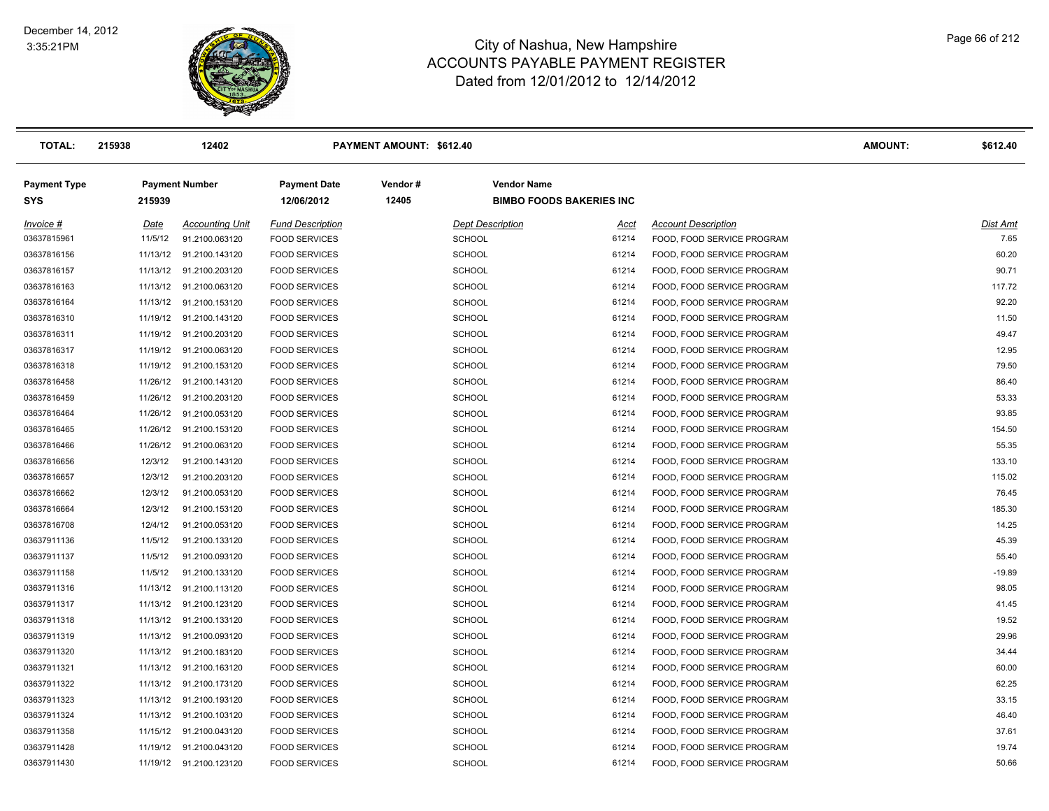# City of Nashua, New Hampshire
## ACCOUNTS PAYABLE PAYMENT REGISTER
### Dated from 12/01/2012 to 12/14/2012

| TOTAL: | 215938 | 12402 | PAYMENT AMOUNT: $612.40 | AMOUNT: | $612.40 |
|---|---|---|---|---|---|

| Payment Type | Payment Number | Payment Date | Vendor # | Vendor Name |
|---|---|---|---|---|
| SYS | 215939 | 12/06/2012 | 12405 | BIMBO FOODS BAKERIES INC |

| Invoice # | Date | Accounting Unit | Fund Description | Dept Description | Acct | Account Description | Dist Amt |
|---|---|---|---|---|---|---|---|
| 03637815961 | 11/5/12 | 91.2100.063120 | FOOD SERVICES | SCHOOL | 61214 | FOOD, FOOD SERVICE PROGRAM | 7.65 |
| 03637816156 | 11/13/12 | 91.2100.143120 | FOOD SERVICES | SCHOOL | 61214 | FOOD, FOOD SERVICE PROGRAM | 60.20 |
| 03637816157 | 11/13/12 | 91.2100.203120 | FOOD SERVICES | SCHOOL | 61214 | FOOD, FOOD SERVICE PROGRAM | 90.71 |
| 03637816163 | 11/13/12 | 91.2100.063120 | FOOD SERVICES | SCHOOL | 61214 | FOOD, FOOD SERVICE PROGRAM | 117.72 |
| 03637816164 | 11/13/12 | 91.2100.153120 | FOOD SERVICES | SCHOOL | 61214 | FOOD, FOOD SERVICE PROGRAM | 92.20 |
| 03637816310 | 11/19/12 | 91.2100.143120 | FOOD SERVICES | SCHOOL | 61214 | FOOD, FOOD SERVICE PROGRAM | 11.50 |
| 03637816311 | 11/19/12 | 91.2100.203120 | FOOD SERVICES | SCHOOL | 61214 | FOOD, FOOD SERVICE PROGRAM | 49.47 |
| 03637816317 | 11/19/12 | 91.2100.063120 | FOOD SERVICES | SCHOOL | 61214 | FOOD, FOOD SERVICE PROGRAM | 12.95 |
| 03637816318 | 11/19/12 | 91.2100.153120 | FOOD SERVICES | SCHOOL | 61214 | FOOD, FOOD SERVICE PROGRAM | 79.50 |
| 03637816458 | 11/26/12 | 91.2100.143120 | FOOD SERVICES | SCHOOL | 61214 | FOOD, FOOD SERVICE PROGRAM | 86.40 |
| 03637816459 | 11/26/12 | 91.2100.203120 | FOOD SERVICES | SCHOOL | 61214 | FOOD, FOOD SERVICE PROGRAM | 53.33 |
| 03637816464 | 11/26/12 | 91.2100.053120 | FOOD SERVICES | SCHOOL | 61214 | FOOD, FOOD SERVICE PROGRAM | 93.85 |
| 03637816465 | 11/26/12 | 91.2100.153120 | FOOD SERVICES | SCHOOL | 61214 | FOOD, FOOD SERVICE PROGRAM | 154.50 |
| 03637816466 | 11/26/12 | 91.2100.063120 | FOOD SERVICES | SCHOOL | 61214 | FOOD, FOOD SERVICE PROGRAM | 55.35 |
| 03637816656 | 12/3/12 | 91.2100.143120 | FOOD SERVICES | SCHOOL | 61214 | FOOD, FOOD SERVICE PROGRAM | 133.10 |
| 03637816657 | 12/3/12 | 91.2100.203120 | FOOD SERVICES | SCHOOL | 61214 | FOOD, FOOD SERVICE PROGRAM | 115.02 |
| 03637816662 | 12/3/12 | 91.2100.053120 | FOOD SERVICES | SCHOOL | 61214 | FOOD, FOOD SERVICE PROGRAM | 76.45 |
| 03637816664 | 12/3/12 | 91.2100.153120 | FOOD SERVICES | SCHOOL | 61214 | FOOD, FOOD SERVICE PROGRAM | 185.30 |
| 03637816708 | 12/4/12 | 91.2100.053120 | FOOD SERVICES | SCHOOL | 61214 | FOOD, FOOD SERVICE PROGRAM | 14.25 |
| 03637911136 | 11/5/12 | 91.2100.133120 | FOOD SERVICES | SCHOOL | 61214 | FOOD, FOOD SERVICE PROGRAM | 45.39 |
| 03637911137 | 11/5/12 | 91.2100.093120 | FOOD SERVICES | SCHOOL | 61214 | FOOD, FOOD SERVICE PROGRAM | 55.40 |
| 03637911158 | 11/5/12 | 91.2100.133120 | FOOD SERVICES | SCHOOL | 61214 | FOOD, FOOD SERVICE PROGRAM | -19.89 |
| 03637911316 | 11/13/12 | 91.2100.113120 | FOOD SERVICES | SCHOOL | 61214 | FOOD, FOOD SERVICE PROGRAM | 98.05 |
| 03637911317 | 11/13/12 | 91.2100.123120 | FOOD SERVICES | SCHOOL | 61214 | FOOD, FOOD SERVICE PROGRAM | 41.45 |
| 03637911318 | 11/13/12 | 91.2100.133120 | FOOD SERVICES | SCHOOL | 61214 | FOOD, FOOD SERVICE PROGRAM | 19.52 |
| 03637911319 | 11/13/12 | 91.2100.093120 | FOOD SERVICES | SCHOOL | 61214 | FOOD, FOOD SERVICE PROGRAM | 29.96 |
| 03637911320 | 11/13/12 | 91.2100.183120 | FOOD SERVICES | SCHOOL | 61214 | FOOD, FOOD SERVICE PROGRAM | 34.44 |
| 03637911321 | 11/13/12 | 91.2100.163120 | FOOD SERVICES | SCHOOL | 61214 | FOOD, FOOD SERVICE PROGRAM | 60.00 |
| 03637911322 | 11/13/12 | 91.2100.173120 | FOOD SERVICES | SCHOOL | 61214 | FOOD, FOOD SERVICE PROGRAM | 62.25 |
| 03637911323 | 11/13/12 | 91.2100.193120 | FOOD SERVICES | SCHOOL | 61214 | FOOD, FOOD SERVICE PROGRAM | 33.15 |
| 03637911324 | 11/13/12 | 91.2100.103120 | FOOD SERVICES | SCHOOL | 61214 | FOOD, FOOD SERVICE PROGRAM | 46.40 |
| 03637911358 | 11/15/12 | 91.2100.043120 | FOOD SERVICES | SCHOOL | 61214 | FOOD, FOOD SERVICE PROGRAM | 37.61 |
| 03637911428 | 11/19/12 | 91.2100.043120 | FOOD SERVICES | SCHOOL | 61214 | FOOD, FOOD SERVICE PROGRAM | 19.74 |
| 03637911430 | 11/19/12 | 91.2100.123120 | FOOD SERVICES | SCHOOL | 61214 | FOOD, FOOD SERVICE PROGRAM | 50.66 |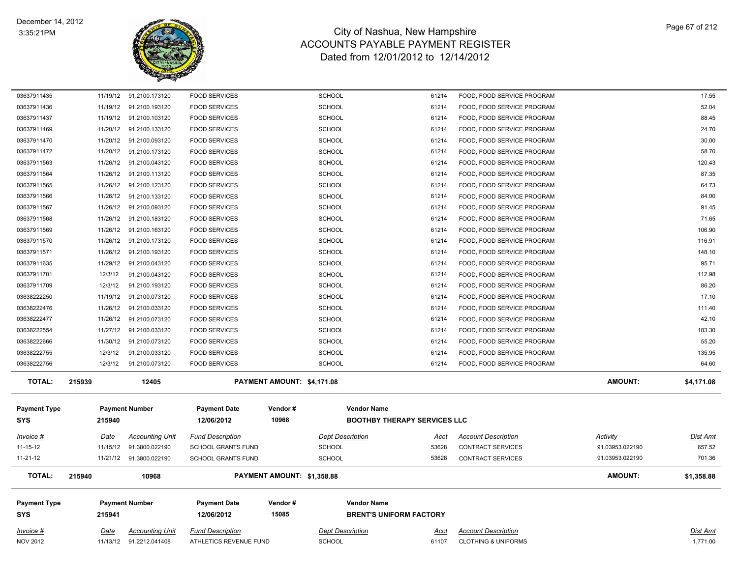| Invoice # | Date | Accounting Unit | Fund Description | Dept Description | Acct | Account Description | Activity | Dist Amt |
|---|---|---|---|---|---|---|---|---|
| 03637911435 | 11/19/12 | 91.2100.173120 | FOOD SERVICES | SCHOOL | 61214 | FOOD, FOOD SERVICE PROGRAM | | 17.55 |
| 03637911436 | 11/19/12 | 91.2100.193120 | FOOD SERVICES | SCHOOL | 61214 | FOOD, FOOD SERVICE PROGRAM | | 52.04 |
| 03637911437 | 11/19/12 | 91.2100.103120 | FOOD SERVICES | SCHOOL | 61214 | FOOD, FOOD SERVICE PROGRAM | | 88.45 |
| 03637911469 | 11/20/12 | 91.2100.133120 | FOOD SERVICES | SCHOOL | 61214 | FOOD, FOOD SERVICE PROGRAM | | 24.70 |
| 03637911470 | 11/20/12 | 91.2100.093120 | FOOD SERVICES | SCHOOL | 61214 | FOOD, FOOD SERVICE PROGRAM | | 30.00 |
| 03637911472 | 11/20/12 | 91.2100.173120 | FOOD SERVICES | SCHOOL | 61214 | FOOD, FOOD SERVICE PROGRAM | | 58.70 |
| 03637911563 | 11/26/12 | 91.2100.043120 | FOOD SERVICES | SCHOOL | 61214 | FOOD, FOOD SERVICE PROGRAM | | 120.43 |
| 03637911564 | 11/26/12 | 91.2100.113120 | FOOD SERVICES | SCHOOL | 61214 | FOOD, FOOD SERVICE PROGRAM | | 87.35 |
| 03637911565 | 11/26/12 | 91.2100.123120 | FOOD SERVICES | SCHOOL | 61214 | FOOD, FOOD SERVICE PROGRAM | | 64.73 |
| 03637911566 | 11/26/12 | 91.2100.133120 | FOOD SERVICES | SCHOOL | 61214 | FOOD, FOOD SERVICE PROGRAM | | 84.00 |
| 03637911567 | 11/26/12 | 91.2100.093120 | FOOD SERVICES | SCHOOL | 61214 | FOOD, FOOD SERVICE PROGRAM | | 91.45 |
| 03637911568 | 11/26/12 | 91.2100.183120 | FOOD SERVICES | SCHOOL | 61214 | FOOD, FOOD SERVICE PROGRAM | | 71.65 |
| 03637911569 | 11/26/12 | 91.2100.163120 | FOOD SERVICES | SCHOOL | 61214 | FOOD, FOOD SERVICE PROGRAM | | 106.90 |
| 03637911570 | 11/26/12 | 91.2100.173120 | FOOD SERVICES | SCHOOL | 61214 | FOOD, FOOD SERVICE PROGRAM | | 116.91 |
| 03637911571 | 11/26/12 | 91.2100.193120 | FOOD SERVICES | SCHOOL | 61214 | FOOD, FOOD SERVICE PROGRAM | | 148.10 |
| 03637911635 | 11/29/12 | 91.2100.043120 | FOOD SERVICES | SCHOOL | 61214 | FOOD, FOOD SERVICE PROGRAM | | 95.71 |
| 03637911701 | 12/3/12 | 91.2100.043120 | FOOD SERVICES | SCHOOL | 61214 | FOOD, FOOD SERVICE PROGRAM | | 112.98 |
| 03637911709 | 12/3/12 | 91.2100.193120 | FOOD SERVICES | SCHOOL | 61214 | FOOD, FOOD SERVICE PROGRAM | | 86.20 |
| 03638222250 | 11/19/12 | 91.2100.073120 | FOOD SERVICES | SCHOOL | 61214 | FOOD, FOOD SERVICE PROGRAM | | 17.10 |
| 03638222476 | 11/26/12 | 91.2100.033120 | FOOD SERVICES | SCHOOL | 61214 | FOOD, FOOD SERVICE PROGRAM | | 111.40 |
| 03638222477 | 11/26/12 | 91.2100.073120 | FOOD SERVICES | SCHOOL | 61214 | FOOD, FOOD SERVICE PROGRAM | | 42.10 |
| 03638222554 | 11/27/12 | 91.2100.033120 | FOOD SERVICES | SCHOOL | 61214 | FOOD, FOOD SERVICE PROGRAM | | 183.30 |
| 03638222666 | 11/30/12 | 91.2100.073120 | FOOD SERVICES | SCHOOL | 61214 | FOOD, FOOD SERVICE PROGRAM | | 55.20 |
| 03638222755 | 12/3/12 | 91.2100.033120 | FOOD SERVICES | SCHOOL | 61214 | FOOD, FOOD SERVICE PROGRAM | | 135.95 |
| 03638222756 | 12/3/12 | 91.2100.073120 | FOOD SERVICES | SCHOOL | 61214 | FOOD, FOOD SERVICE PROGRAM | | 64.60 |
| **TOTAL:** | **215939** | **12405** | **PAYMENT AMOUNT: $4,171.08** | | | | **AMOUNT:** | **$4,171.08** |

| Payment Type | Payment Number | Payment Date | Vendor # | Vendor Name |
|---|---|---|---|---|
| **SYS** | **215940** | **12/06/2012** | **10968** | **BOOTHBY THERAPY SERVICES LLC** |

| Invoice # | Date | Accounting Unit | Fund Description | Dept Description | Acct | Account Description | Activity | Dist Amt |
|---|---|---|---|---|---|---|---|---|
| 11-15-12 | 11/15/12 | 91.3800.022190 | SCHOOL GRANTS FUND | SCHOOL | 53628 | CONTRACT SERVICES | 91.03953.022190 | 657.52 |
| 11-21-12 | 11/21/12 | 91.3800.022190 | SCHOOL GRANTS FUND | SCHOOL | 53628 | CONTRACT SERVICES | 91.03953.022190 | 701.36 |
| **TOTAL:** | **215940** | **10968** | **PAYMENT AMOUNT: $1,358.88** | | | | **AMOUNT:** | **$1,358.88** |

| Payment Type | Payment Number | Payment Date | Vendor # | Vendor Name |
|---|---|---|---|---|
| **SYS** | **215941** | **12/06/2012** | **15085** | **BRENT'S UNIFORM FACTORY** |

| Invoice # | Date | Accounting Unit | Fund Description | Dept Description | Acct | Account Description | Activity | Dist Amt |
|---|---|---|---|---|---|---|---|---|
| NOV 2012 | 11/13/12 | 91.2212.041408 | ATHLETICS REVENUE FUND | SCHOOL | 61107 | CLOTHING & UNIFORMS | | 1,771.00 |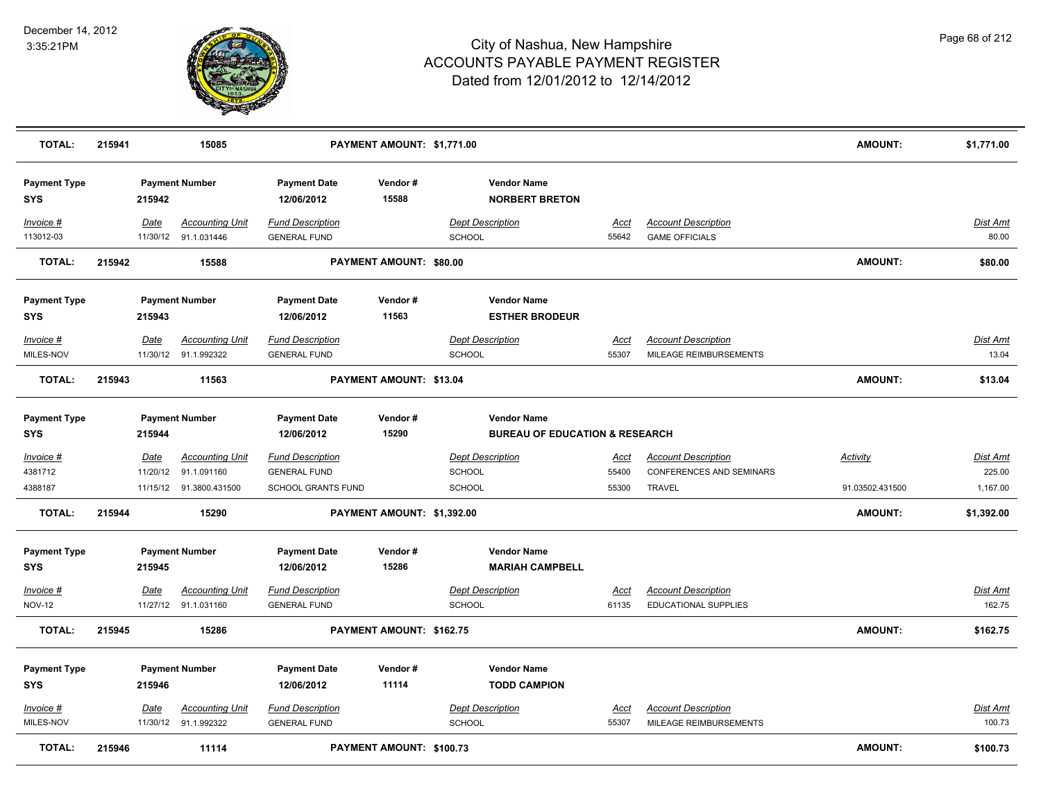# City of Nashua, New Hampshire
## ACCOUNTS PAYABLE PAYMENT REGISTER
### Dated from 12/01/2012 to 12/14/2012

December 14, 2012
3:35:21PM

| **TOTAL:** | **215941** | **15085** | **PAYMENT AMOUNT: $1,771.00** | **AMOUNT:** | **$1,771.00** |
|---|---|---|---|---|---|

| Payment Type | Payment Number | Payment Date | Vendor # | Vendor Name |
|---|---|---|---|---|
| **SYS** | **215942** | **12/06/2012** | **15588** | **NORBERT BRETON** |

| Invoice # | Date | Accounting Unit | Fund Description | Dept Description | Acct | Account Description | Dist Amt |
|---|---|---|---|---|---|---|---|
| 113012-03 | 11/30/12 | 91.1.031446 | GENERAL FUND | SCHOOL | 55642 | GAME OFFICIALS | 80.00 |

| **TOTAL:** | **215942** | **15588** | **PAYMENT AMOUNT: $80.00** | **AMOUNT:** | **$80.00** |
|---|---|---|---|---|---|

| Payment Type | Payment Number | Payment Date | Vendor # | Vendor Name |
|---|---|---|---|---|
| **SYS** | **215943** | **12/06/2012** | **11563** | **ESTHER BRODEUR** |

| Invoice # | Date | Accounting Unit | Fund Description | Dept Description | Acct | Account Description | Dist Amt |
|---|---|---|---|---|---|---|---|
| MILES-NOV | 11/30/12 | 91.1.992322 | GENERAL FUND | SCHOOL | 55307 | MILEAGE REIMBURSEMENTS | 13.04 |

| **TOTAL:** | **215943** | **11563** | **PAYMENT AMOUNT: $13.04** | **AMOUNT:** | **$13.04** |
|---|---|---|---|---|---|

| Payment Type | Payment Number | Payment Date | Vendor # | Vendor Name |
|---|---|---|---|---|
| **SYS** | **215944** | **12/06/2012** | **15290** | **BUREAU OF EDUCATION & RESEARCH** |

| Invoice # | Date | Accounting Unit | Fund Description | Dept Description | Acct | Account Description | Activity | Dist Amt |
|---|---|---|---|---|---|---|---|---|
| 4381712 | 11/20/12 | 91.1.091160 | GENERAL FUND | SCHOOL | 55400 | CONFERENCES AND SEMINARS | | 225.00 |
| 4388187 | 11/15/12 | 91.3800.431500 | SCHOOL GRANTS FUND | SCHOOL | 55300 | TRAVEL | 91.03502.431500 | 1,167.00 |

| **TOTAL:** | **215944** | **15290** | **PAYMENT AMOUNT: $1,392.00** | **AMOUNT:** | **$1,392.00** |
|---|---|---|---|---|---|

| Payment Type | Payment Number | Payment Date | Vendor # | Vendor Name |
|---|---|---|---|---|
| **SYS** | **215945** | **12/06/2012** | **15286** | **MARIAH CAMPBELL** |

| Invoice # | Date | Accounting Unit | Fund Description | Dept Description | Acct | Account Description | Dist Amt |
|---|---|---|---|---|---|---|---|
| NOV-12 | 11/27/12 | 91.1.031160 | GENERAL FUND | SCHOOL | 61135 | EDUCATIONAL SUPPLIES | 162.75 |

| **TOTAL:** | **215945** | **15286** | **PAYMENT AMOUNT: $162.75** | **AMOUNT:** | **$162.75** |
|---|---|---|---|---|---|

| Payment Type | Payment Number | Payment Date | Vendor # | Vendor Name |
|---|---|---|---|---|
| **SYS** | **215946** | **12/06/2012** | **11114** | **TODD CAMPION** |

| Invoice # | Date | Accounting Unit | Fund Description | Dept Description | Acct | Account Description | Dist Amt |
|---|---|---|---|---|---|---|---|
| MILES-NOV | 11/30/12 | 91.1.992322 | GENERAL FUND | SCHOOL | 55307 | MILEAGE REIMBURSEMENTS | 100.73 |

| **TOTAL:** | **215946** | **11114** | **PAYMENT AMOUNT: $100.73** | **AMOUNT:** | **$100.73** |
|---|---|---|---|---|---|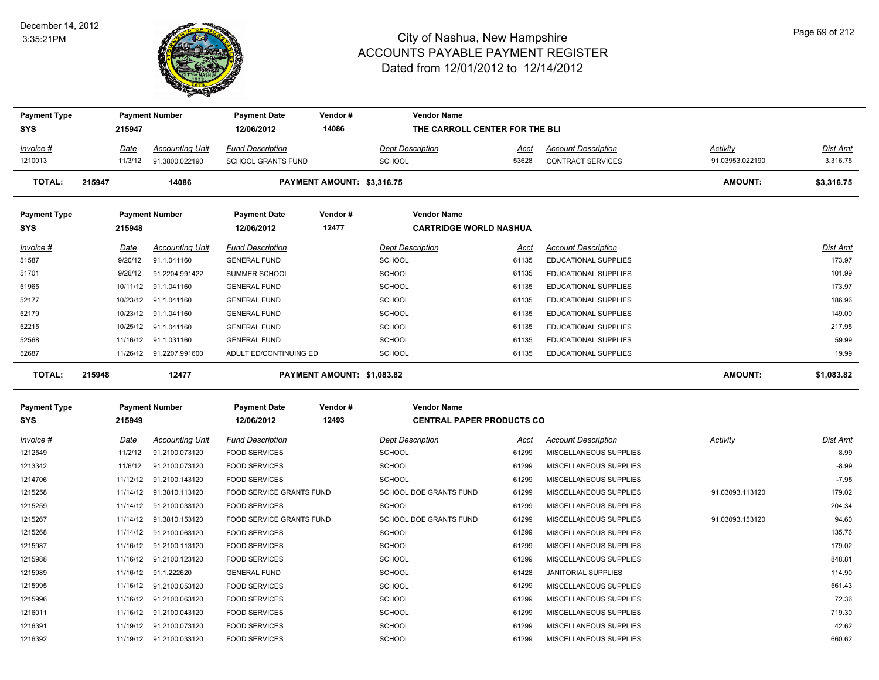# City of Nashua, New Hampshire
# ACCOUNTS PAYABLE PAYMENT REGISTER
## Dated from 12/01/2012 to 12/14/2012

December 14, 2012
3:35:21PM

| Payment Type | Payment Number | Payment Date | Vendor # | Vendor Name |
|---|---|---|---|---|
| SYS | 215947 | 12/06/2012 | 14086 | THE CARROLL CENTER FOR THE BLI |

| Invoice # | Date | Accounting Unit | Fund Description | Dept Description | Acct | Account Description | Activity | Dist Amt |
|---|---|---|---|---|---|---|---|---|
| 1210013 | 11/3/12 | 91.3800.022190 | SCHOOL GRANTS FUND | SCHOOL | 53628 | CONTRACT SERVICES | 91.03953.022190 | 3,316.75 |

**TOTAL: 215947 14086 PAYMENT AMOUNT: $3,316.75 AMOUNT: $3,316.75**

| Payment Type | Payment Number | Payment Date | Vendor # | Vendor Name |
|---|---|---|---|---|
| SYS | 215948 | 12/06/2012 | 12477 | CARTRIDGE WORLD NASHUA |

| Invoice # | Date | Accounting Unit | Fund Description | Dept Description | Acct | Account Description | Dist Amt |
|---|---|---|---|---|---|---|---|
| 51587 | 9/20/12 | 91.1.041160 | GENERAL FUND | SCHOOL | 61135 | EDUCATIONAL SUPPLIES | 173.97 |
| 51701 | 9/26/12 | 91.2204.991422 | SUMMER SCHOOL | SCHOOL | 61135 | EDUCATIONAL SUPPLIES | 101.99 |
| 51965 | 10/11/12 | 91.1.041160 | GENERAL FUND | SCHOOL | 61135 | EDUCATIONAL SUPPLIES | 173.97 |
| 52177 | 10/23/12 | 91.1.041160 | GENERAL FUND | SCHOOL | 61135 | EDUCATIONAL SUPPLIES | 186.96 |
| 52179 | 10/23/12 | 91.1.041160 | GENERAL FUND | SCHOOL | 61135 | EDUCATIONAL SUPPLIES | 149.00 |
| 52215 | 10/25/12 | 91.1.041160 | GENERAL FUND | SCHOOL | 61135 | EDUCATIONAL SUPPLIES | 217.95 |
| 52568 | 11/16/12 | 91.1.031160 | GENERAL FUND | SCHOOL | 61135 | EDUCATIONAL SUPPLIES | 59.99 |
| 52687 | 11/26/12 | 91.2207.991600 | ADULT ED/CONTINUING ED | SCHOOL | 61135 | EDUCATIONAL SUPPLIES | 19.99 |

**TOTAL: 215948 12477 PAYMENT AMOUNT: $1,083.82 AMOUNT: $1,083.82**

| Payment Type | Payment Number | Payment Date | Vendor # | Vendor Name |
|---|---|---|---|---|
| SYS | 215949 | 12/06/2012 | 12493 | CENTRAL PAPER PRODUCTS CO |

| Invoice # | Date | Accounting Unit | Fund Description | Dept Description | Acct | Account Description | Activity | Dist Amt |
|---|---|---|---|---|---|---|---|---|
| 1212549 | 11/2/12 | 91.2100.073120 | FOOD SERVICES | SCHOOL | 61299 | MISCELLANEOUS SUPPLIES | | 8.99 |
| 1213342 | 11/6/12 | 91.2100.073120 | FOOD SERVICES | SCHOOL | 61299 | MISCELLANEOUS SUPPLIES | | -8.99 |
| 1214706 | 11/12/12 | 91.2100.143120 | FOOD SERVICES | SCHOOL | 61299 | MISCELLANEOUS SUPPLIES | | -7.95 |
| 1215258 | 11/14/12 | 91.3810.113120 | FOOD SERVICE GRANTS FUND | SCHOOL DOE GRANTS FUND | 61299 | MISCELLANEOUS SUPPLIES | 91.03093.113120 | 179.02 |
| 1215259 | 11/14/12 | 91.2100.033120 | FOOD SERVICES | SCHOOL | 61299 | MISCELLANEOUS SUPPLIES | | 204.34 |
| 1215267 | 11/14/12 | 91.3810.153120 | FOOD SERVICE GRANTS FUND | SCHOOL DOE GRANTS FUND | 61299 | MISCELLANEOUS SUPPLIES | 91.03093.153120 | 94.60 |
| 1215268 | 11/14/12 | 91.2100.063120 | FOOD SERVICES | SCHOOL | 61299 | MISCELLANEOUS SUPPLIES | | 135.76 |
| 1215987 | 11/16/12 | 91.2100.113120 | FOOD SERVICES | SCHOOL | 61299 | MISCELLANEOUS SUPPLIES | | 179.02 |
| 1215988 | 11/16/12 | 91.2100.123120 | FOOD SERVICES | SCHOOL | 61299 | MISCELLANEOUS SUPPLIES | | 848.81 |
| 1215989 | 11/16/12 | 91.1.222620 | GENERAL FUND | SCHOOL | 61428 | JANITORIAL SUPPLIES | | 114.90 |
| 1215995 | 11/16/12 | 91.2100.053120 | FOOD SERVICES | SCHOOL | 61299 | MISCELLANEOUS SUPPLIES | | 561.43 |
| 1215996 | 11/16/12 | 91.2100.063120 | FOOD SERVICES | SCHOOL | 61299 | MISCELLANEOUS SUPPLIES | | 72.36 |
| 1216011 | 11/16/12 | 91.2100.043120 | FOOD SERVICES | SCHOOL | 61299 | MISCELLANEOUS SUPPLIES | | 719.30 |
| 1216391 | 11/19/12 | 91.2100.073120 | FOOD SERVICES | SCHOOL | 61299 | MISCELLANEOUS SUPPLIES | | 42.62 |
| 1216392 | 11/19/12 | 91.2100.033120 | FOOD SERVICES | SCHOOL | 61299 | MISCELLANEOUS SUPPLIES | | 660.62 |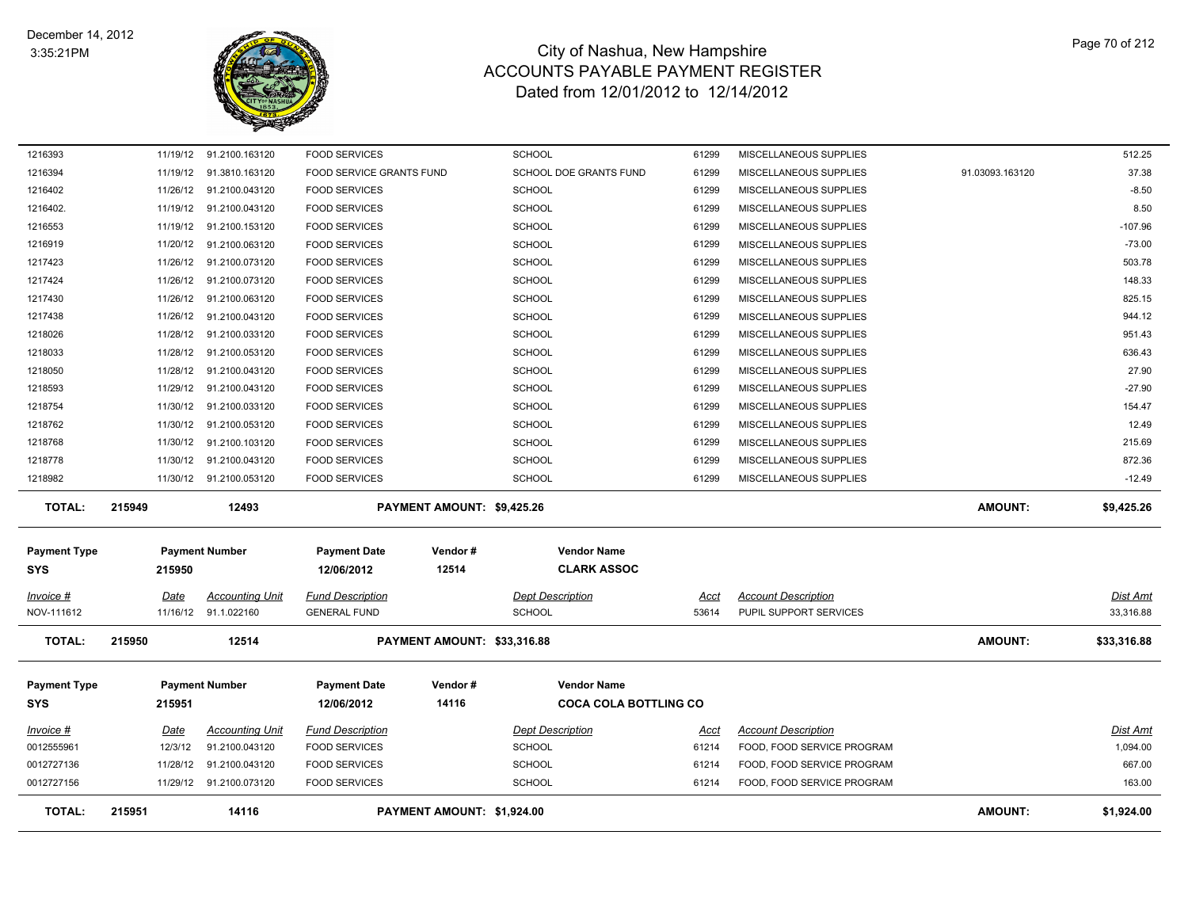# City of Nashua, New Hampshire
## ACCOUNTS PAYABLE PAYMENT REGISTER
### Dated from 12/01/2012 to 12/14/2012

December 14, 2012
3:35:21PM

| Invoice # | Date | Accounting Unit | Fund Description | Dept Description | Acct | Account Description | | Dist Amt |
|---|---|---|---|---|---|---|---|---|
| 1216393 | 11/19/12 | 91.2100.163120 | FOOD SERVICES | SCHOOL | 61299 | MISCELLANEOUS SUPPLIES | | 512.25 |
| 1216394 | 11/19/12 | 91.3810.163120 | FOOD SERVICE GRANTS FUND | SCHOOL DOE GRANTS FUND | 61299 | MISCELLANEOUS SUPPLIES | 91.03093.163120 | 37.38 |
| 1216402 | 11/26/12 | 91.2100.043120 | FOOD SERVICES | SCHOOL | 61299 | MISCELLANEOUS SUPPLIES | | -8.50 |
| 1216402. | 11/19/12 | 91.2100.043120 | FOOD SERVICES | SCHOOL | 61299 | MISCELLANEOUS SUPPLIES | | 8.50 |
| 1216553 | 11/19/12 | 91.2100.153120 | FOOD SERVICES | SCHOOL | 61299 | MISCELLANEOUS SUPPLIES | | -107.96 |
| 1216919 | 11/20/12 | 91.2100.063120 | FOOD SERVICES | SCHOOL | 61299 | MISCELLANEOUS SUPPLIES | | -73.00 |
| 1217423 | 11/26/12 | 91.2100.073120 | FOOD SERVICES | SCHOOL | 61299 | MISCELLANEOUS SUPPLIES | | 503.78 |
| 1217424 | 11/26/12 | 91.2100.073120 | FOOD SERVICES | SCHOOL | 61299 | MISCELLANEOUS SUPPLIES | | 148.33 |
| 1217430 | 11/26/12 | 91.2100.063120 | FOOD SERVICES | SCHOOL | 61299 | MISCELLANEOUS SUPPLIES | | 825.15 |
| 1217438 | 11/26/12 | 91.2100.043120 | FOOD SERVICES | SCHOOL | 61299 | MISCELLANEOUS SUPPLIES | | 944.12 |
| 1218026 | 11/28/12 | 91.2100.033120 | FOOD SERVICES | SCHOOL | 61299 | MISCELLANEOUS SUPPLIES | | 951.43 |
| 1218033 | 11/28/12 | 91.2100.053120 | FOOD SERVICES | SCHOOL | 61299 | MISCELLANEOUS SUPPLIES | | 636.43 |
| 1218050 | 11/28/12 | 91.2100.043120 | FOOD SERVICES | SCHOOL | 61299 | MISCELLANEOUS SUPPLIES | | 27.90 |
| 1218593 | 11/29/12 | 91.2100.043120 | FOOD SERVICES | SCHOOL | 61299 | MISCELLANEOUS SUPPLIES | | -27.90 |
| 1218754 | 11/30/12 | 91.2100.033120 | FOOD SERVICES | SCHOOL | 61299 | MISCELLANEOUS SUPPLIES | | 154.47 |
| 1218762 | 11/30/12 | 91.2100.053120 | FOOD SERVICES | SCHOOL | 61299 | MISCELLANEOUS SUPPLIES | | 12.49 |
| 1218768 | 11/30/12 | 91.2100.103120 | FOOD SERVICES | SCHOOL | 61299 | MISCELLANEOUS SUPPLIES | | 215.69 |
| 1218778 | 11/30/12 | 91.2100.043120 | FOOD SERVICES | SCHOOL | 61299 | MISCELLANEOUS SUPPLIES | | 872.36 |
| 1218982 | 11/30/12 | 91.2100.053120 | FOOD SERVICES | SCHOOL | 61299 | MISCELLANEOUS SUPPLIES | | -12.49 |

**TOTAL: 215949 — 12493 — PAYMENT AMOUNT: $9,425.26 — AMOUNT: $9,425.26**

| Payment Type | Payment Number | Payment Date | Vendor # | Vendor Name |
|---|---|---|---|---|
| SYS | 215950 | 12/06/2012 | 12514 | CLARK ASSOC |

| Invoice # | Date | Accounting Unit | Fund Description | Dept Description | Acct | Account Description | Dist Amt |
|---|---|---|---|---|---|---|---|
| NOV-111612 | 11/16/12 | 91.1.022160 | GENERAL FUND | SCHOOL | 53614 | PUPIL SUPPORT SERVICES | 33,316.88 |

**TOTAL: 215950 — 12514 — PAYMENT AMOUNT: $33,316.88 — AMOUNT: $33,316.88**

| Payment Type | Payment Number | Payment Date | Vendor # | Vendor Name |
|---|---|---|---|---|
| SYS | 215951 | 12/06/2012 | 14116 | COCA COLA BOTTLING CO |

| Invoice # | Date | Accounting Unit | Fund Description | Dept Description | Acct | Account Description | Dist Amt |
|---|---|---|---|---|---|---|---|
| 0012555961 | 12/3/12 | 91.2100.043120 | FOOD SERVICES | SCHOOL | 61214 | FOOD, FOOD SERVICE PROGRAM | 1,094.00 |
| 0012727136 | 11/28/12 | 91.2100.043120 | FOOD SERVICES | SCHOOL | 61214 | FOOD, FOOD SERVICE PROGRAM | 667.00 |
| 0012727156 | 11/29/12 | 91.2100.073120 | FOOD SERVICES | SCHOOL | 61214 | FOOD, FOOD SERVICE PROGRAM | 163.00 |

**TOTAL: 215951 — 14116 — PAYMENT AMOUNT: $1,924.00 — AMOUNT: $1,924.00**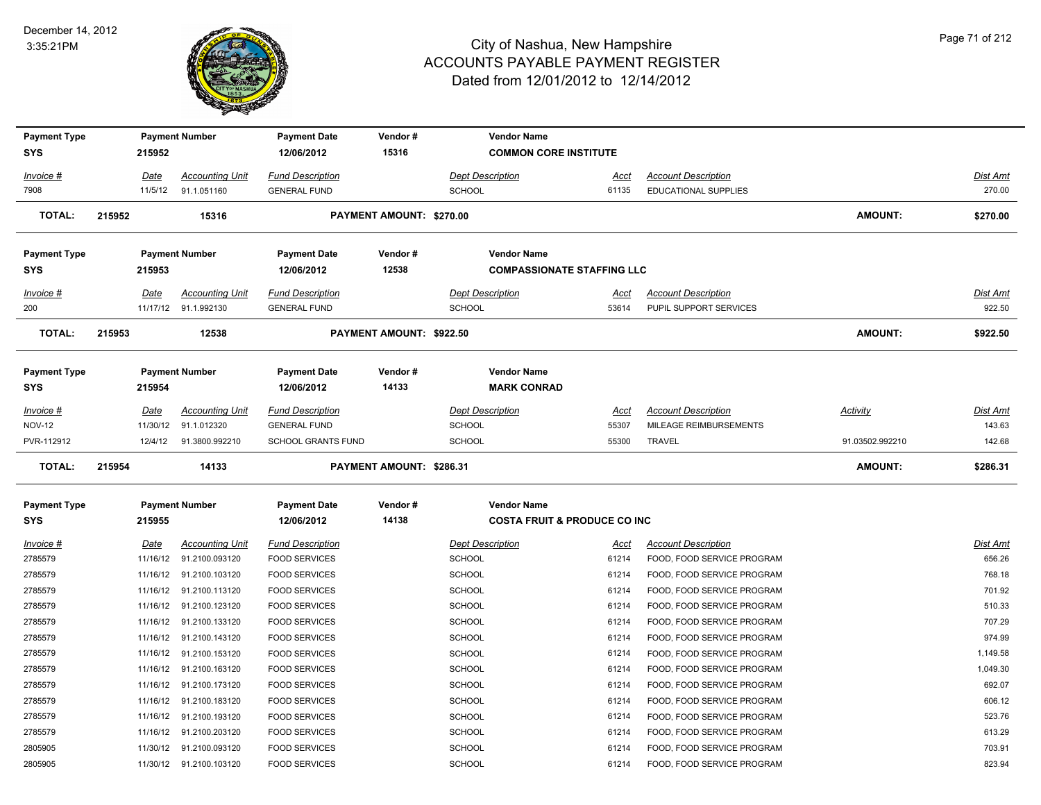# City of Nashua, New Hampshire
# ACCOUNTS PAYABLE PAYMENT REGISTER
Dated from 12/01/2012 to 12/14/2012

December 14, 2012
3:35:21PM

| Payment Type | Payment Number | Payment Date | Vendor # | Vendor Name |
|---|---|---|---|---|
| SYS | 215952 | 12/06/2012 | 15316 | COMMON CORE INSTITUTE |

| Invoice # | Date | Accounting Unit | Fund Description | Dept Description | Acct | Account Description | Activity | Dist Amt |
|---|---|---|---|---|---|---|---|---|
| 7908 | 11/5/12 | 91.1.051160 | GENERAL FUND | SCHOOL | 61135 | EDUCATIONAL SUPPLIES | | 270.00 |

**TOTAL: 215952 15316 PAYMENT AMOUNT: $270.00 AMOUNT: $270.00**

| Payment Type | Payment Number | Payment Date | Vendor # | Vendor Name |
|---|---|---|---|---|
| SYS | 215953 | 12/06/2012 | 12538 | COMPASSIONATE STAFFING LLC |

| Invoice # | Date | Accounting Unit | Fund Description | Dept Description | Acct | Account Description | Activity | Dist Amt |
|---|---|---|---|---|---|---|---|---|
| 200 | 11/17/12 | 91.1.992130 | GENERAL FUND | SCHOOL | 53614 | PUPIL SUPPORT SERVICES | | 922.50 |

**TOTAL: 215953 12538 PAYMENT AMOUNT: $922.50 AMOUNT: $922.50**

| Payment Type | Payment Number | Payment Date | Vendor # | Vendor Name |
|---|---|---|---|---|
| SYS | 215954 | 12/06/2012 | 14133 | MARK CONRAD |

| Invoice # | Date | Accounting Unit | Fund Description | Dept Description | Acct | Account Description | Activity | Dist Amt |
|---|---|---|---|---|---|---|---|---|
| NOV-12 | 11/30/12 | 91.1.012320 | GENERAL FUND | SCHOOL | 55307 | MILEAGE REIMBURSEMENTS | | 143.63 |
| PVR-112912 | 12/4/12 | 91.3800.992210 | SCHOOL GRANTS FUND | SCHOOL | 55300 | TRAVEL | 91.03502.992210 | 142.68 |

**TOTAL: 215954 14133 PAYMENT AMOUNT: $286.31 AMOUNT: $286.31**

| Payment Type | Payment Number | Payment Date | Vendor # | Vendor Name |
|---|---|---|---|---|
| SYS | 215955 | 12/06/2012 | 14138 | COSTA FRUIT & PRODUCE CO INC |

| Invoice # | Date | Accounting Unit | Fund Description | Dept Description | Acct | Account Description | Activity | Dist Amt |
|---|---|---|---|---|---|---|---|---|
| 2785579 | 11/16/12 | 91.2100.093120 | FOOD SERVICES | SCHOOL | 61214 | FOOD, FOOD SERVICE PROGRAM | | 656.26 |
| 2785579 | 11/16/12 | 91.2100.103120 | FOOD SERVICES | SCHOOL | 61214 | FOOD, FOOD SERVICE PROGRAM | | 768.18 |
| 2785579 | 11/16/12 | 91.2100.113120 | FOOD SERVICES | SCHOOL | 61214 | FOOD, FOOD SERVICE PROGRAM | | 701.92 |
| 2785579 | 11/16/12 | 91.2100.123120 | FOOD SERVICES | SCHOOL | 61214 | FOOD, FOOD SERVICE PROGRAM | | 510.33 |
| 2785579 | 11/16/12 | 91.2100.133120 | FOOD SERVICES | SCHOOL | 61214 | FOOD, FOOD SERVICE PROGRAM | | 707.29 |
| 2785579 | 11/16/12 | 91.2100.143120 | FOOD SERVICES | SCHOOL | 61214 | FOOD, FOOD SERVICE PROGRAM | | 974.99 |
| 2785579 | 11/16/12 | 91.2100.153120 | FOOD SERVICES | SCHOOL | 61214 | FOOD, FOOD SERVICE PROGRAM | | 1,149.58 |
| 2785579 | 11/16/12 | 91.2100.163120 | FOOD SERVICES | SCHOOL | 61214 | FOOD, FOOD SERVICE PROGRAM | | 1,049.30 |
| 2785579 | 11/16/12 | 91.2100.173120 | FOOD SERVICES | SCHOOL | 61214 | FOOD, FOOD SERVICE PROGRAM | | 692.07 |
| 2785579 | 11/16/12 | 91.2100.183120 | FOOD SERVICES | SCHOOL | 61214 | FOOD, FOOD SERVICE PROGRAM | | 606.12 |
| 2785579 | 11/16/12 | 91.2100.193120 | FOOD SERVICES | SCHOOL | 61214 | FOOD, FOOD SERVICE PROGRAM | | 523.76 |
| 2785579 | 11/16/12 | 91.2100.203120 | FOOD SERVICES | SCHOOL | 61214 | FOOD, FOOD SERVICE PROGRAM | | 613.29 |
| 2805905 | 11/30/12 | 91.2100.093120 | FOOD SERVICES | SCHOOL | 61214 | FOOD, FOOD SERVICE PROGRAM | | 703.91 |
| 2805905 | 11/30/12 | 91.2100.103120 | FOOD SERVICES | SCHOOL | 61214 | FOOD, FOOD SERVICE PROGRAM | | 823.94 |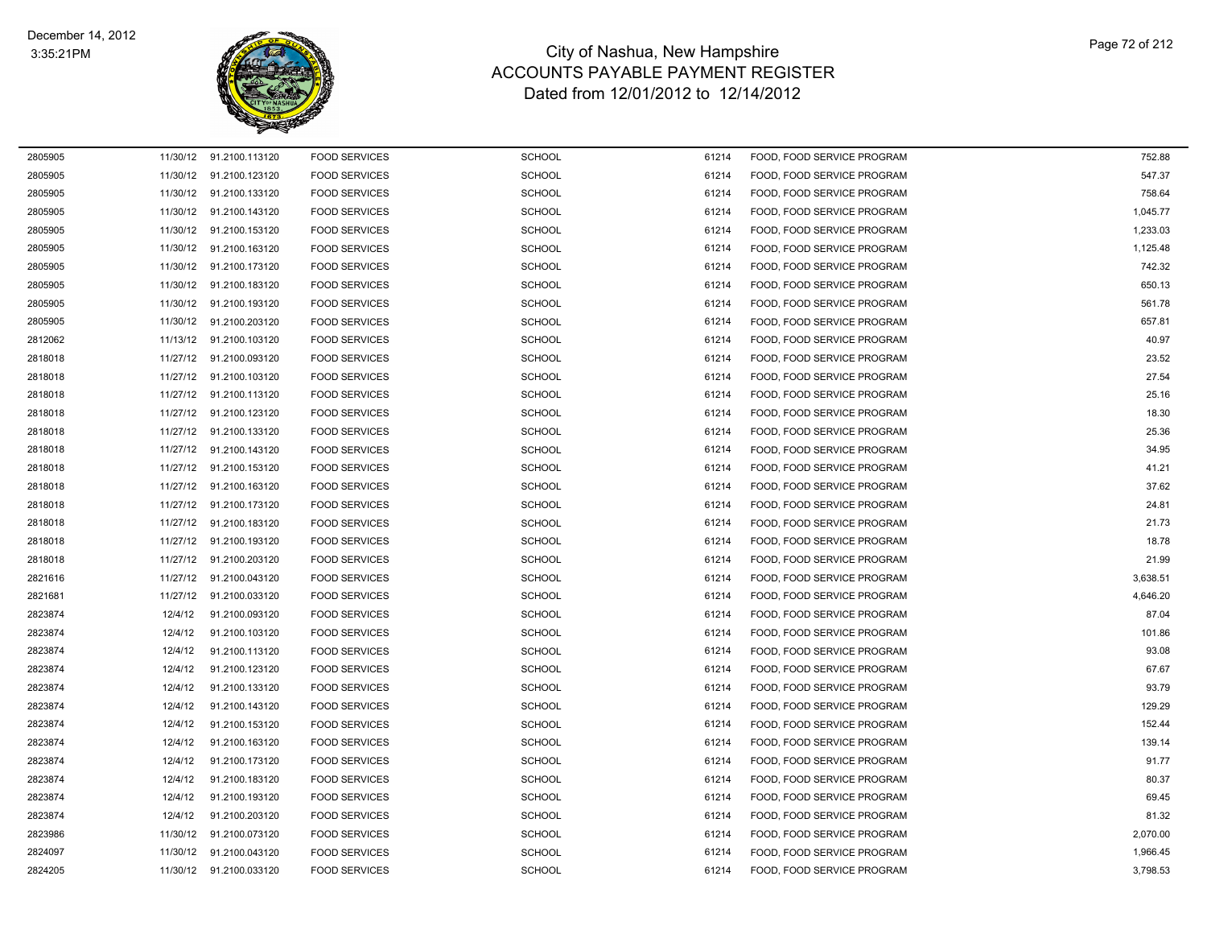# City of Nashua, New Hampshire
## ACCOUNTS PAYABLE PAYMENT REGISTER
### Dated from 12/01/2012 to 12/14/2012

| | | | | | | | |
|---|---|---|---|---|---|---|---|
| 2805905 | 11/30/12 | 91.2100.113120 | FOOD SERVICES | SCHOOL | 61214 | FOOD, FOOD SERVICE PROGRAM | 752.88 |
| 2805905 | 11/30/12 | 91.2100.123120 | FOOD SERVICES | SCHOOL | 61214 | FOOD, FOOD SERVICE PROGRAM | 547.37 |
| 2805905 | 11/30/12 | 91.2100.133120 | FOOD SERVICES | SCHOOL | 61214 | FOOD, FOOD SERVICE PROGRAM | 758.64 |
| 2805905 | 11/30/12 | 91.2100.143120 | FOOD SERVICES | SCHOOL | 61214 | FOOD, FOOD SERVICE PROGRAM | 1,045.77 |
| 2805905 | 11/30/12 | 91.2100.153120 | FOOD SERVICES | SCHOOL | 61214 | FOOD, FOOD SERVICE PROGRAM | 1,233.03 |
| 2805905 | 11/30/12 | 91.2100.163120 | FOOD SERVICES | SCHOOL | 61214 | FOOD, FOOD SERVICE PROGRAM | 1,125.48 |
| 2805905 | 11/30/12 | 91.2100.173120 | FOOD SERVICES | SCHOOL | 61214 | FOOD, FOOD SERVICE PROGRAM | 742.32 |
| 2805905 | 11/30/12 | 91.2100.183120 | FOOD SERVICES | SCHOOL | 61214 | FOOD, FOOD SERVICE PROGRAM | 650.13 |
| 2805905 | 11/30/12 | 91.2100.193120 | FOOD SERVICES | SCHOOL | 61214 | FOOD, FOOD SERVICE PROGRAM | 561.78 |
| 2805905 | 11/30/12 | 91.2100.203120 | FOOD SERVICES | SCHOOL | 61214 | FOOD, FOOD SERVICE PROGRAM | 657.81 |
| 2812062 | 11/13/12 | 91.2100.103120 | FOOD SERVICES | SCHOOL | 61214 | FOOD, FOOD SERVICE PROGRAM | 40.97 |
| 2818018 | 11/27/12 | 91.2100.093120 | FOOD SERVICES | SCHOOL | 61214 | FOOD, FOOD SERVICE PROGRAM | 23.52 |
| 2818018 | 11/27/12 | 91.2100.103120 | FOOD SERVICES | SCHOOL | 61214 | FOOD, FOOD SERVICE PROGRAM | 27.54 |
| 2818018 | 11/27/12 | 91.2100.113120 | FOOD SERVICES | SCHOOL | 61214 | FOOD, FOOD SERVICE PROGRAM | 25.16 |
| 2818018 | 11/27/12 | 91.2100.123120 | FOOD SERVICES | SCHOOL | 61214 | FOOD, FOOD SERVICE PROGRAM | 18.30 |
| 2818018 | 11/27/12 | 91.2100.133120 | FOOD SERVICES | SCHOOL | 61214 | FOOD, FOOD SERVICE PROGRAM | 25.36 |
| 2818018 | 11/27/12 | 91.2100.143120 | FOOD SERVICES | SCHOOL | 61214 | FOOD, FOOD SERVICE PROGRAM | 34.95 |
| 2818018 | 11/27/12 | 91.2100.153120 | FOOD SERVICES | SCHOOL | 61214 | FOOD, FOOD SERVICE PROGRAM | 41.21 |
| 2818018 | 11/27/12 | 91.2100.163120 | FOOD SERVICES | SCHOOL | 61214 | FOOD, FOOD SERVICE PROGRAM | 37.62 |
| 2818018 | 11/27/12 | 91.2100.173120 | FOOD SERVICES | SCHOOL | 61214 | FOOD, FOOD SERVICE PROGRAM | 24.81 |
| 2818018 | 11/27/12 | 91.2100.183120 | FOOD SERVICES | SCHOOL | 61214 | FOOD, FOOD SERVICE PROGRAM | 21.73 |
| 2818018 | 11/27/12 | 91.2100.193120 | FOOD SERVICES | SCHOOL | 61214 | FOOD, FOOD SERVICE PROGRAM | 18.78 |
| 2818018 | 11/27/12 | 91.2100.203120 | FOOD SERVICES | SCHOOL | 61214 | FOOD, FOOD SERVICE PROGRAM | 21.99 |
| 2821616 | 11/27/12 | 91.2100.043120 | FOOD SERVICES | SCHOOL | 61214 | FOOD, FOOD SERVICE PROGRAM | 3,638.51 |
| 2821681 | 11/27/12 | 91.2100.033120 | FOOD SERVICES | SCHOOL | 61214 | FOOD, FOOD SERVICE PROGRAM | 4,646.20 |
| 2823874 | 12/4/12 | 91.2100.093120 | FOOD SERVICES | SCHOOL | 61214 | FOOD, FOOD SERVICE PROGRAM | 87.04 |
| 2823874 | 12/4/12 | 91.2100.103120 | FOOD SERVICES | SCHOOL | 61214 | FOOD, FOOD SERVICE PROGRAM | 101.86 |
| 2823874 | 12/4/12 | 91.2100.113120 | FOOD SERVICES | SCHOOL | 61214 | FOOD, FOOD SERVICE PROGRAM | 93.08 |
| 2823874 | 12/4/12 | 91.2100.123120 | FOOD SERVICES | SCHOOL | 61214 | FOOD, FOOD SERVICE PROGRAM | 67.67 |
| 2823874 | 12/4/12 | 91.2100.133120 | FOOD SERVICES | SCHOOL | 61214 | FOOD, FOOD SERVICE PROGRAM | 93.79 |
| 2823874 | 12/4/12 | 91.2100.143120 | FOOD SERVICES | SCHOOL | 61214 | FOOD, FOOD SERVICE PROGRAM | 129.29 |
| 2823874 | 12/4/12 | 91.2100.153120 | FOOD SERVICES | SCHOOL | 61214 | FOOD, FOOD SERVICE PROGRAM | 152.44 |
| 2823874 | 12/4/12 | 91.2100.163120 | FOOD SERVICES | SCHOOL | 61214 | FOOD, FOOD SERVICE PROGRAM | 139.14 |
| 2823874 | 12/4/12 | 91.2100.173120 | FOOD SERVICES | SCHOOL | 61214 | FOOD, FOOD SERVICE PROGRAM | 91.77 |
| 2823874 | 12/4/12 | 91.2100.183120 | FOOD SERVICES | SCHOOL | 61214 | FOOD, FOOD SERVICE PROGRAM | 80.37 |
| 2823874 | 12/4/12 | 91.2100.193120 | FOOD SERVICES | SCHOOL | 61214 | FOOD, FOOD SERVICE PROGRAM | 69.45 |
| 2823874 | 12/4/12 | 91.2100.203120 | FOOD SERVICES | SCHOOL | 61214 | FOOD, FOOD SERVICE PROGRAM | 81.32 |
| 2823986 | 11/30/12 | 91.2100.073120 | FOOD SERVICES | SCHOOL | 61214 | FOOD, FOOD SERVICE PROGRAM | 2,070.00 |
| 2824097 | 11/30/12 | 91.2100.043120 | FOOD SERVICES | SCHOOL | 61214 | FOOD, FOOD SERVICE PROGRAM | 1,966.45 |
| 2824205 | 11/30/12 | 91.2100.033120 | FOOD SERVICES | SCHOOL | 61214 | FOOD, FOOD SERVICE PROGRAM | 3,798.53 |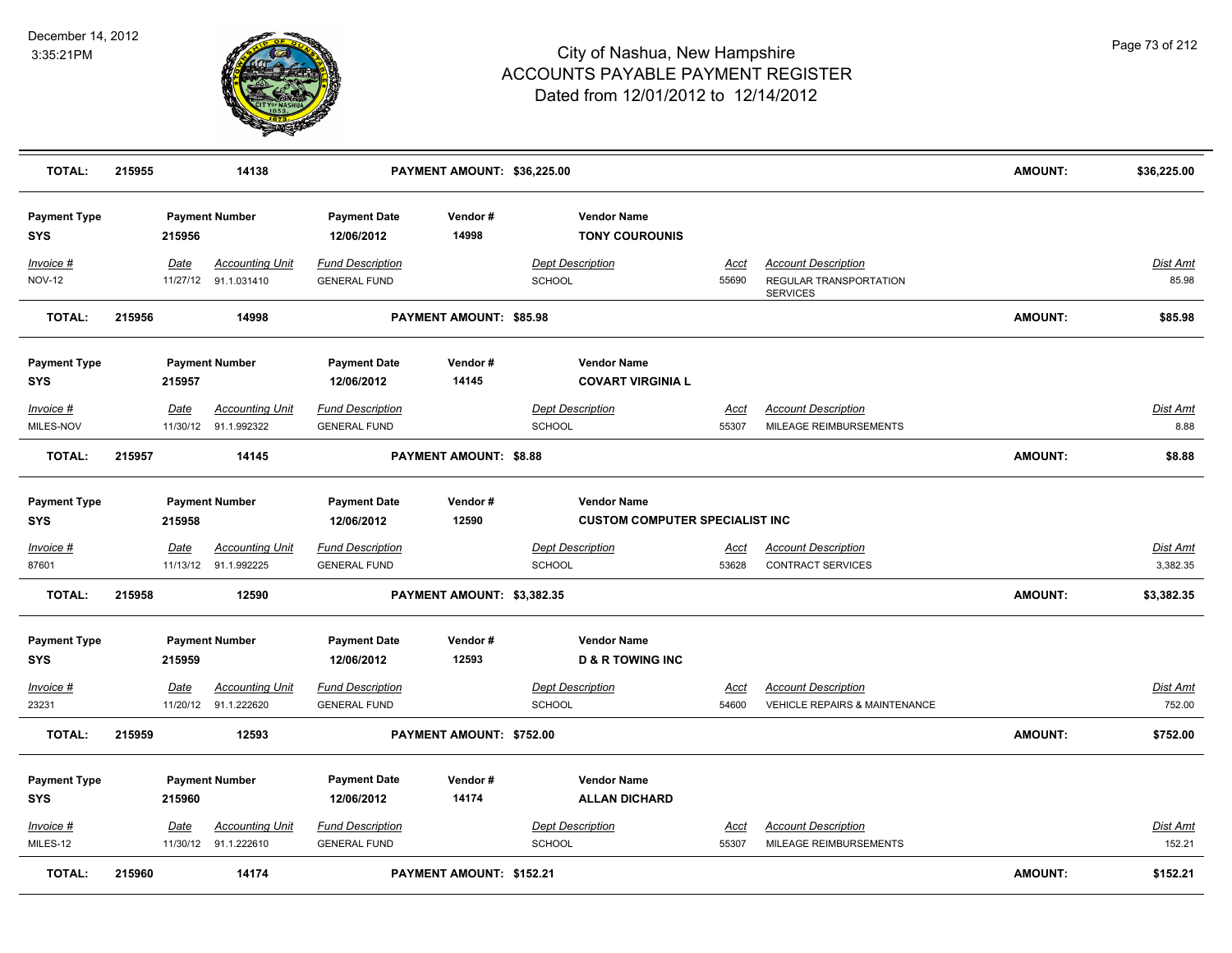# City of Nashua, New Hampshire
# ACCOUNTS PAYABLE PAYMENT REGISTER
## Dated from 12/01/2012 to 12/14/2012

December 14, 2012
3:35:21PM

| TOTAL: | 215955 | 14138 | PAYMENT AMOUNT: $36,225.00 | AMOUNT: | $36,225.00 |
|---|---|---|---|---|---|

| Payment Type | Payment Number | Payment Date | Vendor # | Vendor Name |
|---|---|---|---|---|
| SYS | 215956 | 12/06/2012 | 14998 | TONY COUROUNIS |

| Invoice # | Date | Accounting Unit | Fund Description | Dept Description | Acct | Account Description | Dist Amt |
|---|---|---|---|---|---|---|---|
| NOV-12 | 11/27/12 | 91.1.031410 | GENERAL FUND | SCHOOL | 55690 | REGULAR TRANSPORTATION SERVICES | 85.98 |

| TOTAL: | 215956 | 14998 | PAYMENT AMOUNT: $85.98 | AMOUNT: | $85.98 |
|---|---|---|---|---|---|

| Payment Type | Payment Number | Payment Date | Vendor # | Vendor Name |
|---|---|---|---|---|
| SYS | 215957 | 12/06/2012 | 14145 | COVART VIRGINIA L |

| Invoice # | Date | Accounting Unit | Fund Description | Dept Description | Acct | Account Description | Dist Amt |
|---|---|---|---|---|---|---|---|
| MILES-NOV | 11/30/12 | 91.1.992322 | GENERAL FUND | SCHOOL | 55307 | MILEAGE REIMBURSEMENTS | 8.88 |

| TOTAL: | 215957 | 14145 | PAYMENT AMOUNT: $8.88 | AMOUNT: | $8.88 |
|---|---|---|---|---|---|

| Payment Type | Payment Number | Payment Date | Vendor # | Vendor Name |
|---|---|---|---|---|
| SYS | 215958 | 12/06/2012 | 12590 | CUSTOM COMPUTER SPECIALIST INC |

| Invoice # | Date | Accounting Unit | Fund Description | Dept Description | Acct | Account Description | Dist Amt |
|---|---|---|---|---|---|---|---|
| 87601 | 11/13/12 | 91.1.992225 | GENERAL FUND | SCHOOL | 53628 | CONTRACT SERVICES | 3,382.35 |

| TOTAL: | 215958 | 12590 | PAYMENT AMOUNT: $3,382.35 | AMOUNT: | $3,382.35 |
|---|---|---|---|---|---|

| Payment Type | Payment Number | Payment Date | Vendor # | Vendor Name |
|---|---|---|---|---|
| SYS | 215959 | 12/06/2012 | 12593 | D & R TOWING INC |

| Invoice # | Date | Accounting Unit | Fund Description | Dept Description | Acct | Account Description | Dist Amt |
|---|---|---|---|---|---|---|---|
| 23231 | 11/20/12 | 91.1.222620 | GENERAL FUND | SCHOOL | 54600 | VEHICLE REPAIRS & MAINTENANCE | 752.00 |

| TOTAL: | 215959 | 12593 | PAYMENT AMOUNT: $752.00 | AMOUNT: | $752.00 |
|---|---|---|---|---|---|

| Payment Type | Payment Number | Payment Date | Vendor # | Vendor Name |
|---|---|---|---|---|
| SYS | 215960 | 12/06/2012 | 14174 | ALLAN DICHARD |

| Invoice # | Date | Accounting Unit | Fund Description | Dept Description | Acct | Account Description | Dist Amt |
|---|---|---|---|---|---|---|---|
| MILES-12 | 11/30/12 | 91.1.222610 | GENERAL FUND | SCHOOL | 55307 | MILEAGE REIMBURSEMENTS | 152.21 |

| TOTAL: | 215960 | 14174 | PAYMENT AMOUNT: $152.21 | AMOUNT: | $152.21 |
|---|---|---|---|---|---|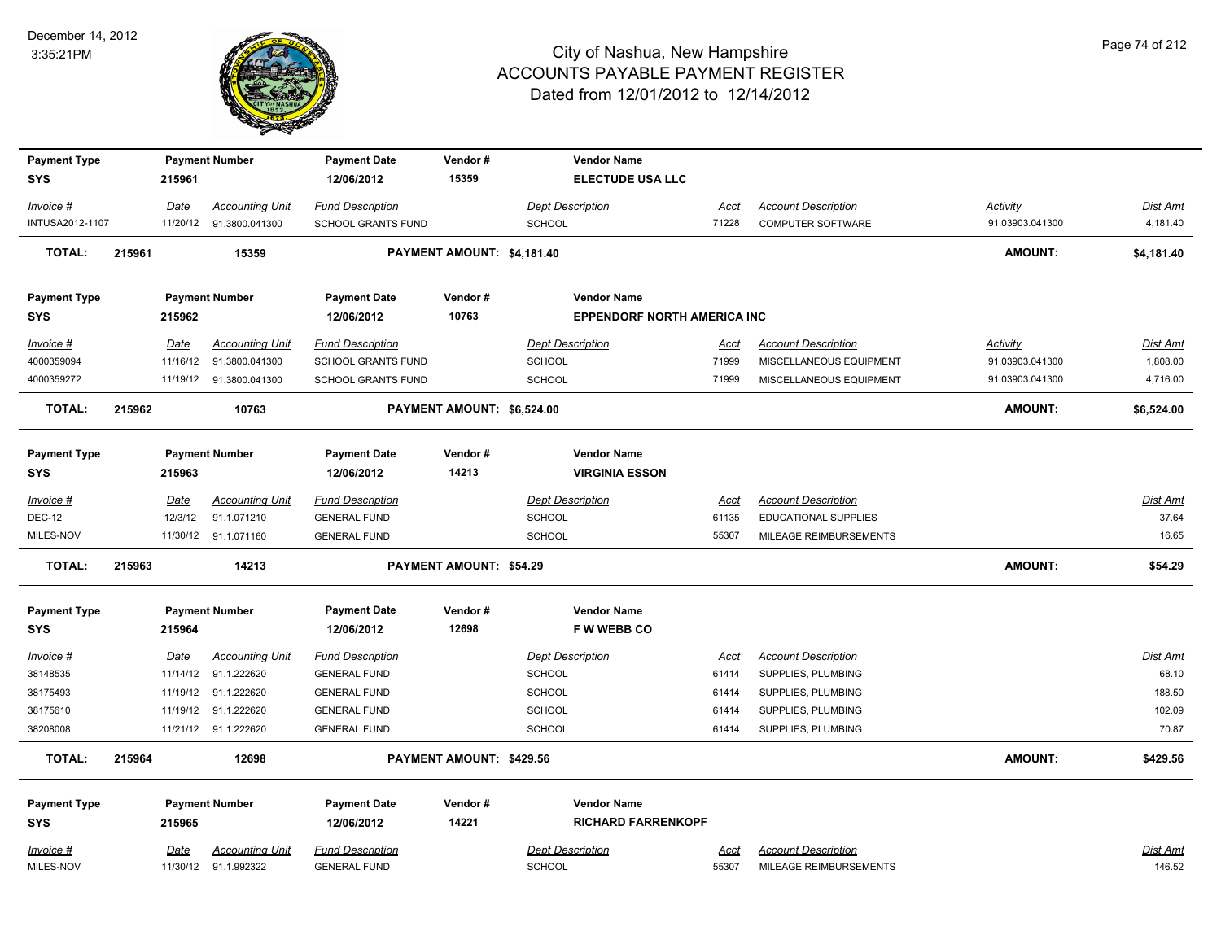# City of Nashua, New Hampshire
## ACCOUNTS PAYABLE PAYMENT REGISTER
### Dated from 12/01/2012 to 12/14/2012

December 14, 2012
3:35:21PM

| Payment Type | Payment Number | Payment Date | Vendor # | Vendor Name |
|---|---|---|---|---|
| SYS | 215961 | 12/06/2012 | 15359 | ELECTUDE USA LLC |

| Invoice # | Date | Accounting Unit | Fund Description | Dept Description | Acct | Account Description | Activity | Dist Amt |
|---|---|---|---|---|---|---|---|---|
| INTUSA2012-1107 | 11/20/12 | 91.3800.041300 | SCHOOL GRANTS FUND | SCHOOL | 71228 | COMPUTER SOFTWARE | 91.03903.041300 | 4,181.40 |

**TOTAL: 215961 15359 PAYMENT AMOUNT: $4,181.40 AMOUNT: $4,181.40**

| Payment Type | Payment Number | Payment Date | Vendor # | Vendor Name |
|---|---|---|---|---|
| SYS | 215962 | 12/06/2012 | 10763 | EPPENDORF NORTH AMERICA INC |

| Invoice # | Date | Accounting Unit | Fund Description | Dept Description | Acct | Account Description | Activity | Dist Amt |
|---|---|---|---|---|---|---|---|---|
| 4000359094 | 11/16/12 | 91.3800.041300 | SCHOOL GRANTS FUND | SCHOOL | 71999 | MISCELLANEOUS EQUIPMENT | 91.03903.041300 | 1,808.00 |
| 4000359272 | 11/19/12 | 91.3800.041300 | SCHOOL GRANTS FUND | SCHOOL | 71999 | MISCELLANEOUS EQUIPMENT | 91.03903.041300 | 4,716.00 |

**TOTAL: 215962 10763 PAYMENT AMOUNT: $6,524.00 AMOUNT: $6,524.00**

| Payment Type | Payment Number | Payment Date | Vendor # | Vendor Name |
|---|---|---|---|---|
| SYS | 215963 | 12/06/2012 | 14213 | VIRGINIA ESSON |

| Invoice # | Date | Accounting Unit | Fund Description | Dept Description | Acct | Account Description | Dist Amt |
|---|---|---|---|---|---|---|---|
| DEC-12 | 12/3/12 | 91.1.071210 | GENERAL FUND | SCHOOL | 61135 | EDUCATIONAL SUPPLIES | 37.64 |
| MILES-NOV | 11/30/12 | 91.1.071160 | GENERAL FUND | SCHOOL | 55307 | MILEAGE REIMBURSEMENTS | 16.65 |

**TOTAL: 215963 14213 PAYMENT AMOUNT: $54.29 AMOUNT: $54.29**

| Payment Type | Payment Number | Payment Date | Vendor # | Vendor Name |
|---|---|---|---|---|
| SYS | 215964 | 12/06/2012 | 12698 | F W WEBB CO |

| Invoice # | Date | Accounting Unit | Fund Description | Dept Description | Acct | Account Description | Dist Amt |
|---|---|---|---|---|---|---|---|
| 38148535 | 11/14/12 | 91.1.222620 | GENERAL FUND | SCHOOL | 61414 | SUPPLIES, PLUMBING | 68.10 |
| 38175493 | 11/19/12 | 91.1.222620 | GENERAL FUND | SCHOOL | 61414 | SUPPLIES, PLUMBING | 188.50 |
| 38175610 | 11/19/12 | 91.1.222620 | GENERAL FUND | SCHOOL | 61414 | SUPPLIES, PLUMBING | 102.09 |
| 38208008 | 11/21/12 | 91.1.222620 | GENERAL FUND | SCHOOL | 61414 | SUPPLIES, PLUMBING | 70.87 |

**TOTAL: 215964 12698 PAYMENT AMOUNT: $429.56 AMOUNT: $429.56**

| Payment Type | Payment Number | Payment Date | Vendor # | Vendor Name |
|---|---|---|---|---|
| SYS | 215965 | 12/06/2012 | 14221 | RICHARD FARRENKOPF |

| Invoice # | Date | Accounting Unit | Fund Description | Dept Description | Acct | Account Description | Dist Amt |
|---|---|---|---|---|---|---|---|
| MILES-NOV | 11/30/12 | 91.1.992322 | GENERAL FUND | SCHOOL | 55307 | MILEAGE REIMBURSEMENTS | 146.52 |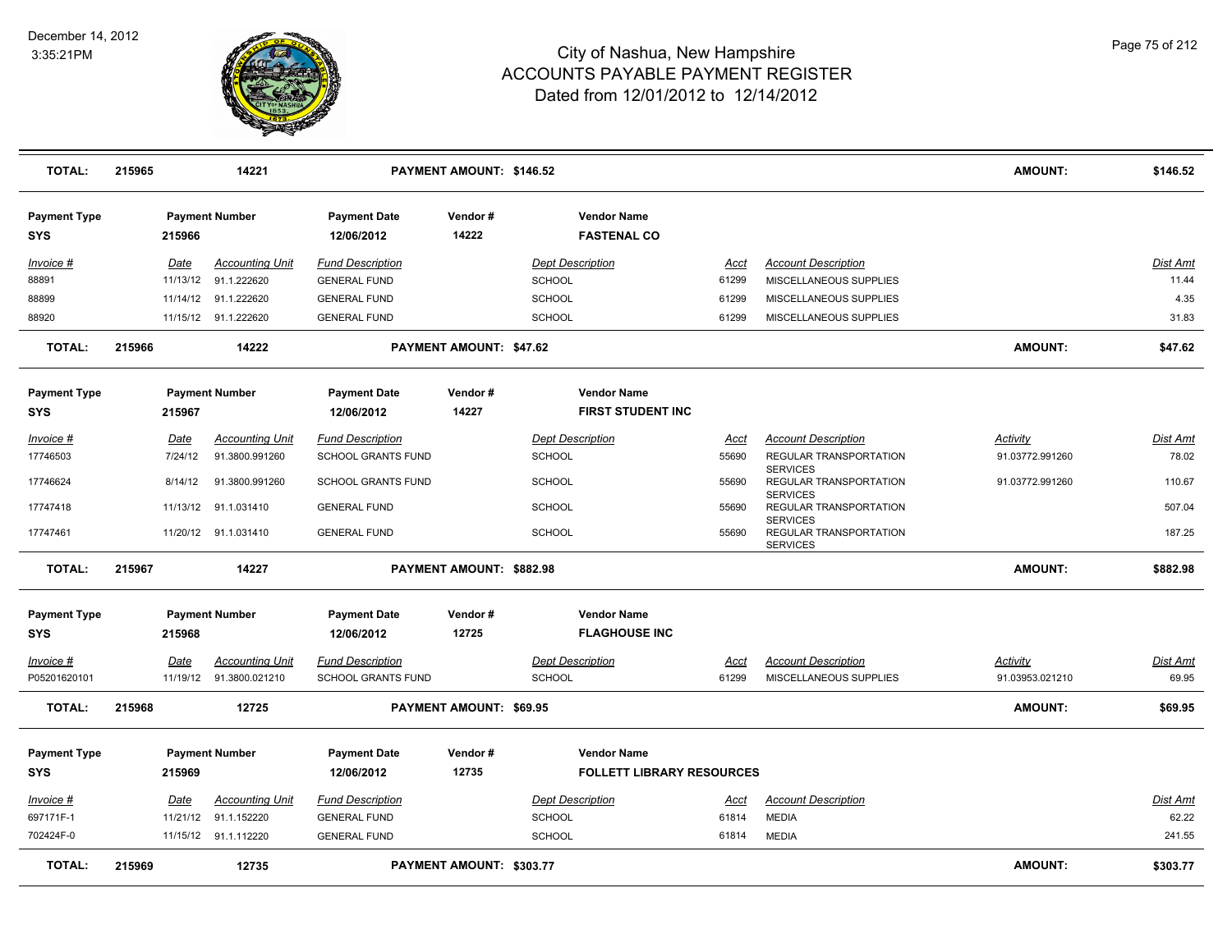| TOTAL: | 215965 | 14221 | PAYMENT AMOUNT: $146.52 | | | | AMOUNT: | $146.52 |
|---|---|---|---|---|---|---|---|---|

| Payment Type | Payment Number | Payment Date | Vendor # | Vendor Name |
|---|---|---|---|---|
| SYS | 215966 | 12/06/2012 | 14222 | FASTENAL CO |

| Invoice # | Date | Accounting Unit | Fund Description | Dept Description | Acct | Account Description | Dist Amt |
|---|---|---|---|---|---|---|---|
| 88891 | 11/13/12 | 91.1.222620 | GENERAL FUND | SCHOOL | 61299 | MISCELLANEOUS SUPPLIES | 11.44 |
| 88899 | 11/14/12 | 91.1.222620 | GENERAL FUND | SCHOOL | 61299 | MISCELLANEOUS SUPPLIES | 4.35 |
| 88920 | 11/15/12 | 91.1.222620 | GENERAL FUND | SCHOOL | 61299 | MISCELLANEOUS SUPPLIES | 31.83 |

| TOTAL: | 215966 | 14222 | PAYMENT AMOUNT: $47.62 | AMOUNT: | $47.62 |
|---|---|---|---|---|---|

| Payment Type | Payment Number | Payment Date | Vendor # | Vendor Name |
|---|---|---|---|---|
| SYS | 215967 | 12/06/2012 | 14227 | FIRST STUDENT INC |

| Invoice # | Date | Accounting Unit | Fund Description | Dept Description | Acct | Account Description | Activity | Dist Amt |
|---|---|---|---|---|---|---|---|---|
| 17746503 | 7/24/12 | 91.3800.991260 | SCHOOL GRANTS FUND | SCHOOL | 55690 | REGULAR TRANSPORTATION SERVICES | 91.03772.991260 | 78.02 |
| 17746624 | 8/14/12 | 91.3800.991260 | SCHOOL GRANTS FUND | SCHOOL | 55690 | REGULAR TRANSPORTATION SERVICES | 91.03772.991260 | 110.67 |
| 17747418 | 11/13/12 | 91.1.031410 | GENERAL FUND | SCHOOL | 55690 | REGULAR TRANSPORTATION SERVICES | | 507.04 |
| 17747461 | 11/20/12 | 91.1.031410 | GENERAL FUND | SCHOOL | 55690 | REGULAR TRANSPORTATION SERVICES | | 187.25 |

| TOTAL: | 215967 | 14227 | PAYMENT AMOUNT: $882.98 | AMOUNT: | $882.98 |
|---|---|---|---|---|---|

| Payment Type | Payment Number | Payment Date | Vendor # | Vendor Name |
|---|---|---|---|---|
| SYS | 215968 | 12/06/2012 | 12725 | FLAGHOUSE INC |

| Invoice # | Date | Accounting Unit | Fund Description | Dept Description | Acct | Account Description | Activity | Dist Amt |
|---|---|---|---|---|---|---|---|---|
| P05201620101 | 11/19/12 | 91.3800.021210 | SCHOOL GRANTS FUND | SCHOOL | 61299 | MISCELLANEOUS SUPPLIES | 91.03953.021210 | 69.95 |

| TOTAL: | 215968 | 12725 | PAYMENT AMOUNT: $69.95 | AMOUNT: | $69.95 |
|---|---|---|---|---|---|

| Payment Type | Payment Number | Payment Date | Vendor # | Vendor Name |
|---|---|---|---|---|
| SYS | 215969 | 12/06/2012 | 12735 | FOLLETT LIBRARY RESOURCES |

| Invoice # | Date | Accounting Unit | Fund Description | Dept Description | Acct | Account Description | Dist Amt |
|---|---|---|---|---|---|---|---|
| 697171F-1 | 11/21/12 | 91.1.152220 | GENERAL FUND | SCHOOL | 61814 | MEDIA | 62.22 |
| 702424F-0 | 11/15/12 | 91.1.112220 | GENERAL FUND | SCHOOL | 61814 | MEDIA | 241.55 |

| TOTAL: | 215969 | 12735 | PAYMENT AMOUNT: $303.77 | AMOUNT: | $303.77 |
|---|---|---|---|---|---|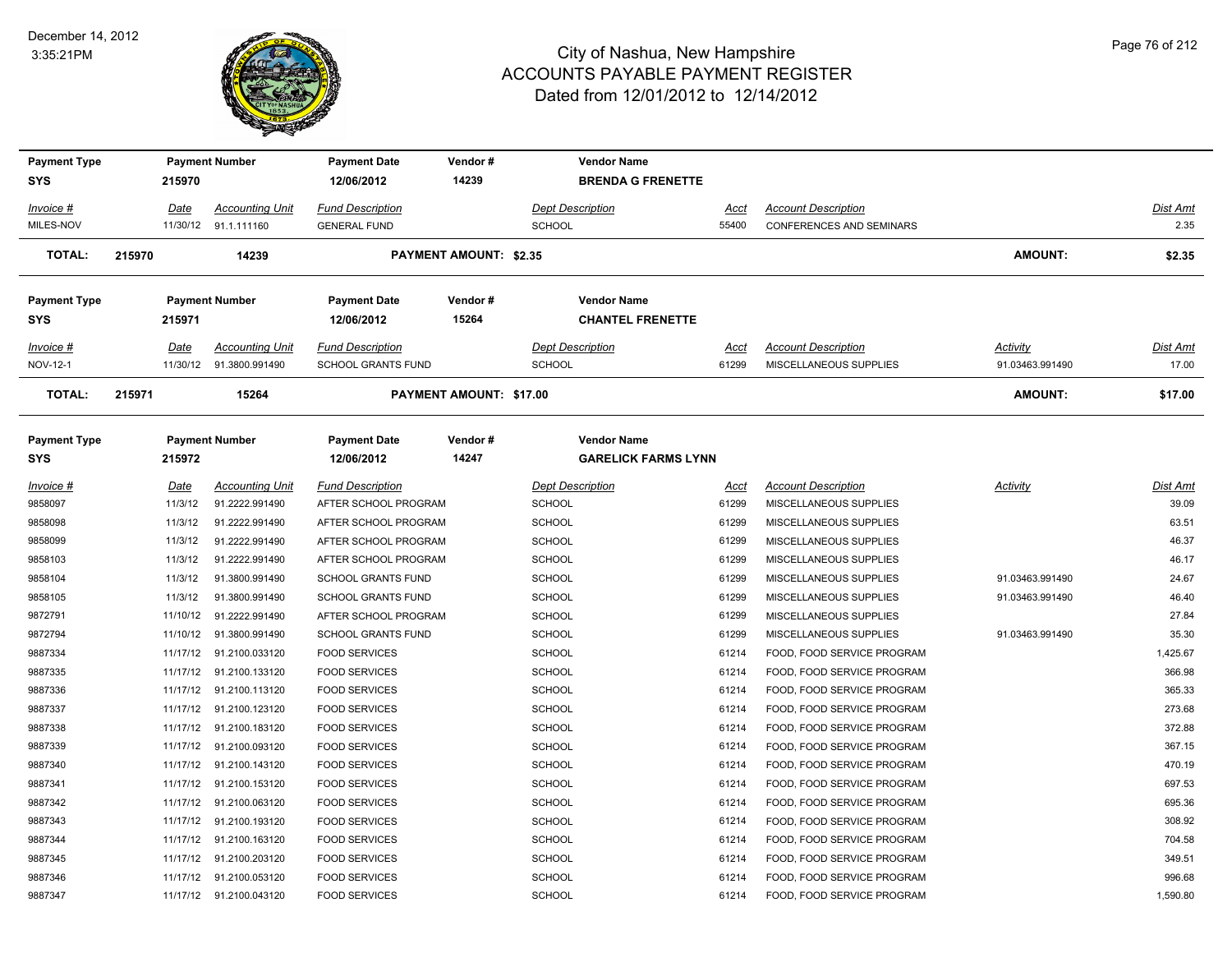# City of Nashua, New Hampshire
## ACCOUNTS PAYABLE PAYMENT REGISTER
### Dated from 12/01/2012 to 12/14/2012

December 14, 2012
3:35:21PM

| Payment Type | Payment Number | Payment Date | Vendor # | Vendor Name |
|---|---|---|---|---|
| SYS | 215970 | 12/06/2012 | 14239 | BRENDA G FRENETTE |

| Invoice # | Date | Accounting Unit | Fund Description | Dept Description | Acct | Account Description | Dist Amt |
|---|---|---|---|---|---|---|---|
| MILES-NOV | 11/30/12 | 91.1.111160 | GENERAL FUND | SCHOOL | 55400 | CONFERENCES AND SEMINARS | 2.35 |

**TOTAL:** 215970 14239 **PAYMENT AMOUNT: $2.35** **AMOUNT: $2.35**

| Payment Type | Payment Number | Payment Date | Vendor # | Vendor Name |
|---|---|---|---|---|
| SYS | 215971 | 12/06/2012 | 15264 | CHANTEL FRENETTE |

| Invoice # | Date | Accounting Unit | Fund Description | Dept Description | Acct | Account Description | Activity | Dist Amt |
|---|---|---|---|---|---|---|---|---|
| NOV-12-1 | 11/30/12 | 91.3800.991490 | SCHOOL GRANTS FUND | SCHOOL | 61299 | MISCELLANEOUS SUPPLIES | 91.03463.991490 | 17.00 |

**TOTAL:** 215971 15264 **PAYMENT AMOUNT: $17.00** **AMOUNT: $17.00**

| Payment Type | Payment Number | Payment Date | Vendor # | Vendor Name |
|---|---|---|---|---|
| SYS | 215972 | 12/06/2012 | 14247 | GARELICK FARMS LYNN |

| Invoice # | Date | Accounting Unit | Fund Description | Dept Description | Acct | Account Description | Activity | Dist Amt |
|---|---|---|---|---|---|---|---|---|
| 9858097 | 11/3/12 | 91.2222.991490 | AFTER SCHOOL PROGRAM | SCHOOL | 61299 | MISCELLANEOUS SUPPLIES | | 39.09 |
| 9858098 | 11/3/12 | 91.2222.991490 | AFTER SCHOOL PROGRAM | SCHOOL | 61299 | MISCELLANEOUS SUPPLIES | | 63.51 |
| 9858099 | 11/3/12 | 91.2222.991490 | AFTER SCHOOL PROGRAM | SCHOOL | 61299 | MISCELLANEOUS SUPPLIES | | 46.37 |
| 9858103 | 11/3/12 | 91.2222.991490 | AFTER SCHOOL PROGRAM | SCHOOL | 61299 | MISCELLANEOUS SUPPLIES | | 46.17 |
| 9858104 | 11/3/12 | 91.3800.991490 | SCHOOL GRANTS FUND | SCHOOL | 61299 | MISCELLANEOUS SUPPLIES | 91.03463.991490 | 24.67 |
| 9858105 | 11/3/12 | 91.3800.991490 | SCHOOL GRANTS FUND | SCHOOL | 61299 | MISCELLANEOUS SUPPLIES | 91.03463.991490 | 46.40 |
| 9872791 | 11/10/12 | 91.2222.991490 | AFTER SCHOOL PROGRAM | SCHOOL | 61299 | MISCELLANEOUS SUPPLIES | | 27.84 |
| 9872794 | 11/10/12 | 91.3800.991490 | SCHOOL GRANTS FUND | SCHOOL | 61299 | MISCELLANEOUS SUPPLIES | 91.03463.991490 | 35.30 |
| 9887334 | 11/17/12 | 91.2100.033120 | FOOD SERVICES | SCHOOL | 61214 | FOOD, FOOD SERVICE PROGRAM | | 1,425.67 |
| 9887335 | 11/17/12 | 91.2100.133120 | FOOD SERVICES | SCHOOL | 61214 | FOOD, FOOD SERVICE PROGRAM | | 366.98 |
| 9887336 | 11/17/12 | 91.2100.113120 | FOOD SERVICES | SCHOOL | 61214 | FOOD, FOOD SERVICE PROGRAM | | 365.33 |
| 9887337 | 11/17/12 | 91.2100.123120 | FOOD SERVICES | SCHOOL | 61214 | FOOD, FOOD SERVICE PROGRAM | | 273.68 |
| 9887338 | 11/17/12 | 91.2100.183120 | FOOD SERVICES | SCHOOL | 61214 | FOOD, FOOD SERVICE PROGRAM | | 372.88 |
| 9887339 | 11/17/12 | 91.2100.093120 | FOOD SERVICES | SCHOOL | 61214 | FOOD, FOOD SERVICE PROGRAM | | 367.15 |
| 9887340 | 11/17/12 | 91.2100.143120 | FOOD SERVICES | SCHOOL | 61214 | FOOD, FOOD SERVICE PROGRAM | | 470.19 |
| 9887341 | 11/17/12 | 91.2100.153120 | FOOD SERVICES | SCHOOL | 61214 | FOOD, FOOD SERVICE PROGRAM | | 697.53 |
| 9887342 | 11/17/12 | 91.2100.063120 | FOOD SERVICES | SCHOOL | 61214 | FOOD, FOOD SERVICE PROGRAM | | 695.36 |
| 9887343 | 11/17/12 | 91.2100.193120 | FOOD SERVICES | SCHOOL | 61214 | FOOD, FOOD SERVICE PROGRAM | | 308.92 |
| 9887344 | 11/17/12 | 91.2100.163120 | FOOD SERVICES | SCHOOL | 61214 | FOOD, FOOD SERVICE PROGRAM | | 704.58 |
| 9887345 | 11/17/12 | 91.2100.203120 | FOOD SERVICES | SCHOOL | 61214 | FOOD, FOOD SERVICE PROGRAM | | 349.51 |
| 9887346 | 11/17/12 | 91.2100.053120 | FOOD SERVICES | SCHOOL | 61214 | FOOD, FOOD SERVICE PROGRAM | | 996.68 |
| 9887347 | 11/17/12 | 91.2100.043120 | FOOD SERVICES | SCHOOL | 61214 | FOOD, FOOD SERVICE PROGRAM | | 1,590.80 |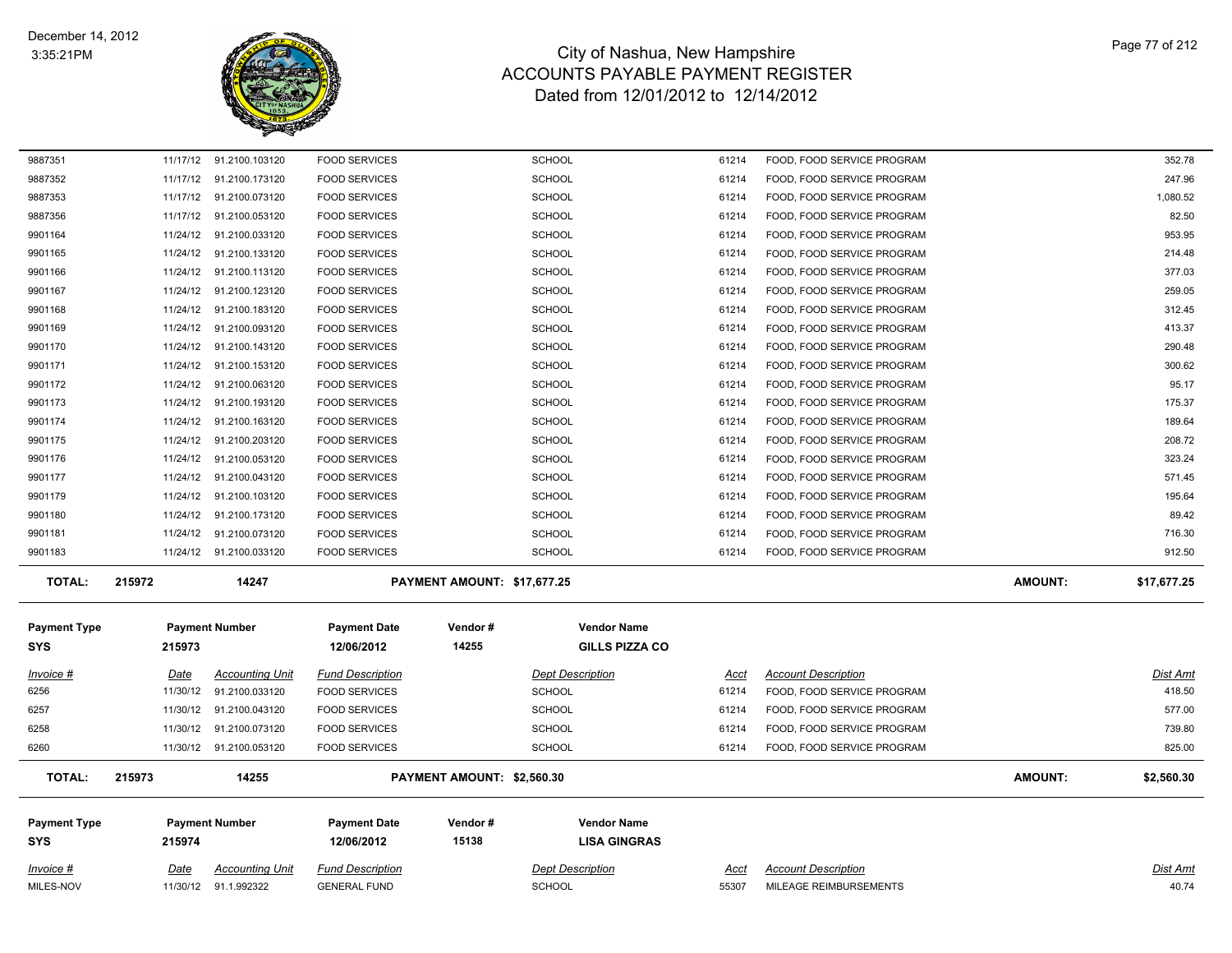# City of Nashua, New Hampshire
## ACCOUNTS PAYABLE PAYMENT REGISTER
### Dated from 12/01/2012 to 12/14/2012

December 14, 2012
3:35:21PM

| Invoice # | Date | Accounting Unit | Fund Description | Dept Description | Acct | Account Description | Dist Amt |
|---|---|---|---|---|---|---|---|
| 9887351 | 11/17/12 | 91.2100.103120 | FOOD SERVICES | SCHOOL | 61214 | FOOD, FOOD SERVICE PROGRAM | 352.78 |
| 9887352 | 11/17/12 | 91.2100.173120 | FOOD SERVICES | SCHOOL | 61214 | FOOD, FOOD SERVICE PROGRAM | 247.96 |
| 9887353 | 11/17/12 | 91.2100.073120 | FOOD SERVICES | SCHOOL | 61214 | FOOD, FOOD SERVICE PROGRAM | 1,080.52 |
| 9887356 | 11/17/12 | 91.2100.053120 | FOOD SERVICES | SCHOOL | 61214 | FOOD, FOOD SERVICE PROGRAM | 82.50 |
| 9901164 | 11/24/12 | 91.2100.033120 | FOOD SERVICES | SCHOOL | 61214 | FOOD, FOOD SERVICE PROGRAM | 953.95 |
| 9901165 | 11/24/12 | 91.2100.133120 | FOOD SERVICES | SCHOOL | 61214 | FOOD, FOOD SERVICE PROGRAM | 214.48 |
| 9901166 | 11/24/12 | 91.2100.113120 | FOOD SERVICES | SCHOOL | 61214 | FOOD, FOOD SERVICE PROGRAM | 377.03 |
| 9901167 | 11/24/12 | 91.2100.123120 | FOOD SERVICES | SCHOOL | 61214 | FOOD, FOOD SERVICE PROGRAM | 259.05 |
| 9901168 | 11/24/12 | 91.2100.183120 | FOOD SERVICES | SCHOOL | 61214 | FOOD, FOOD SERVICE PROGRAM | 312.45 |
| 9901169 | 11/24/12 | 91.2100.093120 | FOOD SERVICES | SCHOOL | 61214 | FOOD, FOOD SERVICE PROGRAM | 413.37 |
| 9901170 | 11/24/12 | 91.2100.143120 | FOOD SERVICES | SCHOOL | 61214 | FOOD, FOOD SERVICE PROGRAM | 290.48 |
| 9901171 | 11/24/12 | 91.2100.153120 | FOOD SERVICES | SCHOOL | 61214 | FOOD, FOOD SERVICE PROGRAM | 300.62 |
| 9901172 | 11/24/12 | 91.2100.063120 | FOOD SERVICES | SCHOOL | 61214 | FOOD, FOOD SERVICE PROGRAM | 95.17 |
| 9901173 | 11/24/12 | 91.2100.193120 | FOOD SERVICES | SCHOOL | 61214 | FOOD, FOOD SERVICE PROGRAM | 175.37 |
| 9901174 | 11/24/12 | 91.2100.163120 | FOOD SERVICES | SCHOOL | 61214 | FOOD, FOOD SERVICE PROGRAM | 189.64 |
| 9901175 | 11/24/12 | 91.2100.203120 | FOOD SERVICES | SCHOOL | 61214 | FOOD, FOOD SERVICE PROGRAM | 208.72 |
| 9901176 | 11/24/12 | 91.2100.053120 | FOOD SERVICES | SCHOOL | 61214 | FOOD, FOOD SERVICE PROGRAM | 323.24 |
| 9901177 | 11/24/12 | 91.2100.043120 | FOOD SERVICES | SCHOOL | 61214 | FOOD, FOOD SERVICE PROGRAM | 571.45 |
| 9901179 | 11/24/12 | 91.2100.103120 | FOOD SERVICES | SCHOOL | 61214 | FOOD, FOOD SERVICE PROGRAM | 195.64 |
| 9901180 | 11/24/12 | 91.2100.173120 | FOOD SERVICES | SCHOOL | 61214 | FOOD, FOOD SERVICE PROGRAM | 89.42 |
| 9901181 | 11/24/12 | 91.2100.073120 | FOOD SERVICES | SCHOOL | 61214 | FOOD, FOOD SERVICE PROGRAM | 716.30 |
| 9901183 | 11/24/12 | 91.2100.033120 | FOOD SERVICES | SCHOOL | 61214 | FOOD, FOOD SERVICE PROGRAM | 912.50 |

**TOTAL: 215972 — 14247 — PAYMENT AMOUNT: $17,677.25 — AMOUNT: $17,677.25**

| Payment Type | Payment Number | Payment Date | Vendor # | Vendor Name |
|---|---|---|---|---|
| SYS | 215973 | 12/06/2012 | 14255 | GILLS PIZZA CO |

| Invoice # | Date | Accounting Unit | Fund Description | Dept Description | Acct | Account Description | Dist Amt |
|---|---|---|---|---|---|---|---|
| 6256 | 11/30/12 | 91.2100.033120 | FOOD SERVICES | SCHOOL | 61214 | FOOD, FOOD SERVICE PROGRAM | 418.50 |
| 6257 | 11/30/12 | 91.2100.043120 | FOOD SERVICES | SCHOOL | 61214 | FOOD, FOOD SERVICE PROGRAM | 577.00 |
| 6258 | 11/30/12 | 91.2100.073120 | FOOD SERVICES | SCHOOL | 61214 | FOOD, FOOD SERVICE PROGRAM | 739.80 |
| 6260 | 11/30/12 | 91.2100.053120 | FOOD SERVICES | SCHOOL | 61214 | FOOD, FOOD SERVICE PROGRAM | 825.00 |

**TOTAL: 215973 — 14255 — PAYMENT AMOUNT: $2,560.30 — AMOUNT: $2,560.30**

| Payment Type | Payment Number | Payment Date | Vendor # | Vendor Name |
|---|---|---|---|---|
| SYS | 215974 | 12/06/2012 | 15138 | LISA GINGRAS |

| Invoice # | Date | Accounting Unit | Fund Description | Dept Description | Acct | Account Description | Dist Amt |
|---|---|---|---|---|---|---|---|
| MILES-NOV | 11/30/12 | 91.1.992322 | GENERAL FUND | SCHOOL | 55307 | MILEAGE REIMBURSEMENTS | 40.74 |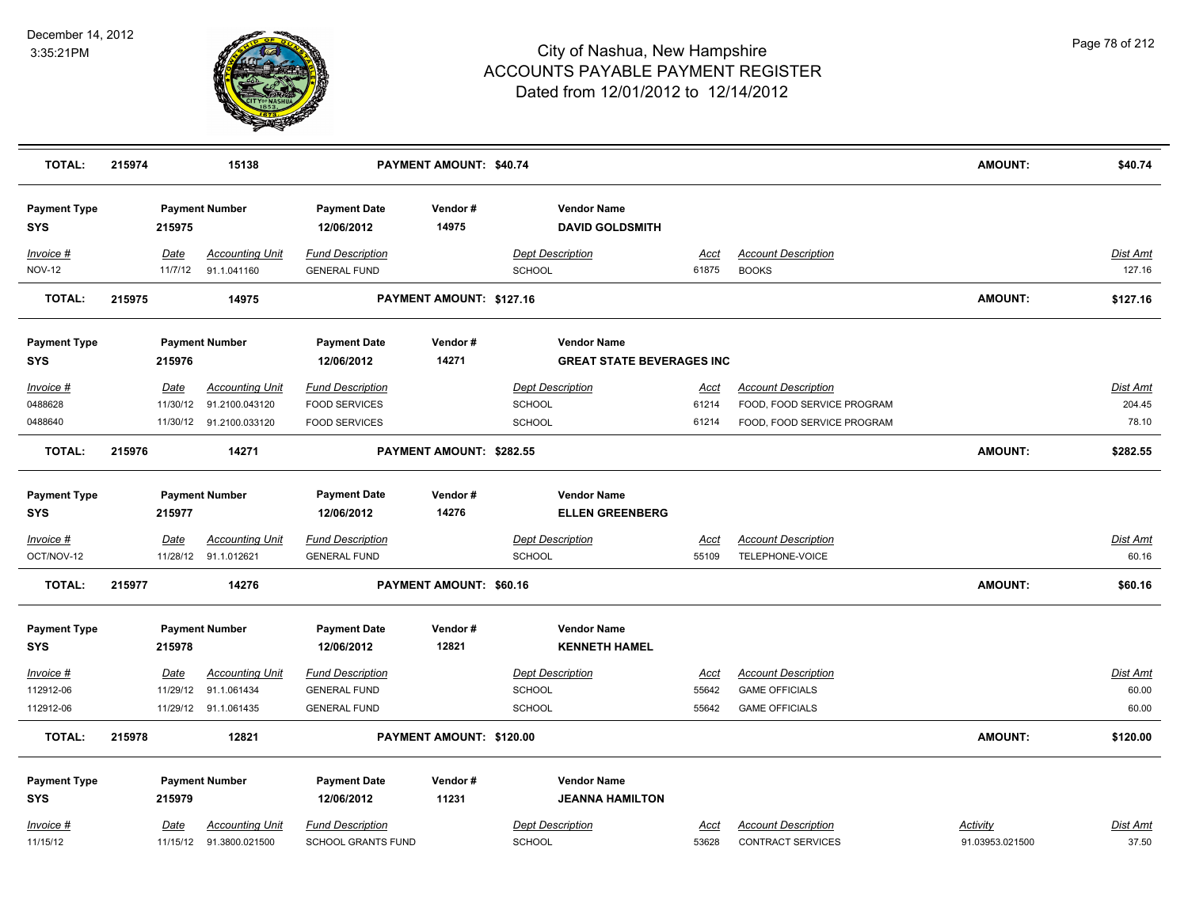| TOTAL: | 215974 | 15138 | PAYMENT AMOUNT: $40.74 | AMOUNT: | $40.74 |
|---|---|---|---|---|---|

| Payment Type | Payment Number | Payment Date | Vendor # | Vendor Name |
|---|---|---|---|---|
| SYS | 215975 | 12/06/2012 | 14975 | DAVID GOLDSMITH |

| Invoice # | Date | Accounting Unit | Fund Description | Dept Description | Acct | Account Description | Dist Amt |
|---|---|---|---|---|---|---|---|
| NOV-12 | 11/7/12 | 91.1.041160 | GENERAL FUND | SCHOOL | 61875 | BOOKS | 127.16 |

| TOTAL: | 215975 | 14975 | PAYMENT AMOUNT: $127.16 | AMOUNT: | $127.16 |
|---|---|---|---|---|---|

| Payment Type | Payment Number | Payment Date | Vendor # | Vendor Name |
|---|---|---|---|---|
| SYS | 215976 | 12/06/2012 | 14271 | GREAT STATE BEVERAGES INC |

| Invoice # | Date | Accounting Unit | Fund Description | Dept Description | Acct | Account Description | Dist Amt |
|---|---|---|---|---|---|---|---|
| 0488628 | 11/30/12 | 91.2100.043120 | FOOD SERVICES | SCHOOL | 61214 | FOOD, FOOD SERVICE PROGRAM | 204.45 |
| 0488640 | 11/30/12 | 91.2100.033120 | FOOD SERVICES | SCHOOL | 61214 | FOOD, FOOD SERVICE PROGRAM | 78.10 |

| TOTAL: | 215976 | 14271 | PAYMENT AMOUNT: $282.55 | AMOUNT: | $282.55 |
|---|---|---|---|---|---|

| Payment Type | Payment Number | Payment Date | Vendor # | Vendor Name |
|---|---|---|---|---|
| SYS | 215977 | 12/06/2012 | 14276 | ELLEN GREENBERG |

| Invoice # | Date | Accounting Unit | Fund Description | Dept Description | Acct | Account Description | Dist Amt |
|---|---|---|---|---|---|---|---|
| OCT/NOV-12 | 11/28/12 | 91.1.012621 | GENERAL FUND | SCHOOL | 55109 | TELEPHONE-VOICE | 60.16 |

| TOTAL: | 215977 | 14276 | PAYMENT AMOUNT: $60.16 | AMOUNT: | $60.16 |
|---|---|---|---|---|---|

| Payment Type | Payment Number | Payment Date | Vendor # | Vendor Name |
|---|---|---|---|---|
| SYS | 215978 | 12/06/2012 | 12821 | KENNETH HAMEL |

| Invoice # | Date | Accounting Unit | Fund Description | Dept Description | Acct | Account Description | Dist Amt |
|---|---|---|---|---|---|---|---|
| 112912-06 | 11/29/12 | 91.1.061434 | GENERAL FUND | SCHOOL | 55642 | GAME OFFICIALS | 60.00 |
| 112912-06 | 11/29/12 | 91.1.061435 | GENERAL FUND | SCHOOL | 55642 | GAME OFFICIALS | 60.00 |

| TOTAL: | 215978 | 12821 | PAYMENT AMOUNT: $120.00 | AMOUNT: | $120.00 |
|---|---|---|---|---|---|

| Payment Type | Payment Number | Payment Date | Vendor # | Vendor Name |
|---|---|---|---|---|
| SYS | 215979 | 12/06/2012 | 11231 | JEANNA HAMILTON |

| Invoice # | Date | Accounting Unit | Fund Description | Dept Description | Acct | Account Description | Activity | Dist Amt |
|---|---|---|---|---|---|---|---|---|
| 11/15/12 | 11/15/12 | 91.3800.021500 | SCHOOL GRANTS FUND | SCHOOL | 53628 | CONTRACT SERVICES | 91.03953.021500 | 37.50 |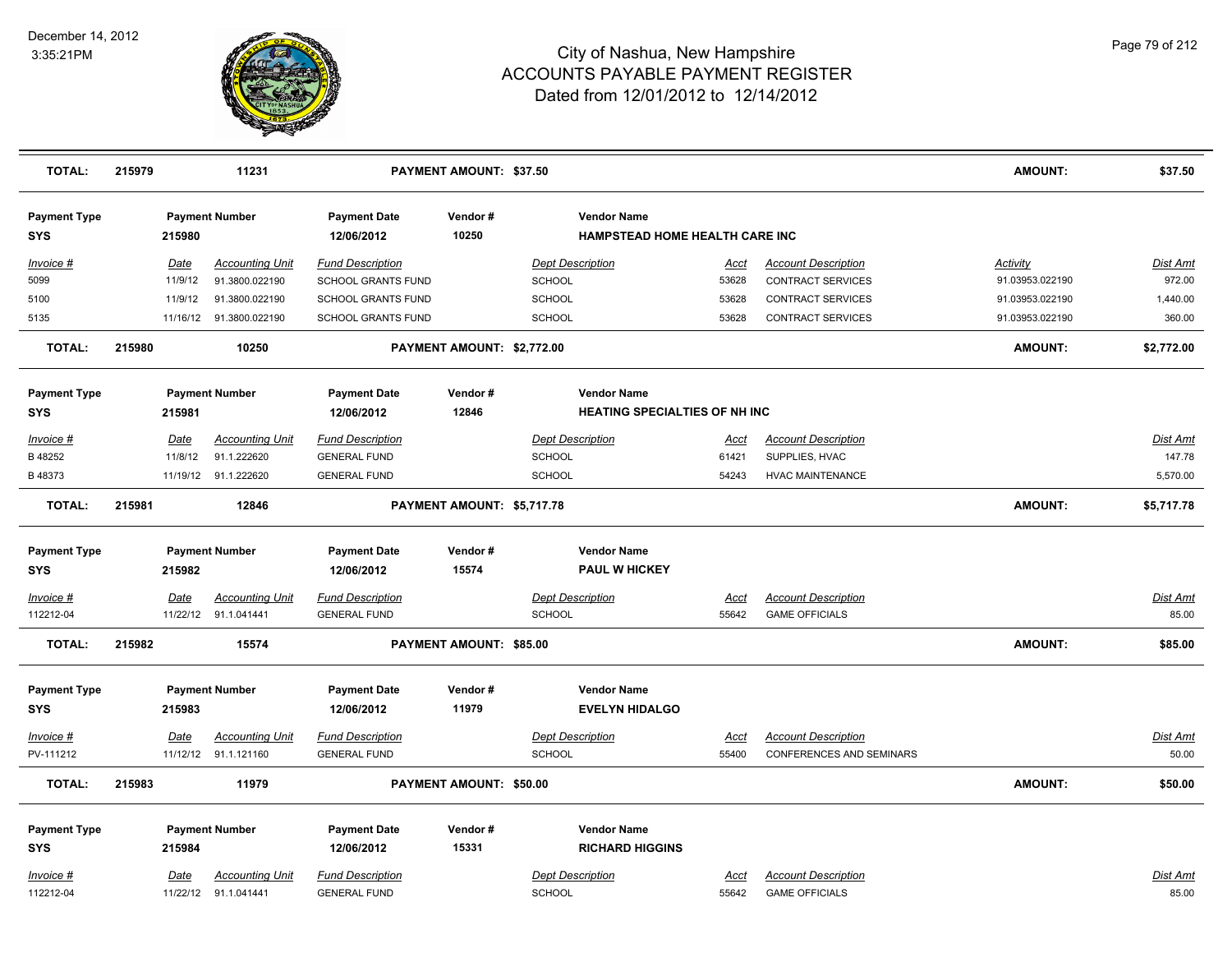# City of Nashua, New Hampshire
## ACCOUNTS PAYABLE PAYMENT REGISTER
### Dated from 12/01/2012 to 12/14/2012

December 14, 2012
3:35:21PM

| TOTAL: | 215979 | 11231 | PAYMENT AMOUNT: $37.50 | AMOUNT: | $37.50 |
|---|---|---|---|---|---|

**Payment Type:** SYS | **Payment Number:** 215980 | **Payment Date:** 12/06/2012 | **Vendor #:** 10250 | **Vendor Name:** HAMPSTEAD HOME HEALTH CARE INC

| Invoice # | Date | Accounting Unit | Fund Description | Dept Description | Acct | Account Description | Activity | Dist Amt |
|---|---|---|---|---|---|---|---|---|
| 5099 | 11/9/12 | 91.3800.022190 | SCHOOL GRANTS FUND | SCHOOL | 53628 | CONTRACT SERVICES | 91.03953.022190 | 972.00 |
| 5100 | 11/9/12 | 91.3800.022190 | SCHOOL GRANTS FUND | SCHOOL | 53628 | CONTRACT SERVICES | 91.03953.022190 | 1,440.00 |
| 5135 | 11/16/12 | 91.3800.022190 | SCHOOL GRANTS FUND | SCHOOL | 53628 | CONTRACT SERVICES | 91.03953.022190 | 360.00 |

| TOTAL: | 215980 | 10250 | PAYMENT AMOUNT: $2,772.00 | AMOUNT: | $2,772.00 |
|---|---|---|---|---|---|

**Payment Type:** SYS | **Payment Number:** 215981 | **Payment Date:** 12/06/2012 | **Vendor #:** 12846 | **Vendor Name:** HEATING SPECIALTIES OF NH INC

| Invoice # | Date | Accounting Unit | Fund Description | Dept Description | Acct | Account Description | Dist Amt |
|---|---|---|---|---|---|---|---|
| B 48252 | 11/8/12 | 91.1.222620 | GENERAL FUND | SCHOOL | 61421 | SUPPLIES, HVAC | 147.78 |
| B 48373 | 11/19/12 | 91.1.222620 | GENERAL FUND | SCHOOL | 54243 | HVAC MAINTENANCE | 5,570.00 |

| TOTAL: | 215981 | 12846 | PAYMENT AMOUNT: $5,717.78 | AMOUNT: | $5,717.78 |
|---|---|---|---|---|---|

**Payment Type:** SYS | **Payment Number:** 215982 | **Payment Date:** 12/06/2012 | **Vendor #:** 15574 | **Vendor Name:** PAUL W HICKEY

| Invoice # | Date | Accounting Unit | Fund Description | Dept Description | Acct | Account Description | Dist Amt |
|---|---|---|---|---|---|---|---|
| 112212-04 | 11/22/12 | 91.1.041441 | GENERAL FUND | SCHOOL | 55642 | GAME OFFICIALS | 85.00 |

| TOTAL: | 215982 | 15574 | PAYMENT AMOUNT: $85.00 | AMOUNT: | $85.00 |
|---|---|---|---|---|---|

**Payment Type:** SYS | **Payment Number:** 215983 | **Payment Date:** 12/06/2012 | **Vendor #:** 11979 | **Vendor Name:** EVELYN HIDALGO

| Invoice # | Date | Accounting Unit | Fund Description | Dept Description | Acct | Account Description | Dist Amt |
|---|---|---|---|---|---|---|---|
| PV-111212 | 11/12/12 | 91.1.121160 | GENERAL FUND | SCHOOL | 55400 | CONFERENCES AND SEMINARS | 50.00 |

| TOTAL: | 215983 | 11979 | PAYMENT AMOUNT: $50.00 | AMOUNT: | $50.00 |
|---|---|---|---|---|---|

**Payment Type:** SYS | **Payment Number:** 215984 | **Payment Date:** 12/06/2012 | **Vendor #:** 15331 | **Vendor Name:** RICHARD HIGGINS

| Invoice # | Date | Accounting Unit | Fund Description | Dept Description | Acct | Account Description | Dist Amt |
|---|---|---|---|---|---|---|---|
| 112212-04 | 11/22/12 | 91.1.041441 | GENERAL FUND | SCHOOL | 55642 | GAME OFFICIALS | 85.00 |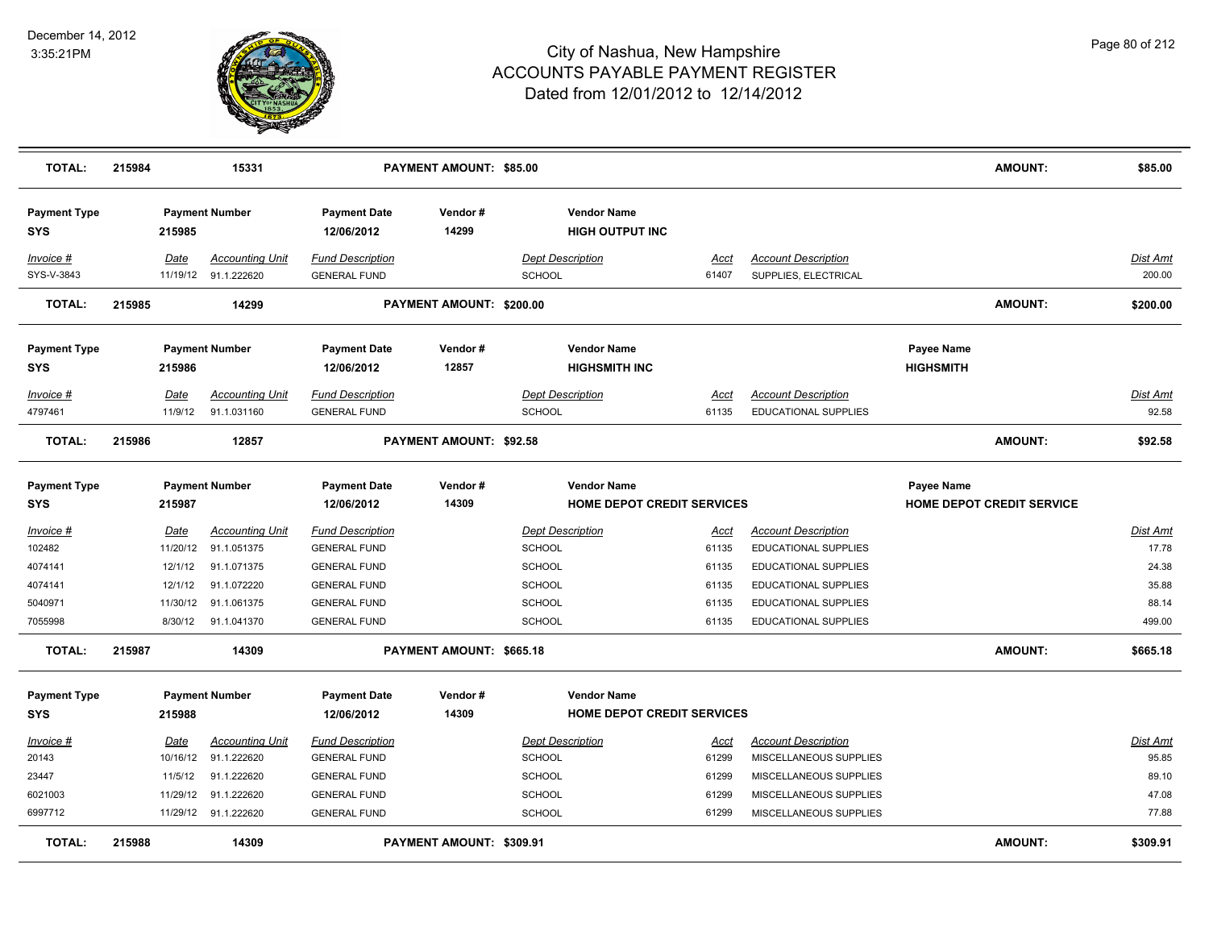| TOTAL: | 215984 | 15331 | PAYMENT AMOUNT: $85.00 | | | AMOUNT: | $85.00 |
|---|---|---|---|---|---|---|---|

| Payment Type | Payment Number | Payment Date | Vendor # | Vendor Name |
|---|---|---|---|---|
| SYS | 215985 | 12/06/2012 | 14299 | HIGH OUTPUT INC |

| Invoice # | Date | Accounting Unit | Fund Description | Dept Description | Acct | Account Description | Dist Amt |
|---|---|---|---|---|---|---|---|
| SYS-V-3843 | 11/19/12 | 91.1.222620 | GENERAL FUND | SCHOOL | 61407 | SUPPLIES, ELECTRICAL | 200.00 |

| TOTAL: | 215985 | 14299 | PAYMENT AMOUNT: $200.00 | AMOUNT: | $200.00 |
|---|---|---|---|---|---|

| Payment Type | Payment Number | Payment Date | Vendor # | Vendor Name | Payee Name |
|---|---|---|---|---|---|
| SYS | 215986 | 12/06/2012 | 12857 | HIGHSMITH INC | HIGHSMITH |

| Invoice # | Date | Accounting Unit | Fund Description | Dept Description | Acct | Account Description | Dist Amt |
|---|---|---|---|---|---|---|---|
| 4797461 | 11/9/12 | 91.1.031160 | GENERAL FUND | SCHOOL | 61135 | EDUCATIONAL SUPPLIES | 92.58 |

| TOTAL: | 215986 | 12857 | PAYMENT AMOUNT: $92.58 | AMOUNT: | $92.58 |
|---|---|---|---|---|---|

| Payment Type | Payment Number | Payment Date | Vendor # | Vendor Name | Payee Name |
|---|---|---|---|---|---|
| SYS | 215987 | 12/06/2012 | 14309 | HOME DEPOT CREDIT SERVICES | HOME DEPOT CREDIT SERVICE |

| Invoice # | Date | Accounting Unit | Fund Description | Dept Description | Acct | Account Description | Dist Amt |
|---|---|---|---|---|---|---|---|
| 102482 | 11/20/12 | 91.1.051375 | GENERAL FUND | SCHOOL | 61135 | EDUCATIONAL SUPPLIES | 17.78 |
| 4074141 | 12/1/12 | 91.1.071375 | GENERAL FUND | SCHOOL | 61135 | EDUCATIONAL SUPPLIES | 24.38 |
| 4074141 | 12/1/12 | 91.1.072220 | GENERAL FUND | SCHOOL | 61135 | EDUCATIONAL SUPPLIES | 35.88 |
| 5040971 | 11/30/12 | 91.1.061375 | GENERAL FUND | SCHOOL | 61135 | EDUCATIONAL SUPPLIES | 88.14 |
| 7055998 | 8/30/12 | 91.1.041370 | GENERAL FUND | SCHOOL | 61135 | EDUCATIONAL SUPPLIES | 499.00 |

| TOTAL: | 215987 | 14309 | PAYMENT AMOUNT: $665.18 | AMOUNT: | $665.18 |
|---|---|---|---|---|---|

| Payment Type | Payment Number | Payment Date | Vendor # | Vendor Name |
|---|---|---|---|---|
| SYS | 215988 | 12/06/2012 | 14309 | HOME DEPOT CREDIT SERVICES |

| Invoice # | Date | Accounting Unit | Fund Description | Dept Description | Acct | Account Description | Dist Amt |
|---|---|---|---|---|---|---|---|
| 20143 | 10/16/12 | 91.1.222620 | GENERAL FUND | SCHOOL | 61299 | MISCELLANEOUS SUPPLIES | 95.85 |
| 23447 | 11/5/12 | 91.1.222620 | GENERAL FUND | SCHOOL | 61299 | MISCELLANEOUS SUPPLIES | 89.10 |
| 6021003 | 11/29/12 | 91.1.222620 | GENERAL FUND | SCHOOL | 61299 | MISCELLANEOUS SUPPLIES | 47.08 |
| 6997712 | 11/29/12 | 91.1.222620 | GENERAL FUND | SCHOOL | 61299 | MISCELLANEOUS SUPPLIES | 77.88 |

| TOTAL: | 215988 | 14309 | PAYMENT AMOUNT: $309.91 | AMOUNT: | $309.91 |
|---|---|---|---|---|---|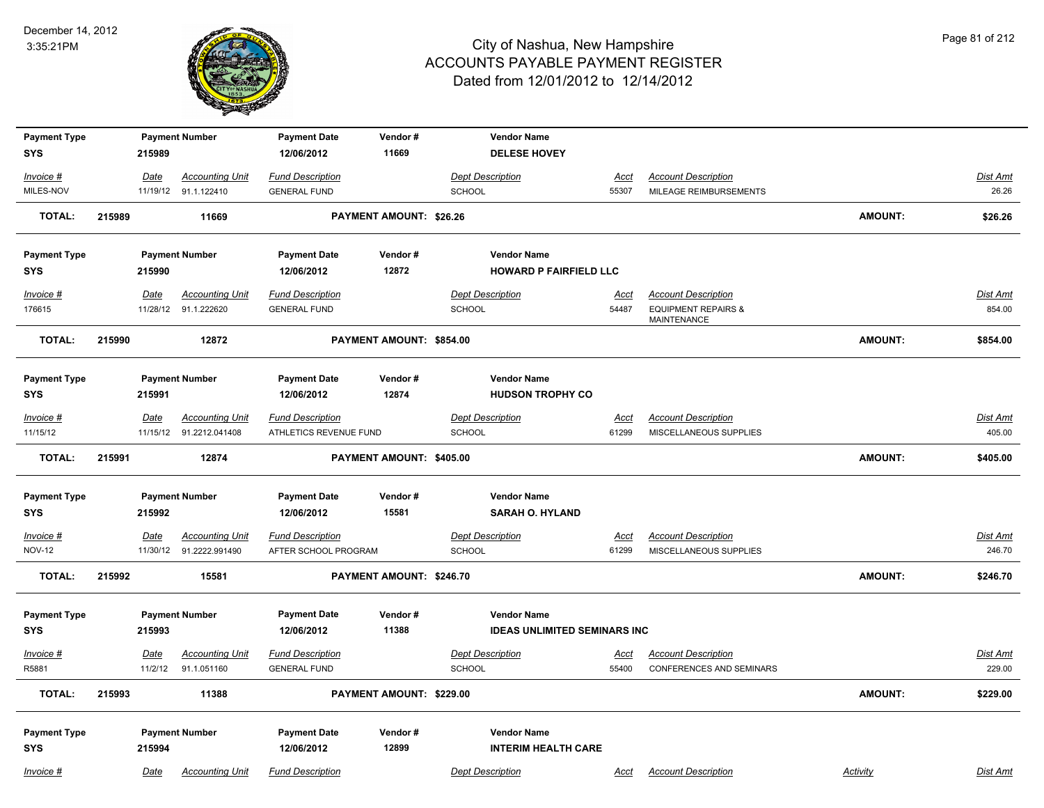| Payment Type | Payment Number | Payment Date | Vendor # | Vendor Name | | | |
|---|---|---|---|---|---|---|---|
| SYS | 215989 | 12/06/2012 | 11669 | DELESE HOVEY | | | |
| *Invoice #* | *Date* / *Accounting Unit* | *Fund Description* | | *Dept Description* | *Acct* | *Account Description* | *Dist Amt* |
| MILES-NOV | 11/19/12 91.1.122410 | GENERAL FUND | | SCHOOL | 55307 | MILEAGE REIMBURSEMENTS | 26.26 |
| **TOTAL:** 215989 | 11669 | | **PAYMENT AMOUNT: $26.26** | | | **AMOUNT:** | **$26.26** |

| Payment Type | Payment Number | Payment Date | Vendor # | Vendor Name | | | |
|---|---|---|---|---|---|---|---|
| SYS | 215990 | 12/06/2012 | 12872 | HOWARD P FAIRFIELD LLC | | | |
| *Invoice #* | *Date* / *Accounting Unit* | *Fund Description* | | *Dept Description* | *Acct* | *Account Description* | *Dist Amt* |
| 176615 | 11/28/12 91.1.222620 | GENERAL FUND | | SCHOOL | 54487 | EQUIPMENT REPAIRS & MAINTENANCE | 854.00 |
| **TOTAL:** 215990 | 12872 | | **PAYMENT AMOUNT: $854.00** | | | **AMOUNT:** | **$854.00** |

| Payment Type | Payment Number | Payment Date | Vendor # | Vendor Name | | | |
|---|---|---|---|---|---|---|---|
| SYS | 215991 | 12/06/2012 | 12874 | HUDSON TROPHY CO | | | |
| *Invoice #* | *Date* / *Accounting Unit* | *Fund Description* | | *Dept Description* | *Acct* | *Account Description* | *Dist Amt* |
| 11/15/12 | 11/15/12 91.2212.041408 | ATHLETICS REVENUE FUND | | SCHOOL | 61299 | MISCELLANEOUS SUPPLIES | 405.00 |
| **TOTAL:** 215991 | 12874 | | **PAYMENT AMOUNT: $405.00** | | | **AMOUNT:** | **$405.00** |

| Payment Type | Payment Number | Payment Date | Vendor # | Vendor Name | | | |
|---|---|---|---|---|---|---|---|
| SYS | 215992 | 12/06/2012 | 15581 | SARAH O. HYLAND | | | |
| *Invoice #* | *Date* / *Accounting Unit* | *Fund Description* | | *Dept Description* | *Acct* | *Account Description* | *Dist Amt* |
| NOV-12 | 11/30/12 91.2222.991490 | AFTER SCHOOL PROGRAM | | SCHOOL | 61299 | MISCELLANEOUS SUPPLIES | 246.70 |
| **TOTAL:** 215992 | 15581 | | **PAYMENT AMOUNT: $246.70** | | | **AMOUNT:** | **$246.70** |

| Payment Type | Payment Number | Payment Date | Vendor # | Vendor Name | | | |
|---|---|---|---|---|---|---|---|
| SYS | 215993 | 12/06/2012 | 11388 | IDEAS UNLIMITED SEMINARS INC | | | |
| *Invoice #* | *Date* / *Accounting Unit* | *Fund Description* | | *Dept Description* | *Acct* | *Account Description* | *Dist Amt* |
| R5881 | 11/2/12 91.1.051160 | GENERAL FUND | | SCHOOL | 55400 | CONFERENCES AND SEMINARS | 229.00 |
| **TOTAL:** 215993 | 11388 | | **PAYMENT AMOUNT: $229.00** | | | **AMOUNT:** | **$229.00** |

| Payment Type | Payment Number | Payment Date | Vendor # | Vendor Name | | | | |
|---|---|---|---|---|---|---|---|---|
| SYS | 215994 | 12/06/2012 | 12899 | INTERIM HEALTH CARE | | | | |
| *Invoice #* | *Date* / *Accounting Unit* | *Fund Description* | | *Dept Description* | *Acct* | *Account Description* | *Activity* | *Dist Amt* |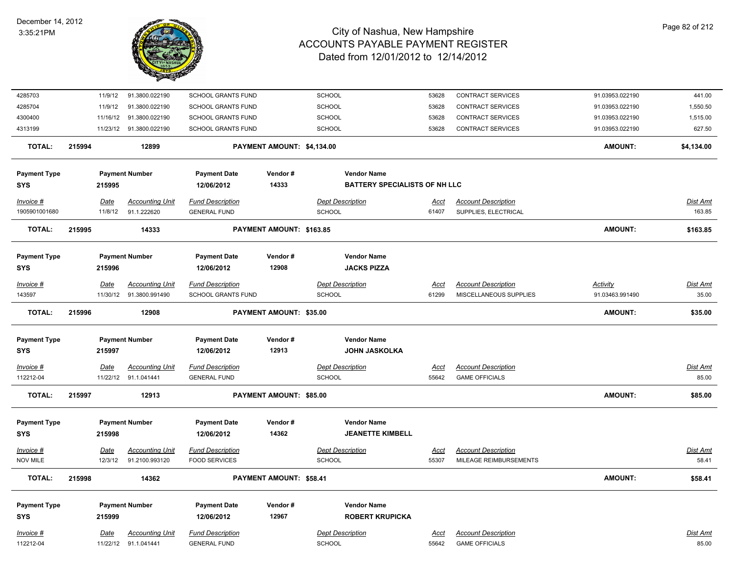# City of Nashua, New Hampshire
## ACCOUNTS PAYABLE PAYMENT REGISTER
### Dated from 12/01/2012 to 12/14/2012

December 14, 2012
3:35:21PM

| | | | | | | | | |
|---|---|---|---|---|---|---|---|---|
| 4285703 | 11/9/12 | 91.3800.022190 | SCHOOL GRANTS FUND | SCHOOL | 53628 | CONTRACT SERVICES | 91.03953.022190 | 441.00 |
| 4285704 | 11/9/12 | 91.3800.022190 | SCHOOL GRANTS FUND | SCHOOL | 53628 | CONTRACT SERVICES | 91.03953.022190 | 1,550.50 |
| 4300400 | 11/16/12 | 91.3800.022190 | SCHOOL GRANTS FUND | SCHOOL | 53628 | CONTRACT SERVICES | 91.03953.022190 | 1,515.00 |
| 4313199 | 11/23/12 | 91.3800.022190 | SCHOOL GRANTS FUND | SCHOOL | 53628 | CONTRACT SERVICES | 91.03953.022190 | 627.50 |

**TOTAL:** 215994 12899 **PAYMENT AMOUNT: $4,134.00** **AMOUNT: $4,134.00**

| Payment Type | Payment Number | Payment Date | Vendor # | Vendor Name |
|---|---|---|---|---|
| SYS | 215995 | 12/06/2012 | 14333 | BATTERY SPECIALISTS OF NH LLC |

| Invoice # | Date | Accounting Unit | Fund Description | Dept Description | Acct | Account Description | Dist Amt |
|---|---|---|---|---|---|---|---|
| 1905901001680 | 11/8/12 | 91.1.222620 | GENERAL FUND | SCHOOL | 61407 | SUPPLIES, ELECTRICAL | 163.85 |

**TOTAL:** 215995 14333 **PAYMENT AMOUNT: $163.85** **AMOUNT: $163.85**

| Payment Type | Payment Number | Payment Date | Vendor # | Vendor Name |
|---|---|---|---|---|
| SYS | 215996 | 12/06/2012 | 12908 | JACKS PIZZA |

| Invoice # | Date | Accounting Unit | Fund Description | Dept Description | Acct | Account Description | Activity | Dist Amt |
|---|---|---|---|---|---|---|---|---|
| 143597 | 11/30/12 | 91.3800.991490 | SCHOOL GRANTS FUND | SCHOOL | 61299 | MISCELLANEOUS SUPPLIES | 91.03463.991490 | 35.00 |

**TOTAL:** 215996 12908 **PAYMENT AMOUNT: $35.00** **AMOUNT: $35.00**

| Payment Type | Payment Number | Payment Date | Vendor # | Vendor Name |
|---|---|---|---|---|
| SYS | 215997 | 12/06/2012 | 12913 | JOHN JASKOLKA |

| Invoice # | Date | Accounting Unit | Fund Description | Dept Description | Acct | Account Description | Dist Amt |
|---|---|---|---|---|---|---|---|
| 112212-04 | 11/22/12 | 91.1.041441 | GENERAL FUND | SCHOOL | 55642 | GAME OFFICIALS | 85.00 |

**TOTAL:** 215997 12913 **PAYMENT AMOUNT: $85.00** **AMOUNT: $85.00**

| Payment Type | Payment Number | Payment Date | Vendor # | Vendor Name |
|---|---|---|---|---|
| SYS | 215998 | 12/06/2012 | 14362 | JEANETTE KIMBELL |

| Invoice # | Date | Accounting Unit | Fund Description | Dept Description | Acct | Account Description | Dist Amt |
|---|---|---|---|---|---|---|---|
| NOV MILE | 12/3/12 | 91.2100.993120 | FOOD SERVICES | SCHOOL | 55307 | MILEAGE REIMBURSEMENTS | 58.41 |

**TOTAL:** 215998 14362 **PAYMENT AMOUNT: $58.41** **AMOUNT: $58.41**

| Payment Type | Payment Number | Payment Date | Vendor # | Vendor Name |
|---|---|---|---|---|
| SYS | 215999 | 12/06/2012 | 12967 | ROBERT KRUPICKA |

| Invoice # | Date | Accounting Unit | Fund Description | Dept Description | Acct | Account Description | Dist Amt |
|---|---|---|---|---|---|---|---|
| 112212-04 | 11/22/12 | 91.1.041441 | GENERAL FUND | SCHOOL | 55642 | GAME OFFICIALS | 85.00 |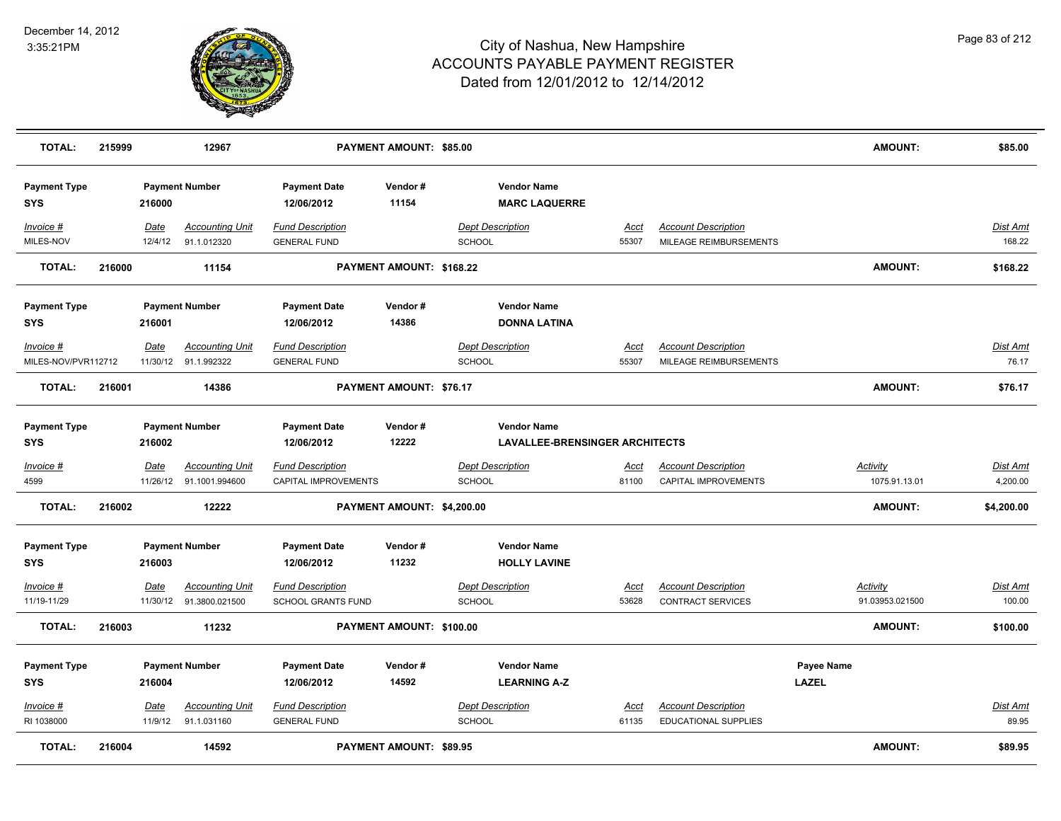# City of Nashua, New Hampshire
## ACCOUNTS PAYABLE PAYMENT REGISTER
### Dated from 12/01/2012 to 12/14/2012

December 14, 2012
3:35:21PM

| **TOTAL:** | **215999** | **12967** | | **PAYMENT AMOUNT: $85.00** | | | | **AMOUNT:** | **$85.00** |
|---|---|---|---|---|---|---|---|---|---|

| Payment Type | Payment Number | | Payment Date | Vendor # | Vendor Name | | | | |
|---|---|---|---|---|---|---|---|---|---|
| **SYS** | **216000** | | **12/06/2012** | **11154** | **MARC LAQUERRE** | | | | |
| *Invoice #* | *Date* | *Accounting Unit* | *Fund Description* | | *Dept Description* | *Acct* | *Account Description* | | *Dist Amt* |
| MILES-NOV | 12/4/12 | 91.1.012320 | GENERAL FUND | | SCHOOL | 55307 | MILEAGE REIMBURSEMENTS | | 168.22 |
| **TOTAL:** | **216000** | **11154** | | **PAYMENT AMOUNT: $168.22** | | | | **AMOUNT:** | **$168.22** |

| Payment Type | Payment Number | | Payment Date | Vendor # | Vendor Name | | | | |
|---|---|---|---|---|---|---|---|---|---|
| **SYS** | **216001** | | **12/06/2012** | **14386** | **DONNA LATINA** | | | | |
| *Invoice #* | *Date* | *Accounting Unit* | *Fund Description* | | *Dept Description* | *Acct* | *Account Description* | | *Dist Amt* |
| MILES-NOV/PVR112712 | 11/30/12 | 91.1.992322 | GENERAL FUND | | SCHOOL | 55307 | MILEAGE REIMBURSEMENTS | | 76.17 |
| **TOTAL:** | **216001** | **14386** | | **PAYMENT AMOUNT: $76.17** | | | | **AMOUNT:** | **$76.17** |

| Payment Type | Payment Number | | Payment Date | Vendor # | Vendor Name | | | | |
|---|---|---|---|---|---|---|---|---|---|
| **SYS** | **216002** | | **12/06/2012** | **12222** | **LAVALLEE-BRENSINGER ARCHITECTS** | | | | |
| *Invoice #* | *Date* | *Accounting Unit* | *Fund Description* | | *Dept Description* | *Acct* | *Account Description* | *Activity* | *Dist Amt* |
| 4599 | 11/26/12 | 91.1001.994600 | CAPITAL IMPROVEMENTS | | SCHOOL | 81100 | CAPITAL IMPROVEMENTS | 1075.91.13.01 | 4,200.00 |
| **TOTAL:** | **216002** | **12222** | | **PAYMENT AMOUNT: $4,200.00** | | | | **AMOUNT:** | **$4,200.00** |

| Payment Type | Payment Number | | Payment Date | Vendor # | Vendor Name | | | | |
|---|---|---|---|---|---|---|---|---|---|
| **SYS** | **216003** | | **12/06/2012** | **11232** | **HOLLY LAVINE** | | | | |
| *Invoice #* | *Date* | *Accounting Unit* | *Fund Description* | | *Dept Description* | *Acct* | *Account Description* | *Activity* | *Dist Amt* |
| 11/19-11/29 | 11/30/12 | 91.3800.021500 | SCHOOL GRANTS FUND | | SCHOOL | 53628 | CONTRACT SERVICES | 91.03953.021500 | 100.00 |
| **TOTAL:** | **216003** | **11232** | | **PAYMENT AMOUNT: $100.00** | | | | **AMOUNT:** | **$100.00** |

| Payment Type | Payment Number | | Payment Date | Vendor # | Vendor Name | | | Payee Name | |
|---|---|---|---|---|---|---|---|---|---|
| **SYS** | **216004** | | **12/06/2012** | **14592** | **LEARNING A-Z** | | | **LAZEL** | |
| *Invoice #* | *Date* | *Accounting Unit* | *Fund Description* | | *Dept Description* | *Acct* | *Account Description* | | *Dist Amt* |
| RI 1038000 | 11/9/12 | 91.1.031160 | GENERAL FUND | | SCHOOL | 61135 | EDUCATIONAL SUPPLIES | | 89.95 |
| **TOTAL:** | **216004** | **14592** | | **PAYMENT AMOUNT: $89.95** | | | | **AMOUNT:** | **$89.95** |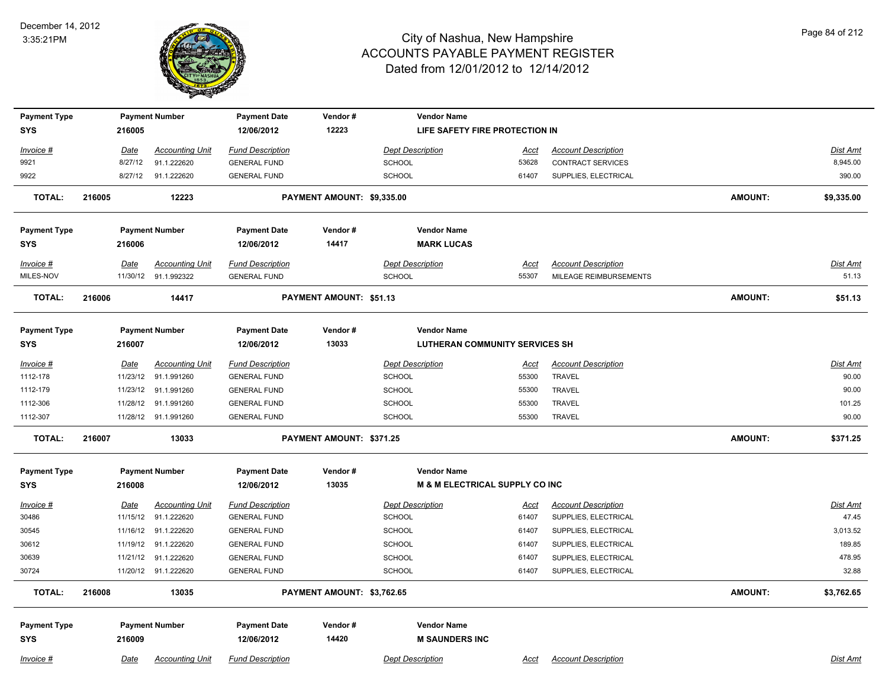| Payment Type | Payment Number | Payment Date | Vendor # | Vendor Name |
|---|---|---|---|---|
| SYS | 216005 | 12/06/2012 | 12223 | LIFE SAFETY FIRE PROTECTION IN |

| Invoice # | Date | Accounting Unit | Fund Description | Dept Description | Acct | Account Description | Dist Amt |
|---|---|---|---|---|---|---|---|
| 9921 | 8/27/12 | 91.1.222620 | GENERAL FUND | SCHOOL | 53628 | CONTRACT SERVICES | 8,945.00 |
| 9922 | 8/27/12 | 91.1.222620 | GENERAL FUND | SCHOOL | 61407 | SUPPLIES, ELECTRICAL | 390.00 |

**TOTAL: 216005 12223 PAYMENT AMOUNT: $9,335.00 AMOUNT: $9,335.00**

| Payment Type | Payment Number | Payment Date | Vendor # | Vendor Name |
|---|---|---|---|---|
| SYS | 216006 | 12/06/2012 | 14417 | MARK LUCAS |

| Invoice # | Date | Accounting Unit | Fund Description | Dept Description | Acct | Account Description | Dist Amt |
|---|---|---|---|---|---|---|---|
| MILES-NOV | 11/30/12 | 91.1.992322 | GENERAL FUND | SCHOOL | 55307 | MILEAGE REIMBURSEMENTS | 51.13 |

**TOTAL: 216006 14417 PAYMENT AMOUNT: $51.13 AMOUNT: $51.13**

| Payment Type | Payment Number | Payment Date | Vendor # | Vendor Name |
|---|---|---|---|---|
| SYS | 216007 | 12/06/2012 | 13033 | LUTHERAN COMMUNITY SERVICES SH |

| Invoice # | Date | Accounting Unit | Fund Description | Dept Description | Acct | Account Description | Dist Amt |
|---|---|---|---|---|---|---|---|
| 1112-178 | 11/23/12 | 91.1.991260 | GENERAL FUND | SCHOOL | 55300 | TRAVEL | 90.00 |
| 1112-179 | 11/23/12 | 91.1.991260 | GENERAL FUND | SCHOOL | 55300 | TRAVEL | 90.00 |
| 1112-306 | 11/28/12 | 91.1.991260 | GENERAL FUND | SCHOOL | 55300 | TRAVEL | 101.25 |
| 1112-307 | 11/28/12 | 91.1.991260 | GENERAL FUND | SCHOOL | 55300 | TRAVEL | 90.00 |

**TOTAL: 216007 13033 PAYMENT AMOUNT: $371.25 AMOUNT: $371.25**

| Payment Type | Payment Number | Payment Date | Vendor # | Vendor Name |
|---|---|---|---|---|
| SYS | 216008 | 12/06/2012 | 13035 | M & M ELECTRICAL SUPPLY CO INC |

| Invoice # | Date | Accounting Unit | Fund Description | Dept Description | Acct | Account Description | Dist Amt |
|---|---|---|---|---|---|---|---|
| 30486 | 11/15/12 | 91.1.222620 | GENERAL FUND | SCHOOL | 61407 | SUPPLIES, ELECTRICAL | 47.45 |
| 30545 | 11/16/12 | 91.1.222620 | GENERAL FUND | SCHOOL | 61407 | SUPPLIES, ELECTRICAL | 3,013.52 |
| 30612 | 11/19/12 | 91.1.222620 | GENERAL FUND | SCHOOL | 61407 | SUPPLIES, ELECTRICAL | 189.85 |
| 30639 | 11/21/12 | 91.1.222620 | GENERAL FUND | SCHOOL | 61407 | SUPPLIES, ELECTRICAL | 478.95 |
| 30724 | 11/20/12 | 91.1.222620 | GENERAL FUND | SCHOOL | 61407 | SUPPLIES, ELECTRICAL | 32.88 |

**TOTAL: 216008 13035 PAYMENT AMOUNT: $3,762.65 AMOUNT: $3,762.65**

| Payment Type | Payment Number | Payment Date | Vendor # | Vendor Name |
|---|---|---|---|---|
| SYS | 216009 | 12/06/2012 | 14420 | M SAUNDERS INC |

| Invoice # | Date | Accounting Unit | Fund Description | Dept Description | Acct | Account Description | Dist Amt |
|---|---|---|---|---|---|---|---|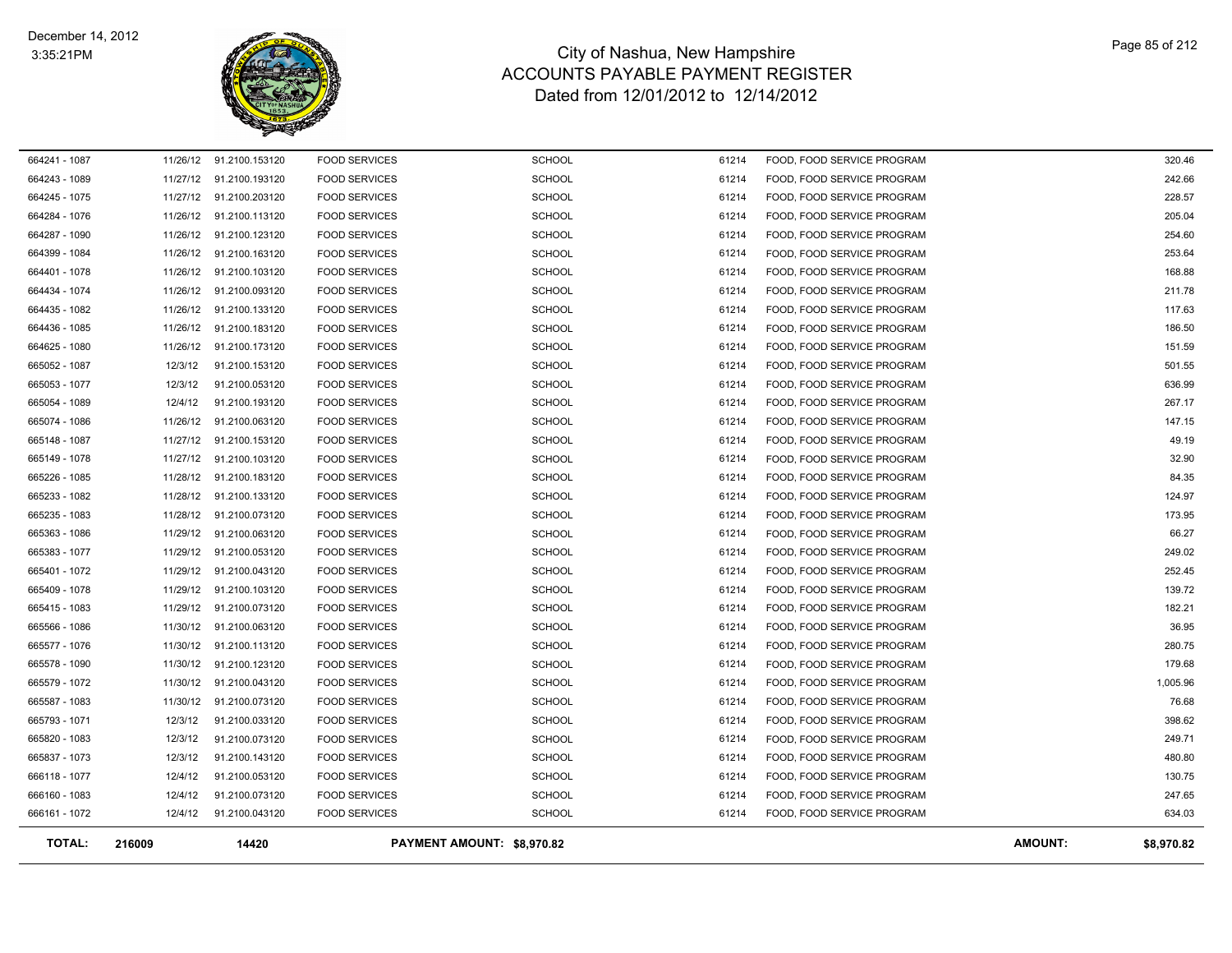# City of Nashua, New Hampshire
## ACCOUNTS PAYABLE PAYMENT REGISTER
### Dated from 12/01/2012 to 12/14/2012

December 14, 2012
3:35:21PM

| | | | | | | | |
|---|---|---|---|---|---|---|---|
| 664241 - 1087 | 11/26/12 | 91.2100.153120 | FOOD SERVICES | SCHOOL | 61214 | FOOD, FOOD SERVICE PROGRAM | 320.46 |
| 664243 - 1089 | 11/27/12 | 91.2100.193120 | FOOD SERVICES | SCHOOL | 61214 | FOOD, FOOD SERVICE PROGRAM | 242.66 |
| 664245 - 1075 | 11/27/12 | 91.2100.203120 | FOOD SERVICES | SCHOOL | 61214 | FOOD, FOOD SERVICE PROGRAM | 228.57 |
| 664284 - 1076 | 11/26/12 | 91.2100.113120 | FOOD SERVICES | SCHOOL | 61214 | FOOD, FOOD SERVICE PROGRAM | 205.04 |
| 664287 - 1090 | 11/26/12 | 91.2100.123120 | FOOD SERVICES | SCHOOL | 61214 | FOOD, FOOD SERVICE PROGRAM | 254.60 |
| 664399 - 1084 | 11/26/12 | 91.2100.163120 | FOOD SERVICES | SCHOOL | 61214 | FOOD, FOOD SERVICE PROGRAM | 253.64 |
| 664401 - 1078 | 11/26/12 | 91.2100.103120 | FOOD SERVICES | SCHOOL | 61214 | FOOD, FOOD SERVICE PROGRAM | 168.88 |
| 664434 - 1074 | 11/26/12 | 91.2100.093120 | FOOD SERVICES | SCHOOL | 61214 | FOOD, FOOD SERVICE PROGRAM | 211.78 |
| 664435 - 1082 | 11/26/12 | 91.2100.133120 | FOOD SERVICES | SCHOOL | 61214 | FOOD, FOOD SERVICE PROGRAM | 117.63 |
| 664436 - 1085 | 11/26/12 | 91.2100.183120 | FOOD SERVICES | SCHOOL | 61214 | FOOD, FOOD SERVICE PROGRAM | 186.50 |
| 664625 - 1080 | 11/26/12 | 91.2100.173120 | FOOD SERVICES | SCHOOL | 61214 | FOOD, FOOD SERVICE PROGRAM | 151.59 |
| 665052 - 1087 | 12/3/12 | 91.2100.153120 | FOOD SERVICES | SCHOOL | 61214 | FOOD, FOOD SERVICE PROGRAM | 501.55 |
| 665053 - 1077 | 12/3/12 | 91.2100.053120 | FOOD SERVICES | SCHOOL | 61214 | FOOD, FOOD SERVICE PROGRAM | 636.99 |
| 665054 - 1089 | 12/4/12 | 91.2100.193120 | FOOD SERVICES | SCHOOL | 61214 | FOOD, FOOD SERVICE PROGRAM | 267.17 |
| 665074 - 1086 | 11/26/12 | 91.2100.063120 | FOOD SERVICES | SCHOOL | 61214 | FOOD, FOOD SERVICE PROGRAM | 147.15 |
| 665148 - 1087 | 11/27/12 | 91.2100.153120 | FOOD SERVICES | SCHOOL | 61214 | FOOD, FOOD SERVICE PROGRAM | 49.19 |
| 665149 - 1078 | 11/27/12 | 91.2100.103120 | FOOD SERVICES | SCHOOL | 61214 | FOOD, FOOD SERVICE PROGRAM | 32.90 |
| 665226 - 1085 | 11/28/12 | 91.2100.183120 | FOOD SERVICES | SCHOOL | 61214 | FOOD, FOOD SERVICE PROGRAM | 84.35 |
| 665233 - 1082 | 11/28/12 | 91.2100.133120 | FOOD SERVICES | SCHOOL | 61214 | FOOD, FOOD SERVICE PROGRAM | 124.97 |
| 665235 - 1083 | 11/28/12 | 91.2100.073120 | FOOD SERVICES | SCHOOL | 61214 | FOOD, FOOD SERVICE PROGRAM | 173.95 |
| 665363 - 1086 | 11/29/12 | 91.2100.063120 | FOOD SERVICES | SCHOOL | 61214 | FOOD, FOOD SERVICE PROGRAM | 66.27 |
| 665383 - 1077 | 11/29/12 | 91.2100.053120 | FOOD SERVICES | SCHOOL | 61214 | FOOD, FOOD SERVICE PROGRAM | 249.02 |
| 665401 - 1072 | 11/29/12 | 91.2100.043120 | FOOD SERVICES | SCHOOL | 61214 | FOOD, FOOD SERVICE PROGRAM | 252.45 |
| 665409 - 1078 | 11/29/12 | 91.2100.103120 | FOOD SERVICES | SCHOOL | 61214 | FOOD, FOOD SERVICE PROGRAM | 139.72 |
| 665415 - 1083 | 11/29/12 | 91.2100.073120 | FOOD SERVICES | SCHOOL | 61214 | FOOD, FOOD SERVICE PROGRAM | 182.21 |
| 665566 - 1086 | 11/30/12 | 91.2100.063120 | FOOD SERVICES | SCHOOL | 61214 | FOOD, FOOD SERVICE PROGRAM | 36.95 |
| 665577 - 1076 | 11/30/12 | 91.2100.113120 | FOOD SERVICES | SCHOOL | 61214 | FOOD, FOOD SERVICE PROGRAM | 280.75 |
| 665578 - 1090 | 11/30/12 | 91.2100.123120 | FOOD SERVICES | SCHOOL | 61214 | FOOD, FOOD SERVICE PROGRAM | 179.68 |
| 665579 - 1072 | 11/30/12 | 91.2100.043120 | FOOD SERVICES | SCHOOL | 61214 | FOOD, FOOD SERVICE PROGRAM | 1,005.96 |
| 665587 - 1083 | 11/30/12 | 91.2100.073120 | FOOD SERVICES | SCHOOL | 61214 | FOOD, FOOD SERVICE PROGRAM | 76.68 |
| 665793 - 1071 | 12/3/12 | 91.2100.033120 | FOOD SERVICES | SCHOOL | 61214 | FOOD, FOOD SERVICE PROGRAM | 398.62 |
| 665820 - 1083 | 12/3/12 | 91.2100.073120 | FOOD SERVICES | SCHOOL | 61214 | FOOD, FOOD SERVICE PROGRAM | 249.71 |
| 665837 - 1073 | 12/3/12 | 91.2100.143120 | FOOD SERVICES | SCHOOL | 61214 | FOOD, FOOD SERVICE PROGRAM | 480.80 |
| 666118 - 1077 | 12/4/12 | 91.2100.053120 | FOOD SERVICES | SCHOOL | 61214 | FOOD, FOOD SERVICE PROGRAM | 130.75 |
| 666160 - 1083 | 12/4/12 | 91.2100.073120 | FOOD SERVICES | SCHOOL | 61214 | FOOD, FOOD SERVICE PROGRAM | 247.65 |
| 666161 - 1072 | 12/4/12 | 91.2100.043120 | FOOD SERVICES | SCHOOL | 61214 | FOOD, FOOD SERVICE PROGRAM | 634.03 |
| **TOTAL:** | **216009** | **14420** | **PAYMENT AMOUNT: $8,970.82** | | | **AMOUNT:** | **$8,970.82** |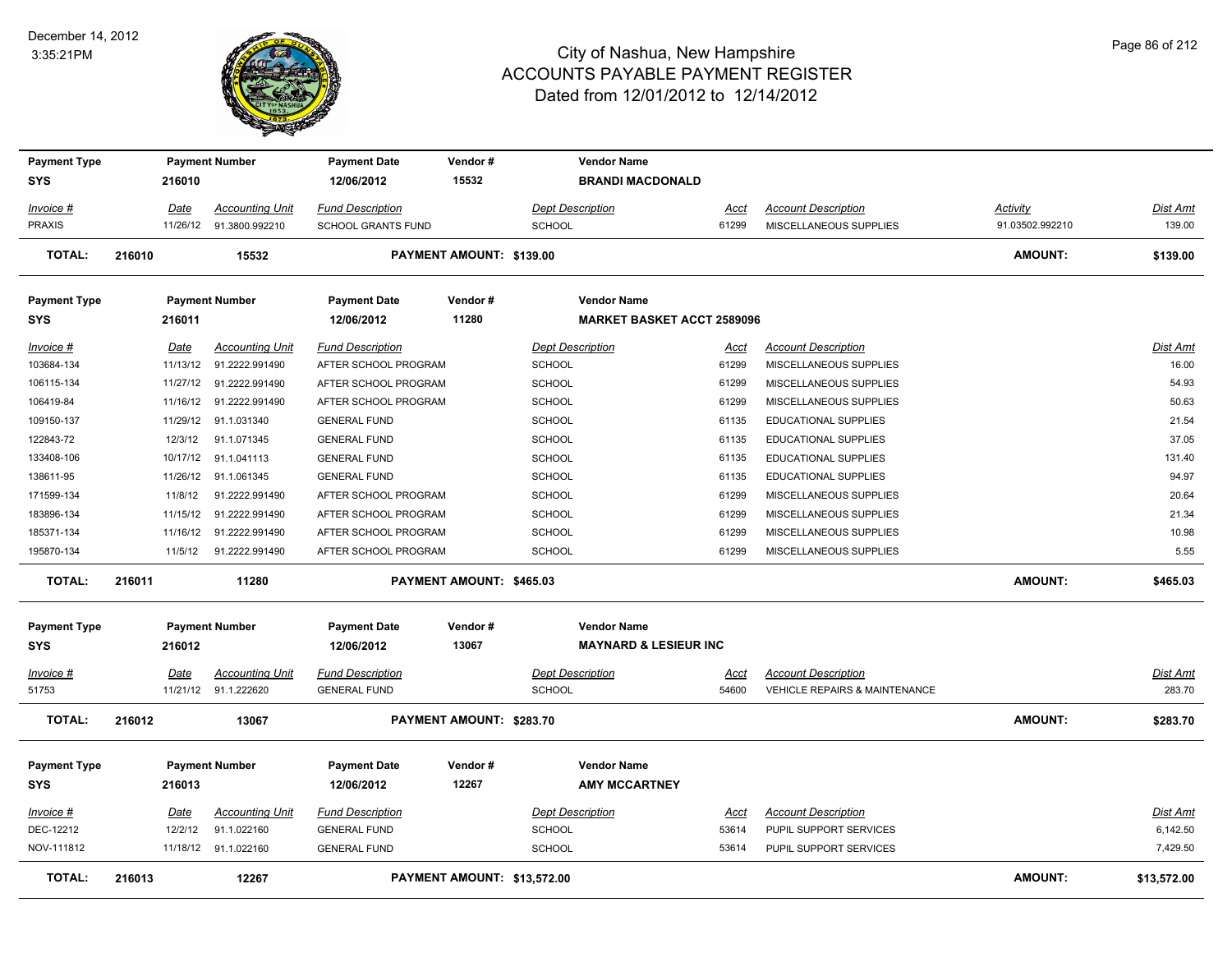# City of Nashua, New Hampshire
# ACCOUNTS PAYABLE PAYMENT REGISTER
## Dated from 12/01/2012 to 12/14/2012

December 14, 2012
3:35:21PM

| Payment Type | Payment Number | Payment Date | Vendor # | Vendor Name |
|---|---|---|---|---|
| SYS | 216010 | 12/06/2012 | 15532 | BRANDI MACDONALD |

| Invoice # | Date | Accounting Unit | Fund Description | Dept Description | Acct | Account Description | Activity | Dist Amt |
|---|---|---|---|---|---|---|---|---|
| PRAXIS | 11/26/12 | 91.3800.992210 | SCHOOL GRANTS FUND | SCHOOL | 61299 | MISCELLANEOUS SUPPLIES | 91.03502.992210 | 139.00 |

**TOTAL: 216010 15532 PAYMENT AMOUNT: $139.00 AMOUNT: $139.00**

| Payment Type | Payment Number | Payment Date | Vendor # | Vendor Name |
|---|---|---|---|---|
| SYS | 216011 | 12/06/2012 | 11280 | MARKET BASKET ACCT 2589096 |

| Invoice # | Date | Accounting Unit | Fund Description | Dept Description | Acct | Account Description | Dist Amt |
|---|---|---|---|---|---|---|---|
| 103684-134 | 11/13/12 | 91.2222.991490 | AFTER SCHOOL PROGRAM | SCHOOL | 61299 | MISCELLANEOUS SUPPLIES | 16.00 |
| 106115-134 | 11/27/12 | 91.2222.991490 | AFTER SCHOOL PROGRAM | SCHOOL | 61299 | MISCELLANEOUS SUPPLIES | 54.93 |
| 106419-84 | 11/16/12 | 91.2222.991490 | AFTER SCHOOL PROGRAM | SCHOOL | 61299 | MISCELLANEOUS SUPPLIES | 50.63 |
| 109150-137 | 11/29/12 | 91.1.031340 | GENERAL FUND | SCHOOL | 61135 | EDUCATIONAL SUPPLIES | 21.54 |
| 122843-72 | 12/3/12 | 91.1.071345 | GENERAL FUND | SCHOOL | 61135 | EDUCATIONAL SUPPLIES | 37.05 |
| 133408-106 | 10/17/12 | 91.1.041113 | GENERAL FUND | SCHOOL | 61135 | EDUCATIONAL SUPPLIES | 131.40 |
| 138611-95 | 11/26/12 | 91.1.061345 | GENERAL FUND | SCHOOL | 61135 | EDUCATIONAL SUPPLIES | 94.97 |
| 171599-134 | 11/8/12 | 91.2222.991490 | AFTER SCHOOL PROGRAM | SCHOOL | 61299 | MISCELLANEOUS SUPPLIES | 20.64 |
| 183896-134 | 11/15/12 | 91.2222.991490 | AFTER SCHOOL PROGRAM | SCHOOL | 61299 | MISCELLANEOUS SUPPLIES | 21.34 |
| 185371-134 | 11/16/12 | 91.2222.991490 | AFTER SCHOOL PROGRAM | SCHOOL | 61299 | MISCELLANEOUS SUPPLIES | 10.98 |
| 195870-134 | 11/5/12 | 91.2222.991490 | AFTER SCHOOL PROGRAM | SCHOOL | 61299 | MISCELLANEOUS SUPPLIES | 5.55 |

**TOTAL: 216011 11280 PAYMENT AMOUNT: $465.03 AMOUNT: $465.03**

| Payment Type | Payment Number | Payment Date | Vendor # | Vendor Name |
|---|---|---|---|---|
| SYS | 216012 | 12/06/2012 | 13067 | MAYNARD & LESIEUR INC |

| Invoice # | Date | Accounting Unit | Fund Description | Dept Description | Acct | Account Description | Dist Amt |
|---|---|---|---|---|---|---|---|
| 51753 | 11/21/12 | 91.1.222620 | GENERAL FUND | SCHOOL | 54600 | VEHICLE REPAIRS & MAINTENANCE | 283.70 |

**TOTAL: 216012 13067 PAYMENT AMOUNT: $283.70 AMOUNT: $283.70**

| Payment Type | Payment Number | Payment Date | Vendor # | Vendor Name |
|---|---|---|---|---|
| SYS | 216013 | 12/06/2012 | 12267 | AMY MCCARTNEY |

| Invoice # | Date | Accounting Unit | Fund Description | Dept Description | Acct | Account Description | Dist Amt |
|---|---|---|---|---|---|---|---|
| DEC-12212 | 12/2/12 | 91.1.022160 | GENERAL FUND | SCHOOL | 53614 | PUPIL SUPPORT SERVICES | 6,142.50 |
| NOV-111812 | 11/18/12 | 91.1.022160 | GENERAL FUND | SCHOOL | 53614 | PUPIL SUPPORT SERVICES | 7,429.50 |

**TOTAL: 216013 12267 PAYMENT AMOUNT: $13,572.00 AMOUNT: $13,572.00**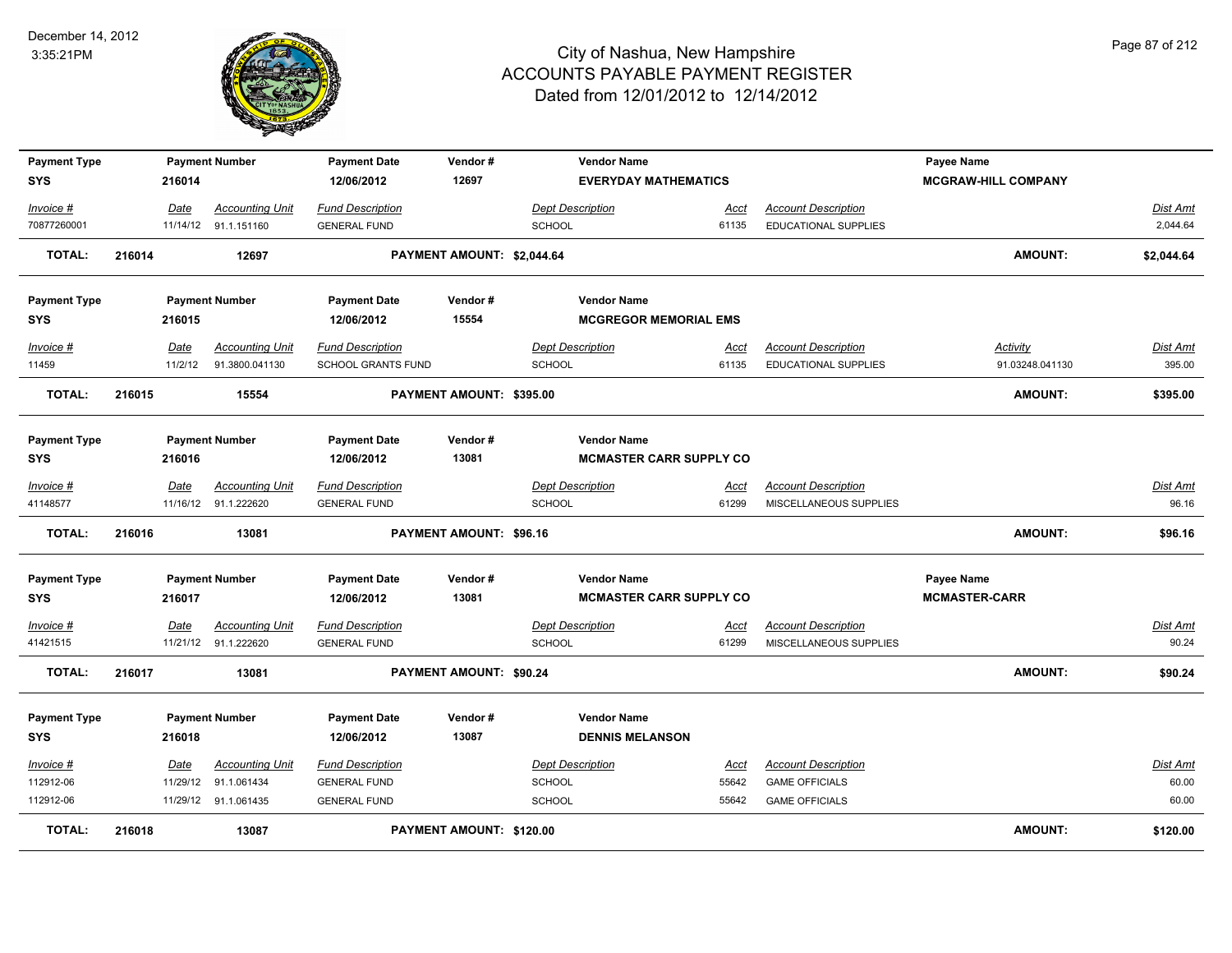# City of Nashua, New Hampshire
## ACCOUNTS PAYABLE PAYMENT REGISTER
### Dated from 12/01/2012 to 12/14/2012

December 14, 2012
3:35:21PM

| Payment Type | Payment Number | Payment Date | Vendor # | Vendor Name | | | Payee Name | |
|---|---|---|---|---|---|---|---|---|
| SYS | 216014 | 12/06/2012 | 12697 | EVERYDAY MATHEMATICS | | | MCGRAW-HILL COMPANY | |

| Invoice # | Date | Accounting Unit | Fund Description | Dept Description | Acct | Account Description | Dist Amt |
|---|---|---|---|---|---|---|---|
| 70877260001 | 11/14/12 | 91.1.151160 | GENERAL FUND | SCHOOL | 61135 | EDUCATIONAL SUPPLIES | 2,044.64 |

**TOTAL:** 216014 12697 **PAYMENT AMOUNT: $2,044.64** **AMOUNT: $2,044.64**

| Payment Type | Payment Number | Payment Date | Vendor # | Vendor Name |
|---|---|---|---|---|
| SYS | 216015 | 12/06/2012 | 15554 | MCGREGOR MEMORIAL EMS |

| Invoice # | Date | Accounting Unit | Fund Description | Dept Description | Acct | Account Description | Activity | Dist Amt |
|---|---|---|---|---|---|---|---|---|
| 11459 | 11/2/12 | 91.3800.041130 | SCHOOL GRANTS FUND | SCHOOL | 61135 | EDUCATIONAL SUPPLIES | 91.03248.041130 | 395.00 |

**TOTAL:** 216015 15554 **PAYMENT AMOUNT: $395.00** **AMOUNT: $395.00**

| Payment Type | Payment Number | Payment Date | Vendor # | Vendor Name |
|---|---|---|---|---|
| SYS | 216016 | 12/06/2012 | 13081 | MCMASTER CARR SUPPLY CO |

| Invoice # | Date | Accounting Unit | Fund Description | Dept Description | Acct | Account Description | Dist Amt |
|---|---|---|---|---|---|---|---|
| 41148577 | 11/16/12 | 91.1.222620 | GENERAL FUND | SCHOOL | 61299 | MISCELLANEOUS SUPPLIES | 96.16 |

**TOTAL:** 216016 13081 **PAYMENT AMOUNT: $96.16** **AMOUNT: $96.16**

| Payment Type | Payment Number | Payment Date | Vendor # | Vendor Name | Payee Name |
|---|---|---|---|---|---|
| SYS | 216017 | 12/06/2012 | 13081 | MCMASTER CARR SUPPLY CO | MCMASTER-CARR |

| Invoice # | Date | Accounting Unit | Fund Description | Dept Description | Acct | Account Description | Dist Amt |
|---|---|---|---|---|---|---|---|
| 41421515 | 11/21/12 | 91.1.222620 | GENERAL FUND | SCHOOL | 61299 | MISCELLANEOUS SUPPLIES | 90.24 |

**TOTAL:** 216017 13081 **PAYMENT AMOUNT: $90.24** **AMOUNT: $90.24**

| Payment Type | Payment Number | Payment Date | Vendor # | Vendor Name |
|---|---|---|---|---|
| SYS | 216018 | 12/06/2012 | 13087 | DENNIS MELANSON |

| Invoice # | Date | Accounting Unit | Fund Description | Dept Description | Acct | Account Description | Dist Amt |
|---|---|---|---|---|---|---|---|
| 112912-06 | 11/29/12 | 91.1.061434 | GENERAL FUND | SCHOOL | 55642 | GAME OFFICIALS | 60.00 |
| 112912-06 | 11/29/12 | 91.1.061435 | GENERAL FUND | SCHOOL | 55642 | GAME OFFICIALS | 60.00 |

**TOTAL:** 216018 13087 **PAYMENT AMOUNT: $120.00** **AMOUNT: $120.00**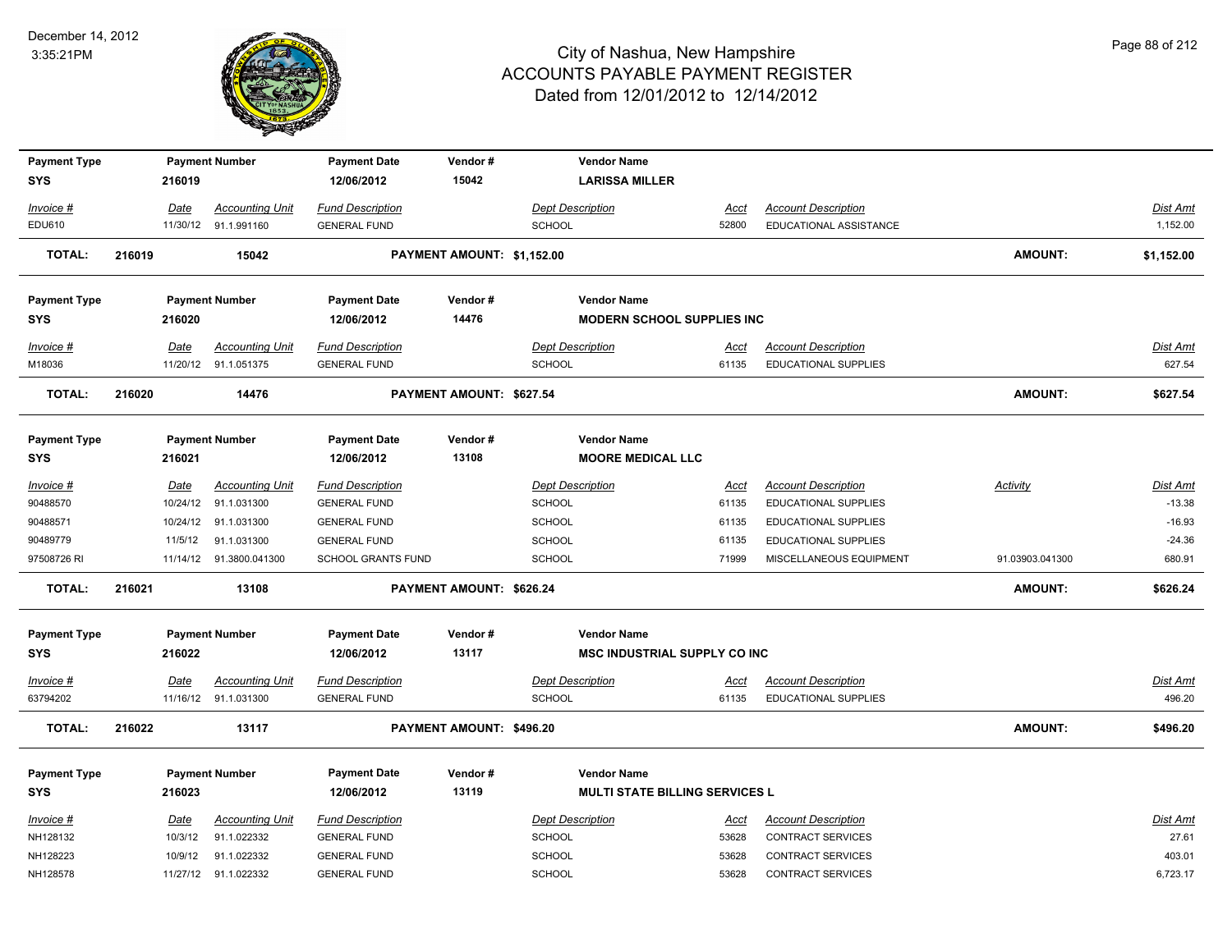# City of Nashua, New Hampshire
## ACCOUNTS PAYABLE PAYMENT REGISTER
### Dated from 12/01/2012 to 12/14/2012

December 14, 2012
3:35:21PM

| Payment Type | Payment Number | Payment Date | Vendor # | Vendor Name |
|---|---|---|---|---|
| SYS | 216019 | 12/06/2012 | 15042 | LARISSA MILLER |

| Invoice # | Date | Accounting Unit | Fund Description | Dept Description | Acct | Account Description | Dist Amt |
|---|---|---|---|---|---|---|---|
| EDU610 | 11/30/12 | 91.1.991160 | GENERAL FUND | SCHOOL | 52800 | EDUCATIONAL ASSISTANCE | 1,152.00 |

**TOTAL: 216019 15042 PAYMENT AMOUNT: $1,152.00 AMOUNT: $1,152.00**

| Payment Type | Payment Number | Payment Date | Vendor # | Vendor Name |
|---|---|---|---|---|
| SYS | 216020 | 12/06/2012 | 14476 | MODERN SCHOOL SUPPLIES INC |

| Invoice # | Date | Accounting Unit | Fund Description | Dept Description | Acct | Account Description | Dist Amt |
|---|---|---|---|---|---|---|---|
| M18036 | 11/20/12 | 91.1.051375 | GENERAL FUND | SCHOOL | 61135 | EDUCATIONAL SUPPLIES | 627.54 |

**TOTAL: 216020 14476 PAYMENT AMOUNT: $627.54 AMOUNT: $627.54**

| Payment Type | Payment Number | Payment Date | Vendor # | Vendor Name |
|---|---|---|---|---|
| SYS | 216021 | 12/06/2012 | 13108 | MOORE MEDICAL LLC |

| Invoice # | Date | Accounting Unit | Fund Description | Dept Description | Acct | Account Description | Activity | Dist Amt |
|---|---|---|---|---|---|---|---|---|
| 90488570 | 10/24/12 | 91.1.031300 | GENERAL FUND | SCHOOL | 61135 | EDUCATIONAL SUPPLIES | | -13.38 |
| 90488571 | 10/24/12 | 91.1.031300 | GENERAL FUND | SCHOOL | 61135 | EDUCATIONAL SUPPLIES | | -16.93 |
| 90489779 | 11/5/12 | 91.1.031300 | GENERAL FUND | SCHOOL | 61135 | EDUCATIONAL SUPPLIES | | -24.36 |
| 97508726 RI | 11/14/12 | 91.3800.041300 | SCHOOL GRANTS FUND | SCHOOL | 71999 | MISCELLANEOUS EQUIPMENT | 91.03903.041300 | 680.91 |

**TOTAL: 216021 13108 PAYMENT AMOUNT: $626.24 AMOUNT: $626.24**

| Payment Type | Payment Number | Payment Date | Vendor # | Vendor Name |
|---|---|---|---|---|
| SYS | 216022 | 12/06/2012 | 13117 | MSC INDUSTRIAL SUPPLY CO INC |

| Invoice # | Date | Accounting Unit | Fund Description | Dept Description | Acct | Account Description | Dist Amt |
|---|---|---|---|---|---|---|---|
| 63794202 | 11/16/12 | 91.1.031300 | GENERAL FUND | SCHOOL | 61135 | EDUCATIONAL SUPPLIES | 496.20 |

**TOTAL: 216022 13117 PAYMENT AMOUNT: $496.20 AMOUNT: $496.20**

| Payment Type | Payment Number | Payment Date | Vendor # | Vendor Name |
|---|---|---|---|---|
| SYS | 216023 | 12/06/2012 | 13119 | MULTI STATE BILLING SERVICES L |

| Invoice # | Date | Accounting Unit | Fund Description | Dept Description | Acct | Account Description | Dist Amt |
|---|---|---|---|---|---|---|---|
| NH128132 | 10/3/12 | 91.1.022332 | GENERAL FUND | SCHOOL | 53628 | CONTRACT SERVICES | 27.61 |
| NH128223 | 10/9/12 | 91.1.022332 | GENERAL FUND | SCHOOL | 53628 | CONTRACT SERVICES | 403.01 |
| NH128578 | 11/27/12 | 91.1.022332 | GENERAL FUND | SCHOOL | 53628 | CONTRACT SERVICES | 6,723.17 |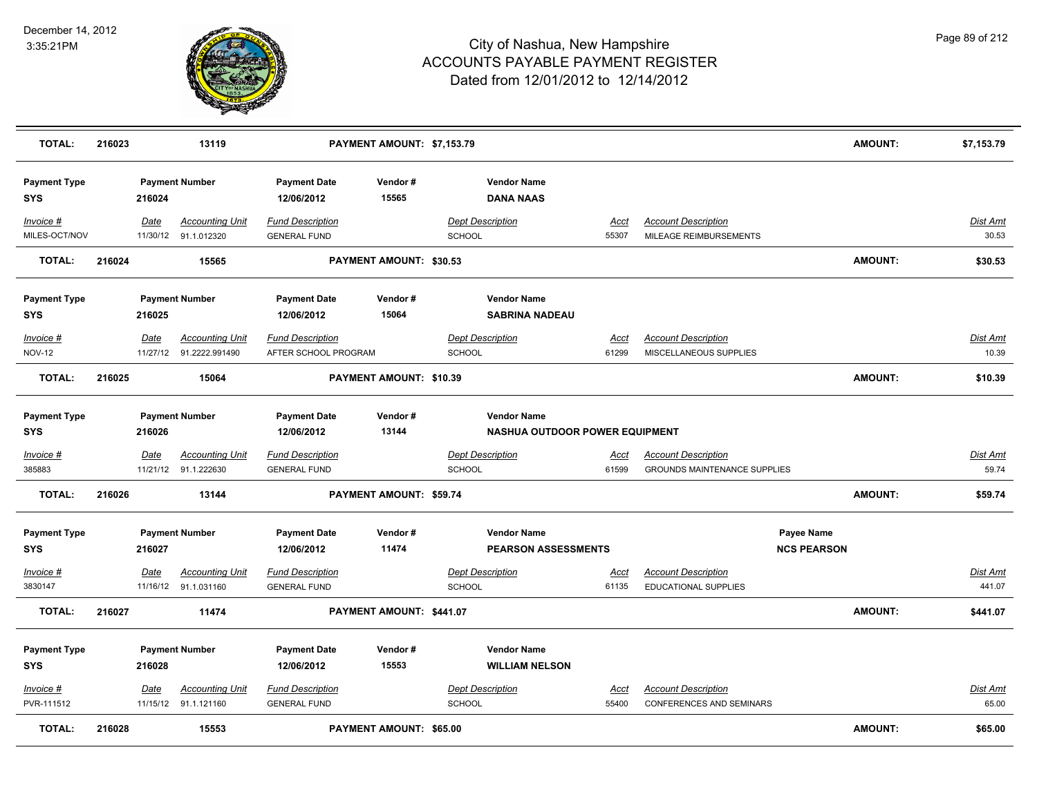# City of Nashua, New Hampshire
## ACCOUNTS PAYABLE PAYMENT REGISTER
### Dated from 12/01/2012 to 12/14/2012

December 14, 2012
3:35:21PM

| **TOTAL:** | **216023** | **13119** | **PAYMENT AMOUNT: $7,153.79** | **AMOUNT:** | **$7,153.79** |
|---|---|---|---|---|---|

| **Payment Type** | **Payment Number** | **Payment Date** | **Vendor #** | **Vendor Name** |
|---|---|---|---|---|
| **SYS** | **216024** | **12/06/2012** | **15565** | **DANA NAAS** |

| Invoice # | Date | Accounting Unit | Fund Description | Dept Description | Acct | Account Description | Dist Amt |
|---|---|---|---|---|---|---|---|
| MILES-OCT/NOV | 11/30/12 | 91.1.012320 | GENERAL FUND | SCHOOL | 55307 | MILEAGE REIMBURSEMENTS | 30.53 |

| **TOTAL:** | **216024** | **15565** | **PAYMENT AMOUNT: $30.53** | **AMOUNT:** | **$30.53** |
|---|---|---|---|---|---|

| **Payment Type** | **Payment Number** | **Payment Date** | **Vendor #** | **Vendor Name** |
|---|---|---|---|---|
| **SYS** | **216025** | **12/06/2012** | **15064** | **SABRINA NADEAU** |

| Invoice # | Date | Accounting Unit | Fund Description | Dept Description | Acct | Account Description | Dist Amt |
|---|---|---|---|---|---|---|---|
| NOV-12 | 11/27/12 | 91.2222.991490 | AFTER SCHOOL PROGRAM | SCHOOL | 61299 | MISCELLANEOUS SUPPLIES | 10.39 |

| **TOTAL:** | **216025** | **15064** | **PAYMENT AMOUNT: $10.39** | **AMOUNT:** | **$10.39** |
|---|---|---|---|---|---|

| **Payment Type** | **Payment Number** | **Payment Date** | **Vendor #** | **Vendor Name** |
|---|---|---|---|---|
| **SYS** | **216026** | **12/06/2012** | **13144** | **NASHUA OUTDOOR POWER EQUIPMENT** |

| Invoice # | Date | Accounting Unit | Fund Description | Dept Description | Acct | Account Description | Dist Amt |
|---|---|---|---|---|---|---|---|
| 385883 | 11/21/12 | 91.1.222630 | GENERAL FUND | SCHOOL | 61599 | GROUNDS MAINTENANCE SUPPLIES | 59.74 |

| **TOTAL:** | **216026** | **13144** | **PAYMENT AMOUNT: $59.74** | **AMOUNT:** | **$59.74** |
|---|---|---|---|---|---|

| **Payment Type** | **Payment Number** | **Payment Date** | **Vendor #** | **Vendor Name** | **Payee Name** |
|---|---|---|---|---|---|
| **SYS** | **216027** | **12/06/2012** | **11474** | **PEARSON ASSESSMENTS** | **NCS PEARSON** |

| Invoice # | Date | Accounting Unit | Fund Description | Dept Description | Acct | Account Description | Dist Amt |
|---|---|---|---|---|---|---|---|
| 3830147 | 11/16/12 | 91.1.031160 | GENERAL FUND | SCHOOL | 61135 | EDUCATIONAL SUPPLIES | 441.07 |

| **TOTAL:** | **216027** | **11474** | **PAYMENT AMOUNT: $441.07** | **AMOUNT:** | **$441.07** |
|---|---|---|---|---|---|

| **Payment Type** | **Payment Number** | **Payment Date** | **Vendor #** | **Vendor Name** |
|---|---|---|---|---|
| **SYS** | **216028** | **12/06/2012** | **15553** | **WILLIAM NELSON** |

| Invoice # | Date | Accounting Unit | Fund Description | Dept Description | Acct | Account Description | Dist Amt |
|---|---|---|---|---|---|---|---|
| PVR-111512 | 11/15/12 | 91.1.121160 | GENERAL FUND | SCHOOL | 55400 | CONFERENCES AND SEMINARS | 65.00 |

| **TOTAL:** | **216028** | **15553** | **PAYMENT AMOUNT: $65.00** | **AMOUNT:** | **$65.00** |
|---|---|---|---|---|---|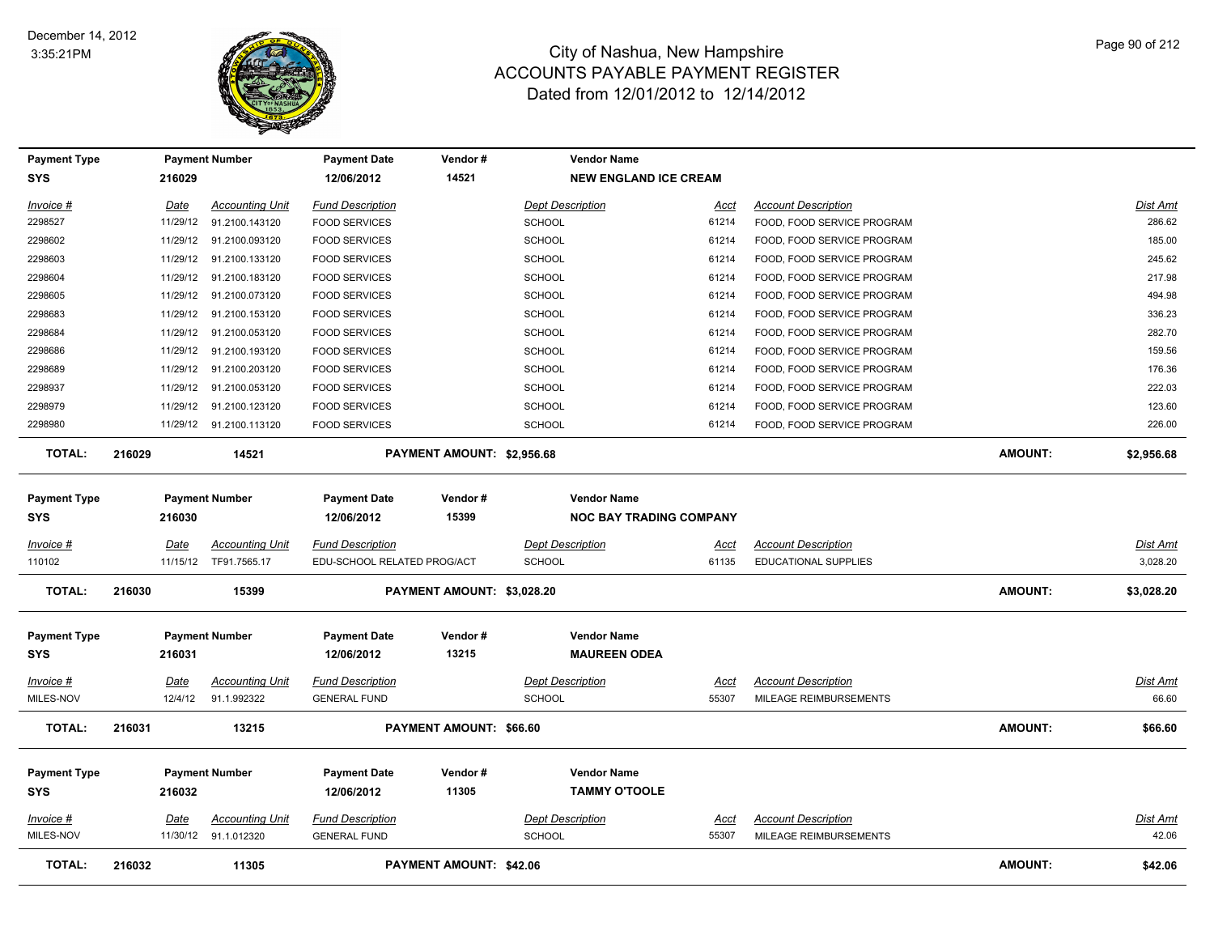# City of Nashua, New Hampshire
## ACCOUNTS PAYABLE PAYMENT REGISTER
### Dated from 12/01/2012 to 12/14/2012

December 14, 2012
3:35:21PM

| Payment Type | Payment Number | Payment Date | Vendor # | Vendor Name |
|---|---|---|---|---|
| SYS | 216029 | 12/06/2012 | 14521 | NEW ENGLAND ICE CREAM |

| Invoice # | Date | Accounting Unit | Fund Description | Dept Description | Acct | Account Description | Dist Amt |
|---|---|---|---|---|---|---|---|
| 2298527 | 11/29/12 | 91.2100.143120 | FOOD SERVICES | SCHOOL | 61214 | FOOD, FOOD SERVICE PROGRAM | 286.62 |
| 2298602 | 11/29/12 | 91.2100.093120 | FOOD SERVICES | SCHOOL | 61214 | FOOD, FOOD SERVICE PROGRAM | 185.00 |
| 2298603 | 11/29/12 | 91.2100.133120 | FOOD SERVICES | SCHOOL | 61214 | FOOD, FOOD SERVICE PROGRAM | 245.62 |
| 2298604 | 11/29/12 | 91.2100.183120 | FOOD SERVICES | SCHOOL | 61214 | FOOD, FOOD SERVICE PROGRAM | 217.98 |
| 2298605 | 11/29/12 | 91.2100.073120 | FOOD SERVICES | SCHOOL | 61214 | FOOD, FOOD SERVICE PROGRAM | 494.98 |
| 2298683 | 11/29/12 | 91.2100.153120 | FOOD SERVICES | SCHOOL | 61214 | FOOD, FOOD SERVICE PROGRAM | 336.23 |
| 2298684 | 11/29/12 | 91.2100.053120 | FOOD SERVICES | SCHOOL | 61214 | FOOD, FOOD SERVICE PROGRAM | 282.70 |
| 2298686 | 11/29/12 | 91.2100.193120 | FOOD SERVICES | SCHOOL | 61214 | FOOD, FOOD SERVICE PROGRAM | 159.56 |
| 2298689 | 11/29/12 | 91.2100.203120 | FOOD SERVICES | SCHOOL | 61214 | FOOD, FOOD SERVICE PROGRAM | 176.36 |
| 2298937 | 11/29/12 | 91.2100.053120 | FOOD SERVICES | SCHOOL | 61214 | FOOD, FOOD SERVICE PROGRAM | 222.03 |
| 2298979 | 11/29/12 | 91.2100.123120 | FOOD SERVICES | SCHOOL | 61214 | FOOD, FOOD SERVICE PROGRAM | 123.60 |
| 2298980 | 11/29/12 | 91.2100.113120 | FOOD SERVICES | SCHOOL | 61214 | FOOD, FOOD SERVICE PROGRAM | 226.00 |

**TOTAL: 216029 — 14521 — PAYMENT AMOUNT: $2,956.68 — AMOUNT: $2,956.68**

| Payment Type | Payment Number | Payment Date | Vendor # | Vendor Name |
|---|---|---|---|---|
| SYS | 216030 | 12/06/2012 | 15399 | NOC BAY TRADING COMPANY |

| Invoice # | Date | Accounting Unit | Fund Description | Dept Description | Acct | Account Description | Dist Amt |
|---|---|---|---|---|---|---|---|
| 110102 | 11/15/12 | TF91.7565.17 | EDU-SCHOOL RELATED PROG/ACT | SCHOOL | 61135 | EDUCATIONAL SUPPLIES | 3,028.20 |

**TOTAL: 216030 — 15399 — PAYMENT AMOUNT: $3,028.20 — AMOUNT: $3,028.20**

| Payment Type | Payment Number | Payment Date | Vendor # | Vendor Name |
|---|---|---|---|---|
| SYS | 216031 | 12/06/2012 | 13215 | MAUREEN ODEA |

| Invoice # | Date | Accounting Unit | Fund Description | Dept Description | Acct | Account Description | Dist Amt |
|---|---|---|---|---|---|---|---|
| MILES-NOV | 12/4/12 | 91.1.992322 | GENERAL FUND | SCHOOL | 55307 | MILEAGE REIMBURSEMENTS | 66.60 |

**TOTAL: 216031 — 13215 — PAYMENT AMOUNT: $66.60 — AMOUNT: $66.60**

| Payment Type | Payment Number | Payment Date | Vendor # | Vendor Name |
|---|---|---|---|---|
| SYS | 216032 | 12/06/2012 | 11305 | TAMMY O'TOOLE |

| Invoice # | Date | Accounting Unit | Fund Description | Dept Description | Acct | Account Description | Dist Amt |
|---|---|---|---|---|---|---|---|
| MILES-NOV | 11/30/12 | 91.1.012320 | GENERAL FUND | SCHOOL | 55307 | MILEAGE REIMBURSEMENTS | 42.06 |

**TOTAL: 216032 — 11305 — PAYMENT AMOUNT: $42.06 — AMOUNT: $42.06**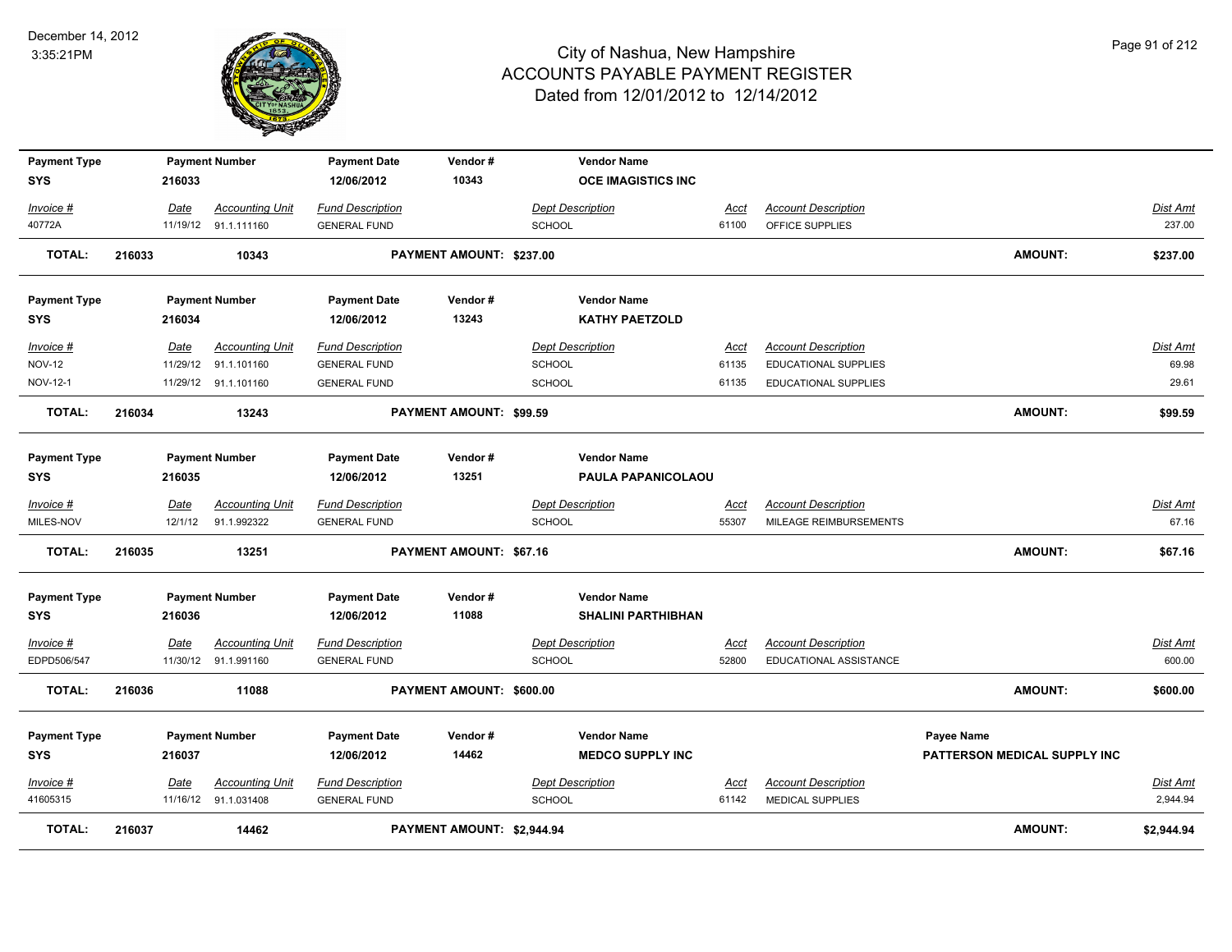# City of Nashua, New Hampshire
## ACCOUNTS PAYABLE PAYMENT REGISTER
### Dated from 12/01/2012 to 12/14/2012

December 14, 2012
3:35:21PM

| Payment Type | Payment Number | Payment Date | Vendor # | Vendor Name |
|---|---|---|---|---|
| SYS | 216033 | 12/06/2012 | 10343 | OCE IMAGISTICS INC |

| Invoice # | Date | Accounting Unit | Fund Description | Dept Description | Acct | Account Description | Dist Amt |
|---|---|---|---|---|---|---|---|
| 40772A | 11/19/12 | 91.1.111160 | GENERAL FUND | SCHOOL | 61100 | OFFICE SUPPLIES | 237.00 |

**TOTAL: 216033 10343 PAYMENT AMOUNT: $237.00 AMOUNT: $237.00**

| Payment Type | Payment Number | Payment Date | Vendor # | Vendor Name |
|---|---|---|---|---|
| SYS | 216034 | 12/06/2012 | 13243 | KATHY PAETZOLD |

| Invoice # | Date | Accounting Unit | Fund Description | Dept Description | Acct | Account Description | Dist Amt |
|---|---|---|---|---|---|---|---|
| NOV-12 | 11/29/12 | 91.1.101160 | GENERAL FUND | SCHOOL | 61135 | EDUCATIONAL SUPPLIES | 69.98 |
| NOV-12-1 | 11/29/12 | 91.1.101160 | GENERAL FUND | SCHOOL | 61135 | EDUCATIONAL SUPPLIES | 29.61 |

**TOTAL: 216034 13243 PAYMENT AMOUNT: $99.59 AMOUNT: $99.59**

| Payment Type | Payment Number | Payment Date | Vendor # | Vendor Name |
|---|---|---|---|---|
| SYS | 216035 | 12/06/2012 | 13251 | PAULA PAPANICOLAOU |

| Invoice # | Date | Accounting Unit | Fund Description | Dept Description | Acct | Account Description | Dist Amt |
|---|---|---|---|---|---|---|---|
| MILES-NOV | 12/1/12 | 91.1.992322 | GENERAL FUND | SCHOOL | 55307 | MILEAGE REIMBURSEMENTS | 67.16 |

**TOTAL: 216035 13251 PAYMENT AMOUNT: $67.16 AMOUNT: $67.16**

| Payment Type | Payment Number | Payment Date | Vendor # | Vendor Name |
|---|---|---|---|---|
| SYS | 216036 | 12/06/2012 | 11088 | SHALINI PARTHIBHAN |

| Invoice # | Date | Accounting Unit | Fund Description | Dept Description | Acct | Account Description | Dist Amt |
|---|---|---|---|---|---|---|---|
| EDPD506/547 | 11/30/12 | 91.1.991160 | GENERAL FUND | SCHOOL | 52800 | EDUCATIONAL ASSISTANCE | 600.00 |

**TOTAL: 216036 11088 PAYMENT AMOUNT: $600.00 AMOUNT: $600.00**

| Payment Type | Payment Number | Payment Date | Vendor # | Vendor Name | Payee Name |
|---|---|---|---|---|---|
| SYS | 216037 | 12/06/2012 | 14462 | MEDCO SUPPLY INC | PATTERSON MEDICAL SUPPLY INC |

| Invoice # | Date | Accounting Unit | Fund Description | Dept Description | Acct | Account Description | Dist Amt |
|---|---|---|---|---|---|---|---|
| 41605315 | 11/16/12 | 91.1.031408 | GENERAL FUND | SCHOOL | 61142 | MEDICAL SUPPLIES | 2,944.94 |

**TOTAL: 216037 14462 PAYMENT AMOUNT: $2,944.94 AMOUNT: $2,944.94**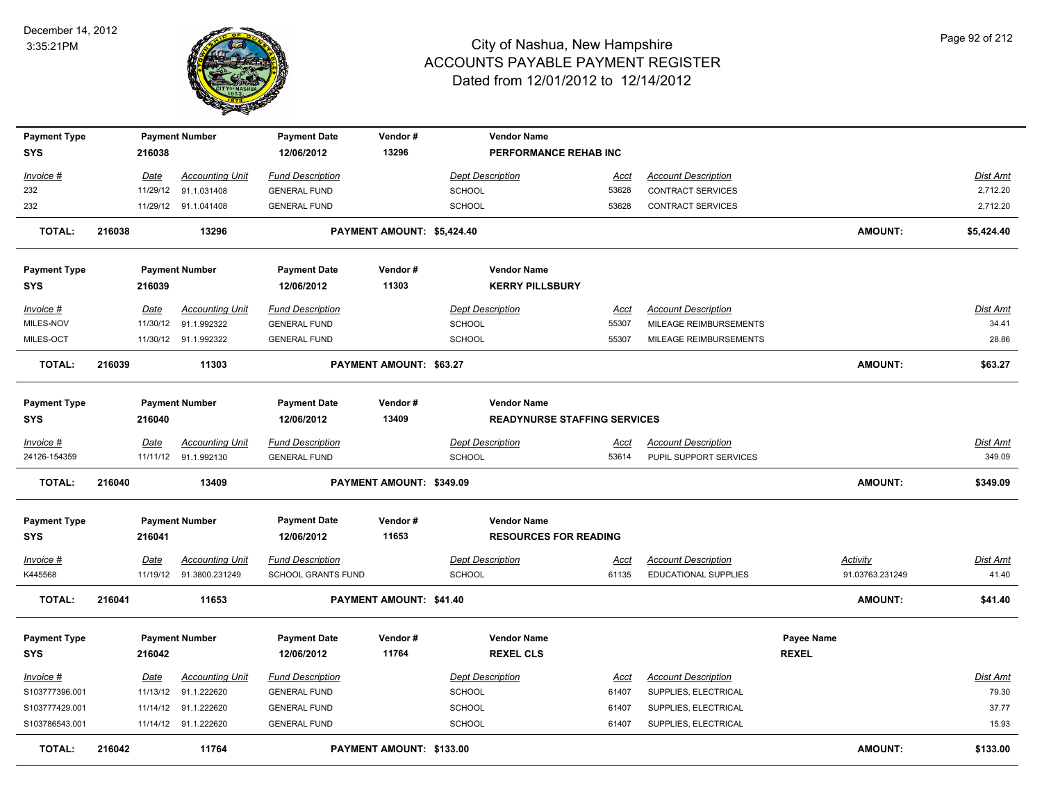# City of Nashua, New Hampshire
# ACCOUNTS PAYABLE PAYMENT REGISTER
## Dated from 12/01/2012 to 12/14/2012

December 14, 2012
3:35:21PM

| Payment Type | Payment Number | Payment Date | Vendor # | Vendor Name |
|---|---|---|---|---|
| SYS | 216038 | 12/06/2012 | 13296 | PERFORMANCE REHAB INC |

| Invoice # | Date | Accounting Unit | Fund Description | Dept Description | Acct | Account Description | Dist Amt |
|---|---|---|---|---|---|---|---|
| 232 | 11/29/12 | 91.1.031408 | GENERAL FUND | SCHOOL | 53628 | CONTRACT SERVICES | 2,712.20 |
| 232 | 11/29/12 | 91.1.041408 | GENERAL FUND | SCHOOL | 53628 | CONTRACT SERVICES | 2,712.20 |

**TOTAL: 216038 13296 PAYMENT AMOUNT: $5,424.40 AMOUNT: $5,424.40**

| Payment Type | Payment Number | Payment Date | Vendor # | Vendor Name |
|---|---|---|---|---|
| SYS | 216039 | 12/06/2012 | 11303 | KERRY PILLSBURY |

| Invoice # | Date | Accounting Unit | Fund Description | Dept Description | Acct | Account Description | Dist Amt |
|---|---|---|---|---|---|---|---|
| MILES-NOV | 11/30/12 | 91.1.992322 | GENERAL FUND | SCHOOL | 55307 | MILEAGE REIMBURSEMENTS | 34.41 |
| MILES-OCT | 11/30/12 | 91.1.992322 | GENERAL FUND | SCHOOL | 55307 | MILEAGE REIMBURSEMENTS | 28.86 |

**TOTAL: 216039 11303 PAYMENT AMOUNT: $63.27 AMOUNT: $63.27**

| Payment Type | Payment Number | Payment Date | Vendor # | Vendor Name |
|---|---|---|---|---|
| SYS | 216040 | 12/06/2012 | 13409 | READYNURSE STAFFING SERVICES |

| Invoice # | Date | Accounting Unit | Fund Description | Dept Description | Acct | Account Description | Dist Amt |
|---|---|---|---|---|---|---|---|
| 24126-154359 | 11/11/12 | 91.1.992130 | GENERAL FUND | SCHOOL | 53614 | PUPIL SUPPORT SERVICES | 349.09 |

**TOTAL: 216040 13409 PAYMENT AMOUNT: $349.09 AMOUNT: $349.09**

| Payment Type | Payment Number | Payment Date | Vendor # | Vendor Name |
|---|---|---|---|---|
| SYS | 216041 | 12/06/2012 | 11653 | RESOURCES FOR READING |

| Invoice # | Date | Accounting Unit | Fund Description | Dept Description | Acct | Account Description | Activity | Dist Amt |
|---|---|---|---|---|---|---|---|---|
| K445568 | 11/19/12 | 91.3800.231249 | SCHOOL GRANTS FUND | SCHOOL | 61135 | EDUCATIONAL SUPPLIES | 91.03763.231249 | 41.40 |

**TOTAL: 216041 11653 PAYMENT AMOUNT: $41.40 AMOUNT: $41.40**

| Payment Type | Payment Number | Payment Date | Vendor # | Vendor Name | Payee Name |
|---|---|---|---|---|---|
| SYS | 216042 | 12/06/2012 | 11764 | REXEL CLS | REXEL |

| Invoice # | Date | Accounting Unit | Fund Description | Dept Description | Acct | Account Description | Dist Amt |
|---|---|---|---|---|---|---|---|
| S103777396.001 | 11/13/12 | 91.1.222620 | GENERAL FUND | SCHOOL | 61407 | SUPPLIES, ELECTRICAL | 79.30 |
| S103777429.001 | 11/14/12 | 91.1.222620 | GENERAL FUND | SCHOOL | 61407 | SUPPLIES, ELECTRICAL | 37.77 |
| S103786543.001 | 11/14/12 | 91.1.222620 | GENERAL FUND | SCHOOL | 61407 | SUPPLIES, ELECTRICAL | 15.93 |

**TOTAL: 216042 11764 PAYMENT AMOUNT: $133.00 AMOUNT: $133.00**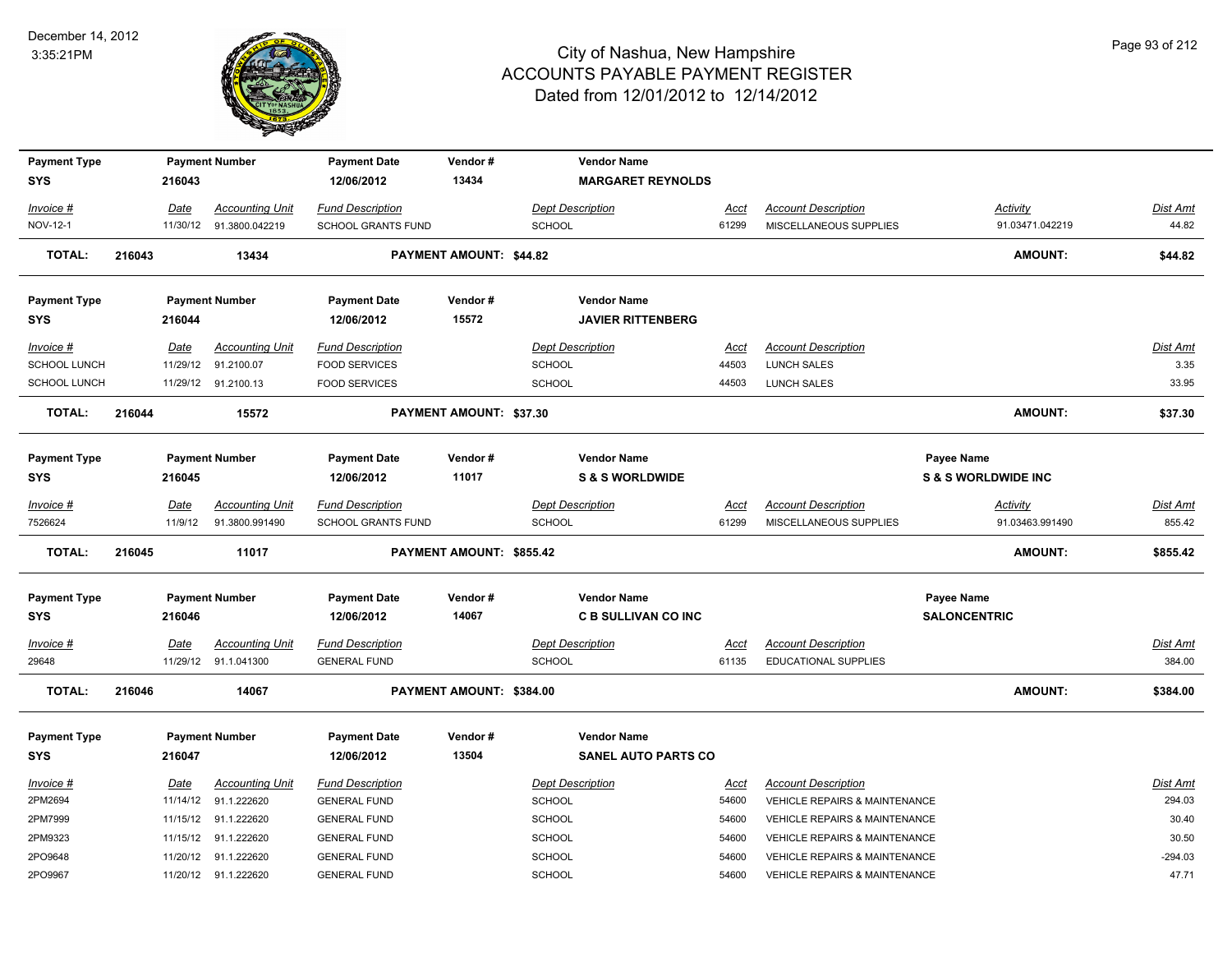# City of Nashua, New Hampshire
## ACCOUNTS PAYABLE PAYMENT REGISTER
### Dated from 12/01/2012 to 12/14/2012

December 14, 2012
3:35:21PM

| Payment Type | Payment Number | Payment Date | Vendor # | Vendor Name |
|---|---|---|---|---|
| SYS | 216043 | 12/06/2012 | 13434 | MARGARET REYNOLDS |

| Invoice # | Date | Accounting Unit | Fund Description | Dept Description | Acct | Account Description | Activity | Dist Amt |
|---|---|---|---|---|---|---|---|---|
| NOV-12-1 | 11/30/12 | 91.3800.042219 | SCHOOL GRANTS FUND | SCHOOL | 61299 | MISCELLANEOUS SUPPLIES | 91.03471.042219 | 44.82 |

**TOTAL: 216043 13434 PAYMENT AMOUNT: $44.82 AMOUNT: $44.82**

| Payment Type | Payment Number | Payment Date | Vendor # | Vendor Name |
|---|---|---|---|---|
| SYS | 216044 | 12/06/2012 | 15572 | JAVIER RITTENBERG |

| Invoice # | Date | Accounting Unit | Fund Description | Dept Description | Acct | Account Description | Dist Amt |
|---|---|---|---|---|---|---|---|
| SCHOOL LUNCH | 11/29/12 | 91.2100.07 | FOOD SERVICES | SCHOOL | 44503 | LUNCH SALES | 3.35 |
| SCHOOL LUNCH | 11/29/12 | 91.2100.13 | FOOD SERVICES | SCHOOL | 44503 | LUNCH SALES | 33.95 |

**TOTAL: 216044 15572 PAYMENT AMOUNT: $37.30 AMOUNT: $37.30**

| Payment Type | Payment Number | Payment Date | Vendor # | Vendor Name | Payee Name |
|---|---|---|---|---|---|
| SYS | 216045 | 12/06/2012 | 11017 | S & S WORLDWIDE | S & S WORLDWIDE INC |

| Invoice # | Date | Accounting Unit | Fund Description | Dept Description | Acct | Account Description | Activity | Dist Amt |
|---|---|---|---|---|---|---|---|---|
| 7526624 | 11/9/12 | 91.3800.991490 | SCHOOL GRANTS FUND | SCHOOL | 61299 | MISCELLANEOUS SUPPLIES | 91.03463.991490 | 855.42 |

**TOTAL: 216045 11017 PAYMENT AMOUNT: $855.42 AMOUNT: $855.42**

| Payment Type | Payment Number | Payment Date | Vendor # | Vendor Name | Payee Name |
|---|---|---|---|---|---|
| SYS | 216046 | 12/06/2012 | 14067 | C B SULLIVAN CO INC | SALONCENTRIC |

| Invoice # | Date | Accounting Unit | Fund Description | Dept Description | Acct | Account Description | Dist Amt |
|---|---|---|---|---|---|---|---|
| 29648 | 11/29/12 | 91.1.041300 | GENERAL FUND | SCHOOL | 61135 | EDUCATIONAL SUPPLIES | 384.00 |

**TOTAL: 216046 14067 PAYMENT AMOUNT: $384.00 AMOUNT: $384.00**

| Payment Type | Payment Number | Payment Date | Vendor # | Vendor Name |
|---|---|---|---|---|
| SYS | 216047 | 12/06/2012 | 13504 | SANEL AUTO PARTS CO |

| Invoice # | Date | Accounting Unit | Fund Description | Dept Description | Acct | Account Description | Dist Amt |
|---|---|---|---|---|---|---|---|
| 2PM2694 | 11/14/12 | 91.1.222620 | GENERAL FUND | SCHOOL | 54600 | VEHICLE REPAIRS & MAINTENANCE | 294.03 |
| 2PM7999 | 11/15/12 | 91.1.222620 | GENERAL FUND | SCHOOL | 54600 | VEHICLE REPAIRS & MAINTENANCE | 30.40 |
| 2PM9323 | 11/15/12 | 91.1.222620 | GENERAL FUND | SCHOOL | 54600 | VEHICLE REPAIRS & MAINTENANCE | 30.50 |
| 2PO9648 | 11/20/12 | 91.1.222620 | GENERAL FUND | SCHOOL | 54600 | VEHICLE REPAIRS & MAINTENANCE | -294.03 |
| 2PO9967 | 11/20/12 | 91.1.222620 | GENERAL FUND | SCHOOL | 54600 | VEHICLE REPAIRS & MAINTENANCE | 47.71 |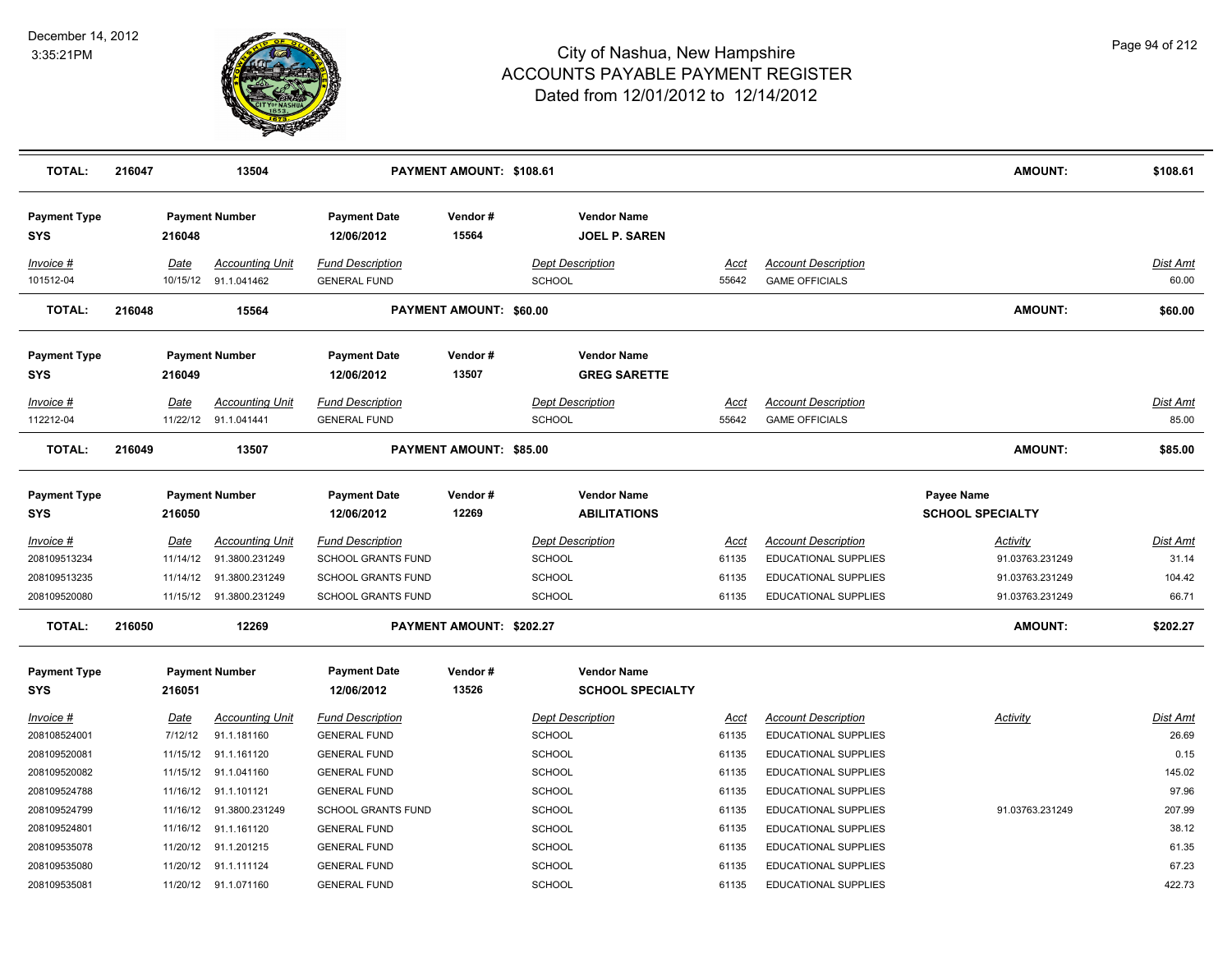# City of Nashua, New Hampshire
## ACCOUNTS PAYABLE PAYMENT REGISTER
### Dated from 12/01/2012 to 12/14/2012

December 14, 2012
3:35:21PM

| TOTAL: | 216047 | 13504 | PAYMENT AMOUNT: $108.61 | AMOUNT: | $108.61 |
|---|---|---|---|---|---|

| Payment Type | Payment Number | Payment Date | Vendor # | Vendor Name |
|---|---|---|---|---|
| SYS | 216048 | 12/06/2012 | 15564 | JOEL P. SAREN |

| Invoice # | Date | Accounting Unit | Fund Description | Dept Description | Acct | Account Description | Dist Amt |
|---|---|---|---|---|---|---|---|
| 101512-04 | 10/15/12 | 91.1.041462 | GENERAL FUND | SCHOOL | 55642 | GAME OFFICIALS | 60.00 |

| TOTAL: | 216048 | 15564 | PAYMENT AMOUNT: $60.00 | AMOUNT: | $60.00 |
|---|---|---|---|---|---|

| Payment Type | Payment Number | Payment Date | Vendor # | Vendor Name |
|---|---|---|---|---|
| SYS | 216049 | 12/06/2012 | 13507 | GREG SARETTE |

| Invoice # | Date | Accounting Unit | Fund Description | Dept Description | Acct | Account Description | Dist Amt |
|---|---|---|---|---|---|---|---|
| 112212-04 | 11/22/12 | 91.1.041441 | GENERAL FUND | SCHOOL | 55642 | GAME OFFICIALS | 85.00 |

| TOTAL: | 216049 | 13507 | PAYMENT AMOUNT: $85.00 | AMOUNT: | $85.00 |
|---|---|---|---|---|---|

| Payment Type | Payment Number | Payment Date | Vendor # | Vendor Name | Payee Name |
|---|---|---|---|---|---|
| SYS | 216050 | 12/06/2012 | 12269 | ABILITATIONS | SCHOOL SPECIALTY |

| Invoice # | Date | Accounting Unit | Fund Description | Dept Description | Acct | Account Description | Activity | Dist Amt |
|---|---|---|---|---|---|---|---|---|
| 208109513234 | 11/14/12 | 91.3800.231249 | SCHOOL GRANTS FUND | SCHOOL | 61135 | EDUCATIONAL SUPPLIES | 91.03763.231249 | 31.14 |
| 208109513235 | 11/14/12 | 91.3800.231249 | SCHOOL GRANTS FUND | SCHOOL | 61135 | EDUCATIONAL SUPPLIES | 91.03763.231249 | 104.42 |
| 208109520080 | 11/15/12 | 91.3800.231249 | SCHOOL GRANTS FUND | SCHOOL | 61135 | EDUCATIONAL SUPPLIES | 91.03763.231249 | 66.71 |

| TOTAL: | 216050 | 12269 | PAYMENT AMOUNT: $202.27 | AMOUNT: | $202.27 |
|---|---|---|---|---|---|

| Payment Type | Payment Number | Payment Date | Vendor # | Vendor Name |
|---|---|---|---|---|
| SYS | 216051 | 12/06/2012 | 13526 | SCHOOL SPECIALTY |

| Invoice # | Date | Accounting Unit | Fund Description | Dept Description | Acct | Account Description | Activity | Dist Amt |
|---|---|---|---|---|---|---|---|---|
| 208108524001 | 7/12/12 | 91.1.181160 | GENERAL FUND | SCHOOL | 61135 | EDUCATIONAL SUPPLIES | | 26.69 |
| 208109520081 | 11/15/12 | 91.1.161120 | GENERAL FUND | SCHOOL | 61135 | EDUCATIONAL SUPPLIES | | 0.15 |
| 208109520082 | 11/15/12 | 91.1.041160 | GENERAL FUND | SCHOOL | 61135 | EDUCATIONAL SUPPLIES | | 145.02 |
| 208109524788 | 11/16/12 | 91.1.101121 | GENERAL FUND | SCHOOL | 61135 | EDUCATIONAL SUPPLIES | | 97.96 |
| 208109524799 | 11/16/12 | 91.3800.231249 | SCHOOL GRANTS FUND | SCHOOL | 61135 | EDUCATIONAL SUPPLIES | 91.03763.231249 | 207.99 |
| 208109524801 | 11/16/12 | 91.1.161120 | GENERAL FUND | SCHOOL | 61135 | EDUCATIONAL SUPPLIES | | 38.12 |
| 208109535078 | 11/20/12 | 91.1.201215 | GENERAL FUND | SCHOOL | 61135 | EDUCATIONAL SUPPLIES | | 61.35 |
| 208109535080 | 11/20/12 | 91.1.111124 | GENERAL FUND | SCHOOL | 61135 | EDUCATIONAL SUPPLIES | | 67.23 |
| 208109535081 | 11/20/12 | 91.1.071160 | GENERAL FUND | SCHOOL | 61135 | EDUCATIONAL SUPPLIES | | 422.73 |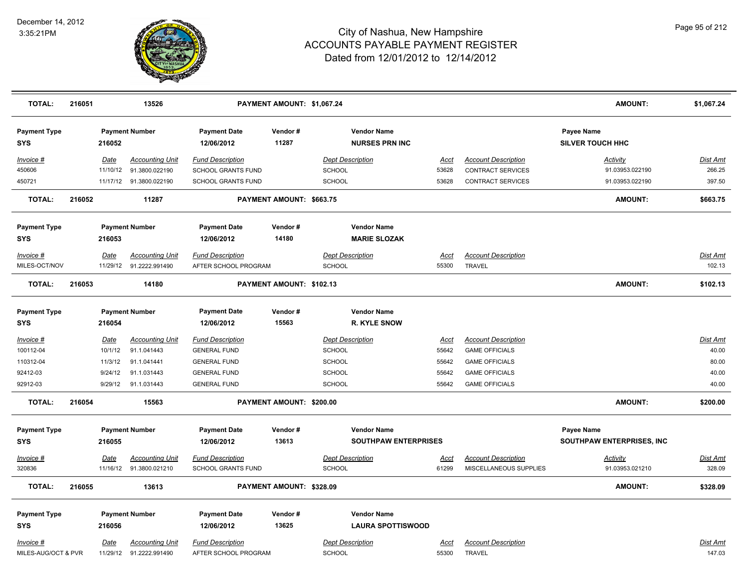# City of Nashua, New Hampshire
## ACCOUNTS PAYABLE PAYMENT REGISTER
### Dated from 12/01/2012 to 12/14/2012

December 14, 2012
3:35:21PM

| TOTAL: | 216051 | 13526 | PAYMENT AMOUNT: $1,067.24 | AMOUNT: | $1,067.24 |
|---|---|---|---|---|---|

**Payment Type:** SYS | **Payment Number:** 216052 | **Payment Date:** 12/06/2012 | **Vendor #:** 11287 | **Vendor Name:** NURSES PRN INC | **Payee Name:** SILVER TOUCH HHC

| Invoice # | Date | Accounting Unit | Fund Description | Dept Description | Acct | Account Description | Activity | Dist Amt |
|---|---|---|---|---|---|---|---|---|
| 450606 | 11/10/12 | 91.3800.022190 | SCHOOL GRANTS FUND | SCHOOL | 53628 | CONTRACT SERVICES | 91.03953.022190 | 266.25 |
| 450721 | 11/17/12 | 91.3800.022190 | SCHOOL GRANTS FUND | SCHOOL | 53628 | CONTRACT SERVICES | 91.03953.022190 | 397.50 |

| TOTAL: | 216052 | 11287 | PAYMENT AMOUNT: $663.75 | AMOUNT: | $663.75 |
|---|---|---|---|---|---|

**Payment Type:** SYS | **Payment Number:** 216053 | **Payment Date:** 12/06/2012 | **Vendor #:** 14180 | **Vendor Name:** MARIE SLOZAK

| Invoice # | Date | Accounting Unit | Fund Description | Dept Description | Acct | Account Description | Dist Amt |
|---|---|---|---|---|---|---|---|
| MILES-OCT/NOV | 11/29/12 | 91.2222.991490 | AFTER SCHOOL PROGRAM | SCHOOL | 55300 | TRAVEL | 102.13 |

| TOTAL: | 216053 | 14180 | PAYMENT AMOUNT: $102.13 | AMOUNT: | $102.13 |
|---|---|---|---|---|---|

**Payment Type:** SYS | **Payment Number:** 216054 | **Payment Date:** 12/06/2012 | **Vendor #:** 15563 | **Vendor Name:** R. KYLE SNOW

| Invoice # | Date | Accounting Unit | Fund Description | Dept Description | Acct | Account Description | Dist Amt |
|---|---|---|---|---|---|---|---|
| 100112-04 | 10/1/12 | 91.1.041443 | GENERAL FUND | SCHOOL | 55642 | GAME OFFICIALS | 40.00 |
| 110312-04 | 11/3/12 | 91.1.041441 | GENERAL FUND | SCHOOL | 55642 | GAME OFFICIALS | 80.00 |
| 92412-03 | 9/24/12 | 91.1.031443 | GENERAL FUND | SCHOOL | 55642 | GAME OFFICIALS | 40.00 |
| 92912-03 | 9/29/12 | 91.1.031443 | GENERAL FUND | SCHOOL | 55642 | GAME OFFICIALS | 40.00 |

| TOTAL: | 216054 | 15563 | PAYMENT AMOUNT: $200.00 | AMOUNT: | $200.00 |
|---|---|---|---|---|---|

**Payment Type:** SYS | **Payment Number:** 216055 | **Payment Date:** 12/06/2012 | **Vendor #:** 13613 | **Vendor Name:** SOUTHPAW ENTERPRISES | **Payee Name:** SOUTHPAW ENTERPRISES, INC

| Invoice # | Date | Accounting Unit | Fund Description | Dept Description | Acct | Account Description | Activity | Dist Amt |
|---|---|---|---|---|---|---|---|---|
| 320836 | 11/16/12 | 91.3800.021210 | SCHOOL GRANTS FUND | SCHOOL | 61299 | MISCELLANEOUS SUPPLIES | 91.03953.021210 | 328.09 |

| TOTAL: | 216055 | 13613 | PAYMENT AMOUNT: $328.09 | AMOUNT: | $328.09 |
|---|---|---|---|---|---|

**Payment Type:** SYS | **Payment Number:** 216056 | **Payment Date:** 12/06/2012 | **Vendor #:** 13625 | **Vendor Name:** LAURA SPOTTISWOOD

| Invoice # | Date | Accounting Unit | Fund Description | Dept Description | Acct | Account Description | Dist Amt |
|---|---|---|---|---|---|---|---|
| MILES-AUG/OCT & PVR | 11/29/12 | 91.2222.991490 | AFTER SCHOOL PROGRAM | SCHOOL | 55300 | TRAVEL | 147.03 |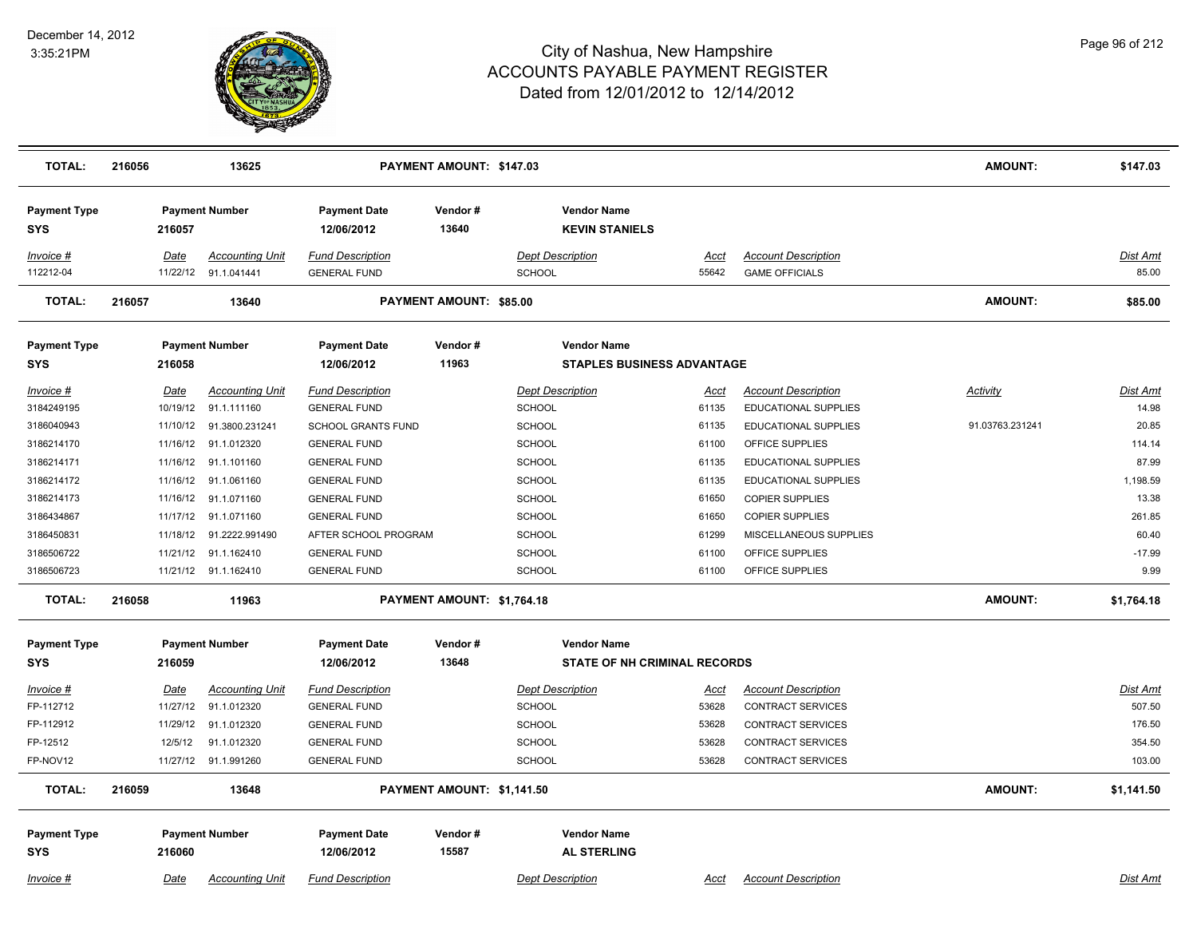# City of Nashua, New Hampshire
# ACCOUNTS PAYABLE PAYMENT REGISTER
## Dated from 12/01/2012 to 12/14/2012

December 14, 2012
3:35:21PM

| TOTAL: | 216056 | 13625 | PAYMENT AMOUNT: $147.03 | AMOUNT: | $147.03 |
|---|---|---|---|---|---|

| Payment Type | Payment Number | Payment Date | Vendor # | Vendor Name |
|---|---|---|---|---|
| SYS | 216057 | 12/06/2012 | 13640 | KEVIN STANIELS |

| Invoice # | Date | Accounting Unit | Fund Description | Dept Description | Acct | Account Description | Dist Amt |
|---|---|---|---|---|---|---|---|
| 112212-04 | 11/22/12 | 91.1.041441 | GENERAL FUND | SCHOOL | 55642 | GAME OFFICIALS | 85.00 |

| TOTAL: | 216057 | 13640 | PAYMENT AMOUNT: $85.00 | AMOUNT: | $85.00 |
|---|---|---|---|---|---|

| Payment Type | Payment Number | Payment Date | Vendor # | Vendor Name |
|---|---|---|---|---|
| SYS | 216058 | 12/06/2012 | 11963 | STAPLES BUSINESS ADVANTAGE |

| Invoice # | Date | Accounting Unit | Fund Description | Dept Description | Acct | Account Description | Activity | Dist Amt |
|---|---|---|---|---|---|---|---|---|
| 3184249195 | 10/19/12 | 91.1.111160 | GENERAL FUND | SCHOOL | 61135 | EDUCATIONAL SUPPLIES | | 14.98 |
| 3186040943 | 11/10/12 | 91.3800.231241 | SCHOOL GRANTS FUND | SCHOOL | 61135 | EDUCATIONAL SUPPLIES | 91.03763.231241 | 20.85 |
| 3186214170 | 11/16/12 | 91.1.012320 | GENERAL FUND | SCHOOL | 61100 | OFFICE SUPPLIES | | 114.14 |
| 3186214171 | 11/16/12 | 91.1.101160 | GENERAL FUND | SCHOOL | 61135 | EDUCATIONAL SUPPLIES | | 87.99 |
| 3186214172 | 11/16/12 | 91.1.061160 | GENERAL FUND | SCHOOL | 61135 | EDUCATIONAL SUPPLIES | | 1,198.59 |
| 3186214173 | 11/16/12 | 91.1.071160 | GENERAL FUND | SCHOOL | 61650 | COPIER SUPPLIES | | 13.38 |
| 3186434867 | 11/17/12 | 91.1.071160 | GENERAL FUND | SCHOOL | 61650 | COPIER SUPPLIES | | 261.85 |
| 3186450831 | 11/18/12 | 91.2222.991490 | AFTER SCHOOL PROGRAM | SCHOOL | 61299 | MISCELLANEOUS SUPPLIES | | 60.40 |
| 3186506722 | 11/21/12 | 91.1.162410 | GENERAL FUND | SCHOOL | 61100 | OFFICE SUPPLIES | | -17.99 |
| 3186506723 | 11/21/12 | 91.1.162410 | GENERAL FUND | SCHOOL | 61100 | OFFICE SUPPLIES | | 9.99 |

| TOTAL: | 216058 | 11963 | PAYMENT AMOUNT: $1,764.18 | AMOUNT: | $1,764.18 |
|---|---|---|---|---|---|

| Payment Type | Payment Number | Payment Date | Vendor # | Vendor Name |
|---|---|---|---|---|
| SYS | 216059 | 12/06/2012 | 13648 | STATE OF NH CRIMINAL RECORDS |

| Invoice # | Date | Accounting Unit | Fund Description | Dept Description | Acct | Account Description | Dist Amt |
|---|---|---|---|---|---|---|---|
| FP-112712 | 11/27/12 | 91.1.012320 | GENERAL FUND | SCHOOL | 53628 | CONTRACT SERVICES | 507.50 |
| FP-112912 | 11/29/12 | 91.1.012320 | GENERAL FUND | SCHOOL | 53628 | CONTRACT SERVICES | 176.50 |
| FP-12512 | 12/5/12 | 91.1.012320 | GENERAL FUND | SCHOOL | 53628 | CONTRACT SERVICES | 354.50 |
| FP-NOV12 | 11/27/12 | 91.1.991260 | GENERAL FUND | SCHOOL | 53628 | CONTRACT SERVICES | 103.00 |

| TOTAL: | 216059 | 13648 | PAYMENT AMOUNT: $1,141.50 | AMOUNT: | $1,141.50 |
|---|---|---|---|---|---|

| Payment Type | Payment Number | Payment Date | Vendor # | Vendor Name |
|---|---|---|---|---|
| SYS | 216060 | 12/06/2012 | 15587 | AL STERLING |

| Invoice # | Date | Accounting Unit | Fund Description | Dept Description | Acct | Account Description | Dist Amt |
|---|---|---|---|---|---|---|---|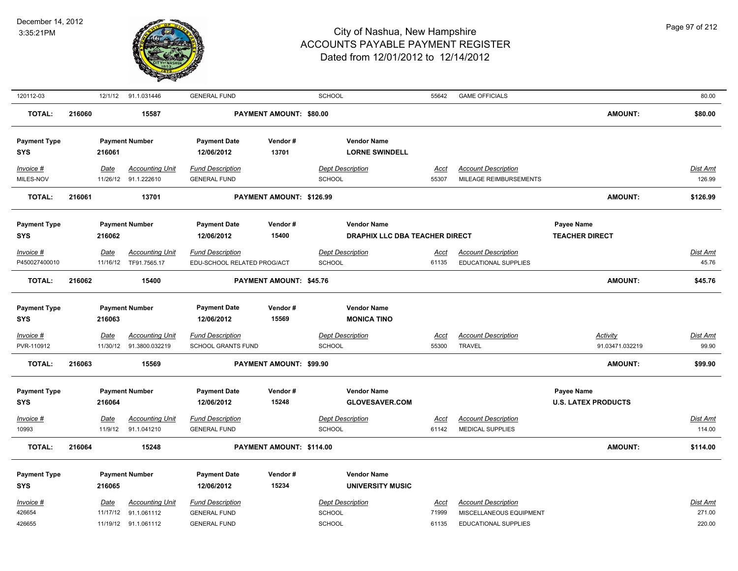| | | | | | | | | |
|---|---|---|---|---|---|---|---|---|
| 120112-03 | 12/1/12 | 91.1.031446 | GENERAL FUND | SCHOOL | 55642 | GAME OFFICIALS | | 80.00 |
| **TOTAL:** | **216060** | **15587** | **PAYMENT AMOUNT: $80.00** | | | | **AMOUNT:** | **$80.00** |

| **Payment Type** | **Payment Number** | **Payment Date** | **Vendor #** | **Vendor Name** | | | | |
|---|---|---|---|---|---|---|---|---|
| **SYS** | **216061** | **12/06/2012** | **13701** | **LORNE SWINDELL** | | | | |
| *Invoice #* | *Date* | *Accounting Unit* | *Fund Description* | *Dept Description* | *Acct* | *Account Description* | | *Dist Amt* |
| MILES-NOV | 11/26/12 | 91.1.222610 | GENERAL FUND | SCHOOL | 55307 | MILEAGE REIMBURSEMENTS | | 126.99 |
| **TOTAL:** | **216061** | **13701** | **PAYMENT AMOUNT: $126.99** | | | | **AMOUNT:** | **$126.99** |

| **Payment Type** | **Payment Number** | **Payment Date** | **Vendor #** | **Vendor Name** | | | **Payee Name** | |
|---|---|---|---|---|---|---|---|---|
| **SYS** | **216062** | **12/06/2012** | **15400** | **DRAPHIX LLC DBA TEACHER DIRECT** | | | **TEACHER DIRECT** | |
| *Invoice #* | *Date* | *Accounting Unit* | *Fund Description* | *Dept Description* | *Acct* | *Account Description* | | *Dist Amt* |
| P450027400010 | 11/16/12 | TF91.7565.17 | EDU-SCHOOL RELATED PROG/ACT | SCHOOL | 61135 | EDUCATIONAL SUPPLIES | | 45.76 |
| **TOTAL:** | **216062** | **15400** | **PAYMENT AMOUNT: $45.76** | | | | **AMOUNT:** | **$45.76** |

| **Payment Type** | **Payment Number** | **Payment Date** | **Vendor #** | **Vendor Name** | | | | |
|---|---|---|---|---|---|---|---|---|
| **SYS** | **216063** | **12/06/2012** | **15569** | **MONICA TINO** | | | | |
| *Invoice #* | *Date* | *Accounting Unit* | *Fund Description* | *Dept Description* | *Acct* | *Account Description* | *Activity* | *Dist Amt* |
| PVR-110912 | 11/30/12 | 91.3800.032219 | SCHOOL GRANTS FUND | SCHOOL | 55300 | TRAVEL | 91.03471.032219 | 99.90 |
| **TOTAL:** | **216063** | **15569** | **PAYMENT AMOUNT: $99.90** | | | | **AMOUNT:** | **$99.90** |

| **Payment Type** | **Payment Number** | **Payment Date** | **Vendor #** | **Vendor Name** | | | **Payee Name** | |
|---|---|---|---|---|---|---|---|---|
| **SYS** | **216064** | **12/06/2012** | **15248** | **GLOVESAVER.COM** | | | **U.S. LATEX PRODUCTS** | |
| *Invoice #* | *Date* | *Accounting Unit* | *Fund Description* | *Dept Description* | *Acct* | *Account Description* | | *Dist Amt* |
| 10993 | 11/9/12 | 91.1.041210 | GENERAL FUND | SCHOOL | 61142 | MEDICAL SUPPLIES | | 114.00 |
| **TOTAL:** | **216064** | **15248** | **PAYMENT AMOUNT: $114.00** | | | | **AMOUNT:** | **$114.00** |

| **Payment Type** | **Payment Number** | **Payment Date** | **Vendor #** | **Vendor Name** | | | | |
|---|---|---|---|---|---|---|---|---|
| **SYS** | **216065** | **12/06/2012** | **15234** | **UNIVERSITY MUSIC** | | | | |
| *Invoice #* | *Date* | *Accounting Unit* | *Fund Description* | *Dept Description* | *Acct* | *Account Description* | | *Dist Amt* |
| 426654 | 11/17/12 | 91.1.061112 | GENERAL FUND | SCHOOL | 71999 | MISCELLANEOUS EQUIPMENT | | 271.00 |
| 426655 | 11/19/12 | 91.1.061112 | GENERAL FUND | SCHOOL | 61135 | EDUCATIONAL SUPPLIES | | 220.00 |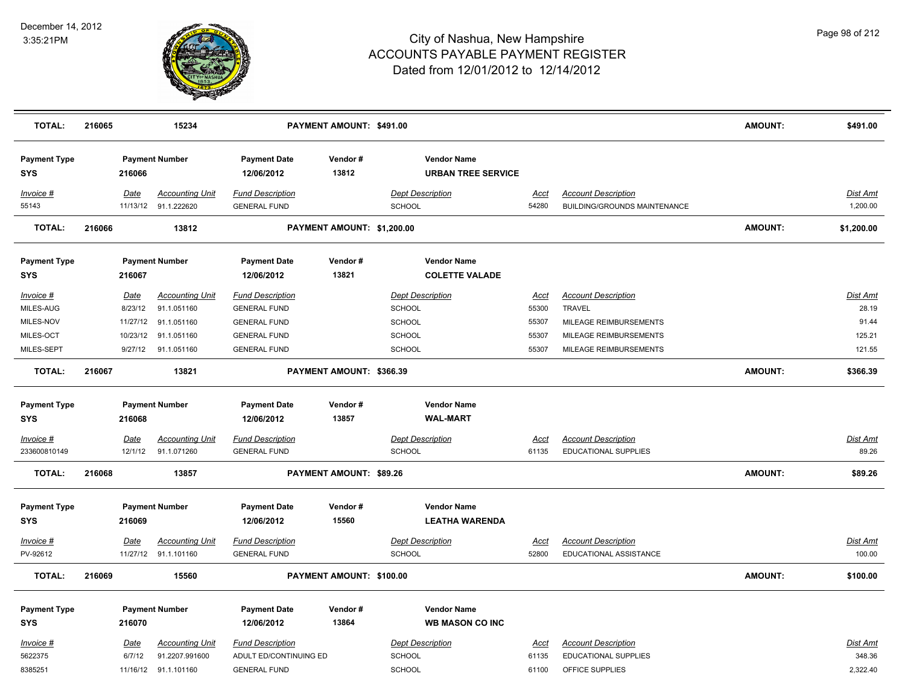# City of Nashua, New Hampshire
## ACCOUNTS PAYABLE PAYMENT REGISTER
### Dated from 12/01/2012 to 12/14/2012

December 14, 2012
3:35:21PM

| TOTAL: | 216065 | 15234 | PAYMENT AMOUNT: $491.00 | AMOUNT: | $491.00 |
|---|---|---|---|---|---|

**Payment Type:** SYS | **Payment Number:** 216066 | **Payment Date:** 12/06/2012 | **Vendor #:** 13812 | **Vendor Name:** URBAN TREE SERVICE

| Invoice # | Date | Accounting Unit | Fund Description | Dept Description | Acct | Account Description | Dist Amt |
|---|---|---|---|---|---|---|---|
| 55143 | 11/13/12 | 91.1.222620 | GENERAL FUND | SCHOOL | 54280 | BUILDING/GROUNDS MAINTENANCE | 1,200.00 |

| TOTAL: | 216066 | 13812 | PAYMENT AMOUNT: $1,200.00 | AMOUNT: | $1,200.00 |
|---|---|---|---|---|---|

**Payment Type:** SYS | **Payment Number:** 216067 | **Payment Date:** 12/06/2012 | **Vendor #:** 13821 | **Vendor Name:** COLETTE VALADE

| Invoice # | Date | Accounting Unit | Fund Description | Dept Description | Acct | Account Description | Dist Amt |
|---|---|---|---|---|---|---|---|
| MILES-AUG | 8/23/12 | 91.1.051160 | GENERAL FUND | SCHOOL | 55300 | TRAVEL | 28.19 |
| MILES-NOV | 11/27/12 | 91.1.051160 | GENERAL FUND | SCHOOL | 55307 | MILEAGE REIMBURSEMENTS | 91.44 |
| MILES-OCT | 10/23/12 | 91.1.051160 | GENERAL FUND | SCHOOL | 55307 | MILEAGE REIMBURSEMENTS | 125.21 |
| MILES-SEPT | 9/27/12 | 91.1.051160 | GENERAL FUND | SCHOOL | 55307 | MILEAGE REIMBURSEMENTS | 121.55 |

| TOTAL: | 216067 | 13821 | PAYMENT AMOUNT: $366.39 | AMOUNT: | $366.39 |
|---|---|---|---|---|---|

**Payment Type:** SYS | **Payment Number:** 216068 | **Payment Date:** 12/06/2012 | **Vendor #:** 13857 | **Vendor Name:** WAL-MART

| Invoice # | Date | Accounting Unit | Fund Description | Dept Description | Acct | Account Description | Dist Amt |
|---|---|---|---|---|---|---|---|
| 233600810149 | 12/1/12 | 91.1.071260 | GENERAL FUND | SCHOOL | 61135 | EDUCATIONAL SUPPLIES | 89.26 |

| TOTAL: | 216068 | 13857 | PAYMENT AMOUNT: $89.26 | AMOUNT: | $89.26 |
|---|---|---|---|---|---|

**Payment Type:** SYS | **Payment Number:** 216069 | **Payment Date:** 12/06/2012 | **Vendor #:** 15560 | **Vendor Name:** LEATHA WARENDA

| Invoice # | Date | Accounting Unit | Fund Description | Dept Description | Acct | Account Description | Dist Amt |
|---|---|---|---|---|---|---|---|
| PV-92612 | 11/27/12 | 91.1.101160 | GENERAL FUND | SCHOOL | 52800 | EDUCATIONAL ASSISTANCE | 100.00 |

| TOTAL: | 216069 | 15560 | PAYMENT AMOUNT: $100.00 | AMOUNT: | $100.00 |
|---|---|---|---|---|---|

**Payment Type:** SYS | **Payment Number:** 216070 | **Payment Date:** 12/06/2012 | **Vendor #:** 13864 | **Vendor Name:** WB MASON CO INC

| Invoice # | Date | Accounting Unit | Fund Description | Dept Description | Acct | Account Description | Dist Amt |
|---|---|---|---|---|---|---|---|
| 5622375 | 6/7/12 | 91.2207.991600 | ADULT ED/CONTINUING ED | SCHOOL | 61135 | EDUCATIONAL SUPPLIES | 348.36 |
| 8385251 | 11/16/12 | 91.1.101160 | GENERAL FUND | SCHOOL | 61100 | OFFICE SUPPLIES | 2,322.40 |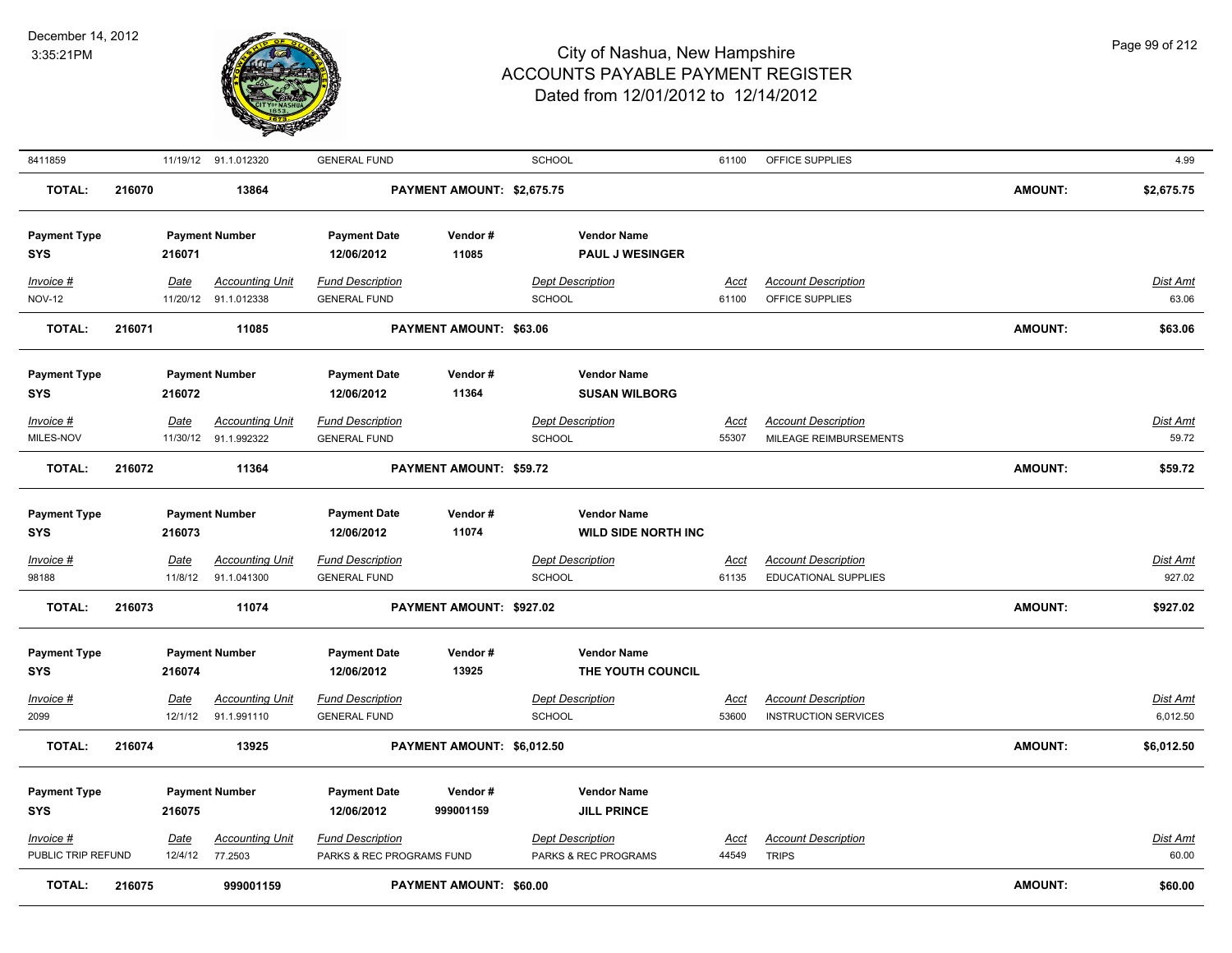| Invoice # | Date | Accounting Unit | Fund Description | Dept Description | Acct | Account Description | Dist Amt |
|---|---|---|---|---|---|---|---|
| 8411859 | 11/19/12 | 91.1.012320 | GENERAL FUND | SCHOOL | 61100 | OFFICE SUPPLIES | 4.99 |

**TOTAL: 216070 13864 PAYMENT AMOUNT: $2,675.75 AMOUNT: $2,675.75**

| Payment Type | Payment Number | Payment Date | Vendor # | Vendor Name |
|---|---|---|---|---|
| SYS | 216071 | 12/06/2012 | 11085 | PAUL J WESINGER |

| Invoice # | Date | Accounting Unit | Fund Description | Dept Description | Acct | Account Description | Dist Amt |
|---|---|---|---|---|---|---|---|
| NOV-12 | 11/20/12 | 91.1.012338 | GENERAL FUND | SCHOOL | 61100 | OFFICE SUPPLIES | 63.06 |

**TOTAL: 216071 11085 PAYMENT AMOUNT: $63.06 AMOUNT: $63.06**

| Payment Type | Payment Number | Payment Date | Vendor # | Vendor Name |
|---|---|---|---|---|
| SYS | 216072 | 12/06/2012 | 11364 | SUSAN WILBORG |

| Invoice # | Date | Accounting Unit | Fund Description | Dept Description | Acct | Account Description | Dist Amt |
|---|---|---|---|---|---|---|---|
| MILES-NOV | 11/30/12 | 91.1.992322 | GENERAL FUND | SCHOOL | 55307 | MILEAGE REIMBURSEMENTS | 59.72 |

**TOTAL: 216072 11364 PAYMENT AMOUNT: $59.72 AMOUNT: $59.72**

| Payment Type | Payment Number | Payment Date | Vendor # | Vendor Name |
|---|---|---|---|---|
| SYS | 216073 | 12/06/2012 | 11074 | WILD SIDE NORTH INC |

| Invoice # | Date | Accounting Unit | Fund Description | Dept Description | Acct | Account Description | Dist Amt |
|---|---|---|---|---|---|---|---|
| 98188 | 11/8/12 | 91.1.041300 | GENERAL FUND | SCHOOL | 61135 | EDUCATIONAL SUPPLIES | 927.02 |

**TOTAL: 216073 11074 PAYMENT AMOUNT: $927.02 AMOUNT: $927.02**

| Payment Type | Payment Number | Payment Date | Vendor # | Vendor Name |
|---|---|---|---|---|
| SYS | 216074 | 12/06/2012 | 13925 | THE YOUTH COUNCIL |

| Invoice # | Date | Accounting Unit | Fund Description | Dept Description | Acct | Account Description | Dist Amt |
|---|---|---|---|---|---|---|---|
| 2099 | 12/1/12 | 91.1.991110 | GENERAL FUND | SCHOOL | 53600 | INSTRUCTION SERVICES | 6,012.50 |

**TOTAL: 216074 13925 PAYMENT AMOUNT: $6,012.50 AMOUNT: $6,012.50**

| Payment Type | Payment Number | Payment Date | Vendor # | Vendor Name |
|---|---|---|---|---|
| SYS | 216075 | 12/06/2012 | 999001159 | JILL PRINCE |

| Invoice # | Date | Accounting Unit | Fund Description | Dept Description | Acct | Account Description | Dist Amt |
|---|---|---|---|---|---|---|---|
| PUBLIC TRIP REFUND | 12/4/12 | 77.2503 | PARKS & REC PROGRAMS FUND | PARKS & REC PROGRAMS | 44549 | TRIPS | 60.00 |

**TOTAL: 216075 999001159 PAYMENT AMOUNT: $60.00 AMOUNT: $60.00**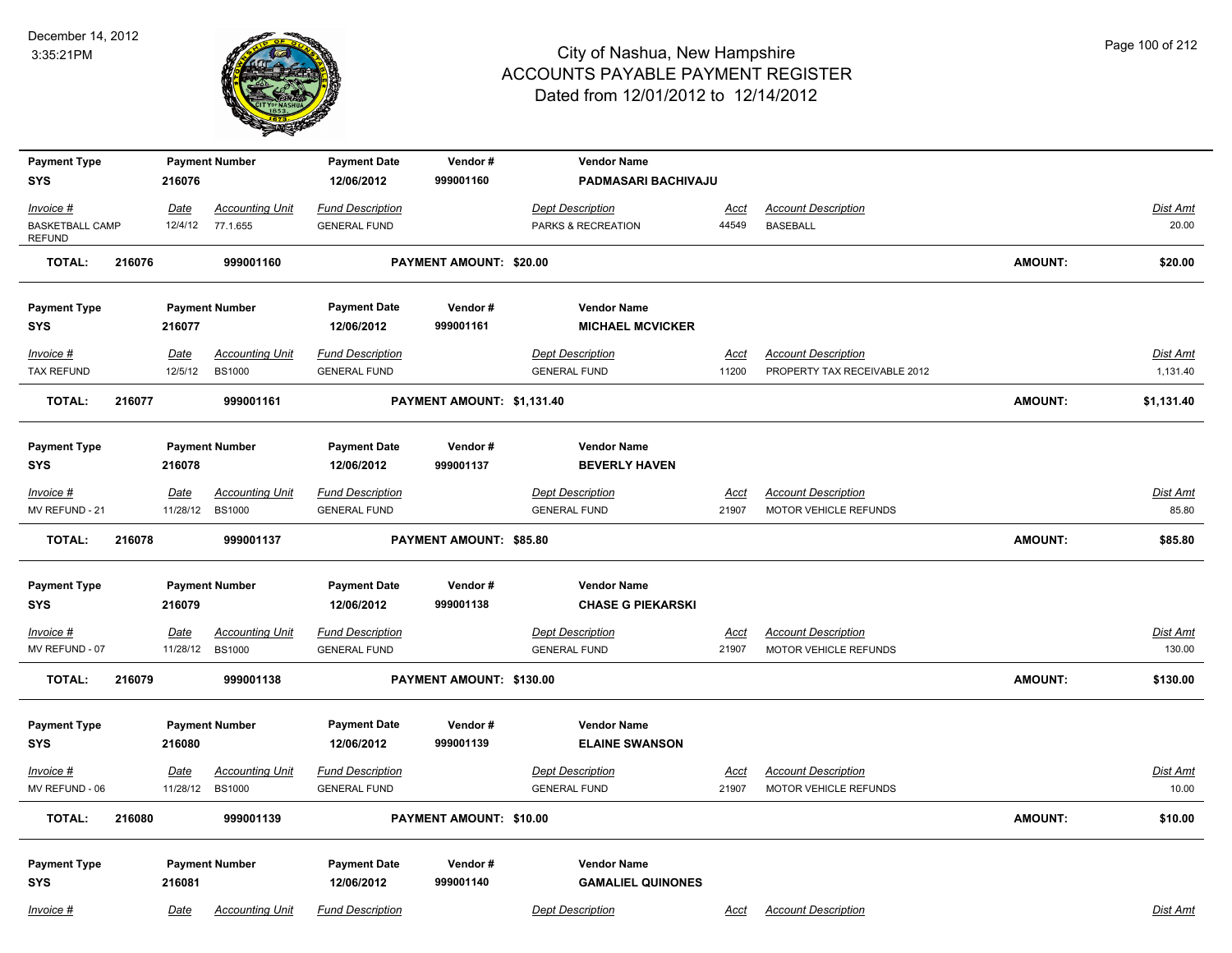# City of Nashua, New Hampshire
## ACCOUNTS PAYABLE PAYMENT REGISTER
### Dated from 12/01/2012 to 12/14/2012

December 14, 2012
3:35:21PM

| Payment Type | Payment Number | Payment Date | Vendor # | Vendor Name |
|---|---|---|---|---|
| SYS | 216076 | 12/06/2012 | 999001160 | PADMASARI BACHIVAJU |

| Invoice # | Date | Accounting Unit | Fund Description | Dept Description | Acct | Account Description | Dist Amt |
|---|---|---|---|---|---|---|---|
| BASKETBALL CAMP REFUND | 12/4/12 | 77.1.655 | GENERAL FUND | PARKS & RECREATION | 44549 | BASEBALL | 20.00 |

**TOTAL: 216076 999001160 PAYMENT AMOUNT: $20.00 AMOUNT: $20.00**

| Payment Type | Payment Number | Payment Date | Vendor # | Vendor Name |
|---|---|---|---|---|
| SYS | 216077 | 12/06/2012 | 999001161 | MICHAEL MCVICKER |

| Invoice # | Date | Accounting Unit | Fund Description | Dept Description | Acct | Account Description | Dist Amt |
|---|---|---|---|---|---|---|---|
| TAX REFUND | 12/5/12 | BS1000 | GENERAL FUND | GENERAL FUND | 11200 | PROPERTY TAX RECEIVABLE 2012 | 1,131.40 |

**TOTAL: 216077 999001161 PAYMENT AMOUNT: $1,131.40 AMOUNT: $1,131.40**

| Payment Type | Payment Number | Payment Date | Vendor # | Vendor Name |
|---|---|---|---|---|
| SYS | 216078 | 12/06/2012 | 999001137 | BEVERLY HAVEN |

| Invoice # | Date | Accounting Unit | Fund Description | Dept Description | Acct | Account Description | Dist Amt |
|---|---|---|---|---|---|---|---|
| MV REFUND - 21 | 11/28/12 | BS1000 | GENERAL FUND | GENERAL FUND | 21907 | MOTOR VEHICLE REFUNDS | 85.80 |

**TOTAL: 216078 999001137 PAYMENT AMOUNT: $85.80 AMOUNT: $85.80**

| Payment Type | Payment Number | Payment Date | Vendor # | Vendor Name |
|---|---|---|---|---|
| SYS | 216079 | 12/06/2012 | 999001138 | CHASE G PIEKARSKI |

| Invoice # | Date | Accounting Unit | Fund Description | Dept Description | Acct | Account Description | Dist Amt |
|---|---|---|---|---|---|---|---|
| MV REFUND - 07 | 11/28/12 | BS1000 | GENERAL FUND | GENERAL FUND | 21907 | MOTOR VEHICLE REFUNDS | 130.00 |

**TOTAL: 216079 999001138 PAYMENT AMOUNT: $130.00 AMOUNT: $130.00**

| Payment Type | Payment Number | Payment Date | Vendor # | Vendor Name |
|---|---|---|---|---|
| SYS | 216080 | 12/06/2012 | 999001139 | ELAINE SWANSON |

| Invoice # | Date | Accounting Unit | Fund Description | Dept Description | Acct | Account Description | Dist Amt |
|---|---|---|---|---|---|---|---|
| MV REFUND - 06 | 11/28/12 | BS1000 | GENERAL FUND | GENERAL FUND | 21907 | MOTOR VEHICLE REFUNDS | 10.00 |

**TOTAL: 216080 999001139 PAYMENT AMOUNT: $10.00 AMOUNT: $10.00**

| Payment Type | Payment Number | Payment Date | Vendor # | Vendor Name |
|---|---|---|---|---|
| SYS | 216081 | 12/06/2012 | 999001140 | GAMALIEL QUINONES |

| Invoice # | Date | Accounting Unit | Fund Description | Dept Description | Acct | Account Description | Dist Amt |
|---|---|---|---|---|---|---|---|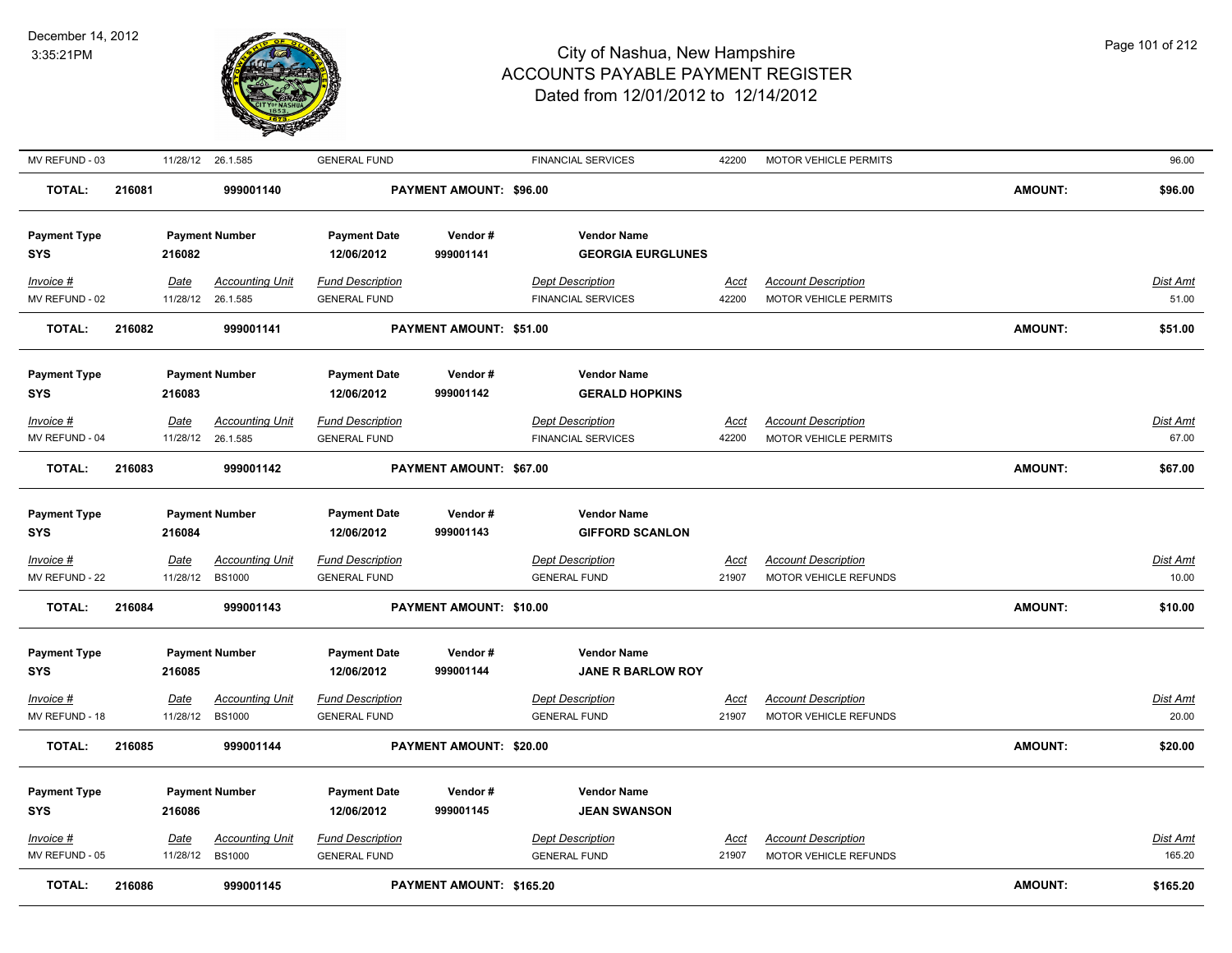| Invoice # | Date | Accounting Unit | Fund Description | Dept Description | Acct | Account Description | Dist Amt |
|---|---|---|---|---|---|---|---|
| MV REFUND - 03 | 11/28/12 | 26.1.585 | GENERAL FUND | FINANCIAL SERVICES | 42200 | MOTOR VEHICLE PERMITS | 96.00 |

**TOTAL:** 216081 999001140 **PAYMENT AMOUNT: $96.00** **AMOUNT: $96.00**

| Payment Type | Payment Number | Payment Date | Vendor # | Vendor Name |
|---|---|---|---|---|
| SYS | 216082 | 12/06/2012 | 999001141 | GEORGIA EURGLUNES |

| Invoice # | Date | Accounting Unit | Fund Description | Dept Description | Acct | Account Description | Dist Amt |
|---|---|---|---|---|---|---|---|
| MV REFUND - 02 | 11/28/12 | 26.1.585 | GENERAL FUND | FINANCIAL SERVICES | 42200 | MOTOR VEHICLE PERMITS | 51.00 |

**TOTAL:** 216082 999001141 **PAYMENT AMOUNT: $51.00** **AMOUNT: $51.00**

| Payment Type | Payment Number | Payment Date | Vendor # | Vendor Name |
|---|---|---|---|---|
| SYS | 216083 | 12/06/2012 | 999001142 | GERALD HOPKINS |

| Invoice # | Date | Accounting Unit | Fund Description | Dept Description | Acct | Account Description | Dist Amt |
|---|---|---|---|---|---|---|---|
| MV REFUND - 04 | 11/28/12 | 26.1.585 | GENERAL FUND | FINANCIAL SERVICES | 42200 | MOTOR VEHICLE PERMITS | 67.00 |

**TOTAL:** 216083 999001142 **PAYMENT AMOUNT: $67.00** **AMOUNT: $67.00**

| Payment Type | Payment Number | Payment Date | Vendor # | Vendor Name |
|---|---|---|---|---|
| SYS | 216084 | 12/06/2012 | 999001143 | GIFFORD SCANLON |

| Invoice # | Date | Accounting Unit | Fund Description | Dept Description | Acct | Account Description | Dist Amt |
|---|---|---|---|---|---|---|---|
| MV REFUND - 22 | 11/28/12 | BS1000 | GENERAL FUND | GENERAL FUND | 21907 | MOTOR VEHICLE REFUNDS | 10.00 |

**TOTAL:** 216084 999001143 **PAYMENT AMOUNT: $10.00** **AMOUNT: $10.00**

| Payment Type | Payment Number | Payment Date | Vendor # | Vendor Name |
|---|---|---|---|---|
| SYS | 216085 | 12/06/2012 | 999001144 | JANE R BARLOW ROY |

| Invoice # | Date | Accounting Unit | Fund Description | Dept Description | Acct | Account Description | Dist Amt |
|---|---|---|---|---|---|---|---|
| MV REFUND - 18 | 11/28/12 | BS1000 | GENERAL FUND | GENERAL FUND | 21907 | MOTOR VEHICLE REFUNDS | 20.00 |

**TOTAL:** 216085 999001144 **PAYMENT AMOUNT: $20.00** **AMOUNT: $20.00**

| Payment Type | Payment Number | Payment Date | Vendor # | Vendor Name |
|---|---|---|---|---|
| SYS | 216086 | 12/06/2012 | 999001145 | JEAN SWANSON |

| Invoice # | Date | Accounting Unit | Fund Description | Dept Description | Acct | Account Description | Dist Amt |
|---|---|---|---|---|---|---|---|
| MV REFUND - 05 | 11/28/12 | BS1000 | GENERAL FUND | GENERAL FUND | 21907 | MOTOR VEHICLE REFUNDS | 165.20 |

**TOTAL:** 216086 999001145 **PAYMENT AMOUNT: $165.20** **AMOUNT: $165.20**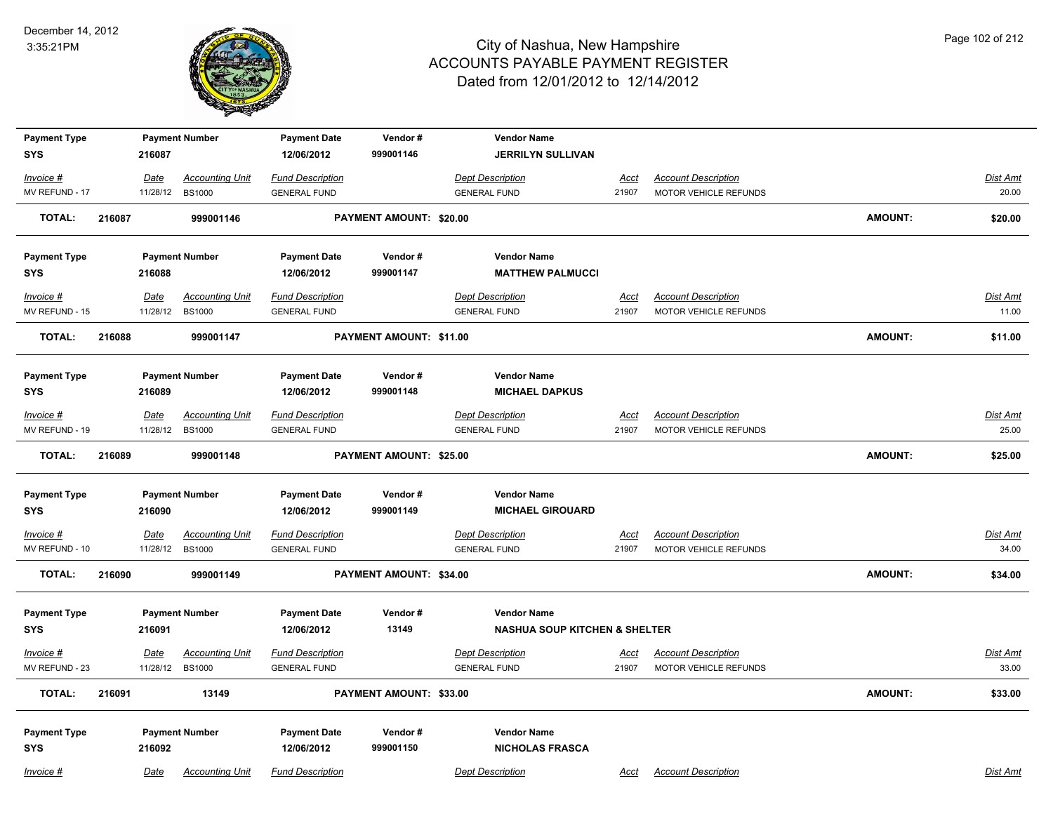# City of Nashua, New Hampshire
## ACCOUNTS PAYABLE PAYMENT REGISTER
### Dated from 12/01/2012 to 12/14/2012

December 14, 2012
3:35:21PM

| Payment Type | Payment Number | Payment Date | Vendor # | Vendor Name |
|---|---|---|---|---|
| SYS | 216087 | 12/06/2012 | 999001146 | JERRILYN SULLIVAN |

| Invoice # | Date | Accounting Unit | Fund Description | Dept Description | Acct | Account Description | Dist Amt |
|---|---|---|---|---|---|---|---|
| MV REFUND - 17 | 11/28/12 | BS1000 | GENERAL FUND | GENERAL FUND | 21907 | MOTOR VEHICLE REFUNDS | 20.00 |

**TOTAL: 216087 999001146 PAYMENT AMOUNT: $20.00 AMOUNT: $20.00**

| Payment Type | Payment Number | Payment Date | Vendor # | Vendor Name |
|---|---|---|---|---|
| SYS | 216088 | 12/06/2012 | 999001147 | MATTHEW PALMUCCI |

| Invoice # | Date | Accounting Unit | Fund Description | Dept Description | Acct | Account Description | Dist Amt |
|---|---|---|---|---|---|---|---|
| MV REFUND - 15 | 11/28/12 | BS1000 | GENERAL FUND | GENERAL FUND | 21907 | MOTOR VEHICLE REFUNDS | 11.00 |

**TOTAL: 216088 999001147 PAYMENT AMOUNT: $11.00 AMOUNT: $11.00**

| Payment Type | Payment Number | Payment Date | Vendor # | Vendor Name |
|---|---|---|---|---|
| SYS | 216089 | 12/06/2012 | 999001148 | MICHAEL DAPKUS |

| Invoice # | Date | Accounting Unit | Fund Description | Dept Description | Acct | Account Description | Dist Amt |
|---|---|---|---|---|---|---|---|
| MV REFUND - 19 | 11/28/12 | BS1000 | GENERAL FUND | GENERAL FUND | 21907 | MOTOR VEHICLE REFUNDS | 25.00 |

**TOTAL: 216089 999001148 PAYMENT AMOUNT: $25.00 AMOUNT: $25.00**

| Payment Type | Payment Number | Payment Date | Vendor # | Vendor Name |
|---|---|---|---|---|
| SYS | 216090 | 12/06/2012 | 999001149 | MICHAEL GIROUARD |

| Invoice # | Date | Accounting Unit | Fund Description | Dept Description | Acct | Account Description | Dist Amt |
|---|---|---|---|---|---|---|---|
| MV REFUND - 10 | 11/28/12 | BS1000 | GENERAL FUND | GENERAL FUND | 21907 | MOTOR VEHICLE REFUNDS | 34.00 |

**TOTAL: 216090 999001149 PAYMENT AMOUNT: $34.00 AMOUNT: $34.00**

| Payment Type | Payment Number | Payment Date | Vendor # | Vendor Name |
|---|---|---|---|---|
| SYS | 216091 | 12/06/2012 | 13149 | NASHUA SOUP KITCHEN & SHELTER |

| Invoice # | Date | Accounting Unit | Fund Description | Dept Description | Acct | Account Description | Dist Amt |
|---|---|---|---|---|---|---|---|
| MV REFUND - 23 | 11/28/12 | BS1000 | GENERAL FUND | GENERAL FUND | 21907 | MOTOR VEHICLE REFUNDS | 33.00 |

**TOTAL: 216091 13149 PAYMENT AMOUNT: $33.00 AMOUNT: $33.00**

| Payment Type | Payment Number | Payment Date | Vendor # | Vendor Name |
|---|---|---|---|---|
| SYS | 216092 | 12/06/2012 | 999001150 | NICHOLAS FRASCA |

| Invoice # | Date | Accounting Unit | Fund Description | Dept Description | Acct | Account Description | Dist Amt |
|---|---|---|---|---|---|---|---|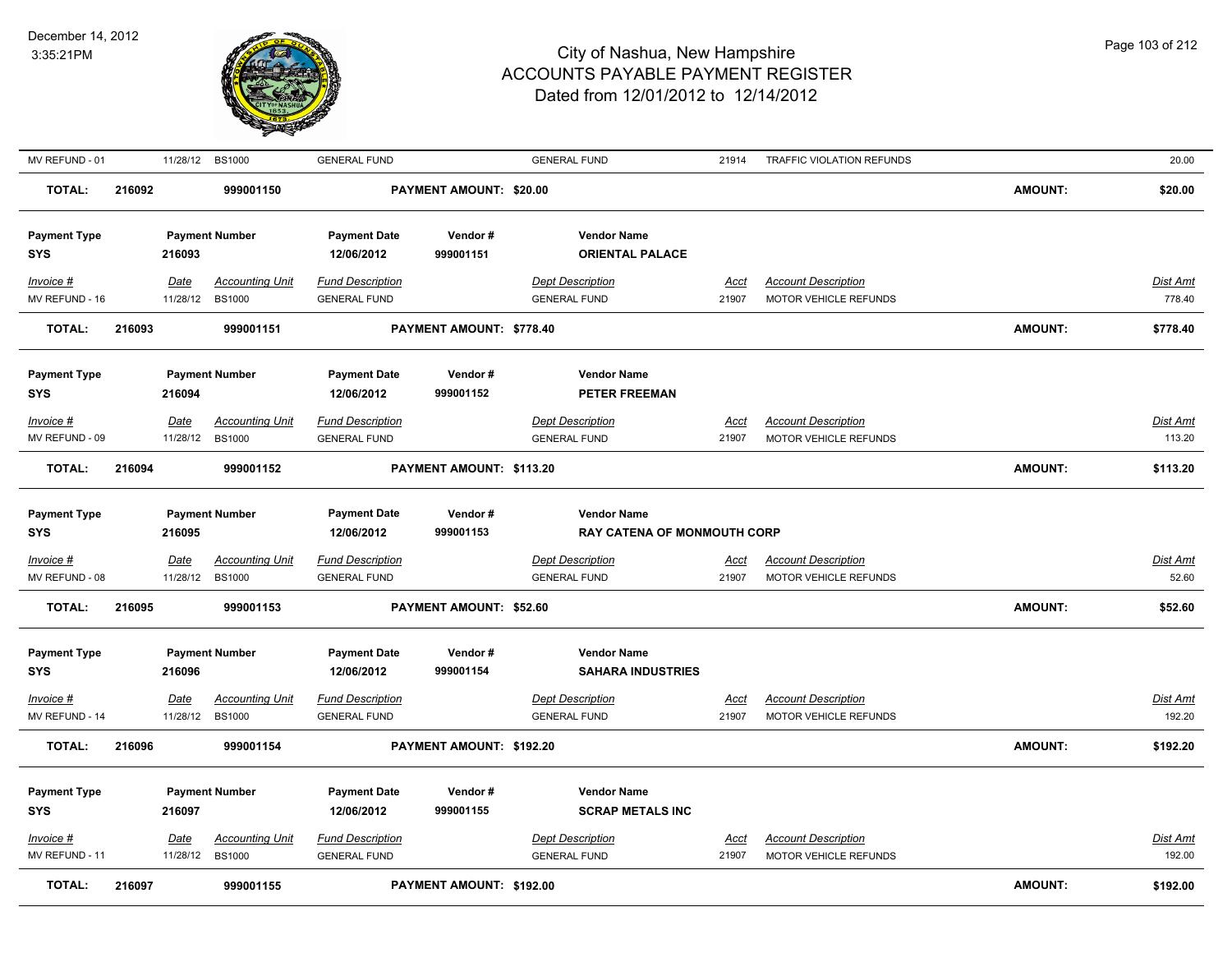| MV REFUND - 01 | 11/28/12 | BS1000 | GENERAL FUND | | GENERAL FUND | 21914 | TRAFFIC VIOLATION REFUNDS | | 20.00 |
|---|---|---|---|---|---|---|---|---|---|

**TOTAL:** 216092 999001150 **PAYMENT AMOUNT: $20.00** **AMOUNT: $20.00**

| Payment Type | Payment Number | Payment Date | Vendor # | Vendor Name |
|---|---|---|---|---|
| SYS | 216093 | 12/06/2012 | 999001151 | ORIENTAL PALACE |

| Invoice # | Date | Accounting Unit | Fund Description | Dept Description | Acct | Account Description | Dist Amt |
|---|---|---|---|---|---|---|---|
| MV REFUND - 16 | 11/28/12 | BS1000 | GENERAL FUND | GENERAL FUND | 21907 | MOTOR VEHICLE REFUNDS | 778.40 |

**TOTAL:** 216093 999001151 **PAYMENT AMOUNT: $778.40** **AMOUNT: $778.40**

| Payment Type | Payment Number | Payment Date | Vendor # | Vendor Name |
|---|---|---|---|---|
| SYS | 216094 | 12/06/2012 | 999001152 | PETER FREEMAN |

| Invoice # | Date | Accounting Unit | Fund Description | Dept Description | Acct | Account Description | Dist Amt |
|---|---|---|---|---|---|---|---|
| MV REFUND - 09 | 11/28/12 | BS1000 | GENERAL FUND | GENERAL FUND | 21907 | MOTOR VEHICLE REFUNDS | 113.20 |

**TOTAL:** 216094 999001152 **PAYMENT AMOUNT: $113.20** **AMOUNT: $113.20**

| Payment Type | Payment Number | Payment Date | Vendor # | Vendor Name |
|---|---|---|---|---|
| SYS | 216095 | 12/06/2012 | 999001153 | RAY CATENA OF MONMOUTH CORP |

| Invoice # | Date | Accounting Unit | Fund Description | Dept Description | Acct | Account Description | Dist Amt |
|---|---|---|---|---|---|---|---|
| MV REFUND - 08 | 11/28/12 | BS1000 | GENERAL FUND | GENERAL FUND | 21907 | MOTOR VEHICLE REFUNDS | 52.60 |

**TOTAL:** 216095 999001153 **PAYMENT AMOUNT: $52.60** **AMOUNT: $52.60**

| Payment Type | Payment Number | Payment Date | Vendor # | Vendor Name |
|---|---|---|---|---|
| SYS | 216096 | 12/06/2012 | 999001154 | SAHARA INDUSTRIES |

| Invoice # | Date | Accounting Unit | Fund Description | Dept Description | Acct | Account Description | Dist Amt |
|---|---|---|---|---|---|---|---|
| MV REFUND - 14 | 11/28/12 | BS1000 | GENERAL FUND | GENERAL FUND | 21907 | MOTOR VEHICLE REFUNDS | 192.20 |

**TOTAL:** 216096 999001154 **PAYMENT AMOUNT: $192.20** **AMOUNT: $192.20**

| Payment Type | Payment Number | Payment Date | Vendor # | Vendor Name |
|---|---|---|---|---|
| SYS | 216097 | 12/06/2012 | 999001155 | SCRAP METALS INC |

| Invoice # | Date | Accounting Unit | Fund Description | Dept Description | Acct | Account Description | Dist Amt |
|---|---|---|---|---|---|---|---|
| MV REFUND - 11 | 11/28/12 | BS1000 | GENERAL FUND | GENERAL FUND | 21907 | MOTOR VEHICLE REFUNDS | 192.00 |

**TOTAL:** 216097 999001155 **PAYMENT AMOUNT: $192.00** **AMOUNT: $192.00**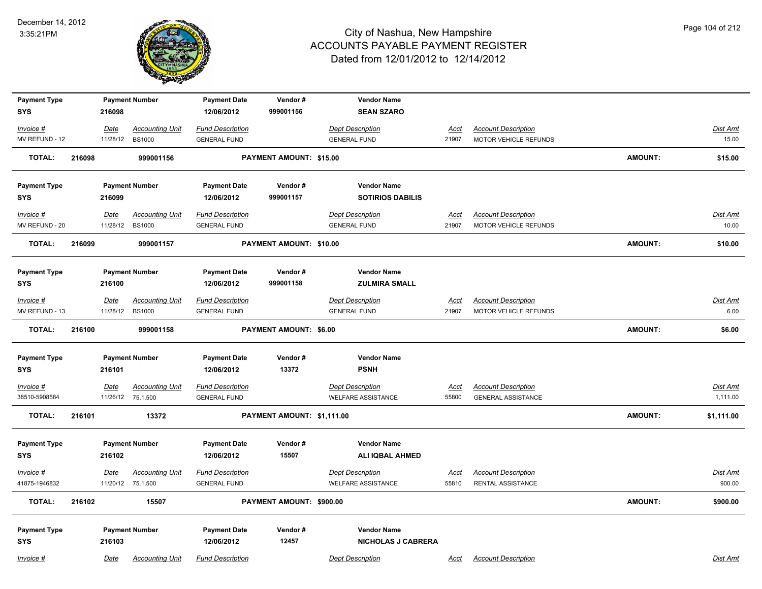# City of Nashua, New Hampshire
## ACCOUNTS PAYABLE PAYMENT REGISTER
### Dated from 12/01/2012 to 12/14/2012

December 14, 2012
3:35:21PM

| Payment Type | Payment Number | Payment Date | Vendor # | Vendor Name |
|---|---|---|---|---|
| SYS | 216098 | 12/06/2012 | 999001156 | SEAN SZARO |

| Invoice # | Date | Accounting Unit | Fund Description | Dept Description | Acct | Account Description | Dist Amt |
|---|---|---|---|---|---|---|---|
| MV REFUND - 12 | 11/28/12 | BS1000 | GENERAL FUND | GENERAL FUND | 21907 | MOTOR VEHICLE REFUNDS | 15.00 |

**TOTAL: 216098 999001156 PAYMENT AMOUNT: $15.00 AMOUNT: $15.00**

| Payment Type | Payment Number | Payment Date | Vendor # | Vendor Name |
|---|---|---|---|---|
| SYS | 216099 | 12/06/2012 | 999001157 | SOTIRIOS DABILIS |

| Invoice # | Date | Accounting Unit | Fund Description | Dept Description | Acct | Account Description | Dist Amt |
|---|---|---|---|---|---|---|---|
| MV REFUND - 20 | 11/28/12 | BS1000 | GENERAL FUND | GENERAL FUND | 21907 | MOTOR VEHICLE REFUNDS | 10.00 |

**TOTAL: 216099 999001157 PAYMENT AMOUNT: $10.00 AMOUNT: $10.00**

| Payment Type | Payment Number | Payment Date | Vendor # | Vendor Name |
|---|---|---|---|---|
| SYS | 216100 | 12/06/2012 | 999001158 | ZULMIRA SMALL |

| Invoice # | Date | Accounting Unit | Fund Description | Dept Description | Acct | Account Description | Dist Amt |
|---|---|---|---|---|---|---|---|
| MV REFUND - 13 | 11/28/12 | BS1000 | GENERAL FUND | GENERAL FUND | 21907 | MOTOR VEHICLE REFUNDS | 6.00 |

**TOTAL: 216100 999001158 PAYMENT AMOUNT: $6.00 AMOUNT: $6.00**

| Payment Type | Payment Number | Payment Date | Vendor # | Vendor Name |
|---|---|---|---|---|
| SYS | 216101 | 12/06/2012 | 13372 | PSNH |

| Invoice # | Date | Accounting Unit | Fund Description | Dept Description | Acct | Account Description | Dist Amt |
|---|---|---|---|---|---|---|---|
| 38510-5908584 | 11/26/12 | 75.1.500 | GENERAL FUND | WELFARE ASSISTANCE | 55800 | GENERAL ASSISTANCE | 1,111.00 |

**TOTAL: 216101 13372 PAYMENT AMOUNT: $1,111.00 AMOUNT: $1,111.00**

| Payment Type | Payment Number | Payment Date | Vendor # | Vendor Name |
|---|---|---|---|---|
| SYS | 216102 | 12/06/2012 | 15507 | ALI IQBAL AHMED |

| Invoice # | Date | Accounting Unit | Fund Description | Dept Description | Acct | Account Description | Dist Amt |
|---|---|---|---|---|---|---|---|
| 41875-1946832 | 11/20/12 | 75.1.500 | GENERAL FUND | WELFARE ASSISTANCE | 55810 | RENTAL ASSISTANCE | 900.00 |

**TOTAL: 216102 15507 PAYMENT AMOUNT: $900.00 AMOUNT: $900.00**

| Payment Type | Payment Number | Payment Date | Vendor # | Vendor Name |
|---|---|---|---|---|
| SYS | 216103 | 12/06/2012 | 12457 | NICHOLAS J CABRERA |

| Invoice # | Date | Accounting Unit | Fund Description | Dept Description | Acct | Account Description | Dist Amt |
|---|---|---|---|---|---|---|---|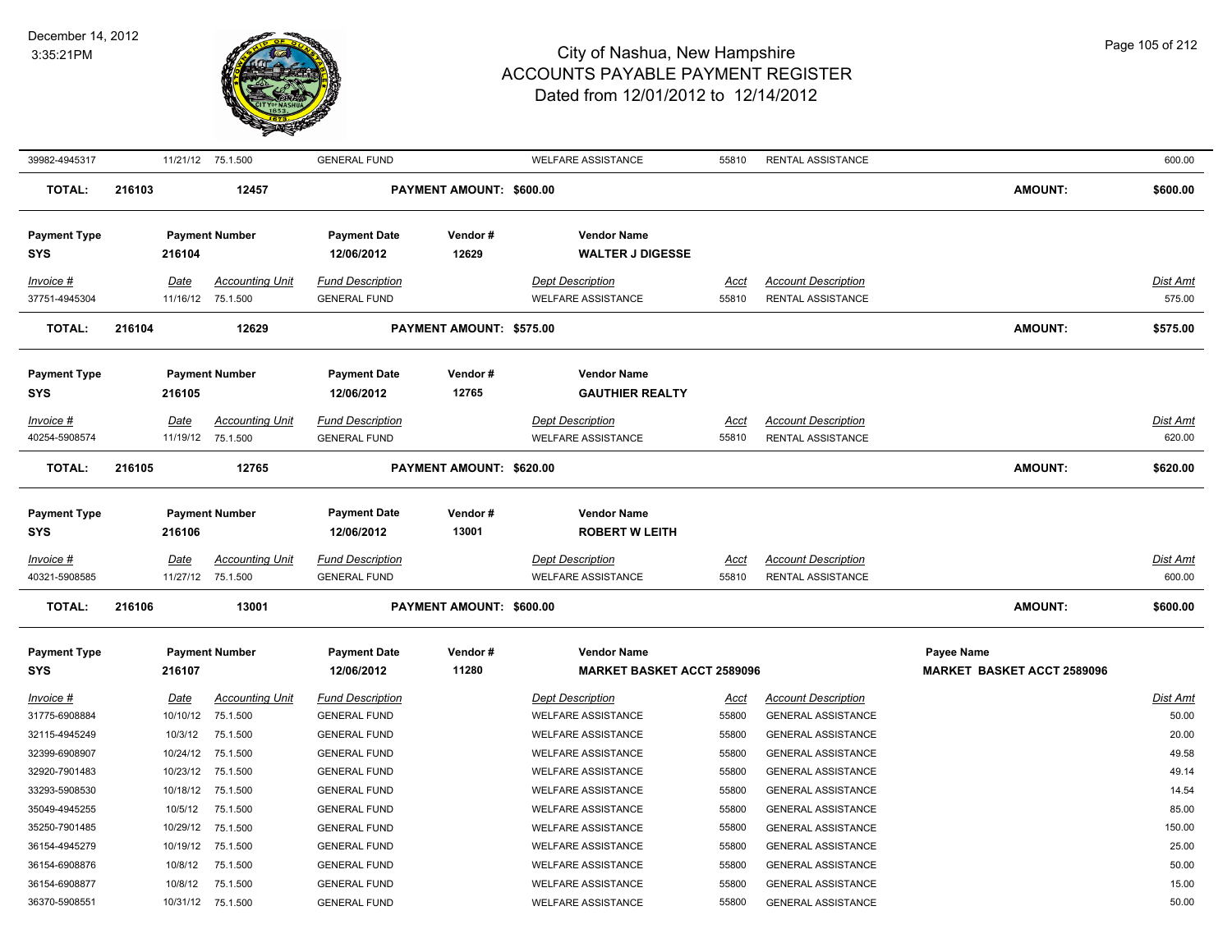| Invoice # | Date | Accounting Unit | Fund Description | Dept Description | Acct | Account Description | Dist Amt |
|---|---|---|---|---|---|---|---|
| 39982-4945317 | 11/21/12 | 75.1.500 | GENERAL FUND | WELFARE ASSISTANCE | 55810 | RENTAL ASSISTANCE | 600.00 |

**TOTAL: 216103 | 12457 | PAYMENT AMOUNT: $600.00 | AMOUNT: $600.00**

| Payment Type | Payment Number | Payment Date | Vendor # | Vendor Name |
|---|---|---|---|---|
| SYS | 216104 | 12/06/2012 | 12629 | WALTER J DIGESSE |

| Invoice # | Date | Accounting Unit | Fund Description | Dept Description | Acct | Account Description | Dist Amt |
|---|---|---|---|---|---|---|---|
| 37751-4945304 | 11/16/12 | 75.1.500 | GENERAL FUND | WELFARE ASSISTANCE | 55810 | RENTAL ASSISTANCE | 575.00 |

**TOTAL: 216104 | 12629 | PAYMENT AMOUNT: $575.00 | AMOUNT: $575.00**

| Payment Type | Payment Number | Payment Date | Vendor # | Vendor Name |
|---|---|---|---|---|
| SYS | 216105 | 12/06/2012 | 12765 | GAUTHIER REALTY |

| Invoice # | Date | Accounting Unit | Fund Description | Dept Description | Acct | Account Description | Dist Amt |
|---|---|---|---|---|---|---|---|
| 40254-5908574 | 11/19/12 | 75.1.500 | GENERAL FUND | WELFARE ASSISTANCE | 55810 | RENTAL ASSISTANCE | 620.00 |

**TOTAL: 216105 | 12765 | PAYMENT AMOUNT: $620.00 | AMOUNT: $620.00**

| Payment Type | Payment Number | Payment Date | Vendor # | Vendor Name |
|---|---|---|---|---|
| SYS | 216106 | 12/06/2012 | 13001 | ROBERT W LEITH |

| Invoice # | Date | Accounting Unit | Fund Description | Dept Description | Acct | Account Description | Dist Amt |
|---|---|---|---|---|---|---|---|
| 40321-5908585 | 11/27/12 | 75.1.500 | GENERAL FUND | WELFARE ASSISTANCE | 55810 | RENTAL ASSISTANCE | 600.00 |

**TOTAL: 216106 | 13001 | PAYMENT AMOUNT: $600.00 | AMOUNT: $600.00**

| Payment Type | Payment Number | Payment Date | Vendor # | Vendor Name | Payee Name |
|---|---|---|---|---|---|
| SYS | 216107 | 12/06/2012 | 11280 | MARKET BASKET ACCT 2589096 | MARKET BASKET ACCT 2589096 |

| Invoice # | Date | Accounting Unit | Fund Description | Dept Description | Acct | Account Description | Dist Amt |
|---|---|---|---|---|---|---|---|
| 31775-6908884 | 10/10/12 | 75.1.500 | GENERAL FUND | WELFARE ASSISTANCE | 55800 | GENERAL ASSISTANCE | 50.00 |
| 32115-4945249 | 10/3/12 | 75.1.500 | GENERAL FUND | WELFARE ASSISTANCE | 55800 | GENERAL ASSISTANCE | 20.00 |
| 32399-6908907 | 10/24/12 | 75.1.500 | GENERAL FUND | WELFARE ASSISTANCE | 55800 | GENERAL ASSISTANCE | 49.58 |
| 32920-7901483 | 10/23/12 | 75.1.500 | GENERAL FUND | WELFARE ASSISTANCE | 55800 | GENERAL ASSISTANCE | 49.14 |
| 33293-5908530 | 10/18/12 | 75.1.500 | GENERAL FUND | WELFARE ASSISTANCE | 55800 | GENERAL ASSISTANCE | 14.54 |
| 35049-4945255 | 10/5/12 | 75.1.500 | GENERAL FUND | WELFARE ASSISTANCE | 55800 | GENERAL ASSISTANCE | 85.00 |
| 35250-7901485 | 10/29/12 | 75.1.500 | GENERAL FUND | WELFARE ASSISTANCE | 55800 | GENERAL ASSISTANCE | 150.00 |
| 36154-4945279 | 10/19/12 | 75.1.500 | GENERAL FUND | WELFARE ASSISTANCE | 55800 | GENERAL ASSISTANCE | 25.00 |
| 36154-6908876 | 10/8/12 | 75.1.500 | GENERAL FUND | WELFARE ASSISTANCE | 55800 | GENERAL ASSISTANCE | 50.00 |
| 36154-6908877 | 10/8/12 | 75.1.500 | GENERAL FUND | WELFARE ASSISTANCE | 55800 | GENERAL ASSISTANCE | 15.00 |
| 36370-5908551 | 10/31/12 | 75.1.500 | GENERAL FUND | WELFARE ASSISTANCE | 55800 | GENERAL ASSISTANCE | 50.00 |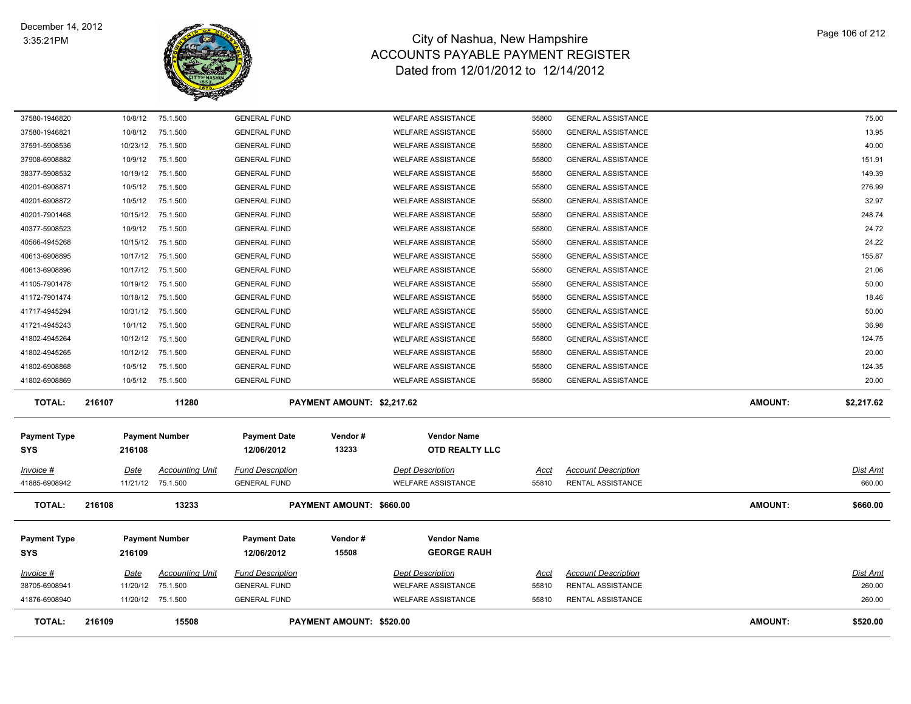# City of Nashua, New Hampshire
## ACCOUNTS PAYABLE PAYMENT REGISTER
### Dated from 12/01/2012 to 12/14/2012

December 14, 2012
3:35:21PM

| Invoice # | Date | Accounting Unit | Fund Description | Dept Description | Acct | Account Description | Dist Amt |
|---|---|---|---|---|---|---|---|
| 37580-1946820 | 10/8/12 | 75.1.500 | GENERAL FUND | WELFARE ASSISTANCE | 55800 | GENERAL ASSISTANCE | 75.00 |
| 37580-1946821 | 10/8/12 | 75.1.500 | GENERAL FUND | WELFARE ASSISTANCE | 55800 | GENERAL ASSISTANCE | 13.95 |
| 37591-5908536 | 10/23/12 | 75.1.500 | GENERAL FUND | WELFARE ASSISTANCE | 55800 | GENERAL ASSISTANCE | 40.00 |
| 37908-6908882 | 10/9/12 | 75.1.500 | GENERAL FUND | WELFARE ASSISTANCE | 55800 | GENERAL ASSISTANCE | 151.91 |
| 38377-5908532 | 10/19/12 | 75.1.500 | GENERAL FUND | WELFARE ASSISTANCE | 55800 | GENERAL ASSISTANCE | 149.39 |
| 40201-6908871 | 10/5/12 | 75.1.500 | GENERAL FUND | WELFARE ASSISTANCE | 55800 | GENERAL ASSISTANCE | 276.99 |
| 40201-6908872 | 10/5/12 | 75.1.500 | GENERAL FUND | WELFARE ASSISTANCE | 55800 | GENERAL ASSISTANCE | 32.97 |
| 40201-7901468 | 10/15/12 | 75.1.500 | GENERAL FUND | WELFARE ASSISTANCE | 55800 | GENERAL ASSISTANCE | 248.74 |
| 40377-5908523 | 10/9/12 | 75.1.500 | GENERAL FUND | WELFARE ASSISTANCE | 55800 | GENERAL ASSISTANCE | 24.72 |
| 40566-4945268 | 10/15/12 | 75.1.500 | GENERAL FUND | WELFARE ASSISTANCE | 55800 | GENERAL ASSISTANCE | 24.22 |
| 40613-6908895 | 10/17/12 | 75.1.500 | GENERAL FUND | WELFARE ASSISTANCE | 55800 | GENERAL ASSISTANCE | 155.87 |
| 40613-6908896 | 10/17/12 | 75.1.500 | GENERAL FUND | WELFARE ASSISTANCE | 55800 | GENERAL ASSISTANCE | 21.06 |
| 41105-7901478 | 10/19/12 | 75.1.500 | GENERAL FUND | WELFARE ASSISTANCE | 55800 | GENERAL ASSISTANCE | 50.00 |
| 41172-7901474 | 10/18/12 | 75.1.500 | GENERAL FUND | WELFARE ASSISTANCE | 55800 | GENERAL ASSISTANCE | 18.46 |
| 41717-4945294 | 10/31/12 | 75.1.500 | GENERAL FUND | WELFARE ASSISTANCE | 55800 | GENERAL ASSISTANCE | 50.00 |
| 41721-4945243 | 10/1/12 | 75.1.500 | GENERAL FUND | WELFARE ASSISTANCE | 55800 | GENERAL ASSISTANCE | 36.98 |
| 41802-4945264 | 10/12/12 | 75.1.500 | GENERAL FUND | WELFARE ASSISTANCE | 55800 | GENERAL ASSISTANCE | 124.75 |
| 41802-4945265 | 10/12/12 | 75.1.500 | GENERAL FUND | WELFARE ASSISTANCE | 55800 | GENERAL ASSISTANCE | 20.00 |
| 41802-6908868 | 10/5/12 | 75.1.500 | GENERAL FUND | WELFARE ASSISTANCE | 55800 | GENERAL ASSISTANCE | 124.35 |
| 41802-6908869 | 10/5/12 | 75.1.500 | GENERAL FUND | WELFARE ASSISTANCE | 55800 | GENERAL ASSISTANCE | 20.00 |

**TOTAL: 216107 | 11280 | PAYMENT AMOUNT: $2,217.62 | AMOUNT: $2,217.62**

| Payment Type | Payment Number | Payment Date | Vendor # | Vendor Name |
|---|---|---|---|---|
| SYS | 216108 | 12/06/2012 | 13233 | OTD REALTY LLC |

| Invoice # | Date | Accounting Unit | Fund Description | Dept Description | Acct | Account Description | Dist Amt |
|---|---|---|---|---|---|---|---|
| 41885-6908942 | 11/21/12 | 75.1.500 | GENERAL FUND | WELFARE ASSISTANCE | 55810 | RENTAL ASSISTANCE | 660.00 |

**TOTAL: 216108 | 13233 | PAYMENT AMOUNT: $660.00 | AMOUNT: $660.00**

| Payment Type | Payment Number | Payment Date | Vendor # | Vendor Name |
|---|---|---|---|---|
| SYS | 216109 | 12/06/2012 | 15508 | GEORGE RAUH |

| Invoice # | Date | Accounting Unit | Fund Description | Dept Description | Acct | Account Description | Dist Amt |
|---|---|---|---|---|---|---|---|
| 38705-6908941 | 11/20/12 | 75.1.500 | GENERAL FUND | WELFARE ASSISTANCE | 55810 | RENTAL ASSISTANCE | 260.00 |
| 41876-6908940 | 11/20/12 | 75.1.500 | GENERAL FUND | WELFARE ASSISTANCE | 55810 | RENTAL ASSISTANCE | 260.00 |

**TOTAL: 216109 | 15508 | PAYMENT AMOUNT: $520.00 | AMOUNT: $520.00**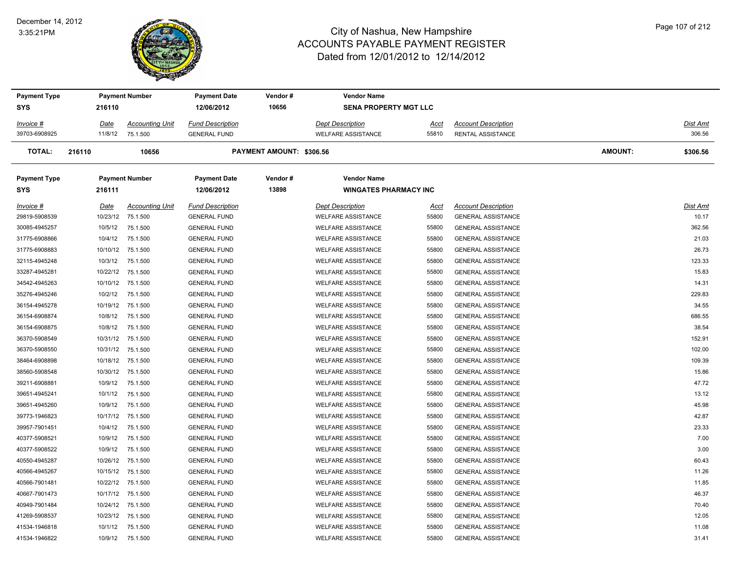# City of Nashua, New Hampshire
## ACCOUNTS PAYABLE PAYMENT REGISTER
### Dated from 12/01/2012 to 12/14/2012

December 14, 2012
3:35:21PM

| Payment Type | Payment Number | Payment Date | Vendor # | Vendor Name |
|---|---|---|---|---|
| SYS | 216110 | 12/06/2012 | 10656 | SENA PROPERTY MGT LLC |

| *Invoice #* | *Date* | *Accounting Unit* | *Fund Description* | *Dept Description* | *Acct* | *Account Description* | *Dist Amt* |
|---|---|---|---|---|---|---|---|
| 39703-6908925 | 11/8/12 | 75.1.500 | GENERAL FUND | WELFARE ASSISTANCE | 55810 | RENTAL ASSISTANCE | 306.56 |

**TOTAL: 216110 10656 PAYMENT AMOUNT: $306.56 AMOUNT: $306.56**

| Payment Type | Payment Number | Payment Date | Vendor # | Vendor Name |
|---|---|---|---|---|
| SYS | 216111 | 12/06/2012 | 13898 | WINGATES PHARMACY INC |

| *Invoice #* | *Date* | *Accounting Unit* | *Fund Description* | *Dept Description* | *Acct* | *Account Description* | *Dist Amt* |
|---|---|---|---|---|---|---|---|
| 29819-5908539 | 10/23/12 | 75.1.500 | GENERAL FUND | WELFARE ASSISTANCE | 55800 | GENERAL ASSISTANCE | 10.17 |
| 30085-4945257 | 10/5/12 | 75.1.500 | GENERAL FUND | WELFARE ASSISTANCE | 55800 | GENERAL ASSISTANCE | 362.56 |
| 31775-6908866 | 10/4/12 | 75.1.500 | GENERAL FUND | WELFARE ASSISTANCE | 55800 | GENERAL ASSISTANCE | 21.03 |
| 31775-6908883 | 10/10/12 | 75.1.500 | GENERAL FUND | WELFARE ASSISTANCE | 55800 | GENERAL ASSISTANCE | 26.73 |
| 32115-4945248 | 10/3/12 | 75.1.500 | GENERAL FUND | WELFARE ASSISTANCE | 55800 | GENERAL ASSISTANCE | 123.33 |
| 33287-4945281 | 10/22/12 | 75.1.500 | GENERAL FUND | WELFARE ASSISTANCE | 55800 | GENERAL ASSISTANCE | 15.83 |
| 34542-4945263 | 10/10/12 | 75.1.500 | GENERAL FUND | WELFARE ASSISTANCE | 55800 | GENERAL ASSISTANCE | 14.31 |
| 35276-4945246 | 10/2/12 | 75.1.500 | GENERAL FUND | WELFARE ASSISTANCE | 55800 | GENERAL ASSISTANCE | 229.83 |
| 36154-4945278 | 10/19/12 | 75.1.500 | GENERAL FUND | WELFARE ASSISTANCE | 55800 | GENERAL ASSISTANCE | 34.55 |
| 36154-6908874 | 10/8/12 | 75.1.500 | GENERAL FUND | WELFARE ASSISTANCE | 55800 | GENERAL ASSISTANCE | 686.55 |
| 36154-6908875 | 10/8/12 | 75.1.500 | GENERAL FUND | WELFARE ASSISTANCE | 55800 | GENERAL ASSISTANCE | 38.54 |
| 36370-5908549 | 10/31/12 | 75.1.500 | GENERAL FUND | WELFARE ASSISTANCE | 55800 | GENERAL ASSISTANCE | 152.91 |
| 36370-5908550 | 10/31/12 | 75.1.500 | GENERAL FUND | WELFARE ASSISTANCE | 55800 | GENERAL ASSISTANCE | 102.00 |
| 38464-6908898 | 10/18/12 | 75.1.500 | GENERAL FUND | WELFARE ASSISTANCE | 55800 | GENERAL ASSISTANCE | 109.39 |
| 38560-5908548 | 10/30/12 | 75.1.500 | GENERAL FUND | WELFARE ASSISTANCE | 55800 | GENERAL ASSISTANCE | 15.86 |
| 39211-6908881 | 10/9/12 | 75.1.500 | GENERAL FUND | WELFARE ASSISTANCE | 55800 | GENERAL ASSISTANCE | 47.72 |
| 39651-4945241 | 10/1/12 | 75.1.500 | GENERAL FUND | WELFARE ASSISTANCE | 55800 | GENERAL ASSISTANCE | 13.12 |
| 39651-4945260 | 10/9/12 | 75.1.500 | GENERAL FUND | WELFARE ASSISTANCE | 55800 | GENERAL ASSISTANCE | 45.98 |
| 39773-1946823 | 10/17/12 | 75.1.500 | GENERAL FUND | WELFARE ASSISTANCE | 55800 | GENERAL ASSISTANCE | 42.87 |
| 39957-7901451 | 10/4/12 | 75.1.500 | GENERAL FUND | WELFARE ASSISTANCE | 55800 | GENERAL ASSISTANCE | 23.33 |
| 40377-5908521 | 10/9/12 | 75.1.500 | GENERAL FUND | WELFARE ASSISTANCE | 55800 | GENERAL ASSISTANCE | 7.00 |
| 40377-5908522 | 10/9/12 | 75.1.500 | GENERAL FUND | WELFARE ASSISTANCE | 55800 | GENERAL ASSISTANCE | 3.00 |
| 40550-4945287 | 10/26/12 | 75.1.500 | GENERAL FUND | WELFARE ASSISTANCE | 55800 | GENERAL ASSISTANCE | 60.43 |
| 40566-4945267 | 10/15/12 | 75.1.500 | GENERAL FUND | WELFARE ASSISTANCE | 55800 | GENERAL ASSISTANCE | 11.26 |
| 40566-7901481 | 10/22/12 | 75.1.500 | GENERAL FUND | WELFARE ASSISTANCE | 55800 | GENERAL ASSISTANCE | 11.85 |
| 40667-7901473 | 10/17/12 | 75.1.500 | GENERAL FUND | WELFARE ASSISTANCE | 55800 | GENERAL ASSISTANCE | 46.37 |
| 40949-7901484 | 10/24/12 | 75.1.500 | GENERAL FUND | WELFARE ASSISTANCE | 55800 | GENERAL ASSISTANCE | 70.40 |
| 41269-5908537 | 10/23/12 | 75.1.500 | GENERAL FUND | WELFARE ASSISTANCE | 55800 | GENERAL ASSISTANCE | 12.05 |
| 41534-1946818 | 10/1/12 | 75.1.500 | GENERAL FUND | WELFARE ASSISTANCE | 55800 | GENERAL ASSISTANCE | 11.08 |
| 41534-1946822 | 10/9/12 | 75.1.500 | GENERAL FUND | WELFARE ASSISTANCE | 55800 | GENERAL ASSISTANCE | 31.41 |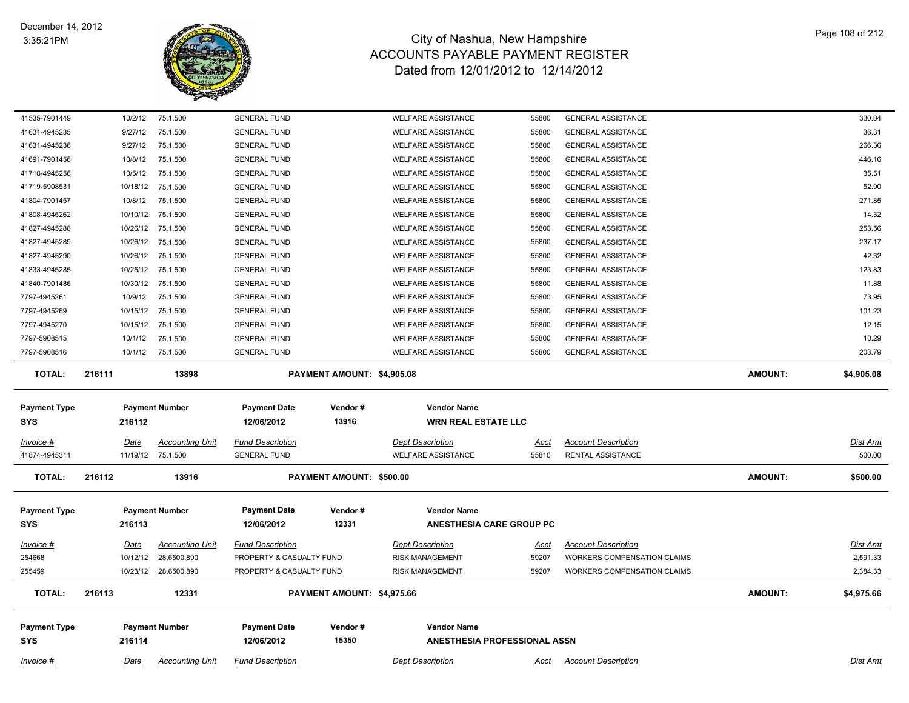| Invoice # | Date | Accounting Unit | Fund Description | Dept Description | Acct | Account Description | Dist Amt |
|---|---|---|---|---|---|---|---|
| 41535-7901449 | 10/2/12 | 75.1.500 | GENERAL FUND | WELFARE ASSISTANCE | 55800 | GENERAL ASSISTANCE | 330.04 |
| 41631-4945235 | 9/27/12 | 75.1.500 | GENERAL FUND | WELFARE ASSISTANCE | 55800 | GENERAL ASSISTANCE | 36.31 |
| 41631-4945236 | 9/27/12 | 75.1.500 | GENERAL FUND | WELFARE ASSISTANCE | 55800 | GENERAL ASSISTANCE | 266.36 |
| 41691-7901456 | 10/8/12 | 75.1.500 | GENERAL FUND | WELFARE ASSISTANCE | 55800 | GENERAL ASSISTANCE | 446.16 |
| 41718-4945256 | 10/5/12 | 75.1.500 | GENERAL FUND | WELFARE ASSISTANCE | 55800 | GENERAL ASSISTANCE | 35.51 |
| 41719-5908531 | 10/18/12 | 75.1.500 | GENERAL FUND | WELFARE ASSISTANCE | 55800 | GENERAL ASSISTANCE | 52.90 |
| 41804-7901457 | 10/8/12 | 75.1.500 | GENERAL FUND | WELFARE ASSISTANCE | 55800 | GENERAL ASSISTANCE | 271.85 |
| 41808-4945262 | 10/10/12 | 75.1.500 | GENERAL FUND | WELFARE ASSISTANCE | 55800 | GENERAL ASSISTANCE | 14.32 |
| 41827-4945288 | 10/26/12 | 75.1.500 | GENERAL FUND | WELFARE ASSISTANCE | 55800 | GENERAL ASSISTANCE | 253.56 |
| 41827-4945289 | 10/26/12 | 75.1.500 | GENERAL FUND | WELFARE ASSISTANCE | 55800 | GENERAL ASSISTANCE | 237.17 |
| 41827-4945290 | 10/26/12 | 75.1.500 | GENERAL FUND | WELFARE ASSISTANCE | 55800 | GENERAL ASSISTANCE | 42.32 |
| 41833-4945285 | 10/25/12 | 75.1.500 | GENERAL FUND | WELFARE ASSISTANCE | 55800 | GENERAL ASSISTANCE | 123.83 |
| 41840-7901486 | 10/30/12 | 75.1.500 | GENERAL FUND | WELFARE ASSISTANCE | 55800 | GENERAL ASSISTANCE | 11.88 |
| 7797-4945261 | 10/9/12 | 75.1.500 | GENERAL FUND | WELFARE ASSISTANCE | 55800 | GENERAL ASSISTANCE | 73.95 |
| 7797-4945269 | 10/15/12 | 75.1.500 | GENERAL FUND | WELFARE ASSISTANCE | 55800 | GENERAL ASSISTANCE | 101.23 |
| 7797-4945270 | 10/15/12 | 75.1.500 | GENERAL FUND | WELFARE ASSISTANCE | 55800 | GENERAL ASSISTANCE | 12.15 |
| 7797-5908515 | 10/1/12 | 75.1.500 | GENERAL FUND | WELFARE ASSISTANCE | 55800 | GENERAL ASSISTANCE | 10.29 |
| 7797-5908516 | 10/1/12 | 75.1.500 | GENERAL FUND | WELFARE ASSISTANCE | 55800 | GENERAL ASSISTANCE | 203.79 |

**TOTAL: 216111 13898 PAYMENT AMOUNT: $4,905.08 AMOUNT: $4,905.08**

| Payment Type | Payment Number | Payment Date | Vendor # | Vendor Name |
|---|---|---|---|---|
| SYS | 216112 | 12/06/2012 | 13916 | WRN REAL ESTATE LLC |

| Invoice # | Date | Accounting Unit | Fund Description | Dept Description | Acct | Account Description | Dist Amt |
|---|---|---|---|---|---|---|---|
| 41874-4945311 | 11/19/12 | 75.1.500 | GENERAL FUND | WELFARE ASSISTANCE | 55810 | RENTAL ASSISTANCE | 500.00 |

**TOTAL: 216112 13916 PAYMENT AMOUNT: $500.00 AMOUNT: $500.00**

| Payment Type | Payment Number | Payment Date | Vendor # | Vendor Name |
|---|---|---|---|---|
| SYS | 216113 | 12/06/2012 | 12331 | ANESTHESIA CARE GROUP PC |

| Invoice # | Date | Accounting Unit | Fund Description | Dept Description | Acct | Account Description | Dist Amt |
|---|---|---|---|---|---|---|---|
| 254668 | 10/12/12 | 28.6500.890 | PROPERTY & CASUALTY FUND | RISK MANAGEMENT | 59207 | WORKERS COMPENSATION CLAIMS | 2,591.33 |
| 255459 | 10/23/12 | 28.6500.890 | PROPERTY & CASUALTY FUND | RISK MANAGEMENT | 59207 | WORKERS COMPENSATION CLAIMS | 2,384.33 |

**TOTAL: 216113 12331 PAYMENT AMOUNT: $4,975.66 AMOUNT: $4,975.66**

| Payment Type | Payment Number | Payment Date | Vendor # | Vendor Name |
|---|---|---|---|---|
| SYS | 216114 | 12/06/2012 | 15350 | ANESTHESIA PROFESSIONAL ASSN |

| Invoice # | Date | Accounting Unit | Fund Description | Dept Description | Acct | Account Description | Dist Amt |
|---|---|---|---|---|---|---|---|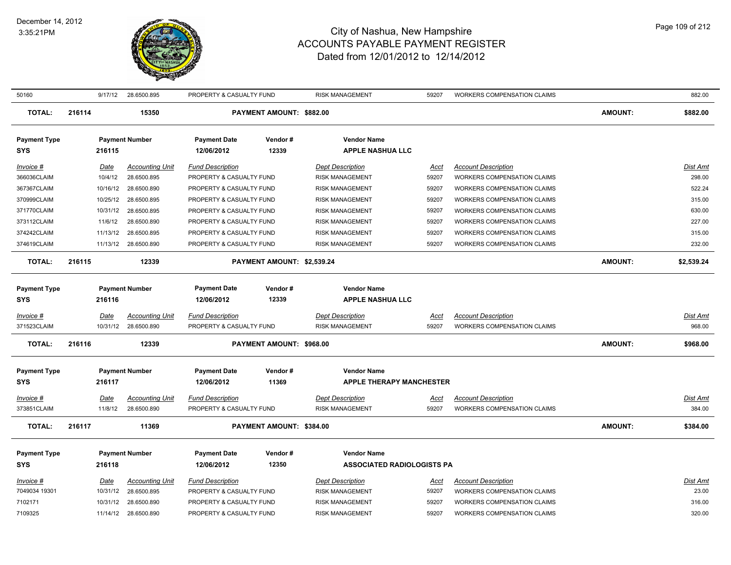| 50160 | 9/17/12 | 28.6500.895 | PROPERTY & CASUALTY FUND | RISK MANAGEMENT | 59207 | WORKERS COMPENSATION CLAIMS | 882.00 |
|---|---|---|---|---|---|---|---|

**TOTAL: 216114 15350 PAYMENT AMOUNT: $882.00 AMOUNT: $882.00**

| Payment Type | Payment Number | Payment Date | Vendor # | Vendor Name |
|---|---|---|---|---|
| **SYS** | **216115** | **12/06/2012** | **12339** | **APPLE NASHUA LLC** |

| Invoice # | Date | Accounting Unit | Fund Description | Dept Description | Acct | Account Description | Dist Amt |
|---|---|---|---|---|---|---|---|
| 366036CLAIM | 10/4/12 | 28.6500.895 | PROPERTY & CASUALTY FUND | RISK MANAGEMENT | 59207 | WORKERS COMPENSATION CLAIMS | 298.00 |
| 367367CLAIM | 10/16/12 | 28.6500.890 | PROPERTY & CASUALTY FUND | RISK MANAGEMENT | 59207 | WORKERS COMPENSATION CLAIMS | 522.24 |
| 370999CLAIM | 10/25/12 | 28.6500.895 | PROPERTY & CASUALTY FUND | RISK MANAGEMENT | 59207 | WORKERS COMPENSATION CLAIMS | 315.00 |
| 371770CLAIM | 10/31/12 | 28.6500.895 | PROPERTY & CASUALTY FUND | RISK MANAGEMENT | 59207 | WORKERS COMPENSATION CLAIMS | 630.00 |
| 373112CLAIM | 11/6/12 | 28.6500.890 | PROPERTY & CASUALTY FUND | RISK MANAGEMENT | 59207 | WORKERS COMPENSATION CLAIMS | 227.00 |
| 374242CLAIM | 11/13/12 | 28.6500.895 | PROPERTY & CASUALTY FUND | RISK MANAGEMENT | 59207 | WORKERS COMPENSATION CLAIMS | 315.00 |
| 374619CLAIM | 11/13/12 | 28.6500.890 | PROPERTY & CASUALTY FUND | RISK MANAGEMENT | 59207 | WORKERS COMPENSATION CLAIMS | 232.00 |

**TOTAL: 216115 12339 PAYMENT AMOUNT: $2,539.24 AMOUNT: $2,539.24**

| Payment Type | Payment Number | Payment Date | Vendor # | Vendor Name |
|---|---|---|---|---|
| **SYS** | **216116** | **12/06/2012** | **12339** | **APPLE NASHUA LLC** |

| Invoice # | Date | Accounting Unit | Fund Description | Dept Description | Acct | Account Description | Dist Amt |
|---|---|---|---|---|---|---|---|
| 371523CLAIM | 10/31/12 | 28.6500.890 | PROPERTY & CASUALTY FUND | RISK MANAGEMENT | 59207 | WORKERS COMPENSATION CLAIMS | 968.00 |

**TOTAL: 216116 12339 PAYMENT AMOUNT: $968.00 AMOUNT: $968.00**

| Payment Type | Payment Number | Payment Date | Vendor # | Vendor Name |
|---|---|---|---|---|
| **SYS** | **216117** | **12/06/2012** | **11369** | **APPLE THERAPY MANCHESTER** |

| Invoice # | Date | Accounting Unit | Fund Description | Dept Description | Acct | Account Description | Dist Amt |
|---|---|---|---|---|---|---|---|
| 373851CLAIM | 11/8/12 | 28.6500.890 | PROPERTY & CASUALTY FUND | RISK MANAGEMENT | 59207 | WORKERS COMPENSATION CLAIMS | 384.00 |

**TOTAL: 216117 11369 PAYMENT AMOUNT: $384.00 AMOUNT: $384.00**

| Payment Type | Payment Number | Payment Date | Vendor # | Vendor Name |
|---|---|---|---|---|
| **SYS** | **216118** | **12/06/2012** | **12350** | **ASSOCIATED RADIOLOGISTS PA** |

| Invoice # | Date | Accounting Unit | Fund Description | Dept Description | Acct | Account Description | Dist Amt |
|---|---|---|---|---|---|---|---|
| 7049034 19301 | 10/31/12 | 28.6500.895 | PROPERTY & CASUALTY FUND | RISK MANAGEMENT | 59207 | WORKERS COMPENSATION CLAIMS | 23.00 |
| 7102171 | 10/31/12 | 28.6500.890 | PROPERTY & CASUALTY FUND | RISK MANAGEMENT | 59207 | WORKERS COMPENSATION CLAIMS | 316.00 |
| 7109325 | 11/14/12 | 28.6500.890 | PROPERTY & CASUALTY FUND | RISK MANAGEMENT | 59207 | WORKERS COMPENSATION CLAIMS | 320.00 |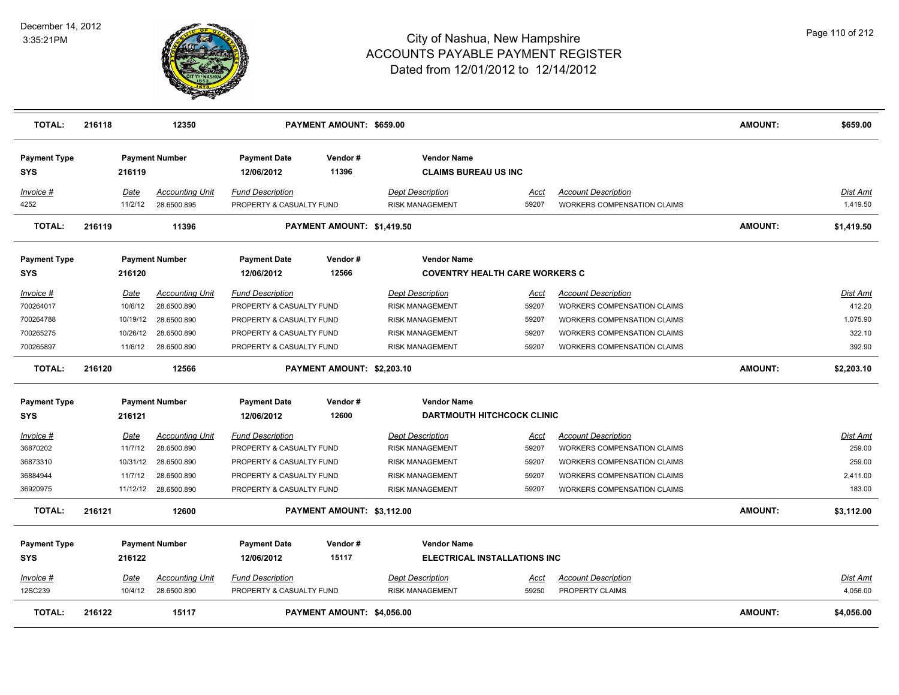# City of Nashua, New Hampshire
## ACCOUNTS PAYABLE PAYMENT REGISTER
### Dated from 12/01/2012 to 12/14/2012

December 14, 2012
3:35:21PM

| TOTAL: | 216118 | 12350 | PAYMENT AMOUNT: $659.00 | AMOUNT: | $659.00 |
|---|---|---|---|---|---|

| Payment Type | Payment Number | Payment Date | Vendor # | Vendor Name |
|---|---|---|---|---|
| SYS | 216119 | 12/06/2012 | 11396 | CLAIMS BUREAU US INC |

| Invoice # | Date | Accounting Unit | Fund Description | Dept Description | Acct | Account Description | Dist Amt |
|---|---|---|---|---|---|---|---|
| 4252 | 11/2/12 | 28.6500.895 | PROPERTY & CASUALTY FUND | RISK MANAGEMENT | 59207 | WORKERS COMPENSATION CLAIMS | 1,419.50 |

| TOTAL: | 216119 | 11396 | PAYMENT AMOUNT: $1,419.50 | AMOUNT: | $1,419.50 |
|---|---|---|---|---|---|

| Payment Type | Payment Number | Payment Date | Vendor # | Vendor Name |
|---|---|---|---|---|
| SYS | 216120 | 12/06/2012 | 12566 | COVENTRY HEALTH CARE WORKERS C |

| Invoice # | Date | Accounting Unit | Fund Description | Dept Description | Acct | Account Description | Dist Amt |
|---|---|---|---|---|---|---|---|
| 700264017 | 10/6/12 | 28.6500.890 | PROPERTY & CASUALTY FUND | RISK MANAGEMENT | 59207 | WORKERS COMPENSATION CLAIMS | 412.20 |
| 700264788 | 10/19/12 | 28.6500.890 | PROPERTY & CASUALTY FUND | RISK MANAGEMENT | 59207 | WORKERS COMPENSATION CLAIMS | 1,075.90 |
| 700265275 | 10/26/12 | 28.6500.890 | PROPERTY & CASUALTY FUND | RISK MANAGEMENT | 59207 | WORKERS COMPENSATION CLAIMS | 322.10 |
| 700265897 | 11/6/12 | 28.6500.890 | PROPERTY & CASUALTY FUND | RISK MANAGEMENT | 59207 | WORKERS COMPENSATION CLAIMS | 392.90 |

| TOTAL: | 216120 | 12566 | PAYMENT AMOUNT: $2,203.10 | AMOUNT: | $2,203.10 |
|---|---|---|---|---|---|

| Payment Type | Payment Number | Payment Date | Vendor # | Vendor Name |
|---|---|---|---|---|
| SYS | 216121 | 12/06/2012 | 12600 | DARTMOUTH HITCHCOCK CLINIC |

| Invoice # | Date | Accounting Unit | Fund Description | Dept Description | Acct | Account Description | Dist Amt |
|---|---|---|---|---|---|---|---|
| 36870202 | 11/7/12 | 28.6500.890 | PROPERTY & CASUALTY FUND | RISK MANAGEMENT | 59207 | WORKERS COMPENSATION CLAIMS | 259.00 |
| 36873310 | 10/31/12 | 28.6500.890 | PROPERTY & CASUALTY FUND | RISK MANAGEMENT | 59207 | WORKERS COMPENSATION CLAIMS | 259.00 |
| 36884944 | 11/7/12 | 28.6500.890 | PROPERTY & CASUALTY FUND | RISK MANAGEMENT | 59207 | WORKERS COMPENSATION CLAIMS | 2,411.00 |
| 36920975 | 11/12/12 | 28.6500.890 | PROPERTY & CASUALTY FUND | RISK MANAGEMENT | 59207 | WORKERS COMPENSATION CLAIMS | 183.00 |

| TOTAL: | 216121 | 12600 | PAYMENT AMOUNT: $3,112.00 | AMOUNT: | $3,112.00 |
|---|---|---|---|---|---|

| Payment Type | Payment Number | Payment Date | Vendor # | Vendor Name |
|---|---|---|---|---|
| SYS | 216122 | 12/06/2012 | 15117 | ELECTRICAL INSTALLATIONS INC |

| Invoice # | Date | Accounting Unit | Fund Description | Dept Description | Acct | Account Description | Dist Amt |
|---|---|---|---|---|---|---|---|
| 12SC239 | 10/4/12 | 28.6500.890 | PROPERTY & CASUALTY FUND | RISK MANAGEMENT | 59250 | PROPERTY CLAIMS | 4,056.00 |

| TOTAL: | 216122 | 15117 | PAYMENT AMOUNT: $4,056.00 | AMOUNT: | $4,056.00 |
|---|---|---|---|---|---|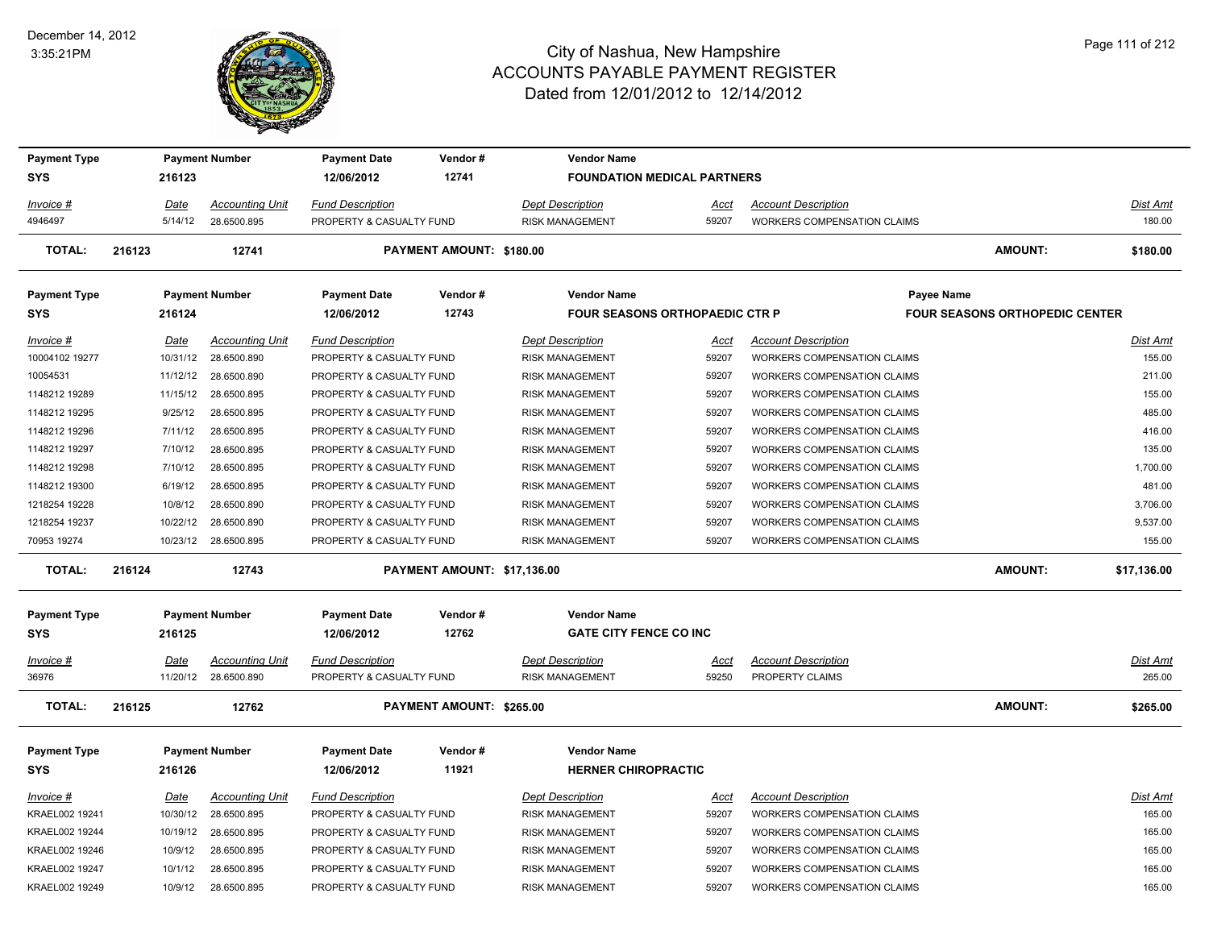# City of Nashua, New Hampshire
## ACCOUNTS PAYABLE PAYMENT REGISTER
### Dated from 12/01/2012 to 12/14/2012

December 14, 2012
3:35:21PM

| Payment Type | Payment Number | Payment Date | Vendor # | Vendor Name |
|---|---|---|---|---|
| SYS | 216123 | 12/06/2012 | 12741 | FOUNDATION MEDICAL PARTNERS |

| Invoice # | Date | Accounting Unit | Fund Description | Dept Description | Acct | Account Description | Dist Amt |
|---|---|---|---|---|---|---|---|
| 4946497 | 5/14/12 | 28.6500.895 | PROPERTY & CASUALTY FUND | RISK MANAGEMENT | 59207 | WORKERS COMPENSATION CLAIMS | 180.00 |

**TOTAL: 216123 12741 PAYMENT AMOUNT: $180.00 AMOUNT: $180.00**

| Payment Type | Payment Number | Payment Date | Vendor # | Vendor Name | Payee Name |
|---|---|---|---|---|---|
| SYS | 216124 | 12/06/2012 | 12743 | FOUR SEASONS ORTHOPAEDIC CTR P | FOUR SEASONS ORTHOPEDIC CENTER |

| Invoice # | Date | Accounting Unit | Fund Description | Dept Description | Acct | Account Description | Dist Amt |
|---|---|---|---|---|---|---|---|
| 10004102 19277 | 10/31/12 | 28.6500.890 | PROPERTY & CASUALTY FUND | RISK MANAGEMENT | 59207 | WORKERS COMPENSATION CLAIMS | 155.00 |
| 10054531 | 11/12/12 | 28.6500.890 | PROPERTY & CASUALTY FUND | RISK MANAGEMENT | 59207 | WORKERS COMPENSATION CLAIMS | 211.00 |
| 1148212 19289 | 11/15/12 | 28.6500.895 | PROPERTY & CASUALTY FUND | RISK MANAGEMENT | 59207 | WORKERS COMPENSATION CLAIMS | 155.00 |
| 1148212 19295 | 9/25/12 | 28.6500.895 | PROPERTY & CASUALTY FUND | RISK MANAGEMENT | 59207 | WORKERS COMPENSATION CLAIMS | 485.00 |
| 1148212 19296 | 7/11/12 | 28.6500.895 | PROPERTY & CASUALTY FUND | RISK MANAGEMENT | 59207 | WORKERS COMPENSATION CLAIMS | 416.00 |
| 1148212 19297 | 7/10/12 | 28.6500.895 | PROPERTY & CASUALTY FUND | RISK MANAGEMENT | 59207 | WORKERS COMPENSATION CLAIMS | 135.00 |
| 1148212 19298 | 7/10/12 | 28.6500.895 | PROPERTY & CASUALTY FUND | RISK MANAGEMENT | 59207 | WORKERS COMPENSATION CLAIMS | 1,700.00 |
| 1148212 19300 | 6/19/12 | 28.6500.895 | PROPERTY & CASUALTY FUND | RISK MANAGEMENT | 59207 | WORKERS COMPENSATION CLAIMS | 481.00 |
| 1218254 19228 | 10/8/12 | 28.6500.890 | PROPERTY & CASUALTY FUND | RISK MANAGEMENT | 59207 | WORKERS COMPENSATION CLAIMS | 3,706.00 |
| 1218254 19237 | 10/22/12 | 28.6500.890 | PROPERTY & CASUALTY FUND | RISK MANAGEMENT | 59207 | WORKERS COMPENSATION CLAIMS | 9,537.00 |
| 70953 19274 | 10/23/12 | 28.6500.895 | PROPERTY & CASUALTY FUND | RISK MANAGEMENT | 59207 | WORKERS COMPENSATION CLAIMS | 155.00 |

**TOTAL: 216124 12743 PAYMENT AMOUNT: $17,136.00 AMOUNT: $17,136.00**

| Payment Type | Payment Number | Payment Date | Vendor # | Vendor Name |
|---|---|---|---|---|
| SYS | 216125 | 12/06/2012 | 12762 | GATE CITY FENCE CO INC |

| Invoice # | Date | Accounting Unit | Fund Description | Dept Description | Acct | Account Description | Dist Amt |
|---|---|---|---|---|---|---|---|
| 36976 | 11/20/12 | 28.6500.890 | PROPERTY & CASUALTY FUND | RISK MANAGEMENT | 59250 | PROPERTY CLAIMS | 265.00 |

**TOTAL: 216125 12762 PAYMENT AMOUNT: $265.00 AMOUNT: $265.00**

| Payment Type | Payment Number | Payment Date | Vendor # | Vendor Name |
|---|---|---|---|---|
| SYS | 216126 | 12/06/2012 | 11921 | HERNER CHIROPRACTIC |

| Invoice # | Date | Accounting Unit | Fund Description | Dept Description | Acct | Account Description | Dist Amt |
|---|---|---|---|---|---|---|---|
| KRAEL002 19241 | 10/30/12 | 28.6500.895 | PROPERTY & CASUALTY FUND | RISK MANAGEMENT | 59207 | WORKERS COMPENSATION CLAIMS | 165.00 |
| KRAEL002 19244 | 10/19/12 | 28.6500.895 | PROPERTY & CASUALTY FUND | RISK MANAGEMENT | 59207 | WORKERS COMPENSATION CLAIMS | 165.00 |
| KRAEL002 19246 | 10/9/12 | 28.6500.895 | PROPERTY & CASUALTY FUND | RISK MANAGEMENT | 59207 | WORKERS COMPENSATION CLAIMS | 165.00 |
| KRAEL002 19247 | 10/1/12 | 28.6500.895 | PROPERTY & CASUALTY FUND | RISK MANAGEMENT | 59207 | WORKERS COMPENSATION CLAIMS | 165.00 |
| KRAEL002 19249 | 10/9/12 | 28.6500.895 | PROPERTY & CASUALTY FUND | RISK MANAGEMENT | 59207 | WORKERS COMPENSATION CLAIMS | 165.00 |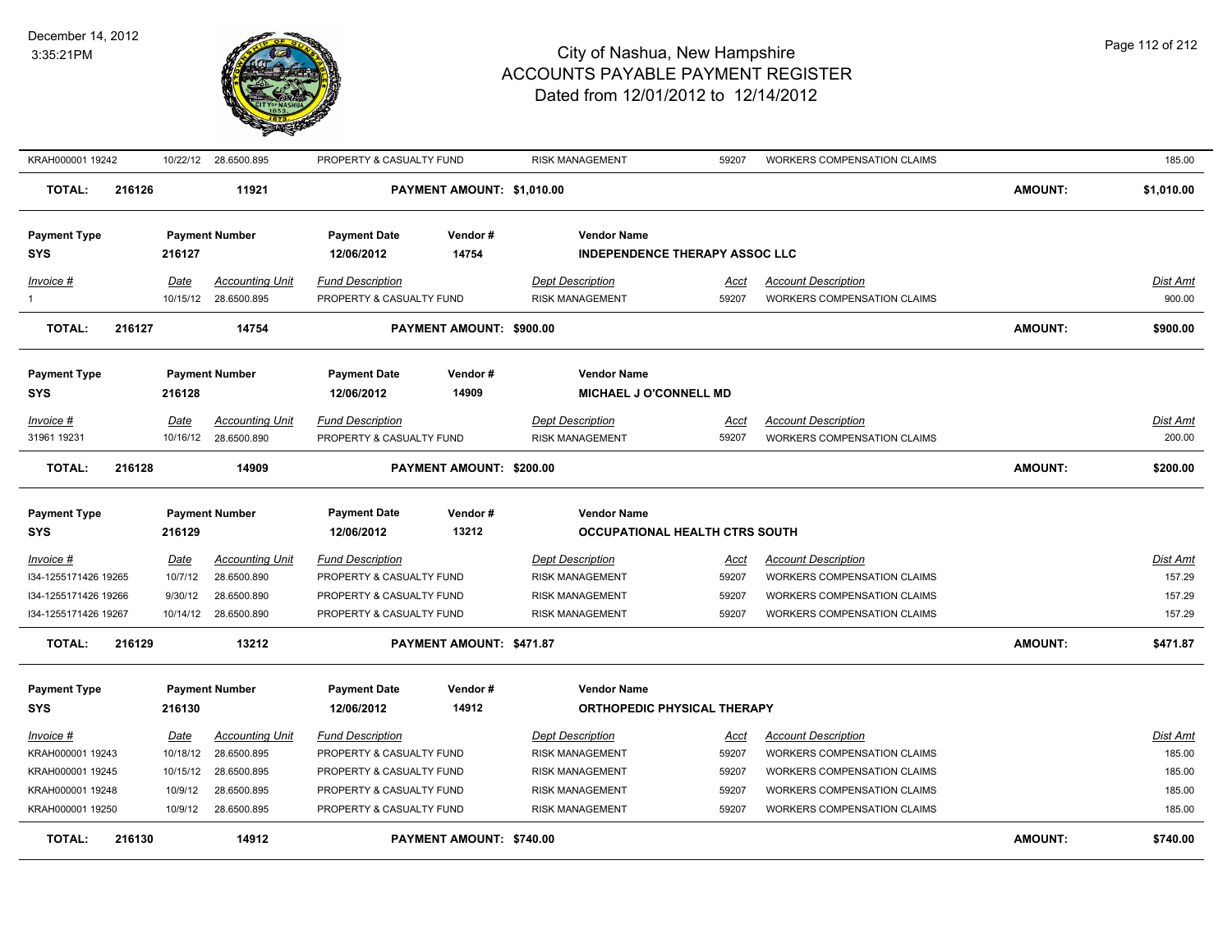| KRAH000001 19242 | 10/22/12 | 28.6500.895 | PROPERTY & CASUALTY FUND | RISK MANAGEMENT | 59207 | WORKERS COMPENSATION CLAIMS | 185.00 |
|---|---|---|---|---|---|---|---|
| **TOTAL: 216126** | | **11921** | **PAYMENT AMOUNT: $1,010.00** | | | **AMOUNT:** | **$1,010.00** |

**Payment Type:** SYS | **Payment Number:** 216127 | **Payment Date:** 12/06/2012 | **Vendor #:** 14754 | **Vendor Name:** INDEPENDENCE THERAPY ASSOC LLC

| Invoice # | Date | Accounting Unit | Fund Description | Dept Description | Acct | Account Description | Dist Amt |
|---|---|---|---|---|---|---|---|
| 1 | 10/15/12 | 28.6500.895 | PROPERTY & CASUALTY FUND | RISK MANAGEMENT | 59207 | WORKERS COMPENSATION CLAIMS | 900.00 |
| **TOTAL: 216127** | | **14754** | **PAYMENT AMOUNT: $900.00** | | | **AMOUNT:** | **$900.00** |

**Payment Type:** SYS | **Payment Number:** 216128 | **Payment Date:** 12/06/2012 | **Vendor #:** 14909 | **Vendor Name:** MICHAEL J O'CONNELL MD

| Invoice # | Date | Accounting Unit | Fund Description | Dept Description | Acct | Account Description | Dist Amt |
|---|---|---|---|---|---|---|---|
| 31961 19231 | 10/16/12 | 28.6500.890 | PROPERTY & CASUALTY FUND | RISK MANAGEMENT | 59207 | WORKERS COMPENSATION CLAIMS | 200.00 |
| **TOTAL: 216128** | | **14909** | **PAYMENT AMOUNT: $200.00** | | | **AMOUNT:** | **$200.00** |

**Payment Type:** SYS | **Payment Number:** 216129 | **Payment Date:** 12/06/2012 | **Vendor #:** 13212 | **Vendor Name:** OCCUPATIONAL HEALTH CTRS SOUTH

| Invoice # | Date | Accounting Unit | Fund Description | Dept Description | Acct | Account Description | Dist Amt |
|---|---|---|---|---|---|---|---|
| I34-1255171426 19265 | 10/7/12 | 28.6500.890 | PROPERTY & CASUALTY FUND | RISK MANAGEMENT | 59207 | WORKERS COMPENSATION CLAIMS | 157.29 |
| I34-1255171426 19266 | 9/30/12 | 28.6500.890 | PROPERTY & CASUALTY FUND | RISK MANAGEMENT | 59207 | WORKERS COMPENSATION CLAIMS | 157.29 |
| I34-1255171426 19267 | 10/14/12 | 28.6500.890 | PROPERTY & CASUALTY FUND | RISK MANAGEMENT | 59207 | WORKERS COMPENSATION CLAIMS | 157.29 |
| **TOTAL: 216129** | | **13212** | **PAYMENT AMOUNT: $471.87** | | | **AMOUNT:** | **$471.87** |

**Payment Type:** SYS | **Payment Number:** 216130 | **Payment Date:** 12/06/2012 | **Vendor #:** 14912 | **Vendor Name:** ORTHOPEDIC PHYSICAL THERAPY

| Invoice # | Date | Accounting Unit | Fund Description | Dept Description | Acct | Account Description | Dist Amt |
|---|---|---|---|---|---|---|---|
| KRAH000001 19243 | 10/18/12 | 28.6500.895 | PROPERTY & CASUALTY FUND | RISK MANAGEMENT | 59207 | WORKERS COMPENSATION CLAIMS | 185.00 |
| KRAH000001 19245 | 10/15/12 | 28.6500.895 | PROPERTY & CASUALTY FUND | RISK MANAGEMENT | 59207 | WORKERS COMPENSATION CLAIMS | 185.00 |
| KRAH000001 19248 | 10/9/12 | 28.6500.895 | PROPERTY & CASUALTY FUND | RISK MANAGEMENT | 59207 | WORKERS COMPENSATION CLAIMS | 185.00 |
| KRAH000001 19250 | 10/9/12 | 28.6500.895 | PROPERTY & CASUALTY FUND | RISK MANAGEMENT | 59207 | WORKERS COMPENSATION CLAIMS | 185.00 |
| **TOTAL: 216130** | | **14912** | **PAYMENT AMOUNT: $740.00** | | | **AMOUNT:** | **$740.00** |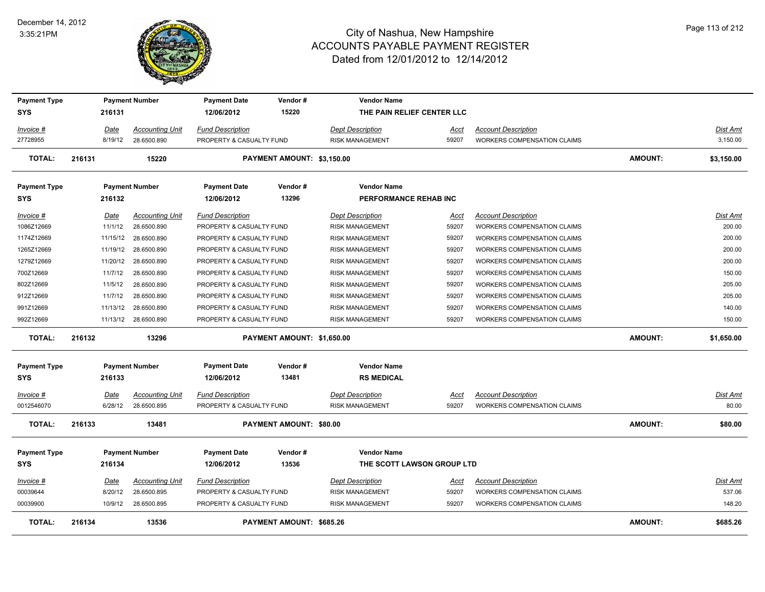# City of Nashua, New Hampshire
## ACCOUNTS PAYABLE PAYMENT REGISTER
### Dated from 12/01/2012 to 12/14/2012

December 14, 2012
3:35:21PM

| Payment Type | Payment Number | Payment Date | Vendor # | Vendor Name |
|---|---|---|---|---|
| SYS | 216131 | 12/06/2012 | 15220 | THE PAIN RELIEF CENTER LLC |

| Invoice # | Date | Accounting Unit | Fund Description | Dept Description | Acct | Account Description | Dist Amt |
|---|---|---|---|---|---|---|---|
| 27728955 | 8/19/12 | 28.6500.890 | PROPERTY & CASUALTY FUND | RISK MANAGEMENT | 59207 | WORKERS COMPENSATION CLAIMS | 3,150.00 |

**TOTAL: 216131 15220 PAYMENT AMOUNT: $3,150.00 AMOUNT: $3,150.00**

| Payment Type | Payment Number | Payment Date | Vendor # | Vendor Name |
|---|---|---|---|---|
| SYS | 216132 | 12/06/2012 | 13296 | PERFORMANCE REHAB INC |

| Invoice # | Date | Accounting Unit | Fund Description | Dept Description | Acct | Account Description | Dist Amt |
|---|---|---|---|---|---|---|---|
| 1086Z12669 | 11/1/12 | 28.6500.890 | PROPERTY & CASUALTY FUND | RISK MANAGEMENT | 59207 | WORKERS COMPENSATION CLAIMS | 200.00 |
| 1174Z12669 | 11/15/12 | 28.6500.890 | PROPERTY & CASUALTY FUND | RISK MANAGEMENT | 59207 | WORKERS COMPENSATION CLAIMS | 200.00 |
| 1265Z12669 | 11/19/12 | 28.6500.890 | PROPERTY & CASUALTY FUND | RISK MANAGEMENT | 59207 | WORKERS COMPENSATION CLAIMS | 200.00 |
| 1279Z12669 | 11/20/12 | 28.6500.890 | PROPERTY & CASUALTY FUND | RISK MANAGEMENT | 59207 | WORKERS COMPENSATION CLAIMS | 200.00 |
| 700Z12669 | 11/7/12 | 28.6500.890 | PROPERTY & CASUALTY FUND | RISK MANAGEMENT | 59207 | WORKERS COMPENSATION CLAIMS | 150.00 |
| 802Z12669 | 11/5/12 | 28.6500.890 | PROPERTY & CASUALTY FUND | RISK MANAGEMENT | 59207 | WORKERS COMPENSATION CLAIMS | 205.00 |
| 912Z12669 | 11/7/12 | 28.6500.890 | PROPERTY & CASUALTY FUND | RISK MANAGEMENT | 59207 | WORKERS COMPENSATION CLAIMS | 205.00 |
| 991Z12669 | 11/13/12 | 28.6500.890 | PROPERTY & CASUALTY FUND | RISK MANAGEMENT | 59207 | WORKERS COMPENSATION CLAIMS | 140.00 |
| 992Z12669 | 11/13/12 | 28.6500.890 | PROPERTY & CASUALTY FUND | RISK MANAGEMENT | 59207 | WORKERS COMPENSATION CLAIMS | 150.00 |

**TOTAL: 216132 13296 PAYMENT AMOUNT: $1,650.00 AMOUNT: $1,650.00**

| Payment Type | Payment Number | Payment Date | Vendor # | Vendor Name |
|---|---|---|---|---|
| SYS | 216133 | 12/06/2012 | 13481 | RS MEDICAL |

| Invoice # | Date | Accounting Unit | Fund Description | Dept Description | Acct | Account Description | Dist Amt |
|---|---|---|---|---|---|---|---|
| 0012546070 | 6/28/12 | 28.6500.895 | PROPERTY & CASUALTY FUND | RISK MANAGEMENT | 59207 | WORKERS COMPENSATION CLAIMS | 80.00 |

**TOTAL: 216133 13481 PAYMENT AMOUNT: $80.00 AMOUNT: $80.00**

| Payment Type | Payment Number | Payment Date | Vendor # | Vendor Name |
|---|---|---|---|---|
| SYS | 216134 | 12/06/2012 | 13536 | THE SCOTT LAWSON GROUP LTD |

| Invoice # | Date | Accounting Unit | Fund Description | Dept Description | Acct | Account Description | Dist Amt |
|---|---|---|---|---|---|---|---|
| 00039644 | 8/20/12 | 28.6500.895 | PROPERTY & CASUALTY FUND | RISK MANAGEMENT | 59207 | WORKERS COMPENSATION CLAIMS | 537.06 |
| 00039900 | 10/9/12 | 28.6500.895 | PROPERTY & CASUALTY FUND | RISK MANAGEMENT | 59207 | WORKERS COMPENSATION CLAIMS | 148.20 |

**TOTAL: 216134 13536 PAYMENT AMOUNT: $685.26 AMOUNT: $685.26**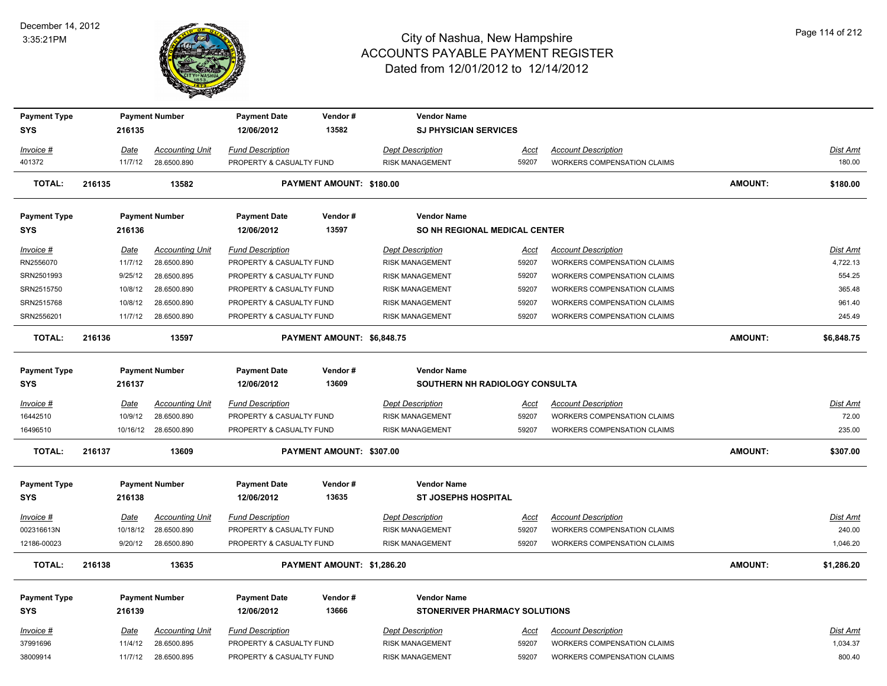# City of Nashua, New Hampshire
## ACCOUNTS PAYABLE PAYMENT REGISTER
### Dated from 12/01/2012 to 12/14/2012

December 14, 2012
3:35:21PM

| Payment Type | Payment Number | Payment Date | Vendor # | Vendor Name |
|---|---|---|---|---|
| SYS | 216135 | 12/06/2012 | 13582 | SJ PHYSICIAN SERVICES |

| Invoice # | Date | Accounting Unit | Fund Description | Dept Description | Acct | Account Description | Dist Amt |
|---|---|---|---|---|---|---|---|
| 401372 | 11/7/12 | 28.6500.890 | PROPERTY & CASUALTY FUND | RISK MANAGEMENT | 59207 | WORKERS COMPENSATION CLAIMS | 180.00 |

**TOTAL: 216135 13582 PAYMENT AMOUNT: $180.00 AMOUNT: $180.00**

| Payment Type | Payment Number | Payment Date | Vendor # | Vendor Name |
|---|---|---|---|---|
| SYS | 216136 | 12/06/2012 | 13597 | SO NH REGIONAL MEDICAL CENTER |

| Invoice # | Date | Accounting Unit | Fund Description | Dept Description | Acct | Account Description | Dist Amt |
|---|---|---|---|---|---|---|---|
| RN2556070 | 11/7/12 | 28.6500.890 | PROPERTY & CASUALTY FUND | RISK MANAGEMENT | 59207 | WORKERS COMPENSATION CLAIMS | 4,722.13 |
| SRN2501993 | 9/25/12 | 28.6500.895 | PROPERTY & CASUALTY FUND | RISK MANAGEMENT | 59207 | WORKERS COMPENSATION CLAIMS | 554.25 |
| SRN2515750 | 10/8/12 | 28.6500.890 | PROPERTY & CASUALTY FUND | RISK MANAGEMENT | 59207 | WORKERS COMPENSATION CLAIMS | 365.48 |
| SRN2515768 | 10/8/12 | 28.6500.890 | PROPERTY & CASUALTY FUND | RISK MANAGEMENT | 59207 | WORKERS COMPENSATION CLAIMS | 961.40 |
| SRN2556201 | 11/7/12 | 28.6500.890 | PROPERTY & CASUALTY FUND | RISK MANAGEMENT | 59207 | WORKERS COMPENSATION CLAIMS | 245.49 |

**TOTAL: 216136 13597 PAYMENT AMOUNT: $6,848.75 AMOUNT: $6,848.75**

| Payment Type | Payment Number | Payment Date | Vendor # | Vendor Name |
|---|---|---|---|---|
| SYS | 216137 | 12/06/2012 | 13609 | SOUTHERN NH RADIOLOGY CONSULTA |

| Invoice # | Date | Accounting Unit | Fund Description | Dept Description | Acct | Account Description | Dist Amt |
|---|---|---|---|---|---|---|---|
| 16442510 | 10/9/12 | 28.6500.890 | PROPERTY & CASUALTY FUND | RISK MANAGEMENT | 59207 | WORKERS COMPENSATION CLAIMS | 72.00 |
| 16496510 | 10/16/12 | 28.6500.890 | PROPERTY & CASUALTY FUND | RISK MANAGEMENT | 59207 | WORKERS COMPENSATION CLAIMS | 235.00 |

**TOTAL: 216137 13609 PAYMENT AMOUNT: $307.00 AMOUNT: $307.00**

| Payment Type | Payment Number | Payment Date | Vendor # | Vendor Name |
|---|---|---|---|---|
| SYS | 216138 | 12/06/2012 | 13635 | ST JOSEPHS HOSPITAL |

| Invoice # | Date | Accounting Unit | Fund Description | Dept Description | Acct | Account Description | Dist Amt |
|---|---|---|---|---|---|---|---|
| 002316613N | 10/18/12 | 28.6500.890 | PROPERTY & CASUALTY FUND | RISK MANAGEMENT | 59207 | WORKERS COMPENSATION CLAIMS | 240.00 |
| 12186-00023 | 9/20/12 | 28.6500.890 | PROPERTY & CASUALTY FUND | RISK MANAGEMENT | 59207 | WORKERS COMPENSATION CLAIMS | 1,046.20 |

**TOTAL: 216138 13635 PAYMENT AMOUNT: $1,286.20 AMOUNT: $1,286.20**

| Payment Type | Payment Number | Payment Date | Vendor # | Vendor Name |
|---|---|---|---|---|
| SYS | 216139 | 12/06/2012 | 13666 | STONERIVER PHARMACY SOLUTIONS |

| Invoice # | Date | Accounting Unit | Fund Description | Dept Description | Acct | Account Description | Dist Amt |
|---|---|---|---|---|---|---|---|
| 37991696 | 11/4/12 | 28.6500.895 | PROPERTY & CASUALTY FUND | RISK MANAGEMENT | 59207 | WORKERS COMPENSATION CLAIMS | 1,034.37 |
| 38009914 | 11/7/12 | 28.6500.895 | PROPERTY & CASUALTY FUND | RISK MANAGEMENT | 59207 | WORKERS COMPENSATION CLAIMS | 800.40 |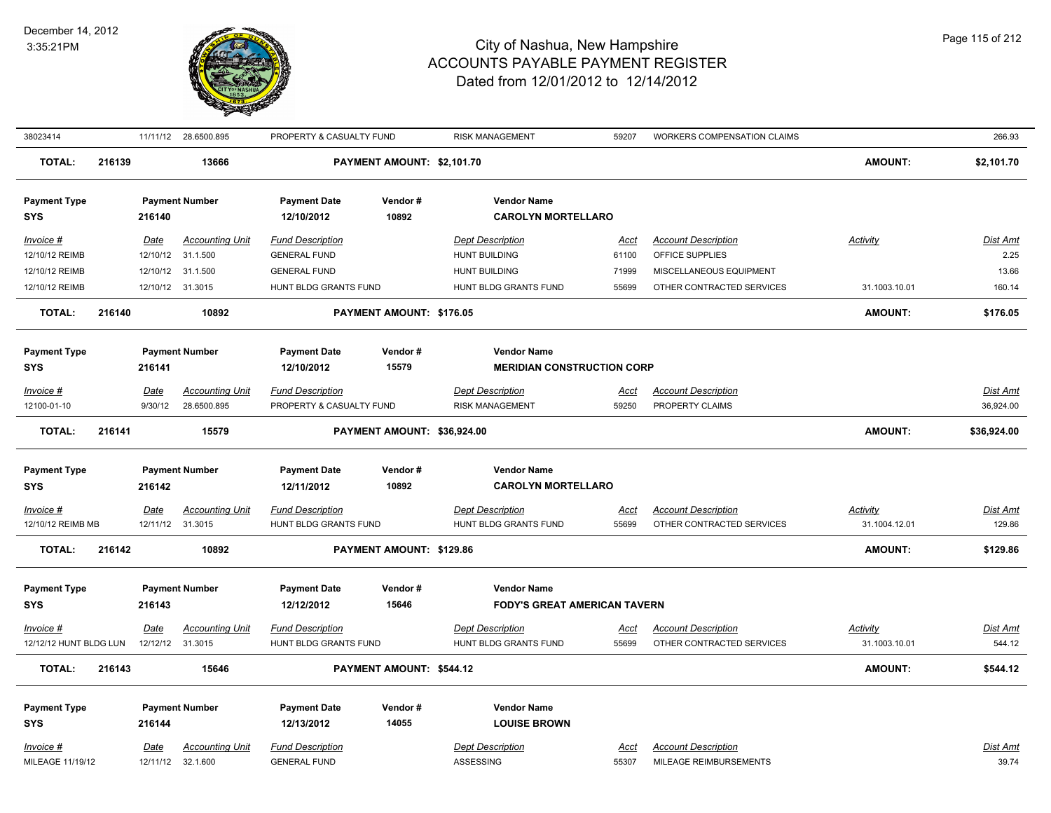# City of Nashua, New Hampshire
## ACCOUNTS PAYABLE PAYMENT REGISTER
### Dated from 12/01/2012 to 12/14/2012

| Invoice # | Date | Accounting Unit | Fund Description | Dept Description | Acct | Account Description | Activity | Dist Amt |
|---|---|---|---|---|---|---|---|---|
| 38023414 | 11/11/12 | 28.6500.895 | PROPERTY & CASUALTY FUND | RISK MANAGEMENT | 59207 | WORKERS COMPENSATION CLAIMS | | 266.93 |

**TOTAL: 216139 — 13666 — PAYMENT AMOUNT: $2,101.70 — AMOUNT: $2,101.70**

---

| Payment Type | Payment Number | Payment Date | Vendor # | Vendor Name |
|---|---|---|---|---|
| SYS | 216140 | 12/10/2012 | 10892 | **CAROLYN MORTELLARO** |

| Invoice # | Date | Accounting Unit | Fund Description | Dept Description | Acct | Account Description | Activity | Dist Amt |
|---|---|---|---|---|---|---|---|---|
| 12/10/12 REIMB | 12/10/12 | 31.1.500 | GENERAL FUND | HUNT BUILDING | 61100 | OFFICE SUPPLIES | | 2.25 |
| 12/10/12 REIMB | 12/10/12 | 31.1.500 | GENERAL FUND | HUNT BUILDING | 71999 | MISCELLANEOUS EQUIPMENT | | 13.66 |
| 12/10/12 REIMB | 12/10/12 | 31.3015 | HUNT BLDG GRANTS FUND | HUNT BLDG GRANTS FUND | 55699 | OTHER CONTRACTED SERVICES | 31.1003.10.01 | 160.14 |

**TOTAL: 216140 — 10892 — PAYMENT AMOUNT: $176.05 — AMOUNT: $176.05**

---

| Payment Type | Payment Number | Payment Date | Vendor # | Vendor Name |
|---|---|---|---|---|
| SYS | 216141 | 12/10/2012 | 15579 | **MERIDIAN CONSTRUCTION CORP** |

| Invoice # | Date | Accounting Unit | Fund Description | Dept Description | Acct | Account Description | Dist Amt |
|---|---|---|---|---|---|---|---|
| 12100-01-10 | 9/30/12 | 28.6500.895 | PROPERTY & CASUALTY FUND | RISK MANAGEMENT | 59250 | PROPERTY CLAIMS | 36,924.00 |

**TOTAL: 216141 — 15579 — PAYMENT AMOUNT: $36,924.00 — AMOUNT: $36,924.00**

---

| Payment Type | Payment Number | Payment Date | Vendor # | Vendor Name |
|---|---|---|---|---|
| SYS | 216142 | 12/11/2012 | 10892 | **CAROLYN MORTELLARO** |

| Invoice # | Date | Accounting Unit | Fund Description | Dept Description | Acct | Account Description | Activity | Dist Amt |
|---|---|---|---|---|---|---|---|---|
| 12/10/12 REIMB MB | 12/11/12 | 31.3015 | HUNT BLDG GRANTS FUND | HUNT BLDG GRANTS FUND | 55699 | OTHER CONTRACTED SERVICES | 31.1004.12.01 | 129.86 |

**TOTAL: 216142 — 10892 — PAYMENT AMOUNT: $129.86 — AMOUNT: $129.86**

---

| Payment Type | Payment Number | Payment Date | Vendor # | Vendor Name |
|---|---|---|---|---|
| SYS | 216143 | 12/12/2012 | 15646 | **FODY'S GREAT AMERICAN TAVERN** |

| Invoice # | Date | Accounting Unit | Fund Description | Dept Description | Acct | Account Description | Activity | Dist Amt |
|---|---|---|---|---|---|---|---|---|
| 12/12/12 HUNT BLDG LUN | 12/12/12 | 31.3015 | HUNT BLDG GRANTS FUND | HUNT BLDG GRANTS FUND | 55699 | OTHER CONTRACTED SERVICES | 31.1003.10.01 | 544.12 |

**TOTAL: 216143 — 15646 — PAYMENT AMOUNT: $544.12 — AMOUNT: $544.12**

---

| Payment Type | Payment Number | Payment Date | Vendor # | Vendor Name |
|---|---|---|---|---|
| SYS | 216144 | 12/13/2012 | 14055 | **LOUISE BROWN** |

| Invoice # | Date | Accounting Unit | Fund Description | Dept Description | Acct | Account Description | Dist Amt |
|---|---|---|---|---|---|---|---|
| MILEAGE 11/19/12 | 12/11/12 | 32.1.600 | GENERAL FUND | ASSESSING | 55307 | MILEAGE REIMBURSEMENTS | 39.74 |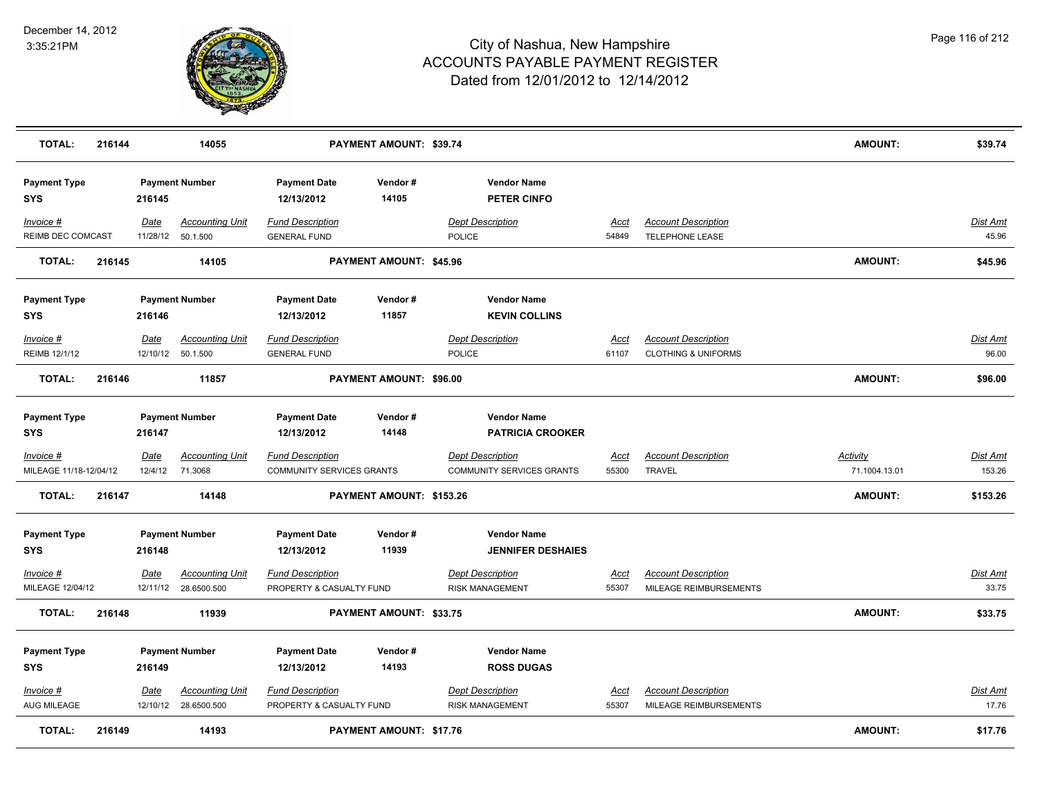# City of Nashua, New Hampshire
## ACCOUNTS PAYABLE PAYMENT REGISTER
### Dated from 12/01/2012 to 12/14/2012

December 14, 2012
3:35:21PM

| **TOTAL:** | **216144** | **14055** | **PAYMENT AMOUNT: $39.74** | **AMOUNT:** | **$39.74** |
|---|---|---|---|---|---|

| Payment Type | Payment Number | Payment Date | Vendor # | Vendor Name |
|---|---|---|---|---|
| **SYS** | **216145** | **12/13/2012** | **14105** | **PETER CINFO** |

| Invoice # | Date | Accounting Unit | Fund Description | Dept Description | Acct | Account Description | Dist Amt |
|---|---|---|---|---|---|---|---|
| REIMB DEC COMCAST | 11/28/12 | 50.1.500 | GENERAL FUND | POLICE | 54849 | TELEPHONE LEASE | 45.96 |

| **TOTAL:** | **216145** | **14105** | **PAYMENT AMOUNT: $45.96** | **AMOUNT:** | **$45.96** |
|---|---|---|---|---|---|

| Payment Type | Payment Number | Payment Date | Vendor # | Vendor Name |
|---|---|---|---|---|
| **SYS** | **216146** | **12/13/2012** | **11857** | **KEVIN COLLINS** |

| Invoice # | Date | Accounting Unit | Fund Description | Dept Description | Acct | Account Description | Dist Amt |
|---|---|---|---|---|---|---|---|
| REIMB 12/1/12 | 12/10/12 | 50.1.500 | GENERAL FUND | POLICE | 61107 | CLOTHING & UNIFORMS | 96.00 |

| **TOTAL:** | **216146** | **11857** | **PAYMENT AMOUNT: $96.00** | **AMOUNT:** | **$96.00** |
|---|---|---|---|---|---|

| Payment Type | Payment Number | Payment Date | Vendor # | Vendor Name |
|---|---|---|---|---|
| **SYS** | **216147** | **12/13/2012** | **14148** | **PATRICIA CROOKER** |

| Invoice # | Date | Accounting Unit | Fund Description | Dept Description | Acct | Account Description | Activity | Dist Amt |
|---|---|---|---|---|---|---|---|---|
| MILEAGE 11/18-12/04/12 | 12/4/12 | 71.3068 | COMMUNITY SERVICES GRANTS | COMMUNITY SERVICES GRANTS | 55300 | TRAVEL | 71.1004.13.01 | 153.26 |

| **TOTAL:** | **216147** | **14148** | **PAYMENT AMOUNT: $153.26** | **AMOUNT:** | **$153.26** |
|---|---|---|---|---|---|

| Payment Type | Payment Number | Payment Date | Vendor # | Vendor Name |
|---|---|---|---|---|
| **SYS** | **216148** | **12/13/2012** | **11939** | **JENNIFER DESHAIES** |

| Invoice # | Date | Accounting Unit | Fund Description | Dept Description | Acct | Account Description | Dist Amt |
|---|---|---|---|---|---|---|---|
| MILEAGE 12/04/12 | 12/11/12 | 28.6500.500 | PROPERTY & CASUALTY FUND | RISK MANAGEMENT | 55307 | MILEAGE REIMBURSEMENTS | 33.75 |

| **TOTAL:** | **216148** | **11939** | **PAYMENT AMOUNT: $33.75** | **AMOUNT:** | **$33.75** |
|---|---|---|---|---|---|

| Payment Type | Payment Number | Payment Date | Vendor # | Vendor Name |
|---|---|---|---|---|
| **SYS** | **216149** | **12/13/2012** | **14193** | **ROSS DUGAS** |

| Invoice # | Date | Accounting Unit | Fund Description | Dept Description | Acct | Account Description | Dist Amt |
|---|---|---|---|---|---|---|---|
| AUG MILEAGE | 12/10/12 | 28.6500.500 | PROPERTY & CASUALTY FUND | RISK MANAGEMENT | 55307 | MILEAGE REIMBURSEMENTS | 17.76 |

| **TOTAL:** | **216149** | **14193** | **PAYMENT AMOUNT: $17.76** | **AMOUNT:** | **$17.76** |
|---|---|---|---|---|---|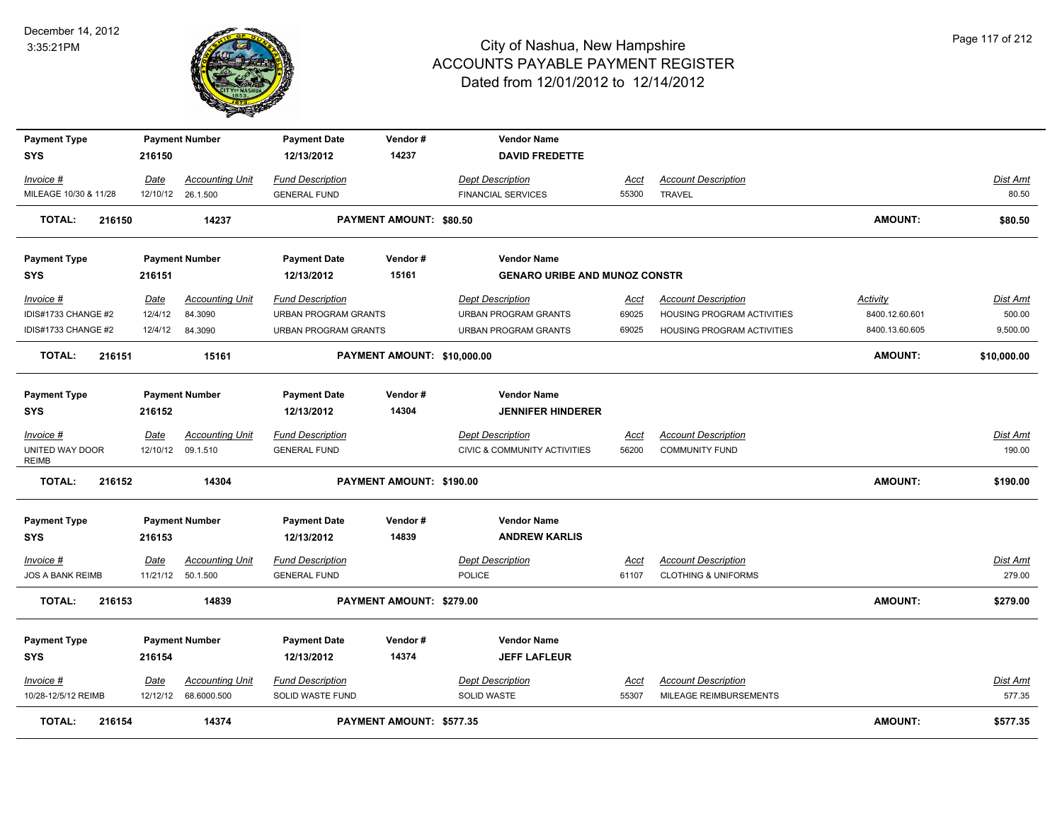# City of Nashua, New Hampshire
## ACCOUNTS PAYABLE PAYMENT REGISTER
### Dated from 12/01/2012 to 12/14/2012

December 14, 2012
3:35:21PM

| Payment Type | Payment Number | Payment Date | Vendor # | Vendor Name |
|---|---|---|---|---|
| SYS | 216150 | 12/13/2012 | 14237 | DAVID FREDETTE |

| Invoice # | Date | Accounting Unit | Fund Description | Dept Description | Acct | Account Description | Dist Amt |
|---|---|---|---|---|---|---|---|
| MILEAGE 10/30 & 11/28 | 12/10/12 | 26.1.500 | GENERAL FUND | FINANCIAL SERVICES | 55300 | TRAVEL | 80.50 |

**TOTAL: 216150 | 14237 | PAYMENT AMOUNT: $80.50 | AMOUNT: $80.50**

| Payment Type | Payment Number | Payment Date | Vendor # | Vendor Name |
|---|---|---|---|---|
| SYS | 216151 | 12/13/2012 | 15161 | GENARO URIBE AND MUNOZ CONSTR |

| Invoice # | Date | Accounting Unit | Fund Description | Dept Description | Acct | Account Description | Activity | Dist Amt |
|---|---|---|---|---|---|---|---|---|
| IDIS#1733 CHANGE #2 | 12/4/12 | 84.3090 | URBAN PROGRAM GRANTS | URBAN PROGRAM GRANTS | 69025 | HOUSING PROGRAM ACTIVITIES | 8400.12.60.601 | 500.00 |
| IDIS#1733 CHANGE #2 | 12/4/12 | 84.3090 | URBAN PROGRAM GRANTS | URBAN PROGRAM GRANTS | 69025 | HOUSING PROGRAM ACTIVITIES | 8400.13.60.605 | 9,500.00 |

**TOTAL: 216151 | 15161 | PAYMENT AMOUNT: $10,000.00 | AMOUNT: $10,000.00**

| Payment Type | Payment Number | Payment Date | Vendor # | Vendor Name |
|---|---|---|---|---|
| SYS | 216152 | 12/13/2012 | 14304 | JENNIFER HINDERER |

| Invoice # | Date | Accounting Unit | Fund Description | Dept Description | Acct | Account Description | Dist Amt |
|---|---|---|---|---|---|---|---|
| UNITED WAY DOOR REIMB | 12/10/12 | 09.1.510 | GENERAL FUND | CIVIC & COMMUNITY ACTIVITIES | 56200 | COMMUNITY FUND | 190.00 |

**TOTAL: 216152 | 14304 | PAYMENT AMOUNT: $190.00 | AMOUNT: $190.00**

| Payment Type | Payment Number | Payment Date | Vendor # | Vendor Name |
|---|---|---|---|---|
| SYS | 216153 | 12/13/2012 | 14839 | ANDREW KARLIS |

| Invoice # | Date | Accounting Unit | Fund Description | Dept Description | Acct | Account Description | Dist Amt |
|---|---|---|---|---|---|---|---|
| JOS A BANK REIMB | 11/21/12 | 50.1.500 | GENERAL FUND | POLICE | 61107 | CLOTHING & UNIFORMS | 279.00 |

**TOTAL: 216153 | 14839 | PAYMENT AMOUNT: $279.00 | AMOUNT: $279.00**

| Payment Type | Payment Number | Payment Date | Vendor # | Vendor Name |
|---|---|---|---|---|
| SYS | 216154 | 12/13/2012 | 14374 | JEFF LAFLEUR |

| Invoice # | Date | Accounting Unit | Fund Description | Dept Description | Acct | Account Description | Dist Amt |
|---|---|---|---|---|---|---|---|
| 10/28-12/5/12 REIMB | 12/12/12 | 68.6000.500 | SOLID WASTE FUND | SOLID WASTE | 55307 | MILEAGE REIMBURSEMENTS | 577.35 |

**TOTAL: 216154 | 14374 | PAYMENT AMOUNT: $577.35 | AMOUNT: $577.35**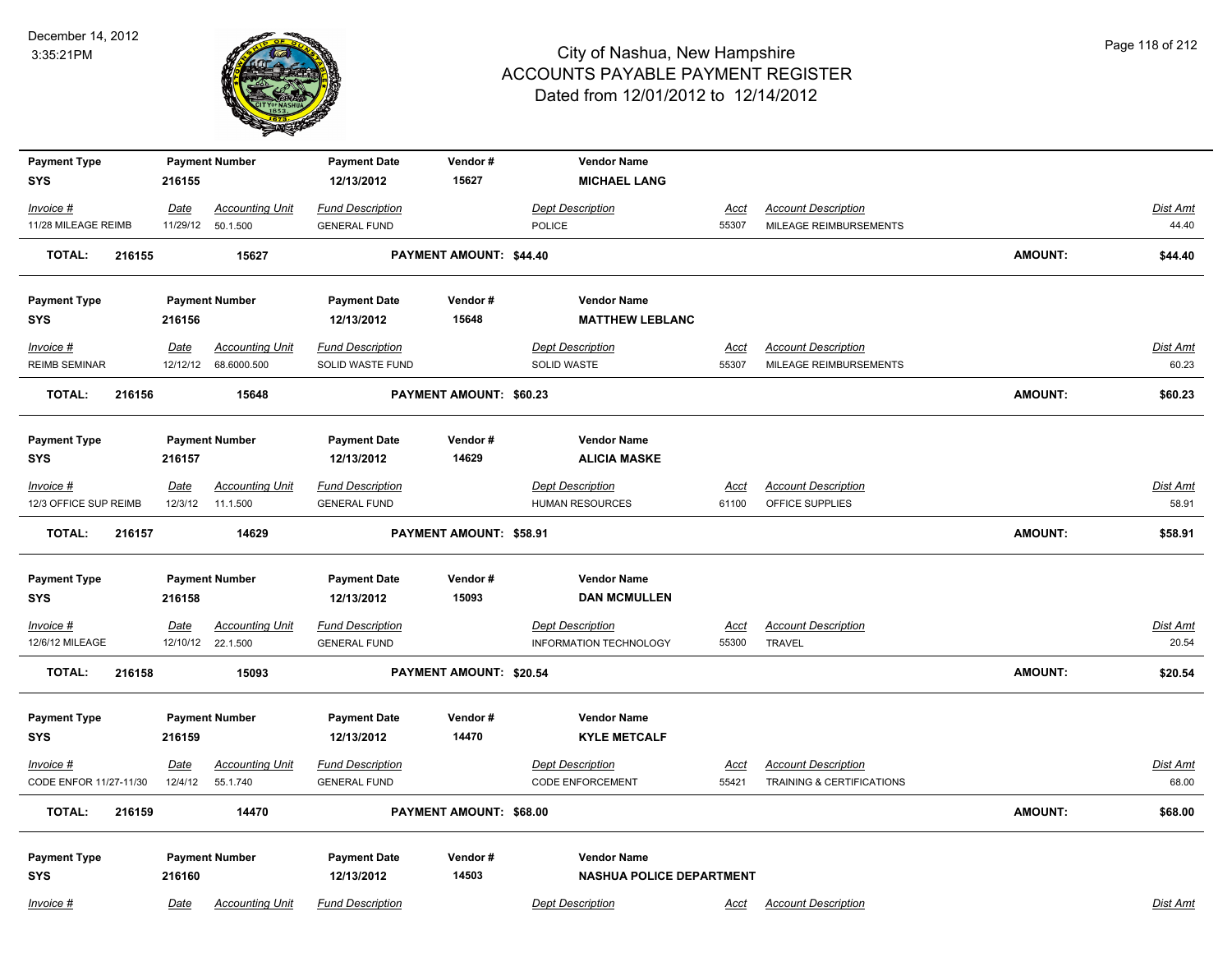| Payment Type | Payment Number | Payment Date | Vendor # | Vendor Name | | | | |
|---|---|---|---|---|---|---|---|---|
| SYS | 216155 | 12/13/2012 | 15627 | MICHAEL LANG | | | | |

| Invoice # | Date | Accounting Unit | Fund Description | Dept Description | Acct | Account Description | Dist Amt |
|---|---|---|---|---|---|---|---|
| 11/28 MILEAGE REIMB | 11/29/12 | 50.1.500 | GENERAL FUND | POLICE | 55307 | MILEAGE REIMBURSEMENTS | 44.40 |

**TOTAL: 216155 15627 PAYMENT AMOUNT: $44.40 AMOUNT: $44.40**

| Payment Type | Payment Number | Payment Date | Vendor # | Vendor Name |
|---|---|---|---|---|
| SYS | 216156 | 12/13/2012 | 15648 | MATTHEW LEBLANC |

| Invoice # | Date | Accounting Unit | Fund Description | Dept Description | Acct | Account Description | Dist Amt |
|---|---|---|---|---|---|---|---|
| REIMB SEMINAR | 12/12/12 | 68.6000.500 | SOLID WASTE FUND | SOLID WASTE | 55307 | MILEAGE REIMBURSEMENTS | 60.23 |

**TOTAL: 216156 15648 PAYMENT AMOUNT: $60.23 AMOUNT: $60.23**

| Payment Type | Payment Number | Payment Date | Vendor # | Vendor Name |
|---|---|---|---|---|
| SYS | 216157 | 12/13/2012 | 14629 | ALICIA MASKE |

| Invoice # | Date | Accounting Unit | Fund Description | Dept Description | Acct | Account Description | Dist Amt |
|---|---|---|---|---|---|---|---|
| 12/3 OFFICE SUP REIMB | 12/3/12 | 11.1.500 | GENERAL FUND | HUMAN RESOURCES | 61100 | OFFICE SUPPLIES | 58.91 |

**TOTAL: 216157 14629 PAYMENT AMOUNT: $58.91 AMOUNT: $58.91**

| Payment Type | Payment Number | Payment Date | Vendor # | Vendor Name |
|---|---|---|---|---|
| SYS | 216158 | 12/13/2012 | 15093 | DAN MCMULLEN |

| Invoice # | Date | Accounting Unit | Fund Description | Dept Description | Acct | Account Description | Dist Amt |
|---|---|---|---|---|---|---|---|
| 12/6/12 MILEAGE | 12/10/12 | 22.1.500 | GENERAL FUND | INFORMATION TECHNOLOGY | 55300 | TRAVEL | 20.54 |

**TOTAL: 216158 15093 PAYMENT AMOUNT: $20.54 AMOUNT: $20.54**

| Payment Type | Payment Number | Payment Date | Vendor # | Vendor Name |
|---|---|---|---|---|
| SYS | 216159 | 12/13/2012 | 14470 | KYLE METCALF |

| Invoice # | Date | Accounting Unit | Fund Description | Dept Description | Acct | Account Description | Dist Amt |
|---|---|---|---|---|---|---|---|
| CODE ENFOR 11/27-11/30 | 12/4/12 | 55.1.740 | GENERAL FUND | CODE ENFORCEMENT | 55421 | TRAINING & CERTIFICATIONS | 68.00 |

**TOTAL: 216159 14470 PAYMENT AMOUNT: $68.00 AMOUNT: $68.00**

| Payment Type | Payment Number | Payment Date | Vendor # | Vendor Name |
|---|---|---|---|---|
| SYS | 216160 | 12/13/2012 | 14503 | NASHUA POLICE DEPARTMENT |

| Invoice # | Date | Accounting Unit | Fund Description | Dept Description | Acct | Account Description | Dist Amt |
|---|---|---|---|---|---|---|---|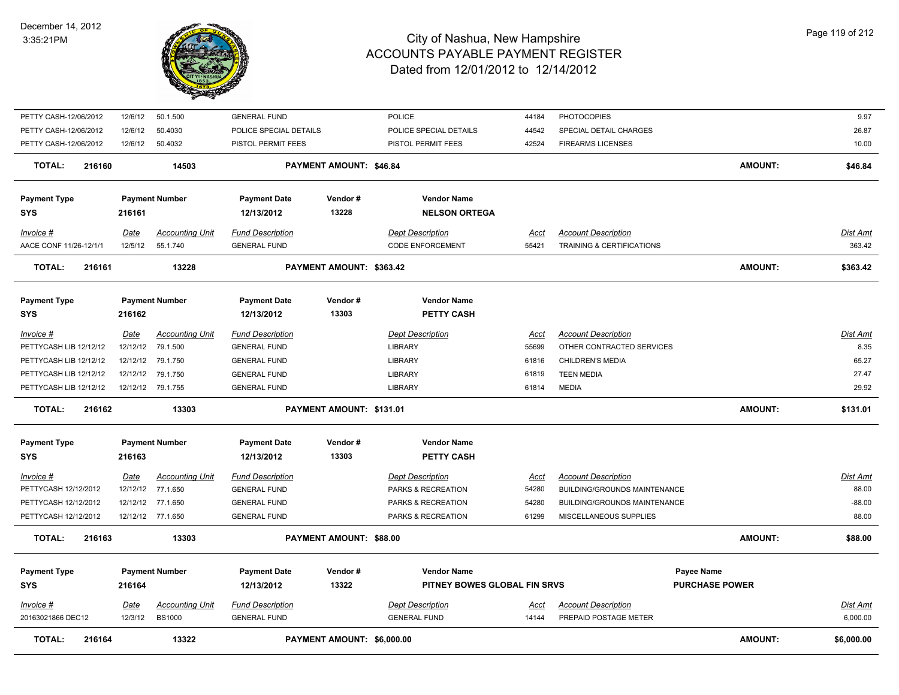| | | | | | | | | |
|---|---|---|---|---|---|---|---|---|
| PETTY CASH-12/06/2012 | 12/6/12 | 50.1.500 | GENERAL FUND | | POLICE | 44184 | PHOTOCOPIES | 9.97 |
| PETTY CASH-12/06/2012 | 12/6/12 | 50.4030 | POLICE SPECIAL DETAILS | | POLICE SPECIAL DETAILS | 44542 | SPECIAL DETAIL CHARGES | 26.87 |
| PETTY CASH-12/06/2012 | 12/6/12 | 50.4032 | PISTOL PERMIT FEES | | PISTOL PERMIT FEES | 42524 | FIREARMS LICENSES | 10.00 |
| **TOTAL: 216160** | | **14503** | | **PAYMENT AMOUNT: $46.84** | | | **AMOUNT:** | **$46.84** |

| Payment Type | Payment Number | Payment Date | Vendor # | Vendor Name |
|---|---|---|---|---|
| **SYS** | **216161** | **12/13/2012** | **13228** | **NELSON ORTEGA** |

| Invoice # | Date | Accounting Unit | Fund Description | Dept Description | Acct | Account Description | Dist Amt |
|---|---|---|---|---|---|---|---|
| AACE CONF 11/26-12/1/1 | 12/5/12 | 55.1.740 | GENERAL FUND | CODE ENFORCEMENT | 55421 | TRAINING & CERTIFICATIONS | 363.42 |
| **TOTAL: 216161** | | **13228** | **PAYMENT AMOUNT: $363.42** | | | **AMOUNT:** | **$363.42** |

| Payment Type | Payment Number | Payment Date | Vendor # | Vendor Name |
|---|---|---|---|---|
| **SYS** | **216162** | **12/13/2012** | **13303** | **PETTY CASH** |

| Invoice # | Date | Accounting Unit | Fund Description | Dept Description | Acct | Account Description | Dist Amt |
|---|---|---|---|---|---|---|---|
| PETTYCASH LIB 12/12/12 | 12/12/12 | 79.1.500 | GENERAL FUND | LIBRARY | 55699 | OTHER CONTRACTED SERVICES | 8.35 |
| PETTYCASH LIB 12/12/12 | 12/12/12 | 79.1.750 | GENERAL FUND | LIBRARY | 61816 | CHILDREN'S MEDIA | 65.27 |
| PETTYCASH LIB 12/12/12 | 12/12/12 | 79.1.750 | GENERAL FUND | LIBRARY | 61819 | TEEN MEDIA | 27.47 |
| PETTYCASH LIB 12/12/12 | 12/12/12 | 79.1.755 | GENERAL FUND | LIBRARY | 61814 | MEDIA | 29.92 |
| **TOTAL: 216162** | | **13303** | **PAYMENT AMOUNT: $131.01** | | | **AMOUNT:** | **$131.01** |

| Payment Type | Payment Number | Payment Date | Vendor # | Vendor Name |
|---|---|---|---|---|
| **SYS** | **216163** | **12/13/2012** | **13303** | **PETTY CASH** |

| Invoice # | Date | Accounting Unit | Fund Description | Dept Description | Acct | Account Description | Dist Amt |
|---|---|---|---|---|---|---|---|
| PETTYCASH 12/12/2012 | 12/12/12 | 77.1.650 | GENERAL FUND | PARKS & RECREATION | 54280 | BUILDING/GROUNDS MAINTENANCE | 88.00 |
| PETTYCASH 12/12/2012 | 12/12/12 | 77.1.650 | GENERAL FUND | PARKS & RECREATION | 54280 | BUILDING/GROUNDS MAINTENANCE | -88.00 |
| PETTYCASH 12/12/2012 | 12/12/12 | 77.1.650 | GENERAL FUND | PARKS & RECREATION | 61299 | MISCELLANEOUS SUPPLIES | 88.00 |
| **TOTAL: 216163** | | **13303** | **PAYMENT AMOUNT: $88.00** | | | **AMOUNT:** | **$88.00** |

| Payment Type | Payment Number | Payment Date | Vendor # | Vendor Name | Payee Name |
|---|---|---|---|---|---|
| **SYS** | **216164** | **12/13/2012** | **13322** | **PITNEY BOWES GLOBAL FIN SRVS** | **PURCHASE POWER** |

| Invoice # | Date | Accounting Unit | Fund Description | Dept Description | Acct | Account Description | Dist Amt |
|---|---|---|---|---|---|---|---|
| 20163021866 DEC12 | 12/3/12 | BS1000 | GENERAL FUND | GENERAL FUND | 14144 | PREPAID POSTAGE METER | 6,000.00 |
| **TOTAL: 216164** | | **13322** | **PAYMENT AMOUNT: $6,000.00** | | | **AMOUNT:** | **$6,000.00** |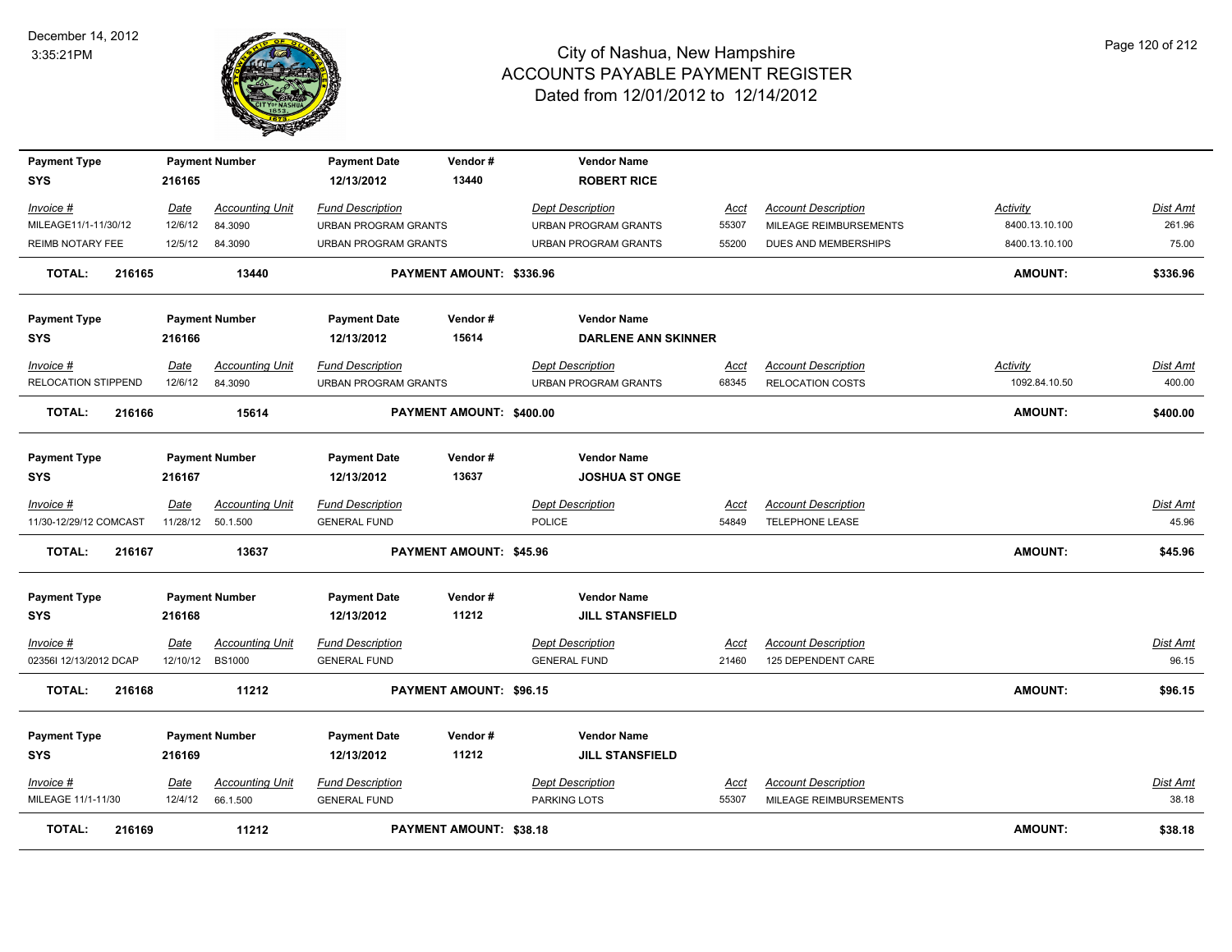# City of Nashua, New Hampshire
## ACCOUNTS PAYABLE PAYMENT REGISTER
### Dated from 12/01/2012 to 12/14/2012

December 14, 2012
3:35:21PM

| Payment Type | Payment Number | Payment Date | Vendor # | Vendor Name |
|---|---|---|---|---|
| SYS | 216165 | 12/13/2012 | 13440 | **ROBERT RICE** |

| Invoice # | Date | Accounting Unit | Fund Description | Dept Description | Acct | Account Description | Activity | Dist Amt |
|---|---|---|---|---|---|---|---|---|
| MILEAGE11/1-11/30/12 | 12/6/12 | 84.3090 | URBAN PROGRAM GRANTS | URBAN PROGRAM GRANTS | 55307 | MILEAGE REIMBURSEMENTS | 8400.13.10.100 | 261.96 |
| REIMB NOTARY FEE | 12/5/12 | 84.3090 | URBAN PROGRAM GRANTS | URBAN PROGRAM GRANTS | 55200 | DUES AND MEMBERSHIPS | 8400.13.10.100 | 75.00 |

**TOTAL: 216165 13440 PAYMENT AMOUNT: $336.96 AMOUNT: $336.96**

| Payment Type | Payment Number | Payment Date | Vendor # | Vendor Name |
|---|---|---|---|---|
| SYS | 216166 | 12/13/2012 | 15614 | **DARLENE ANN SKINNER** |

| Invoice # | Date | Accounting Unit | Fund Description | Dept Description | Acct | Account Description | Activity | Dist Amt |
|---|---|---|---|---|---|---|---|---|
| RELOCATION STIPPEND | 12/6/12 | 84.3090 | URBAN PROGRAM GRANTS | URBAN PROGRAM GRANTS | 68345 | RELOCATION COSTS | 1092.84.10.50 | 400.00 |

**TOTAL: 216166 15614 PAYMENT AMOUNT: $400.00 AMOUNT: $400.00**

| Payment Type | Payment Number | Payment Date | Vendor # | Vendor Name |
|---|---|---|---|---|
| SYS | 216167 | 12/13/2012 | 13637 | **JOSHUA ST ONGE** |

| Invoice # | Date | Accounting Unit | Fund Description | Dept Description | Acct | Account Description | Dist Amt |
|---|---|---|---|---|---|---|---|
| 11/30-12/29/12 COMCAST | 11/28/12 | 50.1.500 | GENERAL FUND | POLICE | 54849 | TELEPHONE LEASE | 45.96 |

**TOTAL: 216167 13637 PAYMENT AMOUNT: $45.96 AMOUNT: $45.96**

| Payment Type | Payment Number | Payment Date | Vendor # | Vendor Name |
|---|---|---|---|---|
| SYS | 216168 | 12/13/2012 | 11212 | **JILL STANSFIELD** |

| Invoice # | Date | Accounting Unit | Fund Description | Dept Description | Acct | Account Description | Dist Amt |
|---|---|---|---|---|---|---|---|
| 02356I 12/13/2012 DCAP | 12/10/12 | BS1000 | GENERAL FUND | GENERAL FUND | 21460 | 125 DEPENDENT CARE | 96.15 |

**TOTAL: 216168 11212 PAYMENT AMOUNT: $96.15 AMOUNT: $96.15**

| Payment Type | Payment Number | Payment Date | Vendor # | Vendor Name |
|---|---|---|---|---|
| SYS | 216169 | 12/13/2012 | 11212 | **JILL STANSFIELD** |

| Invoice # | Date | Accounting Unit | Fund Description | Dept Description | Acct | Account Description | Dist Amt |
|---|---|---|---|---|---|---|---|
| MILEAGE 11/1-11/30 | 12/4/12 | 66.1.500 | GENERAL FUND | PARKING LOTS | 55307 | MILEAGE REIMBURSEMENTS | 38.18 |

**TOTAL: 216169 11212 PAYMENT AMOUNT: $38.18 AMOUNT: $38.18**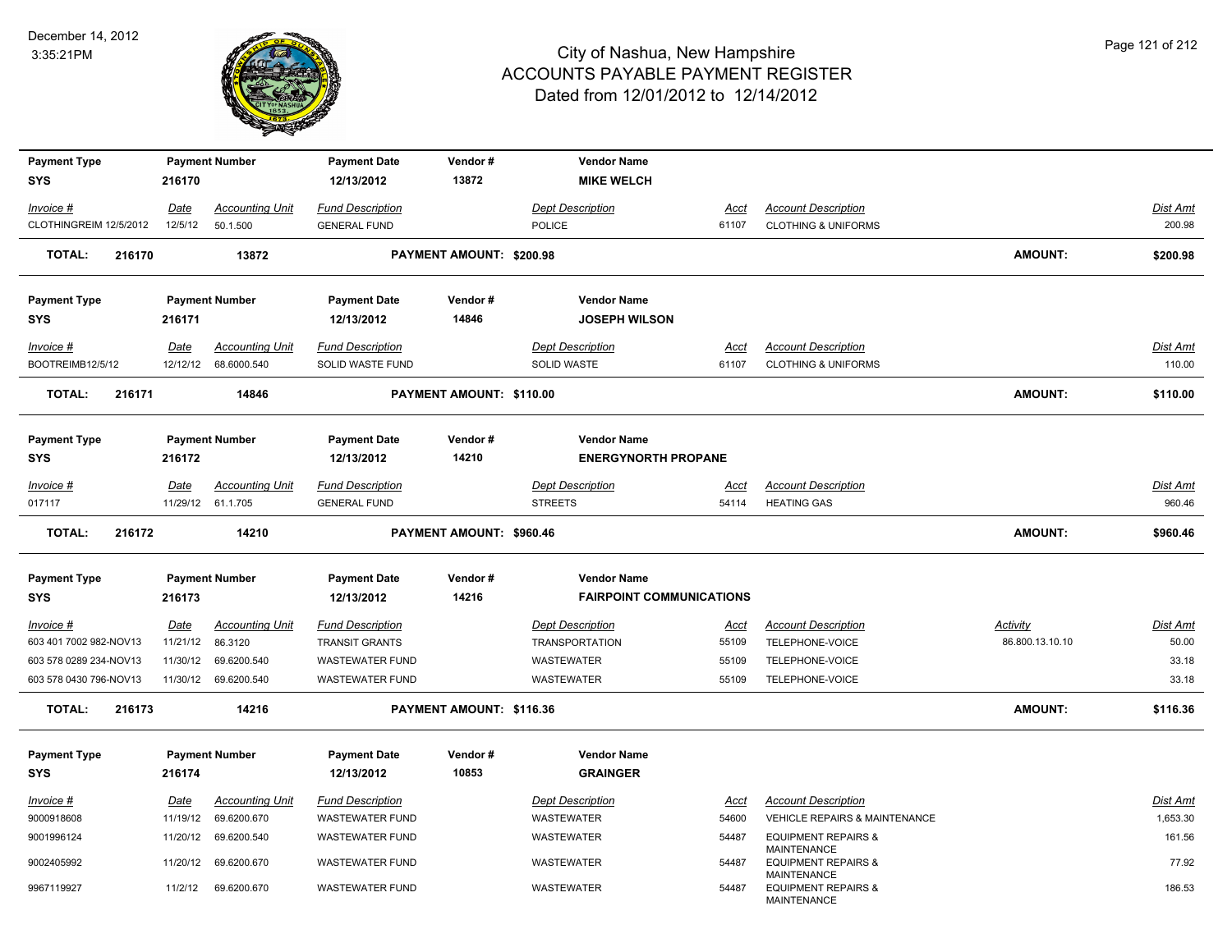# City of Nashua, New Hampshire
## ACCOUNTS PAYABLE PAYMENT REGISTER
### Dated from 12/01/2012 to 12/14/2012

December 14, 2012
3:35:21PM

| Payment Type | Payment Number | Payment Date | Vendor # | Vendor Name |
|---|---|---|---|---|
| SYS | 216170 | 12/13/2012 | 13872 | MIKE WELCH |

| Invoice # | Date | Accounting Unit | Fund Description | Dept Description | Acct | Account Description | Activity | Dist Amt |
|---|---|---|---|---|---|---|---|---|
| CLOTHINGREIM 12/5/2012 | 12/5/12 | 50.1.500 | GENERAL FUND | POLICE | 61107 | CLOTHING & UNIFORMS | | 200.98 |

**TOTAL: 216170 — 13872 — PAYMENT AMOUNT: $200.98 — AMOUNT: $200.98**

| Payment Type | Payment Number | Payment Date | Vendor # | Vendor Name |
|---|---|---|---|---|
| SYS | 216171 | 12/13/2012 | 14846 | JOSEPH WILSON |

| Invoice # | Date | Accounting Unit | Fund Description | Dept Description | Acct | Account Description | Activity | Dist Amt |
|---|---|---|---|---|---|---|---|---|
| BOOTREIMB12/5/12 | 12/12/12 | 68.6000.540 | SOLID WASTE FUND | SOLID WASTE | 61107 | CLOTHING & UNIFORMS | | 110.00 |

**TOTAL: 216171 — 14846 — PAYMENT AMOUNT: $110.00 — AMOUNT: $110.00**

| Payment Type | Payment Number | Payment Date | Vendor # | Vendor Name |
|---|---|---|---|---|
| SYS | 216172 | 12/13/2012 | 14210 | ENERGYNORTH PROPANE |

| Invoice # | Date | Accounting Unit | Fund Description | Dept Description | Acct | Account Description | Activity | Dist Amt |
|---|---|---|---|---|---|---|---|---|
| 017117 | 11/29/12 | 61.1.705 | GENERAL FUND | STREETS | 54114 | HEATING GAS | | 960.46 |

**TOTAL: 216172 — 14210 — PAYMENT AMOUNT: $960.46 — AMOUNT: $960.46**

| Payment Type | Payment Number | Payment Date | Vendor # | Vendor Name |
|---|---|---|---|---|
| SYS | 216173 | 12/13/2012 | 14216 | FAIRPOINT COMMUNICATIONS |

| Invoice # | Date | Accounting Unit | Fund Description | Dept Description | Acct | Account Description | Activity | Dist Amt |
|---|---|---|---|---|---|---|---|---|
| 603 401 7002 982-NOV13 | 11/21/12 | 86.3120 | TRANSIT GRANTS | TRANSPORTATION | 55109 | TELEPHONE-VOICE | 86.800.13.10.10 | 50.00 |
| 603 578 0289 234-NOV13 | 11/30/12 | 69.6200.540 | WASTEWATER FUND | WASTEWATER | 55109 | TELEPHONE-VOICE | | 33.18 |
| 603 578 0430 796-NOV13 | 11/30/12 | 69.6200.540 | WASTEWATER FUND | WASTEWATER | 55109 | TELEPHONE-VOICE | | 33.18 |

**TOTAL: 216173 — 14216 — PAYMENT AMOUNT: $116.36 — AMOUNT: $116.36**

| Payment Type | Payment Number | Payment Date | Vendor # | Vendor Name |
|---|---|---|---|---|
| SYS | 216174 | 12/13/2012 | 10853 | GRAINGER |

| Invoice # | Date | Accounting Unit | Fund Description | Dept Description | Acct | Account Description | Activity | Dist Amt |
|---|---|---|---|---|---|---|---|---|
| 9000918608 | 11/19/12 | 69.6200.670 | WASTEWATER FUND | WASTEWATER | 54600 | VEHICLE REPAIRS & MAINTENANCE | | 1,653.30 |
| 9001996124 | 11/20/12 | 69.6200.540 | WASTEWATER FUND | WASTEWATER | 54487 | EQUIPMENT REPAIRS & MAINTENANCE | | 161.56 |
| 9002405992 | 11/20/12 | 69.6200.670 | WASTEWATER FUND | WASTEWATER | 54487 | EQUIPMENT REPAIRS & MAINTENANCE | | 77.92 |
| 9967119927 | 11/2/12 | 69.6200.670 | WASTEWATER FUND | WASTEWATER | 54487 | EQUIPMENT REPAIRS & MAINTENANCE | | 186.53 |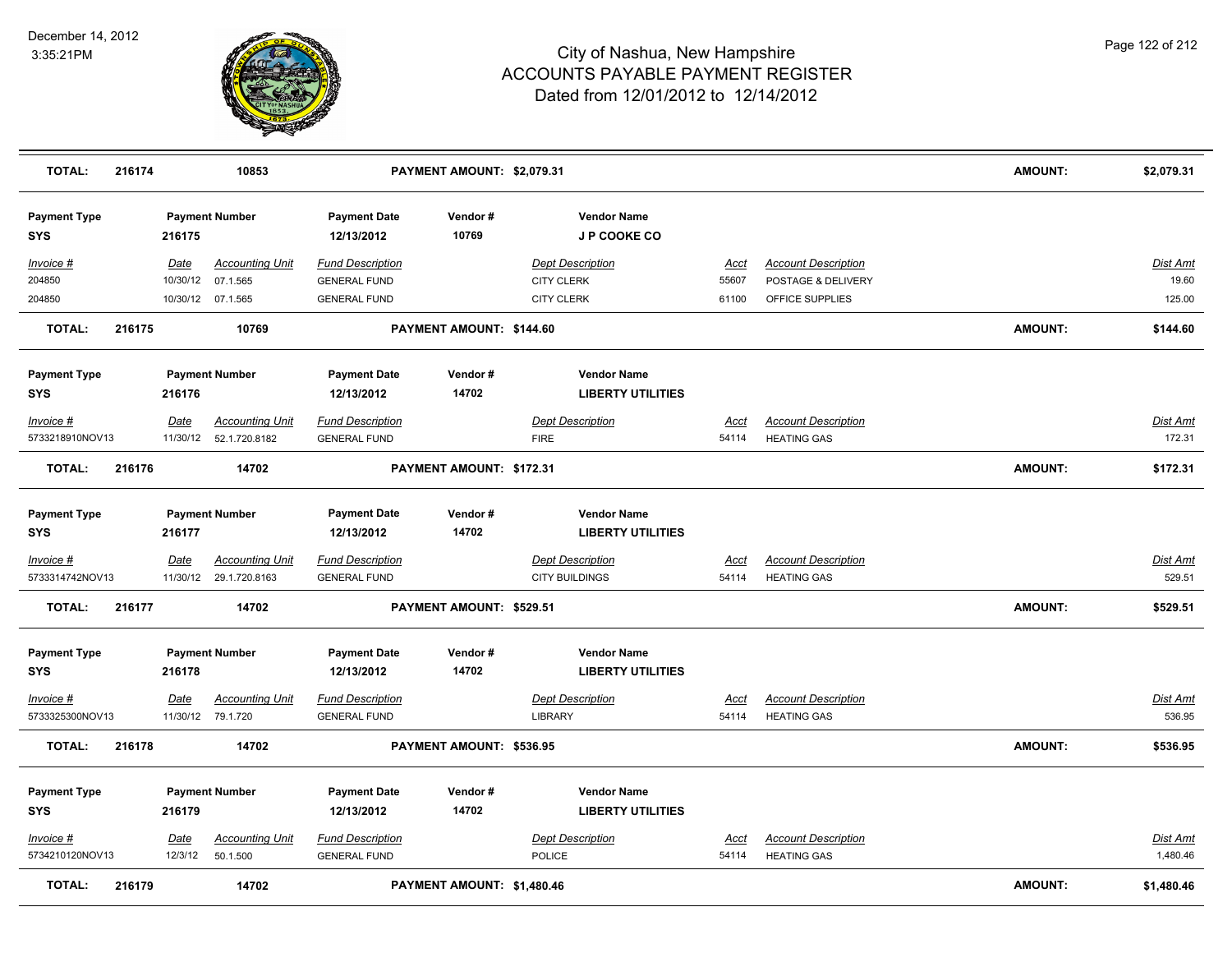# City of Nashua, New Hampshire
## ACCOUNTS PAYABLE PAYMENT REGISTER
### Dated from 12/01/2012 to 12/14/2012

December 14, 2012
3:35:21PM

| TOTAL: | 216174 | 10853 | PAYMENT AMOUNT: $2,079.31 | AMOUNT: | $2,079.31 |
|---|---|---|---|---|---|

| Payment Type | Payment Number | Payment Date | Vendor # | Vendor Name |
|---|---|---|---|---|
| SYS | 216175 | 12/13/2012 | 10769 | J P COOKE CO |

| Invoice # | Date | Accounting Unit | Fund Description | Dept Description | Acct | Account Description | Dist Amt |
|---|---|---|---|---|---|---|---|
| 204850 | 10/30/12 | 07.1.565 | GENERAL FUND | CITY CLERK | 55607 | POSTAGE & DELIVERY | 19.60 |
| 204850 | 10/30/12 | 07.1.565 | GENERAL FUND | CITY CLERK | 61100 | OFFICE SUPPLIES | 125.00 |

| TOTAL: | 216175 | 10769 | PAYMENT AMOUNT: $144.60 | AMOUNT: | $144.60 |
|---|---|---|---|---|---|

| Payment Type | Payment Number | Payment Date | Vendor # | Vendor Name |
|---|---|---|---|---|
| SYS | 216176 | 12/13/2012 | 14702 | LIBERTY UTILITIES |

| Invoice # | Date | Accounting Unit | Fund Description | Dept Description | Acct | Account Description | Dist Amt |
|---|---|---|---|---|---|---|---|
| 5733218910NOV13 | 11/30/12 | 52.1.720.8182 | GENERAL FUND | FIRE | 54114 | HEATING GAS | 172.31 |

| TOTAL: | 216176 | 14702 | PAYMENT AMOUNT: $172.31 | AMOUNT: | $172.31 |
|---|---|---|---|---|---|

| Payment Type | Payment Number | Payment Date | Vendor # | Vendor Name |
|---|---|---|---|---|
| SYS | 216177 | 12/13/2012 | 14702 | LIBERTY UTILITIES |

| Invoice # | Date | Accounting Unit | Fund Description | Dept Description | Acct | Account Description | Dist Amt |
|---|---|---|---|---|---|---|---|
| 5733314742NOV13 | 11/30/12 | 29.1.720.8163 | GENERAL FUND | CITY BUILDINGS | 54114 | HEATING GAS | 529.51 |

| TOTAL: | 216177 | 14702 | PAYMENT AMOUNT: $529.51 | AMOUNT: | $529.51 |
|---|---|---|---|---|---|

| Payment Type | Payment Number | Payment Date | Vendor # | Vendor Name |
|---|---|---|---|---|
| SYS | 216178 | 12/13/2012 | 14702 | LIBERTY UTILITIES |

| Invoice # | Date | Accounting Unit | Fund Description | Dept Description | Acct | Account Description | Dist Amt |
|---|---|---|---|---|---|---|---|
| 5733325300NOV13 | 11/30/12 | 79.1.720 | GENERAL FUND | LIBRARY | 54114 | HEATING GAS | 536.95 |

| TOTAL: | 216178 | 14702 | PAYMENT AMOUNT: $536.95 | AMOUNT: | $536.95 |
|---|---|---|---|---|---|

| Payment Type | Payment Number | Payment Date | Vendor # | Vendor Name |
|---|---|---|---|---|
| SYS | 216179 | 12/13/2012 | 14702 | LIBERTY UTILITIES |

| Invoice # | Date | Accounting Unit | Fund Description | Dept Description | Acct | Account Description | Dist Amt |
|---|---|---|---|---|---|---|---|
| 5734210120NOV13 | 12/3/12 | 50.1.500 | GENERAL FUND | POLICE | 54114 | HEATING GAS | 1,480.46 |

| TOTAL: | 216179 | 14702 | PAYMENT AMOUNT: $1,480.46 | AMOUNT: | $1,480.46 |
|---|---|---|---|---|---|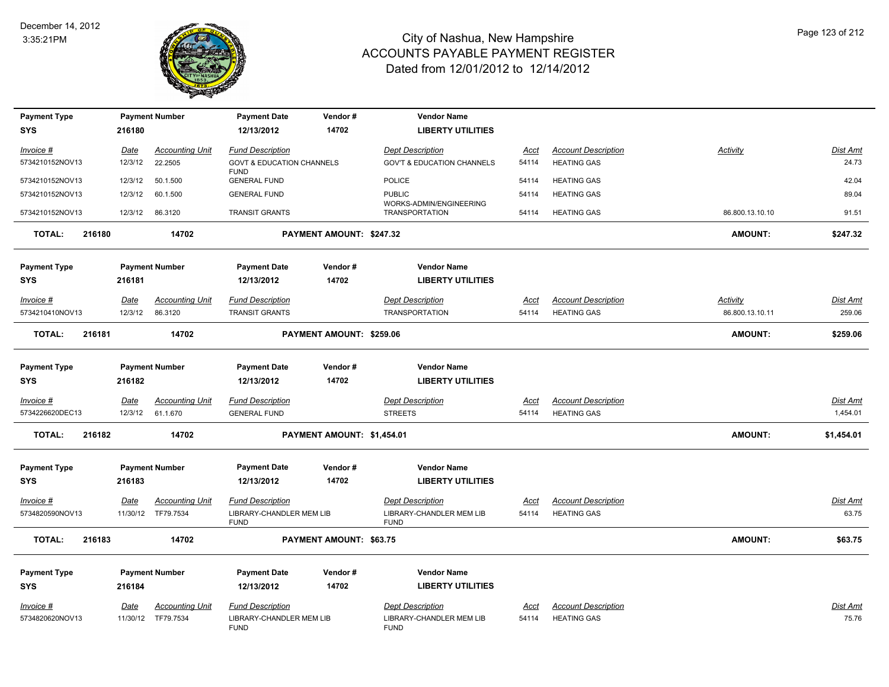# City of Nashua, New Hampshire
## ACCOUNTS PAYABLE PAYMENT REGISTER
### Dated from 12/01/2012 to 12/14/2012

December 14, 2012
3:35:21PM

| Payment Type | Payment Number | Payment Date | Vendor # | Vendor Name |
|---|---|---|---|---|
| SYS | 216180 | 12/13/2012 | 14702 | LIBERTY UTILITIES |

| Invoice # | Date | Accounting Unit | Fund Description | Dept Description | Acct | Account Description | Activity | Dist Amt |
|---|---|---|---|---|---|---|---|---|
| 5734210152NOV13 | 12/3/12 | 22.2505 | GOVT & EDUCATION CHANNELS FUND | GOV'T & EDUCATION CHANNELS | 54114 | HEATING GAS | | 24.73 |
| 5734210152NOV13 | 12/3/12 | 50.1.500 | GENERAL FUND | POLICE | 54114 | HEATING GAS | | 42.04 |
| 5734210152NOV13 | 12/3/12 | 60.1.500 | GENERAL FUND | PUBLIC WORKS-ADMIN/ENGINEERING | 54114 | HEATING GAS | | 89.04 |
| 5734210152NOV13 | 12/3/12 | 86.3120 | TRANSIT GRANTS | TRANSPORTATION | 54114 | HEATING GAS | 86.800.13.10.10 | 91.51 |

**TOTAL: 216180 14702 PAYMENT AMOUNT: $247.32 AMOUNT: $247.32**

| Payment Type | Payment Number | Payment Date | Vendor # | Vendor Name |
|---|---|---|---|---|
| SYS | 216181 | 12/13/2012 | 14702 | LIBERTY UTILITIES |

| Invoice # | Date | Accounting Unit | Fund Description | Dept Description | Acct | Account Description | Activity | Dist Amt |
|---|---|---|---|---|---|---|---|---|
| 5734210410NOV13 | 12/3/12 | 86.3120 | TRANSIT GRANTS | TRANSPORTATION | 54114 | HEATING GAS | 86.800.13.10.11 | 259.06 |

**TOTAL: 216181 14702 PAYMENT AMOUNT: $259.06 AMOUNT: $259.06**

| Payment Type | Payment Number | Payment Date | Vendor # | Vendor Name |
|---|---|---|---|---|
| SYS | 216182 | 12/13/2012 | 14702 | LIBERTY UTILITIES |

| Invoice # | Date | Accounting Unit | Fund Description | Dept Description | Acct | Account Description | Dist Amt |
|---|---|---|---|---|---|---|---|
| 5734226620DEC13 | 12/3/12 | 61.1.670 | GENERAL FUND | STREETS | 54114 | HEATING GAS | 1,454.01 |

**TOTAL: 216182 14702 PAYMENT AMOUNT: $1,454.01 AMOUNT: $1,454.01**

| Payment Type | Payment Number | Payment Date | Vendor # | Vendor Name |
|---|---|---|---|---|
| SYS | 216183 | 12/13/2012 | 14702 | LIBERTY UTILITIES |

| Invoice # | Date | Accounting Unit | Fund Description | Dept Description | Acct | Account Description | Dist Amt |
|---|---|---|---|---|---|---|---|
| 5734820590NOV13 | 11/30/12 | TF79.7534 | LIBRARY-CHANDLER MEM LIB FUND | LIBRARY-CHANDLER MEM LIB FUND | 54114 | HEATING GAS | 63.75 |

**TOTAL: 216183 14702 PAYMENT AMOUNT: $63.75 AMOUNT: $63.75**

| Payment Type | Payment Number | Payment Date | Vendor # | Vendor Name |
|---|---|---|---|---|
| SYS | 216184 | 12/13/2012 | 14702 | LIBERTY UTILITIES |

| Invoice # | Date | Accounting Unit | Fund Description | Dept Description | Acct | Account Description | Dist Amt |
|---|---|---|---|---|---|---|---|
| 5734820620NOV13 | 11/30/12 | TF79.7534 | LIBRARY-CHANDLER MEM LIB FUND | LIBRARY-CHANDLER MEM LIB FUND | 54114 | HEATING GAS | 75.76 |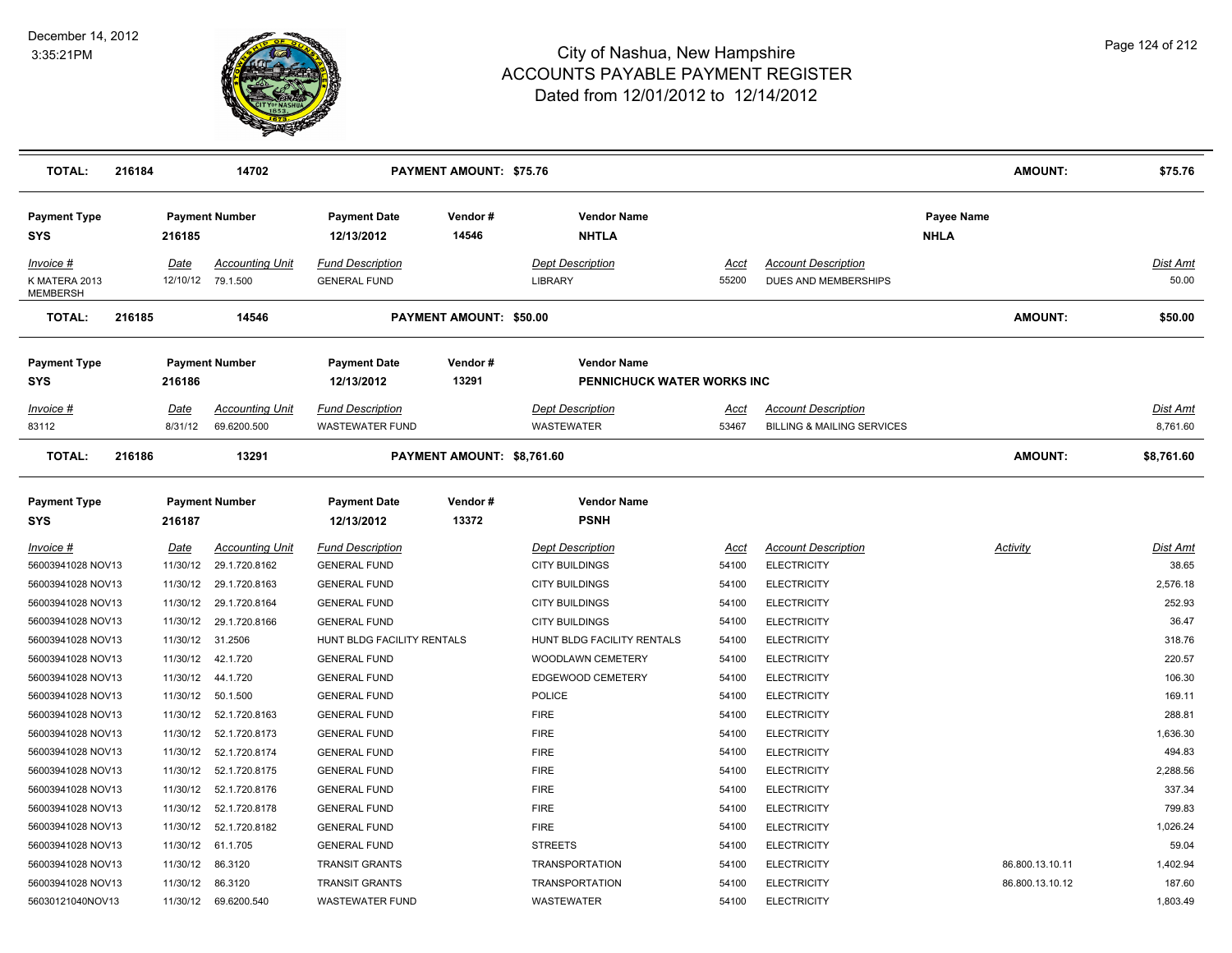# City of Nashua, New Hampshire
## ACCOUNTS PAYABLE PAYMENT REGISTER
### Dated from 12/01/2012 to 12/14/2012

December 14, 2012
3:35:21PM

| TOTAL: | 216184 | 14702 | PAYMENT AMOUNT: $75.76 | AMOUNT: | $75.76 |
|---|---|---|---|---|---|

| Payment Type | Payment Number | Payment Date | Vendor # | Vendor Name | Payee Name |
|---|---|---|---|---|---|
| SYS | 216185 | 12/13/2012 | 14546 | NHTLA | NHLA |

| Invoice # | Date | Accounting Unit | Fund Description | Dept Description | Acct | Account Description | Dist Amt |
|---|---|---|---|---|---|---|---|
| K MATERA 2013 MEMBERSH | 12/10/12 | 79.1.500 | GENERAL FUND | LIBRARY | 55200 | DUES AND MEMBERSHIPS | 50.00 |

| TOTAL: | 216185 | 14546 | PAYMENT AMOUNT: $50.00 | AMOUNT: | $50.00 |
|---|---|---|---|---|---|

| Payment Type | Payment Number | Payment Date | Vendor # | Vendor Name |
|---|---|---|---|---|
| SYS | 216186 | 12/13/2012 | 13291 | PENNICHUCK WATER WORKS INC |

| Invoice # | Date | Accounting Unit | Fund Description | Dept Description | Acct | Account Description | Dist Amt |
|---|---|---|---|---|---|---|---|
| 83112 | 8/31/12 | 69.6200.500 | WASTEWATER FUND | WASTEWATER | 53467 | BILLING & MAILING SERVICES | 8,761.60 |

| TOTAL: | 216186 | 13291 | PAYMENT AMOUNT: $8,761.60 | AMOUNT: | $8,761.60 |
|---|---|---|---|---|---|

| Payment Type | Payment Number | Payment Date | Vendor # | Vendor Name |
|---|---|---|---|---|
| SYS | 216187 | 12/13/2012 | 13372 | PSNH |

| Invoice # | Date | Accounting Unit | Fund Description | Dept Description | Acct | Account Description | Activity | Dist Amt |
|---|---|---|---|---|---|---|---|---|
| 56003941028 NOV13 | 11/30/12 | 29.1.720.8162 | GENERAL FUND | CITY BUILDINGS | 54100 | ELECTRICITY | | 38.65 |
| 56003941028 NOV13 | 11/30/12 | 29.1.720.8163 | GENERAL FUND | CITY BUILDINGS | 54100 | ELECTRICITY | | 2,576.18 |
| 56003941028 NOV13 | 11/30/12 | 29.1.720.8164 | GENERAL FUND | CITY BUILDINGS | 54100 | ELECTRICITY | | 252.93 |
| 56003941028 NOV13 | 11/30/12 | 29.1.720.8166 | GENERAL FUND | CITY BUILDINGS | 54100 | ELECTRICITY | | 36.47 |
| 56003941028 NOV13 | 11/30/12 | 31.2506 | HUNT BLDG FACILITY RENTALS | HUNT BLDG FACILITY RENTALS | 54100 | ELECTRICITY | | 318.76 |
| 56003941028 NOV13 | 11/30/12 | 42.1.720 | GENERAL FUND | WOODLAWN CEMETERY | 54100 | ELECTRICITY | | 220.57 |
| 56003941028 NOV13 | 11/30/12 | 44.1.720 | GENERAL FUND | EDGEWOOD CEMETERY | 54100 | ELECTRICITY | | 106.30 |
| 56003941028 NOV13 | 11/30/12 | 50.1.500 | GENERAL FUND | POLICE | 54100 | ELECTRICITY | | 169.11 |
| 56003941028 NOV13 | 11/30/12 | 52.1.720.8163 | GENERAL FUND | FIRE | 54100 | ELECTRICITY | | 288.81 |
| 56003941028 NOV13 | 11/30/12 | 52.1.720.8173 | GENERAL FUND | FIRE | 54100 | ELECTRICITY | | 1,636.30 |
| 56003941028 NOV13 | 11/30/12 | 52.1.720.8174 | GENERAL FUND | FIRE | 54100 | ELECTRICITY | | 494.83 |
| 56003941028 NOV13 | 11/30/12 | 52.1.720.8175 | GENERAL FUND | FIRE | 54100 | ELECTRICITY | | 2,288.56 |
| 56003941028 NOV13 | 11/30/12 | 52.1.720.8176 | GENERAL FUND | FIRE | 54100 | ELECTRICITY | | 337.34 |
| 56003941028 NOV13 | 11/30/12 | 52.1.720.8178 | GENERAL FUND | FIRE | 54100 | ELECTRICITY | | 799.83 |
| 56003941028 NOV13 | 11/30/12 | 52.1.720.8182 | GENERAL FUND | FIRE | 54100 | ELECTRICITY | | 1,026.24 |
| 56003941028 NOV13 | 11/30/12 | 61.1.705 | GENERAL FUND | STREETS | 54100 | ELECTRICITY | | 59.04 |
| 56003941028 NOV13 | 11/30/12 | 86.3120 | TRANSIT GRANTS | TRANSPORTATION | 54100 | ELECTRICITY | 86.800.13.10.11 | 1,402.94 |
| 56003941028 NOV13 | 11/30/12 | 86.3120 | TRANSIT GRANTS | TRANSPORTATION | 54100 | ELECTRICITY | 86.800.13.10.12 | 187.60 |
| 56030121040NOV13 | 11/30/12 | 69.6200.540 | WASTEWATER FUND | WASTEWATER | 54100 | ELECTRICITY | | 1,803.49 |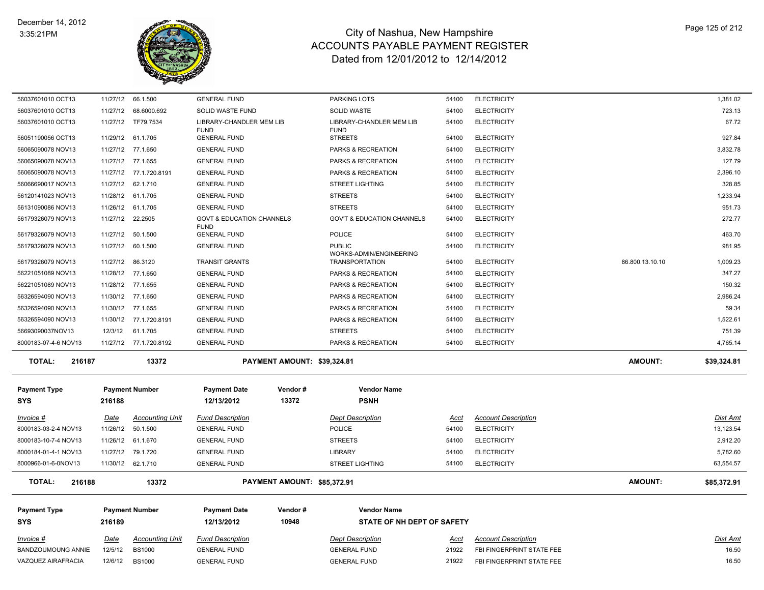# City of Nashua, New Hampshire
## ACCOUNTS PAYABLE PAYMENT REGISTER
### Dated from 12/01/2012 to 12/14/2012

December 14, 2012
3:35:21PM

| Invoice # | Date | Accounting Unit | Fund Description | Dept Description | Acct | Account Description | | Dist Amt |
|---|---|---|---|---|---|---|---|---|
| 56037601010 OCT13 | 11/27/12 | 66.1.500 | GENERAL FUND | PARKING LOTS | 54100 | ELECTRICITY | | 1,381.02 |
| 56037601010 OCT13 | 11/27/12 | 68.6000.692 | SOLID WASTE FUND | SOLID WASTE | 54100 | ELECTRICITY | | 723.13 |
| 56037601010 OCT13 | 11/27/12 | TF79.7534 | LIBRARY-CHANDLER MEM LIB FUND | LIBRARY-CHANDLER MEM LIB FUND | 54100 | ELECTRICITY | | 67.72 |
| 56051190056 OCT13 | 11/29/12 | 61.1.705 | GENERAL FUND | STREETS | 54100 | ELECTRICITY | | 927.84 |
| 56065090078 NOV13 | 11/27/12 | 77.1.650 | GENERAL FUND | PARKS & RECREATION | 54100 | ELECTRICITY | | 3,832.78 |
| 56065090078 NOV13 | 11/27/12 | 77.1.655 | GENERAL FUND | PARKS & RECREATION | 54100 | ELECTRICITY | | 127.79 |
| 56065090078 NOV13 | 11/27/12 | 77.1.720.8191 | GENERAL FUND | PARKS & RECREATION | 54100 | ELECTRICITY | | 2,396.10 |
| 56066690017 NOV13 | 11/27/12 | 62.1.710 | GENERAL FUND | STREET LIGHTING | 54100 | ELECTRICITY | | 328.85 |
| 56120141023 NOV13 | 11/28/12 | 61.1.705 | GENERAL FUND | STREETS | 54100 | ELECTRICITY | | 1,233.94 |
| 56131090086 NOV13 | 11/26/12 | 61.1.705 | GENERAL FUND | STREETS | 54100 | ELECTRICITY | | 951.73 |
| 56179326079 NOV13 | 11/27/12 | 22.2505 | GOVT & EDUCATION CHANNELS FUND | GOV'T & EDUCATION CHANNELS | 54100 | ELECTRICITY | | 272.77 |
| 56179326079 NOV13 | 11/27/12 | 50.1.500 | GENERAL FUND | POLICE | 54100 | ELECTRICITY | | 463.70 |
| 56179326079 NOV13 | 11/27/12 | 60.1.500 | GENERAL FUND | PUBLIC WORKS-ADMIN/ENGINEERING | 54100 | ELECTRICITY | | 981.95 |
| 56179326079 NOV13 | 11/27/12 | 86.3120 | TRANSIT GRANTS | TRANSPORTATION | 54100 | ELECTRICITY | 86.800.13.10.10 | 1,009.23 |
| 56221051089 NOV13 | 11/28/12 | 77.1.650 | GENERAL FUND | PARKS & RECREATION | 54100 | ELECTRICITY | | 347.27 |
| 56221051089 NOV13 | 11/28/12 | 77.1.655 | GENERAL FUND | PARKS & RECREATION | 54100 | ELECTRICITY | | 150.32 |
| 56326594090 NOV13 | 11/30/12 | 77.1.650 | GENERAL FUND | PARKS & RECREATION | 54100 | ELECTRICITY | | 2,986.24 |
| 56326594090 NOV13 | 11/30/12 | 77.1.655 | GENERAL FUND | PARKS & RECREATION | 54100 | ELECTRICITY | | 59.34 |
| 56326594090 NOV13 | 11/30/12 | 77.1.720.8191 | GENERAL FUND | PARKS & RECREATION | 54100 | ELECTRICITY | | 1,522.61 |
| 56693090037NOV13 | 12/3/12 | 61.1.705 | GENERAL FUND | STREETS | 54100 | ELECTRICITY | | 751.39 |
| 8000183-07-4-6 NOV13 | 11/27/12 | 77.1.720.8192 | GENERAL FUND | PARKS & RECREATION | 54100 | ELECTRICITY | | 4,765.14 |

**TOTAL: 216187 — 13372 — PAYMENT AMOUNT: $39,324.81 — AMOUNT: $39,324.81**

| Payment Type | Payment Number | Payment Date | Vendor # | Vendor Name |
|---|---|---|---|---|
| SYS | 216188 | 12/13/2012 | 13372 | PSNH |

| Invoice # | Date | Accounting Unit | Fund Description | Dept Description | Acct | Account Description | Dist Amt |
|---|---|---|---|---|---|---|---|
| 8000183-03-2-4 NOV13 | 11/26/12 | 50.1.500 | GENERAL FUND | POLICE | 54100 | ELECTRICITY | 13,123.54 |
| 8000183-10-7-4 NOV13 | 11/26/12 | 61.1.670 | GENERAL FUND | STREETS | 54100 | ELECTRICITY | 2,912.20 |
| 8000184-01-4-1 NOV13 | 11/27/12 | 79.1.720 | GENERAL FUND | LIBRARY | 54100 | ELECTRICITY | 5,782.60 |
| 8000966-01-6-0NOV13 | 11/30/12 | 62.1.710 | GENERAL FUND | STREET LIGHTING | 54100 | ELECTRICITY | 63,554.57 |

**TOTAL: 216188 — 13372 — PAYMENT AMOUNT: $85,372.91 — AMOUNT: $85,372.91**

| Payment Type | Payment Number | Payment Date | Vendor # | Vendor Name |
|---|---|---|---|---|
| SYS | 216189 | 12/13/2012 | 10948 | STATE OF NH DEPT OF SAFETY |

| Invoice # | Date | Accounting Unit | Fund Description | Dept Description | Acct | Account Description | Dist Amt |
|---|---|---|---|---|---|---|---|
| BANDZOUMOUNG ANNIE | 12/5/12 | BS1000 | GENERAL FUND | GENERAL FUND | 21922 | FBI FINGERPRINT STATE FEE | 16.50 |
| VAZQUEZ AIRAFRACIA | 12/6/12 | BS1000 | GENERAL FUND | GENERAL FUND | 21922 | FBI FINGERPRINT STATE FEE | 16.50 |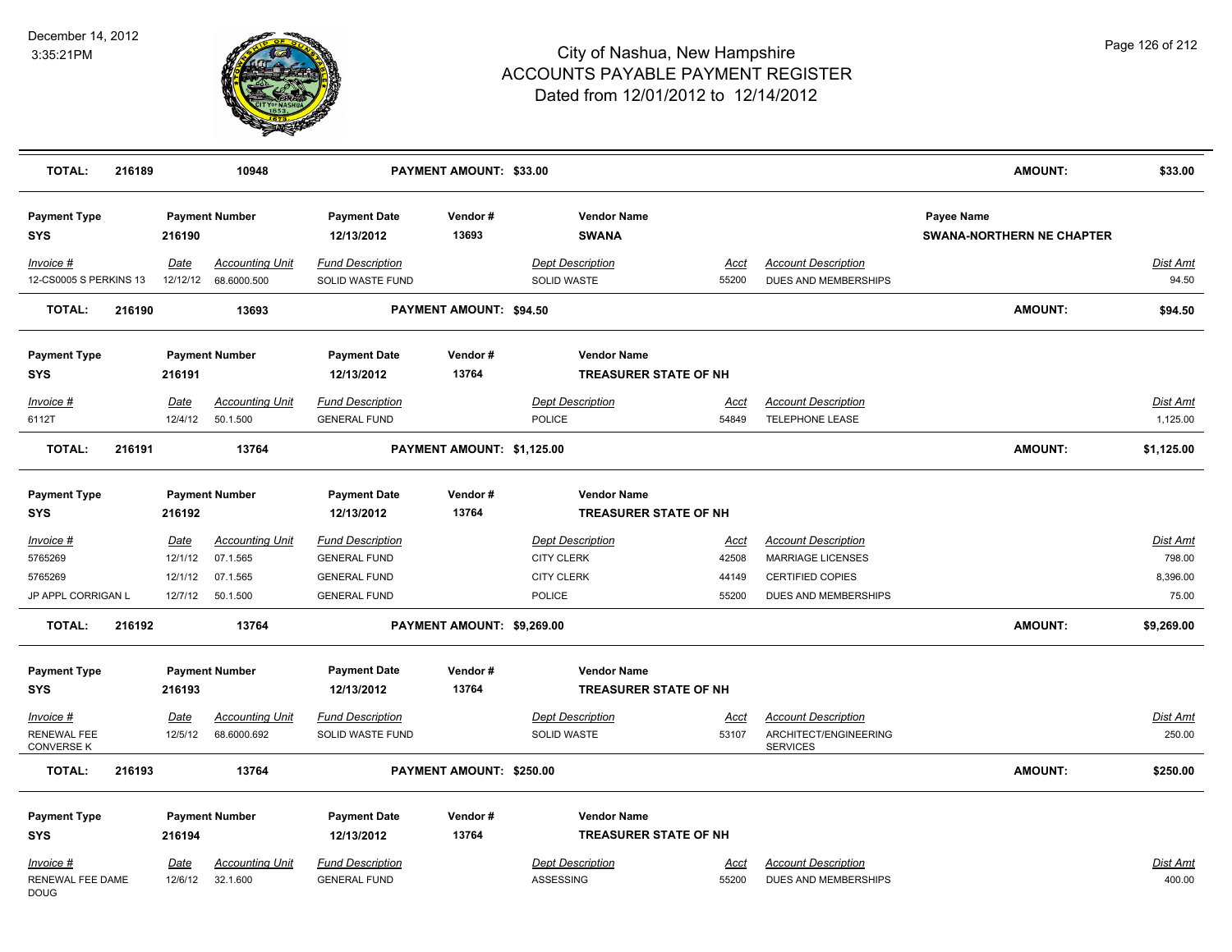# City of Nashua, New Hampshire
## ACCOUNTS PAYABLE PAYMENT REGISTER
### Dated from 12/01/2012 to 12/14/2012

December 14, 2012
3:35:21PM

| TOTAL: | 216189 | 10948 | PAYMENT AMOUNT: $33.00 | AMOUNT: | $33.00 |
|---|---|---|---|---|---|

**Payment Type:** SYS | **Payment Number:** 216190 | **Payment Date:** 12/13/2012 | **Vendor #:** 13693 | **Vendor Name:** SWANA | **Payee Name:** SWANA-NORTHERN NE CHAPTER

| Invoice # | Date | Accounting Unit | Fund Description | Dept Description | Acct | Account Description | Dist Amt |
|---|---|---|---|---|---|---|---|
| 12-CS0005 S PERKINS 13 | 12/12/12 | 68.6000.500 | SOLID WASTE FUND | SOLID WASTE | 55200 | DUES AND MEMBERSHIPS | 94.50 |

| TOTAL: | 216190 | 13693 | PAYMENT AMOUNT: $94.50 | AMOUNT: | $94.50 |
|---|---|---|---|---|---|

**Payment Type:** SYS | **Payment Number:** 216191 | **Payment Date:** 12/13/2012 | **Vendor #:** 13764 | **Vendor Name:** TREASURER STATE OF NH

| Invoice # | Date | Accounting Unit | Fund Description | Dept Description | Acct | Account Description | Dist Amt |
|---|---|---|---|---|---|---|---|
| 6112T | 12/4/12 | 50.1.500 | GENERAL FUND | POLICE | 54849 | TELEPHONE LEASE | 1,125.00 |

| TOTAL: | 216191 | 13764 | PAYMENT AMOUNT: $1,125.00 | AMOUNT: | $1,125.00 |
|---|---|---|---|---|---|

**Payment Type:** SYS | **Payment Number:** 216192 | **Payment Date:** 12/13/2012 | **Vendor #:** 13764 | **Vendor Name:** TREASURER STATE OF NH

| Invoice # | Date | Accounting Unit | Fund Description | Dept Description | Acct | Account Description | Dist Amt |
|---|---|---|---|---|---|---|---|
| 5765269 | 12/1/12 | 07.1.565 | GENERAL FUND | CITY CLERK | 42508 | MARRIAGE LICENSES | 798.00 |
| 5765269 | 12/1/12 | 07.1.565 | GENERAL FUND | CITY CLERK | 44149 | CERTIFIED COPIES | 8,396.00 |
| JP APPL CORRIGAN L | 12/7/12 | 50.1.500 | GENERAL FUND | POLICE | 55200 | DUES AND MEMBERSHIPS | 75.00 |

| TOTAL: | 216192 | 13764 | PAYMENT AMOUNT: $9,269.00 | AMOUNT: | $9,269.00 |
|---|---|---|---|---|---|

**Payment Type:** SYS | **Payment Number:** 216193 | **Payment Date:** 12/13/2012 | **Vendor #:** 13764 | **Vendor Name:** TREASURER STATE OF NH

| Invoice # | Date | Accounting Unit | Fund Description | Dept Description | Acct | Account Description | Dist Amt |
|---|---|---|---|---|---|---|---|
| RENEWAL FEE CONVERSE K | 12/5/12 | 68.6000.692 | SOLID WASTE FUND | SOLID WASTE | 53107 | ARCHITECT/ENGINEERING SERVICES | 250.00 |

| TOTAL: | 216193 | 13764 | PAYMENT AMOUNT: $250.00 | AMOUNT: | $250.00 |
|---|---|---|---|---|---|

**Payment Type:** SYS | **Payment Number:** 216194 | **Payment Date:** 12/13/2012 | **Vendor #:** 13764 | **Vendor Name:** TREASURER STATE OF NH

| Invoice # | Date | Accounting Unit | Fund Description | Dept Description | Acct | Account Description | Dist Amt |
|---|---|---|---|---|---|---|---|
| RENEWAL FEE DAME DOUG | 12/6/12 | 32.1.600 | GENERAL FUND | ASSESSING | 55200 | DUES AND MEMBERSHIPS | 400.00 |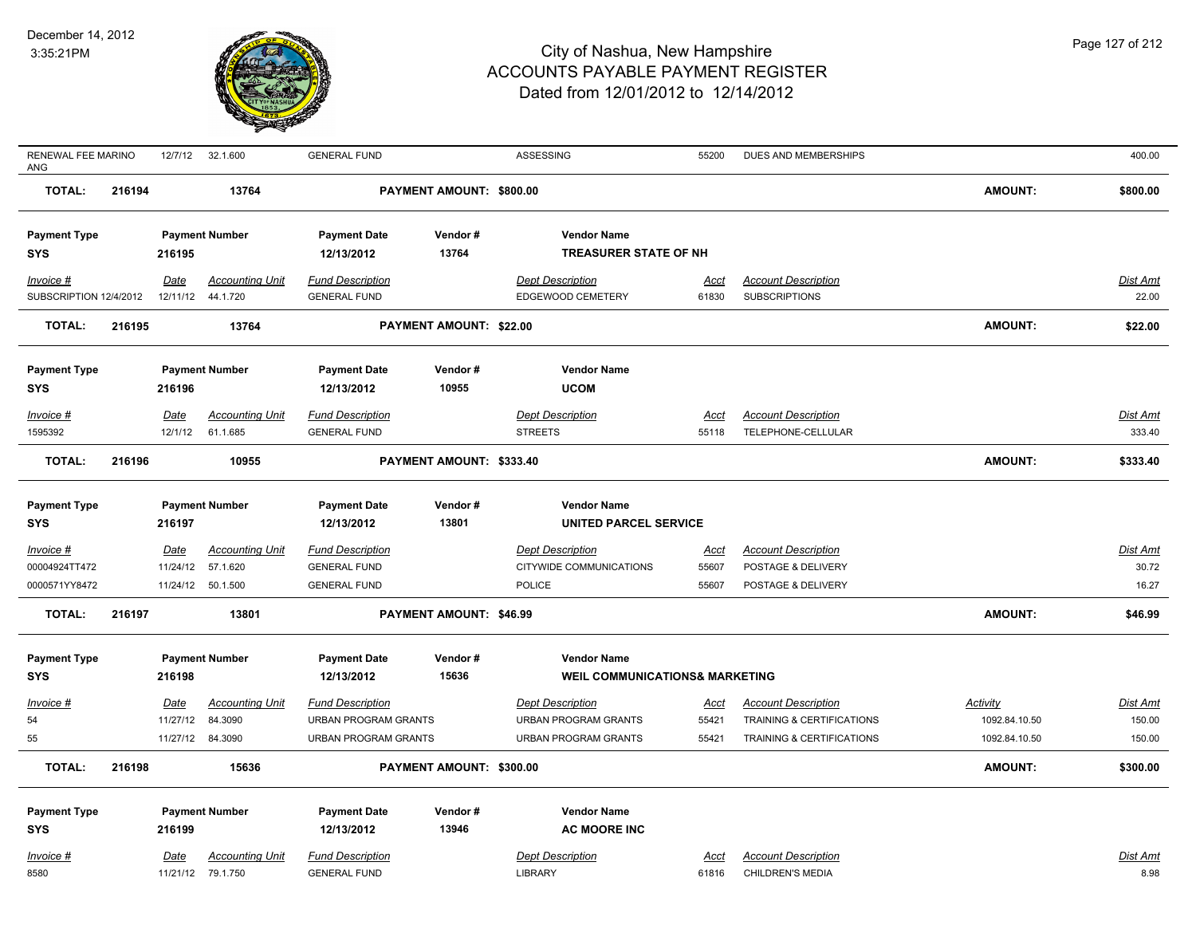| Invoice # | Date | Accounting Unit | Fund Description | Dept Description | Acct | Account Description | Activity | Dist Amt |
|---|---|---|---|---|---|---|---|---|
| RENEWAL FEE MARINO ANG | 12/7/12 | 32.1.600 | GENERAL FUND | ASSESSING | 55200 | DUES AND MEMBERSHIPS | | 400.00 |

**TOTAL:** 216194 13764 **PAYMENT AMOUNT: $800.00** **AMOUNT:** **$800.00**

| Payment Type | Payment Number | Payment Date | Vendor # | Vendor Name |
|---|---|---|---|---|
| SYS | 216195 | 12/13/2012 | 13764 | TREASURER STATE OF NH |

| Invoice # | Date | Accounting Unit | Fund Description | Dept Description | Acct | Account Description | Dist Amt |
|---|---|---|---|---|---|---|---|
| SUBSCRIPTION 12/4/2012 | 12/11/12 | 44.1.720 | GENERAL FUND | EDGEWOOD CEMETERY | 61830 | SUBSCRIPTIONS | 22.00 |

**TOTAL:** 216195 13764 **PAYMENT AMOUNT: $22.00** **AMOUNT:** **$22.00**

| Payment Type | Payment Number | Payment Date | Vendor # | Vendor Name |
|---|---|---|---|---|
| SYS | 216196 | 12/13/2012 | 10955 | UCOM |

| Invoice # | Date | Accounting Unit | Fund Description | Dept Description | Acct | Account Description | Dist Amt |
|---|---|---|---|---|---|---|---|
| 1595392 | 12/1/12 | 61.1.685 | GENERAL FUND | STREETS | 55118 | TELEPHONE-CELLULAR | 333.40 |

**TOTAL:** 216196 10955 **PAYMENT AMOUNT: $333.40** **AMOUNT:** **$333.40**

| Payment Type | Payment Number | Payment Date | Vendor # | Vendor Name |
|---|---|---|---|---|
| SYS | 216197 | 12/13/2012 | 13801 | UNITED PARCEL SERVICE |

| Invoice # | Date | Accounting Unit | Fund Description | Dept Description | Acct | Account Description | Dist Amt |
|---|---|---|---|---|---|---|---|
| 00004924TT472 | 11/24/12 | 57.1.620 | GENERAL FUND | CITYWIDE COMMUNICATIONS | 55607 | POSTAGE & DELIVERY | 30.72 |
| 0000571YY8472 | 11/24/12 | 50.1.500 | GENERAL FUND | POLICE | 55607 | POSTAGE & DELIVERY | 16.27 |

**TOTAL:** 216197 13801 **PAYMENT AMOUNT: $46.99** **AMOUNT:** **$46.99**

| Payment Type | Payment Number | Payment Date | Vendor # | Vendor Name |
|---|---|---|---|---|
| SYS | 216198 | 12/13/2012 | 15636 | WEIL COMMUNICATIONS& MARKETING |

| Invoice # | Date | Accounting Unit | Fund Description | Dept Description | Acct | Account Description | Activity | Dist Amt |
|---|---|---|---|---|---|---|---|---|
| 54 | 11/27/12 | 84.3090 | URBAN PROGRAM GRANTS | URBAN PROGRAM GRANTS | 55421 | TRAINING & CERTIFICATIONS | 1092.84.10.50 | 150.00 |
| 55 | 11/27/12 | 84.3090 | URBAN PROGRAM GRANTS | URBAN PROGRAM GRANTS | 55421 | TRAINING & CERTIFICATIONS | 1092.84.10.50 | 150.00 |

**TOTAL:** 216198 15636 **PAYMENT AMOUNT: $300.00** **AMOUNT:** **$300.00**

| Payment Type | Payment Number | Payment Date | Vendor # | Vendor Name |
|---|---|---|---|---|
| SYS | 216199 | 12/13/2012 | 13946 | AC MOORE INC |

| Invoice # | Date | Accounting Unit | Fund Description | Dept Description | Acct | Account Description | Dist Amt |
|---|---|---|---|---|---|---|---|
| 8580 | 11/21/12 | 79.1.750 | GENERAL FUND | LIBRARY | 61816 | CHILDREN'S MEDIA | 8.98 |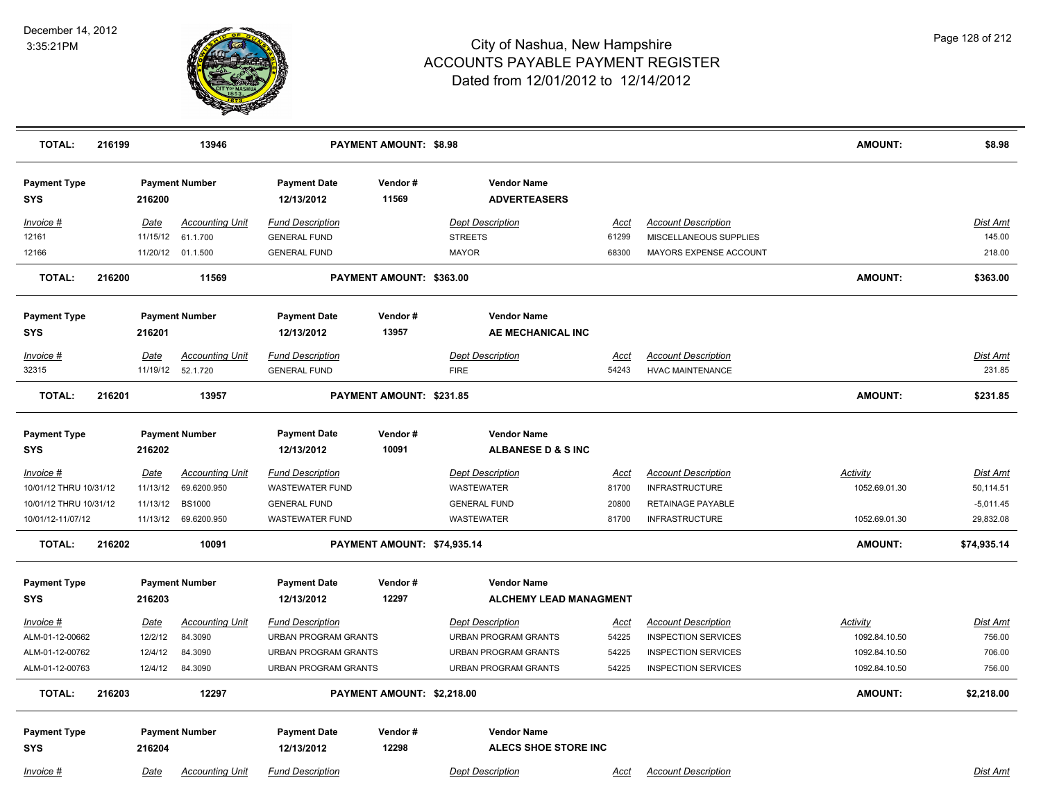| TOTAL: | 216199 | 13946 | PAYMENT AMOUNT: $8.98 | AMOUNT: | $8.98 |
|---|---|---|---|---|---|

| Payment Type | Payment Number | Payment Date | Vendor # | Vendor Name |
|---|---|---|---|---|
| SYS | 216200 | 12/13/2012 | 11569 | ADVERTEASERS |

| Invoice # | Date | Accounting Unit | Fund Description | Dept Description | Acct | Account Description | Dist Amt |
|---|---|---|---|---|---|---|---|
| 12161 | 11/15/12 | 61.1.700 | GENERAL FUND | STREETS | 61299 | MISCELLANEOUS SUPPLIES | 145.00 |
| 12166 | 11/20/12 | 01.1.500 | GENERAL FUND | MAYOR | 68300 | MAYORS EXPENSE ACCOUNT | 218.00 |

| TOTAL: | 216200 | 11569 | PAYMENT AMOUNT: $363.00 | AMOUNT: | $363.00 |
|---|---|---|---|---|---|

| Payment Type | Payment Number | Payment Date | Vendor # | Vendor Name |
|---|---|---|---|---|
| SYS | 216201 | 12/13/2012 | 13957 | AE MECHANICAL INC |

| Invoice # | Date | Accounting Unit | Fund Description | Dept Description | Acct | Account Description | Dist Amt |
|---|---|---|---|---|---|---|---|
| 32315 | 11/19/12 | 52.1.720 | GENERAL FUND | FIRE | 54243 | HVAC MAINTENANCE | 231.85 |

| TOTAL: | 216201 | 13957 | PAYMENT AMOUNT: $231.85 | AMOUNT: | $231.85 |
|---|---|---|---|---|---|

| Payment Type | Payment Number | Payment Date | Vendor # | Vendor Name |
|---|---|---|---|---|
| SYS | 216202 | 12/13/2012 | 10091 | ALBANESE D & S INC |

| Invoice # | Date | Accounting Unit | Fund Description | Dept Description | Acct | Account Description | Activity | Dist Amt |
|---|---|---|---|---|---|---|---|---|
| 10/01/12 THRU 10/31/12 | 11/13/12 | 69.6200.950 | WASTEWATER FUND | WASTEWATER | 81700 | INFRASTRUCTURE | 1052.69.01.30 | 50,114.51 |
| 10/01/12 THRU 10/31/12 | 11/13/12 | BS1000 | GENERAL FUND | GENERAL FUND | 20800 | RETAINAGE PAYABLE | | -5,011.45 |
| 10/01/12-11/07/12 | 11/13/12 | 69.6200.950 | WASTEWATER FUND | WASTEWATER | 81700 | INFRASTRUCTURE | 1052.69.01.30 | 29,832.08 |

| TOTAL: | 216202 | 10091 | PAYMENT AMOUNT: $74,935.14 | AMOUNT: | $74,935.14 |
|---|---|---|---|---|---|

| Payment Type | Payment Number | Payment Date | Vendor # | Vendor Name |
|---|---|---|---|---|
| SYS | 216203 | 12/13/2012 | 12297 | ALCHEMY LEAD MANAGMENT |

| Invoice # | Date | Accounting Unit | Fund Description | Dept Description | Acct | Account Description | Activity | Dist Amt |
|---|---|---|---|---|---|---|---|---|
| ALM-01-12-00662 | 12/2/12 | 84.3090 | URBAN PROGRAM GRANTS | URBAN PROGRAM GRANTS | 54225 | INSPECTION SERVICES | 1092.84.10.50 | 756.00 |
| ALM-01-12-00762 | 12/4/12 | 84.3090 | URBAN PROGRAM GRANTS | URBAN PROGRAM GRANTS | 54225 | INSPECTION SERVICES | 1092.84.10.50 | 706.00 |
| ALM-01-12-00763 | 12/4/12 | 84.3090 | URBAN PROGRAM GRANTS | URBAN PROGRAM GRANTS | 54225 | INSPECTION SERVICES | 1092.84.10.50 | 756.00 |

| TOTAL: | 216203 | 12297 | PAYMENT AMOUNT: $2,218.00 | AMOUNT: | $2,218.00 |
|---|---|---|---|---|---|

| Payment Type | Payment Number | Payment Date | Vendor # | Vendor Name |
|---|---|---|---|---|
| SYS | 216204 | 12/13/2012 | 12298 | ALECS SHOE STORE INC |

| Invoice # | Date | Accounting Unit | Fund Description | Dept Description | Acct | Account Description | Dist Amt |
|---|---|---|---|---|---|---|---|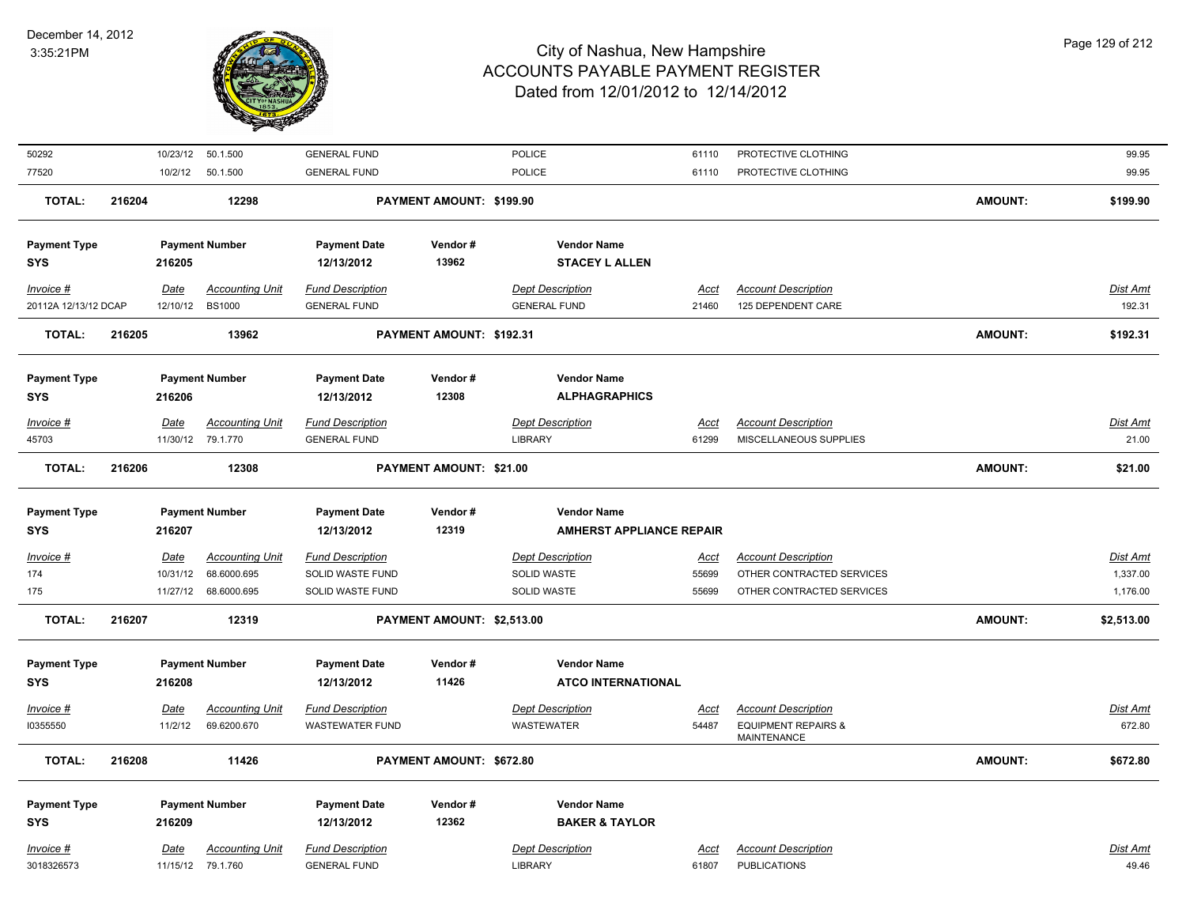| Invoice # | Date | Accounting Unit | Fund Description | Dept Description | Acct | Account Description | Dist Amt |
|---|---|---|---|---|---|---|---|
| 50292 | 10/23/12 | 50.1.500 | GENERAL FUND | POLICE | 61110 | PROTECTIVE CLOTHING | 99.95 |
| 77520 | 10/2/12 | 50.1.500 | GENERAL FUND | POLICE | 61110 | PROTECTIVE CLOTHING | 99.95 |

**TOTAL: 216204 12298 PAYMENT AMOUNT: $199.90 AMOUNT: $199.90**

| Payment Type | Payment Number | Payment Date | Vendor # | Vendor Name |
|---|---|---|---|---|
| SYS | 216205 | 12/13/2012 | 13962 | STACEY L ALLEN |

| Invoice # | Date | Accounting Unit | Fund Description | Dept Description | Acct | Account Description | Dist Amt |
|---|---|---|---|---|---|---|---|
| 20112A 12/13/12 DCAP | 12/10/12 | BS1000 | GENERAL FUND | GENERAL FUND | 21460 | 125 DEPENDENT CARE | 192.31 |

**TOTAL: 216205 13962 PAYMENT AMOUNT: $192.31 AMOUNT: $192.31**

| Payment Type | Payment Number | Payment Date | Vendor # | Vendor Name |
|---|---|---|---|---|
| SYS | 216206 | 12/13/2012 | 12308 | ALPHAGRAPHICS |

| Invoice # | Date | Accounting Unit | Fund Description | Dept Description | Acct | Account Description | Dist Amt |
|---|---|---|---|---|---|---|---|
| 45703 | 11/30/12 | 79.1.770 | GENERAL FUND | LIBRARY | 61299 | MISCELLANEOUS SUPPLIES | 21.00 |

**TOTAL: 216206 12308 PAYMENT AMOUNT: $21.00 AMOUNT: $21.00**

| Payment Type | Payment Number | Payment Date | Vendor # | Vendor Name |
|---|---|---|---|---|
| SYS | 216207 | 12/13/2012 | 12319 | AMHERST APPLIANCE REPAIR |

| Invoice # | Date | Accounting Unit | Fund Description | Dept Description | Acct | Account Description | Dist Amt |
|---|---|---|---|---|---|---|---|
| 174 | 10/31/12 | 68.6000.695 | SOLID WASTE FUND | SOLID WASTE | 55699 | OTHER CONTRACTED SERVICES | 1,337.00 |
| 175 | 11/27/12 | 68.6000.695 | SOLID WASTE FUND | SOLID WASTE | 55699 | OTHER CONTRACTED SERVICES | 1,176.00 |

**TOTAL: 216207 12319 PAYMENT AMOUNT: $2,513.00 AMOUNT: $2,513.00**

| Payment Type | Payment Number | Payment Date | Vendor # | Vendor Name |
|---|---|---|---|---|
| SYS | 216208 | 12/13/2012 | 11426 | ATCO INTERNATIONAL |

| Invoice # | Date | Accounting Unit | Fund Description | Dept Description | Acct | Account Description | Dist Amt |
|---|---|---|---|---|---|---|---|
| I0355550 | 11/2/12 | 69.6200.670 | WASTEWATER FUND | WASTEWATER | 54487 | EQUIPMENT REPAIRS & MAINTENANCE | 672.80 |

**TOTAL: 216208 11426 PAYMENT AMOUNT: $672.80 AMOUNT: $672.80**

| Payment Type | Payment Number | Payment Date | Vendor # | Vendor Name |
|---|---|---|---|---|
| SYS | 216209 | 12/13/2012 | 12362 | BAKER & TAYLOR |

| Invoice # | Date | Accounting Unit | Fund Description | Dept Description | Acct | Account Description | Dist Amt |
|---|---|---|---|---|---|---|---|
| 3018326573 | 11/15/12 | 79.1.760 | GENERAL FUND | LIBRARY | 61807 | PUBLICATIONS | 49.46 |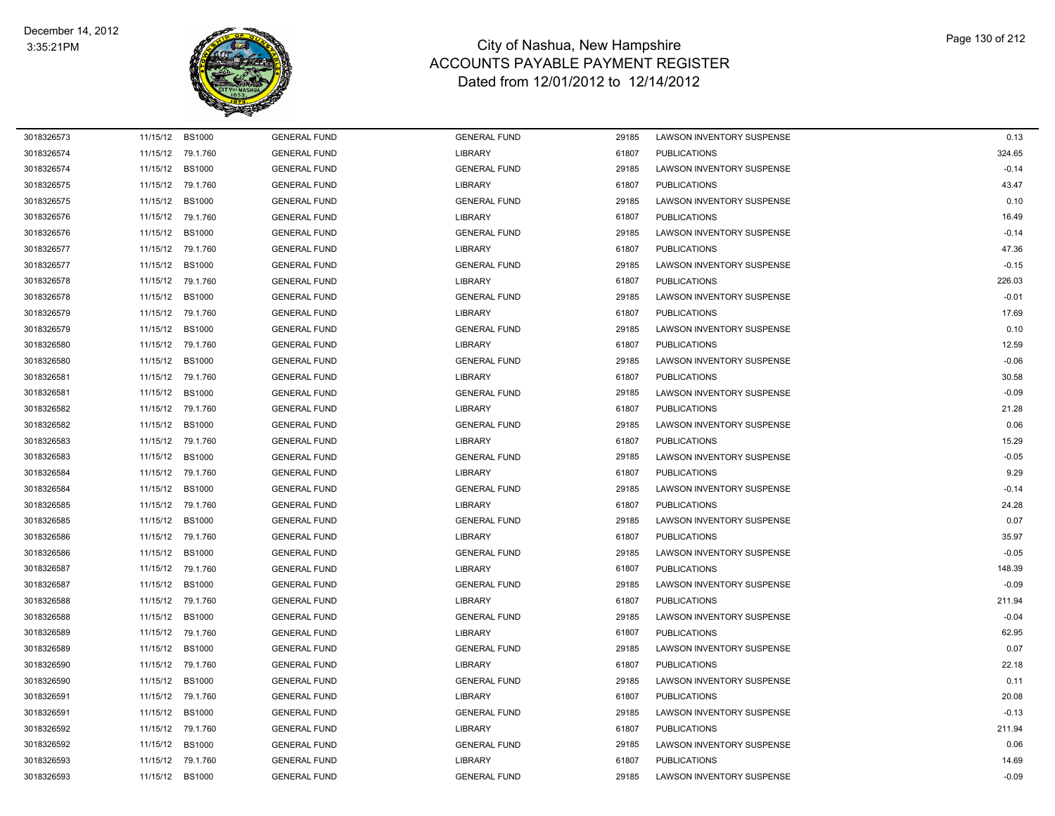# City of Nashua, New Hampshire
## ACCOUNTS PAYABLE PAYMENT REGISTER
### Dated from 12/01/2012 to 12/14/2012

December 14, 2012
3:35:21PM

| | | | | | | | |
|---|---|---|---|---|---|---|---|
| 3018326573 | 11/15/12 | BS1000 | GENERAL FUND | GENERAL FUND | 29185 | LAWSON INVENTORY SUSPENSE | 0.13 |
| 3018326574 | 11/15/12 | 79.1.760 | GENERAL FUND | LIBRARY | 61807 | PUBLICATIONS | 324.65 |
| 3018326574 | 11/15/12 | BS1000 | GENERAL FUND | GENERAL FUND | 29185 | LAWSON INVENTORY SUSPENSE | -0.14 |
| 3018326575 | 11/15/12 | 79.1.760 | GENERAL FUND | LIBRARY | 61807 | PUBLICATIONS | 43.47 |
| 3018326575 | 11/15/12 | BS1000 | GENERAL FUND | GENERAL FUND | 29185 | LAWSON INVENTORY SUSPENSE | 0.10 |
| 3018326576 | 11/15/12 | 79.1.760 | GENERAL FUND | LIBRARY | 61807 | PUBLICATIONS | 16.49 |
| 3018326576 | 11/15/12 | BS1000 | GENERAL FUND | GENERAL FUND | 29185 | LAWSON INVENTORY SUSPENSE | -0.14 |
| 3018326577 | 11/15/12 | 79.1.760 | GENERAL FUND | LIBRARY | 61807 | PUBLICATIONS | 47.36 |
| 3018326577 | 11/15/12 | BS1000 | GENERAL FUND | GENERAL FUND | 29185 | LAWSON INVENTORY SUSPENSE | -0.15 |
| 3018326578 | 11/15/12 | 79.1.760 | GENERAL FUND | LIBRARY | 61807 | PUBLICATIONS | 226.03 |
| 3018326578 | 11/15/12 | BS1000 | GENERAL FUND | GENERAL FUND | 29185 | LAWSON INVENTORY SUSPENSE | -0.01 |
| 3018326579 | 11/15/12 | 79.1.760 | GENERAL FUND | LIBRARY | 61807 | PUBLICATIONS | 17.69 |
| 3018326579 | 11/15/12 | BS1000 | GENERAL FUND | GENERAL FUND | 29185 | LAWSON INVENTORY SUSPENSE | 0.10 |
| 3018326580 | 11/15/12 | 79.1.760 | GENERAL FUND | LIBRARY | 61807 | PUBLICATIONS | 12.59 |
| 3018326580 | 11/15/12 | BS1000 | GENERAL FUND | GENERAL FUND | 29185 | LAWSON INVENTORY SUSPENSE | -0.06 |
| 3018326581 | 11/15/12 | 79.1.760 | GENERAL FUND | LIBRARY | 61807 | PUBLICATIONS | 30.58 |
| 3018326581 | 11/15/12 | BS1000 | GENERAL FUND | GENERAL FUND | 29185 | LAWSON INVENTORY SUSPENSE | -0.09 |
| 3018326582 | 11/15/12 | 79.1.760 | GENERAL FUND | LIBRARY | 61807 | PUBLICATIONS | 21.28 |
| 3018326582 | 11/15/12 | BS1000 | GENERAL FUND | GENERAL FUND | 29185 | LAWSON INVENTORY SUSPENSE | 0.06 |
| 3018326583 | 11/15/12 | 79.1.760 | GENERAL FUND | LIBRARY | 61807 | PUBLICATIONS | 15.29 |
| 3018326583 | 11/15/12 | BS1000 | GENERAL FUND | GENERAL FUND | 29185 | LAWSON INVENTORY SUSPENSE | -0.05 |
| 3018326584 | 11/15/12 | 79.1.760 | GENERAL FUND | LIBRARY | 61807 | PUBLICATIONS | 9.29 |
| 3018326584 | 11/15/12 | BS1000 | GENERAL FUND | GENERAL FUND | 29185 | LAWSON INVENTORY SUSPENSE | -0.14 |
| 3018326585 | 11/15/12 | 79.1.760 | GENERAL FUND | LIBRARY | 61807 | PUBLICATIONS | 24.28 |
| 3018326585 | 11/15/12 | BS1000 | GENERAL FUND | GENERAL FUND | 29185 | LAWSON INVENTORY SUSPENSE | 0.07 |
| 3018326586 | 11/15/12 | 79.1.760 | GENERAL FUND | LIBRARY | 61807 | PUBLICATIONS | 35.97 |
| 3018326586 | 11/15/12 | BS1000 | GENERAL FUND | GENERAL FUND | 29185 | LAWSON INVENTORY SUSPENSE | -0.05 |
| 3018326587 | 11/15/12 | 79.1.760 | GENERAL FUND | LIBRARY | 61807 | PUBLICATIONS | 148.39 |
| 3018326587 | 11/15/12 | BS1000 | GENERAL FUND | GENERAL FUND | 29185 | LAWSON INVENTORY SUSPENSE | -0.09 |
| 3018326588 | 11/15/12 | 79.1.760 | GENERAL FUND | LIBRARY | 61807 | PUBLICATIONS | 211.94 |
| 3018326588 | 11/15/12 | BS1000 | GENERAL FUND | GENERAL FUND | 29185 | LAWSON INVENTORY SUSPENSE | -0.04 |
| 3018326589 | 11/15/12 | 79.1.760 | GENERAL FUND | LIBRARY | 61807 | PUBLICATIONS | 62.95 |
| 3018326589 | 11/15/12 | BS1000 | GENERAL FUND | GENERAL FUND | 29185 | LAWSON INVENTORY SUSPENSE | 0.07 |
| 3018326590 | 11/15/12 | 79.1.760 | GENERAL FUND | LIBRARY | 61807 | PUBLICATIONS | 22.18 |
| 3018326590 | 11/15/12 | BS1000 | GENERAL FUND | GENERAL FUND | 29185 | LAWSON INVENTORY SUSPENSE | 0.11 |
| 3018326591 | 11/15/12 | 79.1.760 | GENERAL FUND | LIBRARY | 61807 | PUBLICATIONS | 20.08 |
| 3018326591 | 11/15/12 | BS1000 | GENERAL FUND | GENERAL FUND | 29185 | LAWSON INVENTORY SUSPENSE | -0.13 |
| 3018326592 | 11/15/12 | 79.1.760 | GENERAL FUND | LIBRARY | 61807 | PUBLICATIONS | 211.94 |
| 3018326592 | 11/15/12 | BS1000 | GENERAL FUND | GENERAL FUND | 29185 | LAWSON INVENTORY SUSPENSE | 0.06 |
| 3018326593 | 11/15/12 | 79.1.760 | GENERAL FUND | LIBRARY | 61807 | PUBLICATIONS | 14.69 |
| 3018326593 | 11/15/12 | BS1000 | GENERAL FUND | GENERAL FUND | 29185 | LAWSON INVENTORY SUSPENSE | -0.09 |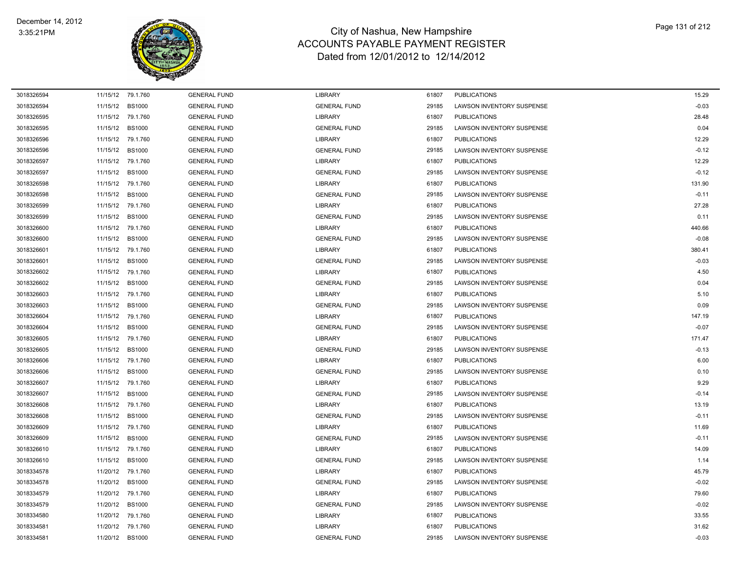# City of Nashua, New Hampshire
## ACCOUNTS PAYABLE PAYMENT REGISTER
### Dated from 12/01/2012 to 12/14/2012

December 14, 2012
3:35:21PM

| | | | | | | | |
|---|---|---|---|---|---|---|---|
| 3018326594 | 11/15/12 | 79.1.760 | GENERAL FUND | LIBRARY | 61807 | PUBLICATIONS | 15.29 |
| 3018326594 | 11/15/12 | BS1000 | GENERAL FUND | GENERAL FUND | 29185 | LAWSON INVENTORY SUSPENSE | -0.03 |
| 3018326595 | 11/15/12 | 79.1.760 | GENERAL FUND | LIBRARY | 61807 | PUBLICATIONS | 28.48 |
| 3018326595 | 11/15/12 | BS1000 | GENERAL FUND | GENERAL FUND | 29185 | LAWSON INVENTORY SUSPENSE | 0.04 |
| 3018326596 | 11/15/12 | 79.1.760 | GENERAL FUND | LIBRARY | 61807 | PUBLICATIONS | 12.29 |
| 3018326596 | 11/15/12 | BS1000 | GENERAL FUND | GENERAL FUND | 29185 | LAWSON INVENTORY SUSPENSE | -0.12 |
| 3018326597 | 11/15/12 | 79.1.760 | GENERAL FUND | LIBRARY | 61807 | PUBLICATIONS | 12.29 |
| 3018326597 | 11/15/12 | BS1000 | GENERAL FUND | GENERAL FUND | 29185 | LAWSON INVENTORY SUSPENSE | -0.12 |
| 3018326598 | 11/15/12 | 79.1.760 | GENERAL FUND | LIBRARY | 61807 | PUBLICATIONS | 131.90 |
| 3018326598 | 11/15/12 | BS1000 | GENERAL FUND | GENERAL FUND | 29185 | LAWSON INVENTORY SUSPENSE | -0.11 |
| 3018326599 | 11/15/12 | 79.1.760 | GENERAL FUND | LIBRARY | 61807 | PUBLICATIONS | 27.28 |
| 3018326599 | 11/15/12 | BS1000 | GENERAL FUND | GENERAL FUND | 29185 | LAWSON INVENTORY SUSPENSE | 0.11 |
| 3018326600 | 11/15/12 | 79.1.760 | GENERAL FUND | LIBRARY | 61807 | PUBLICATIONS | 440.66 |
| 3018326600 | 11/15/12 | BS1000 | GENERAL FUND | GENERAL FUND | 29185 | LAWSON INVENTORY SUSPENSE | -0.08 |
| 3018326601 | 11/15/12 | 79.1.760 | GENERAL FUND | LIBRARY | 61807 | PUBLICATIONS | 380.41 |
| 3018326601 | 11/15/12 | BS1000 | GENERAL FUND | GENERAL FUND | 29185 | LAWSON INVENTORY SUSPENSE | -0.03 |
| 3018326602 | 11/15/12 | 79.1.760 | GENERAL FUND | LIBRARY | 61807 | PUBLICATIONS | 4.50 |
| 3018326602 | 11/15/12 | BS1000 | GENERAL FUND | GENERAL FUND | 29185 | LAWSON INVENTORY SUSPENSE | 0.04 |
| 3018326603 | 11/15/12 | 79.1.760 | GENERAL FUND | LIBRARY | 61807 | PUBLICATIONS | 5.10 |
| 3018326603 | 11/15/12 | BS1000 | GENERAL FUND | GENERAL FUND | 29185 | LAWSON INVENTORY SUSPENSE | 0.09 |
| 3018326604 | 11/15/12 | 79.1.760 | GENERAL FUND | LIBRARY | 61807 | PUBLICATIONS | 147.19 |
| 3018326604 | 11/15/12 | BS1000 | GENERAL FUND | GENERAL FUND | 29185 | LAWSON INVENTORY SUSPENSE | -0.07 |
| 3018326605 | 11/15/12 | 79.1.760 | GENERAL FUND | LIBRARY | 61807 | PUBLICATIONS | 171.47 |
| 3018326605 | 11/15/12 | BS1000 | GENERAL FUND | GENERAL FUND | 29185 | LAWSON INVENTORY SUSPENSE | -0.13 |
| 3018326606 | 11/15/12 | 79.1.760 | GENERAL FUND | LIBRARY | 61807 | PUBLICATIONS | 6.00 |
| 3018326606 | 11/15/12 | BS1000 | GENERAL FUND | GENERAL FUND | 29185 | LAWSON INVENTORY SUSPENSE | 0.10 |
| 3018326607 | 11/15/12 | 79.1.760 | GENERAL FUND | LIBRARY | 61807 | PUBLICATIONS | 9.29 |
| 3018326607 | 11/15/12 | BS1000 | GENERAL FUND | GENERAL FUND | 29185 | LAWSON INVENTORY SUSPENSE | -0.14 |
| 3018326608 | 11/15/12 | 79.1.760 | GENERAL FUND | LIBRARY | 61807 | PUBLICATIONS | 13.19 |
| 3018326608 | 11/15/12 | BS1000 | GENERAL FUND | GENERAL FUND | 29185 | LAWSON INVENTORY SUSPENSE | -0.11 |
| 3018326609 | 11/15/12 | 79.1.760 | GENERAL FUND | LIBRARY | 61807 | PUBLICATIONS | 11.69 |
| 3018326609 | 11/15/12 | BS1000 | GENERAL FUND | GENERAL FUND | 29185 | LAWSON INVENTORY SUSPENSE | -0.11 |
| 3018326610 | 11/15/12 | 79.1.760 | GENERAL FUND | LIBRARY | 61807 | PUBLICATIONS | 14.09 |
| 3018326610 | 11/15/12 | BS1000 | GENERAL FUND | GENERAL FUND | 29185 | LAWSON INVENTORY SUSPENSE | 1.14 |
| 3018334578 | 11/20/12 | 79.1.760 | GENERAL FUND | LIBRARY | 61807 | PUBLICATIONS | 45.79 |
| 3018334578 | 11/20/12 | BS1000 | GENERAL FUND | GENERAL FUND | 29185 | LAWSON INVENTORY SUSPENSE | -0.02 |
| 3018334579 | 11/20/12 | 79.1.760 | GENERAL FUND | LIBRARY | 61807 | PUBLICATIONS | 79.60 |
| 3018334579 | 11/20/12 | BS1000 | GENERAL FUND | GENERAL FUND | 29185 | LAWSON INVENTORY SUSPENSE | -0.02 |
| 3018334580 | 11/20/12 | 79.1.760 | GENERAL FUND | LIBRARY | 61807 | PUBLICATIONS | 33.55 |
| 3018334581 | 11/20/12 | 79.1.760 | GENERAL FUND | LIBRARY | 61807 | PUBLICATIONS | 31.62 |
| 3018334581 | 11/20/12 | BS1000 | GENERAL FUND | GENERAL FUND | 29185 | LAWSON INVENTORY SUSPENSE | -0.03 |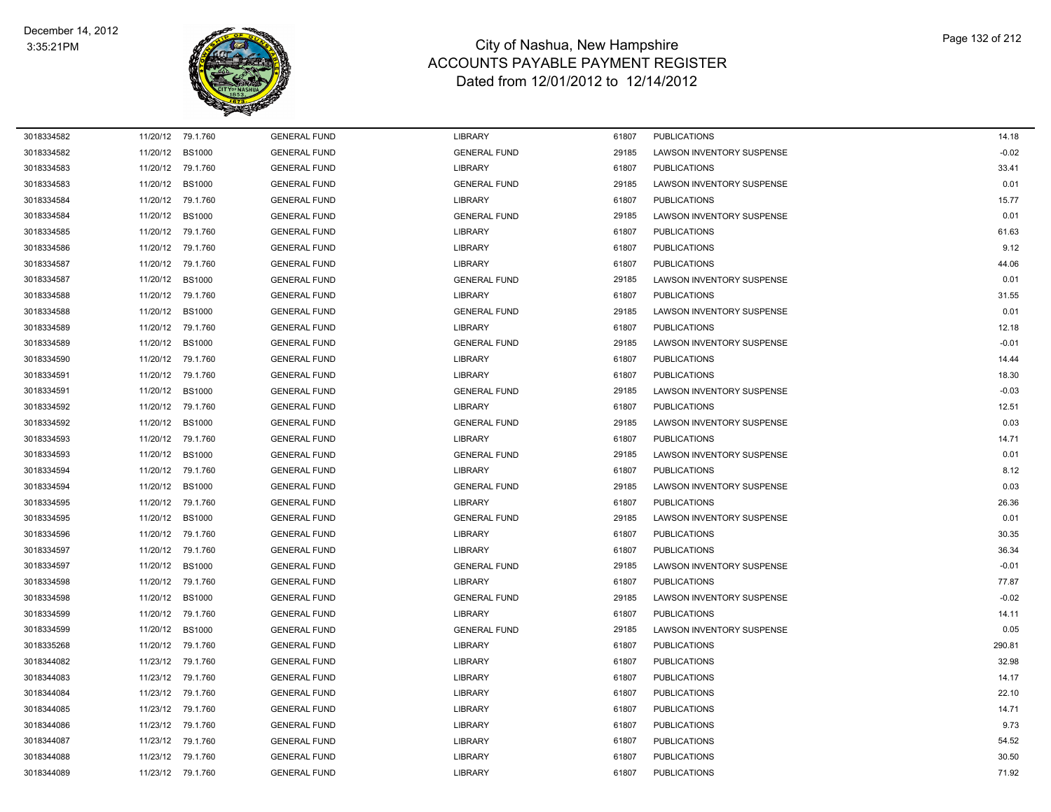# City of Nashua, New Hampshire
## ACCOUNTS PAYABLE PAYMENT REGISTER
### Dated from 12/01/2012 to 12/14/2012

| | | | | | | | |
|---|---|---|---|---|---|---|---|
| 3018334582 | 11/20/12 | 79.1.760 | GENERAL FUND | LIBRARY | 61807 | PUBLICATIONS | 14.18 |
| 3018334582 | 11/20/12 | BS1000 | GENERAL FUND | GENERAL FUND | 29185 | LAWSON INVENTORY SUSPENSE | -0.02 |
| 3018334583 | 11/20/12 | 79.1.760 | GENERAL FUND | LIBRARY | 61807 | PUBLICATIONS | 33.41 |
| 3018334583 | 11/20/12 | BS1000 | GENERAL FUND | GENERAL FUND | 29185 | LAWSON INVENTORY SUSPENSE | 0.01 |
| 3018334584 | 11/20/12 | 79.1.760 | GENERAL FUND | LIBRARY | 61807 | PUBLICATIONS | 15.77 |
| 3018334584 | 11/20/12 | BS1000 | GENERAL FUND | GENERAL FUND | 29185 | LAWSON INVENTORY SUSPENSE | 0.01 |
| 3018334585 | 11/20/12 | 79.1.760 | GENERAL FUND | LIBRARY | 61807 | PUBLICATIONS | 61.63 |
| 3018334586 | 11/20/12 | 79.1.760 | GENERAL FUND | LIBRARY | 61807 | PUBLICATIONS | 9.12 |
| 3018334587 | 11/20/12 | 79.1.760 | GENERAL FUND | LIBRARY | 61807 | PUBLICATIONS | 44.06 |
| 3018334587 | 11/20/12 | BS1000 | GENERAL FUND | GENERAL FUND | 29185 | LAWSON INVENTORY SUSPENSE | 0.01 |
| 3018334588 | 11/20/12 | 79.1.760 | GENERAL FUND | LIBRARY | 61807 | PUBLICATIONS | 31.55 |
| 3018334588 | 11/20/12 | BS1000 | GENERAL FUND | GENERAL FUND | 29185 | LAWSON INVENTORY SUSPENSE | 0.01 |
| 3018334589 | 11/20/12 | 79.1.760 | GENERAL FUND | LIBRARY | 61807 | PUBLICATIONS | 12.18 |
| 3018334589 | 11/20/12 | BS1000 | GENERAL FUND | GENERAL FUND | 29185 | LAWSON INVENTORY SUSPENSE | -0.01 |
| 3018334590 | 11/20/12 | 79.1.760 | GENERAL FUND | LIBRARY | 61807 | PUBLICATIONS | 14.44 |
| 3018334591 | 11/20/12 | 79.1.760 | GENERAL FUND | LIBRARY | 61807 | PUBLICATIONS | 18.30 |
| 3018334591 | 11/20/12 | BS1000 | GENERAL FUND | GENERAL FUND | 29185 | LAWSON INVENTORY SUSPENSE | -0.03 |
| 3018334592 | 11/20/12 | 79.1.760 | GENERAL FUND | LIBRARY | 61807 | PUBLICATIONS | 12.51 |
| 3018334592 | 11/20/12 | BS1000 | GENERAL FUND | GENERAL FUND | 29185 | LAWSON INVENTORY SUSPENSE | 0.03 |
| 3018334593 | 11/20/12 | 79.1.760 | GENERAL FUND | LIBRARY | 61807 | PUBLICATIONS | 14.71 |
| 3018334593 | 11/20/12 | BS1000 | GENERAL FUND | GENERAL FUND | 29185 | LAWSON INVENTORY SUSPENSE | 0.01 |
| 3018334594 | 11/20/12 | 79.1.760 | GENERAL FUND | LIBRARY | 61807 | PUBLICATIONS | 8.12 |
| 3018334594 | 11/20/12 | BS1000 | GENERAL FUND | GENERAL FUND | 29185 | LAWSON INVENTORY SUSPENSE | 0.03 |
| 3018334595 | 11/20/12 | 79.1.760 | GENERAL FUND | LIBRARY | 61807 | PUBLICATIONS | 26.36 |
| 3018334595 | 11/20/12 | BS1000 | GENERAL FUND | GENERAL FUND | 29185 | LAWSON INVENTORY SUSPENSE | 0.01 |
| 3018334596 | 11/20/12 | 79.1.760 | GENERAL FUND | LIBRARY | 61807 | PUBLICATIONS | 30.35 |
| 3018334597 | 11/20/12 | 79.1.760 | GENERAL FUND | LIBRARY | 61807 | PUBLICATIONS | 36.34 |
| 3018334597 | 11/20/12 | BS1000 | GENERAL FUND | GENERAL FUND | 29185 | LAWSON INVENTORY SUSPENSE | -0.01 |
| 3018334598 | 11/20/12 | 79.1.760 | GENERAL FUND | LIBRARY | 61807 | PUBLICATIONS | 77.87 |
| 3018334598 | 11/20/12 | BS1000 | GENERAL FUND | GENERAL FUND | 29185 | LAWSON INVENTORY SUSPENSE | -0.02 |
| 3018334599 | 11/20/12 | 79.1.760 | GENERAL FUND | LIBRARY | 61807 | PUBLICATIONS | 14.11 |
| 3018334599 | 11/20/12 | BS1000 | GENERAL FUND | GENERAL FUND | 29185 | LAWSON INVENTORY SUSPENSE | 0.05 |
| 3018335268 | 11/20/12 | 79.1.760 | GENERAL FUND | LIBRARY | 61807 | PUBLICATIONS | 290.81 |
| 3018344082 | 11/23/12 | 79.1.760 | GENERAL FUND | LIBRARY | 61807 | PUBLICATIONS | 32.98 |
| 3018344083 | 11/23/12 | 79.1.760 | GENERAL FUND | LIBRARY | 61807 | PUBLICATIONS | 14.17 |
| 3018344084 | 11/23/12 | 79.1.760 | GENERAL FUND | LIBRARY | 61807 | PUBLICATIONS | 22.10 |
| 3018344085 | 11/23/12 | 79.1.760 | GENERAL FUND | LIBRARY | 61807 | PUBLICATIONS | 14.71 |
| 3018344086 | 11/23/12 | 79.1.760 | GENERAL FUND | LIBRARY | 61807 | PUBLICATIONS | 9.73 |
| 3018344087 | 11/23/12 | 79.1.760 | GENERAL FUND | LIBRARY | 61807 | PUBLICATIONS | 54.52 |
| 3018344088 | 11/23/12 | 79.1.760 | GENERAL FUND | LIBRARY | 61807 | PUBLICATIONS | 30.50 |
| 3018344089 | 11/23/12 | 79.1.760 | GENERAL FUND | LIBRARY | 61807 | PUBLICATIONS | 71.92 |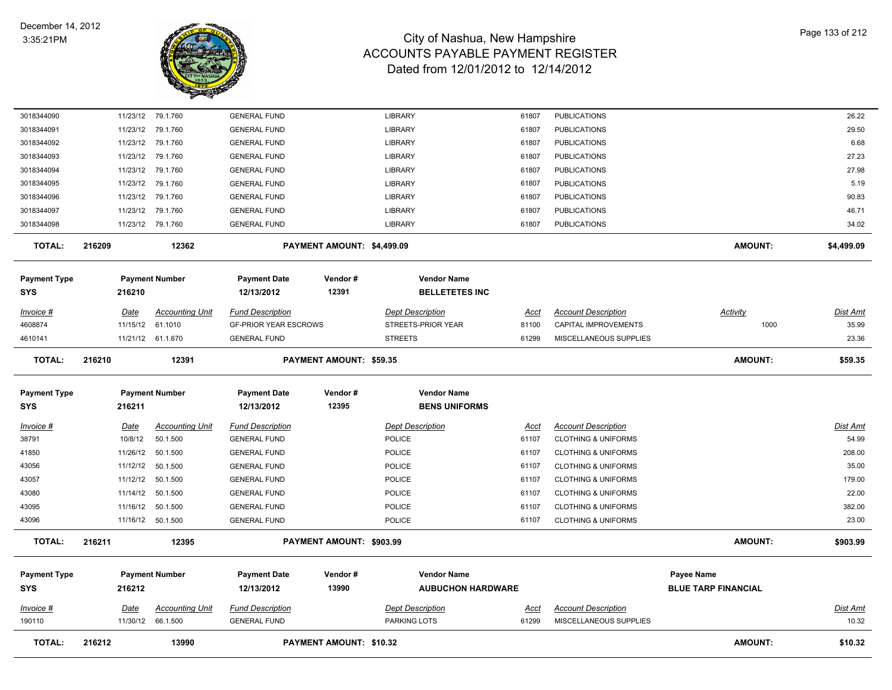# City of Nashua, New Hampshire
## ACCOUNTS PAYABLE PAYMENT REGISTER
### Dated from 12/01/2012 to 12/14/2012

| Invoice # | Date | Accounting Unit | Fund Description | Dept Description | Acct | Account Description | Activity | Dist Amt |
|---|---|---|---|---|---|---|---|---|
| 3018344090 | 11/23/12 | 79.1.760 | GENERAL FUND | LIBRARY | 61807 | PUBLICATIONS | | 26.22 |
| 3018344091 | 11/23/12 | 79.1.760 | GENERAL FUND | LIBRARY | 61807 | PUBLICATIONS | | 29.50 |
| 3018344092 | 11/23/12 | 79.1.760 | GENERAL FUND | LIBRARY | 61807 | PUBLICATIONS | | 6.68 |
| 3018344093 | 11/23/12 | 79.1.760 | GENERAL FUND | LIBRARY | 61807 | PUBLICATIONS | | 27.23 |
| 3018344094 | 11/23/12 | 79.1.760 | GENERAL FUND | LIBRARY | 61807 | PUBLICATIONS | | 27.98 |
| 3018344095 | 11/23/12 | 79.1.760 | GENERAL FUND | LIBRARY | 61807 | PUBLICATIONS | | 5.19 |
| 3018344096 | 11/23/12 | 79.1.760 | GENERAL FUND | LIBRARY | 61807 | PUBLICATIONS | | 90.83 |
| 3018344097 | 11/23/12 | 79.1.760 | GENERAL FUND | LIBRARY | 61807 | PUBLICATIONS | | 46.71 |
| 3018344098 | 11/23/12 | 79.1.760 | GENERAL FUND | LIBRARY | 61807 | PUBLICATIONS | | 34.02 |

**TOTAL: 216209 — 12362 — PAYMENT AMOUNT: $4,499.09 — AMOUNT: $4,499.09**

| Payment Type | Payment Number | Payment Date | Vendor # | Vendor Name |
|---|---|---|---|---|
| SYS | 216210 | 12/13/2012 | 12391 | BELLETETES INC |

| Invoice # | Date | Accounting Unit | Fund Description | Dept Description | Acct | Account Description | Activity | Dist Amt |
|---|---|---|---|---|---|---|---|---|
| 4608874 | 11/15/12 | 61.1010 | GF-PRIOR YEAR ESCROWS | STREETS-PRIOR YEAR | 81100 | CAPITAL IMPROVEMENTS | 1000 | 35.99 |
| 4610141 | 11/21/12 | 61.1.670 | GENERAL FUND | STREETS | 61299 | MISCELLANEOUS SUPPLIES | | 23.36 |

**TOTAL: 216210 — 12391 — PAYMENT AMOUNT: $59.35 — AMOUNT: $59.35**

| Payment Type | Payment Number | Payment Date | Vendor # | Vendor Name |
|---|---|---|---|---|
| SYS | 216211 | 12/13/2012 | 12395 | BENS UNIFORMS |

| Invoice # | Date | Accounting Unit | Fund Description | Dept Description | Acct | Account Description | Dist Amt |
|---|---|---|---|---|---|---|---|
| 38791 | 10/8/12 | 50.1.500 | GENERAL FUND | POLICE | 61107 | CLOTHING & UNIFORMS | 54.99 |
| 41850 | 11/26/12 | 50.1.500 | GENERAL FUND | POLICE | 61107 | CLOTHING & UNIFORMS | 208.00 |
| 43056 | 11/12/12 | 50.1.500 | GENERAL FUND | POLICE | 61107 | CLOTHING & UNIFORMS | 35.00 |
| 43057 | 11/12/12 | 50.1.500 | GENERAL FUND | POLICE | 61107 | CLOTHING & UNIFORMS | 179.00 |
| 43080 | 11/14/12 | 50.1.500 | GENERAL FUND | POLICE | 61107 | CLOTHING & UNIFORMS | 22.00 |
| 43095 | 11/16/12 | 50.1.500 | GENERAL FUND | POLICE | 61107 | CLOTHING & UNIFORMS | 382.00 |
| 43096 | 11/16/12 | 50.1.500 | GENERAL FUND | POLICE | 61107 | CLOTHING & UNIFORMS | 23.00 |

**TOTAL: 216211 — 12395 — PAYMENT AMOUNT: $903.99 — AMOUNT: $903.99**

| Payment Type | Payment Number | Payment Date | Vendor # | Vendor Name | Payee Name |
|---|---|---|---|---|---|
| SYS | 216212 | 12/13/2012 | 13990 | AUBUCHON HARDWARE | BLUE TARP FINANCIAL |

| Invoice # | Date | Accounting Unit | Fund Description | Dept Description | Acct | Account Description | Dist Amt |
|---|---|---|---|---|---|---|---|
| 190110 | 11/30/12 | 66.1.500 | GENERAL FUND | PARKING LOTS | 61299 | MISCELLANEOUS SUPPLIES | 10.32 |

**TOTAL: 216212 — 13990 — PAYMENT AMOUNT: $10.32 — AMOUNT: $10.32**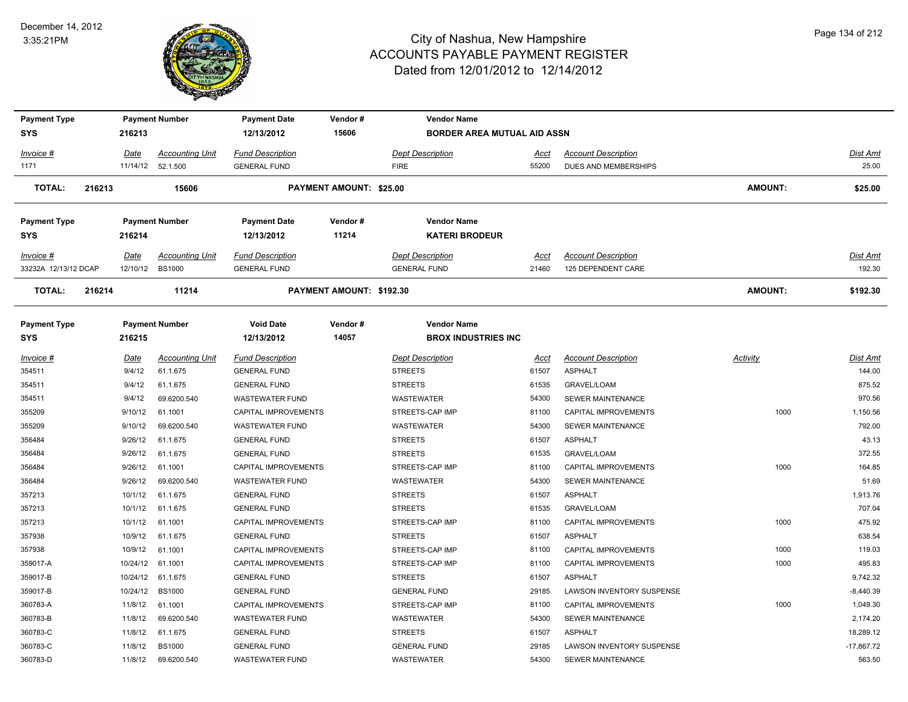# City of Nashua, New Hampshire
## ACCOUNTS PAYABLE PAYMENT REGISTER
### Dated from 12/01/2012 to 12/14/2012

| Payment Type | Payment Number | Payment Date | Vendor # | Vendor Name |
|---|---|---|---|---|
| SYS | 216213 | 12/13/2012 | 15606 | BORDER AREA MUTUAL AID ASSN |

| Invoice # | Date | Accounting Unit | Fund Description | Dept Description | Acct | Account Description | Dist Amt |
|---|---|---|---|---|---|---|---|
| 1171 | 11/14/12 | 52.1.500 | GENERAL FUND | FIRE | 55200 | DUES AND MEMBERSHIPS | 25.00 |

**TOTAL: 216213 15606 PAYMENT AMOUNT: $25.00 AMOUNT: $25.00**

| Payment Type | Payment Number | Payment Date | Vendor # | Vendor Name |
|---|---|---|---|---|
| SYS | 216214 | 12/13/2012 | 11214 | KATERI BRODEUR |

| Invoice # | Date | Accounting Unit | Fund Description | Dept Description | Acct | Account Description | Dist Amt |
|---|---|---|---|---|---|---|---|
| 33232A 12/13/12 DCAP | 12/10/12 | BS1000 | GENERAL FUND | GENERAL FUND | 21460 | 125 DEPENDENT CARE | 192.30 |

**TOTAL: 216214 11214 PAYMENT AMOUNT: $192.30 AMOUNT: $192.30**

| Payment Type | Payment Number | Void Date | Vendor # | Vendor Name |
|---|---|---|---|---|
| SYS | 216215 | 12/13/2012 | 14057 | BROX INDUSTRIES INC |

| Invoice # | Date | Accounting Unit | Fund Description | Dept Description | Acct | Account Description | Activity | Dist Amt |
|---|---|---|---|---|---|---|---|---|
| 354511 | 9/4/12 | 61.1.675 | GENERAL FUND | STREETS | 61507 | ASPHALT | | 144.00 |
| 354511 | 9/4/12 | 61.1.675 | GENERAL FUND | STREETS | 61535 | GRAVEL/LOAM | | 875.52 |
| 354511 | 9/4/12 | 69.6200.540 | WASTEWATER FUND | WASTEWATER | 54300 | SEWER MAINTENANCE | | 970.56 |
| 355209 | 9/10/12 | 61.1001 | CAPITAL IMPROVEMENTS | STREETS-CAP IMP | 81100 | CAPITAL IMPROVEMENTS | 1000 | 1,150.56 |
| 355209 | 9/10/12 | 69.6200.540 | WASTEWATER FUND | WASTEWATER | 54300 | SEWER MAINTENANCE | | 792.00 |
| 356484 | 9/26/12 | 61.1.675 | GENERAL FUND | STREETS | 61507 | ASPHALT | | 43.13 |
| 356484 | 9/26/12 | 61.1.675 | GENERAL FUND | STREETS | 61535 | GRAVEL/LOAM | | 372.55 |
| 356484 | 9/26/12 | 61.1001 | CAPITAL IMPROVEMENTS | STREETS-CAP IMP | 81100 | CAPITAL IMPROVEMENTS | 1000 | 164.85 |
| 356484 | 9/26/12 | 69.6200.540 | WASTEWATER FUND | WASTEWATER | 54300 | SEWER MAINTENANCE | | 51.69 |
| 357213 | 10/1/12 | 61.1.675 | GENERAL FUND | STREETS | 61507 | ASPHALT | | 1,913.76 |
| 357213 | 10/1/12 | 61.1.675 | GENERAL FUND | STREETS | 61535 | GRAVEL/LOAM | | 707.04 |
| 357213 | 10/1/12 | 61.1001 | CAPITAL IMPROVEMENTS | STREETS-CAP IMP | 81100 | CAPITAL IMPROVEMENTS | 1000 | 475.92 |
| 357938 | 10/9/12 | 61.1.675 | GENERAL FUND | STREETS | 61507 | ASPHALT | | 638.54 |
| 357938 | 10/9/12 | 61.1001 | CAPITAL IMPROVEMENTS | STREETS-CAP IMP | 81100 | CAPITAL IMPROVEMENTS | 1000 | 119.03 |
| 359017-A | 10/24/12 | 61.1001 | CAPITAL IMPROVEMENTS | STREETS-CAP IMP | 81100 | CAPITAL IMPROVEMENTS | 1000 | 495.83 |
| 359017-B | 10/24/12 | 61.1.675 | GENERAL FUND | STREETS | 61507 | ASPHALT | | 9,742.32 |
| 359017-B | 10/24/12 | BS1000 | GENERAL FUND | GENERAL FUND | 29185 | LAWSON INVENTORY SUSPENSE | | -8,440.39 |
| 360783-A | 11/8/12 | 61.1001 | CAPITAL IMPROVEMENTS | STREETS-CAP IMP | 81100 | CAPITAL IMPROVEMENTS | 1000 | 1,049.30 |
| 360783-B | 11/8/12 | 69.6200.540 | WASTEWATER FUND | WASTEWATER | 54300 | SEWER MAINTENANCE | | 2,174.20 |
| 360783-C | 11/8/12 | 61.1.675 | GENERAL FUND | STREETS | 61507 | ASPHALT | | 18,289.12 |
| 360783-C | 11/8/12 | BS1000 | GENERAL FUND | GENERAL FUND | 29185 | LAWSON INVENTORY SUSPENSE | | -17,867.72 |
| 360783-D | 11/8/12 | 69.6200.540 | WASTEWATER FUND | WASTEWATER | 54300 | SEWER MAINTENANCE | | 563.50 |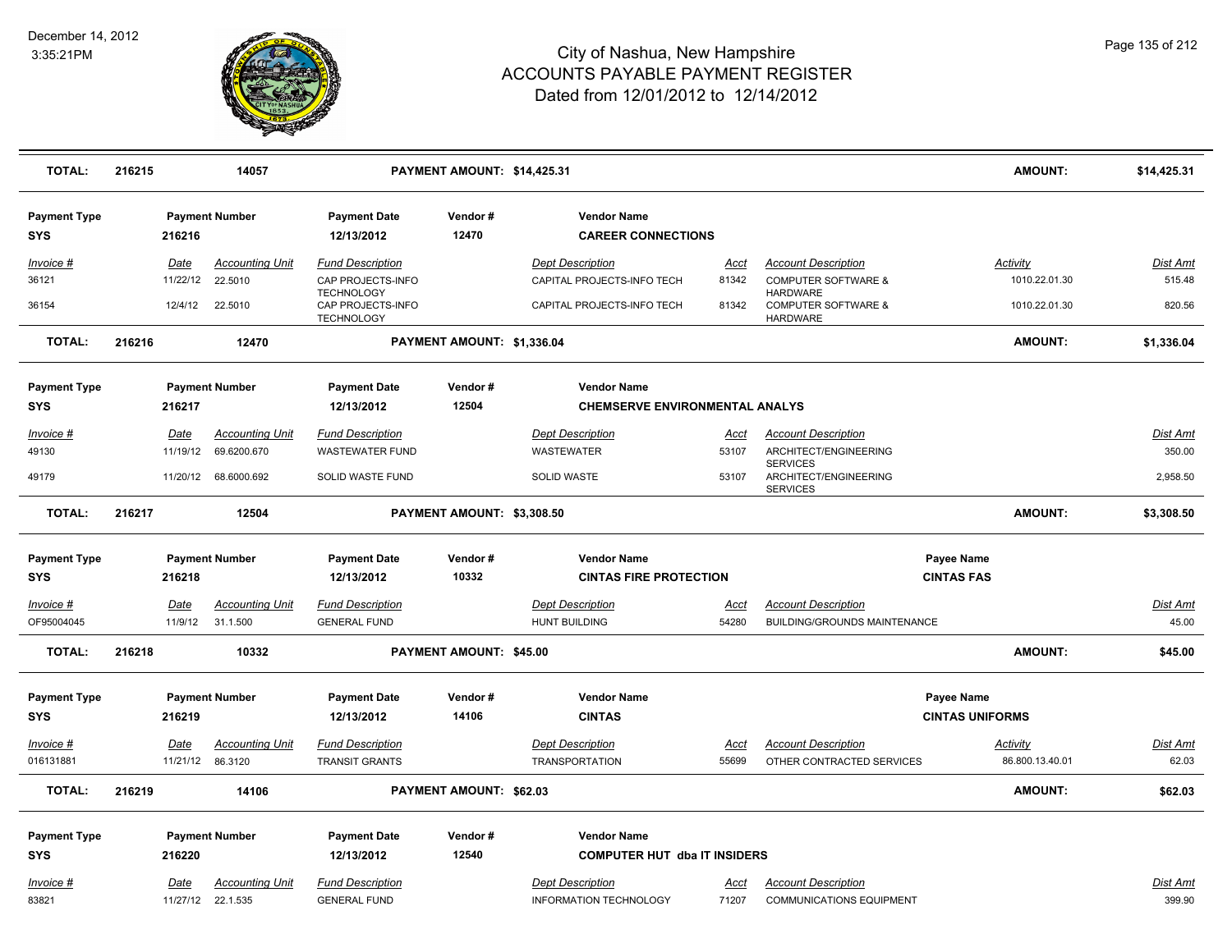# City of Nashua, New Hampshire
## ACCOUNTS PAYABLE PAYMENT REGISTER
### Dated from 12/01/2012 to 12/14/2012

December 14, 2012
3:35:21PM

| TOTAL: | 216215 | 14057 | PAYMENT AMOUNT: $14,425.31 | AMOUNT: | $14,425.31 |
|---|---|---|---|---|---|

| Payment Type | Payment Number | Payment Date | Vendor # | Vendor Name |
|---|---|---|---|---|
| SYS | 216216 | 12/13/2012 | 12470 | CAREER CONNECTIONS |

| Invoice # | Date | Accounting Unit | Fund Description | Dept Description | Acct | Account Description | Activity | Dist Amt |
|---|---|---|---|---|---|---|---|---|
| 36121 | 11/22/12 | 22.5010 | CAP PROJECTS-INFO TECHNOLOGY | CAPITAL PROJECTS-INFO TECH | 81342 | COMPUTER SOFTWARE & HARDWARE | 1010.22.01.30 | 515.48 |
| 36154 | 12/4/12 | 22.5010 | CAP PROJECTS-INFO TECHNOLOGY | CAPITAL PROJECTS-INFO TECH | 81342 | COMPUTER SOFTWARE & HARDWARE | 1010.22.01.30 | 820.56 |

| TOTAL: | 216216 | 12470 | PAYMENT AMOUNT: $1,336.04 | AMOUNT: | $1,336.04 |
|---|---|---|---|---|---|

| Payment Type | Payment Number | Payment Date | Vendor # | Vendor Name |
|---|---|---|---|---|
| SYS | 216217 | 12/13/2012 | 12504 | CHEMSERVE ENVIRONMENTAL ANALYS |

| Invoice # | Date | Accounting Unit | Fund Description | Dept Description | Acct | Account Description | Dist Amt |
|---|---|---|---|---|---|---|---|
| 49130 | 11/19/12 | 69.6200.670 | WASTEWATER FUND | WASTEWATER | 53107 | ARCHITECT/ENGINEERING SERVICES | 350.00 |
| 49179 | 11/20/12 | 68.6000.692 | SOLID WASTE FUND | SOLID WASTE | 53107 | ARCHITECT/ENGINEERING SERVICES | 2,958.50 |

| TOTAL: | 216217 | 12504 | PAYMENT AMOUNT: $3,308.50 | AMOUNT: | $3,308.50 |
|---|---|---|---|---|---|

| Payment Type | Payment Number | Payment Date | Vendor # | Vendor Name | Payee Name |
|---|---|---|---|---|---|
| SYS | 216218 | 12/13/2012 | 10332 | CINTAS FIRE PROTECTION | CINTAS FAS |

| Invoice # | Date | Accounting Unit | Fund Description | Dept Description | Acct | Account Description | Dist Amt |
|---|---|---|---|---|---|---|---|
| OF95004045 | 11/9/12 | 31.1.500 | GENERAL FUND | HUNT BUILDING | 54280 | BUILDING/GROUNDS MAINTENANCE | 45.00 |

| TOTAL: | 216218 | 10332 | PAYMENT AMOUNT: $45.00 | AMOUNT: | $45.00 |
|---|---|---|---|---|---|

| Payment Type | Payment Number | Payment Date | Vendor # | Vendor Name | Payee Name |
|---|---|---|---|---|---|
| SYS | 216219 | 12/13/2012 | 14106 | CINTAS | CINTAS UNIFORMS |

| Invoice # | Date | Accounting Unit | Fund Description | Dept Description | Acct | Account Description | Activity | Dist Amt |
|---|---|---|---|---|---|---|---|---|
| 016131881 | 11/21/12 | 86.3120 | TRANSIT GRANTS | TRANSPORTATION | 55699 | OTHER CONTRACTED SERVICES | 86.800.13.40.01 | 62.03 |

| TOTAL: | 216219 | 14106 | PAYMENT AMOUNT: $62.03 | AMOUNT: | $62.03 |
|---|---|---|---|---|---|

| Payment Type | Payment Number | Payment Date | Vendor # | Vendor Name |
|---|---|---|---|---|
| SYS | 216220 | 12/13/2012 | 12540 | COMPUTER HUT dba IT INSIDERS |

| Invoice # | Date | Accounting Unit | Fund Description | Dept Description | Acct | Account Description | Dist Amt |
|---|---|---|---|---|---|---|---|
| 83821 | 11/27/12 | 22.1.535 | GENERAL FUND | INFORMATION TECHNOLOGY | 71207 | COMMUNICATIONS EQUIPMENT | 399.90 |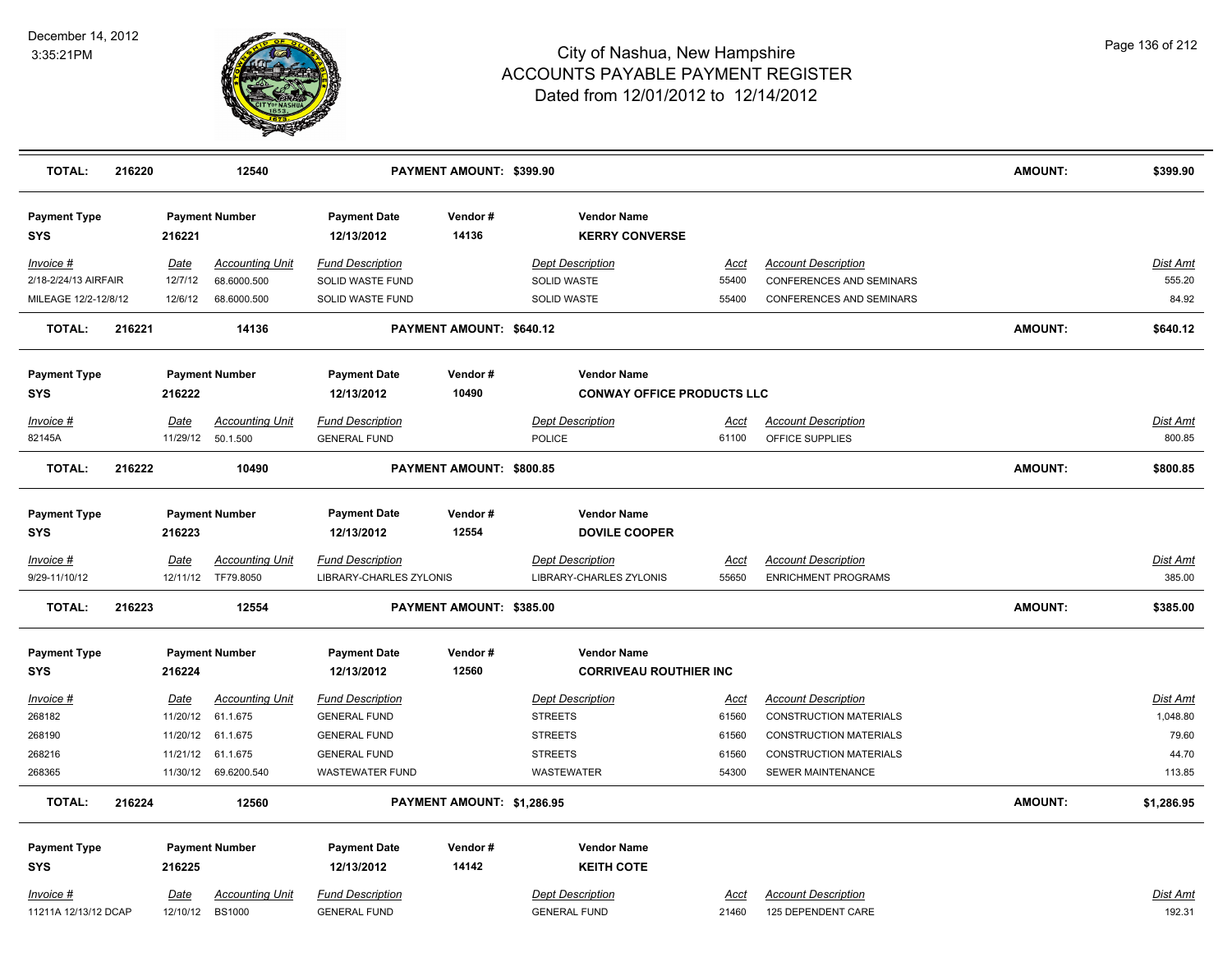| TOTAL: | 216220 | 12540 | PAYMENT AMOUNT: $399.90 | AMOUNT: | $399.90 |
|---|---|---|---|---|---|

| Payment Type | Payment Number | Payment Date | Vendor # | Vendor Name |
|---|---|---|---|---|
| SYS | 216221 | 12/13/2012 | 14136 | KERRY CONVERSE |

| Invoice # | Date | Accounting Unit | Fund Description | Dept Description | Acct | Account Description | Dist Amt |
|---|---|---|---|---|---|---|---|
| 2/18-2/24/13 AIRFAIR | 12/7/12 | 68.6000.500 | SOLID WASTE FUND | SOLID WASTE | 55400 | CONFERENCES AND SEMINARS | 555.20 |
| MILEAGE 12/2-12/8/12 | 12/6/12 | 68.6000.500 | SOLID WASTE FUND | SOLID WASTE | 55400 | CONFERENCES AND SEMINARS | 84.92 |

| TOTAL: | 216221 | 14136 | PAYMENT AMOUNT: $640.12 | AMOUNT: | $640.12 |
|---|---|---|---|---|---|

| Payment Type | Payment Number | Payment Date | Vendor # | Vendor Name |
|---|---|---|---|---|
| SYS | 216222 | 12/13/2012 | 10490 | CONWAY OFFICE PRODUCTS LLC |

| Invoice # | Date | Accounting Unit | Fund Description | Dept Description | Acct | Account Description | Dist Amt |
|---|---|---|---|---|---|---|---|
| 82145A | 11/29/12 | 50.1.500 | GENERAL FUND | POLICE | 61100 | OFFICE SUPPLIES | 800.85 |

| TOTAL: | 216222 | 10490 | PAYMENT AMOUNT: $800.85 | AMOUNT: | $800.85 |
|---|---|---|---|---|---|

| Payment Type | Payment Number | Payment Date | Vendor # | Vendor Name |
|---|---|---|---|---|
| SYS | 216223 | 12/13/2012 | 12554 | DOVILE COOPER |

| Invoice # | Date | Accounting Unit | Fund Description | Dept Description | Acct | Account Description | Dist Amt |
|---|---|---|---|---|---|---|---|
| 9/29-11/10/12 | 12/11/12 | TF79.8050 | LIBRARY-CHARLES ZYLONIS | LIBRARY-CHARLES ZYLONIS | 55650 | ENRICHMENT PROGRAMS | 385.00 |

| TOTAL: | 216223 | 12554 | PAYMENT AMOUNT: $385.00 | AMOUNT: | $385.00 |
|---|---|---|---|---|---|

| Payment Type | Payment Number | Payment Date | Vendor # | Vendor Name |
|---|---|---|---|---|
| SYS | 216224 | 12/13/2012 | 12560 | CORRIVEAU ROUTHIER INC |

| Invoice # | Date | Accounting Unit | Fund Description | Dept Description | Acct | Account Description | Dist Amt |
|---|---|---|---|---|---|---|---|
| 268182 | 11/20/12 | 61.1.675 | GENERAL FUND | STREETS | 61560 | CONSTRUCTION MATERIALS | 1,048.80 |
| 268190 | 11/20/12 | 61.1.675 | GENERAL FUND | STREETS | 61560 | CONSTRUCTION MATERIALS | 79.60 |
| 268216 | 11/21/12 | 61.1.675 | GENERAL FUND | STREETS | 61560 | CONSTRUCTION MATERIALS | 44.70 |
| 268365 | 11/30/12 | 69.6200.540 | WASTEWATER FUND | WASTEWATER | 54300 | SEWER MAINTENANCE | 113.85 |

| TOTAL: | 216224 | 12560 | PAYMENT AMOUNT: $1,286.95 | AMOUNT: | $1,286.95 |
|---|---|---|---|---|---|

| Payment Type | Payment Number | Payment Date | Vendor # | Vendor Name |
|---|---|---|---|---|
| SYS | 216225 | 12/13/2012 | 14142 | KEITH COTE |

| Invoice # | Date | Accounting Unit | Fund Description | Dept Description | Acct | Account Description | Dist Amt |
|---|---|---|---|---|---|---|---|
| 11211A 12/13/12 DCAP | 12/10/12 | BS1000 | GENERAL FUND | GENERAL FUND | 21460 | 125 DEPENDENT CARE | 192.31 |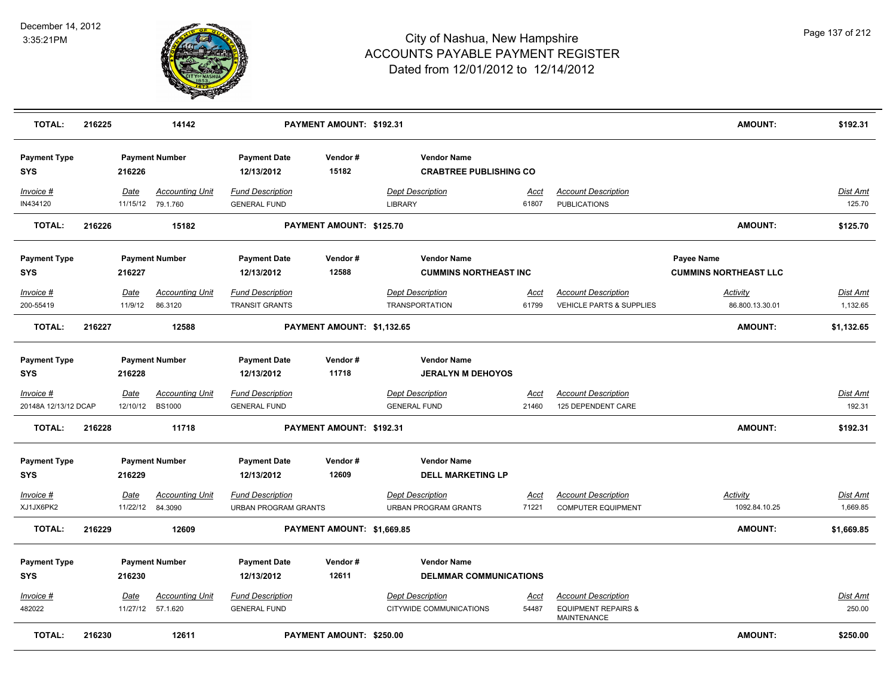| TOTAL: | 216225 | 14142 | PAYMENT AMOUNT: $192.31 | | | AMOUNT: | $192.31 |
|---|---|---|---|---|---|---|---|

**Payment Type:** SYS | **Payment Number:** 216226 | **Payment Date:** 12/13/2012 | **Vendor #:** 15182 | **Vendor Name:** CRABTREE PUBLISHING CO

| Invoice # | Date | Accounting Unit | Fund Description | Dept Description | Acct | Account Description | Dist Amt |
|---|---|---|---|---|---|---|---|
| IN434120 | 11/15/12 | 79.1.760 | GENERAL FUND | LIBRARY | 61807 | PUBLICATIONS | 125.70 |

| TOTAL: | 216226 | 15182 | PAYMENT AMOUNT: $125.70 | AMOUNT: | $125.70 |
|---|---|---|---|---|---|

**Payment Type:** SYS | **Payment Number:** 216227 | **Payment Date:** 12/13/2012 | **Vendor #:** 12588 | **Vendor Name:** CUMMINS NORTHEAST INC | **Payee Name:** CUMMINS NORTHEAST LLC

| Invoice # | Date | Accounting Unit | Fund Description | Dept Description | Acct | Account Description | Activity | Dist Amt |
|---|---|---|---|---|---|---|---|---|
| 200-55419 | 11/9/12 | 86.3120 | TRANSIT GRANTS | TRANSPORTATION | 61799 | VEHICLE PARTS & SUPPLIES | 86.800.13.30.01 | 1,132.65 |

| TOTAL: | 216227 | 12588 | PAYMENT AMOUNT: $1,132.65 | AMOUNT: | $1,132.65 |
|---|---|---|---|---|---|

**Payment Type:** SYS | **Payment Number:** 216228 | **Payment Date:** 12/13/2012 | **Vendor #:** 11718 | **Vendor Name:** JERALYN M DEHOYOS

| Invoice # | Date | Accounting Unit | Fund Description | Dept Description | Acct | Account Description | Dist Amt |
|---|---|---|---|---|---|---|---|
| 20148A 12/13/12 DCAP | 12/10/12 | BS1000 | GENERAL FUND | GENERAL FUND | 21460 | 125 DEPENDENT CARE | 192.31 |

| TOTAL: | 216228 | 11718 | PAYMENT AMOUNT: $192.31 | AMOUNT: | $192.31 |
|---|---|---|---|---|---|

**Payment Type:** SYS | **Payment Number:** 216229 | **Payment Date:** 12/13/2012 | **Vendor #:** 12609 | **Vendor Name:** DELL MARKETING LP

| Invoice # | Date | Accounting Unit | Fund Description | Dept Description | Acct | Account Description | Activity | Dist Amt |
|---|---|---|---|---|---|---|---|---|
| XJ1JX6PK2 | 11/22/12 | 84.3090 | URBAN PROGRAM GRANTS | URBAN PROGRAM GRANTS | 71221 | COMPUTER EQUIPMENT | 1092.84.10.25 | 1,669.85 |

| TOTAL: | 216229 | 12609 | PAYMENT AMOUNT: $1,669.85 | AMOUNT: | $1,669.85 |
|---|---|---|---|---|---|

**Payment Type:** SYS | **Payment Number:** 216230 | **Payment Date:** 12/13/2012 | **Vendor #:** 12611 | **Vendor Name:** DELMMAR COMMUNICATIONS

| Invoice # | Date | Accounting Unit | Fund Description | Dept Description | Acct | Account Description | Dist Amt |
|---|---|---|---|---|---|---|---|
| 482022 | 11/27/12 | 57.1.620 | GENERAL FUND | CITYWIDE COMMUNICATIONS | 54487 | EQUIPMENT REPAIRS & MAINTENANCE | 250.00 |

| TOTAL: | 216230 | 12611 | PAYMENT AMOUNT: $250.00 | AMOUNT: | $250.00 |
|---|---|---|---|---|---|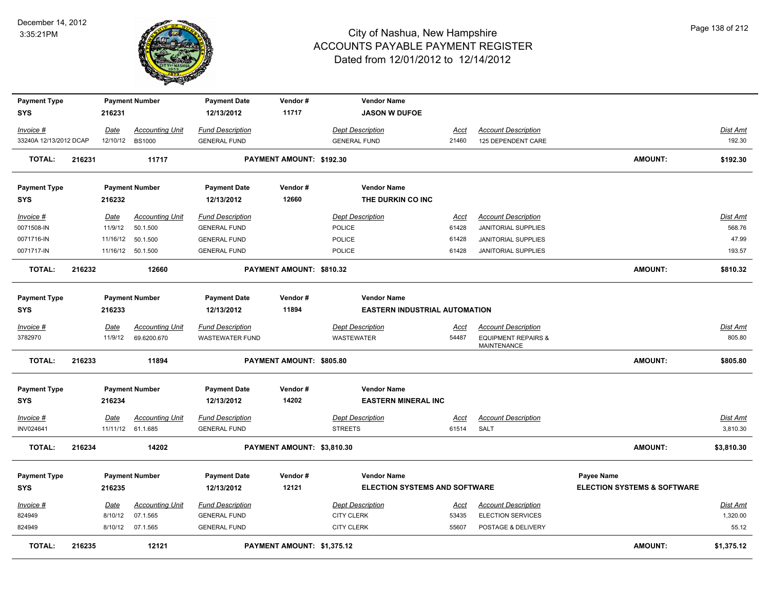# City of Nashua, New Hampshire
## ACCOUNTS PAYABLE PAYMENT REGISTER
### Dated from 12/01/2012 to 12/14/2012

December 14, 2012
3:35:21PM

| Payment Type | Payment Number | Payment Date | Vendor # | Vendor Name |
|---|---|---|---|---|
| SYS | 216231 | 12/13/2012 | 11717 | JASON W DUFOE |

| Invoice # | Date | Accounting Unit | Fund Description | Dept Description | Acct | Account Description | Dist Amt |
|---|---|---|---|---|---|---|---|
| 33240A 12/13/2012 DCAP | 12/10/12 | BS1000 | GENERAL FUND | GENERAL FUND | 21460 | 125 DEPENDENT CARE | 192.30 |

**TOTAL: 216231 11717 PAYMENT AMOUNT: $192.30 AMOUNT: $192.30**

| Payment Type | Payment Number | Payment Date | Vendor # | Vendor Name |
|---|---|---|---|---|
| SYS | 216232 | 12/13/2012 | 12660 | THE DURKIN CO INC |

| Invoice # | Date | Accounting Unit | Fund Description | Dept Description | Acct | Account Description | Dist Amt |
|---|---|---|---|---|---|---|---|
| 0071508-IN | 11/9/12 | 50.1.500 | GENERAL FUND | POLICE | 61428 | JANITORIAL SUPPLIES | 568.76 |
| 0071716-IN | 11/16/12 | 50.1.500 | GENERAL FUND | POLICE | 61428 | JANITORIAL SUPPLIES | 47.99 |
| 0071717-IN | 11/16/12 | 50.1.500 | GENERAL FUND | POLICE | 61428 | JANITORIAL SUPPLIES | 193.57 |

**TOTAL: 216232 12660 PAYMENT AMOUNT: $810.32 AMOUNT: $810.32**

| Payment Type | Payment Number | Payment Date | Vendor # | Vendor Name |
|---|---|---|---|---|
| SYS | 216233 | 12/13/2012 | 11894 | EASTERN INDUSTRIAL AUTOMATION |

| Invoice # | Date | Accounting Unit | Fund Description | Dept Description | Acct | Account Description | Dist Amt |
|---|---|---|---|---|---|---|---|
| 3782970 | 11/9/12 | 69.6200.670 | WASTEWATER FUND | WASTEWATER | 54487 | EQUIPMENT REPAIRS & MAINTENANCE | 805.80 |

**TOTAL: 216233 11894 PAYMENT AMOUNT: $805.80 AMOUNT: $805.80**

| Payment Type | Payment Number | Payment Date | Vendor # | Vendor Name |
|---|---|---|---|---|
| SYS | 216234 | 12/13/2012 | 14202 | EASTERN MINERAL INC |

| Invoice # | Date | Accounting Unit | Fund Description | Dept Description | Acct | Account Description | Dist Amt |
|---|---|---|---|---|---|---|---|
| INV024641 | 11/11/12 | 61.1.685 | GENERAL FUND | STREETS | 61514 | SALT | 3,810.30 |

**TOTAL: 216234 14202 PAYMENT AMOUNT: $3,810.30 AMOUNT: $3,810.30**

| Payment Type | Payment Number | Payment Date | Vendor # | Vendor Name | Payee Name |
|---|---|---|---|---|---|
| SYS | 216235 | 12/13/2012 | 12121 | ELECTION SYSTEMS AND SOFTWARE | ELECTION SYSTEMS & SOFTWARE |

| Invoice # | Date | Accounting Unit | Fund Description | Dept Description | Acct | Account Description | Dist Amt |
|---|---|---|---|---|---|---|---|
| 824949 | 8/10/12 | 07.1.565 | GENERAL FUND | CITY CLERK | 53435 | ELECTION SERVICES | 1,320.00 |
| 824949 | 8/10/12 | 07.1.565 | GENERAL FUND | CITY CLERK | 55607 | POSTAGE & DELIVERY | 55.12 |

**TOTAL: 216235 12121 PAYMENT AMOUNT: $1,375.12 AMOUNT: $1,375.12**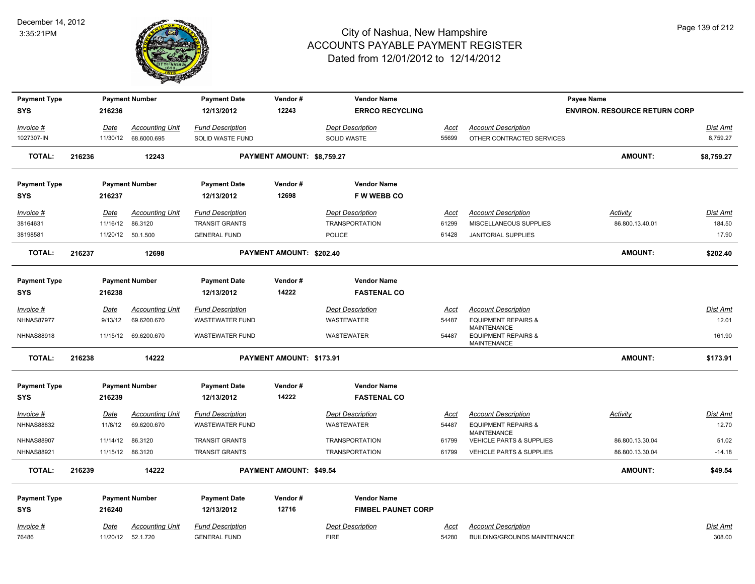# City of Nashua, New Hampshire
## ACCOUNTS PAYABLE PAYMENT REGISTER
### Dated from 12/01/2012 to 12/14/2012

December 14, 2012
3:35:21PM

| Payment Type | Payment Number | Payment Date | Vendor # | Vendor Name | | Payee Name | |
|---|---|---|---|---|---|---|---|
| SYS | 216236 | 12/13/2012 | 12243 | ERRCO RECYCLING | | ENVIRON. RESOURCE RETURN CORP | |

| Invoice # | Date | Accounting Unit | Fund Description | Dept Description | Acct | Account Description | Dist Amt |
|---|---|---|---|---|---|---|---|
| 1027307-IN | 11/30/12 | 68.6000.695 | SOLID WASTE FUND | SOLID WASTE | 55699 | OTHER CONTRACTED SERVICES | 8,759.27 |

**TOTAL: 216236 12243 PAYMENT AMOUNT: $8,759.27 AMOUNT: $8,759.27**

| Payment Type | Payment Number | Payment Date | Vendor # | Vendor Name |
|---|---|---|---|---|
| SYS | 216237 | 12/13/2012 | 12698 | F W WEBB CO |

| Invoice # | Date | Accounting Unit | Fund Description | Dept Description | Acct | Account Description | Activity | Dist Amt |
|---|---|---|---|---|---|---|---|---|
| 38164631 | 11/16/12 | 86.3120 | TRANSIT GRANTS | TRANSPORTATION | 61299 | MISCELLANEOUS SUPPLIES | 86.800.13.40.01 | 184.50 |
| 38198581 | 11/20/12 | 50.1.500 | GENERAL FUND | POLICE | 61428 | JANITORIAL SUPPLIES | | 17.90 |

**TOTAL: 216237 12698 PAYMENT AMOUNT: $202.40 AMOUNT: $202.40**

| Payment Type | Payment Number | Payment Date | Vendor # | Vendor Name |
|---|---|---|---|---|
| SYS | 216238 | 12/13/2012 | 14222 | FASTENAL CO |

| Invoice # | Date | Accounting Unit | Fund Description | Dept Description | Acct | Account Description | Dist Amt |
|---|---|---|---|---|---|---|---|
| NHNAS87977 | 9/13/12 | 69.6200.670 | WASTEWATER FUND | WASTEWATER | 54487 | EQUIPMENT REPAIRS & MAINTENANCE | 12.01 |
| NHNAS88918 | 11/15/12 | 69.6200.670 | WASTEWATER FUND | WASTEWATER | 54487 | EQUIPMENT REPAIRS & MAINTENANCE | 161.90 |

**TOTAL: 216238 14222 PAYMENT AMOUNT: $173.91 AMOUNT: $173.91**

| Payment Type | Payment Number | Payment Date | Vendor # | Vendor Name |
|---|---|---|---|---|
| SYS | 216239 | 12/13/2012 | 14222 | FASTENAL CO |

| Invoice # | Date | Accounting Unit | Fund Description | Dept Description | Acct | Account Description | Activity | Dist Amt |
|---|---|---|---|---|---|---|---|---|
| NHNAS88832 | 11/8/12 | 69.6200.670 | WASTEWATER FUND | WASTEWATER | 54487 | EQUIPMENT REPAIRS & MAINTENANCE | | 12.70 |
| NHNAS88907 | 11/14/12 | 86.3120 | TRANSIT GRANTS | TRANSPORTATION | 61799 | VEHICLE PARTS & SUPPLIES | 86.800.13.30.04 | 51.02 |
| NHNAS88921 | 11/15/12 | 86.3120 | TRANSIT GRANTS | TRANSPORTATION | 61799 | VEHICLE PARTS & SUPPLIES | 86.800.13.30.04 | -14.18 |

**TOTAL: 216239 14222 PAYMENT AMOUNT: $49.54 AMOUNT: $49.54**

| Payment Type | Payment Number | Payment Date | Vendor # | Vendor Name |
|---|---|---|---|---|
| SYS | 216240 | 12/13/2012 | 12716 | FIMBEL PAUNET CORP |

| Invoice # | Date | Accounting Unit | Fund Description | Dept Description | Acct | Account Description | Dist Amt |
|---|---|---|---|---|---|---|---|
| 76486 | 11/20/12 | 52.1.720 | GENERAL FUND | FIRE | 54280 | BUILDING/GROUNDS MAINTENANCE | 308.00 |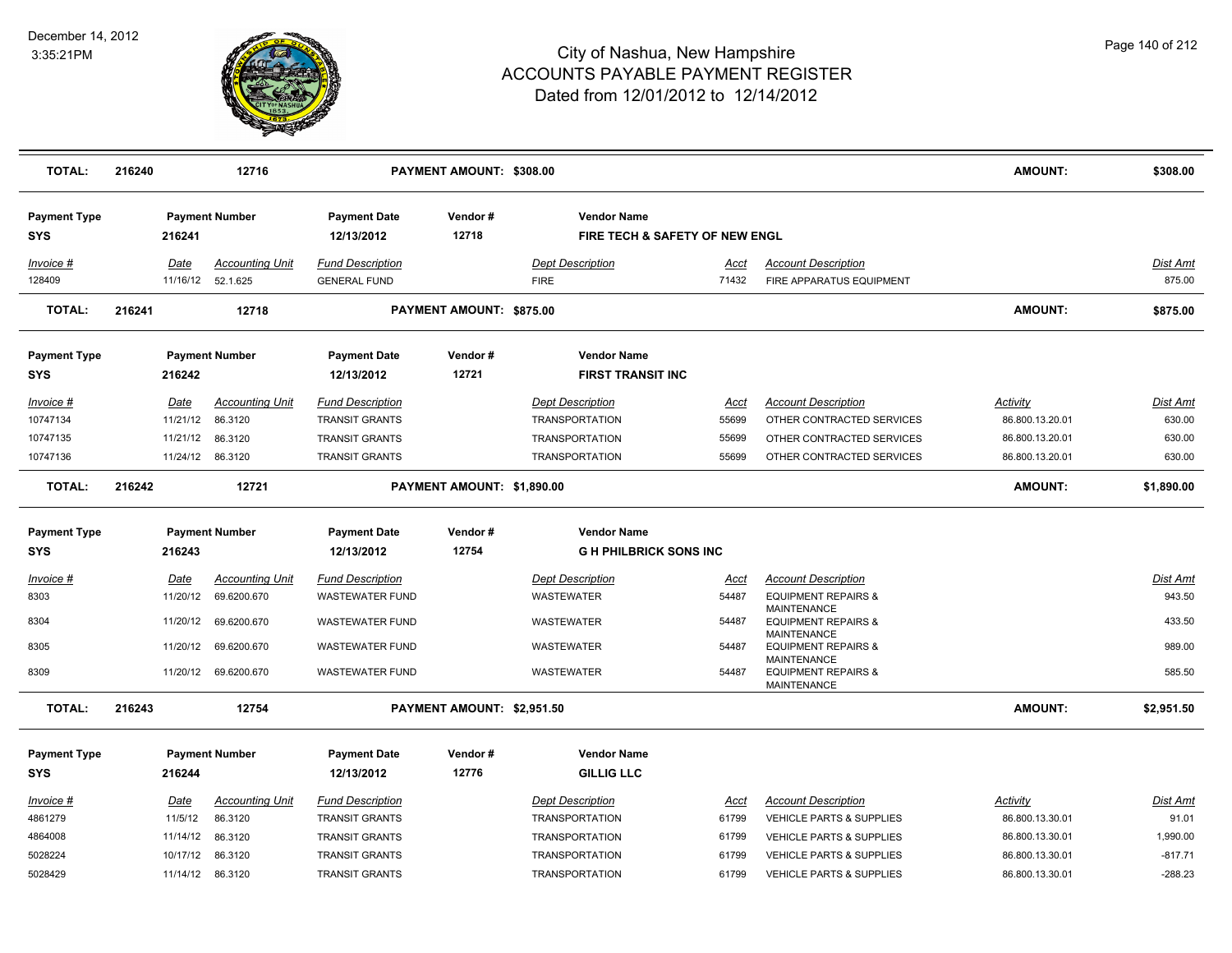| TOTAL: | 216240 | 12716 | | PAYMENT AMOUNT: $308.00 | | | | | AMOUNT: | $308.00 |
|---|---|---|---|---|---|---|---|---|---|---|

| Payment Type | Payment Number | | Payment Date | Vendor # | Vendor Name | | | | |
|---|---|---|---|---|---|---|---|---|---|
| SYS | 216241 | | 12/13/2012 | 12718 | FIRE TECH & SAFETY OF NEW ENGL | | | | |
| *Invoice #* | *Date* | *Accounting Unit* | *Fund Description* | | *Dept Description* | *Acct* | *Account Description* | | *Dist Amt* |
| 128409 | 11/16/12 | 52.1.625 | GENERAL FUND | | FIRE | 71432 | FIRE APPARATUS EQUIPMENT | | 875.00 |
| **TOTAL:** | **216241** | **12718** | | **PAYMENT AMOUNT: $875.00** | | | | **AMOUNT:** | **$875.00** |

| Payment Type | Payment Number | | Payment Date | Vendor # | Vendor Name | | | | |
|---|---|---|---|---|---|---|---|---|---|
| SYS | 216242 | | 12/13/2012 | 12721 | FIRST TRANSIT INC | | | | |
| *Invoice #* | *Date* | *Accounting Unit* | *Fund Description* | | *Dept Description* | *Acct* | *Account Description* | *Activity* | *Dist Amt* |
| 10747134 | 11/21/12 | 86.3120 | TRANSIT GRANTS | | TRANSPORTATION | 55699 | OTHER CONTRACTED SERVICES | 86.800.13.20.01 | 630.00 |
| 10747135 | 11/21/12 | 86.3120 | TRANSIT GRANTS | | TRANSPORTATION | 55699 | OTHER CONTRACTED SERVICES | 86.800.13.20.01 | 630.00 |
| 10747136 | 11/24/12 | 86.3120 | TRANSIT GRANTS | | TRANSPORTATION | 55699 | OTHER CONTRACTED SERVICES | 86.800.13.20.01 | 630.00 |
| **TOTAL:** | **216242** | **12721** | | **PAYMENT AMOUNT: $1,890.00** | | | | **AMOUNT:** | **$1,890.00** |

| Payment Type | Payment Number | | Payment Date | Vendor # | Vendor Name | | | | |
|---|---|---|---|---|---|---|---|---|---|
| SYS | 216243 | | 12/13/2012 | 12754 | G H PHILBRICK SONS INC | | | | |
| *Invoice #* | *Date* | *Accounting Unit* | *Fund Description* | | *Dept Description* | *Acct* | *Account Description* | | *Dist Amt* |
| 8303 | 11/20/12 | 69.6200.670 | WASTEWATER FUND | | WASTEWATER | 54487 | EQUIPMENT REPAIRS & MAINTENANCE | | 943.50 |
| 8304 | 11/20/12 | 69.6200.670 | WASTEWATER FUND | | WASTEWATER | 54487 | EQUIPMENT REPAIRS & MAINTENANCE | | 433.50 |
| 8305 | 11/20/12 | 69.6200.670 | WASTEWATER FUND | | WASTEWATER | 54487 | EQUIPMENT REPAIRS & MAINTENANCE | | 989.00 |
| 8309 | 11/20/12 | 69.6200.670 | WASTEWATER FUND | | WASTEWATER | 54487 | EQUIPMENT REPAIRS & MAINTENANCE | | 585.50 |
| **TOTAL:** | **216243** | **12754** | | **PAYMENT AMOUNT: $2,951.50** | | | | **AMOUNT:** | **$2,951.50** |

| Payment Type | Payment Number | | Payment Date | Vendor # | Vendor Name | | | | |
|---|---|---|---|---|---|---|---|---|---|
| SYS | 216244 | | 12/13/2012 | 12776 | GILLIG LLC | | | | |
| *Invoice #* | *Date* | *Accounting Unit* | *Fund Description* | | *Dept Description* | *Acct* | *Account Description* | *Activity* | *Dist Amt* |
| 4861279 | 11/5/12 | 86.3120 | TRANSIT GRANTS | | TRANSPORTATION | 61799 | VEHICLE PARTS & SUPPLIES | 86.800.13.30.01 | 91.01 |
| 4864008 | 11/14/12 | 86.3120 | TRANSIT GRANTS | | TRANSPORTATION | 61799 | VEHICLE PARTS & SUPPLIES | 86.800.13.30.01 | 1,990.00 |
| 5028224 | 10/17/12 | 86.3120 | TRANSIT GRANTS | | TRANSPORTATION | 61799 | VEHICLE PARTS & SUPPLIES | 86.800.13.30.01 | -817.71 |
| 5028429 | 11/14/12 | 86.3120 | TRANSIT GRANTS | | TRANSPORTATION | 61799 | VEHICLE PARTS & SUPPLIES | 86.800.13.30.01 | -288.23 |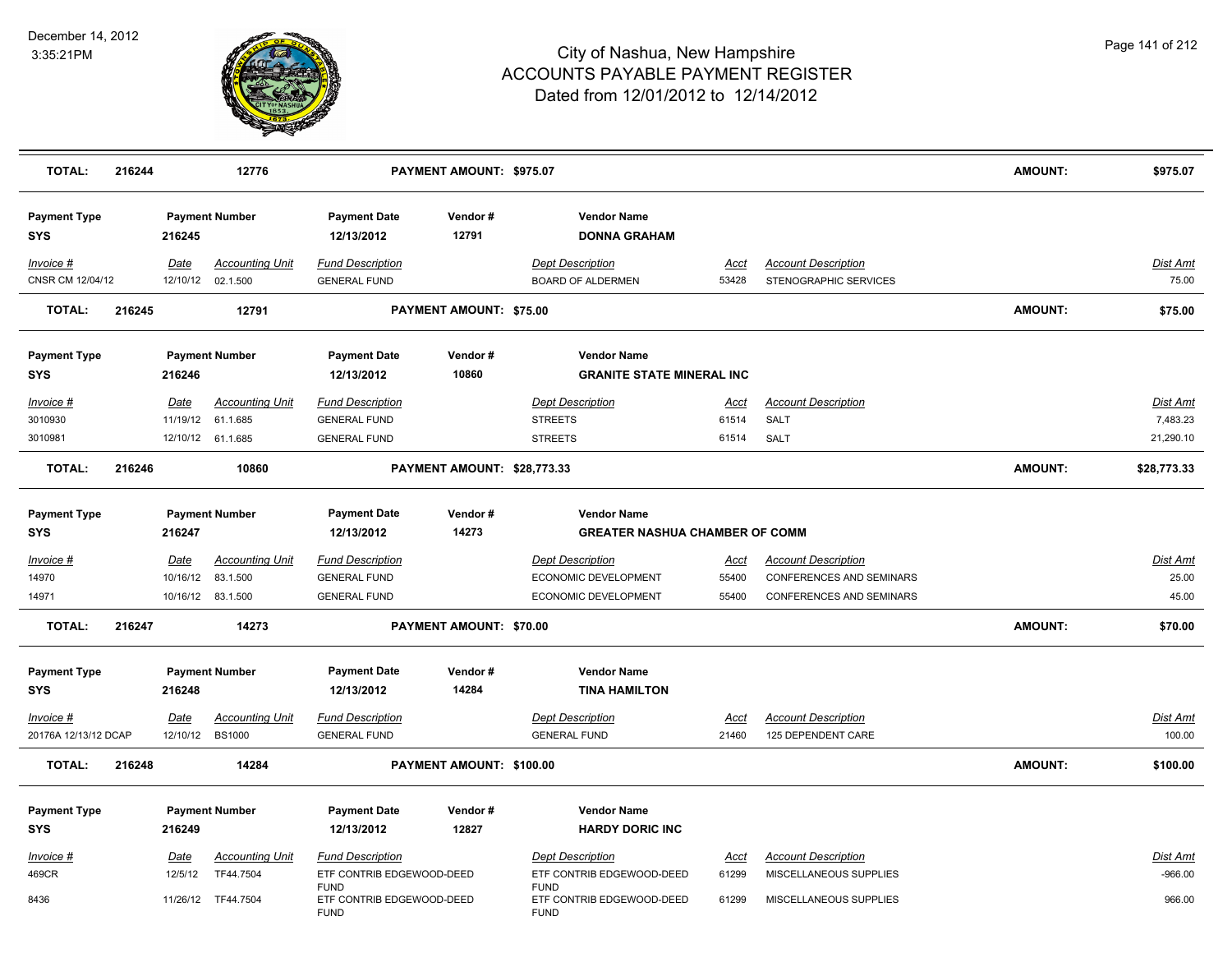# City of Nashua, New Hampshire
## ACCOUNTS PAYABLE PAYMENT REGISTER
### Dated from 12/01/2012 to 12/14/2012

December 14, 2012
3:35:21PM

| TOTAL: | 216244 | 12776 | PAYMENT AMOUNT: $975.07 | AMOUNT: | $975.07 |
|---|---|---|---|---|---|

| Payment Type | Payment Number | Payment Date | Vendor # | Vendor Name |
|---|---|---|---|---|
| SYS | 216245 | 12/13/2012 | 12791 | DONNA GRAHAM |

| Invoice # | Date | Accounting Unit | Fund Description | Dept Description | Acct | Account Description | Dist Amt |
|---|---|---|---|---|---|---|---|
| CNSR CM 12/04/12 | 12/10/12 | 02.1.500 | GENERAL FUND | BOARD OF ALDERMEN | 53428 | STENOGRAPHIC SERVICES | 75.00 |

| TOTAL: | 216245 | 12791 | PAYMENT AMOUNT: $75.00 | AMOUNT: | $75.00 |
|---|---|---|---|---|---|

| Payment Type | Payment Number | Payment Date | Vendor # | Vendor Name |
|---|---|---|---|---|
| SYS | 216246 | 12/13/2012 | 10860 | GRANITE STATE MINERAL INC |

| Invoice # | Date | Accounting Unit | Fund Description | Dept Description | Acct | Account Description | Dist Amt |
|---|---|---|---|---|---|---|---|
| 3010930 | 11/19/12 | 61.1.685 | GENERAL FUND | STREETS | 61514 | SALT | 7,483.23 |
| 3010981 | 12/10/12 | 61.1.685 | GENERAL FUND | STREETS | 61514 | SALT | 21,290.10 |

| TOTAL: | 216246 | 10860 | PAYMENT AMOUNT: $28,773.33 | AMOUNT: | $28,773.33 |
|---|---|---|---|---|---|

| Payment Type | Payment Number | Payment Date | Vendor # | Vendor Name |
|---|---|---|---|---|
| SYS | 216247 | 12/13/2012 | 14273 | GREATER NASHUA CHAMBER OF COMM |

| Invoice # | Date | Accounting Unit | Fund Description | Dept Description | Acct | Account Description | Dist Amt |
|---|---|---|---|---|---|---|---|
| 14970 | 10/16/12 | 83.1.500 | GENERAL FUND | ECONOMIC DEVELOPMENT | 55400 | CONFERENCES AND SEMINARS | 25.00 |
| 14971 | 10/16/12 | 83.1.500 | GENERAL FUND | ECONOMIC DEVELOPMENT | 55400 | CONFERENCES AND SEMINARS | 45.00 |

| TOTAL: | 216247 | 14273 | PAYMENT AMOUNT: $70.00 | AMOUNT: | $70.00 |
|---|---|---|---|---|---|

| Payment Type | Payment Number | Payment Date | Vendor # | Vendor Name |
|---|---|---|---|---|
| SYS | 216248 | 12/13/2012 | 14284 | TINA HAMILTON |

| Invoice # | Date | Accounting Unit | Fund Description | Dept Description | Acct | Account Description | Dist Amt |
|---|---|---|---|---|---|---|---|
| 20176A 12/13/12 DCAP | 12/10/12 | BS1000 | GENERAL FUND | GENERAL FUND | 21460 | 125 DEPENDENT CARE | 100.00 |

| TOTAL: | 216248 | 14284 | PAYMENT AMOUNT: $100.00 | AMOUNT: | $100.00 |
|---|---|---|---|---|---|

| Payment Type | Payment Number | Payment Date | Vendor # | Vendor Name |
|---|---|---|---|---|
| SYS | 216249 | 12/13/2012 | 12827 | HARDY DORIC INC |

| Invoice # | Date | Accounting Unit | Fund Description | Dept Description | Acct | Account Description | Dist Amt |
|---|---|---|---|---|---|---|---|
| 469CR | 12/5/12 | TF44.7504 | ETF CONTRIB EDGEWOOD-DEED FUND | ETF CONTRIB EDGEWOOD-DEED FUND | 61299 | MISCELLANEOUS SUPPLIES | -966.00 |
| 8436 | 11/26/12 | TF44.7504 | ETF CONTRIB EDGEWOOD-DEED FUND | ETF CONTRIB EDGEWOOD-DEED FUND | 61299 | MISCELLANEOUS SUPPLIES | 966.00 |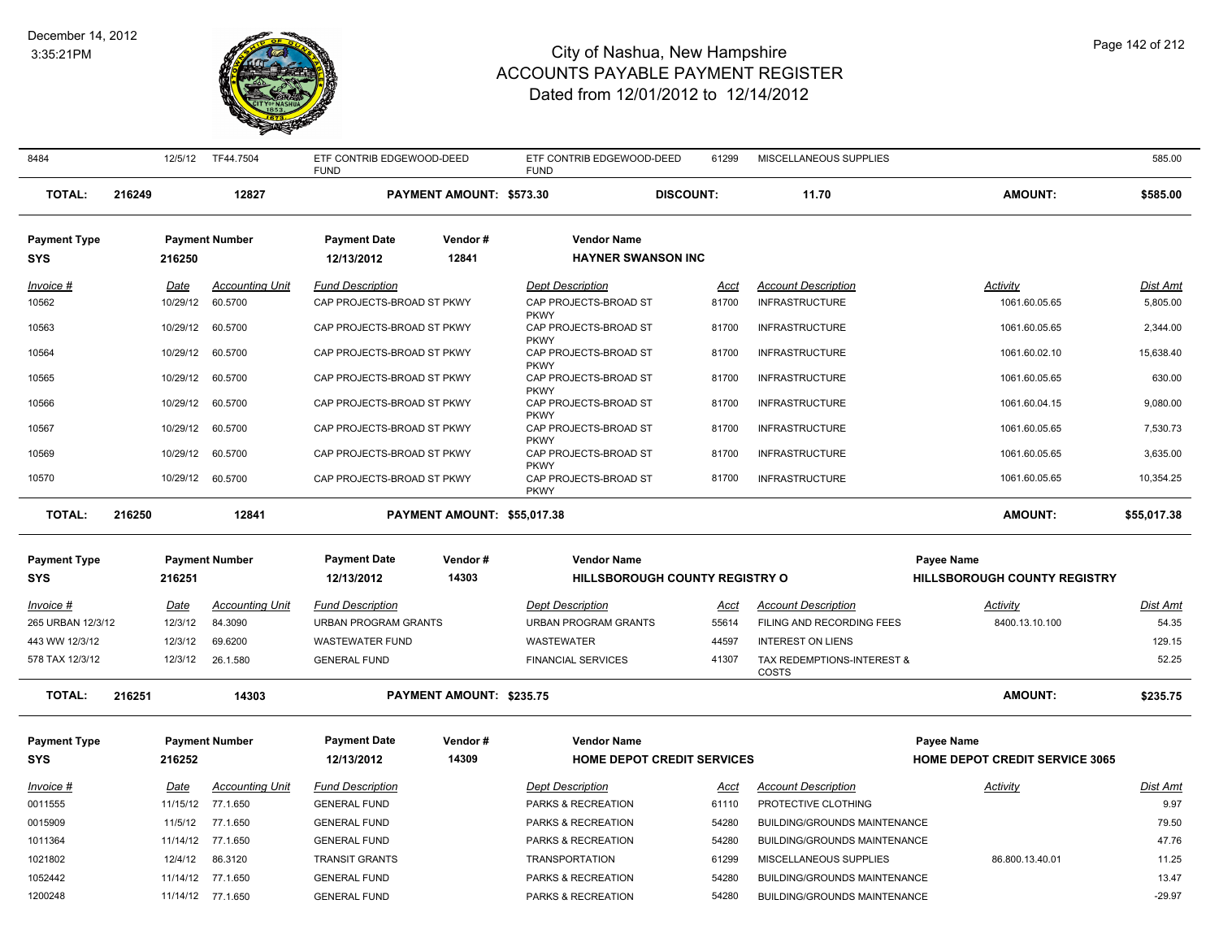# City of Nashua, New Hampshire
# ACCOUNTS PAYABLE PAYMENT REGISTER
## Dated from 12/01/2012 to 12/14/2012

December 14, 2012
3:35:21PM

| Invoice # | Date | Accounting Unit | Fund Description | Dept Description | Acct | Account Description | Activity | Dist Amt |
|---|---|---|---|---|---|---|---|---|
| 8484 | 12/5/12 | TF44.7504 | ETF CONTRIB EDGEWOOD-DEED FUND | ETF CONTRIB EDGEWOOD-DEED FUND | 61299 | MISCELLANEOUS SUPPLIES | | 585.00 |

**TOTAL:** 216249 | 12827 | **PAYMENT AMOUNT: $573.30** | **DISCOUNT:** 11.70 | **AMOUNT:** $585.00

| Payment Type | Payment Number | Payment Date | Vendor # | Vendor Name |
|---|---|---|---|---|
| SYS | 216250 | 12/13/2012 | 12841 | HAYNER SWANSON INC |

| Invoice # | Date | Accounting Unit | Fund Description | Dept Description | Acct | Account Description | Activity | Dist Amt |
|---|---|---|---|---|---|---|---|---|
| 10562 | 10/29/12 | 60.5700 | CAP PROJECTS-BROAD ST PKWY | CAP PROJECTS-BROAD ST PKWY | 81700 | INFRASTRUCTURE | 1061.60.05.65 | 5,805.00 |
| 10563 | 10/29/12 | 60.5700 | CAP PROJECTS-BROAD ST PKWY | CAP PROJECTS-BROAD ST PKWY | 81700 | INFRASTRUCTURE | 1061.60.05.65 | 2,344.00 |
| 10564 | 10/29/12 | 60.5700 | CAP PROJECTS-BROAD ST PKWY | CAP PROJECTS-BROAD ST PKWY | 81700 | INFRASTRUCTURE | 1061.60.02.10 | 15,638.40 |
| 10565 | 10/29/12 | 60.5700 | CAP PROJECTS-BROAD ST PKWY | CAP PROJECTS-BROAD ST PKWY | 81700 | INFRASTRUCTURE | 1061.60.05.65 | 630.00 |
| 10566 | 10/29/12 | 60.5700 | CAP PROJECTS-BROAD ST PKWY | CAP PROJECTS-BROAD ST PKWY | 81700 | INFRASTRUCTURE | 1061.60.04.15 | 9,080.00 |
| 10567 | 10/29/12 | 60.5700 | CAP PROJECTS-BROAD ST PKWY | CAP PROJECTS-BROAD ST PKWY | 81700 | INFRASTRUCTURE | 1061.60.05.65 | 7,530.73 |
| 10569 | 10/29/12 | 60.5700 | CAP PROJECTS-BROAD ST PKWY | CAP PROJECTS-BROAD ST PKWY | 81700 | INFRASTRUCTURE | 1061.60.05.65 | 3,635.00 |
| 10570 | 10/29/12 | 60.5700 | CAP PROJECTS-BROAD ST PKWY | CAP PROJECTS-BROAD ST PKWY | 81700 | INFRASTRUCTURE | 1061.60.05.65 | 10,354.25 |

**TOTAL:** 216250 | 12841 | **PAYMENT AMOUNT: $55,017.38** | **AMOUNT:** $55,017.38

| Payment Type | Payment Number | Payment Date | Vendor # | Vendor Name | Payee Name |
|---|---|---|---|---|---|
| SYS | 216251 | 12/13/2012 | 14303 | HILLSBOROUGH COUNTY REGISTRY O | HILLSBOROUGH COUNTY REGISTRY |

| Invoice # | Date | Accounting Unit | Fund Description | Dept Description | Acct | Account Description | Activity | Dist Amt |
|---|---|---|---|---|---|---|---|---|
| 265 URBAN 12/3/12 | 12/3/12 | 84.3090 | URBAN PROGRAM GRANTS | URBAN PROGRAM GRANTS | 55614 | FILING AND RECORDING FEES | 8400.13.10.100 | 54.35 |
| 443 WW 12/3/12 | 12/3/12 | 69.6200 | WASTEWATER FUND | WASTEWATER | 44597 | INTEREST ON LIENS | | 129.15 |
| 578 TAX 12/3/12 | 12/3/12 | 26.1.580 | GENERAL FUND | FINANCIAL SERVICES | 41307 | TAX REDEMPTIONS-INTEREST & COSTS | | 52.25 |

**TOTAL:** 216251 | 14303 | **PAYMENT AMOUNT: $235.75** | **AMOUNT:** $235.75

| Payment Type | Payment Number | Payment Date | Vendor # | Vendor Name | Payee Name |
|---|---|---|---|---|---|
| SYS | 216252 | 12/13/2012 | 14309 | HOME DEPOT CREDIT SERVICES | HOME DEPOT CREDIT SERVICE 3065 |

| Invoice # | Date | Accounting Unit | Fund Description | Dept Description | Acct | Account Description | Activity | Dist Amt |
|---|---|---|---|---|---|---|---|---|
| 0011555 | 11/15/12 | 77.1.650 | GENERAL FUND | PARKS & RECREATION | 61110 | PROTECTIVE CLOTHING | | 9.97 |
| 0015909 | 11/5/12 | 77.1.650 | GENERAL FUND | PARKS & RECREATION | 54280 | BUILDING/GROUNDS MAINTENANCE | | 79.50 |
| 1011364 | 11/14/12 | 77.1.650 | GENERAL FUND | PARKS & RECREATION | 54280 | BUILDING/GROUNDS MAINTENANCE | | 47.76 |
| 1021802 | 12/4/12 | 86.3120 | TRANSIT GRANTS | TRANSPORTATION | 61299 | MISCELLANEOUS SUPPLIES | 86.800.13.40.01 | 11.25 |
| 1052442 | 11/14/12 | 77.1.650 | GENERAL FUND | PARKS & RECREATION | 54280 | BUILDING/GROUNDS MAINTENANCE | | 13.47 |
| 1200248 | 11/14/12 | 77.1.650 | GENERAL FUND | PARKS & RECREATION | 54280 | BUILDING/GROUNDS MAINTENANCE | | -29.97 |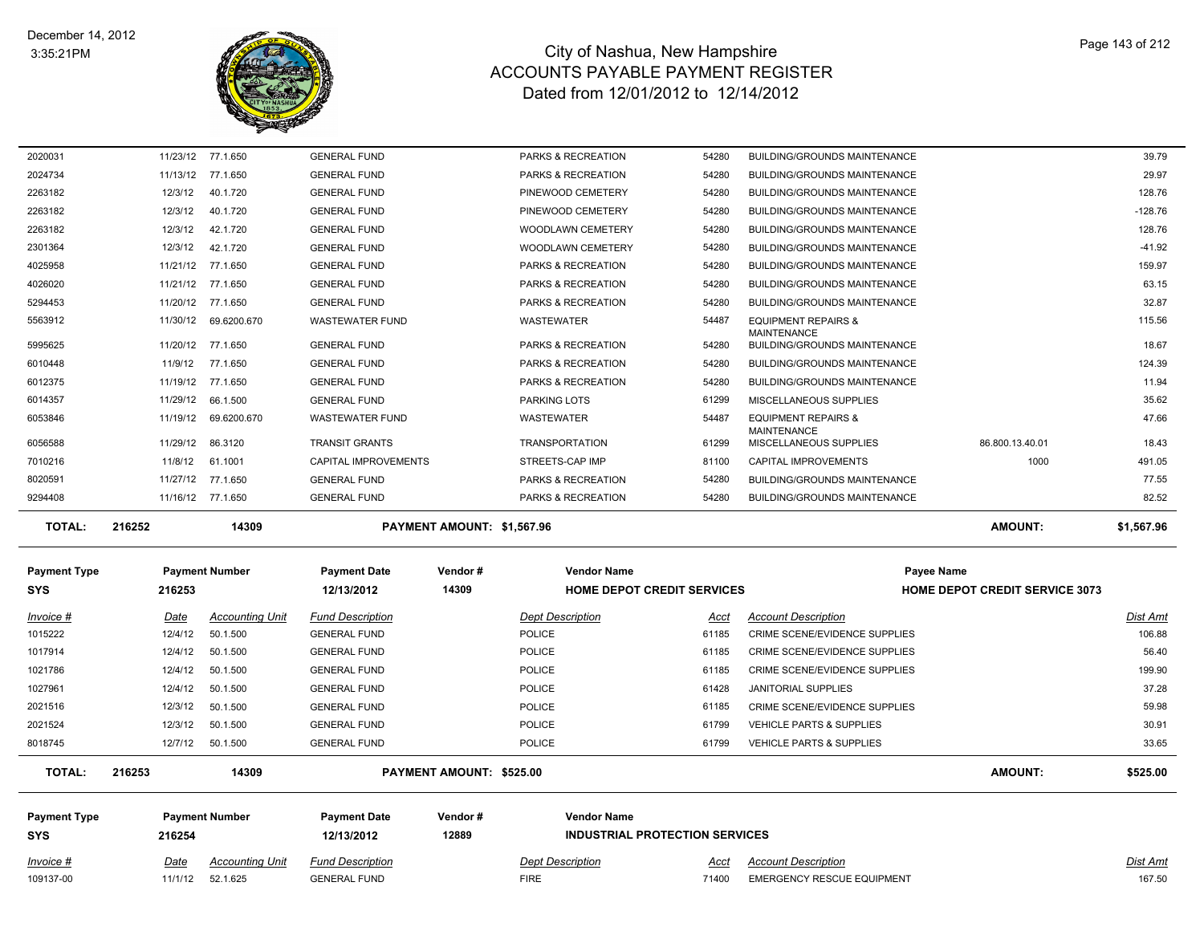| Invoice # | Date | Accounting Unit | Fund Description | Dept Description | Acct | Account Description | | Dist Amt |
|---|---|---|---|---|---|---|---|---|
| 2020031 | 11/23/12 | 77.1.650 | GENERAL FUND | PARKS & RECREATION | 54280 | BUILDING/GROUNDS MAINTENANCE | | 39.79 |
| 2024734 | 11/13/12 | 77.1.650 | GENERAL FUND | PARKS & RECREATION | 54280 | BUILDING/GROUNDS MAINTENANCE | | 29.97 |
| 2263182 | 12/3/12 | 40.1.720 | GENERAL FUND | PINEWOOD CEMETERY | 54280 | BUILDING/GROUNDS MAINTENANCE | | 128.76 |
| 2263182 | 12/3/12 | 40.1.720 | GENERAL FUND | PINEWOOD CEMETERY | 54280 | BUILDING/GROUNDS MAINTENANCE | | -128.76 |
| 2263182 | 12/3/12 | 42.1.720 | GENERAL FUND | WOODLAWN CEMETERY | 54280 | BUILDING/GROUNDS MAINTENANCE | | 128.76 |
| 2301364 | 12/3/12 | 42.1.720 | GENERAL FUND | WOODLAWN CEMETERY | 54280 | BUILDING/GROUNDS MAINTENANCE | | -41.92 |
| 4025958 | 11/21/12 | 77.1.650 | GENERAL FUND | PARKS & RECREATION | 54280 | BUILDING/GROUNDS MAINTENANCE | | 159.97 |
| 4026020 | 11/21/12 | 77.1.650 | GENERAL FUND | PARKS & RECREATION | 54280 | BUILDING/GROUNDS MAINTENANCE | | 63.15 |
| 5294453 | 11/20/12 | 77.1.650 | GENERAL FUND | PARKS & RECREATION | 54280 | BUILDING/GROUNDS MAINTENANCE | | 32.87 |
| 5563912 | 11/30/12 | 69.6200.670 | WASTEWATER FUND | WASTEWATER | 54487 | EQUIPMENT REPAIRS & MAINTENANCE | | 115.56 |
| 5995625 | 11/20/12 | 77.1.650 | GENERAL FUND | PARKS & RECREATION | 54280 | BUILDING/GROUNDS MAINTENANCE | | 18.67 |
| 6010448 | 11/9/12 | 77.1.650 | GENERAL FUND | PARKS & RECREATION | 54280 | BUILDING/GROUNDS MAINTENANCE | | 124.39 |
| 6012375 | 11/19/12 | 77.1.650 | GENERAL FUND | PARKS & RECREATION | 54280 | BUILDING/GROUNDS MAINTENANCE | | 11.94 |
| 6014357 | 11/29/12 | 66.1.500 | GENERAL FUND | PARKING LOTS | 61299 | MISCELLANEOUS SUPPLIES | | 35.62 |
| 6053846 | 11/19/12 | 69.6200.670 | WASTEWATER FUND | WASTEWATER | 54487 | EQUIPMENT REPAIRS & MAINTENANCE | | 47.66 |
| 6056588 | 11/29/12 | 86.3120 | TRANSIT GRANTS | TRANSPORTATION | 61299 | MISCELLANEOUS SUPPLIES | 86.800.13.40.01 | 18.43 |
| 7010216 | 11/8/12 | 61.1001 | CAPITAL IMPROVEMENTS | STREETS-CAP IMP | 81100 | CAPITAL IMPROVEMENTS | 1000 | 491.05 |
| 8020591 | 11/27/12 | 77.1.650 | GENERAL FUND | PARKS & RECREATION | 54280 | BUILDING/GROUNDS MAINTENANCE | | 77.55 |
| 9294408 | 11/16/12 | 77.1.650 | GENERAL FUND | PARKS & RECREATION | 54280 | BUILDING/GROUNDS MAINTENANCE | | 82.52 |

**TOTAL:** 216252 | 14309 | **PAYMENT AMOUNT: $1,567.96** | **AMOUNT: $1,567.96**

| Payment Type | Payment Number | Payment Date | Vendor # | Vendor Name | Payee Name |
|---|---|---|---|---|---|
| SYS | 216253 | 12/13/2012 | 14309 | HOME DEPOT CREDIT SERVICES | HOME DEPOT CREDIT SERVICE 3073 |

| Invoice # | Date | Accounting Unit | Fund Description | Dept Description | Acct | Account Description | Dist Amt |
|---|---|---|---|---|---|---|---|
| 1015222 | 12/4/12 | 50.1.500 | GENERAL FUND | POLICE | 61185 | CRIME SCENE/EVIDENCE SUPPLIES | 106.88 |
| 1017914 | 12/4/12 | 50.1.500 | GENERAL FUND | POLICE | 61185 | CRIME SCENE/EVIDENCE SUPPLIES | 56.40 |
| 1021786 | 12/4/12 | 50.1.500 | GENERAL FUND | POLICE | 61185 | CRIME SCENE/EVIDENCE SUPPLIES | 199.90 |
| 1027961 | 12/4/12 | 50.1.500 | GENERAL FUND | POLICE | 61428 | JANITORIAL SUPPLIES | 37.28 |
| 2021516 | 12/3/12 | 50.1.500 | GENERAL FUND | POLICE | 61185 | CRIME SCENE/EVIDENCE SUPPLIES | 59.98 |
| 2021524 | 12/3/12 | 50.1.500 | GENERAL FUND | POLICE | 61799 | VEHICLE PARTS & SUPPLIES | 30.91 |
| 8018745 | 12/7/12 | 50.1.500 | GENERAL FUND | POLICE | 61799 | VEHICLE PARTS & SUPPLIES | 33.65 |

**TOTAL:** 216253 | 14309 | **PAYMENT AMOUNT: $525.00** | **AMOUNT: $525.00**

| Payment Type | Payment Number | Payment Date | Vendor # | Vendor Name |
|---|---|---|---|---|
| SYS | 216254 | 12/13/2012 | 12889 | INDUSTRIAL PROTECTION SERVICES |

| Invoice # | Date | Accounting Unit | Fund Description | Dept Description | Acct | Account Description | Dist Amt |
|---|---|---|---|---|---|---|---|
| 109137-00 | 11/1/12 | 52.1.625 | GENERAL FUND | FIRE | 71400 | EMERGENCY RESCUE EQUIPMENT | 167.50 |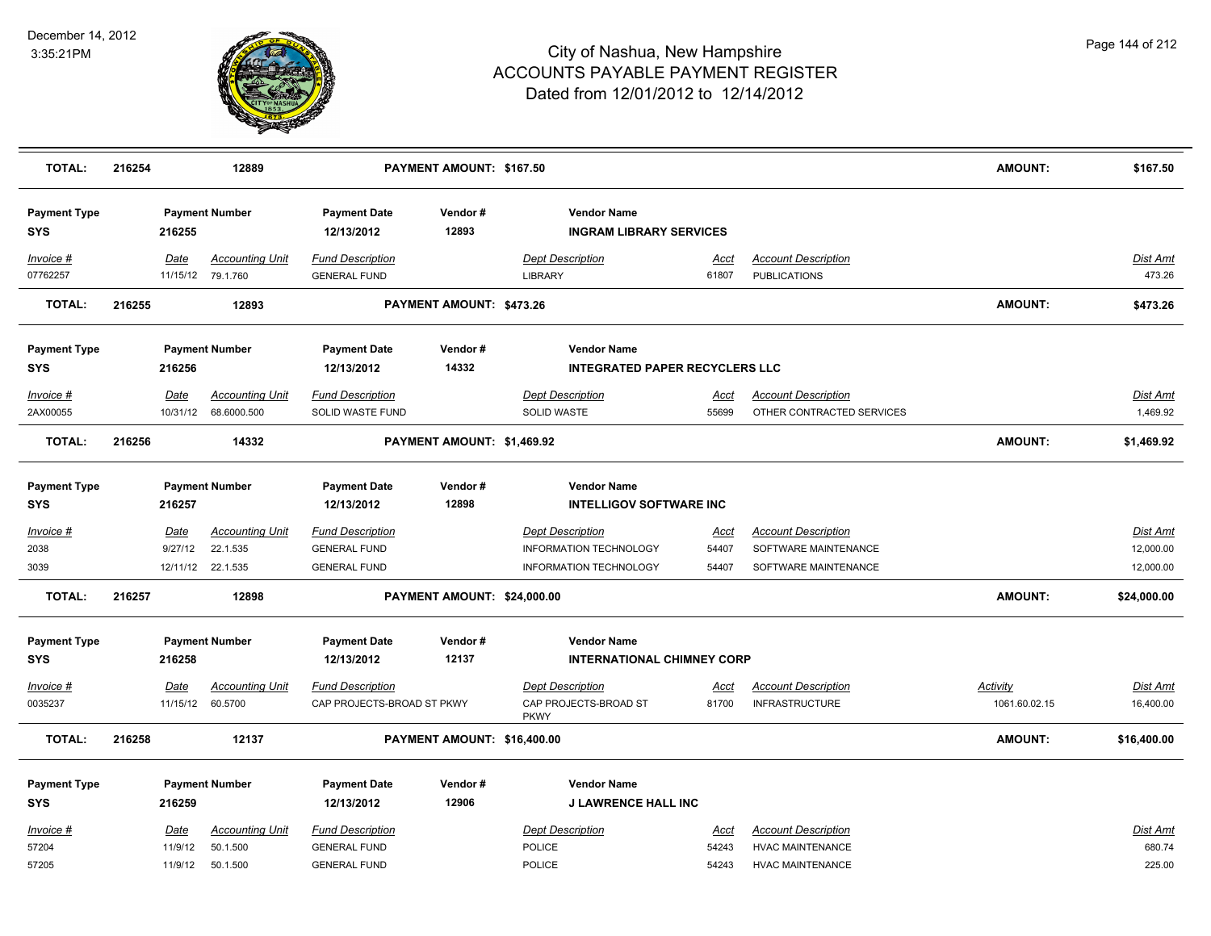# City of Nashua, New Hampshire
# ACCOUNTS PAYABLE PAYMENT REGISTER
## Dated from 12/01/2012 to 12/14/2012

December 14, 2012
3:35:21PM

| **TOTAL:** | **216254** | **12889** | **PAYMENT AMOUNT: $167.50** | **AMOUNT:** | **$167.50** |
|---|---|---|---|---|---|

| Payment Type | Payment Number | Payment Date | Vendor # | Vendor Name |
|---|---|---|---|---|
| SYS | 216255 | 12/13/2012 | 12893 | INGRAM LIBRARY SERVICES |

| Invoice # | Date | Accounting Unit | Fund Description | Dept Description | Acct | Account Description | Dist Amt |
|---|---|---|---|---|---|---|---|
| 07762257 | 11/15/12 | 79.1.760 | GENERAL FUND | LIBRARY | 61807 | PUBLICATIONS | 473.26 |

| **TOTAL:** | **216255** | **12893** | **PAYMENT AMOUNT: $473.26** | **AMOUNT:** | **$473.26** |
|---|---|---|---|---|---|

| Payment Type | Payment Number | Payment Date | Vendor # | Vendor Name |
|---|---|---|---|---|
| SYS | 216256 | 12/13/2012 | 14332 | INTEGRATED PAPER RECYCLERS LLC |

| Invoice # | Date | Accounting Unit | Fund Description | Dept Description | Acct | Account Description | Dist Amt |
|---|---|---|---|---|---|---|---|
| 2AX00055 | 10/31/12 | 68.6000.500 | SOLID WASTE FUND | SOLID WASTE | 55699 | OTHER CONTRACTED SERVICES | 1,469.92 |

| **TOTAL:** | **216256** | **14332** | **PAYMENT AMOUNT: $1,469.92** | **AMOUNT:** | **$1,469.92** |
|---|---|---|---|---|---|

| Payment Type | Payment Number | Payment Date | Vendor # | Vendor Name |
|---|---|---|---|---|
| SYS | 216257 | 12/13/2012 | 12898 | INTELLIGOV SOFTWARE INC |

| Invoice # | Date | Accounting Unit | Fund Description | Dept Description | Acct | Account Description | Dist Amt |
|---|---|---|---|---|---|---|---|
| 2038 | 9/27/12 | 22.1.535 | GENERAL FUND | INFORMATION TECHNOLOGY | 54407 | SOFTWARE MAINTENANCE | 12,000.00 |
| 3039 | 12/11/12 | 22.1.535 | GENERAL FUND | INFORMATION TECHNOLOGY | 54407 | SOFTWARE MAINTENANCE | 12,000.00 |

| **TOTAL:** | **216257** | **12898** | **PAYMENT AMOUNT: $24,000.00** | **AMOUNT:** | **$24,000.00** |
|---|---|---|---|---|---|

| Payment Type | Payment Number | Payment Date | Vendor # | Vendor Name |
|---|---|---|---|---|
| SYS | 216258 | 12/13/2012 | 12137 | INTERNATIONAL CHIMNEY CORP |

| Invoice # | Date | Accounting Unit | Fund Description | Dept Description | Acct | Account Description | Activity | Dist Amt |
|---|---|---|---|---|---|---|---|---|
| 0035237 | 11/15/12 | 60.5700 | CAP PROJECTS-BROAD ST PKWY | CAP PROJECTS-BROAD ST PKWY | 81700 | INFRASTRUCTURE | 1061.60.02.15 | 16,400.00 |

| **TOTAL:** | **216258** | **12137** | **PAYMENT AMOUNT: $16,400.00** | **AMOUNT:** | **$16,400.00** |
|---|---|---|---|---|---|

| Payment Type | Payment Number | Payment Date | Vendor # | Vendor Name |
|---|---|---|---|---|
| SYS | 216259 | 12/13/2012 | 12906 | J LAWRENCE HALL INC |

| Invoice # | Date | Accounting Unit | Fund Description | Dept Description | Acct | Account Description | Dist Amt |
|---|---|---|---|---|---|---|---|
| 57204 | 11/9/12 | 50.1.500 | GENERAL FUND | POLICE | 54243 | HVAC MAINTENANCE | 680.74 |
| 57205 | 11/9/12 | 50.1.500 | GENERAL FUND | POLICE | 54243 | HVAC MAINTENANCE | 225.00 |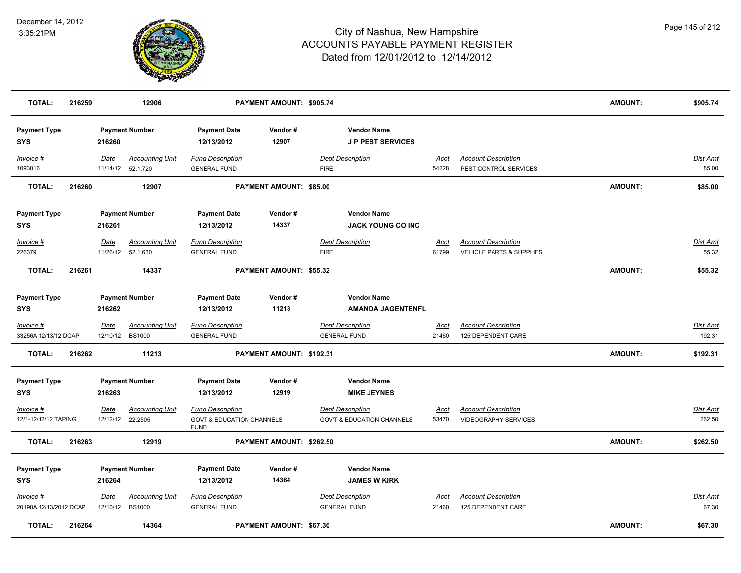| TOTAL: | 216259 | 12906 | | PAYMENT AMOUNT: $905.74 | | | | AMOUNT: | $905.74 |
|---|---|---|---|---|---|---|---|---|---|

| Payment Type | Payment Number | | Payment Date | Vendor # | Vendor Name | | | |
|---|---|---|---|---|---|---|---|---|
| SYS | 216260 | | 12/13/2012 | 12907 | J P PEST SERVICES | | | |
| *Invoice #* | *Date* | *Accounting Unit* | *Fund Description* | | *Dept Description* | *Acct* | *Account Description* | *Dist Amt* |
| 1093016 | 11/14/12 | 52.1.720 | GENERAL FUND | | FIRE | 54228 | PEST CONTROL SERVICES | 85.00 |
| **TOTAL:** | **216260** | **12907** | | **PAYMENT AMOUNT: $85.00** | | | **AMOUNT:** | **$85.00** |

| Payment Type | Payment Number | | Payment Date | Vendor # | Vendor Name | | | |
|---|---|---|---|---|---|---|---|---|
| SYS | 216261 | | 12/13/2012 | 14337 | JACK YOUNG CO INC | | | |
| *Invoice #* | *Date* | *Accounting Unit* | *Fund Description* | | *Dept Description* | *Acct* | *Account Description* | *Dist Amt* |
| 226379 | 11/26/12 | 52.1.630 | GENERAL FUND | | FIRE | 61799 | VEHICLE PARTS & SUPPLIES | 55.32 |
| **TOTAL:** | **216261** | **14337** | | **PAYMENT AMOUNT: $55.32** | | | **AMOUNT:** | **$55.32** |

| Payment Type | Payment Number | | Payment Date | Vendor # | Vendor Name | | | |
|---|---|---|---|---|---|---|---|---|
| SYS | 216262 | | 12/13/2012 | 11213 | AMANDA JAGENTENFL | | | |
| *Invoice #* | *Date* | *Accounting Unit* | *Fund Description* | | *Dept Description* | *Acct* | *Account Description* | *Dist Amt* |
| 33256A 12/13/12 DCAP | 12/10/12 | BS1000 | GENERAL FUND | | GENERAL FUND | 21460 | 125 DEPENDENT CARE | 192.31 |
| **TOTAL:** | **216262** | **11213** | | **PAYMENT AMOUNT: $192.31** | | | **AMOUNT:** | **$192.31** |

| Payment Type | Payment Number | | Payment Date | Vendor # | Vendor Name | | | |
|---|---|---|---|---|---|---|---|---|
| SYS | 216263 | | 12/13/2012 | 12919 | MIKE JEYNES | | | |
| *Invoice #* | *Date* | *Accounting Unit* | *Fund Description* | | *Dept Description* | *Acct* | *Account Description* | *Dist Amt* |
| 12/1-12/12/12 TAPING | 12/12/12 | 22.2505 | GOVT & EDUCATION CHANNELS FUND | | GOV'T & EDUCATION CHANNELS | 53470 | VIDEOGRAPHY SERVICES | 262.50 |
| **TOTAL:** | **216263** | **12919** | | **PAYMENT AMOUNT: $262.50** | | | **AMOUNT:** | **$262.50** |

| Payment Type | Payment Number | | Payment Date | Vendor # | Vendor Name | | | |
|---|---|---|---|---|---|---|---|---|
| SYS | 216264 | | 12/13/2012 | 14364 | JAMES W KIRK | | | |
| *Invoice #* | *Date* | *Accounting Unit* | *Fund Description* | | *Dept Description* | *Acct* | *Account Description* | *Dist Amt* |
| 20190A 12/13/2012 DCAP | 12/10/12 | BS1000 | GENERAL FUND | | GENERAL FUND | 21460 | 125 DEPENDENT CARE | 67.30 |
| **TOTAL:** | **216264** | **14364** | | **PAYMENT AMOUNT: $67.30** | | | **AMOUNT:** | **$67.30** |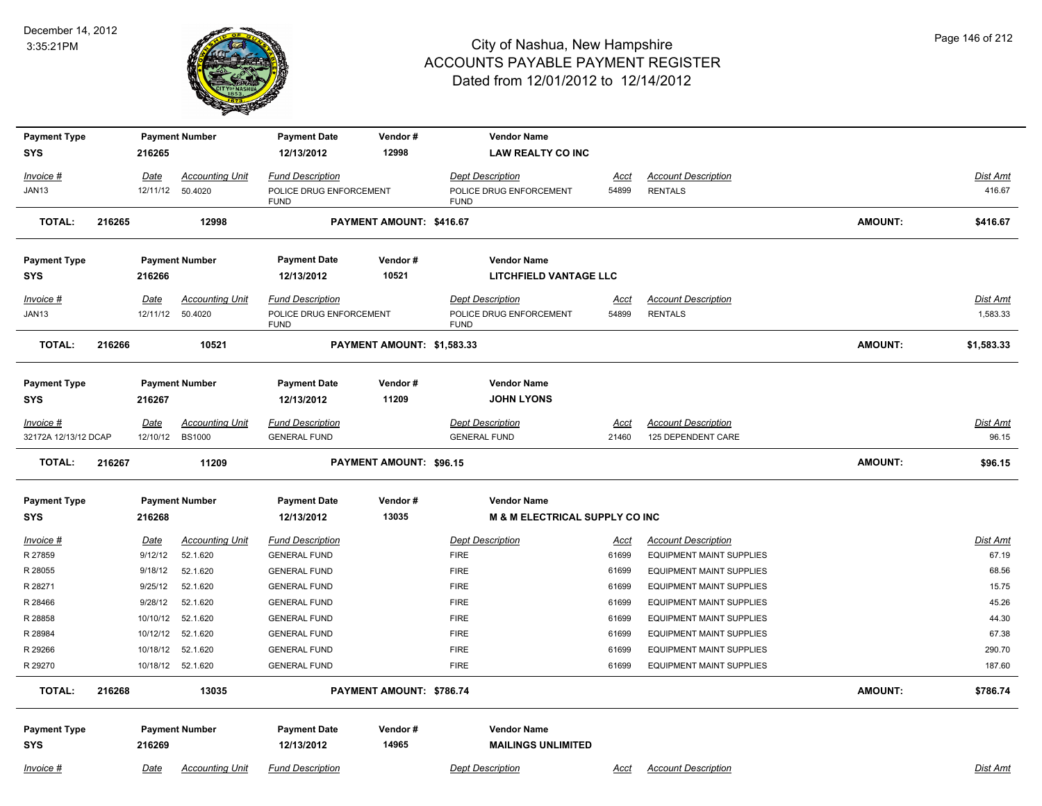| Payment Type | Payment Number | Payment Date | Vendor # | Vendor Name |
|---|---|---|---|---|
| SYS | 216265 | 12/13/2012 | 12998 | LAW REALTY CO INC |

| Invoice # | Date | Accounting Unit | Fund Description | Dept Description | Acct | Account Description | Dist Amt |
|---|---|---|---|---|---|---|---|
| JAN13 | 12/11/12 | 50.4020 | POLICE DRUG ENFORCEMENT FUND | POLICE DRUG ENFORCEMENT FUND | 54899 | RENTALS | 416.67 |

**TOTAL: 216265 12998 PAYMENT AMOUNT: $416.67 AMOUNT: $416.67**

| Payment Type | Payment Number | Payment Date | Vendor # | Vendor Name |
|---|---|---|---|---|
| SYS | 216266 | 12/13/2012 | 10521 | LITCHFIELD VANTAGE LLC |

| Invoice # | Date | Accounting Unit | Fund Description | Dept Description | Acct | Account Description | Dist Amt |
|---|---|---|---|---|---|---|---|
| JAN13 | 12/11/12 | 50.4020 | POLICE DRUG ENFORCEMENT FUND | POLICE DRUG ENFORCEMENT FUND | 54899 | RENTALS | 1,583.33 |

**TOTAL: 216266 10521 PAYMENT AMOUNT: $1,583.33 AMOUNT: $1,583.33**

| Payment Type | Payment Number | Payment Date | Vendor # | Vendor Name |
|---|---|---|---|---|
| SYS | 216267 | 12/13/2012 | 11209 | JOHN LYONS |

| Invoice # | Date | Accounting Unit | Fund Description | Dept Description | Acct | Account Description | Dist Amt |
|---|---|---|---|---|---|---|---|
| 32172A 12/13/12 DCAP | 12/10/12 | BS1000 | GENERAL FUND | GENERAL FUND | 21460 | 125 DEPENDENT CARE | 96.15 |

**TOTAL: 216267 11209 PAYMENT AMOUNT: $96.15 AMOUNT: $96.15**

| Payment Type | Payment Number | Payment Date | Vendor # | Vendor Name |
|---|---|---|---|---|
| SYS | 216268 | 12/13/2012 | 13035 | M & M ELECTRICAL SUPPLY CO INC |

| Invoice # | Date | Accounting Unit | Fund Description | Dept Description | Acct | Account Description | Dist Amt |
|---|---|---|---|---|---|---|---|
| R 27859 | 9/12/12 | 52.1.620 | GENERAL FUND | FIRE | 61699 | EQUIPMENT MAINT SUPPLIES | 67.19 |
| R 28055 | 9/18/12 | 52.1.620 | GENERAL FUND | FIRE | 61699 | EQUIPMENT MAINT SUPPLIES | 68.56 |
| R 28271 | 9/25/12 | 52.1.620 | GENERAL FUND | FIRE | 61699 | EQUIPMENT MAINT SUPPLIES | 15.75 |
| R 28466 | 9/28/12 | 52.1.620 | GENERAL FUND | FIRE | 61699 | EQUIPMENT MAINT SUPPLIES | 45.26 |
| R 28858 | 10/10/12 | 52.1.620 | GENERAL FUND | FIRE | 61699 | EQUIPMENT MAINT SUPPLIES | 44.30 |
| R 28984 | 10/12/12 | 52.1.620 | GENERAL FUND | FIRE | 61699 | EQUIPMENT MAINT SUPPLIES | 67.38 |
| R 29266 | 10/18/12 | 52.1.620 | GENERAL FUND | FIRE | 61699 | EQUIPMENT MAINT SUPPLIES | 290.70 |
| R 29270 | 10/18/12 | 52.1.620 | GENERAL FUND | FIRE | 61699 | EQUIPMENT MAINT SUPPLIES | 187.60 |

**TOTAL: 216268 13035 PAYMENT AMOUNT: $786.74 AMOUNT: $786.74**

| Payment Type | Payment Number | Payment Date | Vendor # | Vendor Name |
|---|---|---|---|---|
| SYS | 216269 | 12/13/2012 | 14965 | MAILINGS UNLIMITED |

| Invoice # | Date | Accounting Unit | Fund Description | Dept Description | Acct | Account Description | Dist Amt |
|---|---|---|---|---|---|---|---|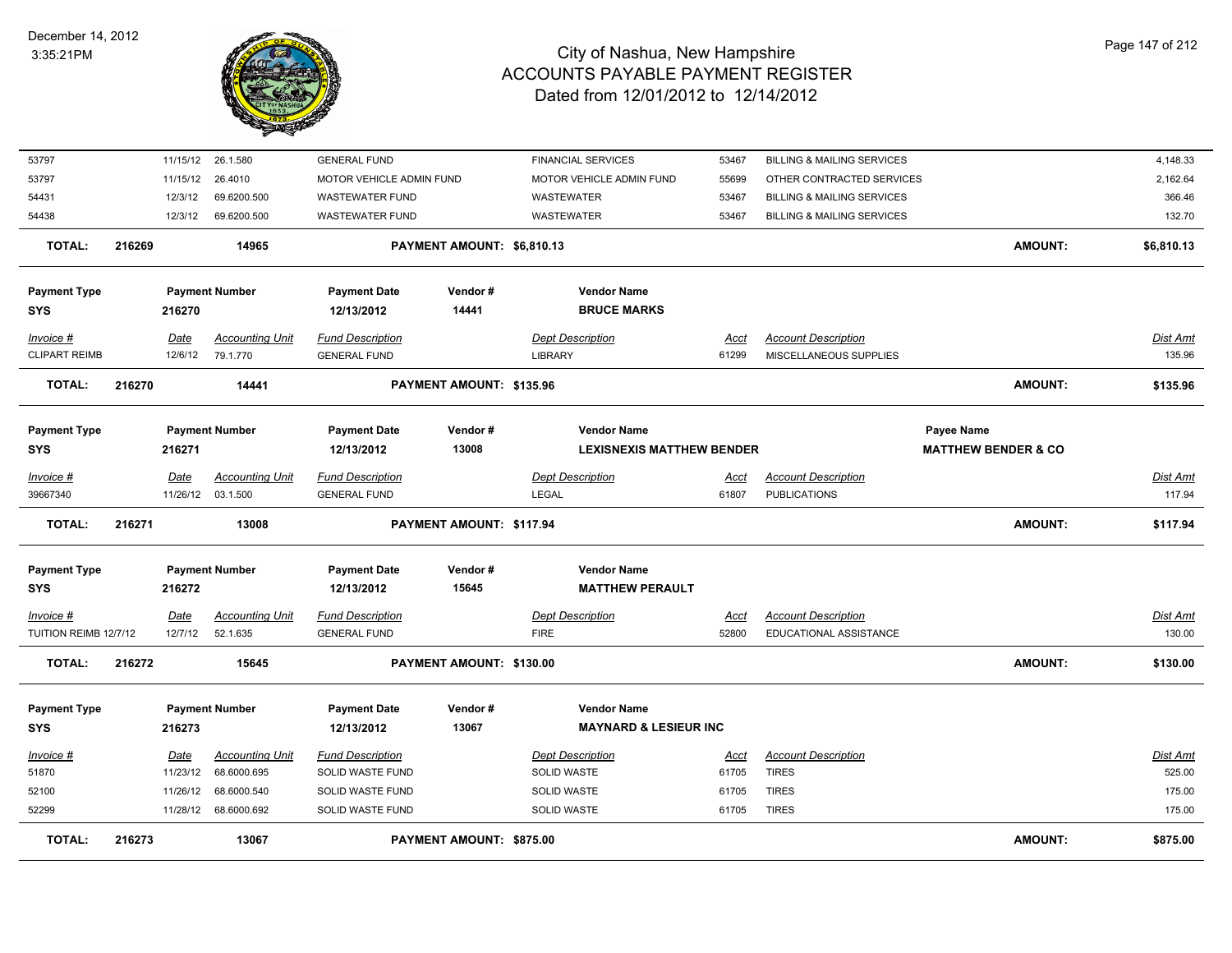| Invoice # | Date | Accounting Unit | Fund Description | Dept Description | Acct | Account Description | Dist Amt |
|---|---|---|---|---|---|---|---|
| 53797 | 11/15/12 | 26.1.580 | GENERAL FUND | FINANCIAL SERVICES | 53467 | BILLING & MAILING SERVICES | 4,148.33 |
| 53797 | 11/15/12 | 26.4010 | MOTOR VEHICLE ADMIN FUND | MOTOR VEHICLE ADMIN FUND | 55699 | OTHER CONTRACTED SERVICES | 2,162.64 |
| 54431 | 12/3/12 | 69.6200.500 | WASTEWATER FUND | WASTEWATER | 53467 | BILLING & MAILING SERVICES | 366.46 |
| 54438 | 12/3/12 | 69.6200.500 | WASTEWATER FUND | WASTEWATER | 53467 | BILLING & MAILING SERVICES | 132.70 |

**TOTAL:** 216269 | 14965 | **PAYMENT AMOUNT: $6,810.13** | **AMOUNT: $6,810.13**

| Payment Type | Payment Number | Payment Date | Vendor # | Vendor Name |
|---|---|---|---|---|
| SYS | 216270 | 12/13/2012 | 14441 | BRUCE MARKS |

| Invoice # | Date | Accounting Unit | Fund Description | Dept Description | Acct | Account Description | Dist Amt |
|---|---|---|---|---|---|---|---|
| CLIPART REIMB | 12/6/12 | 79.1.770 | GENERAL FUND | LIBRARY | 61299 | MISCELLANEOUS SUPPLIES | 135.96 |

**TOTAL:** 216270 | 14441 | **PAYMENT AMOUNT: $135.96** | **AMOUNT: $135.96**

| Payment Type | Payment Number | Payment Date | Vendor # | Vendor Name | Payee Name |
|---|---|---|---|---|---|
| SYS | 216271 | 12/13/2012 | 13008 | LEXISNEXIS MATTHEW BENDER | MATTHEW BENDER & CO |

| Invoice # | Date | Accounting Unit | Fund Description | Dept Description | Acct | Account Description | Dist Amt |
|---|---|---|---|---|---|---|---|
| 39667340 | 11/26/12 | 03.1.500 | GENERAL FUND | LEGAL | 61807 | PUBLICATIONS | 117.94 |

**TOTAL:** 216271 | 13008 | **PAYMENT AMOUNT: $117.94** | **AMOUNT: $117.94**

| Payment Type | Payment Number | Payment Date | Vendor # | Vendor Name |
|---|---|---|---|---|
| SYS | 216272 | 12/13/2012 | 15645 | MATTHEW PERAULT |

| Invoice # | Date | Accounting Unit | Fund Description | Dept Description | Acct | Account Description | Dist Amt |
|---|---|---|---|---|---|---|---|
| TUITION REIMB 12/7/12 | 12/7/12 | 52.1.635 | GENERAL FUND | FIRE | 52800 | EDUCATIONAL ASSISTANCE | 130.00 |

**TOTAL:** 216272 | 15645 | **PAYMENT AMOUNT: $130.00** | **AMOUNT: $130.00**

| Payment Type | Payment Number | Payment Date | Vendor # | Vendor Name |
|---|---|---|---|---|
| SYS | 216273 | 12/13/2012 | 13067 | MAYNARD & LESIEUR INC |

| Invoice # | Date | Accounting Unit | Fund Description | Dept Description | Acct | Account Description | Dist Amt |
|---|---|---|---|---|---|---|---|
| 51870 | 11/23/12 | 68.6000.695 | SOLID WASTE FUND | SOLID WASTE | 61705 | TIRES | 525.00 |
| 52100 | 11/26/12 | 68.6000.540 | SOLID WASTE FUND | SOLID WASTE | 61705 | TIRES | 175.00 |
| 52299 | 11/28/12 | 68.6000.692 | SOLID WASTE FUND | SOLID WASTE | 61705 | TIRES | 175.00 |

**TOTAL:** 216273 | 13067 | **PAYMENT AMOUNT: $875.00** | **AMOUNT: $875.00**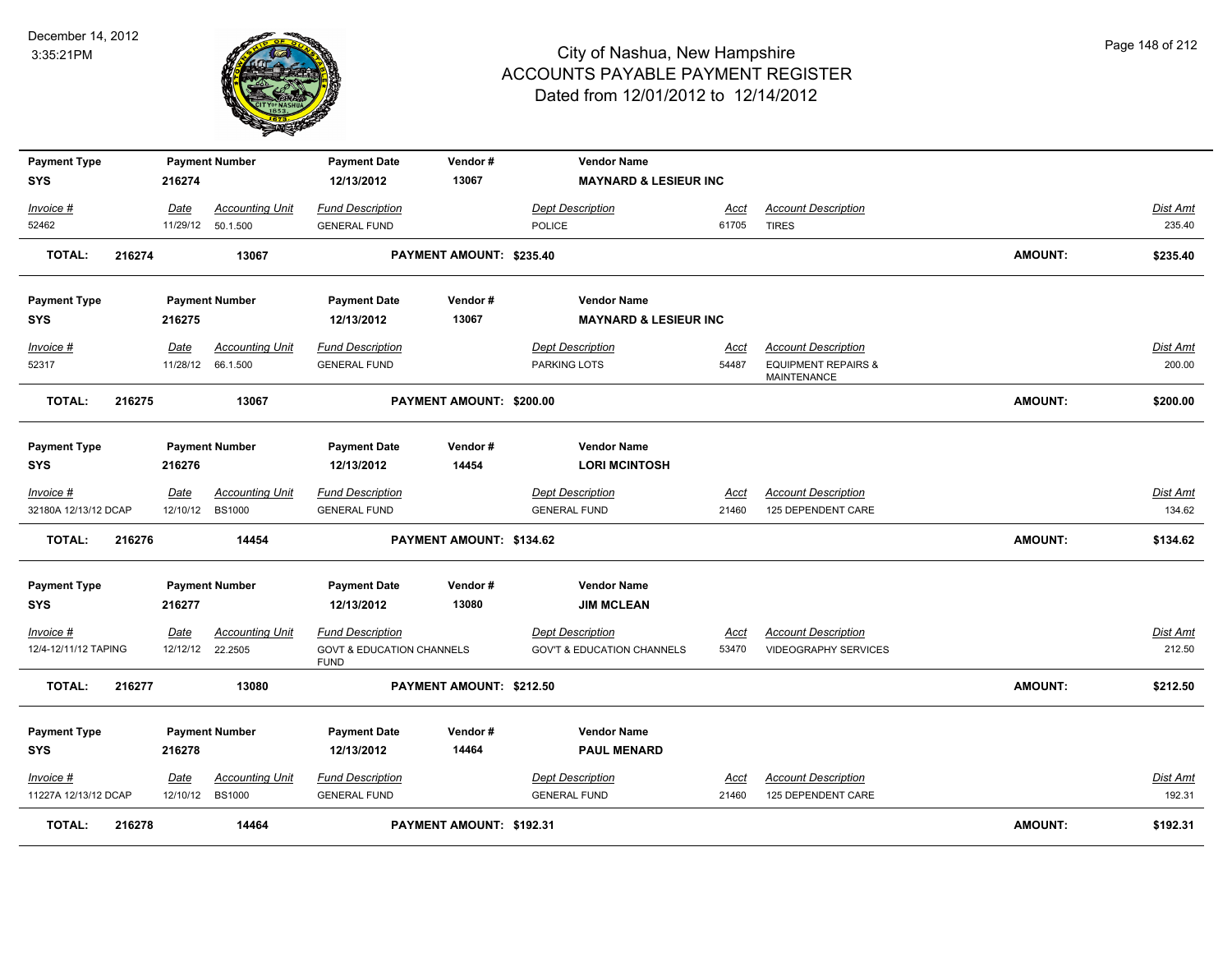# City of Nashua, New Hampshire
## ACCOUNTS PAYABLE PAYMENT REGISTER
### Dated from 12/01/2012 to 12/14/2012

December 14, 2012
3:35:21PM

| Payment Type | Payment Number | Payment Date | Vendor # | Vendor Name |
|---|---|---|---|---|
| SYS | 216274 | 12/13/2012 | 13067 | MAYNARD & LESIEUR INC |

| Invoice # | Date | Accounting Unit | Fund Description | Dept Description | Acct | Account Description | Dist Amt |
|---|---|---|---|---|---|---|---|
| 52462 | 11/29/12 | 50.1.500 | GENERAL FUND | POLICE | 61705 | TIRES | 235.40 |

**TOTAL: 216274 13067 PAYMENT AMOUNT: $235.40 AMOUNT: $235.40**

| Payment Type | Payment Number | Payment Date | Vendor # | Vendor Name |
|---|---|---|---|---|
| SYS | 216275 | 12/13/2012 | 13067 | MAYNARD & LESIEUR INC |

| Invoice # | Date | Accounting Unit | Fund Description | Dept Description | Acct | Account Description | Dist Amt |
|---|---|---|---|---|---|---|---|
| 52317 | 11/28/12 | 66.1.500 | GENERAL FUND | PARKING LOTS | 54487 | EQUIPMENT REPAIRS & MAINTENANCE | 200.00 |

**TOTAL: 216275 13067 PAYMENT AMOUNT: $200.00 AMOUNT: $200.00**

| Payment Type | Payment Number | Payment Date | Vendor # | Vendor Name |
|---|---|---|---|---|
| SYS | 216276 | 12/13/2012 | 14454 | LORI MCINTOSH |

| Invoice # | Date | Accounting Unit | Fund Description | Dept Description | Acct | Account Description | Dist Amt |
|---|---|---|---|---|---|---|---|
| 32180A 12/13/12 DCAP | 12/10/12 | BS1000 | GENERAL FUND | GENERAL FUND | 21460 | 125 DEPENDENT CARE | 134.62 |

**TOTAL: 216276 14454 PAYMENT AMOUNT: $134.62 AMOUNT: $134.62**

| Payment Type | Payment Number | Payment Date | Vendor # | Vendor Name |
|---|---|---|---|---|
| SYS | 216277 | 12/13/2012 | 13080 | JIM MCLEAN |

| Invoice # | Date | Accounting Unit | Fund Description | Dept Description | Acct | Account Description | Dist Amt |
|---|---|---|---|---|---|---|---|
| 12/4-12/11/12 TAPING | 12/12/12 | 22.2505 | GOVT & EDUCATION CHANNELS FUND | GOV'T & EDUCATION CHANNELS | 53470 | VIDEOGRAPHY SERVICES | 212.50 |

**TOTAL: 216277 13080 PAYMENT AMOUNT: $212.50 AMOUNT: $212.50**

| Payment Type | Payment Number | Payment Date | Vendor # | Vendor Name |
|---|---|---|---|---|
| SYS | 216278 | 12/13/2012 | 14464 | PAUL MENARD |

| Invoice # | Date | Accounting Unit | Fund Description | Dept Description | Acct | Account Description | Dist Amt |
|---|---|---|---|---|---|---|---|
| 11227A 12/13/12 DCAP | 12/10/12 | BS1000 | GENERAL FUND | GENERAL FUND | 21460 | 125 DEPENDENT CARE | 192.31 |

**TOTAL: 216278 14464 PAYMENT AMOUNT: $192.31 AMOUNT: $192.31**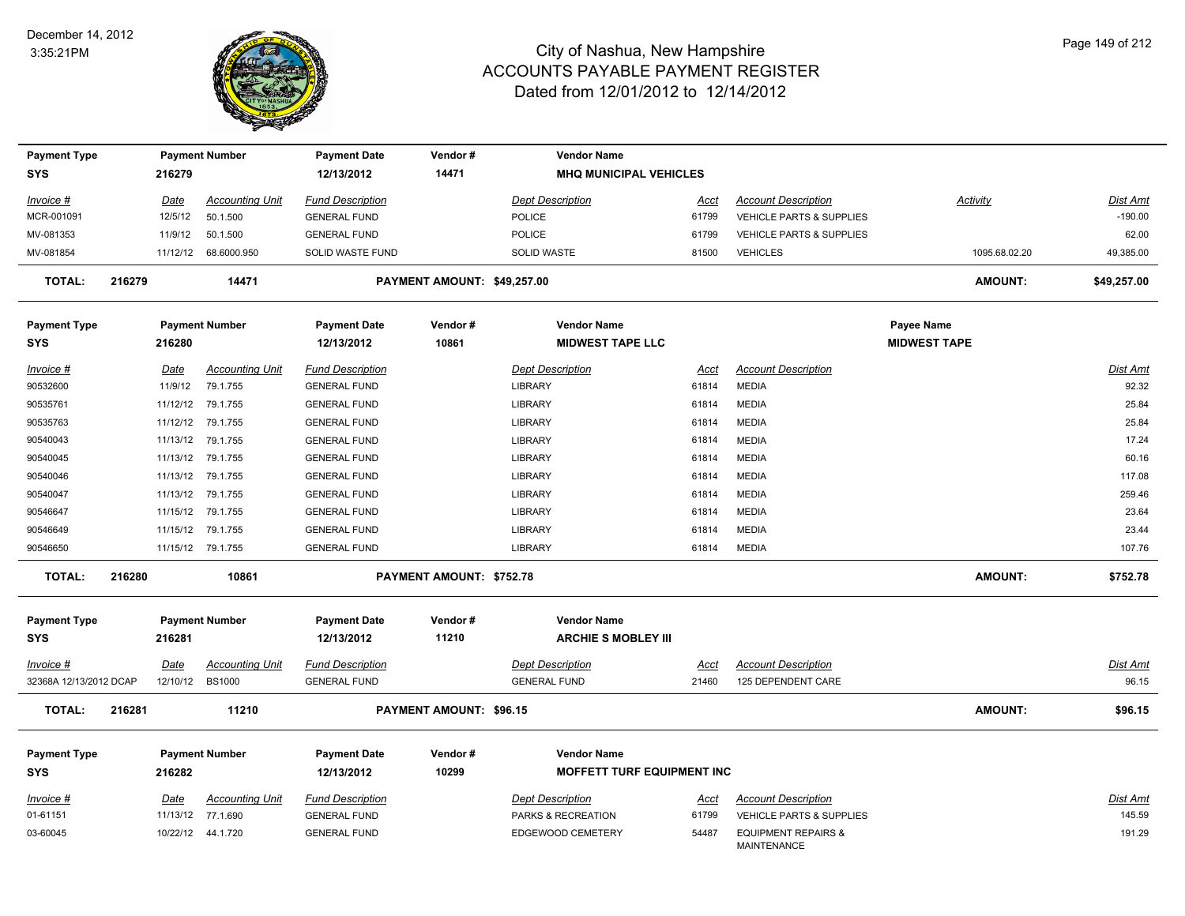# City of Nashua, New Hampshire
# ACCOUNTS PAYABLE PAYMENT REGISTER
## Dated from 12/01/2012 to 12/14/2012

December 14, 2012
3:35:21PM

| Payment Type | Payment Number | Payment Date | Vendor # | Vendor Name |
|---|---|---|---|---|
| SYS | 216279 | 12/13/2012 | 14471 | MHQ MUNICIPAL VEHICLES |

| Invoice # | Date | Accounting Unit | Fund Description | Dept Description | Acct | Account Description | Activity | Dist Amt |
|---|---|---|---|---|---|---|---|---|
| MCR-001091 | 12/5/12 | 50.1.500 | GENERAL FUND | POLICE | 61799 | VEHICLE PARTS & SUPPLIES | | -190.00 |
| MV-081353 | 11/9/12 | 50.1.500 | GENERAL FUND | POLICE | 61799 | VEHICLE PARTS & SUPPLIES | | 62.00 |
| MV-081854 | 11/12/12 | 68.6000.950 | SOLID WASTE FUND | SOLID WASTE | 81500 | VEHICLES | 1095.68.02.20 | 49,385.00 |

**TOTAL: 216279 14471 PAYMENT AMOUNT: $49,257.00 AMOUNT: $49,257.00**

| Payment Type | Payment Number | Payment Date | Vendor # | Vendor Name | Payee Name |
|---|---|---|---|---|---|
| SYS | 216280 | 12/13/2012 | 10861 | MIDWEST TAPE LLC | MIDWEST TAPE |

| Invoice # | Date | Accounting Unit | Fund Description | Dept Description | Acct | Account Description | Dist Amt |
|---|---|---|---|---|---|---|---|
| 90532600 | 11/9/12 | 79.1.755 | GENERAL FUND | LIBRARY | 61814 | MEDIA | 92.32 |
| 90535761 | 11/12/12 | 79.1.755 | GENERAL FUND | LIBRARY | 61814 | MEDIA | 25.84 |
| 90535763 | 11/12/12 | 79.1.755 | GENERAL FUND | LIBRARY | 61814 | MEDIA | 25.84 |
| 90540043 | 11/13/12 | 79.1.755 | GENERAL FUND | LIBRARY | 61814 | MEDIA | 17.24 |
| 90540045 | 11/13/12 | 79.1.755 | GENERAL FUND | LIBRARY | 61814 | MEDIA | 60.16 |
| 90540046 | 11/13/12 | 79.1.755 | GENERAL FUND | LIBRARY | 61814 | MEDIA | 117.08 |
| 90540047 | 11/13/12 | 79.1.755 | GENERAL FUND | LIBRARY | 61814 | MEDIA | 259.46 |
| 90546647 | 11/15/12 | 79.1.755 | GENERAL FUND | LIBRARY | 61814 | MEDIA | 23.64 |
| 90546649 | 11/15/12 | 79.1.755 | GENERAL FUND | LIBRARY | 61814 | MEDIA | 23.44 |
| 90546650 | 11/15/12 | 79.1.755 | GENERAL FUND | LIBRARY | 61814 | MEDIA | 107.76 |

**TOTAL: 216280 10861 PAYMENT AMOUNT: $752.78 AMOUNT: $752.78**

| Payment Type | Payment Number | Payment Date | Vendor # | Vendor Name |
|---|---|---|---|---|
| SYS | 216281 | 12/13/2012 | 11210 | ARCHIE S MOBLEY III |

| Invoice # | Date | Accounting Unit | Fund Description | Dept Description | Acct | Account Description | Dist Amt |
|---|---|---|---|---|---|---|---|
| 32368A 12/13/2012 DCAP | 12/10/12 | BS1000 | GENERAL FUND | GENERAL FUND | 21460 | 125 DEPENDENT CARE | 96.15 |

**TOTAL: 216281 11210 PAYMENT AMOUNT: $96.15 AMOUNT: $96.15**

| Payment Type | Payment Number | Payment Date | Vendor # | Vendor Name |
|---|---|---|---|---|
| SYS | 216282 | 12/13/2012 | 10299 | MOFFETT TURF EQUIPMENT INC |

| Invoice # | Date | Accounting Unit | Fund Description | Dept Description | Acct | Account Description | Dist Amt |
|---|---|---|---|---|---|---|---|
| 01-61151 | 11/13/12 | 77.1.690 | GENERAL FUND | PARKS & RECREATION | 61799 | VEHICLE PARTS & SUPPLIES | 145.59 |
| 03-60045 | 10/22/12 | 44.1.720 | GENERAL FUND | EDGEWOOD CEMETERY | 54487 | EQUIPMENT REPAIRS & MAINTENANCE | 191.29 |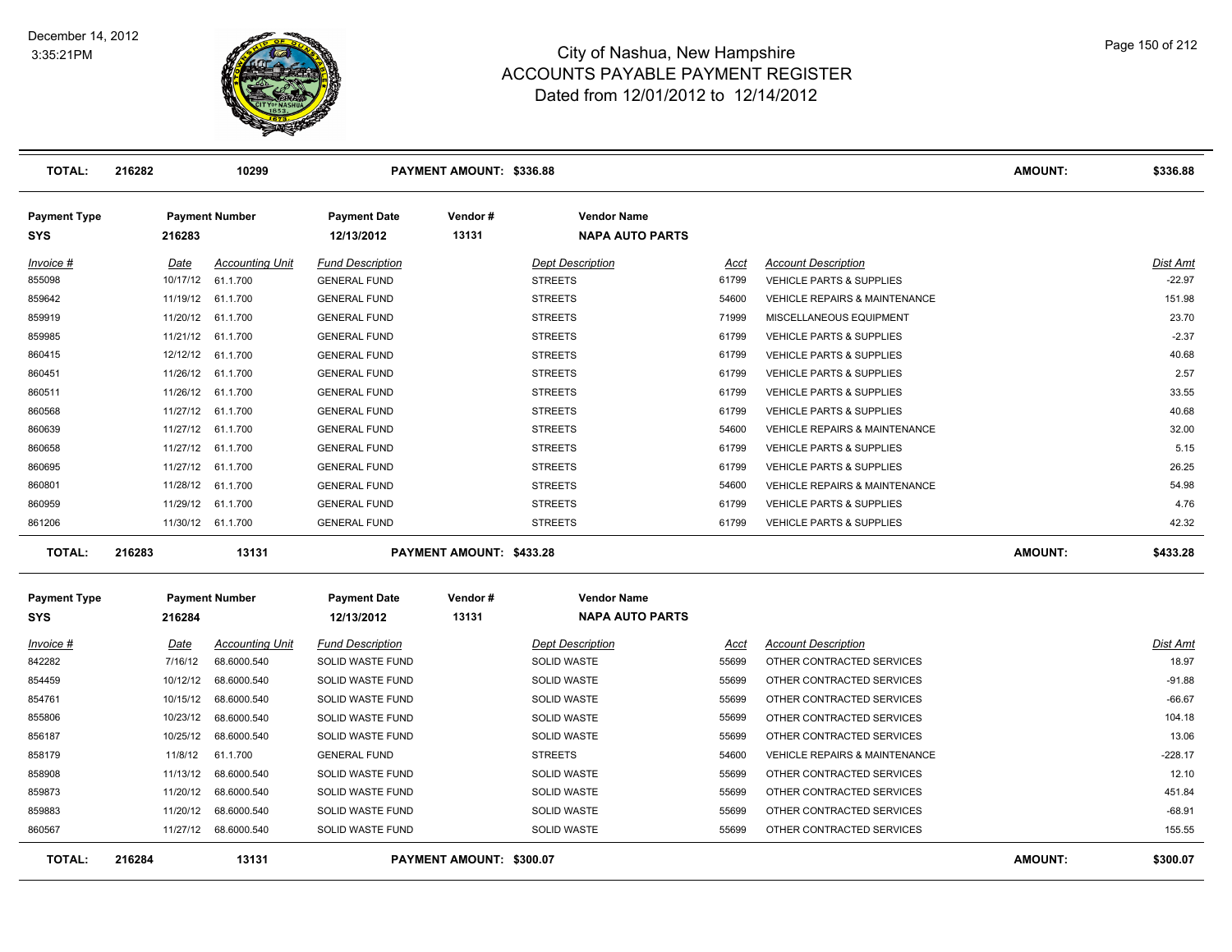| TOTAL: | 216282 | 10299 | | PAYMENT AMOUNT: $336.88 | | | | AMOUNT: | $336.88 |
|---|---|---|---|---|---|---|---|---|---|

| Payment Type | Payment Number | | Payment Date | Vendor # | Vendor Name | | | |
|---|---|---|---|---|---|---|---|---|
| SYS | 216283 | | 12/13/2012 | 13131 | NAPA AUTO PARTS | | | |
| Invoice # | Date | Accounting Unit | Fund Description | | Dept Description | Acct | Account Description | Dist Amt |
| 855098 | 10/17/12 | 61.1.700 | GENERAL FUND | | STREETS | 61799 | VEHICLE PARTS & SUPPLIES | -22.97 |
| 859642 | 11/19/12 | 61.1.700 | GENERAL FUND | | STREETS | 54600 | VEHICLE REPAIRS & MAINTENANCE | 151.98 |
| 859919 | 11/20/12 | 61.1.700 | GENERAL FUND | | STREETS | 71999 | MISCELLANEOUS EQUIPMENT | 23.70 |
| 859985 | 11/21/12 | 61.1.700 | GENERAL FUND | | STREETS | 61799 | VEHICLE PARTS & SUPPLIES | -2.37 |
| 860415 | 12/12/12 | 61.1.700 | GENERAL FUND | | STREETS | 61799 | VEHICLE PARTS & SUPPLIES | 40.68 |
| 860451 | 11/26/12 | 61.1.700 | GENERAL FUND | | STREETS | 61799 | VEHICLE PARTS & SUPPLIES | 2.57 |
| 860511 | 11/26/12 | 61.1.700 | GENERAL FUND | | STREETS | 61799 | VEHICLE PARTS & SUPPLIES | 33.55 |
| 860568 | 11/27/12 | 61.1.700 | GENERAL FUND | | STREETS | 61799 | VEHICLE PARTS & SUPPLIES | 40.68 |
| 860639 | 11/27/12 | 61.1.700 | GENERAL FUND | | STREETS | 54600 | VEHICLE REPAIRS & MAINTENANCE | 32.00 |
| 860658 | 11/27/12 | 61.1.700 | GENERAL FUND | | STREETS | 61799 | VEHICLE PARTS & SUPPLIES | 5.15 |
| 860695 | 11/27/12 | 61.1.700 | GENERAL FUND | | STREETS | 61799 | VEHICLE PARTS & SUPPLIES | 26.25 |
| 860801 | 11/28/12 | 61.1.700 | GENERAL FUND | | STREETS | 54600 | VEHICLE REPAIRS & MAINTENANCE | 54.98 |
| 860959 | 11/29/12 | 61.1.700 | GENERAL FUND | | STREETS | 61799 | VEHICLE PARTS & SUPPLIES | 4.76 |
| 861206 | 11/30/12 | 61.1.700 | GENERAL FUND | | STREETS | 61799 | VEHICLE PARTS & SUPPLIES | 42.32 |
| TOTAL: | 216283 | 13131 | | PAYMENT AMOUNT: $433.28 | | | AMOUNT: | $433.28 |

| Payment Type | Payment Number | | Payment Date | Vendor # | Vendor Name | | | |
|---|---|---|---|---|---|---|---|---|
| SYS | 216284 | | 12/13/2012 | 13131 | NAPA AUTO PARTS | | | |
| Invoice # | Date | Accounting Unit | Fund Description | | Dept Description | Acct | Account Description | Dist Amt |
| 842282 | 7/16/12 | 68.6000.540 | SOLID WASTE FUND | | SOLID WASTE | 55699 | OTHER CONTRACTED SERVICES | 18.97 |
| 854459 | 10/12/12 | 68.6000.540 | SOLID WASTE FUND | | SOLID WASTE | 55699 | OTHER CONTRACTED SERVICES | -91.88 |
| 854761 | 10/15/12 | 68.6000.540 | SOLID WASTE FUND | | SOLID WASTE | 55699 | OTHER CONTRACTED SERVICES | -66.67 |
| 855806 | 10/23/12 | 68.6000.540 | SOLID WASTE FUND | | SOLID WASTE | 55699 | OTHER CONTRACTED SERVICES | 104.18 |
| 856187 | 10/25/12 | 68.6000.540 | SOLID WASTE FUND | | SOLID WASTE | 55699 | OTHER CONTRACTED SERVICES | 13.06 |
| 858179 | 11/8/12 | 61.1.700 | GENERAL FUND | | STREETS | 54600 | VEHICLE REPAIRS & MAINTENANCE | -228.17 |
| 858908 | 11/13/12 | 68.6000.540 | SOLID WASTE FUND | | SOLID WASTE | 55699 | OTHER CONTRACTED SERVICES | 12.10 |
| 859873 | 11/20/12 | 68.6000.540 | SOLID WASTE FUND | | SOLID WASTE | 55699 | OTHER CONTRACTED SERVICES | 451.84 |
| 859883 | 11/20/12 | 68.6000.540 | SOLID WASTE FUND | | SOLID WASTE | 55699 | OTHER CONTRACTED SERVICES | -68.91 |
| 860567 | 11/27/12 | 68.6000.540 | SOLID WASTE FUND | | SOLID WASTE | 55699 | OTHER CONTRACTED SERVICES | 155.55 |
| TOTAL: | 216284 | 13131 | | PAYMENT AMOUNT: $300.07 | | | AMOUNT: | $300.07 |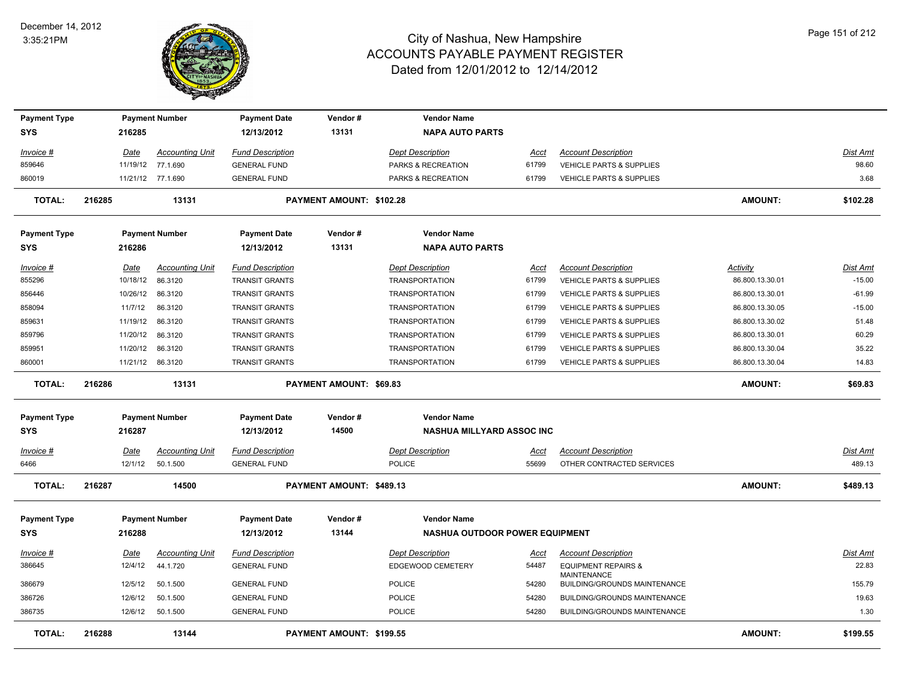# City of Nashua, New Hampshire
## ACCOUNTS PAYABLE PAYMENT REGISTER
### Dated from 12/01/2012 to 12/14/2012

December 14, 2012
3:35:21PM

| Payment Type | Payment Number | Payment Date | Vendor # | Vendor Name |
|---|---|---|---|---|
| SYS | 216285 | 12/13/2012 | 13131 | NAPA AUTO PARTS |

| Invoice # | Date | Accounting Unit | Fund Description | Dept Description | Acct | Account Description | Dist Amt |
|---|---|---|---|---|---|---|---|
| 859646 | 11/19/12 | 77.1.690 | GENERAL FUND | PARKS & RECREATION | 61799 | VEHICLE PARTS & SUPPLIES | 98.60 |
| 860019 | 11/21/12 | 77.1.690 | GENERAL FUND | PARKS & RECREATION | 61799 | VEHICLE PARTS & SUPPLIES | 3.68 |

**TOTAL: 216285 13131 PAYMENT AMOUNT: $102.28 AMOUNT: $102.28**

| Payment Type | Payment Number | Payment Date | Vendor # | Vendor Name |
|---|---|---|---|---|
| SYS | 216286 | 12/13/2012 | 13131 | NAPA AUTO PARTS |

| Invoice # | Date | Accounting Unit | Fund Description | Dept Description | Acct | Account Description | Activity | Dist Amt |
|---|---|---|---|---|---|---|---|---|
| 855296 | 10/18/12 | 86.3120 | TRANSIT GRANTS | TRANSPORTATION | 61799 | VEHICLE PARTS & SUPPLIES | 86.800.13.30.01 | -15.00 |
| 856446 | 10/26/12 | 86.3120 | TRANSIT GRANTS | TRANSPORTATION | 61799 | VEHICLE PARTS & SUPPLIES | 86.800.13.30.01 | -61.99 |
| 858094 | 11/7/12 | 86.3120 | TRANSIT GRANTS | TRANSPORTATION | 61799 | VEHICLE PARTS & SUPPLIES | 86.800.13.30.05 | -15.00 |
| 859631 | 11/19/12 | 86.3120 | TRANSIT GRANTS | TRANSPORTATION | 61799 | VEHICLE PARTS & SUPPLIES | 86.800.13.30.02 | 51.48 |
| 859796 | 11/20/12 | 86.3120 | TRANSIT GRANTS | TRANSPORTATION | 61799 | VEHICLE PARTS & SUPPLIES | 86.800.13.30.01 | 60.29 |
| 859951 | 11/20/12 | 86.3120 | TRANSIT GRANTS | TRANSPORTATION | 61799 | VEHICLE PARTS & SUPPLIES | 86.800.13.30.04 | 35.22 |
| 860001 | 11/21/12 | 86.3120 | TRANSIT GRANTS | TRANSPORTATION | 61799 | VEHICLE PARTS & SUPPLIES | 86.800.13.30.04 | 14.83 |

**TOTAL: 216286 13131 PAYMENT AMOUNT: $69.83 AMOUNT: $69.83**

| Payment Type | Payment Number | Payment Date | Vendor # | Vendor Name |
|---|---|---|---|---|
| SYS | 216287 | 12/13/2012 | 14500 | NASHUA MILLYARD ASSOC INC |

| Invoice # | Date | Accounting Unit | Fund Description | Dept Description | Acct | Account Description | Dist Amt |
|---|---|---|---|---|---|---|---|
| 6466 | 12/1/12 | 50.1.500 | GENERAL FUND | POLICE | 55699 | OTHER CONTRACTED SERVICES | 489.13 |

**TOTAL: 216287 14500 PAYMENT AMOUNT: $489.13 AMOUNT: $489.13**

| Payment Type | Payment Number | Payment Date | Vendor # | Vendor Name |
|---|---|---|---|---|
| SYS | 216288 | 12/13/2012 | 13144 | NASHUA OUTDOOR POWER EQUIPMENT |

| Invoice # | Date | Accounting Unit | Fund Description | Dept Description | Acct | Account Description | Dist Amt |
|---|---|---|---|---|---|---|---|
| 386645 | 12/4/12 | 44.1.720 | GENERAL FUND | EDGEWOOD CEMETERY | 54487 | EQUIPMENT REPAIRS & MAINTENANCE | 22.83 |
| 386679 | 12/5/12 | 50.1.500 | GENERAL FUND | POLICE | 54280 | BUILDING/GROUNDS MAINTENANCE | 155.79 |
| 386726 | 12/6/12 | 50.1.500 | GENERAL FUND | POLICE | 54280 | BUILDING/GROUNDS MAINTENANCE | 19.63 |
| 386735 | 12/6/12 | 50.1.500 | GENERAL FUND | POLICE | 54280 | BUILDING/GROUNDS MAINTENANCE | 1.30 |

**TOTAL: 216288 13144 PAYMENT AMOUNT: $199.55 AMOUNT: $199.55**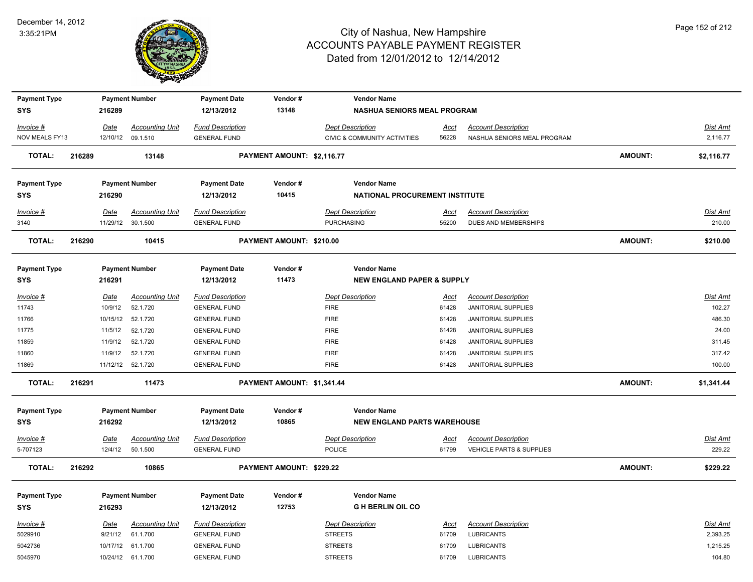| Payment Type | Payment Number | Payment Date | Vendor # | Vendor Name |
|---|---|---|---|---|
| SYS | 216289 | 12/13/2012 | 13148 | NASHUA SENIORS MEAL PROGRAM |

| Invoice # | Date | Accounting Unit | Fund Description | Dept Description | Acct | Account Description | Dist Amt |
|---|---|---|---|---|---|---|---|
| NOV MEALS FY13 | 12/10/12 | 09.1.510 | GENERAL FUND | CIVIC & COMMUNITY ACTIVITIES | 56228 | NASHUA SENIORS MEAL PROGRAM | 2,116.77 |

**TOTAL: 216289 13148 PAYMENT AMOUNT: $2,116.77 AMOUNT: $2,116.77**

| Payment Type | Payment Number | Payment Date | Vendor # | Vendor Name |
|---|---|---|---|---|
| SYS | 216290 | 12/13/2012 | 10415 | NATIONAL PROCUREMENT INSTITUTE |

| Invoice # | Date | Accounting Unit | Fund Description | Dept Description | Acct | Account Description | Dist Amt |
|---|---|---|---|---|---|---|---|
| 3140 | 11/29/12 | 30.1.500 | GENERAL FUND | PURCHASING | 55200 | DUES AND MEMBERSHIPS | 210.00 |

**TOTAL: 216290 10415 PAYMENT AMOUNT: $210.00 AMOUNT: $210.00**

| Payment Type | Payment Number | Payment Date | Vendor # | Vendor Name |
|---|---|---|---|---|
| SYS | 216291 | 12/13/2012 | 11473 | NEW ENGLAND PAPER & SUPPLY |

| Invoice # | Date | Accounting Unit | Fund Description | Dept Description | Acct | Account Description | Dist Amt |
|---|---|---|---|---|---|---|---|
| 11743 | 10/9/12 | 52.1.720 | GENERAL FUND | FIRE | 61428 | JANITORIAL SUPPLIES | 102.27 |
| 11766 | 10/15/12 | 52.1.720 | GENERAL FUND | FIRE | 61428 | JANITORIAL SUPPLIES | 486.30 |
| 11775 | 11/5/12 | 52.1.720 | GENERAL FUND | FIRE | 61428 | JANITORIAL SUPPLIES | 24.00 |
| 11859 | 11/9/12 | 52.1.720 | GENERAL FUND | FIRE | 61428 | JANITORIAL SUPPLIES | 311.45 |
| 11860 | 11/9/12 | 52.1.720 | GENERAL FUND | FIRE | 61428 | JANITORIAL SUPPLIES | 317.42 |
| 11869 | 11/12/12 | 52.1.720 | GENERAL FUND | FIRE | 61428 | JANITORIAL SUPPLIES | 100.00 |

**TOTAL: 216291 11473 PAYMENT AMOUNT: $1,341.44 AMOUNT: $1,341.44**

| Payment Type | Payment Number | Payment Date | Vendor # | Vendor Name |
|---|---|---|---|---|
| SYS | 216292 | 12/13/2012 | 10865 | NEW ENGLAND PARTS WAREHOUSE |

| Invoice # | Date | Accounting Unit | Fund Description | Dept Description | Acct | Account Description | Dist Amt |
|---|---|---|---|---|---|---|---|
| 5-707123 | 12/4/12 | 50.1.500 | GENERAL FUND | POLICE | 61799 | VEHICLE PARTS & SUPPLIES | 229.22 |

**TOTAL: 216292 10865 PAYMENT AMOUNT: $229.22 AMOUNT: $229.22**

| Payment Type | Payment Number | Payment Date | Vendor # | Vendor Name |
|---|---|---|---|---|
| SYS | 216293 | 12/13/2012 | 12753 | G H BERLIN OIL CO |

| Invoice # | Date | Accounting Unit | Fund Description | Dept Description | Acct | Account Description | Dist Amt |
|---|---|---|---|---|---|---|---|
| 5029910 | 9/21/12 | 61.1.700 | GENERAL FUND | STREETS | 61709 | LUBRICANTS | 2,393.25 |
| 5042736 | 10/17/12 | 61.1.700 | GENERAL FUND | STREETS | 61709 | LUBRICANTS | 1,215.25 |
| 5045970 | 10/24/12 | 61.1.700 | GENERAL FUND | STREETS | 61709 | LUBRICANTS | 104.80 |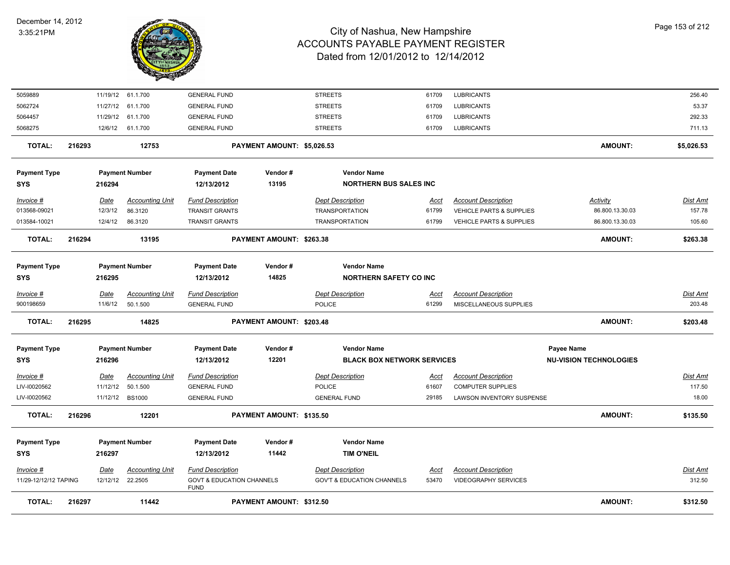# City of Nashua, New Hampshire
## ACCOUNTS PAYABLE PAYMENT REGISTER
### Dated from 12/01/2012 to 12/14/2012

December 14, 2012
3:35:21PM

| Invoice # | Date | Accounting Unit | Fund Description | Dept Description | Acct | Account Description | Activity | Dist Amt |
|---|---|---|---|---|---|---|---|---|
| 5059889 | 11/19/12 | 61.1.700 | GENERAL FUND | STREETS | 61709 | LUBRICANTS | | 256.40 |
| 5062724 | 11/27/12 | 61.1.700 | GENERAL FUND | STREETS | 61709 | LUBRICANTS | | 53.37 |
| 5064457 | 11/29/12 | 61.1.700 | GENERAL FUND | STREETS | 61709 | LUBRICANTS | | 292.33 |
| 5068275 | 12/6/12 | 61.1.700 | GENERAL FUND | STREETS | 61709 | LUBRICANTS | | 711.13 |

**TOTAL: 216293 — 12753 — PAYMENT AMOUNT: $5,026.53 — AMOUNT: $5,026.53**

| Payment Type | Payment Number | Payment Date | Vendor # | Vendor Name |
|---|---|---|---|---|
| SYS | 216294 | 12/13/2012 | 13195 | NORTHERN BUS SALES INC |

| Invoice # | Date | Accounting Unit | Fund Description | Dept Description | Acct | Account Description | Activity | Dist Amt |
|---|---|---|---|---|---|---|---|---|
| 013568-09021 | 12/3/12 | 86.3120 | TRANSIT GRANTS | TRANSPORTATION | 61799 | VEHICLE PARTS & SUPPLIES | 86.800.13.30.03 | 157.78 |
| 013584-10021 | 12/4/12 | 86.3120 | TRANSIT GRANTS | TRANSPORTATION | 61799 | VEHICLE PARTS & SUPPLIES | 86.800.13.30.03 | 105.60 |

**TOTAL: 216294 — 13195 — PAYMENT AMOUNT: $263.38 — AMOUNT: $263.38**

| Payment Type | Payment Number | Payment Date | Vendor # | Vendor Name |
|---|---|---|---|---|
| SYS | 216295 | 12/13/2012 | 14825 | NORTHERN SAFETY CO INC |

| Invoice # | Date | Accounting Unit | Fund Description | Dept Description | Acct | Account Description | Dist Amt |
|---|---|---|---|---|---|---|---|
| 900198659 | 11/6/12 | 50.1.500 | GENERAL FUND | POLICE | 61299 | MISCELLANEOUS SUPPLIES | 203.48 |

**TOTAL: 216295 — 14825 — PAYMENT AMOUNT: $203.48 — AMOUNT: $203.48**

| Payment Type | Payment Number | Payment Date | Vendor # | Vendor Name | Payee Name |
|---|---|---|---|---|---|
| SYS | 216296 | 12/13/2012 | 12201 | BLACK BOX NETWORK SERVICES | NU-VISION TECHNOLOGIES |

| Invoice # | Date | Accounting Unit | Fund Description | Dept Description | Acct | Account Description | Dist Amt |
|---|---|---|---|---|---|---|---|
| LIV-I0020562 | 11/12/12 | 50.1.500 | GENERAL FUND | POLICE | 61607 | COMPUTER SUPPLIES | 117.50 |
| LIV-I0020562 | 11/12/12 | BS1000 | GENERAL FUND | GENERAL FUND | 29185 | LAWSON INVENTORY SUSPENSE | 18.00 |

**TOTAL: 216296 — 12201 — PAYMENT AMOUNT: $135.50 — AMOUNT: $135.50**

| Payment Type | Payment Number | Payment Date | Vendor # | Vendor Name |
|---|---|---|---|---|
| SYS | 216297 | 12/13/2012 | 11442 | TIM O'NEIL |

| Invoice # | Date | Accounting Unit | Fund Description | Dept Description | Acct | Account Description | Dist Amt |
|---|---|---|---|---|---|---|---|
| 11/29-12/12/12 TAPING | 12/12/12 | 22.2505 | GOVT & EDUCATION CHANNELS FUND | GOV'T & EDUCATION CHANNELS | 53470 | VIDEOGRAPHY SERVICES | 312.50 |

**TOTAL: 216297 — 11442 — PAYMENT AMOUNT: $312.50 — AMOUNT: $312.50**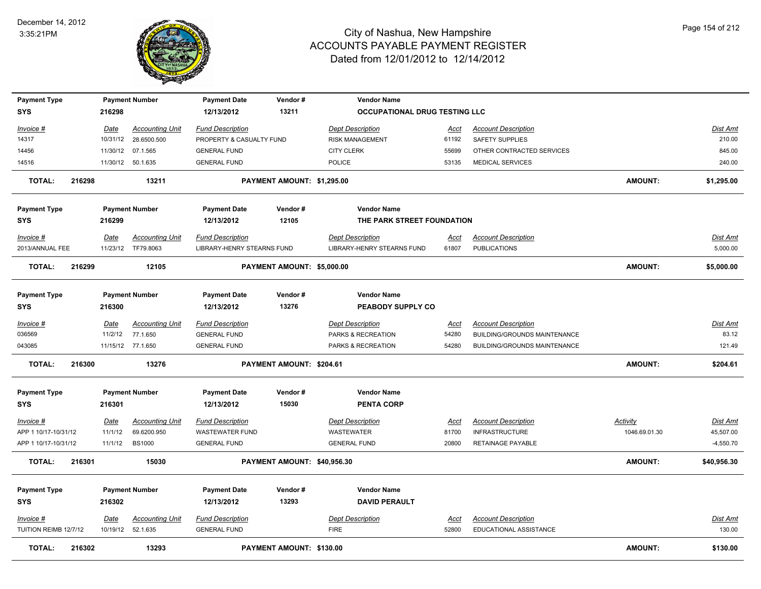# City of Nashua, New Hampshire
## ACCOUNTS PAYABLE PAYMENT REGISTER
### Dated from 12/01/2012 to 12/14/2012

| Payment Type | Payment Number | Payment Date | Vendor # | Vendor Name |
|---|---|---|---|---|
| SYS | 216298 | 12/13/2012 | 13211 | OCCUPATIONAL DRUG TESTING LLC |

| Invoice # | Date | Accounting Unit | Fund Description | Dept Description | Acct | Account Description | Dist Amt |
|---|---|---|---|---|---|---|---|
| 14317 | 10/31/12 | 28.6500.500 | PROPERTY & CASUALTY FUND | RISK MANAGEMENT | 61192 | SAFETY SUPPLIES | 210.00 |
| 14456 | 11/30/12 | 07.1.565 | GENERAL FUND | CITY CLERK | 55699 | OTHER CONTRACTED SERVICES | 845.00 |
| 14516 | 11/30/12 | 50.1.635 | GENERAL FUND | POLICE | 53135 | MEDICAL SERVICES | 240.00 |

**TOTAL: 216298 13211 PAYMENT AMOUNT: $1,295.00 AMOUNT: $1,295.00**

| Payment Type | Payment Number | Payment Date | Vendor # | Vendor Name |
|---|---|---|---|---|
| SYS | 216299 | 12/13/2012 | 12105 | THE PARK STREET FOUNDATION |

| Invoice # | Date | Accounting Unit | Fund Description | Dept Description | Acct | Account Description | Dist Amt |
|---|---|---|---|---|---|---|---|
| 2013/ANNUAL FEE | 11/23/12 | TF79.8063 | LIBRARY-HENRY STEARNS FUND | LIBRARY-HENRY STEARNS FUND | 61807 | PUBLICATIONS | 5,000.00 |

**TOTAL: 216299 12105 PAYMENT AMOUNT: $5,000.00 AMOUNT: $5,000.00**

| Payment Type | Payment Number | Payment Date | Vendor # | Vendor Name |
|---|---|---|---|---|
| SYS | 216300 | 12/13/2012 | 13276 | PEABODY SUPPLY CO |

| Invoice # | Date | Accounting Unit | Fund Description | Dept Description | Acct | Account Description | Dist Amt |
|---|---|---|---|---|---|---|---|
| 036569 | 11/2/12 | 77.1.650 | GENERAL FUND | PARKS & RECREATION | 54280 | BUILDING/GROUNDS MAINTENANCE | 83.12 |
| 043085 | 11/15/12 | 77.1.650 | GENERAL FUND | PARKS & RECREATION | 54280 | BUILDING/GROUNDS MAINTENANCE | 121.49 |

**TOTAL: 216300 13276 PAYMENT AMOUNT: $204.61 AMOUNT: $204.61**

| Payment Type | Payment Number | Payment Date | Vendor # | Vendor Name |
|---|---|---|---|---|
| SYS | 216301 | 12/13/2012 | 15030 | PENTA CORP |

| Invoice # | Date | Accounting Unit | Fund Description | Dept Description | Acct | Account Description | Activity | Dist Amt |
|---|---|---|---|---|---|---|---|---|
| APP 1 10/17-10/31/12 | 11/1/12 | 69.6200.950 | WASTEWATER FUND | WASTEWATER | 81700 | INFRASTRUCTURE | 1046.69.01.30 | 45,507.00 |
| APP 1 10/17-10/31/12 | 11/1/12 | BS1000 | GENERAL FUND | GENERAL FUND | 20800 | RETAINAGE PAYABLE | | -4,550.70 |

**TOTAL: 216301 15030 PAYMENT AMOUNT: $40,956.30 AMOUNT: $40,956.30**

| Payment Type | Payment Number | Payment Date | Vendor # | Vendor Name |
|---|---|---|---|---|
| SYS | 216302 | 12/13/2012 | 13293 | DAVID PERAULT |

| Invoice # | Date | Accounting Unit | Fund Description | Dept Description | Acct | Account Description | Dist Amt |
|---|---|---|---|---|---|---|---|
| TUITION REIMB 12/7/12 | 10/19/12 | 52.1.635 | GENERAL FUND | FIRE | 52800 | EDUCATIONAL ASSISTANCE | 130.00 |

**TOTAL: 216302 13293 PAYMENT AMOUNT: $130.00 AMOUNT: $130.00**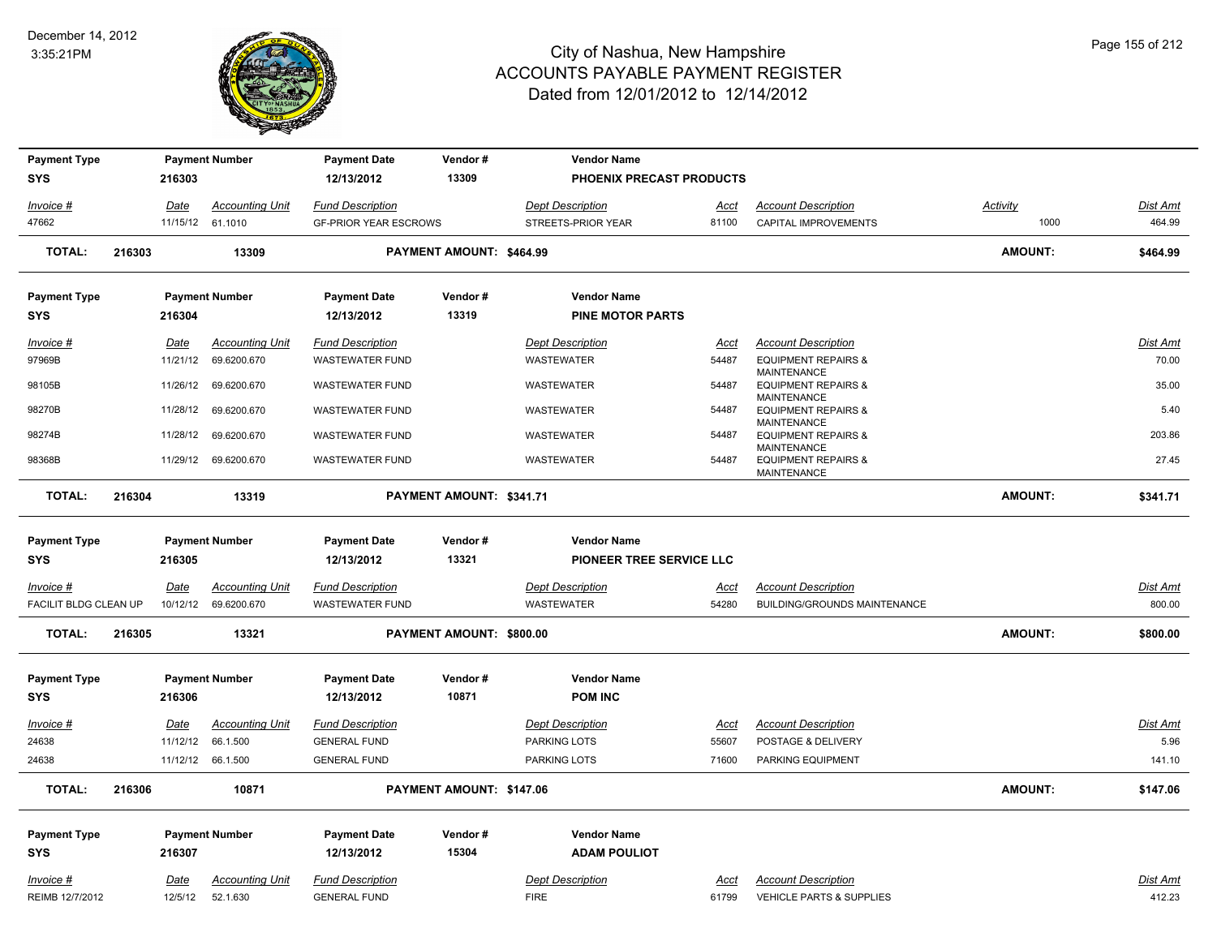# City of Nashua, New Hampshire
# ACCOUNTS PAYABLE PAYMENT REGISTER
## Dated from 12/01/2012 to 12/14/2012

December 14, 2012
3:35:21PM

| Payment Type | Payment Number | Payment Date | Vendor # | Vendor Name |
|---|---|---|---|---|
| SYS | 216303 | 12/13/2012 | 13309 | PHOENIX PRECAST PRODUCTS |

| Invoice # | Date | Accounting Unit | Fund Description | Dept Description | Acct | Account Description | Activity | Dist Amt |
|---|---|---|---|---|---|---|---|---|
| 47662 | 11/15/12 | 61.1010 | GF-PRIOR YEAR ESCROWS | STREETS-PRIOR YEAR | 81100 | CAPITAL IMPROVEMENTS | 1000 | 464.99 |

**TOTAL: 216303 13309 PAYMENT AMOUNT: $464.99 AMOUNT: $464.99**

| Payment Type | Payment Number | Payment Date | Vendor # | Vendor Name |
|---|---|---|---|---|
| SYS | 216304 | 12/13/2012 | 13319 | PINE MOTOR PARTS |

| Invoice # | Date | Accounting Unit | Fund Description | Dept Description | Acct | Account Description | Dist Amt |
|---|---|---|---|---|---|---|---|
| 97969B | 11/21/12 | 69.6200.670 | WASTEWATER FUND | WASTEWATER | 54487 | EQUIPMENT REPAIRS & MAINTENANCE | 70.00 |
| 98105B | 11/26/12 | 69.6200.670 | WASTEWATER FUND | WASTEWATER | 54487 | EQUIPMENT REPAIRS & MAINTENANCE | 35.00 |
| 98270B | 11/28/12 | 69.6200.670 | WASTEWATER FUND | WASTEWATER | 54487 | EQUIPMENT REPAIRS & MAINTENANCE | 5.40 |
| 98274B | 11/28/12 | 69.6200.670 | WASTEWATER FUND | WASTEWATER | 54487 | EQUIPMENT REPAIRS & MAINTENANCE | 203.86 |
| 98368B | 11/29/12 | 69.6200.670 | WASTEWATER FUND | WASTEWATER | 54487 | EQUIPMENT REPAIRS & MAINTENANCE | 27.45 |

**TOTAL: 216304 13319 PAYMENT AMOUNT: $341.71 AMOUNT: $341.71**

| Payment Type | Payment Number | Payment Date | Vendor # | Vendor Name |
|---|---|---|---|---|
| SYS | 216305 | 12/13/2012 | 13321 | PIONEER TREE SERVICE LLC |

| Invoice # | Date | Accounting Unit | Fund Description | Dept Description | Acct | Account Description | Dist Amt |
|---|---|---|---|---|---|---|---|
| FACILIT BLDG CLEAN UP | 10/12/12 | 69.6200.670 | WASTEWATER FUND | WASTEWATER | 54280 | BUILDING/GROUNDS MAINTENANCE | 800.00 |

**TOTAL: 216305 13321 PAYMENT AMOUNT: $800.00 AMOUNT: $800.00**

| Payment Type | Payment Number | Payment Date | Vendor # | Vendor Name |
|---|---|---|---|---|
| SYS | 216306 | 12/13/2012 | 10871 | POM INC |

| Invoice # | Date | Accounting Unit | Fund Description | Dept Description | Acct | Account Description | Dist Amt |
|---|---|---|---|---|---|---|---|
| 24638 | 11/12/12 | 66.1.500 | GENERAL FUND | PARKING LOTS | 55607 | POSTAGE & DELIVERY | 5.96 |
| 24638 | 11/12/12 | 66.1.500 | GENERAL FUND | PARKING LOTS | 71600 | PARKING EQUIPMENT | 141.10 |

**TOTAL: 216306 10871 PAYMENT AMOUNT: $147.06 AMOUNT: $147.06**

| Payment Type | Payment Number | Payment Date | Vendor # | Vendor Name |
|---|---|---|---|---|
| SYS | 216307 | 12/13/2012 | 15304 | ADAM POULIOT |

| Invoice # | Date | Accounting Unit | Fund Description | Dept Description | Acct | Account Description | Dist Amt |
|---|---|---|---|---|---|---|---|
| REIMB 12/7/2012 | 12/5/12 | 52.1.630 | GENERAL FUND | FIRE | 61799 | VEHICLE PARTS & SUPPLIES | 412.23 |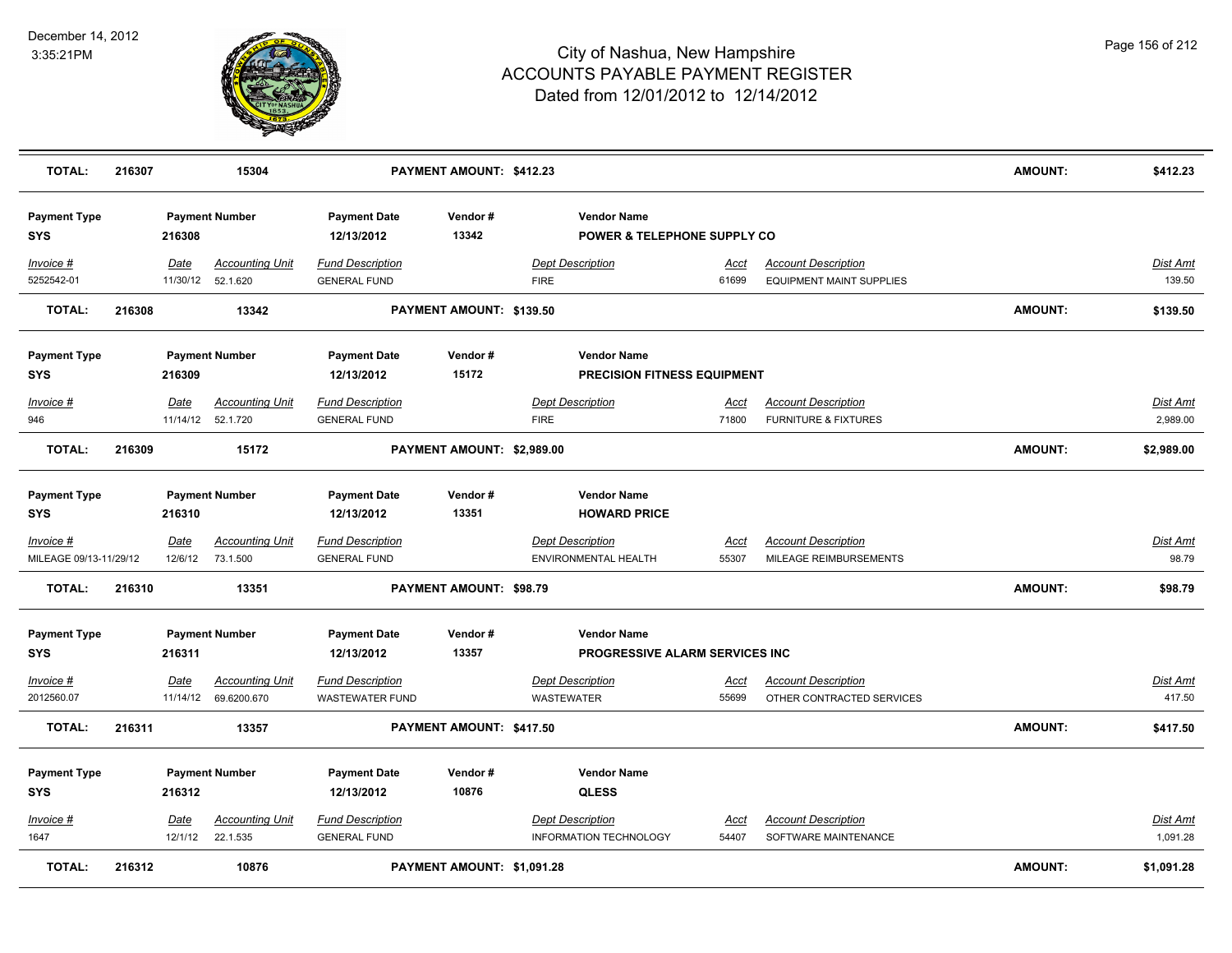| TOTAL: | 216307 | 15304 | PAYMENT AMOUNT: $412.23 | AMOUNT: | $412.23 |
|---|---|---|---|---|---|

| Payment Type | Payment Number | Payment Date | Vendor # | Vendor Name |
|---|---|---|---|---|
| SYS | 216308 | 12/13/2012 | 13342 | POWER & TELEPHONE SUPPLY CO |

| Invoice # | Date | Accounting Unit | Fund Description | Dept Description | Acct | Account Description | Dist Amt |
|---|---|---|---|---|---|---|---|
| 5252542-01 | 11/30/12 | 52.1.620 | GENERAL FUND | FIRE | 61699 | EQUIPMENT MAINT SUPPLIES | 139.50 |

| TOTAL: | 216308 | 13342 | PAYMENT AMOUNT: $139.50 | AMOUNT: | $139.50 |
|---|---|---|---|---|---|

| Payment Type | Payment Number | Payment Date | Vendor # | Vendor Name |
|---|---|---|---|---|
| SYS | 216309 | 12/13/2012 | 15172 | PRECISION FITNESS EQUIPMENT |

| Invoice # | Date | Accounting Unit | Fund Description | Dept Description | Acct | Account Description | Dist Amt |
|---|---|---|---|---|---|---|---|
| 946 | 11/14/12 | 52.1.720 | GENERAL FUND | FIRE | 71800 | FURNITURE & FIXTURES | 2,989.00 |

| TOTAL: | 216309 | 15172 | PAYMENT AMOUNT: $2,989.00 | AMOUNT: | $2,989.00 |
|---|---|---|---|---|---|

| Payment Type | Payment Number | Payment Date | Vendor # | Vendor Name |
|---|---|---|---|---|
| SYS | 216310 | 12/13/2012 | 13351 | HOWARD PRICE |

| Invoice # | Date | Accounting Unit | Fund Description | Dept Description | Acct | Account Description | Dist Amt |
|---|---|---|---|---|---|---|---|
| MILEAGE 09/13-11/29/12 | 12/6/12 | 73.1.500 | GENERAL FUND | ENVIRONMENTAL HEALTH | 55307 | MILEAGE REIMBURSEMENTS | 98.79 |

| TOTAL: | 216310 | 13351 | PAYMENT AMOUNT: $98.79 | AMOUNT: | $98.79 |
|---|---|---|---|---|---|

| Payment Type | Payment Number | Payment Date | Vendor # | Vendor Name |
|---|---|---|---|---|
| SYS | 216311 | 12/13/2012 | 13357 | PROGRESSIVE ALARM SERVICES INC |

| Invoice # | Date | Accounting Unit | Fund Description | Dept Description | Acct | Account Description | Dist Amt |
|---|---|---|---|---|---|---|---|
| 2012560.07 | 11/14/12 | 69.6200.670 | WASTEWATER FUND | WASTEWATER | 55699 | OTHER CONTRACTED SERVICES | 417.50 |

| TOTAL: | 216311 | 13357 | PAYMENT AMOUNT: $417.50 | AMOUNT: | $417.50 |
|---|---|---|---|---|---|

| Payment Type | Payment Number | Payment Date | Vendor # | Vendor Name |
|---|---|---|---|---|
| SYS | 216312 | 12/13/2012 | 10876 | QLESS |

| Invoice # | Date | Accounting Unit | Fund Description | Dept Description | Acct | Account Description | Dist Amt |
|---|---|---|---|---|---|---|---|
| 1647 | 12/1/12 | 22.1.535 | GENERAL FUND | INFORMATION TECHNOLOGY | 54407 | SOFTWARE MAINTENANCE | 1,091.28 |

| TOTAL: | 216312 | 10876 | PAYMENT AMOUNT: $1,091.28 | AMOUNT: | $1,091.28 |
|---|---|---|---|---|---|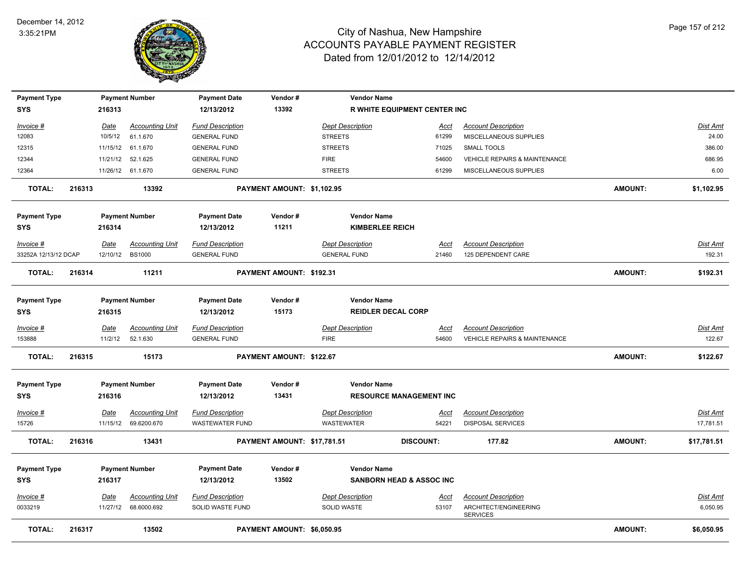# City of Nashua, New Hampshire
## ACCOUNTS PAYABLE PAYMENT REGISTER
### Dated from 12/01/2012 to 12/14/2012

December 14, 2012
3:35:21PM

| Payment Type | Payment Number | Payment Date | Vendor # | Vendor Name |
|---|---|---|---|---|
| SYS | 216313 | 12/13/2012 | 13392 | R WHITE EQUIPMENT CENTER INC |

| Invoice # | Date | Accounting Unit | Fund Description | Dept Description | Acct | Account Description | Dist Amt |
|---|---|---|---|---|---|---|---|
| 12083 | 10/5/12 | 61.1.670 | GENERAL FUND | STREETS | 61299 | MISCELLANEOUS SUPPLIES | 24.00 |
| 12315 | 11/15/12 | 61.1.670 | GENERAL FUND | STREETS | 71025 | SMALL TOOLS | 386.00 |
| 12344 | 11/21/12 | 52.1.625 | GENERAL FUND | FIRE | 54600 | VEHICLE REPAIRS & MAINTENANCE | 686.95 |
| 12364 | 11/26/12 | 61.1.670 | GENERAL FUND | STREETS | 61299 | MISCELLANEOUS SUPPLIES | 6.00 |

**TOTAL: 216313 — 13392 — PAYMENT AMOUNT: $1,102.95 — AMOUNT: $1,102.95**

| Payment Type | Payment Number | Payment Date | Vendor # | Vendor Name |
|---|---|---|---|---|
| SYS | 216314 | 12/13/2012 | 11211 | KIMBERLEE REICH |

| Invoice # | Date | Accounting Unit | Fund Description | Dept Description | Acct | Account Description | Dist Amt |
|---|---|---|---|---|---|---|---|
| 33252A 12/13/12 DCAP | 12/10/12 | BS1000 | GENERAL FUND | GENERAL FUND | 21460 | 125 DEPENDENT CARE | 192.31 |

**TOTAL: 216314 — 11211 — PAYMENT AMOUNT: $192.31 — AMOUNT: $192.31**

| Payment Type | Payment Number | Payment Date | Vendor # | Vendor Name |
|---|---|---|---|---|
| SYS | 216315 | 12/13/2012 | 15173 | REIDLER DECAL CORP |

| Invoice # | Date | Accounting Unit | Fund Description | Dept Description | Acct | Account Description | Dist Amt |
|---|---|---|---|---|---|---|---|
| 153888 | 11/2/12 | 52.1.630 | GENERAL FUND | FIRE | 54600 | VEHICLE REPAIRS & MAINTENANCE | 122.67 |

**TOTAL: 216315 — 15173 — PAYMENT AMOUNT: $122.67 — AMOUNT: $122.67**

| Payment Type | Payment Number | Payment Date | Vendor # | Vendor Name |
|---|---|---|---|---|
| SYS | 216316 | 12/13/2012 | 13431 | RESOURCE MANAGEMENT INC |

| Invoice # | Date | Accounting Unit | Fund Description | Dept Description | Acct | Account Description | Dist Amt |
|---|---|---|---|---|---|---|---|
| 15726 | 11/15/12 | 69.6200.670 | WASTEWATER FUND | WASTEWATER | 54221 | DISPOSAL SERVICES | 17,781.51 |

**TOTAL: 216316 — 13431 — PAYMENT AMOUNT: $17,781.51 — DISCOUNT: 177.82 — AMOUNT: $17,781.51**

| Payment Type | Payment Number | Payment Date | Vendor # | Vendor Name |
|---|---|---|---|---|
| SYS | 216317 | 12/13/2012 | 13502 | SANBORN HEAD & ASSOC INC |

| Invoice # | Date | Accounting Unit | Fund Description | Dept Description | Acct | Account Description | Dist Amt |
|---|---|---|---|---|---|---|---|
| 0033219 | 11/27/12 | 68.6000.692 | SOLID WASTE FUND | SOLID WASTE | 53107 | ARCHITECT/ENGINEERING SERVICES | 6,050.95 |

**TOTAL: 216317 — 13502 — PAYMENT AMOUNT: $6,050.95 — AMOUNT: $6,050.95**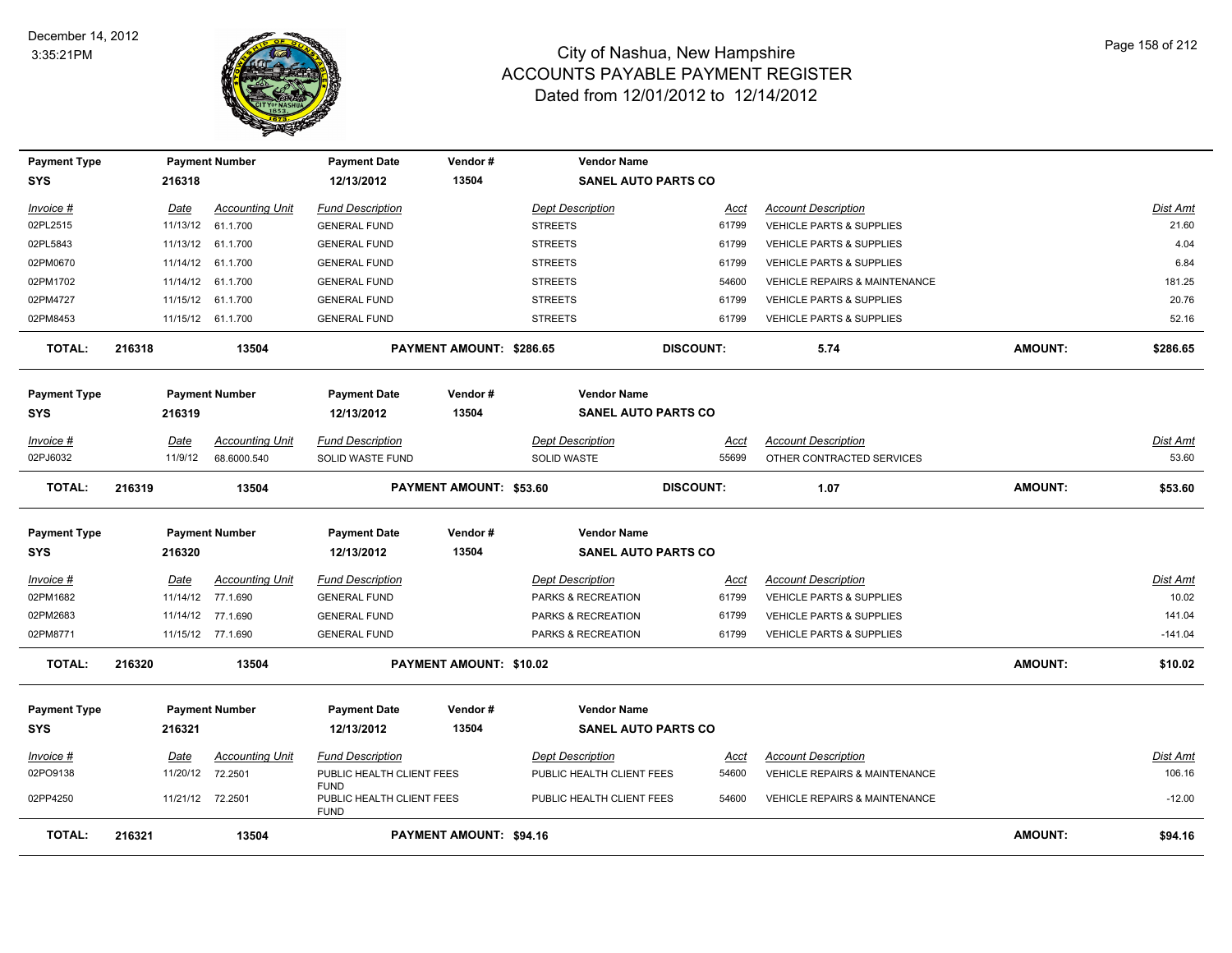# City of Nashua, New Hampshire
## ACCOUNTS PAYABLE PAYMENT REGISTER
### Dated from 12/01/2012 to 12/14/2012

December 14, 2012
3:35:21PM

| Payment Type | Payment Number | Payment Date | Vendor # | Vendor Name |
|---|---|---|---|---|
| SYS | 216318 | 12/13/2012 | 13504 | SANEL AUTO PARTS CO |

| Invoice # | Date | Accounting Unit | Fund Description | Dept Description | Acct | Account Description | Dist Amt |
|---|---|---|---|---|---|---|---|
| 02PL2515 | 11/13/12 | 61.1.700 | GENERAL FUND | STREETS | 61799 | VEHICLE PARTS & SUPPLIES | 21.60 |
| 02PL5843 | 11/13/12 | 61.1.700 | GENERAL FUND | STREETS | 61799 | VEHICLE PARTS & SUPPLIES | 4.04 |
| 02PM0670 | 11/14/12 | 61.1.700 | GENERAL FUND | STREETS | 61799 | VEHICLE PARTS & SUPPLIES | 6.84 |
| 02PM1702 | 11/14/12 | 61.1.700 | GENERAL FUND | STREETS | 54600 | VEHICLE REPAIRS & MAINTENANCE | 181.25 |
| 02PM4727 | 11/15/12 | 61.1.700 | GENERAL FUND | STREETS | 61799 | VEHICLE PARTS & SUPPLIES | 20.76 |
| 02PM8453 | 11/15/12 | 61.1.700 | GENERAL FUND | STREETS | 61799 | VEHICLE PARTS & SUPPLIES | 52.16 |

**TOTAL: 216318 13504 PAYMENT AMOUNT: $286.65 DISCOUNT: 5.74 AMOUNT: $286.65**

| Payment Type | Payment Number | Payment Date | Vendor # | Vendor Name |
|---|---|---|---|---|
| SYS | 216319 | 12/13/2012 | 13504 | SANEL AUTO PARTS CO |

| Invoice # | Date | Accounting Unit | Fund Description | Dept Description | Acct | Account Description | Dist Amt |
|---|---|---|---|---|---|---|---|
| 02PJ6032 | 11/9/12 | 68.6000.540 | SOLID WASTE FUND | SOLID WASTE | 55699 | OTHER CONTRACTED SERVICES | 53.60 |

**TOTAL: 216319 13504 PAYMENT AMOUNT: $53.60 DISCOUNT: 1.07 AMOUNT: $53.60**

| Payment Type | Payment Number | Payment Date | Vendor # | Vendor Name |
|---|---|---|---|---|
| SYS | 216320 | 12/13/2012 | 13504 | SANEL AUTO PARTS CO |

| Invoice # | Date | Accounting Unit | Fund Description | Dept Description | Acct | Account Description | Dist Amt |
|---|---|---|---|---|---|---|---|
| 02PM1682 | 11/14/12 | 77.1.690 | GENERAL FUND | PARKS & RECREATION | 61799 | VEHICLE PARTS & SUPPLIES | 10.02 |
| 02PM2683 | 11/14/12 | 77.1.690 | GENERAL FUND | PARKS & RECREATION | 61799 | VEHICLE PARTS & SUPPLIES | 141.04 |
| 02PM8771 | 11/15/12 | 77.1.690 | GENERAL FUND | PARKS & RECREATION | 61799 | VEHICLE PARTS & SUPPLIES | -141.04 |

**TOTAL: 216320 13504 PAYMENT AMOUNT: $10.02 AMOUNT: $10.02**

| Payment Type | Payment Number | Payment Date | Vendor # | Vendor Name |
|---|---|---|---|---|
| SYS | 216321 | 12/13/2012 | 13504 | SANEL AUTO PARTS CO |

| Invoice # | Date | Accounting Unit | Fund Description | Dept Description | Acct | Account Description | Dist Amt |
|---|---|---|---|---|---|---|---|
| 02PO9138 | 11/20/12 | 72.2501 | PUBLIC HEALTH CLIENT FEES FUND | PUBLIC HEALTH CLIENT FEES | 54600 | VEHICLE REPAIRS & MAINTENANCE | 106.16 |
| 02PP4250 | 11/21/12 | 72.2501 | PUBLIC HEALTH CLIENT FEES FUND | PUBLIC HEALTH CLIENT FEES | 54600 | VEHICLE REPAIRS & MAINTENANCE | -12.00 |

**TOTAL: 216321 13504 PAYMENT AMOUNT: $94.16 AMOUNT: $94.16**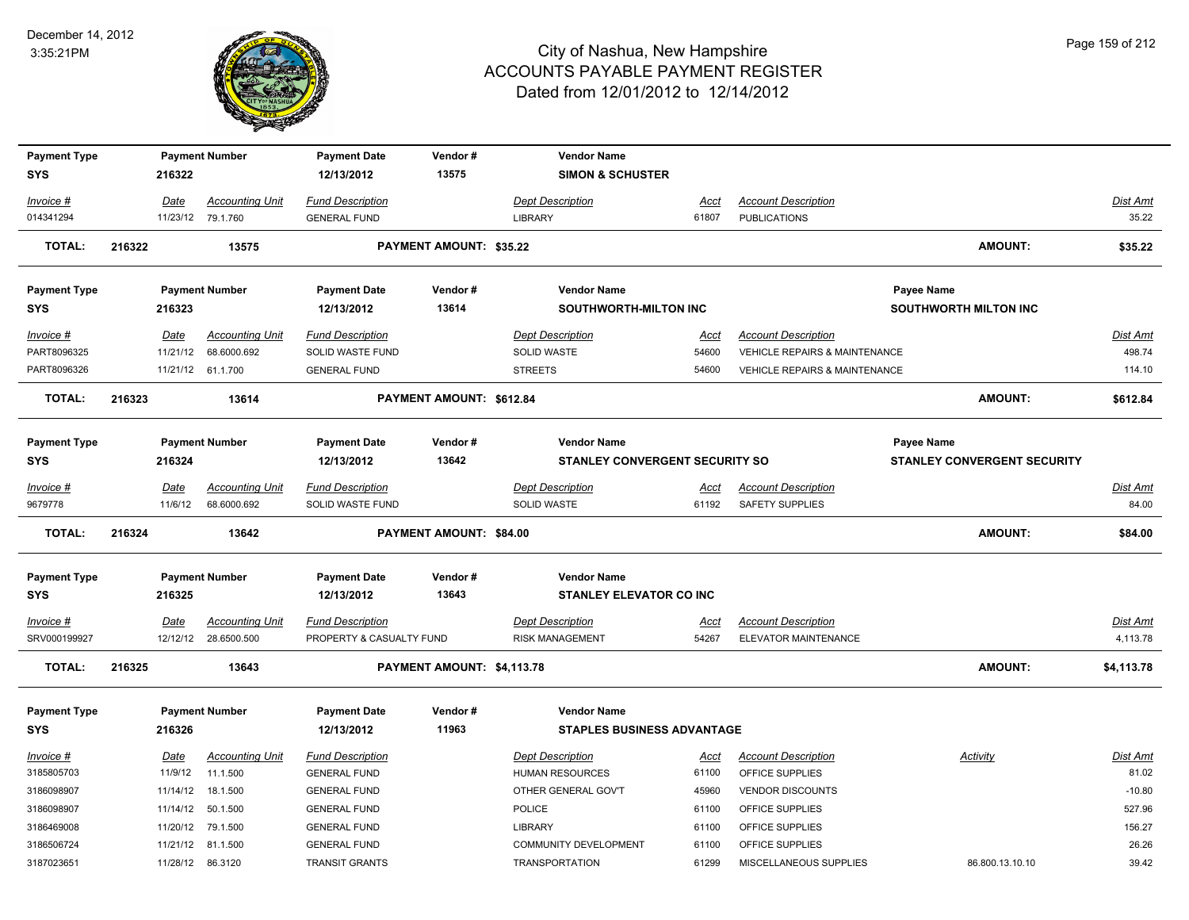# City of Nashua, New Hampshire
## ACCOUNTS PAYABLE PAYMENT REGISTER
### Dated from 12/01/2012 to 12/14/2012

| Payment Type | Payment Number | Payment Date | Vendor # | Vendor Name |
|---|---|---|---|---|
| SYS | 216322 | 12/13/2012 | 13575 | SIMON & SCHUSTER |

| Invoice # | Date | Accounting Unit | Fund Description | Dept Description | Acct | Account Description | Dist Amt |
|---|---|---|---|---|---|---|---|
| 014341294 | 11/23/12 | 79.1.760 | GENERAL FUND | LIBRARY | 61807 | PUBLICATIONS | 35.22 |

**TOTAL: 216322 13575 PAYMENT AMOUNT: $35.22 AMOUNT: $35.22**

| Payment Type | Payment Number | Payment Date | Vendor # | Vendor Name | Payee Name |
|---|---|---|---|---|---|
| SYS | 216323 | 12/13/2012 | 13614 | SOUTHWORTH-MILTON INC | SOUTHWORTH MILTON INC |

| Invoice # | Date | Accounting Unit | Fund Description | Dept Description | Acct | Account Description | Dist Amt |
|---|---|---|---|---|---|---|---|
| PART8096325 | 11/21/12 | 68.6000.692 | SOLID WASTE FUND | SOLID WASTE | 54600 | VEHICLE REPAIRS & MAINTENANCE | 498.74 |
| PART8096326 | 11/21/12 | 61.1.700 | GENERAL FUND | STREETS | 54600 | VEHICLE REPAIRS & MAINTENANCE | 114.10 |

**TOTAL: 216323 13614 PAYMENT AMOUNT: $612.84 AMOUNT: $612.84**

| Payment Type | Payment Number | Payment Date | Vendor # | Vendor Name | Payee Name |
|---|---|---|---|---|---|
| SYS | 216324 | 12/13/2012 | 13642 | STANLEY CONVERGENT SECURITY SO | STANLEY CONVERGENT SECURITY |

| Invoice # | Date | Accounting Unit | Fund Description | Dept Description | Acct | Account Description | Dist Amt |
|---|---|---|---|---|---|---|---|
| 9679778 | 11/6/12 | 68.6000.692 | SOLID WASTE FUND | SOLID WASTE | 61192 | SAFETY SUPPLIES | 84.00 |

**TOTAL: 216324 13642 PAYMENT AMOUNT: $84.00 AMOUNT: $84.00**

| Payment Type | Payment Number | Payment Date | Vendor # | Vendor Name |
|---|---|---|---|---|
| SYS | 216325 | 12/13/2012 | 13643 | STANLEY ELEVATOR CO INC |

| Invoice # | Date | Accounting Unit | Fund Description | Dept Description | Acct | Account Description | Dist Amt |
|---|---|---|---|---|---|---|---|
| SRV000199927 | 12/12/12 | 28.6500.500 | PROPERTY & CASUALTY FUND | RISK MANAGEMENT | 54267 | ELEVATOR MAINTENANCE | 4,113.78 |

**TOTAL: 216325 13643 PAYMENT AMOUNT: $4,113.78 AMOUNT: $4,113.78**

| Payment Type | Payment Number | Payment Date | Vendor # | Vendor Name |
|---|---|---|---|---|
| SYS | 216326 | 12/13/2012 | 11963 | STAPLES BUSINESS ADVANTAGE |

| Invoice # | Date | Accounting Unit | Fund Description | Dept Description | Acct | Account Description | Activity | Dist Amt |
|---|---|---|---|---|---|---|---|---|
| 3185805703 | 11/9/12 | 11.1.500 | GENERAL FUND | HUMAN RESOURCES | 61100 | OFFICE SUPPLIES | | 81.02 |
| 3186098907 | 11/14/12 | 18.1.500 | GENERAL FUND | OTHER GENERAL GOV'T | 45960 | VENDOR DISCOUNTS | | -10.80 |
| 3186098907 | 11/14/12 | 50.1.500 | GENERAL FUND | POLICE | 61100 | OFFICE SUPPLIES | | 527.96 |
| 3186469008 | 11/20/12 | 79.1.500 | GENERAL FUND | LIBRARY | 61100 | OFFICE SUPPLIES | | 156.27 |
| 3186506724 | 11/21/12 | 81.1.500 | GENERAL FUND | COMMUNITY DEVELOPMENT | 61100 | OFFICE SUPPLIES | | 26.26 |
| 3187023651 | 11/28/12 | 86.3120 | TRANSIT GRANTS | TRANSPORTATION | 61299 | MISCELLANEOUS SUPPLIES | 86.800.13.10.10 | 39.42 |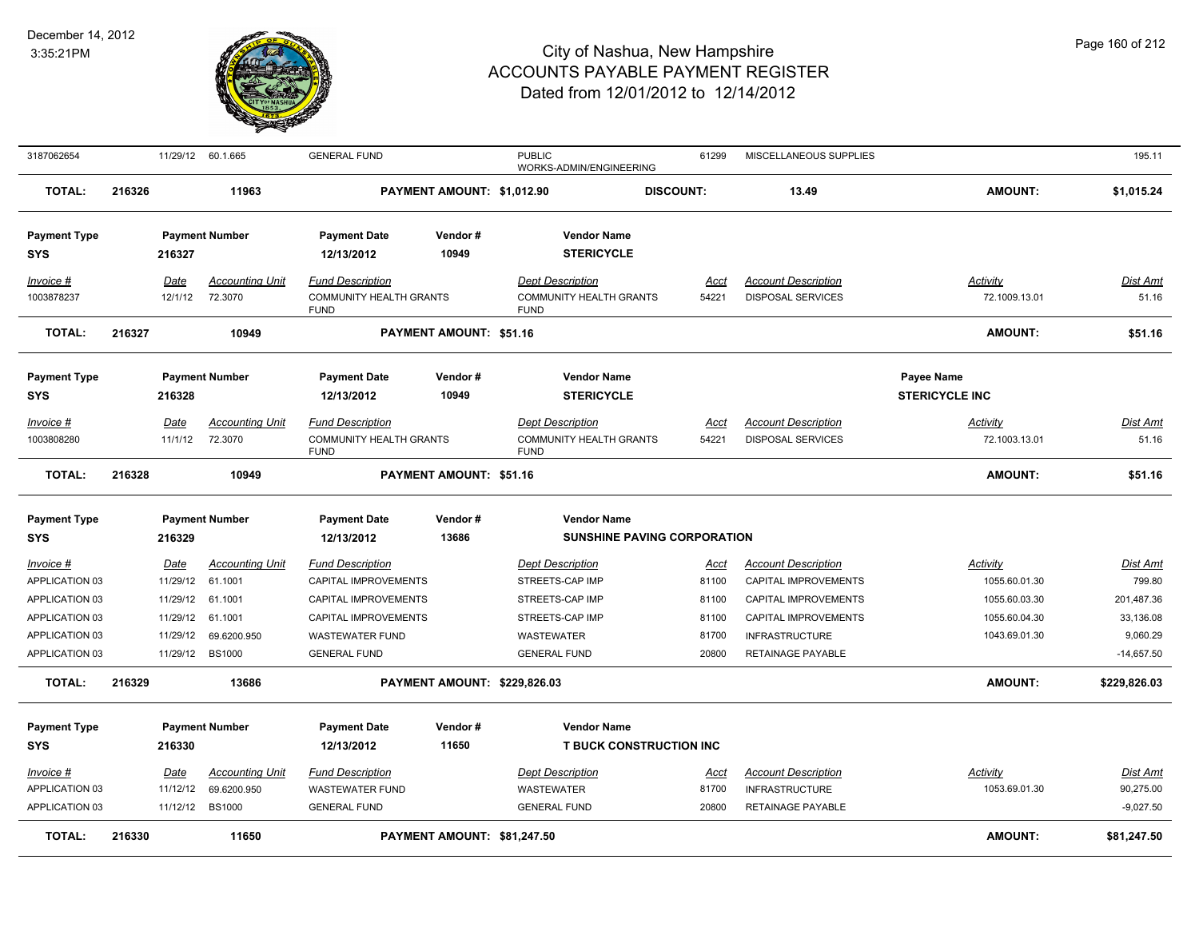| 3187062654 | 11/29/12 | 60.1.665 | GENERAL FUND | PUBLIC WORKS-ADMIN/ENGINEERING | 61299 | MISCELLANEOUS SUPPLIES | | 195.11 |
|---|---|---|---|---|---|---|---|---|
| **TOTAL: 216326** | | **11963** | **PAYMENT AMOUNT: $1,012.90** | **DISCOUNT:** | | **13.49** | **AMOUNT:** | **$1,015.24** |

| Payment Type | Payment Number | Payment Date | Vendor # | Vendor Name |
|---|---|---|---|---|
| SYS | 216327 | 12/13/2012 | 10949 | STERICYCLE |

| Invoice # | Date | Accounting Unit | Fund Description | Dept Description | Acct | Account Description | Activity | Dist Amt |
|---|---|---|---|---|---|---|---|---|
| 1003878237 | 12/1/12 | 72.3070 | COMMUNITY HEALTH GRANTS FUND | COMMUNITY HEALTH GRANTS FUND | 54221 | DISPOSAL SERVICES | 72.1009.13.01 | 51.16 |
| **TOTAL: 216327** | | **10949** | **PAYMENT AMOUNT: $51.16** | | | | **AMOUNT:** | **$51.16** |

| Payment Type | Payment Number | Payment Date | Vendor # | Vendor Name | Payee Name |
|---|---|---|---|---|---|
| SYS | 216328 | 12/13/2012 | 10949 | STERICYCLE | STERICYCLE INC |

| Invoice # | Date | Accounting Unit | Fund Description | Dept Description | Acct | Account Description | Activity | Dist Amt |
|---|---|---|---|---|---|---|---|---|
| 1003808280 | 11/1/12 | 72.3070 | COMMUNITY HEALTH GRANTS FUND | COMMUNITY HEALTH GRANTS FUND | 54221 | DISPOSAL SERVICES | 72.1003.13.01 | 51.16 |
| **TOTAL: 216328** | | **10949** | **PAYMENT AMOUNT: $51.16** | | | | **AMOUNT:** | **$51.16** |

| Payment Type | Payment Number | Payment Date | Vendor # | Vendor Name |
|---|---|---|---|---|
| SYS | 216329 | 12/13/2012 | 13686 | SUNSHINE PAVING CORPORATION |

| Invoice # | Date | Accounting Unit | Fund Description | Dept Description | Acct | Account Description | Activity | Dist Amt |
|---|---|---|---|---|---|---|---|---|
| APPLICATION 03 | 11/29/12 | 61.1001 | CAPITAL IMPROVEMENTS | STREETS-CAP IMP | 81100 | CAPITAL IMPROVEMENTS | 1055.60.01.30 | 799.80 |
| APPLICATION 03 | 11/29/12 | 61.1001 | CAPITAL IMPROVEMENTS | STREETS-CAP IMP | 81100 | CAPITAL IMPROVEMENTS | 1055.60.03.30 | 201,487.36 |
| APPLICATION 03 | 11/29/12 | 61.1001 | CAPITAL IMPROVEMENTS | STREETS-CAP IMP | 81100 | CAPITAL IMPROVEMENTS | 1055.60.04.30 | 33,136.08 |
| APPLICATION 03 | 11/29/12 | 69.6200.950 | WASTEWATER FUND | WASTEWATER | 81700 | INFRASTRUCTURE | 1043.69.01.30 | 9,060.29 |
| APPLICATION 03 | 11/29/12 | BS1000 | GENERAL FUND | GENERAL FUND | 20800 | RETAINAGE PAYABLE | | -14,657.50 |
| **TOTAL: 216329** | | **13686** | **PAYMENT AMOUNT: $229,826.03** | | | | **AMOUNT:** | **$229,826.03** |

| Payment Type | Payment Number | Payment Date | Vendor # | Vendor Name |
|---|---|---|---|---|
| SYS | 216330 | 12/13/2012 | 11650 | T BUCK CONSTRUCTION INC |

| Invoice # | Date | Accounting Unit | Fund Description | Dept Description | Acct | Account Description | Activity | Dist Amt |
|---|---|---|---|---|---|---|---|---|
| APPLICATION 03 | 11/12/12 | 69.6200.950 | WASTEWATER FUND | WASTEWATER | 81700 | INFRASTRUCTURE | 1053.69.01.30 | 90,275.00 |
| APPLICATION 03 | 11/12/12 | BS1000 | GENERAL FUND | GENERAL FUND | 20800 | RETAINAGE PAYABLE | | -9,027.50 |
| **TOTAL: 216330** | | **11650** | **PAYMENT AMOUNT: $81,247.50** | | | | **AMOUNT:** | **$81,247.50** |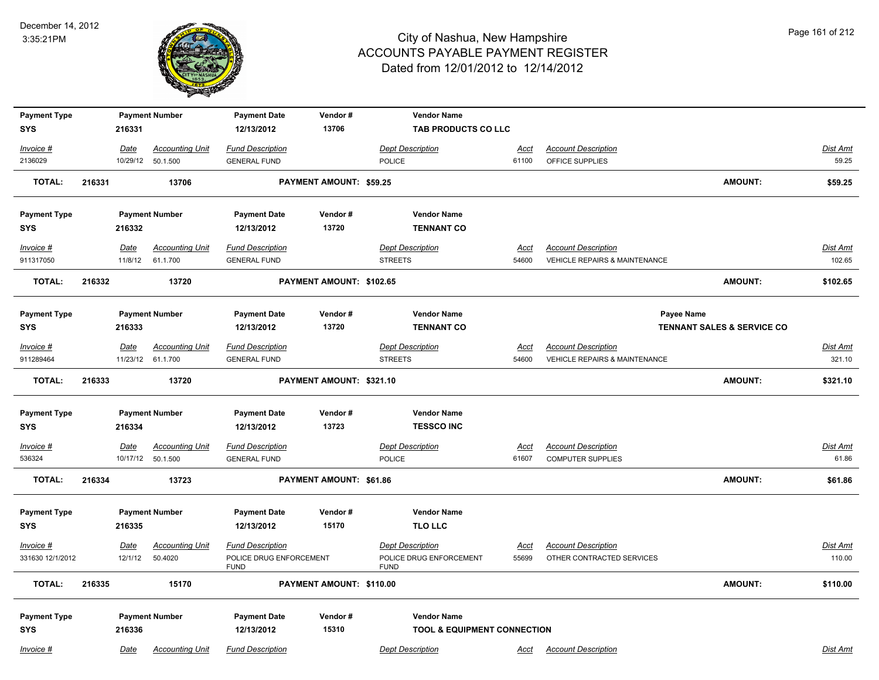# City of Nashua, New Hampshire
## ACCOUNTS PAYABLE PAYMENT REGISTER
### Dated from 12/01/2012 to 12/14/2012

December 14, 2012
3:35:21PM

| Payment Type | Payment Number | Payment Date | Vendor # | Vendor Name |
|---|---|---|---|---|
| SYS | 216331 | 12/13/2012 | 13706 | TAB PRODUCTS CO LLC |

| Invoice # | Date | Accounting Unit | Fund Description | Dept Description | Acct | Account Description | Dist Amt |
|---|---|---|---|---|---|---|---|
| 2136029 | 10/29/12 | 50.1.500 | GENERAL FUND | POLICE | 61100 | OFFICE SUPPLIES | 59.25 |

**TOTAL: 216331 13706 PAYMENT AMOUNT: $59.25 AMOUNT: $59.25**

| Payment Type | Payment Number | Payment Date | Vendor # | Vendor Name |
|---|---|---|---|---|
| SYS | 216332 | 12/13/2012 | 13720 | TENNANT CO |

| Invoice # | Date | Accounting Unit | Fund Description | Dept Description | Acct | Account Description | Dist Amt |
|---|---|---|---|---|---|---|---|
| 911317050 | 11/8/12 | 61.1.700 | GENERAL FUND | STREETS | 54600 | VEHICLE REPAIRS & MAINTENANCE | 102.65 |

**TOTAL: 216332 13720 PAYMENT AMOUNT: $102.65 AMOUNT: $102.65**

| Payment Type | Payment Number | Payment Date | Vendor # | Vendor Name | Payee Name |
|---|---|---|---|---|---|
| SYS | 216333 | 12/13/2012 | 13720 | TENNANT CO | TENNANT SALES & SERVICE CO |

| Invoice # | Date | Accounting Unit | Fund Description | Dept Description | Acct | Account Description | Dist Amt |
|---|---|---|---|---|---|---|---|
| 911289464 | 11/23/12 | 61.1.700 | GENERAL FUND | STREETS | 54600 | VEHICLE REPAIRS & MAINTENANCE | 321.10 |

**TOTAL: 216333 13720 PAYMENT AMOUNT: $321.10 AMOUNT: $321.10**

| Payment Type | Payment Number | Payment Date | Vendor # | Vendor Name |
|---|---|---|---|---|
| SYS | 216334 | 12/13/2012 | 13723 | TESSCO INC |

| Invoice # | Date | Accounting Unit | Fund Description | Dept Description | Acct | Account Description | Dist Amt |
|---|---|---|---|---|---|---|---|
| 536324 | 10/17/12 | 50.1.500 | GENERAL FUND | POLICE | 61607 | COMPUTER SUPPLIES | 61.86 |

**TOTAL: 216334 13723 PAYMENT AMOUNT: $61.86 AMOUNT: $61.86**

| Payment Type | Payment Number | Payment Date | Vendor # | Vendor Name |
|---|---|---|---|---|
| SYS | 216335 | 12/13/2012 | 15170 | TLO LLC |

| Invoice # | Date | Accounting Unit | Fund Description | Dept Description | Acct | Account Description | Dist Amt |
|---|---|---|---|---|---|---|---|
| 331630 12/1/2012 | 12/1/12 | 50.4020 | POLICE DRUG ENFORCEMENT FUND | POLICE DRUG ENFORCEMENT FUND | 55699 | OTHER CONTRACTED SERVICES | 110.00 |

**TOTAL: 216335 15170 PAYMENT AMOUNT: $110.00 AMOUNT: $110.00**

| Payment Type | Payment Number | Payment Date | Vendor # | Vendor Name |
|---|---|---|---|---|
| SYS | 216336 | 12/13/2012 | 15310 | TOOL & EQUIPMENT CONNECTION |

| Invoice # | Date | Accounting Unit | Fund Description | Dept Description | Acct | Account Description | Dist Amt |
|---|---|---|---|---|---|---|---|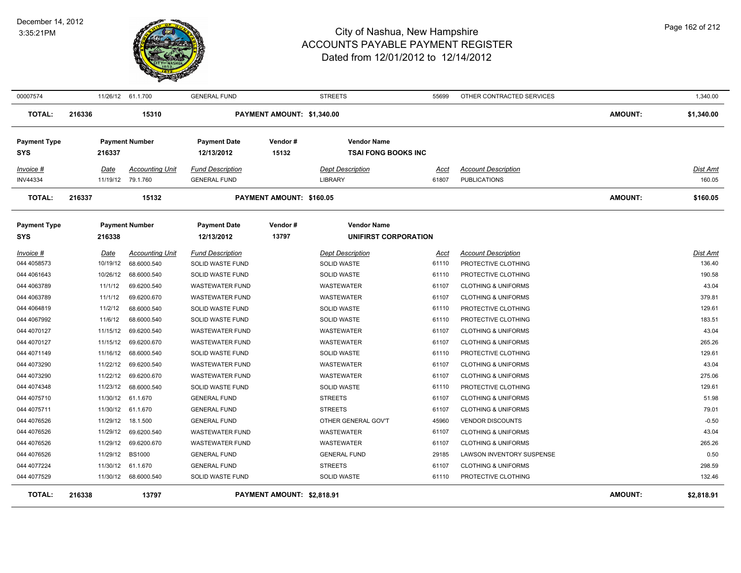| | | | | | | | | |
|---|---|---|---|---|---|---|---|---|
| 00007574 | 11/26/12 | 61.1.700 | GENERAL FUND | | STREETS | 55699 | OTHER CONTRACTED SERVICES | 1,340.00 |
| **TOTAL:** | **216336** | **15310** | | **PAYMENT AMOUNT: $1,340.00** | | | **AMOUNT:** | **$1,340.00** |

| **Payment Type** | **Payment Number** | | **Payment Date** | **Vendor #** | **Vendor Name** | | | |
|---|---|---|---|---|---|---|---|---|
| **SYS** | **216337** | | **12/13/2012** | **15132** | **TSAI FONG BOOKS INC** | | | |
| *Invoice #* | *Date* | *Accounting Unit* | *Fund Description* | | *Dept Description* | *Acct* | *Account Description* | *Dist Amt* |
| INV44334 | 11/19/12 | 79.1.760 | GENERAL FUND | | LIBRARY | 61807 | PUBLICATIONS | 160.05 |
| **TOTAL:** | **216337** | **15132** | | **PAYMENT AMOUNT: $160.05** | | | **AMOUNT:** | **$160.05** |

| **Payment Type** | **Payment Number** | | **Payment Date** | **Vendor #** | **Vendor Name** | | | |
|---|---|---|---|---|---|---|---|---|
| **SYS** | **216338** | | **12/13/2012** | **13797** | **UNIFIRST CORPORATION** | | | |
| *Invoice #* | *Date* | *Accounting Unit* | *Fund Description* | | *Dept Description* | *Acct* | *Account Description* | *Dist Amt* |
| 044 4058573 | 10/19/12 | 68.6000.540 | SOLID WASTE FUND | | SOLID WASTE | 61110 | PROTECTIVE CLOTHING | 136.40 |
| 044 4061643 | 10/26/12 | 68.6000.540 | SOLID WASTE FUND | | SOLID WASTE | 61110 | PROTECTIVE CLOTHING | 190.58 |
| 044 4063789 | 11/1/12 | 69.6200.540 | WASTEWATER FUND | | WASTEWATER | 61107 | CLOTHING & UNIFORMS | 43.04 |
| 044 4063789 | 11/1/12 | 69.6200.670 | WASTEWATER FUND | | WASTEWATER | 61107 | CLOTHING & UNIFORMS | 379.81 |
| 044 4064819 | 11/2/12 | 68.6000.540 | SOLID WASTE FUND | | SOLID WASTE | 61110 | PROTECTIVE CLOTHING | 129.61 |
| 044 4067992 | 11/6/12 | 68.6000.540 | SOLID WASTE FUND | | SOLID WASTE | 61110 | PROTECTIVE CLOTHING | 183.51 |
| 044 4070127 | 11/15/12 | 69.6200.540 | WASTEWATER FUND | | WASTEWATER | 61107 | CLOTHING & UNIFORMS | 43.04 |
| 044 4070127 | 11/15/12 | 69.6200.670 | WASTEWATER FUND | | WASTEWATER | 61107 | CLOTHING & UNIFORMS | 265.26 |
| 044 4071149 | 11/16/12 | 68.6000.540 | SOLID WASTE FUND | | SOLID WASTE | 61110 | PROTECTIVE CLOTHING | 129.61 |
| 044 4073290 | 11/22/12 | 69.6200.540 | WASTEWATER FUND | | WASTEWATER | 61107 | CLOTHING & UNIFORMS | 43.04 |
| 044 4073290 | 11/22/12 | 69.6200.670 | WASTEWATER FUND | | WASTEWATER | 61107 | CLOTHING & UNIFORMS | 275.06 |
| 044 4074348 | 11/23/12 | 68.6000.540 | SOLID WASTE FUND | | SOLID WASTE | 61110 | PROTECTIVE CLOTHING | 129.61 |
| 044 4075710 | 11/30/12 | 61.1.670 | GENERAL FUND | | STREETS | 61107 | CLOTHING & UNIFORMS | 51.98 |
| 044 4075711 | 11/30/12 | 61.1.670 | GENERAL FUND | | STREETS | 61107 | CLOTHING & UNIFORMS | 79.01 |
| 044 4076526 | 11/29/12 | 18.1.500 | GENERAL FUND | | OTHER GENERAL GOV'T | 45960 | VENDOR DISCOUNTS | -0.50 |
| 044 4076526 | 11/29/12 | 69.6200.540 | WASTEWATER FUND | | WASTEWATER | 61107 | CLOTHING & UNIFORMS | 43.04 |
| 044 4076526 | 11/29/12 | 69.6200.670 | WASTEWATER FUND | | WASTEWATER | 61107 | CLOTHING & UNIFORMS | 265.26 |
| 044 4076526 | 11/29/12 | BS1000 | GENERAL FUND | | GENERAL FUND | 29185 | LAWSON INVENTORY SUSPENSE | 0.50 |
| 044 4077224 | 11/30/12 | 61.1.670 | GENERAL FUND | | STREETS | 61107 | CLOTHING & UNIFORMS | 298.59 |
| 044 4077529 | 11/30/12 | 68.6000.540 | SOLID WASTE FUND | | SOLID WASTE | 61110 | PROTECTIVE CLOTHING | 132.46 |
| **TOTAL:** | **216338** | **13797** | | **PAYMENT AMOUNT: $2,818.91** | | | **AMOUNT:** | **$2,818.91** |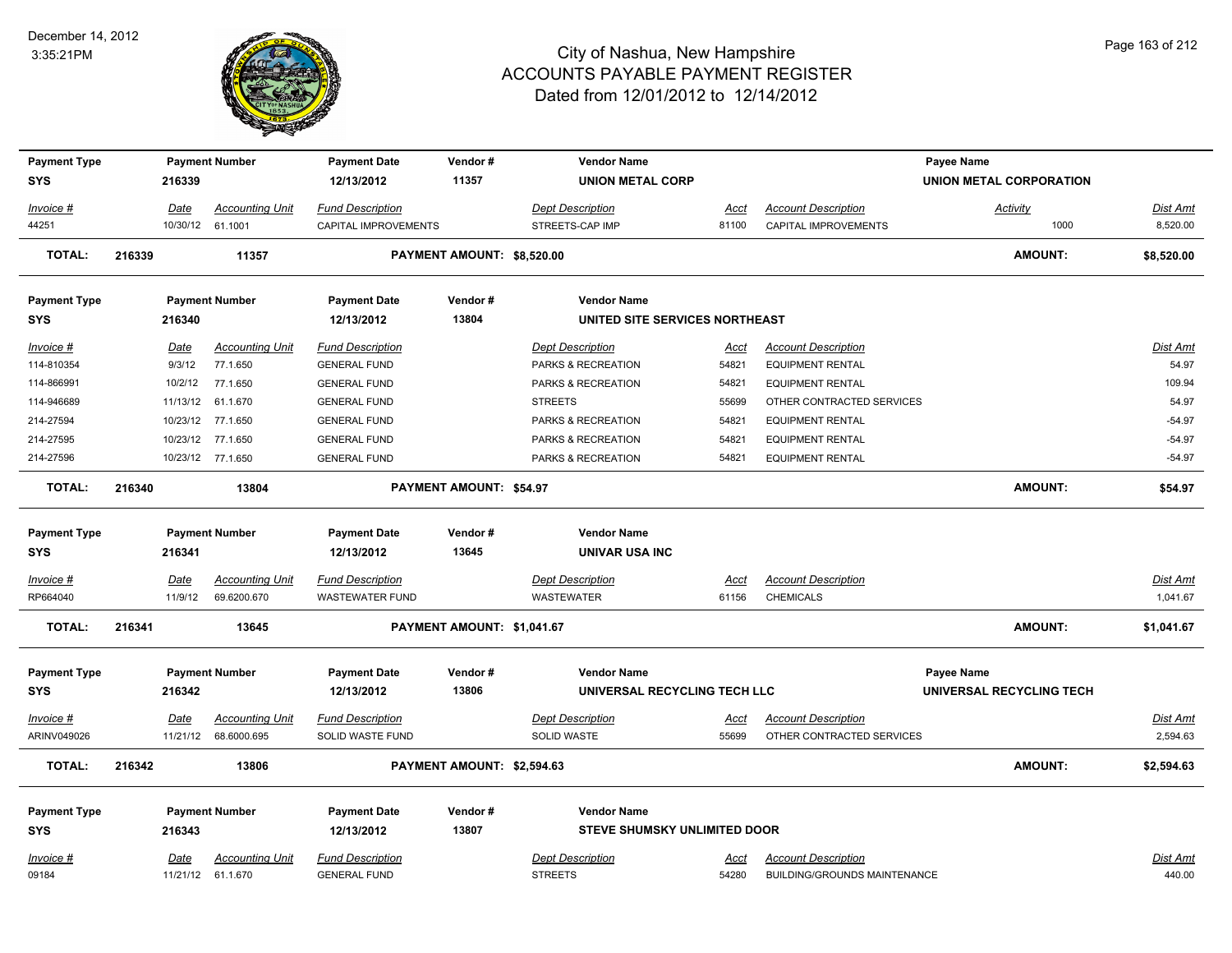# City of Nashua, New Hampshire
## ACCOUNTS PAYABLE PAYMENT REGISTER
### Dated from 12/01/2012 to 12/14/2012

December 14, 2012
3:35:21PM

| Payment Type | Payment Number | Payment Date | Vendor # | Vendor Name | Payee Name |
|---|---|---|---|---|---|
| SYS | 216339 | 12/13/2012 | 11357 | UNION METAL CORP | UNION METAL CORPORATION |

| Invoice # | Date | Accounting Unit | Fund Description | Dept Description | Acct | Account Description | Activity | Dist Amt |
|---|---|---|---|---|---|---|---|---|
| 44251 | 10/30/12 | 61.1001 | CAPITAL IMPROVEMENTS | STREETS-CAP IMP | 81100 | CAPITAL IMPROVEMENTS | 1000 | 8,520.00 |

**TOTAL: 216339 11357 PAYMENT AMOUNT: $8,520.00 AMOUNT: $8,520.00**

| Payment Type | Payment Number | Payment Date | Vendor # | Vendor Name |
|---|---|---|---|---|
| SYS | 216340 | 12/13/2012 | 13804 | UNITED SITE SERVICES NORTHEAST |

| Invoice # | Date | Accounting Unit | Fund Description | Dept Description | Acct | Account Description | Dist Amt |
|---|---|---|---|---|---|---|---|
| 114-810354 | 9/3/12 | 77.1.650 | GENERAL FUND | PARKS & RECREATION | 54821 | EQUIPMENT RENTAL | 54.97 |
| 114-866991 | 10/2/12 | 77.1.650 | GENERAL FUND | PARKS & RECREATION | 54821 | EQUIPMENT RENTAL | 109.94 |
| 114-946689 | 11/13/12 | 61.1.670 | GENERAL FUND | STREETS | 55699 | OTHER CONTRACTED SERVICES | 54.97 |
| 214-27594 | 10/23/12 | 77.1.650 | GENERAL FUND | PARKS & RECREATION | 54821 | EQUIPMENT RENTAL | -54.97 |
| 214-27595 | 10/23/12 | 77.1.650 | GENERAL FUND | PARKS & RECREATION | 54821 | EQUIPMENT RENTAL | -54.97 |
| 214-27596 | 10/23/12 | 77.1.650 | GENERAL FUND | PARKS & RECREATION | 54821 | EQUIPMENT RENTAL | -54.97 |

**TOTAL: 216340 13804 PAYMENT AMOUNT: $54.97 AMOUNT: $54.97**

| Payment Type | Payment Number | Payment Date | Vendor # | Vendor Name |
|---|---|---|---|---|
| SYS | 216341 | 12/13/2012 | 13645 | UNIVAR USA INC |

| Invoice # | Date | Accounting Unit | Fund Description | Dept Description | Acct | Account Description | Dist Amt |
|---|---|---|---|---|---|---|---|
| RP664040 | 11/9/12 | 69.6200.670 | WASTEWATER FUND | WASTEWATER | 61156 | CHEMICALS | 1,041.67 |

**TOTAL: 216341 13645 PAYMENT AMOUNT: $1,041.67 AMOUNT: $1,041.67**

| Payment Type | Payment Number | Payment Date | Vendor # | Vendor Name | Payee Name |
|---|---|---|---|---|---|
| SYS | 216342 | 12/13/2012 | 13806 | UNIVERSAL RECYCLING TECH LLC | UNIVERSAL RECYCLING TECH |

| Invoice # | Date | Accounting Unit | Fund Description | Dept Description | Acct | Account Description | Dist Amt |
|---|---|---|---|---|---|---|---|
| ARINV049026 | 11/21/12 | 68.6000.695 | SOLID WASTE FUND | SOLID WASTE | 55699 | OTHER CONTRACTED SERVICES | 2,594.63 |

**TOTAL: 216342 13806 PAYMENT AMOUNT: $2,594.63 AMOUNT: $2,594.63**

| Payment Type | Payment Number | Payment Date | Vendor # | Vendor Name |
|---|---|---|---|---|
| SYS | 216343 | 12/13/2012 | 13807 | STEVE SHUMSKY UNLIMITED DOOR |

| Invoice # | Date | Accounting Unit | Fund Description | Dept Description | Acct | Account Description | Dist Amt |
|---|---|---|---|---|---|---|---|
| 09184 | 11/21/12 | 61.1.670 | GENERAL FUND | STREETS | 54280 | BUILDING/GROUNDS MAINTENANCE | 440.00 |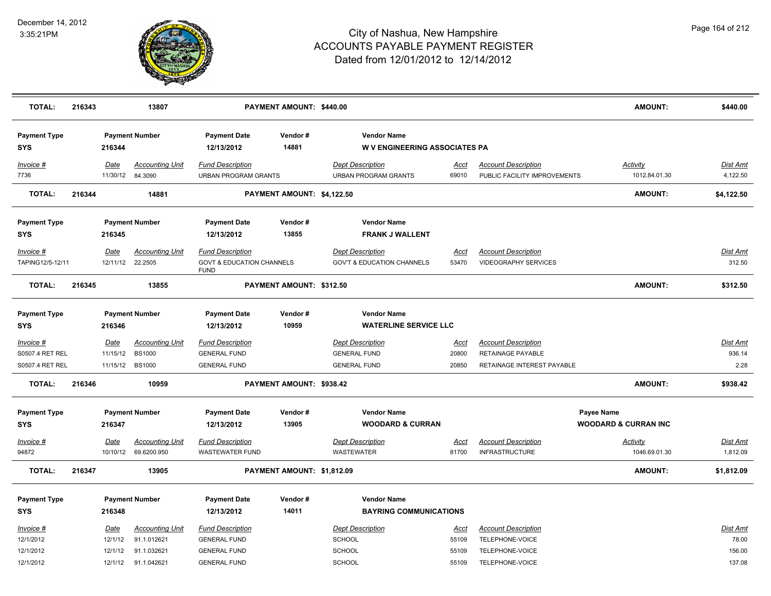# City of Nashua, New Hampshire
# ACCOUNTS PAYABLE PAYMENT REGISTER
## Dated from 12/01/2012 to 12/14/2012

December 14, 2012
3:35:21PM

| **TOTAL:** | **216343** | **13807** | **PAYMENT AMOUNT: $440.00** | | | | **AMOUNT:** | **$440.00** |
|---|---|---|---|---|---|---|---|---|

**Payment Type:** SYS | **Payment Number:** 216344 | **Payment Date:** 12/13/2012 | **Vendor #:** 14881 | **Vendor Name:** W V ENGINEERING ASSOCIATES PA

| Invoice # | Date | Accounting Unit | Fund Description | Dept Description | Acct | Account Description | Activity | Dist Amt |
|---|---|---|---|---|---|---|---|---|
| 7736 | 11/30/12 | 84.3090 | URBAN PROGRAM GRANTS | URBAN PROGRAM GRANTS | 69010 | PUBLIC FACILITY IMPROVEMENTS | 1012.84.01.30 | 4,122.50 |
| **TOTAL:** | **216344** | **14881** | **PAYMENT AMOUNT: $4,122.50** | | | | **AMOUNT:** | **$4,122.50** |

**Payment Type:** SYS | **Payment Number:** 216345 | **Payment Date:** 12/13/2012 | **Vendor #:** 13855 | **Vendor Name:** FRANK J WALLENT

| Invoice # | Date | Accounting Unit | Fund Description | Dept Description | Acct | Account Description | Dist Amt |
|---|---|---|---|---|---|---|---|
| TAPING12/5-12/11 | 12/11/12 | 22.2505 | GOVT & EDUCATION CHANNELS FUND | GOV'T & EDUCATION CHANNELS | 53470 | VIDEOGRAPHY SERVICES | 312.50 |
| **TOTAL:** | **216345** | **13855** | **PAYMENT AMOUNT: $312.50** | | | **AMOUNT:** | **$312.50** |

**Payment Type:** SYS | **Payment Number:** 216346 | **Payment Date:** 12/13/2012 | **Vendor #:** 10959 | **Vendor Name:** WATERLINE SERVICE LLC

| Invoice # | Date | Accounting Unit | Fund Description | Dept Description | Acct | Account Description | Dist Amt |
|---|---|---|---|---|---|---|---|
| S0507.4 RET REL | 11/15/12 | BS1000 | GENERAL FUND | GENERAL FUND | 20800 | RETAINAGE PAYABLE | 936.14 |
| S0507.4 RET REL | 11/15/12 | BS1000 | GENERAL FUND | GENERAL FUND | 20850 | RETAINAGE INTEREST PAYABLE | 2.28 |
| **TOTAL:** | **216346** | **10959** | **PAYMENT AMOUNT: $938.42** | | | **AMOUNT:** | **$938.42** |

**Payment Type:** SYS | **Payment Number:** 216347 | **Payment Date:** 12/13/2012 | **Vendor #:** 13905 | **Vendor Name:** WOODARD & CURRAN | **Payee Name:** WOODARD & CURRAN INC

| Invoice # | Date | Accounting Unit | Fund Description | Dept Description | Acct | Account Description | Activity | Dist Amt |
|---|---|---|---|---|---|---|---|---|
| 94872 | 10/10/12 | 69.6200.950 | WASTEWATER FUND | WASTEWATER | 81700 | INFRASTRUCTURE | 1046.69.01.30 | 1,812.09 |
| **TOTAL:** | **216347** | **13905** | **PAYMENT AMOUNT: $1,812.09** | | | | **AMOUNT:** | **$1,812.09** |

**Payment Type:** SYS | **Payment Number:** 216348 | **Payment Date:** 12/13/2012 | **Vendor #:** 14011 | **Vendor Name:** BAYRING COMMUNICATIONS

| Invoice # | Date | Accounting Unit | Fund Description | Dept Description | Acct | Account Description | Dist Amt |
|---|---|---|---|---|---|---|---|
| 12/1/2012 | 12/1/12 | 91.1.012621 | GENERAL FUND | SCHOOL | 55109 | TELEPHONE-VOICE | 78.00 |
| 12/1/2012 | 12/1/12 | 91.1.032621 | GENERAL FUND | SCHOOL | 55109 | TELEPHONE-VOICE | 156.00 |
| 12/1/2012 | 12/1/12 | 91.1.042621 | GENERAL FUND | SCHOOL | 55109 | TELEPHONE-VOICE | 137.08 |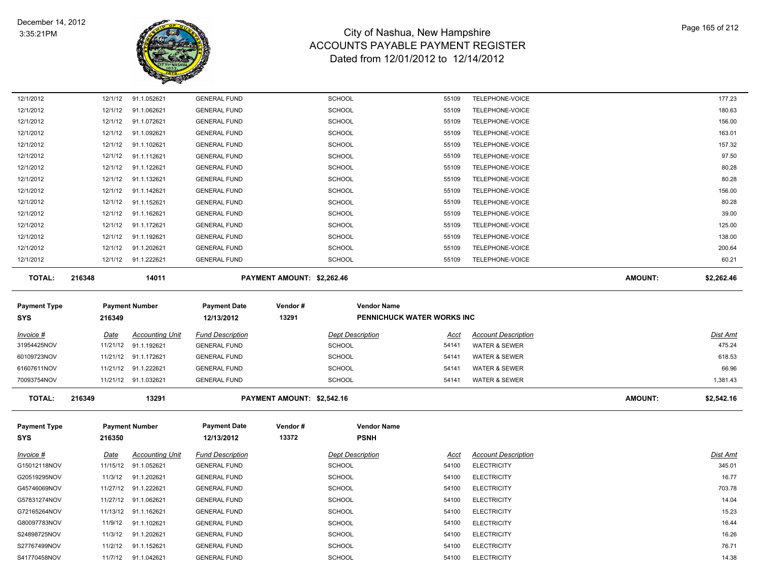# City of Nashua, New Hampshire
## ACCOUNTS PAYABLE PAYMENT REGISTER
### Dated from 12/01/2012 to 12/14/2012

December 14, 2012
3:35:21PM

| | | | | | | | |
|---|---|---|---|---|---|---|---|
| 12/1/2012 | 12/1/12 | 91.1.052621 | GENERAL FUND | SCHOOL | 55109 | TELEPHONE-VOICE | 177.23 |
| 12/1/2012 | 12/1/12 | 91.1.062621 | GENERAL FUND | SCHOOL | 55109 | TELEPHONE-VOICE | 180.63 |
| 12/1/2012 | 12/1/12 | 91.1.072621 | GENERAL FUND | SCHOOL | 55109 | TELEPHONE-VOICE | 156.00 |
| 12/1/2012 | 12/1/12 | 91.1.092621 | GENERAL FUND | SCHOOL | 55109 | TELEPHONE-VOICE | 163.01 |
| 12/1/2012 | 12/1/12 | 91.1.102621 | GENERAL FUND | SCHOOL | 55109 | TELEPHONE-VOICE | 157.32 |
| 12/1/2012 | 12/1/12 | 91.1.112621 | GENERAL FUND | SCHOOL | 55109 | TELEPHONE-VOICE | 97.50 |
| 12/1/2012 | 12/1/12 | 91.1.122621 | GENERAL FUND | SCHOOL | 55109 | TELEPHONE-VOICE | 80.28 |
| 12/1/2012 | 12/1/12 | 91.1.132621 | GENERAL FUND | SCHOOL | 55109 | TELEPHONE-VOICE | 80.28 |
| 12/1/2012 | 12/1/12 | 91.1.142621 | GENERAL FUND | SCHOOL | 55109 | TELEPHONE-VOICE | 156.00 |
| 12/1/2012 | 12/1/12 | 91.1.152621 | GENERAL FUND | SCHOOL | 55109 | TELEPHONE-VOICE | 80.28 |
| 12/1/2012 | 12/1/12 | 91.1.162621 | GENERAL FUND | SCHOOL | 55109 | TELEPHONE-VOICE | 39.00 |
| 12/1/2012 | 12/1/12 | 91.1.172621 | GENERAL FUND | SCHOOL | 55109 | TELEPHONE-VOICE | 125.00 |
| 12/1/2012 | 12/1/12 | 91.1.192621 | GENERAL FUND | SCHOOL | 55109 | TELEPHONE-VOICE | 138.00 |
| 12/1/2012 | 12/1/12 | 91.1.202621 | GENERAL FUND | SCHOOL | 55109 | TELEPHONE-VOICE | 200.64 |
| 12/1/2012 | 12/1/12 | 91.1.222621 | GENERAL FUND | SCHOOL | 55109 | TELEPHONE-VOICE | 60.21 |

**TOTAL: 216348 &nbsp; 14011 &nbsp; PAYMENT AMOUNT: $2,262.46 &nbsp; AMOUNT: $2,262.46**

| Payment Type | Payment Number | Payment Date | Vendor # | Vendor Name |
|---|---|---|---|---|
| SYS | 216349 | 12/13/2012 | 13291 | PENNICHUCK WATER WORKS INC |

| Invoice # | Date | Accounting Unit | Fund Description | Dept Description | Acct | Account Description | Dist Amt |
|---|---|---|---|---|---|---|---|
| 31954425NOV | 11/21/12 | 91.1.192621 | GENERAL FUND | SCHOOL | 54141 | WATER & SEWER | 475.24 |
| 60109723NOV | 11/21/12 | 91.1.172621 | GENERAL FUND | SCHOOL | 54141 | WATER & SEWER | 618.53 |
| 61607611NOV | 11/21/12 | 91.1.222621 | GENERAL FUND | SCHOOL | 54141 | WATER & SEWER | 66.96 |
| 70093754NOV | 11/21/12 | 91.1.032621 | GENERAL FUND | SCHOOL | 54141 | WATER & SEWER | 1,381.43 |

**TOTAL: 216349 &nbsp; 13291 &nbsp; PAYMENT AMOUNT: $2,542.16 &nbsp; AMOUNT: $2,542.16**

| Payment Type | Payment Number | Payment Date | Vendor # | Vendor Name |
|---|---|---|---|---|
| SYS | 216350 | 12/13/2012 | 13372 | PSNH |

| Invoice # | Date | Accounting Unit | Fund Description | Dept Description | Acct | Account Description | Dist Amt |
|---|---|---|---|---|---|---|---|
| G15012118NOV | 11/15/12 | 91.1.052621 | GENERAL FUND | SCHOOL | 54100 | ELECTRICITY | 345.01 |
| G20519295NOV | 11/3/12 | 91.1.202621 | GENERAL FUND | SCHOOL | 54100 | ELECTRICITY | 16.77 |
| G45746069NOV | 11/27/12 | 91.1.222621 | GENERAL FUND | SCHOOL | 54100 | ELECTRICITY | 703.78 |
| G57831274NOV | 11/27/12 | 91.1.062621 | GENERAL FUND | SCHOOL | 54100 | ELECTRICITY | 14.04 |
| G72165264NOV | 11/13/12 | 91.1.162621 | GENERAL FUND | SCHOOL | 54100 | ELECTRICITY | 15.23 |
| G80097783NOV | 11/9/12 | 91.1.102621 | GENERAL FUND | SCHOOL | 54100 | ELECTRICITY | 16.44 |
| S24898725NOV | 11/3/12 | 91.1.202621 | GENERAL FUND | SCHOOL | 54100 | ELECTRICITY | 16.26 |
| S27767499NOV | 11/2/12 | 91.1.152621 | GENERAL FUND | SCHOOL | 54100 | ELECTRICITY | 76.71 |
| S41770458NOV | 11/7/12 | 91.1.042621 | GENERAL FUND | SCHOOL | 54100 | ELECTRICITY | 14.38 |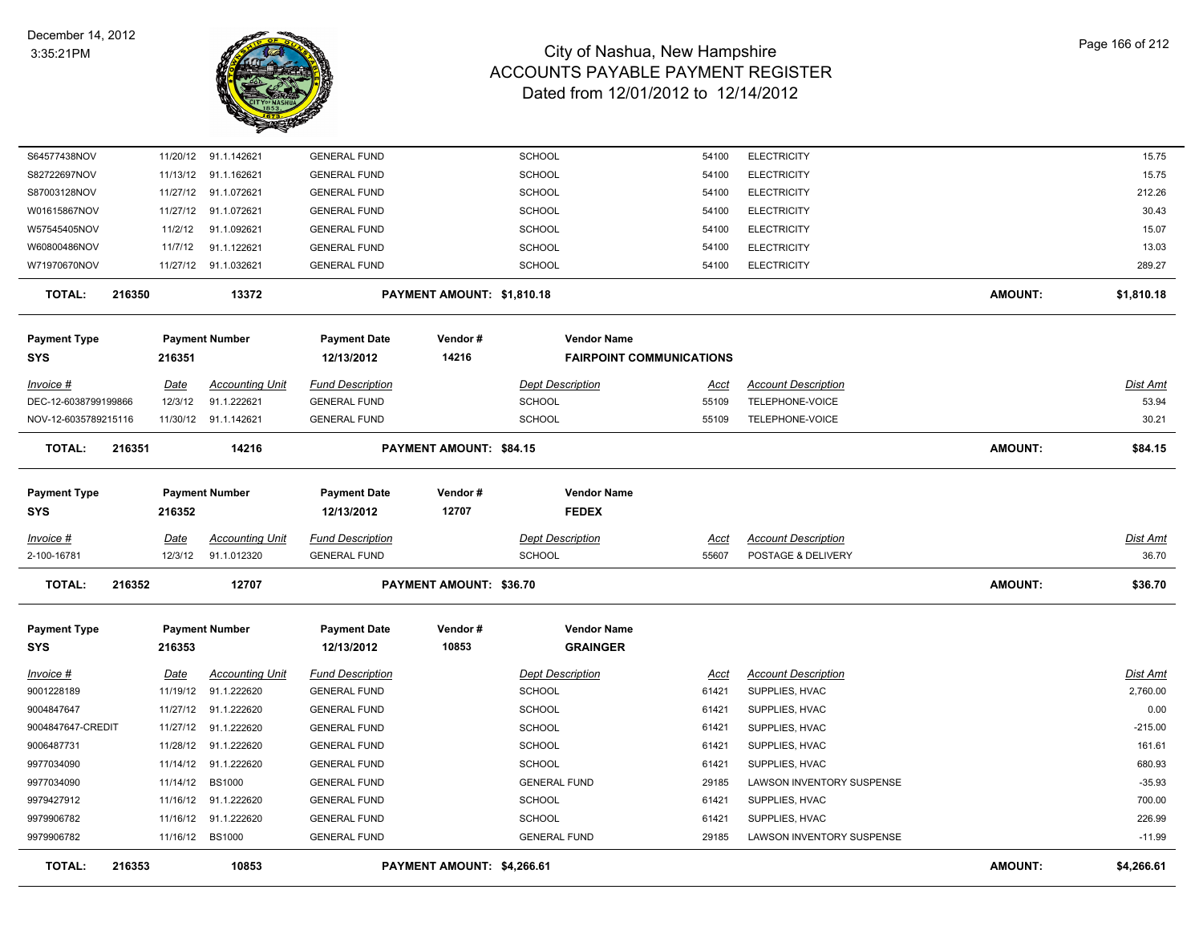| Invoice # | Date | Accounting Unit | Fund Description | Dept Description | Acct | Account Description | Dist Amt |
|---|---|---|---|---|---|---|---|
| S64577438NOV | 11/20/12 | 91.1.142621 | GENERAL FUND | SCHOOL | 54100 | ELECTRICITY | 15.75 |
| S82722697NOV | 11/13/12 | 91.1.162621 | GENERAL FUND | SCHOOL | 54100 | ELECTRICITY | 15.75 |
| S87003128NOV | 11/27/12 | 91.1.072621 | GENERAL FUND | SCHOOL | 54100 | ELECTRICITY | 212.26 |
| W01615867NOV | 11/27/12 | 91.1.072621 | GENERAL FUND | SCHOOL | 54100 | ELECTRICITY | 30.43 |
| W57545405NOV | 11/2/12 | 91.1.092621 | GENERAL FUND | SCHOOL | 54100 | ELECTRICITY | 15.07 |
| W60800486NOV | 11/7/12 | 91.1.122621 | GENERAL FUND | SCHOOL | 54100 | ELECTRICITY | 13.03 |
| W71970670NOV | 11/27/12 | 91.1.032621 | GENERAL FUND | SCHOOL | 54100 | ELECTRICITY | 289.27 |

**TOTAL: 216350 13372 PAYMENT AMOUNT: $1,810.18 AMOUNT: $1,810.18**

| Payment Type | Payment Number | Payment Date | Vendor # | Vendor Name |
|---|---|---|---|---|
| SYS | 216351 | 12/13/2012 | 14216 | FAIRPOINT COMMUNICATIONS |

| Invoice # | Date | Accounting Unit | Fund Description | Dept Description | Acct | Account Description | Dist Amt |
|---|---|---|---|---|---|---|---|
| DEC-12-6038799199866 | 12/3/12 | 91.1.222621 | GENERAL FUND | SCHOOL | 55109 | TELEPHONE-VOICE | 53.94 |
| NOV-12-6035789215116 | 11/30/12 | 91.1.142621 | GENERAL FUND | SCHOOL | 55109 | TELEPHONE-VOICE | 30.21 |

**TOTAL: 216351 14216 PAYMENT AMOUNT: $84.15 AMOUNT: $84.15**

| Payment Type | Payment Number | Payment Date | Vendor # | Vendor Name |
|---|---|---|---|---|
| SYS | 216352 | 12/13/2012 | 12707 | FEDEX |

| Invoice # | Date | Accounting Unit | Fund Description | Dept Description | Acct | Account Description | Dist Amt |
|---|---|---|---|---|---|---|---|
| 2-100-16781 | 12/3/12 | 91.1.012320 | GENERAL FUND | SCHOOL | 55607 | POSTAGE & DELIVERY | 36.70 |

**TOTAL: 216352 12707 PAYMENT AMOUNT: $36.70 AMOUNT: $36.70**

| Payment Type | Payment Number | Payment Date | Vendor # | Vendor Name |
|---|---|---|---|---|
| SYS | 216353 | 12/13/2012 | 10853 | GRAINGER |

| Invoice # | Date | Accounting Unit | Fund Description | Dept Description | Acct | Account Description | Dist Amt |
|---|---|---|---|---|---|---|---|
| 9001228189 | 11/19/12 | 91.1.222620 | GENERAL FUND | SCHOOL | 61421 | SUPPLIES, HVAC | 2,760.00 |
| 9004847647 | 11/27/12 | 91.1.222620 | GENERAL FUND | SCHOOL | 61421 | SUPPLIES, HVAC | 0.00 |
| 9004847647-CREDIT | 11/27/12 | 91.1.222620 | GENERAL FUND | SCHOOL | 61421 | SUPPLIES, HVAC | -215.00 |
| 9006487731 | 11/28/12 | 91.1.222620 | GENERAL FUND | SCHOOL | 61421 | SUPPLIES, HVAC | 161.61 |
| 9977034090 | 11/14/12 | 91.1.222620 | GENERAL FUND | SCHOOL | 61421 | SUPPLIES, HVAC | 680.93 |
| 9977034090 | 11/14/12 | BS1000 | GENERAL FUND | GENERAL FUND | 29185 | LAWSON INVENTORY SUSPENSE | -35.93 |
| 9979427912 | 11/16/12 | 91.1.222620 | GENERAL FUND | SCHOOL | 61421 | SUPPLIES, HVAC | 700.00 |
| 9979906782 | 11/16/12 | 91.1.222620 | GENERAL FUND | SCHOOL | 61421 | SUPPLIES, HVAC | 226.99 |
| 9979906782 | 11/16/12 | BS1000 | GENERAL FUND | GENERAL FUND | 29185 | LAWSON INVENTORY SUSPENSE | -11.99 |

**TOTAL: 216353 10853 PAYMENT AMOUNT: $4,266.61 AMOUNT: $4,266.61**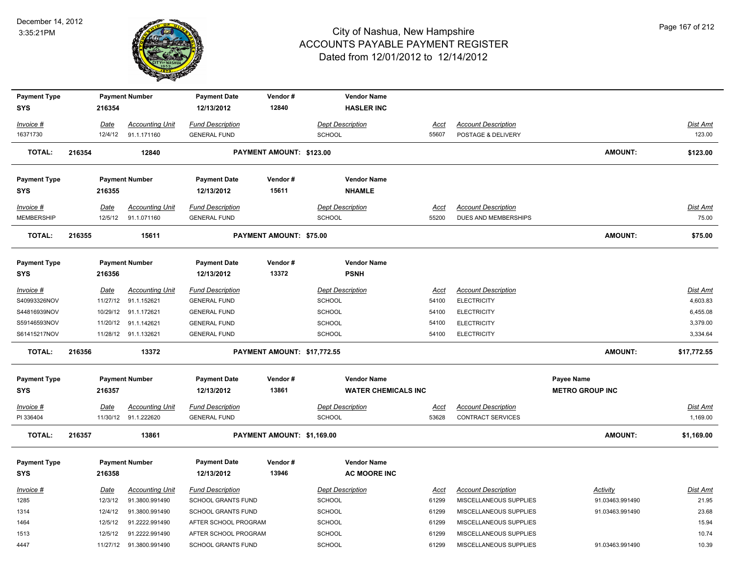# City of Nashua, New Hampshire
# ACCOUNTS PAYABLE PAYMENT REGISTER
## Dated from 12/01/2012 to 12/14/2012

December 14, 2012
3:35:21PM

| Payment Type | Payment Number | Payment Date | Vendor # | Vendor Name |
|---|---|---|---|---|
| SYS | 216354 | 12/13/2012 | 12840 | HASLER INC |

| Invoice # | Date | Accounting Unit | Fund Description | Dept Description | Acct | Account Description | Dist Amt |
|---|---|---|---|---|---|---|---|
| 16371730 | 12/4/12 | 91.1.171160 | GENERAL FUND | SCHOOL | 55607 | POSTAGE & DELIVERY | 123.00 |

**TOTAL: 216354 12840 PAYMENT AMOUNT: $123.00 AMOUNT: $123.00**

| Payment Type | Payment Number | Payment Date | Vendor # | Vendor Name |
|---|---|---|---|---|
| SYS | 216355 | 12/13/2012 | 15611 | NHAMLE |

| Invoice # | Date | Accounting Unit | Fund Description | Dept Description | Acct | Account Description | Dist Amt |
|---|---|---|---|---|---|---|---|
| MEMBERSHIP | 12/5/12 | 91.1.071160 | GENERAL FUND | SCHOOL | 55200 | DUES AND MEMBERSHIPS | 75.00 |

**TOTAL: 216355 15611 PAYMENT AMOUNT: $75.00 AMOUNT: $75.00**

| Payment Type | Payment Number | Payment Date | Vendor # | Vendor Name |
|---|---|---|---|---|
| SYS | 216356 | 12/13/2012 | 13372 | PSNH |

| Invoice # | Date | Accounting Unit | Fund Description | Dept Description | Acct | Account Description | Dist Amt |
|---|---|---|---|---|---|---|---|
| S40993326NOV | 11/27/12 | 91.1.152621 | GENERAL FUND | SCHOOL | 54100 | ELECTRICITY | 4,603.83 |
| S44816939NOV | 10/29/12 | 91.1.172621 | GENERAL FUND | SCHOOL | 54100 | ELECTRICITY | 6,455.08 |
| S59146593NOV | 11/20/12 | 91.1.142621 | GENERAL FUND | SCHOOL | 54100 | ELECTRICITY | 3,379.00 |
| S61415217NOV | 11/28/12 | 91.1.132621 | GENERAL FUND | SCHOOL | 54100 | ELECTRICITY | 3,334.64 |

**TOTAL: 216356 13372 PAYMENT AMOUNT: $17,772.55 AMOUNT: $17,772.55**

| Payment Type | Payment Number | Payment Date | Vendor # | Vendor Name | Payee Name |
|---|---|---|---|---|---|
| SYS | 216357 | 12/13/2012 | 13861 | WATER CHEMICALS INC | METRO GROUP INC |

| Invoice # | Date | Accounting Unit | Fund Description | Dept Description | Acct | Account Description | Dist Amt |
|---|---|---|---|---|---|---|---|
| PI 336404 | 11/30/12 | 91.1.222620 | GENERAL FUND | SCHOOL | 53628 | CONTRACT SERVICES | 1,169.00 |

**TOTAL: 216357 13861 PAYMENT AMOUNT: $1,169.00 AMOUNT: $1,169.00**

| Payment Type | Payment Number | Payment Date | Vendor # | Vendor Name |
|---|---|---|---|---|
| SYS | 216358 | 12/13/2012 | 13946 | AC MOORE INC |

| Invoice # | Date | Accounting Unit | Fund Description | Dept Description | Acct | Account Description | Activity | Dist Amt |
|---|---|---|---|---|---|---|---|---|
| 1285 | 12/3/12 | 91.3800.991490 | SCHOOL GRANTS FUND | SCHOOL | 61299 | MISCELLANEOUS SUPPLIES | 91.03463.991490 | 21.95 |
| 1314 | 12/4/12 | 91.3800.991490 | SCHOOL GRANTS FUND | SCHOOL | 61299 | MISCELLANEOUS SUPPLIES | 91.03463.991490 | 23.68 |
| 1464 | 12/5/12 | 91.2222.991490 | AFTER SCHOOL PROGRAM | SCHOOL | 61299 | MISCELLANEOUS SUPPLIES | | 15.94 |
| 1513 | 12/5/12 | 91.2222.991490 | AFTER SCHOOL PROGRAM | SCHOOL | 61299 | MISCELLANEOUS SUPPLIES | | 10.74 |
| 4447 | 11/27/12 | 91.3800.991490 | SCHOOL GRANTS FUND | SCHOOL | 61299 | MISCELLANEOUS SUPPLIES | 91.03463.991490 | 10.39 |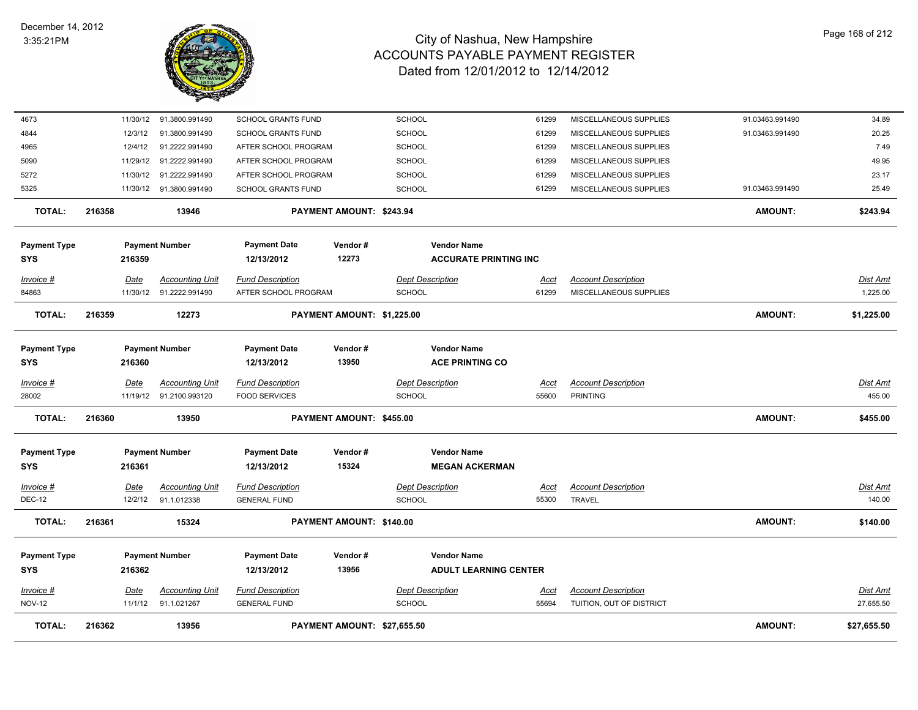# City of Nashua, New Hampshire
# ACCOUNTS PAYABLE PAYMENT REGISTER
## Dated from 12/01/2012 to 12/14/2012

December 14, 2012
3:35:21PM

| Invoice # | Date | Accounting Unit | Fund Description | Dept Description | Acct | Account Description | | Dist Amt |
|---|---|---|---|---|---|---|---|---|
| 4673 | 11/30/12 | 91.3800.991490 | SCHOOL GRANTS FUND | SCHOOL | 61299 | MISCELLANEOUS SUPPLIES | 91.03463.991490 | 34.89 |
| 4844 | 12/3/12 | 91.3800.991490 | SCHOOL GRANTS FUND | SCHOOL | 61299 | MISCELLANEOUS SUPPLIES | 91.03463.991490 | 20.25 |
| 4965 | 12/4/12 | 91.2222.991490 | AFTER SCHOOL PROGRAM | SCHOOL | 61299 | MISCELLANEOUS SUPPLIES | | 7.49 |
| 5090 | 11/29/12 | 91.2222.991490 | AFTER SCHOOL PROGRAM | SCHOOL | 61299 | MISCELLANEOUS SUPPLIES | | 49.95 |
| 5272 | 11/30/12 | 91.2222.991490 | AFTER SCHOOL PROGRAM | SCHOOL | 61299 | MISCELLANEOUS SUPPLIES | | 23.17 |
| 5325 | 11/30/12 | 91.3800.991490 | SCHOOL GRANTS FUND | SCHOOL | 61299 | MISCELLANEOUS SUPPLIES | 91.03463.991490 | 25.49 |

**TOTAL: 216358 — 13946 — PAYMENT AMOUNT: $243.94 — AMOUNT: $243.94**

| Payment Type | Payment Number | Payment Date | Vendor # | Vendor Name |
|---|---|---|---|---|
| SYS | 216359 | 12/13/2012 | 12273 | ACCURATE PRINTING INC |

| Invoice # | Date | Accounting Unit | Fund Description | Dept Description | Acct | Account Description | Dist Amt |
|---|---|---|---|---|---|---|---|
| 84863 | 11/30/12 | 91.2222.991490 | AFTER SCHOOL PROGRAM | SCHOOL | 61299 | MISCELLANEOUS SUPPLIES | 1,225.00 |

**TOTAL: 216359 — 12273 — PAYMENT AMOUNT: $1,225.00 — AMOUNT: $1,225.00**

| Payment Type | Payment Number | Payment Date | Vendor # | Vendor Name |
|---|---|---|---|---|
| SYS | 216360 | 12/13/2012 | 13950 | ACE PRINTING CO |

| Invoice # | Date | Accounting Unit | Fund Description | Dept Description | Acct | Account Description | Dist Amt |
|---|---|---|---|---|---|---|---|
| 28002 | 11/19/12 | 91.2100.993120 | FOOD SERVICES | SCHOOL | 55600 | PRINTING | 455.00 |

**TOTAL: 216360 — 13950 — PAYMENT AMOUNT: $455.00 — AMOUNT: $455.00**

| Payment Type | Payment Number | Payment Date | Vendor # | Vendor Name |
|---|---|---|---|---|
| SYS | 216361 | 12/13/2012 | 15324 | MEGAN ACKERMAN |

| Invoice # | Date | Accounting Unit | Fund Description | Dept Description | Acct | Account Description | Dist Amt |
|---|---|---|---|---|---|---|---|
| DEC-12 | 12/2/12 | 91.1.012338 | GENERAL FUND | SCHOOL | 55300 | TRAVEL | 140.00 |

**TOTAL: 216361 — 15324 — PAYMENT AMOUNT: $140.00 — AMOUNT: $140.00**

| Payment Type | Payment Number | Payment Date | Vendor # | Vendor Name |
|---|---|---|---|---|
| SYS | 216362 | 12/13/2012 | 13956 | ADULT LEARNING CENTER |

| Invoice # | Date | Accounting Unit | Fund Description | Dept Description | Acct | Account Description | Dist Amt |
|---|---|---|---|---|---|---|---|
| NOV-12 | 11/1/12 | 91.1.021267 | GENERAL FUND | SCHOOL | 55694 | TUITION, OUT OF DISTRICT | 27,655.50 |

**TOTAL: 216362 — 13956 — PAYMENT AMOUNT: $27,655.50 — AMOUNT: $27,655.50**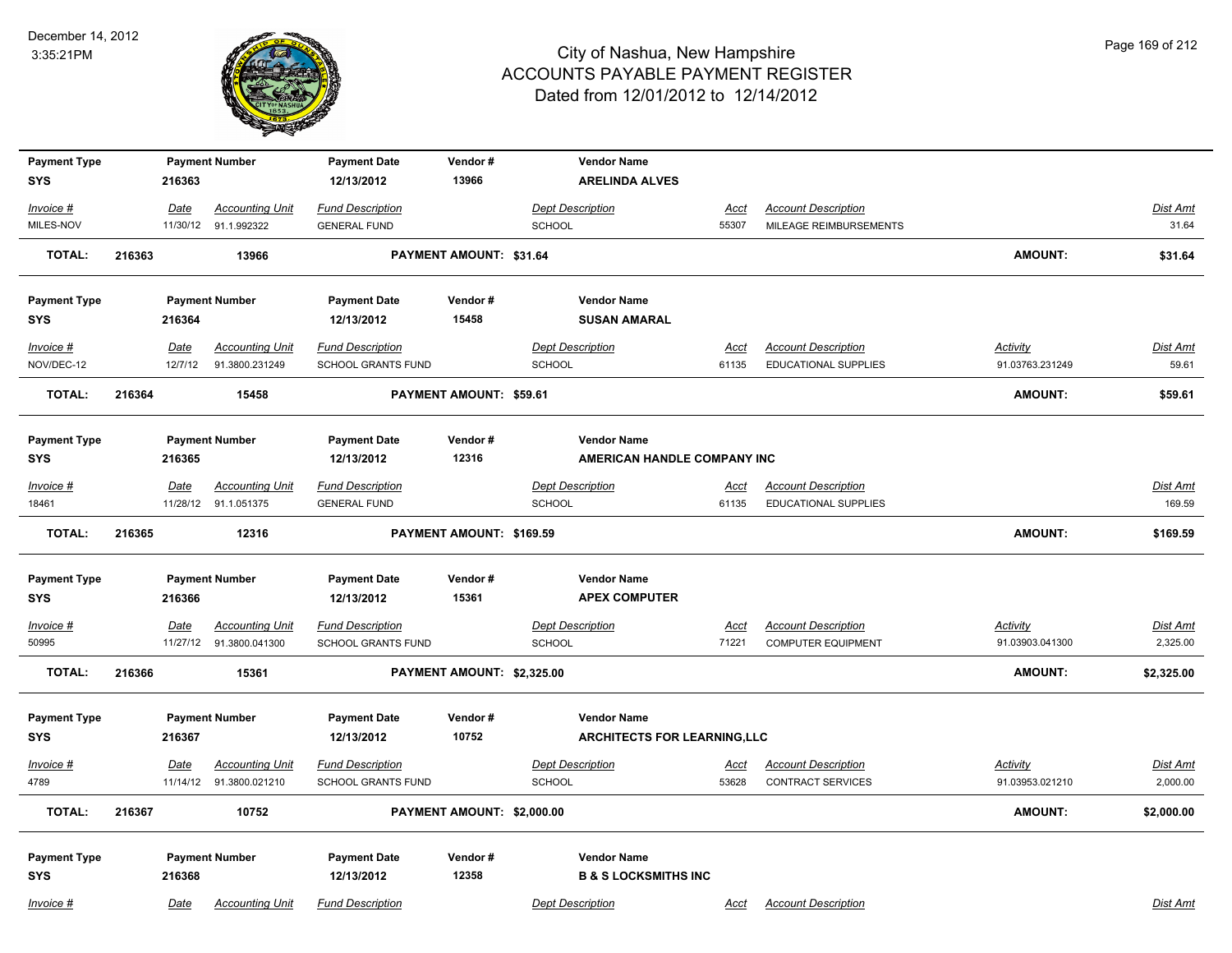# City of Nashua, New Hampshire
## ACCOUNTS PAYABLE PAYMENT REGISTER
### Dated from 12/01/2012 to 12/14/2012

December 14, 2012
3:35:21PM

| Payment Type | Payment Number | Payment Date | Vendor # | Vendor Name |
|---|---|---|---|---|
| SYS | 216363 | 12/13/2012 | 13966 | ARELINDA ALVES |

| Invoice # | Date | Accounting Unit | Fund Description | Dept Description | Acct | Account Description | Activity | Dist Amt |
|---|---|---|---|---|---|---|---|---|
| MILES-NOV | 11/30/12 | 91.1.992322 | GENERAL FUND | SCHOOL | 55307 | MILEAGE REIMBURSEMENTS | | 31.64 |

**TOTAL: 216363 13966 PAYMENT AMOUNT: $31.64 AMOUNT: $31.64**

| Payment Type | Payment Number | Payment Date | Vendor # | Vendor Name |
|---|---|---|---|---|
| SYS | 216364 | 12/13/2012 | 15458 | SUSAN AMARAL |

| Invoice # | Date | Accounting Unit | Fund Description | Dept Description | Acct | Account Description | Activity | Dist Amt |
|---|---|---|---|---|---|---|---|---|
| NOV/DEC-12 | 12/7/12 | 91.3800.231249 | SCHOOL GRANTS FUND | SCHOOL | 61135 | EDUCATIONAL SUPPLIES | 91.03763.231249 | 59.61 |

**TOTAL: 216364 15458 PAYMENT AMOUNT: $59.61 AMOUNT: $59.61**

| Payment Type | Payment Number | Payment Date | Vendor # | Vendor Name |
|---|---|---|---|---|
| SYS | 216365 | 12/13/2012 | 12316 | AMERICAN HANDLE COMPANY INC |

| Invoice # | Date | Accounting Unit | Fund Description | Dept Description | Acct | Account Description | Activity | Dist Amt |
|---|---|---|---|---|---|---|---|---|
| 18461 | 11/28/12 | 91.1.051375 | GENERAL FUND | SCHOOL | 61135 | EDUCATIONAL SUPPLIES | | 169.59 |

**TOTAL: 216365 12316 PAYMENT AMOUNT: $169.59 AMOUNT: $169.59**

| Payment Type | Payment Number | Payment Date | Vendor # | Vendor Name |
|---|---|---|---|---|
| SYS | 216366 | 12/13/2012 | 15361 | APEX COMPUTER |

| Invoice # | Date | Accounting Unit | Fund Description | Dept Description | Acct | Account Description | Activity | Dist Amt |
|---|---|---|---|---|---|---|---|---|
| 50995 | 11/27/12 | 91.3800.041300 | SCHOOL GRANTS FUND | SCHOOL | 71221 | COMPUTER EQUIPMENT | 91.03903.041300 | 2,325.00 |

**TOTAL: 216366 15361 PAYMENT AMOUNT: $2,325.00 AMOUNT: $2,325.00**

| Payment Type | Payment Number | Payment Date | Vendor # | Vendor Name |
|---|---|---|---|---|
| SYS | 216367 | 12/13/2012 | 10752 | ARCHITECTS FOR LEARNING,LLC |

| Invoice # | Date | Accounting Unit | Fund Description | Dept Description | Acct | Account Description | Activity | Dist Amt |
|---|---|---|---|---|---|---|---|---|
| 4789 | 11/14/12 | 91.3800.021210 | SCHOOL GRANTS FUND | SCHOOL | 53628 | CONTRACT SERVICES | 91.03953.021210 | 2,000.00 |

**TOTAL: 216367 10752 PAYMENT AMOUNT: $2,000.00 AMOUNT: $2,000.00**

| Payment Type | Payment Number | Payment Date | Vendor # | Vendor Name |
|---|---|---|---|---|
| SYS | 216368 | 12/13/2012 | 12358 | B & S LOCKSMITHS INC |

| Invoice # | Date | Accounting Unit | Fund Description | Dept Description | Acct | Account Description | Dist Amt |
|---|---|---|---|---|---|---|---|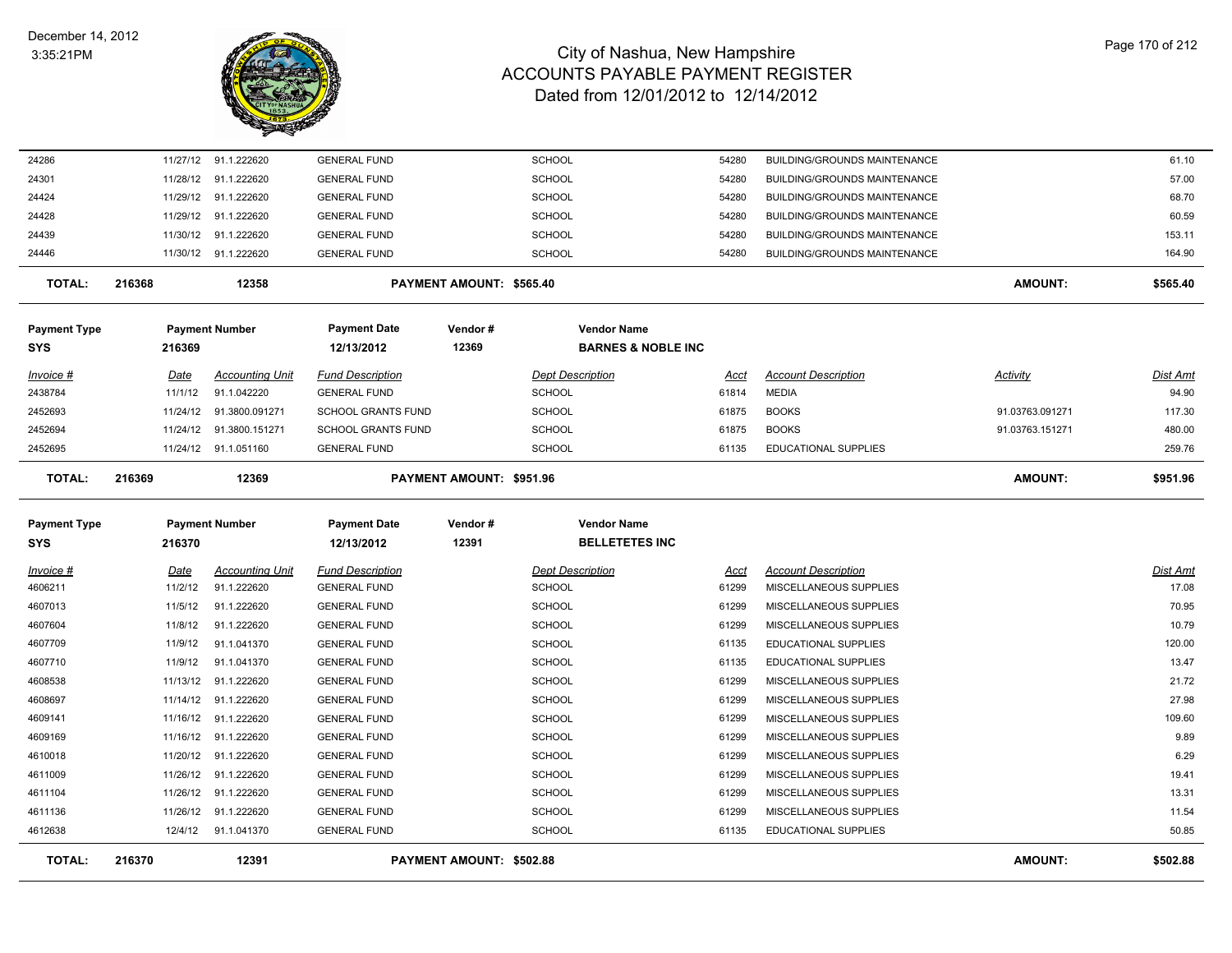# City of Nashua, New Hampshire
## ACCOUNTS PAYABLE PAYMENT REGISTER
### Dated from 12/01/2012 to 12/14/2012

| Invoice # | Date | Accounting Unit | Fund Description | Dept Description | Acct | Account Description | Activity | Dist Amt |
|---|---|---|---|---|---|---|---|---|
| 24286 | 11/27/12 | 91.1.222620 | GENERAL FUND | SCHOOL | 54280 | BUILDING/GROUNDS MAINTENANCE | | 61.10 |
| 24301 | 11/28/12 | 91.1.222620 | GENERAL FUND | SCHOOL | 54280 | BUILDING/GROUNDS MAINTENANCE | | 57.00 |
| 24424 | 11/29/12 | 91.1.222620 | GENERAL FUND | SCHOOL | 54280 | BUILDING/GROUNDS MAINTENANCE | | 68.70 |
| 24428 | 11/29/12 | 91.1.222620 | GENERAL FUND | SCHOOL | 54280 | BUILDING/GROUNDS MAINTENANCE | | 60.59 |
| 24439 | 11/30/12 | 91.1.222620 | GENERAL FUND | SCHOOL | 54280 | BUILDING/GROUNDS MAINTENANCE | | 153.11 |
| 24446 | 11/30/12 | 91.1.222620 | GENERAL FUND | SCHOOL | 54280 | BUILDING/GROUNDS MAINTENANCE | | 164.90 |

**TOTAL: 216368 12358 PAYMENT AMOUNT: $565.40 AMOUNT: $565.40**

| Payment Type | Payment Number | Payment Date | Vendor # | Vendor Name |
|---|---|---|---|---|
| SYS | 216369 | 12/13/2012 | 12369 | BARNES & NOBLE INC |

| Invoice # | Date | Accounting Unit | Fund Description | Dept Description | Acct | Account Description | Activity | Dist Amt |
|---|---|---|---|---|---|---|---|---|
| 2438784 | 11/1/12 | 91.1.042220 | GENERAL FUND | SCHOOL | 61814 | MEDIA | | 94.90 |
| 2452693 | 11/24/12 | 91.3800.091271 | SCHOOL GRANTS FUND | SCHOOL | 61875 | BOOKS | 91.03763.091271 | 117.30 |
| 2452694 | 11/24/12 | 91.3800.151271 | SCHOOL GRANTS FUND | SCHOOL | 61875 | BOOKS | 91.03763.151271 | 480.00 |
| 2452695 | 11/24/12 | 91.1.051160 | GENERAL FUND | SCHOOL | 61135 | EDUCATIONAL SUPPLIES | | 259.76 |

**TOTAL: 216369 12369 PAYMENT AMOUNT: $951.96 AMOUNT: $951.96**

| Payment Type | Payment Number | Payment Date | Vendor # | Vendor Name |
|---|---|---|---|---|
| SYS | 216370 | 12/13/2012 | 12391 | BELLETETES INC |

| Invoice # | Date | Accounting Unit | Fund Description | Dept Description | Acct | Account Description | Dist Amt |
|---|---|---|---|---|---|---|---|
| 4606211 | 11/2/12 | 91.1.222620 | GENERAL FUND | SCHOOL | 61299 | MISCELLANEOUS SUPPLIES | 17.08 |
| 4607013 | 11/5/12 | 91.1.222620 | GENERAL FUND | SCHOOL | 61299 | MISCELLANEOUS SUPPLIES | 70.95 |
| 4607604 | 11/8/12 | 91.1.222620 | GENERAL FUND | SCHOOL | 61299 | MISCELLANEOUS SUPPLIES | 10.79 |
| 4607709 | 11/9/12 | 91.1.041370 | GENERAL FUND | SCHOOL | 61135 | EDUCATIONAL SUPPLIES | 120.00 |
| 4607710 | 11/9/12 | 91.1.041370 | GENERAL FUND | SCHOOL | 61135 | EDUCATIONAL SUPPLIES | 13.47 |
| 4608538 | 11/13/12 | 91.1.222620 | GENERAL FUND | SCHOOL | 61299 | MISCELLANEOUS SUPPLIES | 21.72 |
| 4608697 | 11/14/12 | 91.1.222620 | GENERAL FUND | SCHOOL | 61299 | MISCELLANEOUS SUPPLIES | 27.98 |
| 4609141 | 11/16/12 | 91.1.222620 | GENERAL FUND | SCHOOL | 61299 | MISCELLANEOUS SUPPLIES | 109.60 |
| 4609169 | 11/16/12 | 91.1.222620 | GENERAL FUND | SCHOOL | 61299 | MISCELLANEOUS SUPPLIES | 9.89 |
| 4610018 | 11/20/12 | 91.1.222620 | GENERAL FUND | SCHOOL | 61299 | MISCELLANEOUS SUPPLIES | 6.29 |
| 4611009 | 11/26/12 | 91.1.222620 | GENERAL FUND | SCHOOL | 61299 | MISCELLANEOUS SUPPLIES | 19.41 |
| 4611104 | 11/26/12 | 91.1.222620 | GENERAL FUND | SCHOOL | 61299 | MISCELLANEOUS SUPPLIES | 13.31 |
| 4611136 | 11/26/12 | 91.1.222620 | GENERAL FUND | SCHOOL | 61299 | MISCELLANEOUS SUPPLIES | 11.54 |
| 4612638 | 12/4/12 | 91.1.041370 | GENERAL FUND | SCHOOL | 61135 | EDUCATIONAL SUPPLIES | 50.85 |

**TOTAL: 216370 12391 PAYMENT AMOUNT: $502.88 AMOUNT: $502.88**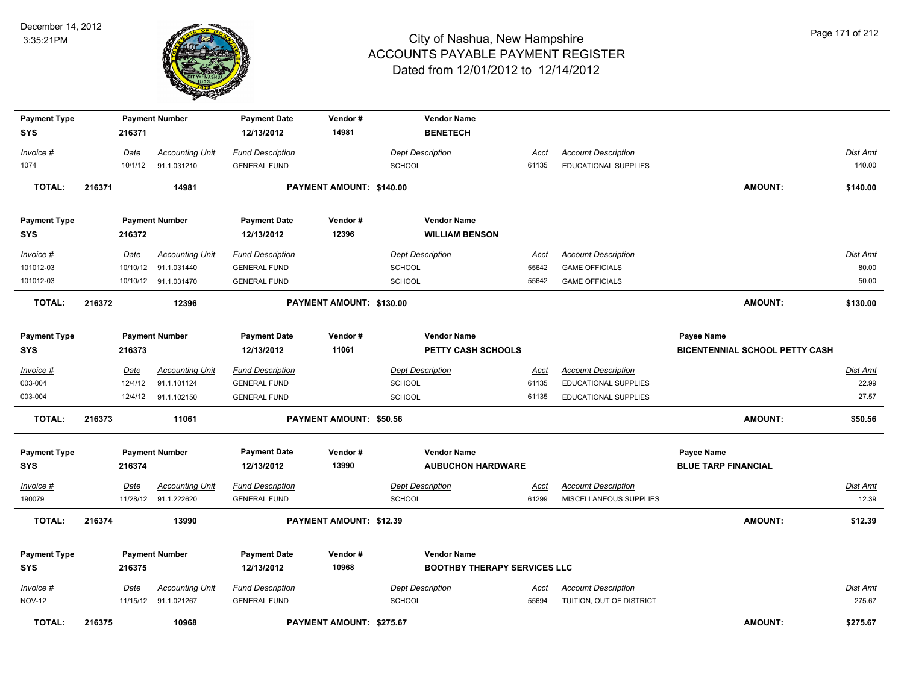# City of Nashua, New Hampshire
## ACCOUNTS PAYABLE PAYMENT REGISTER
### Dated from 12/01/2012 to 12/14/2012

December 14, 2012
3:35:21PM

| Payment Type | Payment Number | Payment Date | Vendor # | Vendor Name |
|---|---|---|---|---|
| SYS | 216371 | 12/13/2012 | 14981 | BENETECH |

| Invoice # | Date | Accounting Unit | Fund Description | Dept Description | Acct | Account Description | Dist Amt |
|---|---|---|---|---|---|---|---|
| 1074 | 10/1/12 | 91.1.031210 | GENERAL FUND | SCHOOL | 61135 | EDUCATIONAL SUPPLIES | 140.00 |

**TOTAL: 216371 14981 PAYMENT AMOUNT: $140.00 AMOUNT: $140.00**

| Payment Type | Payment Number | Payment Date | Vendor # | Vendor Name |
|---|---|---|---|---|
| SYS | 216372 | 12/13/2012 | 12396 | WILLIAM BENSON |

| Invoice # | Date | Accounting Unit | Fund Description | Dept Description | Acct | Account Description | Dist Amt |
|---|---|---|---|---|---|---|---|
| 101012-03 | 10/10/12 | 91.1.031440 | GENERAL FUND | SCHOOL | 55642 | GAME OFFICIALS | 80.00 |
| 101012-03 | 10/10/12 | 91.1.031470 | GENERAL FUND | SCHOOL | 55642 | GAME OFFICIALS | 50.00 |

**TOTAL: 216372 12396 PAYMENT AMOUNT: $130.00 AMOUNT: $130.00**

| Payment Type | Payment Number | Payment Date | Vendor # | Vendor Name | Payee Name |
|---|---|---|---|---|---|
| SYS | 216373 | 12/13/2012 | 11061 | PETTY CASH SCHOOLS | BICENTENNIAL SCHOOL PETTY CASH |

| Invoice # | Date | Accounting Unit | Fund Description | Dept Description | Acct | Account Description | Dist Amt |
|---|---|---|---|---|---|---|---|
| 003-004 | 12/4/12 | 91.1.101124 | GENERAL FUND | SCHOOL | 61135 | EDUCATIONAL SUPPLIES | 22.99 |
| 003-004 | 12/4/12 | 91.1.102150 | GENERAL FUND | SCHOOL | 61135 | EDUCATIONAL SUPPLIES | 27.57 |

**TOTAL: 216373 11061 PAYMENT AMOUNT: $50.56 AMOUNT: $50.56**

| Payment Type | Payment Number | Payment Date | Vendor # | Vendor Name | Payee Name |
|---|---|---|---|---|---|
| SYS | 216374 | 12/13/2012 | 13990 | AUBUCHON HARDWARE | BLUE TARP FINANCIAL |

| Invoice # | Date | Accounting Unit | Fund Description | Dept Description | Acct | Account Description | Dist Amt |
|---|---|---|---|---|---|---|---|
| 190079 | 11/28/12 | 91.1.222620 | GENERAL FUND | SCHOOL | 61299 | MISCELLANEOUS SUPPLIES | 12.39 |

**TOTAL: 216374 13990 PAYMENT AMOUNT: $12.39 AMOUNT: $12.39**

| Payment Type | Payment Number | Payment Date | Vendor # | Vendor Name |
|---|---|---|---|---|
| SYS | 216375 | 12/13/2012 | 10968 | BOOTHBY THERAPY SERVICES LLC |

| Invoice # | Date | Accounting Unit | Fund Description | Dept Description | Acct | Account Description | Dist Amt |
|---|---|---|---|---|---|---|---|
| NOV-12 | 11/15/12 | 91.1.021267 | GENERAL FUND | SCHOOL | 55694 | TUITION, OUT OF DISTRICT | 275.67 |

**TOTAL: 216375 10968 PAYMENT AMOUNT: $275.67 AMOUNT: $275.67**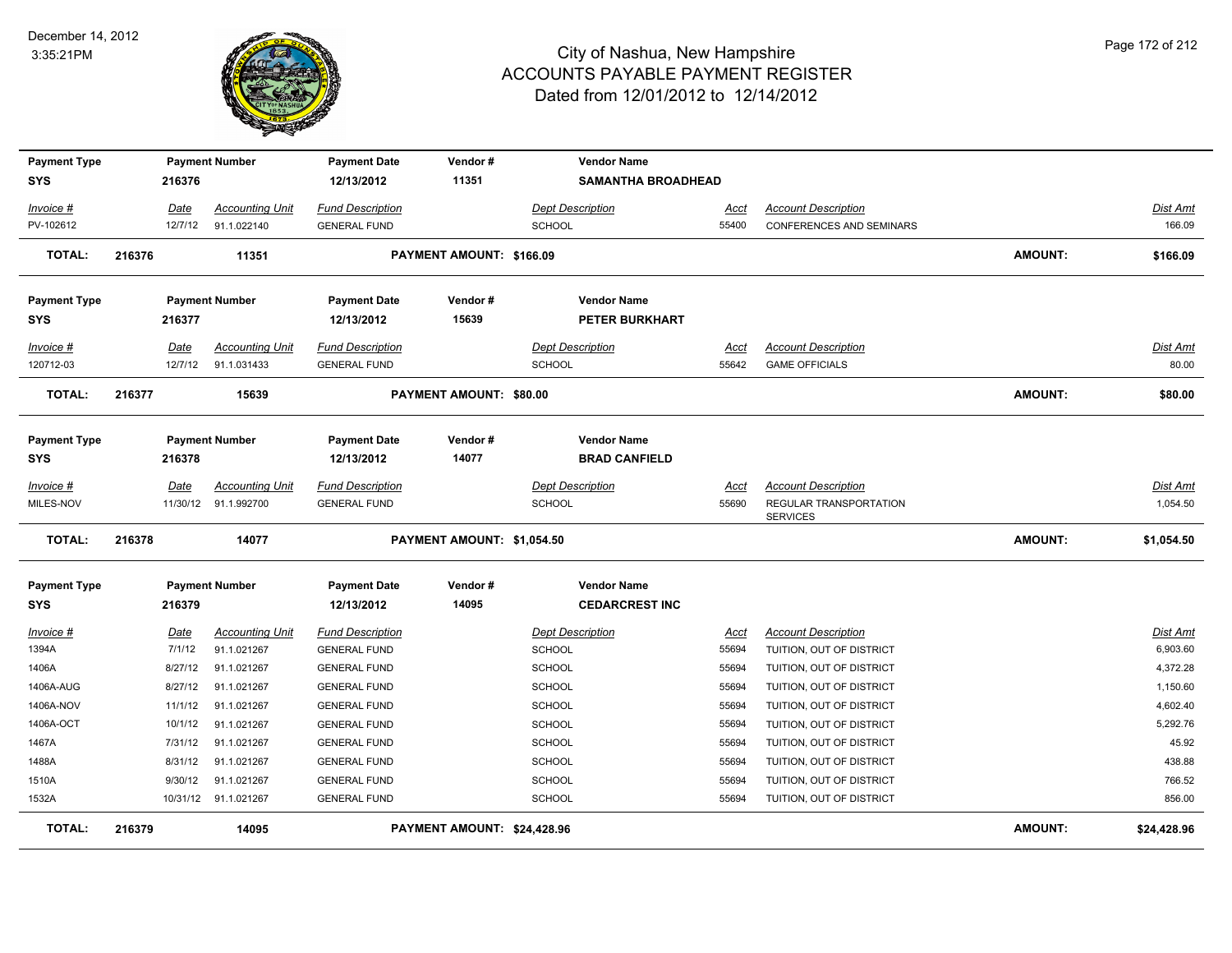# City of Nashua, New Hampshire
## ACCOUNTS PAYABLE PAYMENT REGISTER
### Dated from 12/01/2012 to 12/14/2012

December 14, 2012
3:35:21PM

| Payment Type | Payment Number | Payment Date | Vendor # | Vendor Name |
|---|---|---|---|---|
| SYS | 216376 | 12/13/2012 | 11351 | SAMANTHA BROADHEAD |

| Invoice # | Date | Accounting Unit | Fund Description | Dept Description | Acct | Account Description | Dist Amt |
|---|---|---|---|---|---|---|---|
| PV-102612 | 12/7/12 | 91.1.022140 | GENERAL FUND | SCHOOL | 55400 | CONFERENCES AND SEMINARS | 166.09 |

**TOTAL: 216376 11351 PAYMENT AMOUNT: $166.09 AMOUNT: $166.09**

| Payment Type | Payment Number | Payment Date | Vendor # | Vendor Name |
|---|---|---|---|---|
| SYS | 216377 | 12/13/2012 | 15639 | PETER BURKHART |

| Invoice # | Date | Accounting Unit | Fund Description | Dept Description | Acct | Account Description | Dist Amt |
|---|---|---|---|---|---|---|---|
| 120712-03 | 12/7/12 | 91.1.031433 | GENERAL FUND | SCHOOL | 55642 | GAME OFFICIALS | 80.00 |

**TOTAL: 216377 15639 PAYMENT AMOUNT: $80.00 AMOUNT: $80.00**

| Payment Type | Payment Number | Payment Date | Vendor # | Vendor Name |
|---|---|---|---|---|
| SYS | 216378 | 12/13/2012 | 14077 | BRAD CANFIELD |

| Invoice # | Date | Accounting Unit | Fund Description | Dept Description | Acct | Account Description | Dist Amt |
|---|---|---|---|---|---|---|---|
| MILES-NOV | 11/30/12 | 91.1.992700 | GENERAL FUND | SCHOOL | 55690 | REGULAR TRANSPORTATION SERVICES | 1,054.50 |

**TOTAL: 216378 14077 PAYMENT AMOUNT: $1,054.50 AMOUNT: $1,054.50**

| Payment Type | Payment Number | Payment Date | Vendor # | Vendor Name |
|---|---|---|---|---|
| SYS | 216379 | 12/13/2012 | 14095 | CEDARCREST INC |

| Invoice # | Date | Accounting Unit | Fund Description | Dept Description | Acct | Account Description | Dist Amt |
|---|---|---|---|---|---|---|---|
| 1394A | 7/1/12 | 91.1.021267 | GENERAL FUND | SCHOOL | 55694 | TUITION, OUT OF DISTRICT | 6,903.60 |
| 1406A | 8/27/12 | 91.1.021267 | GENERAL FUND | SCHOOL | 55694 | TUITION, OUT OF DISTRICT | 4,372.28 |
| 1406A-AUG | 8/27/12 | 91.1.021267 | GENERAL FUND | SCHOOL | 55694 | TUITION, OUT OF DISTRICT | 1,150.60 |
| 1406A-NOV | 11/1/12 | 91.1.021267 | GENERAL FUND | SCHOOL | 55694 | TUITION, OUT OF DISTRICT | 4,602.40 |
| 1406A-OCT | 10/1/12 | 91.1.021267 | GENERAL FUND | SCHOOL | 55694 | TUITION, OUT OF DISTRICT | 5,292.76 |
| 1467A | 7/31/12 | 91.1.021267 | GENERAL FUND | SCHOOL | 55694 | TUITION, OUT OF DISTRICT | 45.92 |
| 1488A | 8/31/12 | 91.1.021267 | GENERAL FUND | SCHOOL | 55694 | TUITION, OUT OF DISTRICT | 438.88 |
| 1510A | 9/30/12 | 91.1.021267 | GENERAL FUND | SCHOOL | 55694 | TUITION, OUT OF DISTRICT | 766.52 |
| 1532A | 10/31/12 | 91.1.021267 | GENERAL FUND | SCHOOL | 55694 | TUITION, OUT OF DISTRICT | 856.00 |

**TOTAL: 216379 14095 PAYMENT AMOUNT: $24,428.96 AMOUNT: $24,428.96**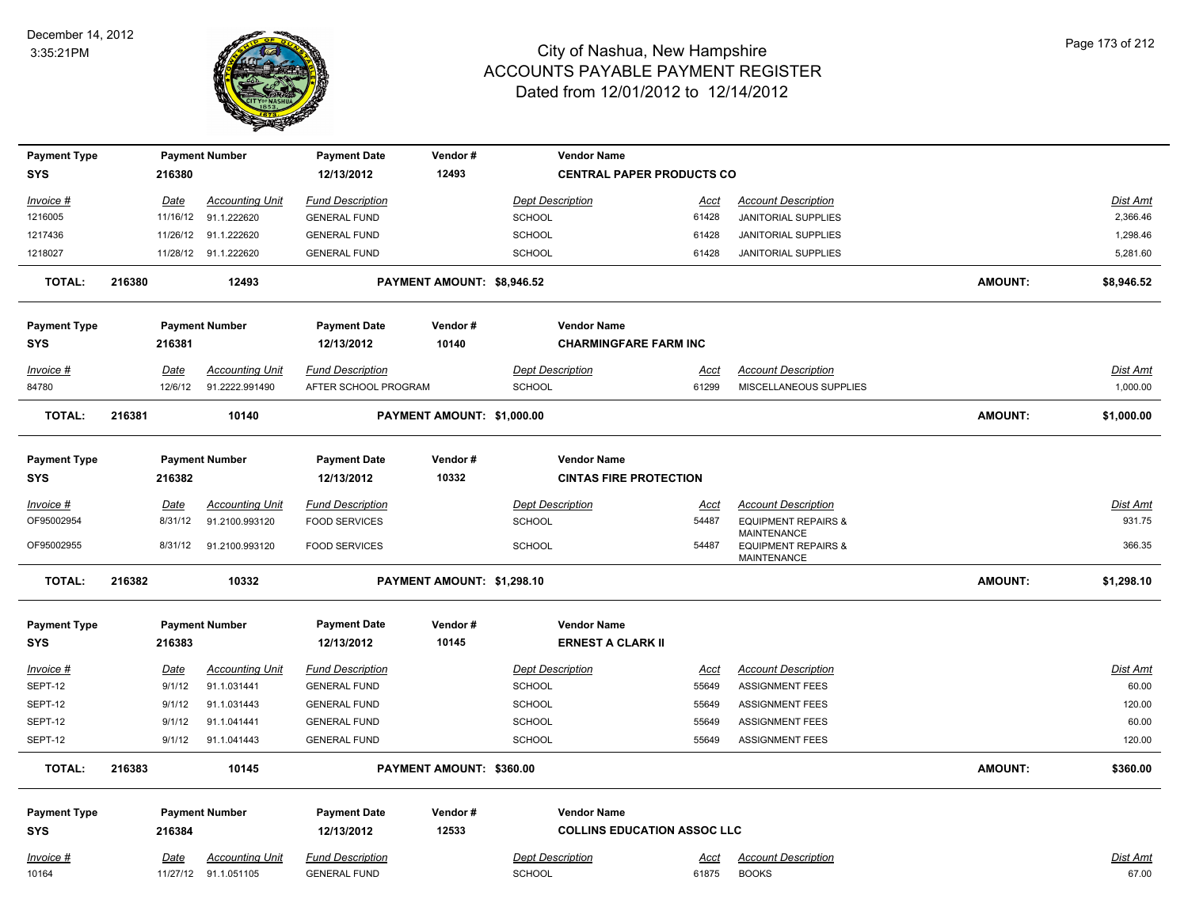# City of Nashua, New Hampshire
## ACCOUNTS PAYABLE PAYMENT REGISTER
### Dated from 12/01/2012 to 12/14/2012

December 14, 2012
3:35:21PM

| Payment Type | Payment Number | Payment Date | Vendor # | Vendor Name |
|---|---|---|---|---|
| SYS | 216380 | 12/13/2012 | 12493 | CENTRAL PAPER PRODUCTS CO |

| Invoice # | Date | Accounting Unit | Fund Description | Dept Description | Acct | Account Description | Dist Amt |
|---|---|---|---|---|---|---|---|
| 1216005 | 11/16/12 | 91.1.222620 | GENERAL FUND | SCHOOL | 61428 | JANITORIAL SUPPLIES | 2,366.46 |
| 1217436 | 11/26/12 | 91.1.222620 | GENERAL FUND | SCHOOL | 61428 | JANITORIAL SUPPLIES | 1,298.46 |
| 1218027 | 11/28/12 | 91.1.222620 | GENERAL FUND | SCHOOL | 61428 | JANITORIAL SUPPLIES | 5,281.60 |

**TOTAL: 216380 12493 PAYMENT AMOUNT: $8,946.52 AMOUNT: $8,946.52**

| Payment Type | Payment Number | Payment Date | Vendor # | Vendor Name |
|---|---|---|---|---|
| SYS | 216381 | 12/13/2012 | 10140 | CHARMINGFARE FARM INC |

| Invoice # | Date | Accounting Unit | Fund Description | Dept Description | Acct | Account Description | Dist Amt |
|---|---|---|---|---|---|---|---|
| 84780 | 12/6/12 | 91.2222.991490 | AFTER SCHOOL PROGRAM | SCHOOL | 61299 | MISCELLANEOUS SUPPLIES | 1,000.00 |

**TOTAL: 216381 10140 PAYMENT AMOUNT: $1,000.00 AMOUNT: $1,000.00**

| Payment Type | Payment Number | Payment Date | Vendor # | Vendor Name |
|---|---|---|---|---|
| SYS | 216382 | 12/13/2012 | 10332 | CINTAS FIRE PROTECTION |

| Invoice # | Date | Accounting Unit | Fund Description | Dept Description | Acct | Account Description | Dist Amt |
|---|---|---|---|---|---|---|---|
| OF95002954 | 8/31/12 | 91.2100.993120 | FOOD SERVICES | SCHOOL | 54487 | EQUIPMENT REPAIRS & MAINTENANCE | 931.75 |
| OF95002955 | 8/31/12 | 91.2100.993120 | FOOD SERVICES | SCHOOL | 54487 | EQUIPMENT REPAIRS & MAINTENANCE | 366.35 |

**TOTAL: 216382 10332 PAYMENT AMOUNT: $1,298.10 AMOUNT: $1,298.10**

| Payment Type | Payment Number | Payment Date | Vendor # | Vendor Name |
|---|---|---|---|---|
| SYS | 216383 | 12/13/2012 | 10145 | ERNEST A CLARK II |

| Invoice # | Date | Accounting Unit | Fund Description | Dept Description | Acct | Account Description | Dist Amt |
|---|---|---|---|---|---|---|---|
| SEPT-12 | 9/1/12 | 91.1.031441 | GENERAL FUND | SCHOOL | 55649 | ASSIGNMENT FEES | 60.00 |
| SEPT-12 | 9/1/12 | 91.1.031443 | GENERAL FUND | SCHOOL | 55649 | ASSIGNMENT FEES | 120.00 |
| SEPT-12 | 9/1/12 | 91.1.041441 | GENERAL FUND | SCHOOL | 55649 | ASSIGNMENT FEES | 60.00 |
| SEPT-12 | 9/1/12 | 91.1.041443 | GENERAL FUND | SCHOOL | 55649 | ASSIGNMENT FEES | 120.00 |

**TOTAL: 216383 10145 PAYMENT AMOUNT: $360.00 AMOUNT: $360.00**

| Payment Type | Payment Number | Payment Date | Vendor # | Vendor Name |
|---|---|---|---|---|
| SYS | 216384 | 12/13/2012 | 12533 | COLLINS EDUCATION ASSOC LLC |

| Invoice # | Date | Accounting Unit | Fund Description | Dept Description | Acct | Account Description | Dist Amt |
|---|---|---|---|---|---|---|---|
| 10164 | 11/27/12 | 91.1.051105 | GENERAL FUND | SCHOOL | 61875 | BOOKS | 67.00 |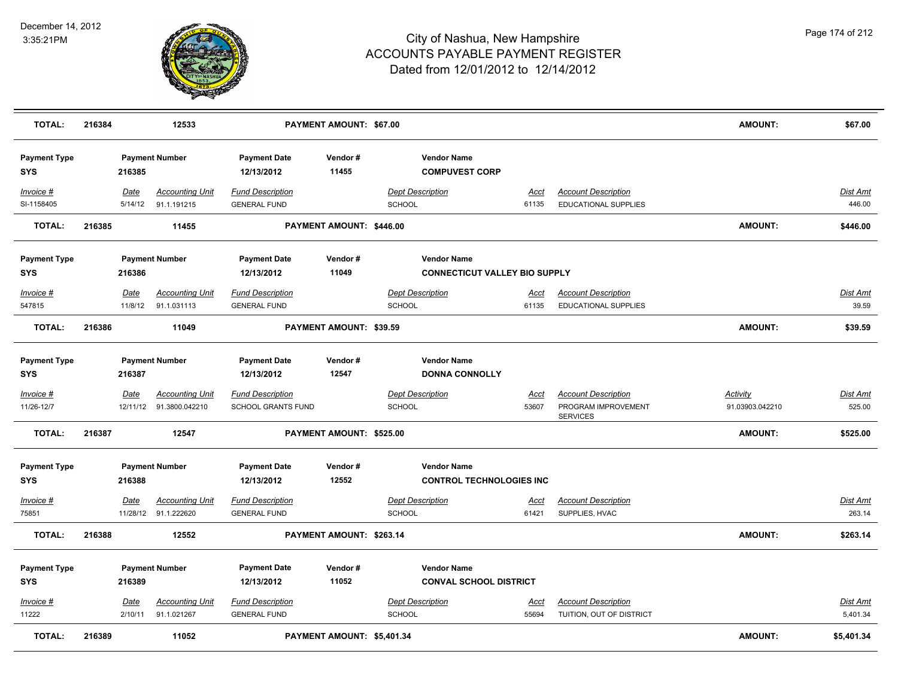# City of Nashua, New Hampshire
## ACCOUNTS PAYABLE PAYMENT REGISTER
### Dated from 12/01/2012 to 12/14/2012

December 14, 2012
3:35:21PM

| **TOTAL:** | **216384** | **12533** | **PAYMENT AMOUNT: $67.00** | **AMOUNT:** | **$67.00** |
|---|---|---|---|---|---|

| Payment Type | Payment Number | Payment Date | Vendor # | Vendor Name |
|---|---|---|---|---|
| **SYS** | **216385** | **12/13/2012** | **11455** | **COMPUVEST CORP** |

| Invoice # | Date | Accounting Unit | Fund Description | Dept Description | Acct | Account Description | Dist Amt |
|---|---|---|---|---|---|---|---|
| SI-1158405 | 5/14/12 | 91.1.191215 | GENERAL FUND | SCHOOL | 61135 | EDUCATIONAL SUPPLIES | 446.00 |

| **TOTAL:** | **216385** | **11455** | **PAYMENT AMOUNT: $446.00** | **AMOUNT:** | **$446.00** |
|---|---|---|---|---|---|

| Payment Type | Payment Number | Payment Date | Vendor # | Vendor Name |
|---|---|---|---|---|
| **SYS** | **216386** | **12/13/2012** | **11049** | **CONNECTICUT VALLEY BIO SUPPLY** |

| Invoice # | Date | Accounting Unit | Fund Description | Dept Description | Acct | Account Description | Dist Amt |
|---|---|---|---|---|---|---|---|
| 547815 | 11/8/12 | 91.1.031113 | GENERAL FUND | SCHOOL | 61135 | EDUCATIONAL SUPPLIES | 39.59 |

| **TOTAL:** | **216386** | **11049** | **PAYMENT AMOUNT: $39.59** | **AMOUNT:** | **$39.59** |
|---|---|---|---|---|---|

| Payment Type | Payment Number | Payment Date | Vendor # | Vendor Name |
|---|---|---|---|---|
| **SYS** | **216387** | **12/13/2012** | **12547** | **DONNA CONNOLLY** |

| Invoice # | Date | Accounting Unit | Fund Description | Dept Description | Acct | Account Description | Activity | Dist Amt |
|---|---|---|---|---|---|---|---|---|
| 11/26-12/7 | 12/11/12 | 91.3800.042210 | SCHOOL GRANTS FUND | SCHOOL | 53607 | PROGRAM IMPROVEMENT SERVICES | 91.03903.042210 | 525.00 |

| **TOTAL:** | **216387** | **12547** | **PAYMENT AMOUNT: $525.00** | **AMOUNT:** | **$525.00** |
|---|---|---|---|---|---|

| Payment Type | Payment Number | Payment Date | Vendor # | Vendor Name |
|---|---|---|---|---|
| **SYS** | **216388** | **12/13/2012** | **12552** | **CONTROL TECHNOLOGIES INC** |

| Invoice # | Date | Accounting Unit | Fund Description | Dept Description | Acct | Account Description | Dist Amt |
|---|---|---|---|---|---|---|---|
| 75851 | 11/28/12 | 91.1.222620 | GENERAL FUND | SCHOOL | 61421 | SUPPLIES, HVAC | 263.14 |

| **TOTAL:** | **216388** | **12552** | **PAYMENT AMOUNT: $263.14** | **AMOUNT:** | **$263.14** |
|---|---|---|---|---|---|

| Payment Type | Payment Number | Payment Date | Vendor # | Vendor Name |
|---|---|---|---|---|
| **SYS** | **216389** | **12/13/2012** | **11052** | **CONVAL SCHOOL DISTRICT** |

| Invoice # | Date | Accounting Unit | Fund Description | Dept Description | Acct | Account Description | Dist Amt |
|---|---|---|---|---|---|---|---|
| 11222 | 2/10/11 | 91.1.021267 | GENERAL FUND | SCHOOL | 55694 | TUITION, OUT OF DISTRICT | 5,401.34 |

| **TOTAL:** | **216389** | **11052** | **PAYMENT AMOUNT: $5,401.34** | **AMOUNT:** | **$5,401.34** |
|---|---|---|---|---|---|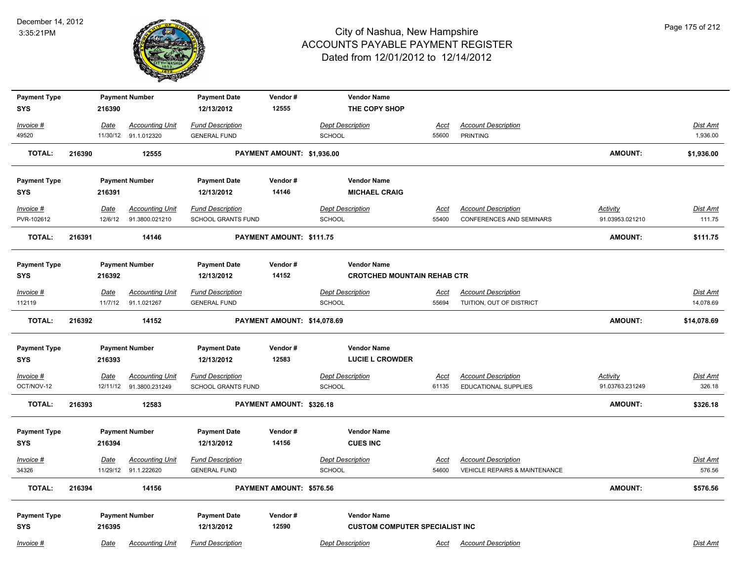# City of Nashua, New Hampshire
## ACCOUNTS PAYABLE PAYMENT REGISTER
### Dated from 12/01/2012 to 12/14/2012

December 14, 2012
3:35:21PM

| Payment Type | Payment Number | Payment Date | Vendor # | Vendor Name |
|---|---|---|---|---|
| SYS | 216390 | 12/13/2012 | 12555 | THE COPY SHOP |

| Invoice # | Date | Accounting Unit | Fund Description | Dept Description | Acct | Account Description | Dist Amt |
|---|---|---|---|---|---|---|---|
| 49520 | 11/30/12 | 91.1.012320 | GENERAL FUND | SCHOOL | 55600 | PRINTING | 1,936.00 |

**TOTAL: 216390 12555 PAYMENT AMOUNT: $1,936.00 AMOUNT: $1,936.00**

| Payment Type | Payment Number | Payment Date | Vendor # | Vendor Name |
|---|---|---|---|---|
| SYS | 216391 | 12/13/2012 | 14146 | MICHAEL CRAIG |

| Invoice # | Date | Accounting Unit | Fund Description | Dept Description | Acct | Account Description | Activity | Dist Amt |
|---|---|---|---|---|---|---|---|---|
| PVR-102612 | 12/6/12 | 91.3800.021210 | SCHOOL GRANTS FUND | SCHOOL | 55400 | CONFERENCES AND SEMINARS | 91.03953.021210 | 111.75 |

**TOTAL: 216391 14146 PAYMENT AMOUNT: $111.75 AMOUNT: $111.75**

| Payment Type | Payment Number | Payment Date | Vendor # | Vendor Name |
|---|---|---|---|---|
| SYS | 216392 | 12/13/2012 | 14152 | CROTCHED MOUNTAIN REHAB CTR |

| Invoice # | Date | Accounting Unit | Fund Description | Dept Description | Acct | Account Description | Dist Amt |
|---|---|---|---|---|---|---|---|
| 112119 | 11/7/12 | 91.1.021267 | GENERAL FUND | SCHOOL | 55694 | TUITION, OUT OF DISTRICT | 14,078.69 |

**TOTAL: 216392 14152 PAYMENT AMOUNT: $14,078.69 AMOUNT: $14,078.69**

| Payment Type | Payment Number | Payment Date | Vendor # | Vendor Name |
|---|---|---|---|---|
| SYS | 216393 | 12/13/2012 | 12583 | LUCIE L CROWDER |

| Invoice # | Date | Accounting Unit | Fund Description | Dept Description | Acct | Account Description | Activity | Dist Amt |
|---|---|---|---|---|---|---|---|---|
| OCT/NOV-12 | 12/11/12 | 91.3800.231249 | SCHOOL GRANTS FUND | SCHOOL | 61135 | EDUCATIONAL SUPPLIES | 91.03763.231249 | 326.18 |

**TOTAL: 216393 12583 PAYMENT AMOUNT: $326.18 AMOUNT: $326.18**

| Payment Type | Payment Number | Payment Date | Vendor # | Vendor Name |
|---|---|---|---|---|
| SYS | 216394 | 12/13/2012 | 14156 | CUES INC |

| Invoice # | Date | Accounting Unit | Fund Description | Dept Description | Acct | Account Description | Dist Amt |
|---|---|---|---|---|---|---|---|
| 34326 | 11/29/12 | 91.1.222620 | GENERAL FUND | SCHOOL | 54600 | VEHICLE REPAIRS & MAINTENANCE | 576.56 |

**TOTAL: 216394 14156 PAYMENT AMOUNT: $576.56 AMOUNT: $576.56**

| Payment Type | Payment Number | Payment Date | Vendor # | Vendor Name |
|---|---|---|---|---|
| SYS | 216395 | 12/13/2012 | 12590 | CUSTOM COMPUTER SPECIALIST INC |

| Invoice # | Date | Accounting Unit | Fund Description | Dept Description | Acct | Account Description | Dist Amt |
|---|---|---|---|---|---|---|---|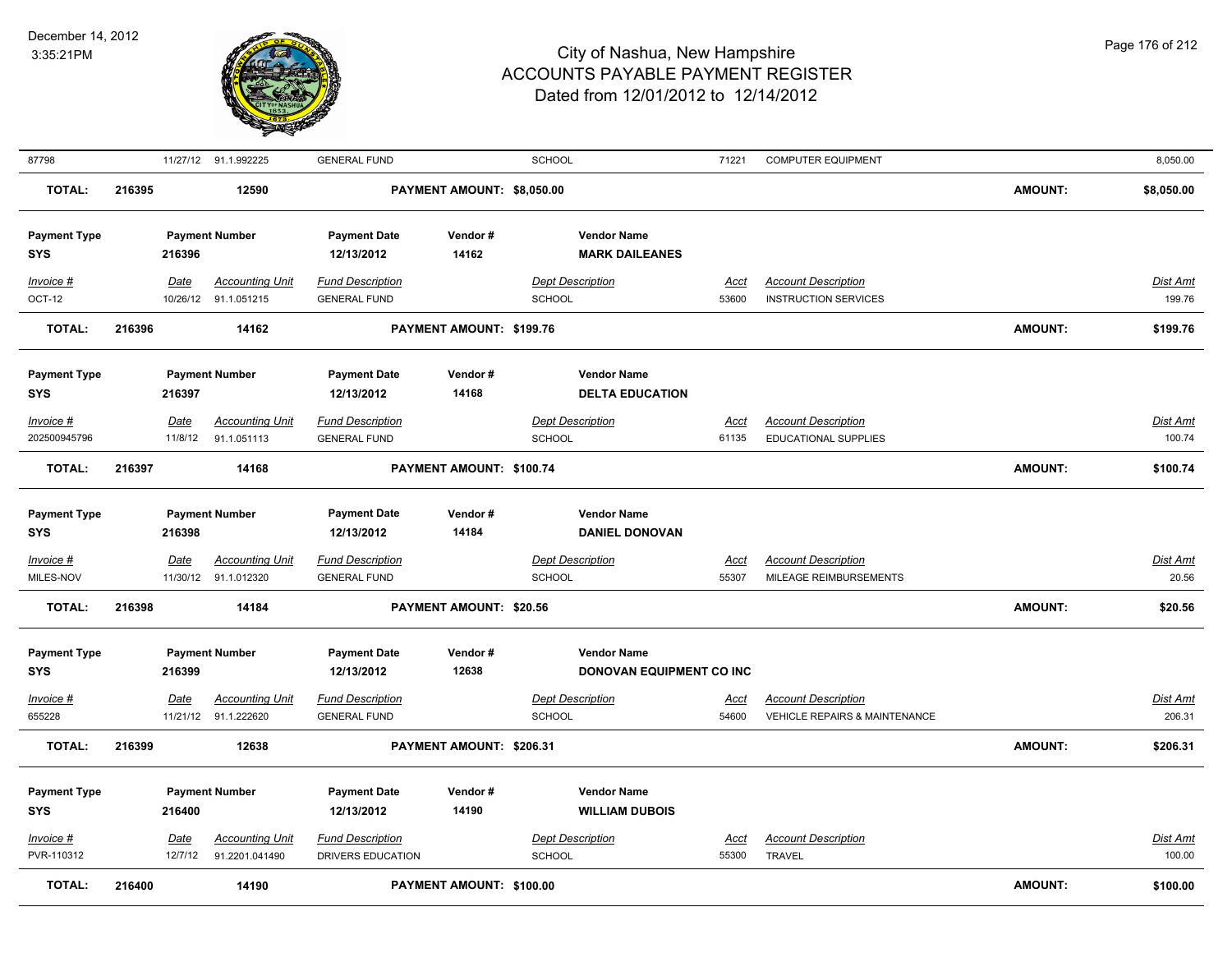| Invoice # | Date | Accounting Unit | Fund Description | Dept Description | Acct | Account Description | Dist Amt |
|---|---|---|---|---|---|---|---|
| 87798 | 11/27/12 | 91.1.992225 | GENERAL FUND | SCHOOL | 71221 | COMPUTER EQUIPMENT | 8,050.00 |

**TOTAL:** 216395 | 12590 | **PAYMENT AMOUNT: $8,050.00** | **AMOUNT:** **$8,050.00**

| Payment Type | Payment Number | Payment Date | Vendor # | Vendor Name |
|---|---|---|---|---|
| SYS | 216396 | 12/13/2012 | 14162 | MARK DAILEANES |

| Invoice # | Date | Accounting Unit | Fund Description | Dept Description | Acct | Account Description | Dist Amt |
|---|---|---|---|---|---|---|---|
| OCT-12 | 10/26/12 | 91.1.051215 | GENERAL FUND | SCHOOL | 53600 | INSTRUCTION SERVICES | 199.76 |

**TOTAL:** 216396 | 14162 | **PAYMENT AMOUNT: $199.76** | **AMOUNT:** **$199.76**

| Payment Type | Payment Number | Payment Date | Vendor # | Vendor Name |
|---|---|---|---|---|
| SYS | 216397 | 12/13/2012 | 14168 | DELTA EDUCATION |

| Invoice # | Date | Accounting Unit | Fund Description | Dept Description | Acct | Account Description | Dist Amt |
|---|---|---|---|---|---|---|---|
| 202500945796 | 11/8/12 | 91.1.051113 | GENERAL FUND | SCHOOL | 61135 | EDUCATIONAL SUPPLIES | 100.74 |

**TOTAL:** 216397 | 14168 | **PAYMENT AMOUNT: $100.74** | **AMOUNT:** **$100.74**

| Payment Type | Payment Number | Payment Date | Vendor # | Vendor Name |
|---|---|---|---|---|
| SYS | 216398 | 12/13/2012 | 14184 | DANIEL DONOVAN |

| Invoice # | Date | Accounting Unit | Fund Description | Dept Description | Acct | Account Description | Dist Amt |
|---|---|---|---|---|---|---|---|
| MILES-NOV | 11/30/12 | 91.1.012320 | GENERAL FUND | SCHOOL | 55307 | MILEAGE REIMBURSEMENTS | 20.56 |

**TOTAL:** 216398 | 14184 | **PAYMENT AMOUNT: $20.56** | **AMOUNT:** **$20.56**

| Payment Type | Payment Number | Payment Date | Vendor # | Vendor Name |
|---|---|---|---|---|
| SYS | 216399 | 12/13/2012 | 12638 | DONOVAN EQUIPMENT CO INC |

| Invoice # | Date | Accounting Unit | Fund Description | Dept Description | Acct | Account Description | Dist Amt |
|---|---|---|---|---|---|---|---|
| 655228 | 11/21/12 | 91.1.222620 | GENERAL FUND | SCHOOL | 54600 | VEHICLE REPAIRS & MAINTENANCE | 206.31 |

**TOTAL:** 216399 | 12638 | **PAYMENT AMOUNT: $206.31** | **AMOUNT:** **$206.31**

| Payment Type | Payment Number | Payment Date | Vendor # | Vendor Name |
|---|---|---|---|---|
| SYS | 216400 | 12/13/2012 | 14190 | WILLIAM DUBOIS |

| Invoice # | Date | Accounting Unit | Fund Description | Dept Description | Acct | Account Description | Dist Amt |
|---|---|---|---|---|---|---|---|
| PVR-110312 | 12/7/12 | 91.2201.041490 | DRIVERS EDUCATION | SCHOOL | 55300 | TRAVEL | 100.00 |

**TOTAL:** 216400 | 14190 | **PAYMENT AMOUNT: $100.00** | **AMOUNT:** **$100.00**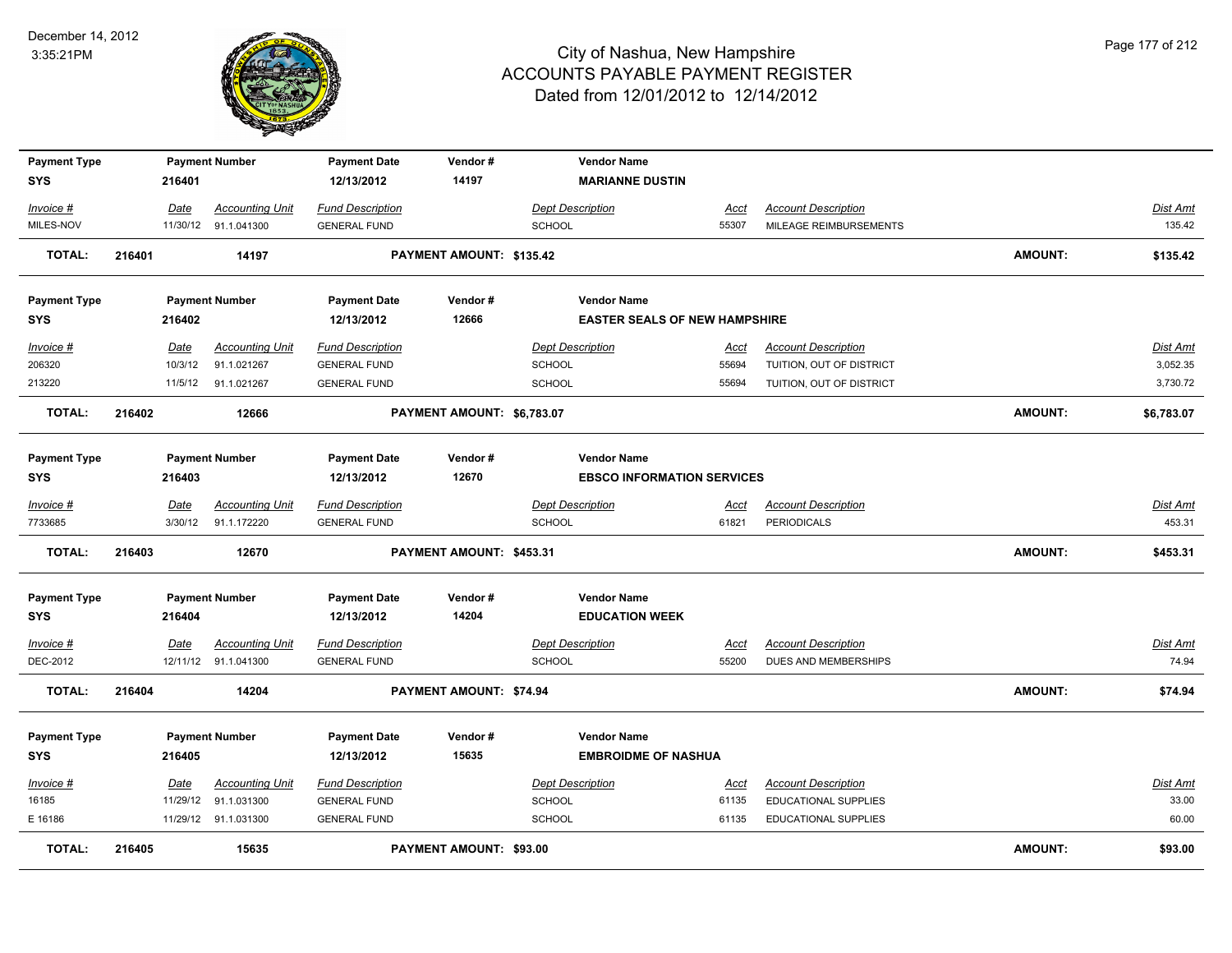# City of Nashua, New Hampshire
## ACCOUNTS PAYABLE PAYMENT REGISTER
### Dated from 12/01/2012 to 12/14/2012

December 14, 2012
3:35:21PM

| Payment Type | Payment Number | Payment Date | Vendor # | Vendor Name |
|---|---|---|---|---|
| SYS | 216401 | 12/13/2012 | 14197 | MARIANNE DUSTIN |

| Invoice # | Date | Accounting Unit | Fund Description | Dept Description | Acct | Account Description | Dist Amt |
|---|---|---|---|---|---|---|---|
| MILES-NOV | 11/30/12 | 91.1.041300 | GENERAL FUND | SCHOOL | 55307 | MILEAGE REIMBURSEMENTS | 135.42 |

**TOTAL: 216401 14197 PAYMENT AMOUNT: $135.42 AMOUNT: $135.42**

| Payment Type | Payment Number | Payment Date | Vendor # | Vendor Name |
|---|---|---|---|---|
| SYS | 216402 | 12/13/2012 | 12666 | EASTER SEALS OF NEW HAMPSHIRE |

| Invoice # | Date | Accounting Unit | Fund Description | Dept Description | Acct | Account Description | Dist Amt |
|---|---|---|---|---|---|---|---|
| 206320 | 10/3/12 | 91.1.021267 | GENERAL FUND | SCHOOL | 55694 | TUITION, OUT OF DISTRICT | 3,052.35 |
| 213220 | 11/5/12 | 91.1.021267 | GENERAL FUND | SCHOOL | 55694 | TUITION, OUT OF DISTRICT | 3,730.72 |

**TOTAL: 216402 12666 PAYMENT AMOUNT: $6,783.07 AMOUNT: $6,783.07**

| Payment Type | Payment Number | Payment Date | Vendor # | Vendor Name |
|---|---|---|---|---|
| SYS | 216403 | 12/13/2012 | 12670 | EBSCO INFORMATION SERVICES |

| Invoice # | Date | Accounting Unit | Fund Description | Dept Description | Acct | Account Description | Dist Amt |
|---|---|---|---|---|---|---|---|
| 7733685 | 3/30/12 | 91.1.172220 | GENERAL FUND | SCHOOL | 61821 | PERIODICALS | 453.31 |

**TOTAL: 216403 12670 PAYMENT AMOUNT: $453.31 AMOUNT: $453.31**

| Payment Type | Payment Number | Payment Date | Vendor # | Vendor Name |
|---|---|---|---|---|
| SYS | 216404 | 12/13/2012 | 14204 | EDUCATION WEEK |

| Invoice # | Date | Accounting Unit | Fund Description | Dept Description | Acct | Account Description | Dist Amt |
|---|---|---|---|---|---|---|---|
| DEC-2012 | 12/11/12 | 91.1.041300 | GENERAL FUND | SCHOOL | 55200 | DUES AND MEMBERSHIPS | 74.94 |

**TOTAL: 216404 14204 PAYMENT AMOUNT: $74.94 AMOUNT: $74.94**

| Payment Type | Payment Number | Payment Date | Vendor # | Vendor Name |
|---|---|---|---|---|
| SYS | 216405 | 12/13/2012 | 15635 | EMBROIDME OF NASHUA |

| Invoice # | Date | Accounting Unit | Fund Description | Dept Description | Acct | Account Description | Dist Amt |
|---|---|---|---|---|---|---|---|
| 16185 | 11/29/12 | 91.1.031300 | GENERAL FUND | SCHOOL | 61135 | EDUCATIONAL SUPPLIES | 33.00 |
| E 16186 | 11/29/12 | 91.1.031300 | GENERAL FUND | SCHOOL | 61135 | EDUCATIONAL SUPPLIES | 60.00 |

**TOTAL: 216405 15635 PAYMENT AMOUNT: $93.00 AMOUNT: $93.00**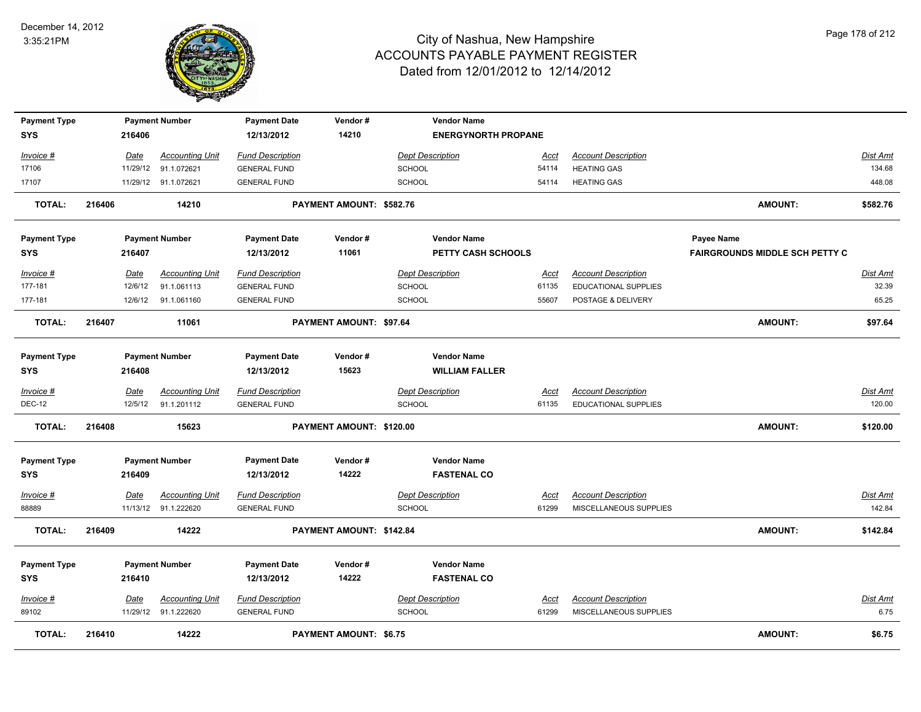# City of Nashua, New Hampshire
# ACCOUNTS PAYABLE PAYMENT REGISTER
## Dated from 12/01/2012 to 12/14/2012

December 14, 2012
3:35:21PM

| Payment Type | Payment Number | Payment Date | Vendor # | Vendor Name |
|---|---|---|---|---|
| SYS | 216406 | 12/13/2012 | 14210 | ENERGYNORTH PROPANE |

| Invoice # | Date | Accounting Unit | Fund Description | Dept Description | Acct | Account Description | Dist Amt |
|---|---|---|---|---|---|---|---|
| 17106 | 11/29/12 | 91.1.072621 | GENERAL FUND | SCHOOL | 54114 | HEATING GAS | 134.68 |
| 17107 | 11/29/12 | 91.1.072621 | GENERAL FUND | SCHOOL | 54114 | HEATING GAS | 448.08 |

**TOTAL: 216406 14210 PAYMENT AMOUNT: $582.76 AMOUNT: $582.76**

| Payment Type | Payment Number | Payment Date | Vendor # | Vendor Name | Payee Name |
|---|---|---|---|---|---|
| SYS | 216407 | 12/13/2012 | 11061 | PETTY CASH SCHOOLS | FAIRGROUNDS MIDDLE SCH PETTY C |

| Invoice # | Date | Accounting Unit | Fund Description | Dept Description | Acct | Account Description | Dist Amt |
|---|---|---|---|---|---|---|---|
| 177-181 | 12/6/12 | 91.1.061113 | GENERAL FUND | SCHOOL | 61135 | EDUCATIONAL SUPPLIES | 32.39 |
| 177-181 | 12/6/12 | 91.1.061160 | GENERAL FUND | SCHOOL | 55607 | POSTAGE & DELIVERY | 65.25 |

**TOTAL: 216407 11061 PAYMENT AMOUNT: $97.64 AMOUNT: $97.64**

| Payment Type | Payment Number | Payment Date | Vendor # | Vendor Name |
|---|---|---|---|---|
| SYS | 216408 | 12/13/2012 | 15623 | WILLIAM FALLER |

| Invoice # | Date | Accounting Unit | Fund Description | Dept Description | Acct | Account Description | Dist Amt |
|---|---|---|---|---|---|---|---|
| DEC-12 | 12/5/12 | 91.1.201112 | GENERAL FUND | SCHOOL | 61135 | EDUCATIONAL SUPPLIES | 120.00 |

**TOTAL: 216408 15623 PAYMENT AMOUNT: $120.00 AMOUNT: $120.00**

| Payment Type | Payment Number | Payment Date | Vendor # | Vendor Name |
|---|---|---|---|---|
| SYS | 216409 | 12/13/2012 | 14222 | FASTENAL CO |

| Invoice # | Date | Accounting Unit | Fund Description | Dept Description | Acct | Account Description | Dist Amt |
|---|---|---|---|---|---|---|---|
| 88889 | 11/13/12 | 91.1.222620 | GENERAL FUND | SCHOOL | 61299 | MISCELLANEOUS SUPPLIES | 142.84 |

**TOTAL: 216409 14222 PAYMENT AMOUNT: $142.84 AMOUNT: $142.84**

| Payment Type | Payment Number | Payment Date | Vendor # | Vendor Name |
|---|---|---|---|---|
| SYS | 216410 | 12/13/2012 | 14222 | FASTENAL CO |

| Invoice # | Date | Accounting Unit | Fund Description | Dept Description | Acct | Account Description | Dist Amt |
|---|---|---|---|---|---|---|---|
| 89102 | 11/29/12 | 91.1.222620 | GENERAL FUND | SCHOOL | 61299 | MISCELLANEOUS SUPPLIES | 6.75 |

**TOTAL: 216410 14222 PAYMENT AMOUNT: $6.75 AMOUNT: $6.75**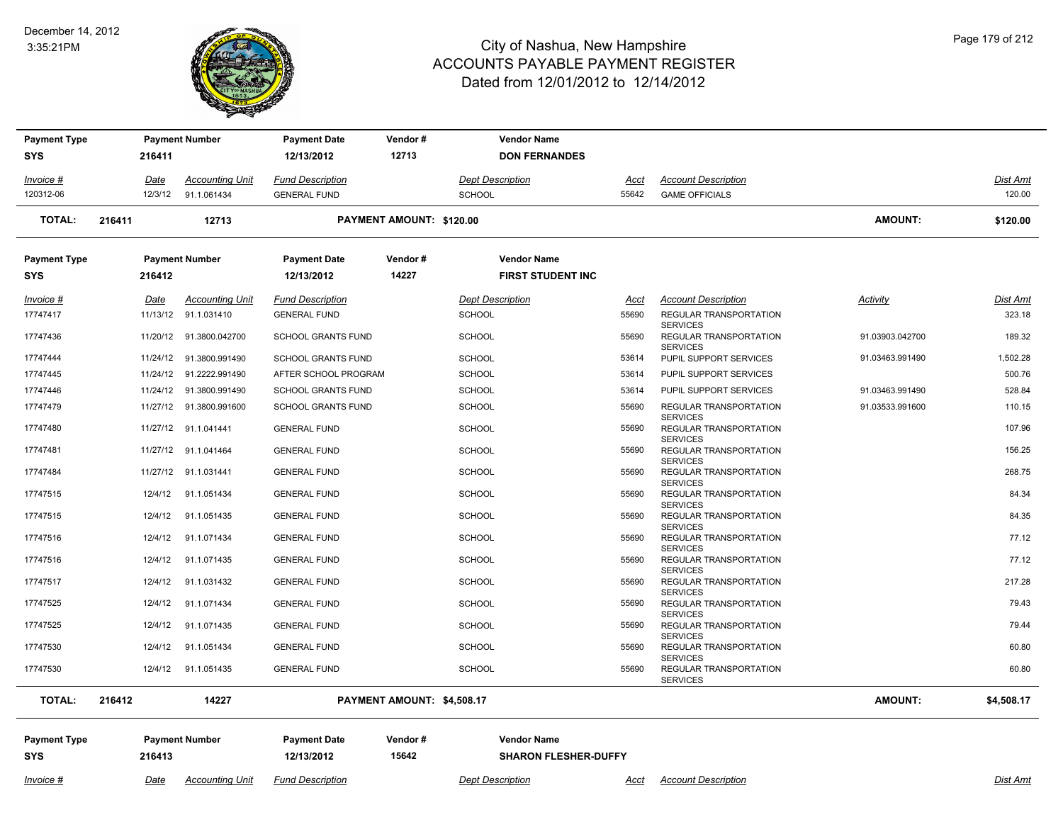# City of Nashua, New Hampshire
# ACCOUNTS PAYABLE PAYMENT REGISTER
## Dated from 12/01/2012 to 12/14/2012

December 14, 2012
3:35:21PM

| Payment Type | Payment Number | Payment Date | Vendor # | Vendor Name |
|---|---|---|---|---|
| SYS | 216411 | 12/13/2012 | 12713 | DON FERNANDES |

| Invoice # | Date | Accounting Unit | Fund Description | Dept Description | Acct | Account Description | Dist Amt |
|---|---|---|---|---|---|---|---|
| 120312-06 | 12/3/12 | 91.1.061434 | GENERAL FUND | SCHOOL | 55642 | GAME OFFICIALS | 120.00 |

**TOTAL: 216411 12713 PAYMENT AMOUNT: $120.00 AMOUNT: $120.00**

| Payment Type | Payment Number | Payment Date | Vendor # | Vendor Name |
|---|---|---|---|---|
| SYS | 216412 | 12/13/2012 | 14227 | FIRST STUDENT INC |

| Invoice # | Date | Accounting Unit | Fund Description | Dept Description | Acct | Account Description | Activity | Dist Amt |
|---|---|---|---|---|---|---|---|---|
| 17747417 | 11/13/12 | 91.1.031410 | GENERAL FUND | SCHOOL | 55690 | REGULAR TRANSPORTATION SERVICES | | 323.18 |
| 17747436 | 11/20/12 | 91.3800.042700 | SCHOOL GRANTS FUND | SCHOOL | 55690 | REGULAR TRANSPORTATION SERVICES | 91.03903.042700 | 189.32 |
| 17747444 | 11/24/12 | 91.3800.991490 | SCHOOL GRANTS FUND | SCHOOL | 53614 | PUPIL SUPPORT SERVICES | 91.03463.991490 | 1,502.28 |
| 17747445 | 11/24/12 | 91.2222.991490 | AFTER SCHOOL PROGRAM | SCHOOL | 53614 | PUPIL SUPPORT SERVICES | | 500.76 |
| 17747446 | 11/24/12 | 91.3800.991490 | SCHOOL GRANTS FUND | SCHOOL | 53614 | PUPIL SUPPORT SERVICES | 91.03463.991490 | 528.84 |
| 17747479 | 11/27/12 | 91.3800.991600 | SCHOOL GRANTS FUND | SCHOOL | 55690 | REGULAR TRANSPORTATION SERVICES | 91.03533.991600 | 110.15 |
| 17747480 | 11/27/12 | 91.1.041441 | GENERAL FUND | SCHOOL | 55690 | REGULAR TRANSPORTATION SERVICES | | 107.96 |
| 17747481 | 11/27/12 | 91.1.041464 | GENERAL FUND | SCHOOL | 55690 | REGULAR TRANSPORTATION SERVICES | | 156.25 |
| 17747484 | 11/27/12 | 91.1.031441 | GENERAL FUND | SCHOOL | 55690 | REGULAR TRANSPORTATION SERVICES | | 268.75 |
| 17747515 | 12/4/12 | 91.1.051434 | GENERAL FUND | SCHOOL | 55690 | REGULAR TRANSPORTATION SERVICES | | 84.34 |
| 17747515 | 12/4/12 | 91.1.051435 | GENERAL FUND | SCHOOL | 55690 | REGULAR TRANSPORTATION SERVICES | | 84.35 |
| 17747516 | 12/4/12 | 91.1.071434 | GENERAL FUND | SCHOOL | 55690 | REGULAR TRANSPORTATION SERVICES | | 77.12 |
| 17747516 | 12/4/12 | 91.1.071435 | GENERAL FUND | SCHOOL | 55690 | REGULAR TRANSPORTATION SERVICES | | 77.12 |
| 17747517 | 12/4/12 | 91.1.031432 | GENERAL FUND | SCHOOL | 55690 | REGULAR TRANSPORTATION SERVICES | | 217.28 |
| 17747525 | 12/4/12 | 91.1.071434 | GENERAL FUND | SCHOOL | 55690 | REGULAR TRANSPORTATION SERVICES | | 79.43 |
| 17747525 | 12/4/12 | 91.1.071435 | GENERAL FUND | SCHOOL | 55690 | REGULAR TRANSPORTATION SERVICES | | 79.44 |
| 17747530 | 12/4/12 | 91.1.051434 | GENERAL FUND | SCHOOL | 55690 | REGULAR TRANSPORTATION SERVICES | | 60.80 |
| 17747530 | 12/4/12 | 91.1.051435 | GENERAL FUND | SCHOOL | 55690 | REGULAR TRANSPORTATION SERVICES | | 60.80 |

**TOTAL: 216412 14227 PAYMENT AMOUNT: $4,508.17 AMOUNT: $4,508.17**

| Payment Type | Payment Number | Payment Date | Vendor # | Vendor Name |
|---|---|---|---|---|
| SYS | 216413 | 12/13/2012 | 15642 | SHARON FLESHER-DUFFY |

| Invoice # | Date | Accounting Unit | Fund Description | Dept Description | Acct | Account Description | Dist Amt |
|---|---|---|---|---|---|---|---|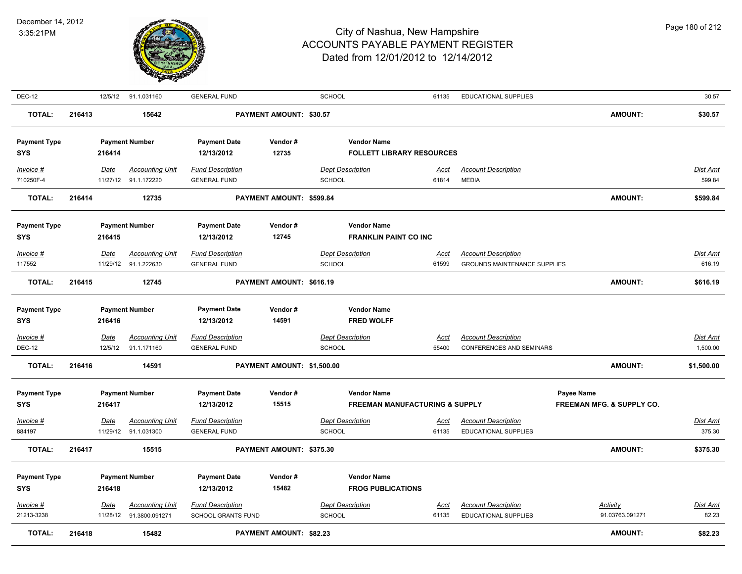# City of Nashua, New Hampshire
## ACCOUNTS PAYABLE PAYMENT REGISTER
### Dated from 12/01/2012 to 12/14/2012

December 14, 2012
3:35:21PM

| Invoice # | Date | Accounting Unit | Fund Description | Dept Description | Acct | Account Description | Dist Amt |
|---|---|---|---|---|---|---|---|
| DEC-12 | 12/5/12 | 91.1.031160 | GENERAL FUND | SCHOOL | 61135 | EDUCATIONAL SUPPLIES | 30.57 |

**TOTAL: 216413 — 15642 — PAYMENT AMOUNT: $30.57 — AMOUNT: $30.57**

---

| Payment Type | Payment Number | Payment Date | Vendor # | Vendor Name |
|---|---|---|---|---|
| SYS | 216414 | 12/13/2012 | 12735 | FOLLETT LIBRARY RESOURCES |

| Invoice # | Date | Accounting Unit | Fund Description | Dept Description | Acct | Account Description | Dist Amt |
|---|---|---|---|---|---|---|---|
| 710250F-4 | 11/27/12 | 91.1.172220 | GENERAL FUND | SCHOOL | 61814 | MEDIA | 599.84 |

**TOTAL: 216414 — 12735 — PAYMENT AMOUNT: $599.84 — AMOUNT: $599.84**

---

| Payment Type | Payment Number | Payment Date | Vendor # | Vendor Name |
|---|---|---|---|---|
| SYS | 216415 | 12/13/2012 | 12745 | FRANKLIN PAINT CO INC |

| Invoice # | Date | Accounting Unit | Fund Description | Dept Description | Acct | Account Description | Dist Amt |
|---|---|---|---|---|---|---|---|
| 117552 | 11/29/12 | 91.1.222630 | GENERAL FUND | SCHOOL | 61599 | GROUNDS MAINTENANCE SUPPLIES | 616.19 |

**TOTAL: 216415 — 12745 — PAYMENT AMOUNT: $616.19 — AMOUNT: $616.19**

---

| Payment Type | Payment Number | Payment Date | Vendor # | Vendor Name |
|---|---|---|---|---|
| SYS | 216416 | 12/13/2012 | 14591 | FRED WOLFF |

| Invoice # | Date | Accounting Unit | Fund Description | Dept Description | Acct | Account Description | Dist Amt |
|---|---|---|---|---|---|---|---|
| DEC-12 | 12/5/12 | 91.1.171160 | GENERAL FUND | SCHOOL | 55400 | CONFERENCES AND SEMINARS | 1,500.00 |

**TOTAL: 216416 — 14591 — PAYMENT AMOUNT: $1,500.00 — AMOUNT: $1,500.00**

---

| Payment Type | Payment Number | Payment Date | Vendor # | Vendor Name | Payee Name |
|---|---|---|---|---|---|
| SYS | 216417 | 12/13/2012 | 15515 | FREEMAN MANUFACTURING & SUPPLY | FREEMAN MFG. & SUPPLY CO. |

| Invoice # | Date | Accounting Unit | Fund Description | Dept Description | Acct | Account Description | Dist Amt |
|---|---|---|---|---|---|---|---|
| 884197 | 11/29/12 | 91.1.031300 | GENERAL FUND | SCHOOL | 61135 | EDUCATIONAL SUPPLIES | 375.30 |

**TOTAL: 216417 — 15515 — PAYMENT AMOUNT: $375.30 — AMOUNT: $375.30**

---

| Payment Type | Payment Number | Payment Date | Vendor # | Vendor Name |
|---|---|---|---|---|
| SYS | 216418 | 12/13/2012 | 15482 | FROG PUBLICATIONS |

| Invoice # | Date | Accounting Unit | Fund Description | Dept Description | Acct | Account Description | Activity | Dist Amt |
|---|---|---|---|---|---|---|---|---|
| 21213-3238 | 11/28/12 | 91.3800.091271 | SCHOOL GRANTS FUND | SCHOOL | 61135 | EDUCATIONAL SUPPLIES | 91.03763.091271 | 82.23 |

**TOTAL: 216418 — 15482 — PAYMENT AMOUNT: $82.23 — AMOUNT: $82.23**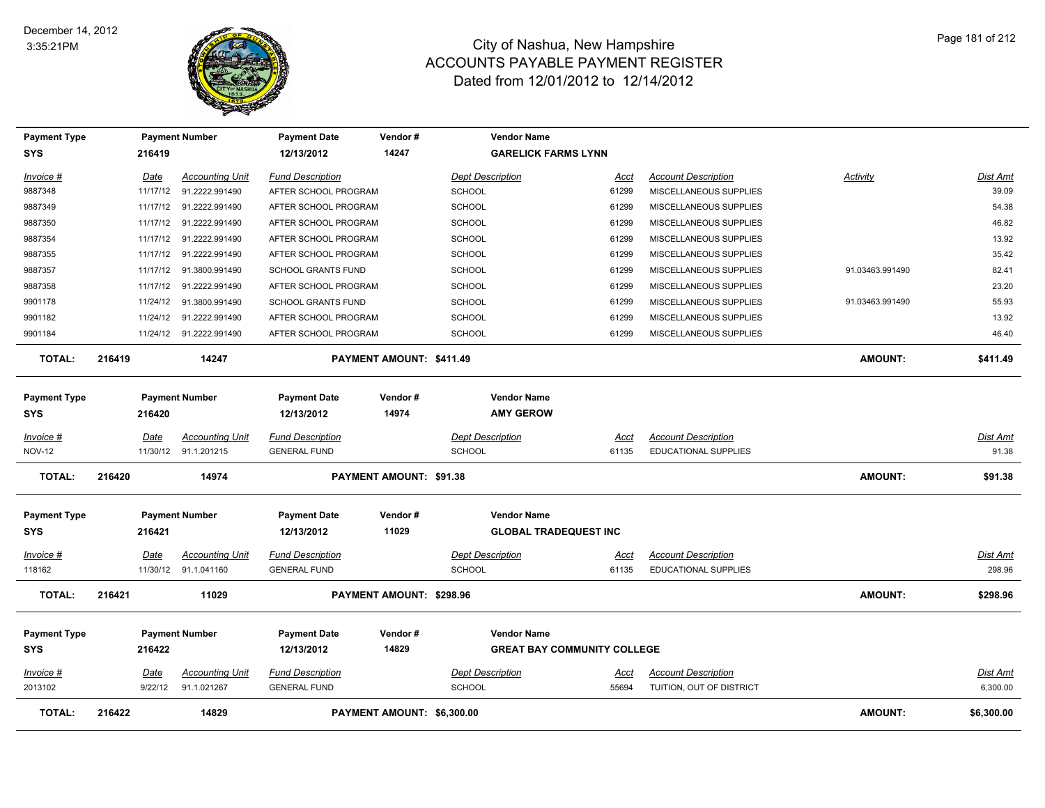# City of Nashua, New Hampshire
## ACCOUNTS PAYABLE PAYMENT REGISTER
### Dated from 12/01/2012 to 12/14/2012

December 14, 2012
3:35:21PM

| Payment Type | Payment Number | Payment Date | Vendor # | Vendor Name |
|---|---|---|---|---|
| SYS | 216419 | 12/13/2012 | 14247 | GARELICK FARMS LYNN |

| Invoice # | Date | Accounting Unit | Fund Description | Dept Description | Acct | Account Description | Activity | Dist Amt |
|---|---|---|---|---|---|---|---|---|
| 9887348 | 11/17/12 | 91.2222.991490 | AFTER SCHOOL PROGRAM | SCHOOL | 61299 | MISCELLANEOUS SUPPLIES | | 39.09 |
| 9887349 | 11/17/12 | 91.2222.991490 | AFTER SCHOOL PROGRAM | SCHOOL | 61299 | MISCELLANEOUS SUPPLIES | | 54.38 |
| 9887350 | 11/17/12 | 91.2222.991490 | AFTER SCHOOL PROGRAM | SCHOOL | 61299 | MISCELLANEOUS SUPPLIES | | 46.82 |
| 9887354 | 11/17/12 | 91.2222.991490 | AFTER SCHOOL PROGRAM | SCHOOL | 61299 | MISCELLANEOUS SUPPLIES | | 13.92 |
| 9887355 | 11/17/12 | 91.2222.991490 | AFTER SCHOOL PROGRAM | SCHOOL | 61299 | MISCELLANEOUS SUPPLIES | | 35.42 |
| 9887357 | 11/17/12 | 91.3800.991490 | SCHOOL GRANTS FUND | SCHOOL | 61299 | MISCELLANEOUS SUPPLIES | 91.03463.991490 | 82.41 |
| 9887358 | 11/17/12 | 91.2222.991490 | AFTER SCHOOL PROGRAM | SCHOOL | 61299 | MISCELLANEOUS SUPPLIES | | 23.20 |
| 9901178 | 11/24/12 | 91.3800.991490 | SCHOOL GRANTS FUND | SCHOOL | 61299 | MISCELLANEOUS SUPPLIES | 91.03463.991490 | 55.93 |
| 9901182 | 11/24/12 | 91.2222.991490 | AFTER SCHOOL PROGRAM | SCHOOL | 61299 | MISCELLANEOUS SUPPLIES | | 13.92 |
| 9901184 | 11/24/12 | 91.2222.991490 | AFTER SCHOOL PROGRAM | SCHOOL | 61299 | MISCELLANEOUS SUPPLIES | | 46.40 |

**TOTAL: 216419 14247 PAYMENT AMOUNT: $411.49 AMOUNT: $411.49**

| Payment Type | Payment Number | Payment Date | Vendor # | Vendor Name |
|---|---|---|---|---|
| SYS | 216420 | 12/13/2012 | 14974 | AMY GEROW |

| Invoice # | Date | Accounting Unit | Fund Description | Dept Description | Acct | Account Description | Dist Amt |
|---|---|---|---|---|---|---|---|
| NOV-12 | 11/30/12 | 91.1.201215 | GENERAL FUND | SCHOOL | 61135 | EDUCATIONAL SUPPLIES | 91.38 |

**TOTAL: 216420 14974 PAYMENT AMOUNT: $91.38 AMOUNT: $91.38**

| Payment Type | Payment Number | Payment Date | Vendor # | Vendor Name |
|---|---|---|---|---|
| SYS | 216421 | 12/13/2012 | 11029 | GLOBAL TRADEQUEST INC |

| Invoice # | Date | Accounting Unit | Fund Description | Dept Description | Acct | Account Description | Dist Amt |
|---|---|---|---|---|---|---|---|
| 118162 | 11/30/12 | 91.1.041160 | GENERAL FUND | SCHOOL | 61135 | EDUCATIONAL SUPPLIES | 298.96 |

**TOTAL: 216421 11029 PAYMENT AMOUNT: $298.96 AMOUNT: $298.96**

| Payment Type | Payment Number | Payment Date | Vendor # | Vendor Name |
|---|---|---|---|---|
| SYS | 216422 | 12/13/2012 | 14829 | GREAT BAY COMMUNITY COLLEGE |

| Invoice # | Date | Accounting Unit | Fund Description | Dept Description | Acct | Account Description | Dist Amt |
|---|---|---|---|---|---|---|---|
| 2013102 | 9/22/12 | 91.1.021267 | GENERAL FUND | SCHOOL | 55694 | TUITION, OUT OF DISTRICT | 6,300.00 |

**TOTAL: 216422 14829 PAYMENT AMOUNT: $6,300.00 AMOUNT: $6,300.00**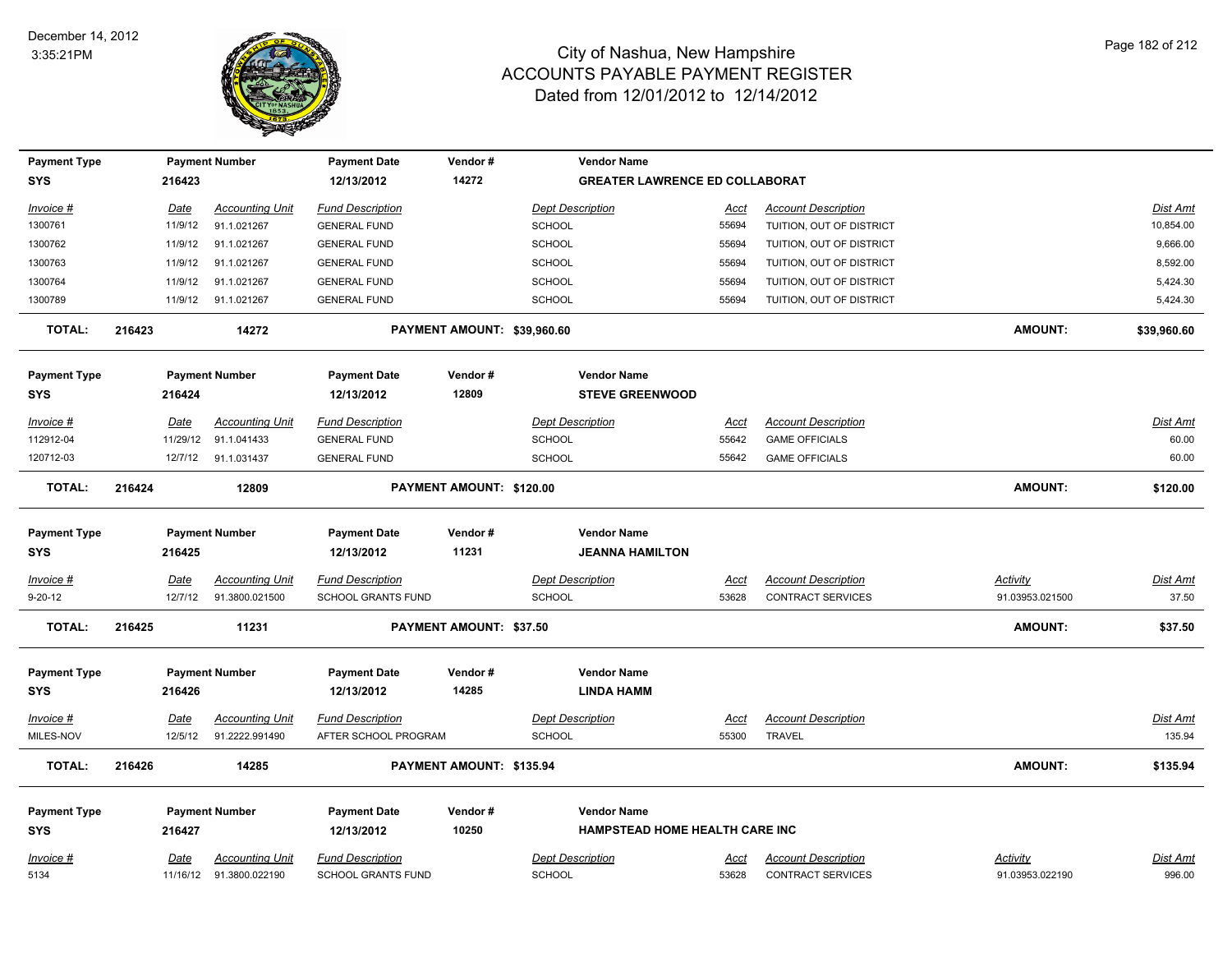# City of Nashua, New Hampshire
# ACCOUNTS PAYABLE PAYMENT REGISTER
## Dated from 12/01/2012 to 12/14/2012

December 14, 2012
3:35:21PM

| Payment Type | Payment Number | Payment Date | Vendor # | Vendor Name |
|---|---|---|---|---|
| SYS | 216423 | 12/13/2012 | 14272 | GREATER LAWRENCE ED COLLABORAT |

| Invoice # | Date | Accounting Unit | Fund Description | Dept Description | Acct | Account Description | Dist Amt |
|---|---|---|---|---|---|---|---|
| 1300761 | 11/9/12 | 91.1.021267 | GENERAL FUND | SCHOOL | 55694 | TUITION, OUT OF DISTRICT | 10,854.00 |
| 1300762 | 11/9/12 | 91.1.021267 | GENERAL FUND | SCHOOL | 55694 | TUITION, OUT OF DISTRICT | 9,666.00 |
| 1300763 | 11/9/12 | 91.1.021267 | GENERAL FUND | SCHOOL | 55694 | TUITION, OUT OF DISTRICT | 8,592.00 |
| 1300764 | 11/9/12 | 91.1.021267 | GENERAL FUND | SCHOOL | 55694 | TUITION, OUT OF DISTRICT | 5,424.30 |
| 1300789 | 11/9/12 | 91.1.021267 | GENERAL FUND | SCHOOL | 55694 | TUITION, OUT OF DISTRICT | 5,424.30 |

**TOTAL: 216423 14272 PAYMENT AMOUNT: $39,960.60 AMOUNT: $39,960.60**

| Payment Type | Payment Number | Payment Date | Vendor # | Vendor Name |
|---|---|---|---|---|
| SYS | 216424 | 12/13/2012 | 12809 | STEVE GREENWOOD |

| Invoice # | Date | Accounting Unit | Fund Description | Dept Description | Acct | Account Description | Dist Amt |
|---|---|---|---|---|---|---|---|
| 112912-04 | 11/29/12 | 91.1.041433 | GENERAL FUND | SCHOOL | 55642 | GAME OFFICIALS | 60.00 |
| 120712-03 | 12/7/12 | 91.1.031437 | GENERAL FUND | SCHOOL | 55642 | GAME OFFICIALS | 60.00 |

**TOTAL: 216424 12809 PAYMENT AMOUNT: $120.00 AMOUNT: $120.00**

| Payment Type | Payment Number | Payment Date | Vendor # | Vendor Name |
|---|---|---|---|---|
| SYS | 216425 | 12/13/2012 | 11231 | JEANNA HAMILTON |

| Invoice # | Date | Accounting Unit | Fund Description | Dept Description | Acct | Account Description | Activity | Dist Amt |
|---|---|---|---|---|---|---|---|---|
| 9-20-12 | 12/7/12 | 91.3800.021500 | SCHOOL GRANTS FUND | SCHOOL | 53628 | CONTRACT SERVICES | 91.03953.021500 | 37.50 |

**TOTAL: 216425 11231 PAYMENT AMOUNT: $37.50 AMOUNT: $37.50**

| Payment Type | Payment Number | Payment Date | Vendor # | Vendor Name |
|---|---|---|---|---|
| SYS | 216426 | 12/13/2012 | 14285 | LINDA HAMM |

| Invoice # | Date | Accounting Unit | Fund Description | Dept Description | Acct | Account Description | Dist Amt |
|---|---|---|---|---|---|---|---|
| MILES-NOV | 12/5/12 | 91.2222.991490 | AFTER SCHOOL PROGRAM | SCHOOL | 55300 | TRAVEL | 135.94 |

**TOTAL: 216426 14285 PAYMENT AMOUNT: $135.94 AMOUNT: $135.94**

| Payment Type | Payment Number | Payment Date | Vendor # | Vendor Name |
|---|---|---|---|---|
| SYS | 216427 | 12/13/2012 | 10250 | HAMPSTEAD HOME HEALTH CARE INC |

| Invoice # | Date | Accounting Unit | Fund Description | Dept Description | Acct | Account Description | Activity | Dist Amt |
|---|---|---|---|---|---|---|---|---|
| 5134 | 11/16/12 | 91.3800.022190 | SCHOOL GRANTS FUND | SCHOOL | 53628 | CONTRACT SERVICES | 91.03953.022190 | 996.00 |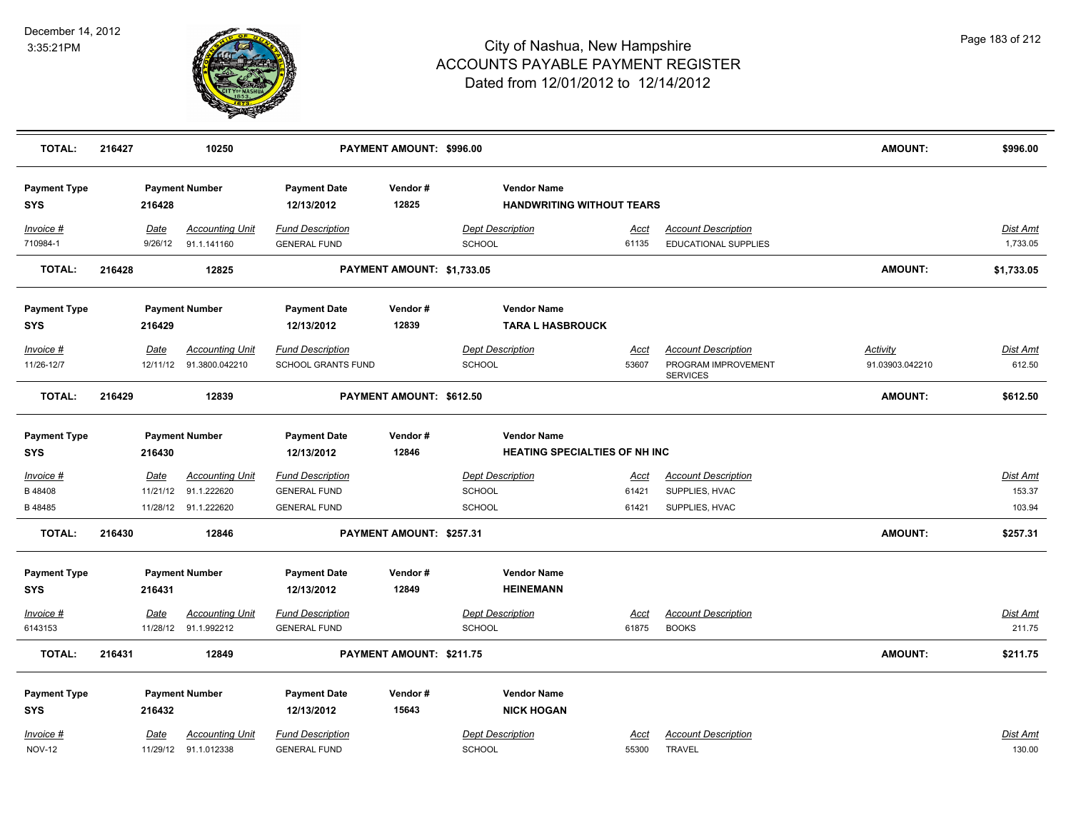# City of Nashua, New Hampshire
## ACCOUNTS PAYABLE PAYMENT REGISTER
### Dated from 12/01/2012 to 12/14/2012

December 14, 2012
3:35:21PM

| TOTAL: | 216427 | 10250 | PAYMENT AMOUNT: $996.00 | AMOUNT: | $996.00 |
|---|---|---|---|---|---|

| Payment Type | Payment Number | Payment Date | Vendor # | Vendor Name |
|---|---|---|---|---|
| SYS | 216428 | 12/13/2012 | 12825 | HANDWRITING WITHOUT TEARS |

| Invoice # | Date | Accounting Unit | Fund Description | Dept Description | Acct | Account Description | Dist Amt |
|---|---|---|---|---|---|---|---|
| 710984-1 | 9/26/12 | 91.1.141160 | GENERAL FUND | SCHOOL | 61135 | EDUCATIONAL SUPPLIES | 1,733.05 |

| TOTAL: | 216428 | 12825 | PAYMENT AMOUNT: $1,733.05 | AMOUNT: | $1,733.05 |
|---|---|---|---|---|---|

| Payment Type | Payment Number | Payment Date | Vendor # | Vendor Name |
|---|---|---|---|---|
| SYS | 216429 | 12/13/2012 | 12839 | TARA L HASBROUCK |

| Invoice # | Date | Accounting Unit | Fund Description | Dept Description | Acct | Account Description | Activity | Dist Amt |
|---|---|---|---|---|---|---|---|---|
| 11/26-12/7 | 12/11/12 | 91.3800.042210 | SCHOOL GRANTS FUND | SCHOOL | 53607 | PROGRAM IMPROVEMENT SERVICES | 91.03903.042210 | 612.50 |

| TOTAL: | 216429 | 12839 | PAYMENT AMOUNT: $612.50 | AMOUNT: | $612.50 |
|---|---|---|---|---|---|

| Payment Type | Payment Number | Payment Date | Vendor # | Vendor Name |
|---|---|---|---|---|
| SYS | 216430 | 12/13/2012 | 12846 | HEATING SPECIALTIES OF NH INC |

| Invoice # | Date | Accounting Unit | Fund Description | Dept Description | Acct | Account Description | Dist Amt |
|---|---|---|---|---|---|---|---|
| B 48408 | 11/21/12 | 91.1.222620 | GENERAL FUND | SCHOOL | 61421 | SUPPLIES, HVAC | 153.37 |
| B 48485 | 11/28/12 | 91.1.222620 | GENERAL FUND | SCHOOL | 61421 | SUPPLIES, HVAC | 103.94 |

| TOTAL: | 216430 | 12846 | PAYMENT AMOUNT: $257.31 | AMOUNT: | $257.31 |
|---|---|---|---|---|---|

| Payment Type | Payment Number | Payment Date | Vendor # | Vendor Name |
|---|---|---|---|---|
| SYS | 216431 | 12/13/2012 | 12849 | HEINEMANN |

| Invoice # | Date | Accounting Unit | Fund Description | Dept Description | Acct | Account Description | Dist Amt |
|---|---|---|---|---|---|---|---|
| 6143153 | 11/28/12 | 91.1.992212 | GENERAL FUND | SCHOOL | 61875 | BOOKS | 211.75 |

| TOTAL: | 216431 | 12849 | PAYMENT AMOUNT: $211.75 | AMOUNT: | $211.75 |
|---|---|---|---|---|---|

| Payment Type | Payment Number | Payment Date | Vendor # | Vendor Name |
|---|---|---|---|---|
| SYS | 216432 | 12/13/2012 | 15643 | NICK HOGAN |

| Invoice # | Date | Accounting Unit | Fund Description | Dept Description | Acct | Account Description | Dist Amt |
|---|---|---|---|---|---|---|---|
| NOV-12 | 11/29/12 | 91.1.012338 | GENERAL FUND | SCHOOL | 55300 | TRAVEL | 130.00 |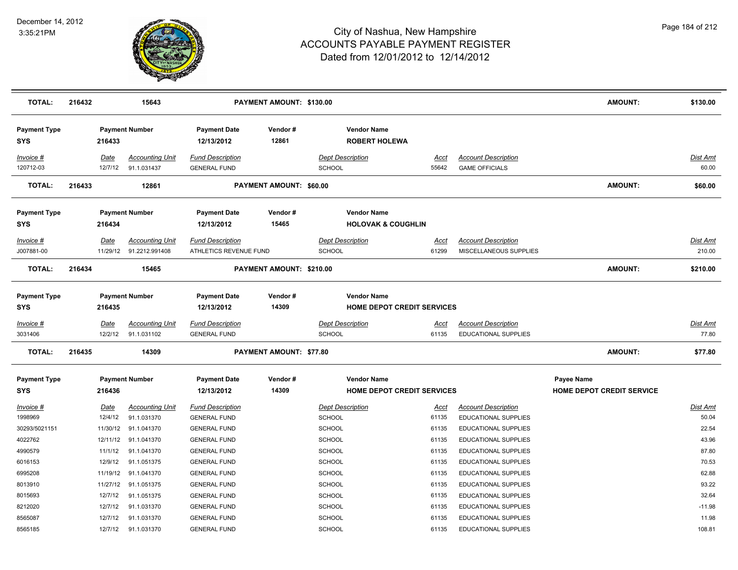# City of Nashua, New Hampshire
## ACCOUNTS PAYABLE PAYMENT REGISTER
### Dated from 12/01/2012 to 12/14/2012

December 14, 2012
3:35:21PM

| TOTAL: | 216432 | 15643 | PAYMENT AMOUNT: $130.00 | AMOUNT: | $130.00 |
|---|---|---|---|---|---|

| Payment Type | Payment Number | Payment Date | Vendor # | Vendor Name |
|---|---|---|---|---|
| SYS | 216433 | 12/13/2012 | 12861 | ROBERT HOLEWA |

| Invoice # | Date | Accounting Unit | Fund Description | Dept Description | Acct | Account Description | Dist Amt |
|---|---|---|---|---|---|---|---|
| 120712-03 | 12/7/12 | 91.1.031437 | GENERAL FUND | SCHOOL | 55642 | GAME OFFICIALS | 60.00 |

| TOTAL: | 216433 | 12861 | PAYMENT AMOUNT: $60.00 | AMOUNT: | $60.00 |
|---|---|---|---|---|---|

| Payment Type | Payment Number | Payment Date | Vendor # | Vendor Name |
|---|---|---|---|---|
| SYS | 216434 | 12/13/2012 | 15465 | HOLOVAK & COUGHLIN |

| Invoice # | Date | Accounting Unit | Fund Description | Dept Description | Acct | Account Description | Dist Amt |
|---|---|---|---|---|---|---|---|
| J007881-00 | 11/29/12 | 91.2212.991408 | ATHLETICS REVENUE FUND | SCHOOL | 61299 | MISCELLANEOUS SUPPLIES | 210.00 |

| TOTAL: | 216434 | 15465 | PAYMENT AMOUNT: $210.00 | AMOUNT: | $210.00 |
|---|---|---|---|---|---|

| Payment Type | Payment Number | Payment Date | Vendor # | Vendor Name |
|---|---|---|---|---|
| SYS | 216435 | 12/13/2012 | 14309 | HOME DEPOT CREDIT SERVICES |

| Invoice # | Date | Accounting Unit | Fund Description | Dept Description | Acct | Account Description | Dist Amt |
|---|---|---|---|---|---|---|---|
| 3031406 | 12/2/12 | 91.1.031102 | GENERAL FUND | SCHOOL | 61135 | EDUCATIONAL SUPPLIES | 77.80 |

| TOTAL: | 216435 | 14309 | PAYMENT AMOUNT: $77.80 | AMOUNT: | $77.80 |
|---|---|---|---|---|---|

| Payment Type | Payment Number | Payment Date | Vendor # | Vendor Name | Payee Name |
|---|---|---|---|---|---|
| SYS | 216436 | 12/13/2012 | 14309 | HOME DEPOT CREDIT SERVICES | HOME DEPOT CREDIT SERVICE |

| Invoice # | Date | Accounting Unit | Fund Description | Dept Description | Acct | Account Description | Dist Amt |
|---|---|---|---|---|---|---|---|
| 1998969 | 12/4/12 | 91.1.031370 | GENERAL FUND | SCHOOL | 61135 | EDUCATIONAL SUPPLIES | 50.04 |
| 30293/5021151 | 11/30/12 | 91.1.041370 | GENERAL FUND | SCHOOL | 61135 | EDUCATIONAL SUPPLIES | 22.54 |
| 4022762 | 12/11/12 | 91.1.041370 | GENERAL FUND | SCHOOL | 61135 | EDUCATIONAL SUPPLIES | 43.96 |
| 4990579 | 11/1/12 | 91.1.041370 | GENERAL FUND | SCHOOL | 61135 | EDUCATIONAL SUPPLIES | 87.80 |
| 6016153 | 12/9/12 | 91.1.051375 | GENERAL FUND | SCHOOL | 61135 | EDUCATIONAL SUPPLIES | 70.53 |
| 6995208 | 11/19/12 | 91.1.041370 | GENERAL FUND | SCHOOL | 61135 | EDUCATIONAL SUPPLIES | 62.88 |
| 8013910 | 11/27/12 | 91.1.051375 | GENERAL FUND | SCHOOL | 61135 | EDUCATIONAL SUPPLIES | 93.22 |
| 8015693 | 12/7/12 | 91.1.051375 | GENERAL FUND | SCHOOL | 61135 | EDUCATIONAL SUPPLIES | 32.64 |
| 8212020 | 12/7/12 | 91.1.031370 | GENERAL FUND | SCHOOL | 61135 | EDUCATIONAL SUPPLIES | -11.98 |
| 8565087 | 12/7/12 | 91.1.031370 | GENERAL FUND | SCHOOL | 61135 | EDUCATIONAL SUPPLIES | 11.98 |
| 8565185 | 12/7/12 | 91.1.031370 | GENERAL FUND | SCHOOL | 61135 | EDUCATIONAL SUPPLIES | 108.81 |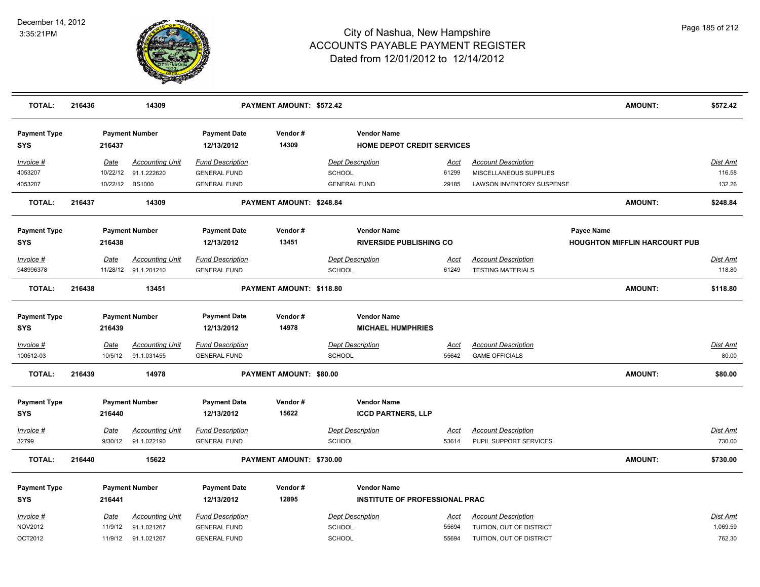| TOTAL: | 216436 | 14309 | PAYMENT AMOUNT: $572.42 | AMOUNT: | $572.42 |
|---|---|---|---|---|---|

**Payment Type** SYS | **Payment Number** 216437 | **Payment Date** 12/13/2012 | **Vendor #** 14309 | **Vendor Name** HOME DEPOT CREDIT SERVICES

| Invoice # | Date | Accounting Unit | Fund Description | Dept Description | Acct | Account Description | Dist Amt |
|---|---|---|---|---|---|---|---|
| 4053207 | 10/22/12 | 91.1.222620 | GENERAL FUND | SCHOOL | 61299 | MISCELLANEOUS SUPPLIES | 116.58 |
| 4053207 | 10/22/12 | BS1000 | GENERAL FUND | GENERAL FUND | 29185 | LAWSON INVENTORY SUSPENSE | 132.26 |

| TOTAL: | 216437 | 14309 | PAYMENT AMOUNT: $248.84 | AMOUNT: | $248.84 |
|---|---|---|---|---|---|

**Payment Type** SYS | **Payment Number** 216438 | **Payment Date** 12/13/2012 | **Vendor #** 13451 | **Vendor Name** RIVERSIDE PUBLISHING CO | **Payee Name** HOUGHTON MIFFLIN HARCOURT PUB

| Invoice # | Date | Accounting Unit | Fund Description | Dept Description | Acct | Account Description | Dist Amt |
|---|---|---|---|---|---|---|---|
| 948996378 | 11/28/12 | 91.1.201210 | GENERAL FUND | SCHOOL | 61249 | TESTING MATERIALS | 118.80 |

| TOTAL: | 216438 | 13451 | PAYMENT AMOUNT: $118.80 | AMOUNT: | $118.80 |
|---|---|---|---|---|---|

**Payment Type** SYS | **Payment Number** 216439 | **Payment Date** 12/13/2012 | **Vendor #** 14978 | **Vendor Name** MICHAEL HUMPHRIES

| Invoice # | Date | Accounting Unit | Fund Description | Dept Description | Acct | Account Description | Dist Amt |
|---|---|---|---|---|---|---|---|
| 100512-03 | 10/5/12 | 91.1.031455 | GENERAL FUND | SCHOOL | 55642 | GAME OFFICIALS | 80.00 |

| TOTAL: | 216439 | 14978 | PAYMENT AMOUNT: $80.00 | AMOUNT: | $80.00 |
|---|---|---|---|---|---|

**Payment Type** SYS | **Payment Number** 216440 | **Payment Date** 12/13/2012 | **Vendor #** 15622 | **Vendor Name** ICCD PARTNERS, LLP

| Invoice # | Date | Accounting Unit | Fund Description | Dept Description | Acct | Account Description | Dist Amt |
|---|---|---|---|---|---|---|---|
| 32799 | 9/30/12 | 91.1.022190 | GENERAL FUND | SCHOOL | 53614 | PUPIL SUPPORT SERVICES | 730.00 |

| TOTAL: | 216440 | 15622 | PAYMENT AMOUNT: $730.00 | AMOUNT: | $730.00 |
|---|---|---|---|---|---|

**Payment Type** SYS | **Payment Number** 216441 | **Payment Date** 12/13/2012 | **Vendor #** 12895 | **Vendor Name** INSTITUTE OF PROFESSIONAL PRAC

| Invoice # | Date | Accounting Unit | Fund Description | Dept Description | Acct | Account Description | Dist Amt |
|---|---|---|---|---|---|---|---|
| NOV2012 | 11/9/12 | 91.1.021267 | GENERAL FUND | SCHOOL | 55694 | TUITION, OUT OF DISTRICT | 1,069.59 |
| OCT2012 | 11/9/12 | 91.1.021267 | GENERAL FUND | SCHOOL | 55694 | TUITION, OUT OF DISTRICT | 762.30 |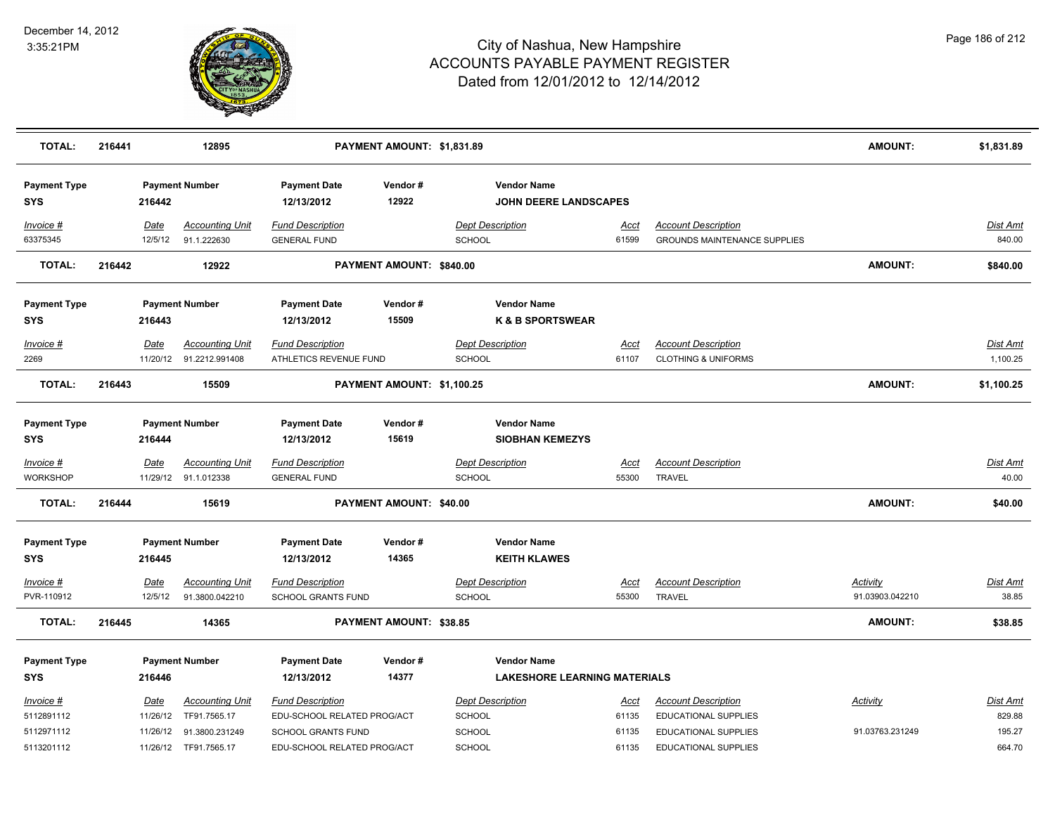| TOTAL: | 216441 | 12895 | PAYMENT AMOUNT: $1,831.89 | | AMOUNT: | $1,831.89 |
|---|---|---|---|---|---|---|

**Payment Type:** SYS | **Payment Number:** 216442 | **Payment Date:** 12/13/2012 | **Vendor #:** 12922 | **Vendor Name:** JOHN DEERE LANDSCAPES

| Invoice # | Date | Accounting Unit | Fund Description | Dept Description | Acct | Account Description | Dist Amt |
|---|---|---|---|---|---|---|---|
| 63375345 | 12/5/12 | 91.1.222630 | GENERAL FUND | SCHOOL | 61599 | GROUNDS MAINTENANCE SUPPLIES | 840.00 |

**TOTAL:** 216442 | 12922 | **PAYMENT AMOUNT:** $840.00 | **AMOUNT:** $840.00

**Payment Type:** SYS | **Payment Number:** 216443 | **Payment Date:** 12/13/2012 | **Vendor #:** 15509 | **Vendor Name:** K & B SPORTSWEAR

| Invoice # | Date | Accounting Unit | Fund Description | Dept Description | Acct | Account Description | Dist Amt |
|---|---|---|---|---|---|---|---|
| 2269 | 11/20/12 | 91.2212.991408 | ATHLETICS REVENUE FUND | SCHOOL | 61107 | CLOTHING & UNIFORMS | 1,100.25 |

**TOTAL:** 216443 | 15509 | **PAYMENT AMOUNT:** $1,100.25 | **AMOUNT:** $1,100.25

**Payment Type:** SYS | **Payment Number:** 216444 | **Payment Date:** 12/13/2012 | **Vendor #:** 15619 | **Vendor Name:** SIOBHAN KEMEZYS

| Invoice # | Date | Accounting Unit | Fund Description | Dept Description | Acct | Account Description | Dist Amt |
|---|---|---|---|---|---|---|---|
| WORKSHOP | 11/29/12 | 91.1.012338 | GENERAL FUND | SCHOOL | 55300 | TRAVEL | 40.00 |

**TOTAL:** 216444 | 15619 | **PAYMENT AMOUNT:** $40.00 | **AMOUNT:** $40.00

**Payment Type:** SYS | **Payment Number:** 216445 | **Payment Date:** 12/13/2012 | **Vendor #:** 14365 | **Vendor Name:** KEITH KLAWES

| Invoice # | Date | Accounting Unit | Fund Description | Dept Description | Acct | Account Description | Activity | Dist Amt |
|---|---|---|---|---|---|---|---|---|
| PVR-110912 | 12/5/12 | 91.3800.042210 | SCHOOL GRANTS FUND | SCHOOL | 55300 | TRAVEL | 91.03903.042210 | 38.85 |

**TOTAL:** 216445 | 14365 | **PAYMENT AMOUNT:** $38.85 | **AMOUNT:** $38.85

**Payment Type:** SYS | **Payment Number:** 216446 | **Payment Date:** 12/13/2012 | **Vendor #:** 14377 | **Vendor Name:** LAKESHORE LEARNING MATERIALS

| Invoice # | Date | Accounting Unit | Fund Description | Dept Description | Acct | Account Description | Activity | Dist Amt |
|---|---|---|---|---|---|---|---|---|
| 5112891112 | 11/26/12 | TF91.7565.17 | EDU-SCHOOL RELATED PROG/ACT | SCHOOL | 61135 | EDUCATIONAL SUPPLIES | | 829.88 |
| 5112971112 | 11/26/12 | 91.3800.231249 | SCHOOL GRANTS FUND | SCHOOL | 61135 | EDUCATIONAL SUPPLIES | 91.03763.231249 | 195.27 |
| 5113201112 | 11/26/12 | TF91.7565.17 | EDU-SCHOOL RELATED PROG/ACT | SCHOOL | 61135 | EDUCATIONAL SUPPLIES | | 664.70 |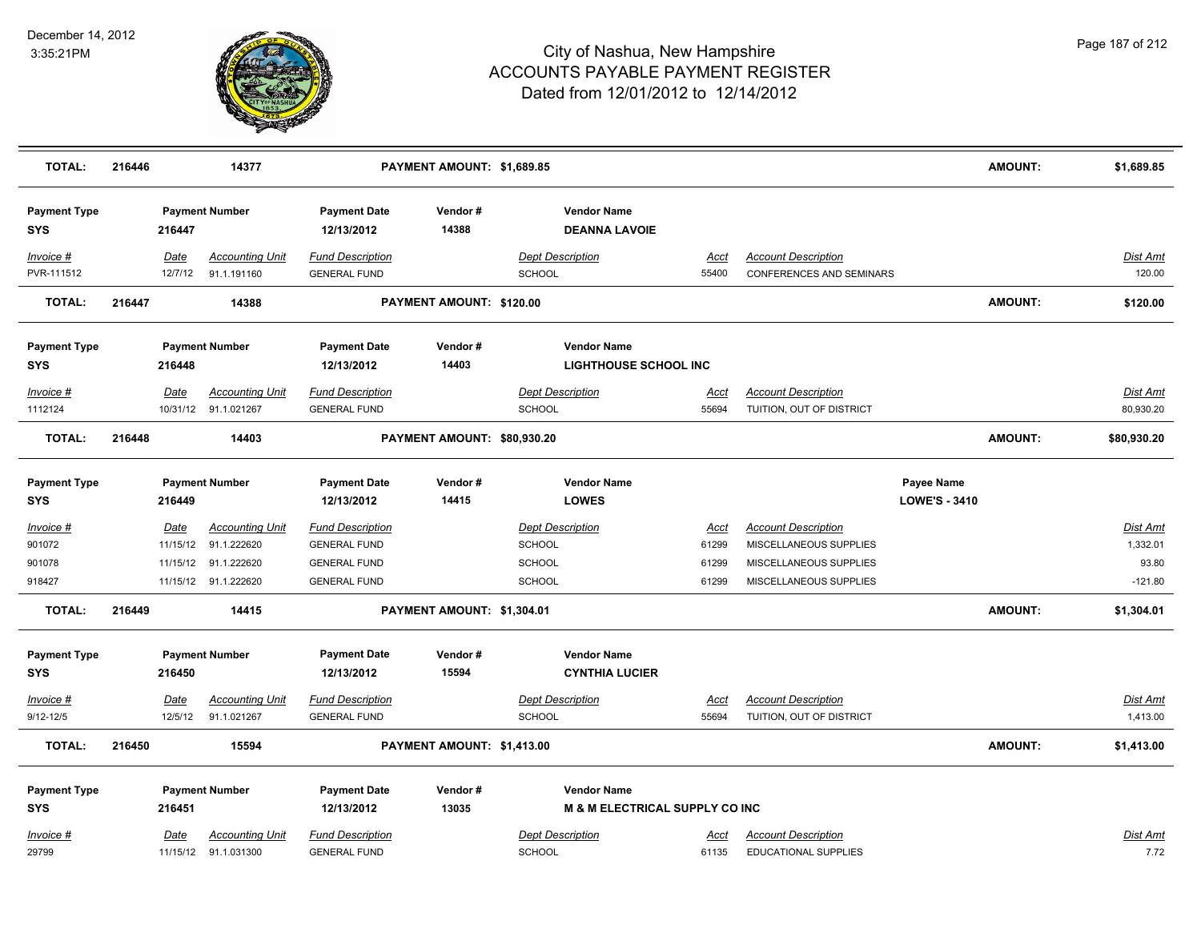# City of Nashua, New Hampshire
# ACCOUNTS PAYABLE PAYMENT REGISTER
## Dated from 12/01/2012 to 12/14/2012

December 14, 2012
3:35:21PM

| | | | | | | | | |
|---|---|---|---|---|---|---|---|---|
| **TOTAL:** | **216446** | **14377** | **PAYMENT AMOUNT: $1,689.85** | | | | **AMOUNT:** | **$1,689.85** |

| Payment Type | Payment Number | Payment Date | Vendor # | Vendor Name |
|---|---|---|---|---|
| **SYS** | **216447** | **12/13/2012** | **14388** | **DEANNA LAVOIE** |

| Invoice # | Date | Accounting Unit | Fund Description | Dept Description | Acct | Account Description | Dist Amt |
|---|---|---|---|---|---|---|---|
| PVR-111512 | 12/7/12 | 91.1.191160 | GENERAL FUND | SCHOOL | 55400 | CONFERENCES AND SEMINARS | 120.00 |
| **TOTAL: 216447** | | **14388** | **PAYMENT AMOUNT: $120.00** | | | **AMOUNT:** | **$120.00** |

| Payment Type | Payment Number | Payment Date | Vendor # | Vendor Name |
|---|---|---|---|---|
| **SYS** | **216448** | **12/13/2012** | **14403** | **LIGHTHOUSE SCHOOL INC** |

| Invoice # | Date | Accounting Unit | Fund Description | Dept Description | Acct | Account Description | Dist Amt |
|---|---|---|---|---|---|---|---|
| 1112124 | 10/31/12 | 91.1.021267 | GENERAL FUND | SCHOOL | 55694 | TUITION, OUT OF DISTRICT | 80,930.20 |
| **TOTAL: 216448** | | **14403** | **PAYMENT AMOUNT: $80,930.20** | | | **AMOUNT:** | **$80,930.20** |

| Payment Type | Payment Number | Payment Date | Vendor # | Vendor Name | Payee Name |
|---|---|---|---|---|---|
| **SYS** | **216449** | **12/13/2012** | **14415** | **LOWES** | **LOWE'S - 3410** |

| Invoice # | Date | Accounting Unit | Fund Description | Dept Description | Acct | Account Description | Dist Amt |
|---|---|---|---|---|---|---|---|
| 901072 | 11/15/12 | 91.1.222620 | GENERAL FUND | SCHOOL | 61299 | MISCELLANEOUS SUPPLIES | 1,332.01 |
| 901078 | 11/15/12 | 91.1.222620 | GENERAL FUND | SCHOOL | 61299 | MISCELLANEOUS SUPPLIES | 93.80 |
| 918427 | 11/15/12 | 91.1.222620 | GENERAL FUND | SCHOOL | 61299 | MISCELLANEOUS SUPPLIES | -121.80 |
| **TOTAL: 216449** | | **14415** | **PAYMENT AMOUNT: $1,304.01** | | | **AMOUNT:** | **$1,304.01** |

| Payment Type | Payment Number | Payment Date | Vendor # | Vendor Name |
|---|---|---|---|---|
| **SYS** | **216450** | **12/13/2012** | **15594** | **CYNTHIA LUCIER** |

| Invoice # | Date | Accounting Unit | Fund Description | Dept Description | Acct | Account Description | Dist Amt |
|---|---|---|---|---|---|---|---|
| 9/12-12/5 | 12/5/12 | 91.1.021267 | GENERAL FUND | SCHOOL | 55694 | TUITION, OUT OF DISTRICT | 1,413.00 |
| **TOTAL: 216450** | | **15594** | **PAYMENT AMOUNT: $1,413.00** | | | **AMOUNT:** | **$1,413.00** |

| Payment Type | Payment Number | Payment Date | Vendor # | Vendor Name |
|---|---|---|---|---|
| **SYS** | **216451** | **12/13/2012** | **13035** | **M & M ELECTRICAL SUPPLY CO INC** |

| Invoice # | Date | Accounting Unit | Fund Description | Dept Description | Acct | Account Description | Dist Amt |
|---|---|---|---|---|---|---|---|
| 29799 | 11/15/12 | 91.1.031300 | GENERAL FUND | SCHOOL | 61135 | EDUCATIONAL SUPPLIES | 7.72 |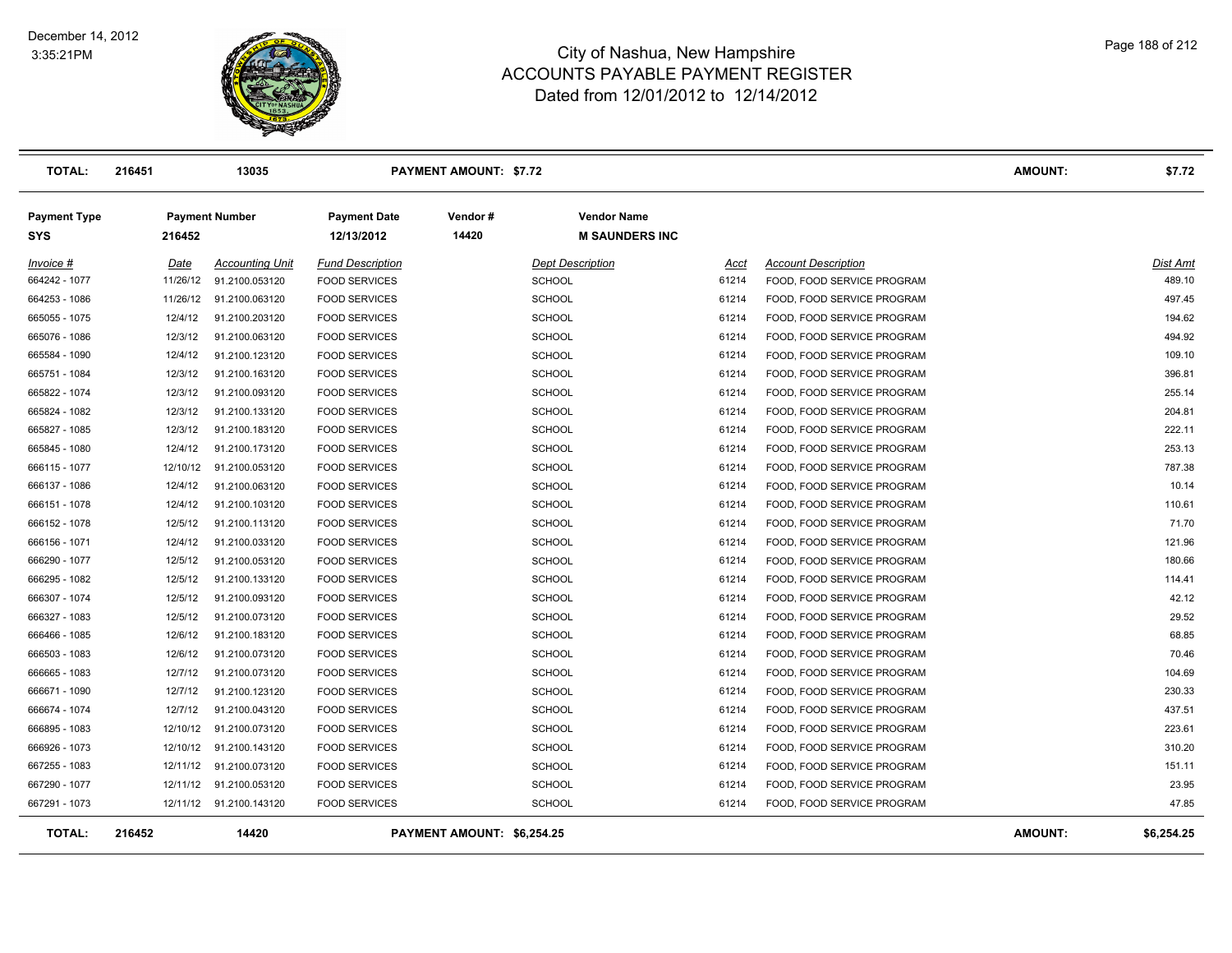# City of Nashua, New Hampshire
## ACCOUNTS PAYABLE PAYMENT REGISTER
### Dated from 12/01/2012 to 12/14/2012

December 14, 2012
3:35:21PM

| TOTAL: | 216451 | 13035 | PAYMENT AMOUNT: $7.72 | AMOUNT: | $7.72 |
|---|---|---|---|---|---|

| Payment Type | Payment Number | Payment Date | Vendor # | Vendor Name |
|---|---|---|---|---|
| SYS | 216452 | 12/13/2012 | 14420 | M SAUNDERS INC |

| Invoice # | Date | Accounting Unit | Fund Description | Dept Description | Acct | Account Description | Dist Amt |
|---|---|---|---|---|---|---|---|
| 664242 - 1077 | 11/26/12 | 91.2100.053120 | FOOD SERVICES | SCHOOL | 61214 | FOOD, FOOD SERVICE PROGRAM | 489.10 |
| 664253 - 1086 | 11/26/12 | 91.2100.063120 | FOOD SERVICES | SCHOOL | 61214 | FOOD, FOOD SERVICE PROGRAM | 497.45 |
| 665055 - 1075 | 12/4/12 | 91.2100.203120 | FOOD SERVICES | SCHOOL | 61214 | FOOD, FOOD SERVICE PROGRAM | 194.62 |
| 665076 - 1086 | 12/3/12 | 91.2100.063120 | FOOD SERVICES | SCHOOL | 61214 | FOOD, FOOD SERVICE PROGRAM | 494.92 |
| 665584 - 1090 | 12/4/12 | 91.2100.123120 | FOOD SERVICES | SCHOOL | 61214 | FOOD, FOOD SERVICE PROGRAM | 109.10 |
| 665751 - 1084 | 12/3/12 | 91.2100.163120 | FOOD SERVICES | SCHOOL | 61214 | FOOD, FOOD SERVICE PROGRAM | 396.81 |
| 665822 - 1074 | 12/3/12 | 91.2100.093120 | FOOD SERVICES | SCHOOL | 61214 | FOOD, FOOD SERVICE PROGRAM | 255.14 |
| 665824 - 1082 | 12/3/12 | 91.2100.133120 | FOOD SERVICES | SCHOOL | 61214 | FOOD, FOOD SERVICE PROGRAM | 204.81 |
| 665827 - 1085 | 12/3/12 | 91.2100.183120 | FOOD SERVICES | SCHOOL | 61214 | FOOD, FOOD SERVICE PROGRAM | 222.11 |
| 665845 - 1080 | 12/4/12 | 91.2100.173120 | FOOD SERVICES | SCHOOL | 61214 | FOOD, FOOD SERVICE PROGRAM | 253.13 |
| 666115 - 1077 | 12/10/12 | 91.2100.053120 | FOOD SERVICES | SCHOOL | 61214 | FOOD, FOOD SERVICE PROGRAM | 787.38 |
| 666137 - 1086 | 12/4/12 | 91.2100.063120 | FOOD SERVICES | SCHOOL | 61214 | FOOD, FOOD SERVICE PROGRAM | 10.14 |
| 666151 - 1078 | 12/4/12 | 91.2100.103120 | FOOD SERVICES | SCHOOL | 61214 | FOOD, FOOD SERVICE PROGRAM | 110.61 |
| 666152 - 1078 | 12/5/12 | 91.2100.113120 | FOOD SERVICES | SCHOOL | 61214 | FOOD, FOOD SERVICE PROGRAM | 71.70 |
| 666156 - 1071 | 12/4/12 | 91.2100.033120 | FOOD SERVICES | SCHOOL | 61214 | FOOD, FOOD SERVICE PROGRAM | 121.96 |
| 666290 - 1077 | 12/5/12 | 91.2100.053120 | FOOD SERVICES | SCHOOL | 61214 | FOOD, FOOD SERVICE PROGRAM | 180.66 |
| 666295 - 1082 | 12/5/12 | 91.2100.133120 | FOOD SERVICES | SCHOOL | 61214 | FOOD, FOOD SERVICE PROGRAM | 114.41 |
| 666307 - 1074 | 12/5/12 | 91.2100.093120 | FOOD SERVICES | SCHOOL | 61214 | FOOD, FOOD SERVICE PROGRAM | 42.12 |
| 666327 - 1083 | 12/5/12 | 91.2100.073120 | FOOD SERVICES | SCHOOL | 61214 | FOOD, FOOD SERVICE PROGRAM | 29.52 |
| 666466 - 1085 | 12/6/12 | 91.2100.183120 | FOOD SERVICES | SCHOOL | 61214 | FOOD, FOOD SERVICE PROGRAM | 68.85 |
| 666503 - 1083 | 12/6/12 | 91.2100.073120 | FOOD SERVICES | SCHOOL | 61214 | FOOD, FOOD SERVICE PROGRAM | 70.46 |
| 666665 - 1083 | 12/7/12 | 91.2100.073120 | FOOD SERVICES | SCHOOL | 61214 | FOOD, FOOD SERVICE PROGRAM | 104.69 |
| 666671 - 1090 | 12/7/12 | 91.2100.123120 | FOOD SERVICES | SCHOOL | 61214 | FOOD, FOOD SERVICE PROGRAM | 230.33 |
| 666674 - 1074 | 12/7/12 | 91.2100.043120 | FOOD SERVICES | SCHOOL | 61214 | FOOD, FOOD SERVICE PROGRAM | 437.51 |
| 666895 - 1083 | 12/10/12 | 91.2100.073120 | FOOD SERVICES | SCHOOL | 61214 | FOOD, FOOD SERVICE PROGRAM | 223.61 |
| 666926 - 1073 | 12/10/12 | 91.2100.143120 | FOOD SERVICES | SCHOOL | 61214 | FOOD, FOOD SERVICE PROGRAM | 310.20 |
| 667255 - 1083 | 12/11/12 | 91.2100.073120 | FOOD SERVICES | SCHOOL | 61214 | FOOD, FOOD SERVICE PROGRAM | 151.11 |
| 667290 - 1077 | 12/11/12 | 91.2100.053120 | FOOD SERVICES | SCHOOL | 61214 | FOOD, FOOD SERVICE PROGRAM | 23.95 |
| 667291 - 1073 | 12/11/12 | 91.2100.143120 | FOOD SERVICES | SCHOOL | 61214 | FOOD, FOOD SERVICE PROGRAM | 47.85 |

| TOTAL: | 216452 | 14420 | PAYMENT AMOUNT: $6,254.25 | AMOUNT: | $6,254.25 |
|---|---|---|---|---|---|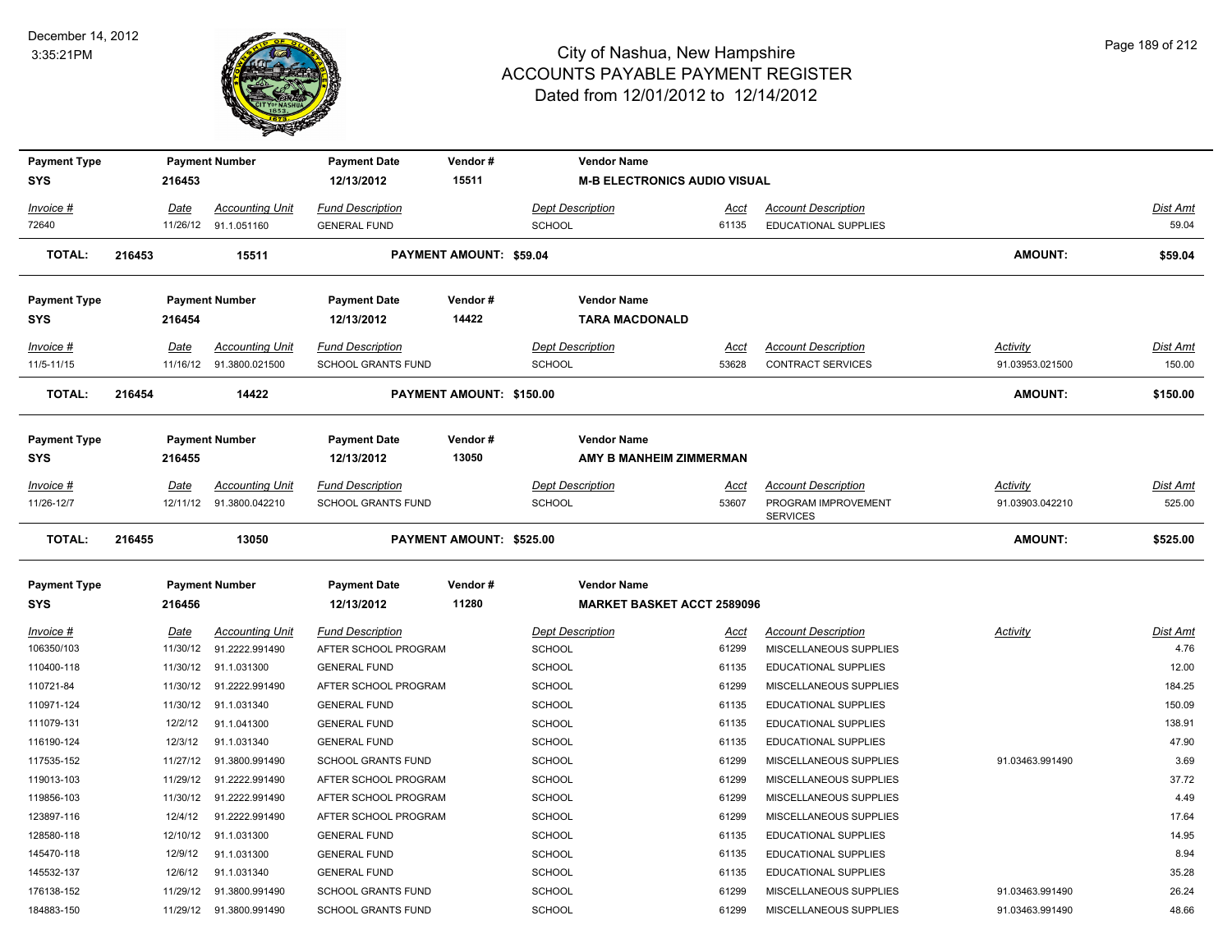# City of Nashua, New Hampshire
# ACCOUNTS PAYABLE PAYMENT REGISTER
## Dated from 12/01/2012 to 12/14/2012

December 14, 2012
3:35:21PM

| Payment Type | Payment Number | Payment Date | Vendor # | Vendor Name |
|---|---|---|---|---|
| SYS | 216453 | 12/13/2012 | 15511 | M-B ELECTRONICS AUDIO VISUAL |

| Invoice # | Date | Accounting Unit | Fund Description | Dept Description | Acct | Account Description | Dist Amt |
|---|---|---|---|---|---|---|---|
| 72640 | 11/26/12 | 91.1.051160 | GENERAL FUND | SCHOOL | 61135 | EDUCATIONAL SUPPLIES | 59.04 |

**TOTAL: 216453 15511 PAYMENT AMOUNT: $59.04 AMOUNT: $59.04**

| Payment Type | Payment Number | Payment Date | Vendor # | Vendor Name |
|---|---|---|---|---|
| SYS | 216454 | 12/13/2012 | 14422 | TARA MACDONALD |

| Invoice # | Date | Accounting Unit | Fund Description | Dept Description | Acct | Account Description | Activity | Dist Amt |
|---|---|---|---|---|---|---|---|---|
| 11/5-11/15 | 11/16/12 | 91.3800.021500 | SCHOOL GRANTS FUND | SCHOOL | 53628 | CONTRACT SERVICES | 91.03953.021500 | 150.00 |

**TOTAL: 216454 14422 PAYMENT AMOUNT: $150.00 AMOUNT: $150.00**

| Payment Type | Payment Number | Payment Date | Vendor # | Vendor Name |
|---|---|---|---|---|
| SYS | 216455 | 12/13/2012 | 13050 | AMY B MANHEIM ZIMMERMAN |

| Invoice # | Date | Accounting Unit | Fund Description | Dept Description | Acct | Account Description | Activity | Dist Amt |
|---|---|---|---|---|---|---|---|---|
| 11/26-12/7 | 12/11/12 | 91.3800.042210 | SCHOOL GRANTS FUND | SCHOOL | 53607 | PROGRAM IMPROVEMENT SERVICES | 91.03903.042210 | 525.00 |

**TOTAL: 216455 13050 PAYMENT AMOUNT: $525.00 AMOUNT: $525.00**

| Payment Type | Payment Number | Payment Date | Vendor # | Vendor Name |
|---|---|---|---|---|
| SYS | 216456 | 12/13/2012 | 11280 | MARKET BASKET ACCT 2589096 |

| Invoice # | Date | Accounting Unit | Fund Description | Dept Description | Acct | Account Description | Activity | Dist Amt |
|---|---|---|---|---|---|---|---|---|
| 106350/103 | 11/30/12 | 91.2222.991490 | AFTER SCHOOL PROGRAM | SCHOOL | 61299 | MISCELLANEOUS SUPPLIES | | 4.76 |
| 110400-118 | 11/30/12 | 91.1.031300 | GENERAL FUND | SCHOOL | 61135 | EDUCATIONAL SUPPLIES | | 12.00 |
| 110721-84 | 11/30/12 | 91.2222.991490 | AFTER SCHOOL PROGRAM | SCHOOL | 61299 | MISCELLANEOUS SUPPLIES | | 184.25 |
| 110971-124 | 11/30/12 | 91.1.031340 | GENERAL FUND | SCHOOL | 61135 | EDUCATIONAL SUPPLIES | | 150.09 |
| 111079-131 | 12/2/12 | 91.1.041300 | GENERAL FUND | SCHOOL | 61135 | EDUCATIONAL SUPPLIES | | 138.91 |
| 116190-124 | 12/3/12 | 91.1.031340 | GENERAL FUND | SCHOOL | 61135 | EDUCATIONAL SUPPLIES | | 47.90 |
| 117535-152 | 11/27/12 | 91.3800.991490 | SCHOOL GRANTS FUND | SCHOOL | 61299 | MISCELLANEOUS SUPPLIES | 91.03463.991490 | 3.69 |
| 119013-103 | 11/29/12 | 91.2222.991490 | AFTER SCHOOL PROGRAM | SCHOOL | 61299 | MISCELLANEOUS SUPPLIES | | 37.72 |
| 119856-103 | 11/30/12 | 91.2222.991490 | AFTER SCHOOL PROGRAM | SCHOOL | 61299 | MISCELLANEOUS SUPPLIES | | 4.49 |
| 123897-116 | 12/4/12 | 91.2222.991490 | AFTER SCHOOL PROGRAM | SCHOOL | 61299 | MISCELLANEOUS SUPPLIES | | 17.64 |
| 128580-118 | 12/10/12 | 91.1.031300 | GENERAL FUND | SCHOOL | 61135 | EDUCATIONAL SUPPLIES | | 14.95 |
| 145470-118 | 12/9/12 | 91.1.031300 | GENERAL FUND | SCHOOL | 61135 | EDUCATIONAL SUPPLIES | | 8.94 |
| 145532-137 | 12/6/12 | 91.1.031340 | GENERAL FUND | SCHOOL | 61135 | EDUCATIONAL SUPPLIES | | 35.28 |
| 176138-152 | 11/29/12 | 91.3800.991490 | SCHOOL GRANTS FUND | SCHOOL | 61299 | MISCELLANEOUS SUPPLIES | 91.03463.991490 | 26.24 |
| 184883-150 | 11/29/12 | 91.3800.991490 | SCHOOL GRANTS FUND | SCHOOL | 61299 | MISCELLANEOUS SUPPLIES | 91.03463.991490 | 48.66 |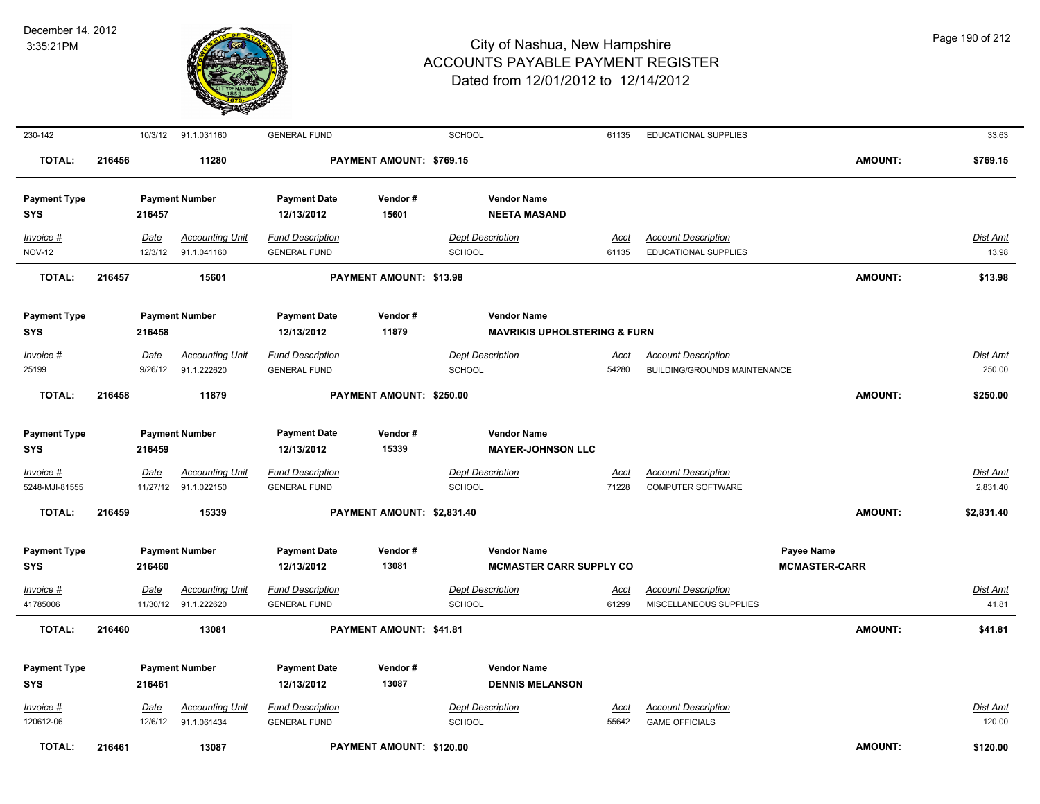# City of Nashua, New Hampshire
## ACCOUNTS PAYABLE PAYMENT REGISTER
### Dated from 12/01/2012 to 12/14/2012

December 14, 2012
3:35:21PM

| | | | | | | | | |
|---|---|---|---|---|---|---|---|---|
| 230-142 | 10/3/12 | 91.1.031160 | GENERAL FUND | | SCHOOL | 61135 | EDUCATIONAL SUPPLIES | 33.63 |
| **TOTAL:** | **216456** | **11280** | **PAYMENT AMOUNT: $769.15** | | | | **AMOUNT:** | **$769.15** |

| Payment Type | Payment Number | Payment Date | Vendor # | Vendor Name |
|---|---|---|---|---|
| **SYS** | **216457** | **12/13/2012** | **15601** | **NEETA MASAND** |

| Invoice # | Date | Accounting Unit | Fund Description | Dept Description | Acct | Account Description | Dist Amt |
|---|---|---|---|---|---|---|---|
| NOV-12 | 12/3/12 | 91.1.041160 | GENERAL FUND | SCHOOL | 61135 | EDUCATIONAL SUPPLIES | 13.98 |
| **TOTAL:** | **216457** | **15601** | **PAYMENT AMOUNT: $13.98** | | | **AMOUNT:** | **$13.98** |

| Payment Type | Payment Number | Payment Date | Vendor # | Vendor Name |
|---|---|---|---|---|
| **SYS** | **216458** | **12/13/2012** | **11879** | **MAVRIKIS UPHOLSTERING & FURN** |

| Invoice # | Date | Accounting Unit | Fund Description | Dept Description | Acct | Account Description | Dist Amt |
|---|---|---|---|---|---|---|---|
| 25199 | 9/26/12 | 91.1.222620 | GENERAL FUND | SCHOOL | 54280 | BUILDING/GROUNDS MAINTENANCE | 250.00 |
| **TOTAL:** | **216458** | **11879** | **PAYMENT AMOUNT: $250.00** | | | **AMOUNT:** | **$250.00** |

| Payment Type | Payment Number | Payment Date | Vendor # | Vendor Name |
|---|---|---|---|---|
| **SYS** | **216459** | **12/13/2012** | **15339** | **MAYER-JOHNSON LLC** |

| Invoice # | Date | Accounting Unit | Fund Description | Dept Description | Acct | Account Description | Dist Amt |
|---|---|---|---|---|---|---|---|
| 5248-MJI-81555 | 11/27/12 | 91.1.022150 | GENERAL FUND | SCHOOL | 71228 | COMPUTER SOFTWARE | 2,831.40 |
| **TOTAL:** | **216459** | **15339** | **PAYMENT AMOUNT: $2,831.40** | | | **AMOUNT:** | **$2,831.40** |

| Payment Type | Payment Number | Payment Date | Vendor # | Vendor Name | Payee Name |
|---|---|---|---|---|---|
| **SYS** | **216460** | **12/13/2012** | **13081** | **MCMASTER CARR SUPPLY CO** | **MCMASTER-CARR** |

| Invoice # | Date | Accounting Unit | Fund Description | Dept Description | Acct | Account Description | Dist Amt |
|---|---|---|---|---|---|---|---|
| 41785006 | 11/30/12 | 91.1.222620 | GENERAL FUND | SCHOOL | 61299 | MISCELLANEOUS SUPPLIES | 41.81 |
| **TOTAL:** | **216460** | **13081** | **PAYMENT AMOUNT: $41.81** | | | **AMOUNT:** | **$41.81** |

| Payment Type | Payment Number | Payment Date | Vendor # | Vendor Name |
|---|---|---|---|---|
| **SYS** | **216461** | **12/13/2012** | **13087** | **DENNIS MELANSON** |

| Invoice # | Date | Accounting Unit | Fund Description | Dept Description | Acct | Account Description | Dist Amt |
|---|---|---|---|---|---|---|---|
| 120612-06 | 12/6/12 | 91.1.061434 | GENERAL FUND | SCHOOL | 55642 | GAME OFFICIALS | 120.00 |
| **TOTAL:** | **216461** | **13087** | **PAYMENT AMOUNT: $120.00** | | | **AMOUNT:** | **$120.00** |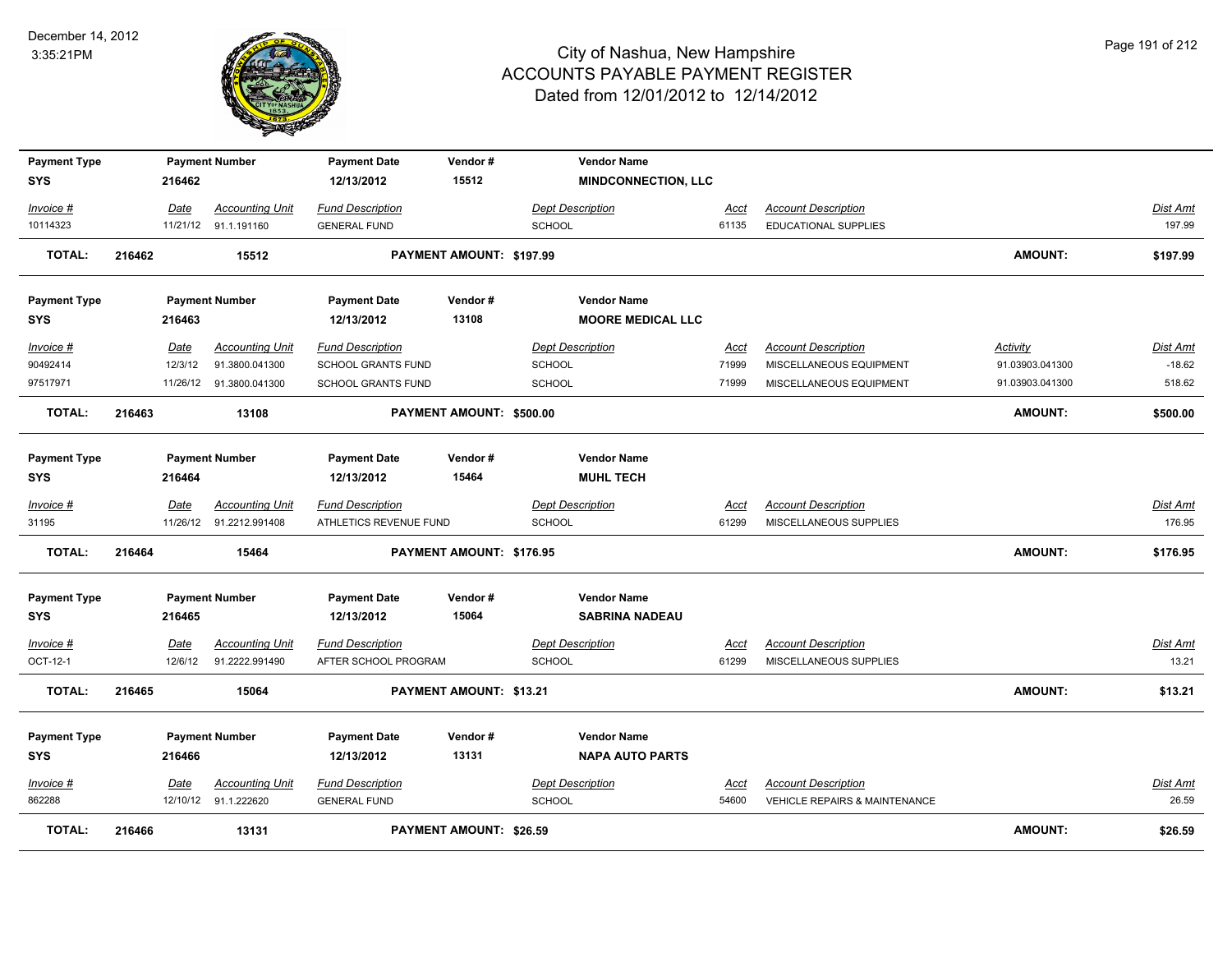# City of Nashua, New Hampshire
## ACCOUNTS PAYABLE PAYMENT REGISTER
### Dated from 12/01/2012 to 12/14/2012

December 14, 2012
3:35:21PM

| Payment Type | Payment Number | Payment Date | Vendor # | Vendor Name |
|---|---|---|---|---|
| SYS | 216462 | 12/13/2012 | 15512 | MINDCONNECTION, LLC |

| Invoice # | Date | Accounting Unit | Fund Description | Dept Description | Acct | Account Description | Dist Amt |
|---|---|---|---|---|---|---|---|
| 10114323 | 11/21/12 | 91.1.191160 | GENERAL FUND | SCHOOL | 61135 | EDUCATIONAL SUPPLIES | 197.99 |

**TOTAL: 216462 — 15512 — PAYMENT AMOUNT: $197.99 — AMOUNT: $197.99**

| Payment Type | Payment Number | Payment Date | Vendor # | Vendor Name |
|---|---|---|---|---|
| SYS | 216463 | 12/13/2012 | 13108 | MOORE MEDICAL LLC |

| Invoice # | Date | Accounting Unit | Fund Description | Dept Description | Acct | Account Description | Activity | Dist Amt |
|---|---|---|---|---|---|---|---|---|
| 90492414 | 12/3/12 | 91.3800.041300 | SCHOOL GRANTS FUND | SCHOOL | 71999 | MISCELLANEOUS EQUIPMENT | 91.03903.041300 | -18.62 |
| 97517971 | 11/26/12 | 91.3800.041300 | SCHOOL GRANTS FUND | SCHOOL | 71999 | MISCELLANEOUS EQUIPMENT | 91.03903.041300 | 518.62 |

**TOTAL: 216463 — 13108 — PAYMENT AMOUNT: $500.00 — AMOUNT: $500.00**

| Payment Type | Payment Number | Payment Date | Vendor # | Vendor Name |
|---|---|---|---|---|
| SYS | 216464 | 12/13/2012 | 15464 | MUHL TECH |

| Invoice # | Date | Accounting Unit | Fund Description | Dept Description | Acct | Account Description | Dist Amt |
|---|---|---|---|---|---|---|---|
| 31195 | 11/26/12 | 91.2212.991408 | ATHLETICS REVENUE FUND | SCHOOL | 61299 | MISCELLANEOUS SUPPLIES | 176.95 |

**TOTAL: 216464 — 15464 — PAYMENT AMOUNT: $176.95 — AMOUNT: $176.95**

| Payment Type | Payment Number | Payment Date | Vendor # | Vendor Name |
|---|---|---|---|---|
| SYS | 216465 | 12/13/2012 | 15064 | SABRINA NADEAU |

| Invoice # | Date | Accounting Unit | Fund Description | Dept Description | Acct | Account Description | Dist Amt |
|---|---|---|---|---|---|---|---|
| OCT-12-1 | 12/6/12 | 91.2222.991490 | AFTER SCHOOL PROGRAM | SCHOOL | 61299 | MISCELLANEOUS SUPPLIES | 13.21 |

**TOTAL: 216465 — 15064 — PAYMENT AMOUNT: $13.21 — AMOUNT: $13.21**

| Payment Type | Payment Number | Payment Date | Vendor # | Vendor Name |
|---|---|---|---|---|
| SYS | 216466 | 12/13/2012 | 13131 | NAPA AUTO PARTS |

| Invoice # | Date | Accounting Unit | Fund Description | Dept Description | Acct | Account Description | Dist Amt |
|---|---|---|---|---|---|---|---|
| 862288 | 12/10/12 | 91.1.222620 | GENERAL FUND | SCHOOL | 54600 | VEHICLE REPAIRS & MAINTENANCE | 26.59 |

**TOTAL: 216466 — 13131 — PAYMENT AMOUNT: $26.59 — AMOUNT: $26.59**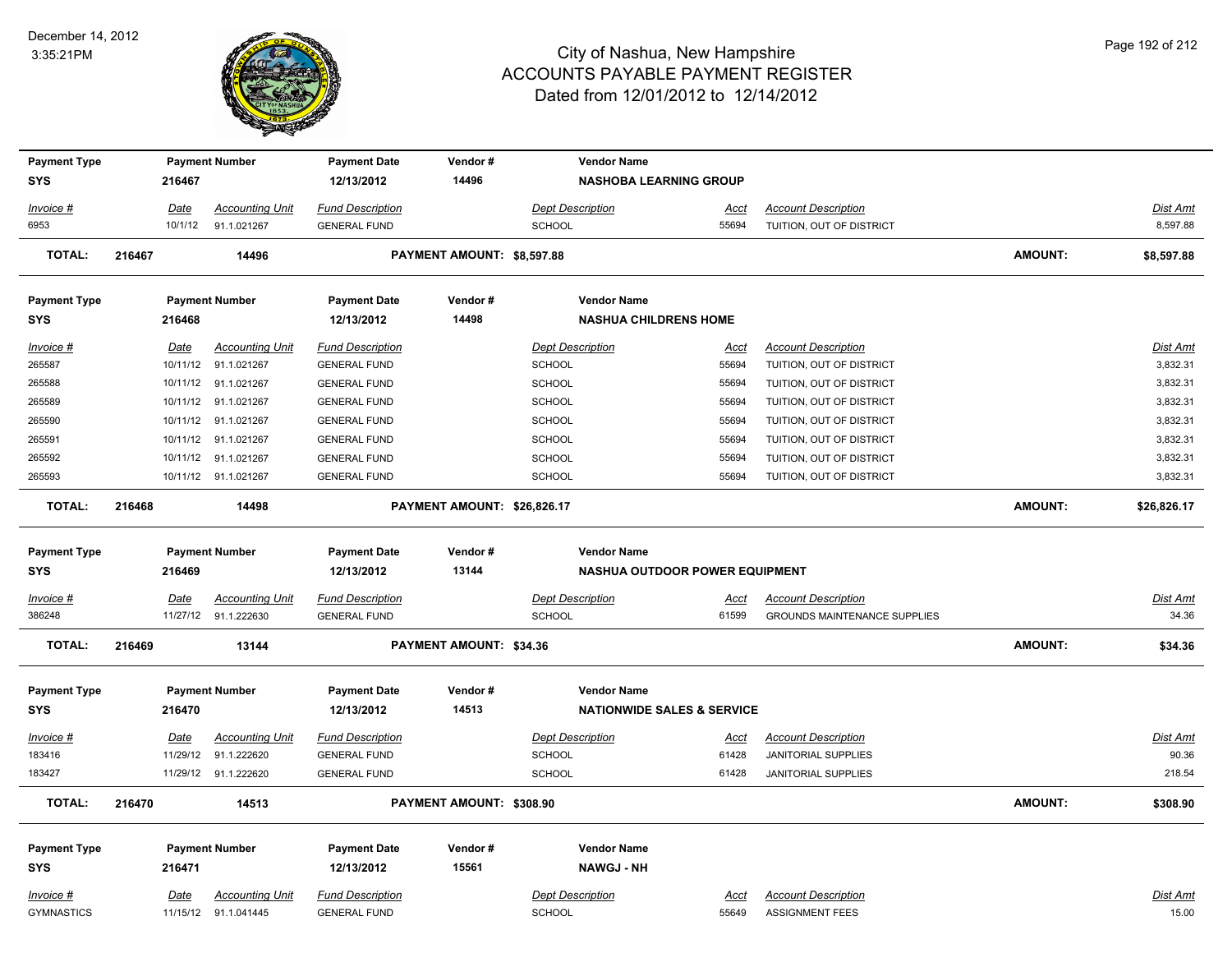# City of Nashua, New Hampshire
## ACCOUNTS PAYABLE PAYMENT REGISTER
### Dated from 12/01/2012 to 12/14/2012

December 14, 2012
3:35:21PM

| Payment Type | Payment Number | Payment Date | Vendor # | Vendor Name |
|---|---|---|---|---|
| SYS | 216467 | 12/13/2012 | 14496 | NASHOBA LEARNING GROUP |

| Invoice # | Date | Accounting Unit | Fund Description | Dept Description | Acct | Account Description | Dist Amt |
|---|---|---|---|---|---|---|---|
| 6953 | 10/1/12 | 91.1.021267 | GENERAL FUND | SCHOOL | 55694 | TUITION, OUT OF DISTRICT | 8,597.88 |

**TOTAL: 216467 14496 PAYMENT AMOUNT: $8,597.88 AMOUNT: $8,597.88**

| Payment Type | Payment Number | Payment Date | Vendor # | Vendor Name |
|---|---|---|---|---|
| SYS | 216468 | 12/13/2012 | 14498 | NASHUA CHILDRENS HOME |

| Invoice # | Date | Accounting Unit | Fund Description | Dept Description | Acct | Account Description | Dist Amt |
|---|---|---|---|---|---|---|---|
| 265587 | 10/11/12 | 91.1.021267 | GENERAL FUND | SCHOOL | 55694 | TUITION, OUT OF DISTRICT | 3,832.31 |
| 265588 | 10/11/12 | 91.1.021267 | GENERAL FUND | SCHOOL | 55694 | TUITION, OUT OF DISTRICT | 3,832.31 |
| 265589 | 10/11/12 | 91.1.021267 | GENERAL FUND | SCHOOL | 55694 | TUITION, OUT OF DISTRICT | 3,832.31 |
| 265590 | 10/11/12 | 91.1.021267 | GENERAL FUND | SCHOOL | 55694 | TUITION, OUT OF DISTRICT | 3,832.31 |
| 265591 | 10/11/12 | 91.1.021267 | GENERAL FUND | SCHOOL | 55694 | TUITION, OUT OF DISTRICT | 3,832.31 |
| 265592 | 10/11/12 | 91.1.021267 | GENERAL FUND | SCHOOL | 55694 | TUITION, OUT OF DISTRICT | 3,832.31 |
| 265593 | 10/11/12 | 91.1.021267 | GENERAL FUND | SCHOOL | 55694 | TUITION, OUT OF DISTRICT | 3,832.31 |

**TOTAL: 216468 14498 PAYMENT AMOUNT: $26,826.17 AMOUNT: $26,826.17**

| Payment Type | Payment Number | Payment Date | Vendor # | Vendor Name |
|---|---|---|---|---|
| SYS | 216469 | 12/13/2012 | 13144 | NASHUA OUTDOOR POWER EQUIPMENT |

| Invoice # | Date | Accounting Unit | Fund Description | Dept Description | Acct | Account Description | Dist Amt |
|---|---|---|---|---|---|---|---|
| 386248 | 11/27/12 | 91.1.222630 | GENERAL FUND | SCHOOL | 61599 | GROUNDS MAINTENANCE SUPPLIES | 34.36 |

**TOTAL: 216469 13144 PAYMENT AMOUNT: $34.36 AMOUNT: $34.36**

| Payment Type | Payment Number | Payment Date | Vendor # | Vendor Name |
|---|---|---|---|---|
| SYS | 216470 | 12/13/2012 | 14513 | NATIONWIDE SALES & SERVICE |

| Invoice # | Date | Accounting Unit | Fund Description | Dept Description | Acct | Account Description | Dist Amt |
|---|---|---|---|---|---|---|---|
| 183416 | 11/29/12 | 91.1.222620 | GENERAL FUND | SCHOOL | 61428 | JANITORIAL SUPPLIES | 90.36 |
| 183427 | 11/29/12 | 91.1.222620 | GENERAL FUND | SCHOOL | 61428 | JANITORIAL SUPPLIES | 218.54 |

**TOTAL: 216470 14513 PAYMENT AMOUNT: $308.90 AMOUNT: $308.90**

| Payment Type | Payment Number | Payment Date | Vendor # | Vendor Name |
|---|---|---|---|---|
| SYS | 216471 | 12/13/2012 | 15561 | NAWGJ - NH |

| Invoice # | Date | Accounting Unit | Fund Description | Dept Description | Acct | Account Description | Dist Amt |
|---|---|---|---|---|---|---|---|
| GYMNASTICS | 11/15/12 | 91.1.041445 | GENERAL FUND | SCHOOL | 55649 | ASSIGNMENT FEES | 15.00 |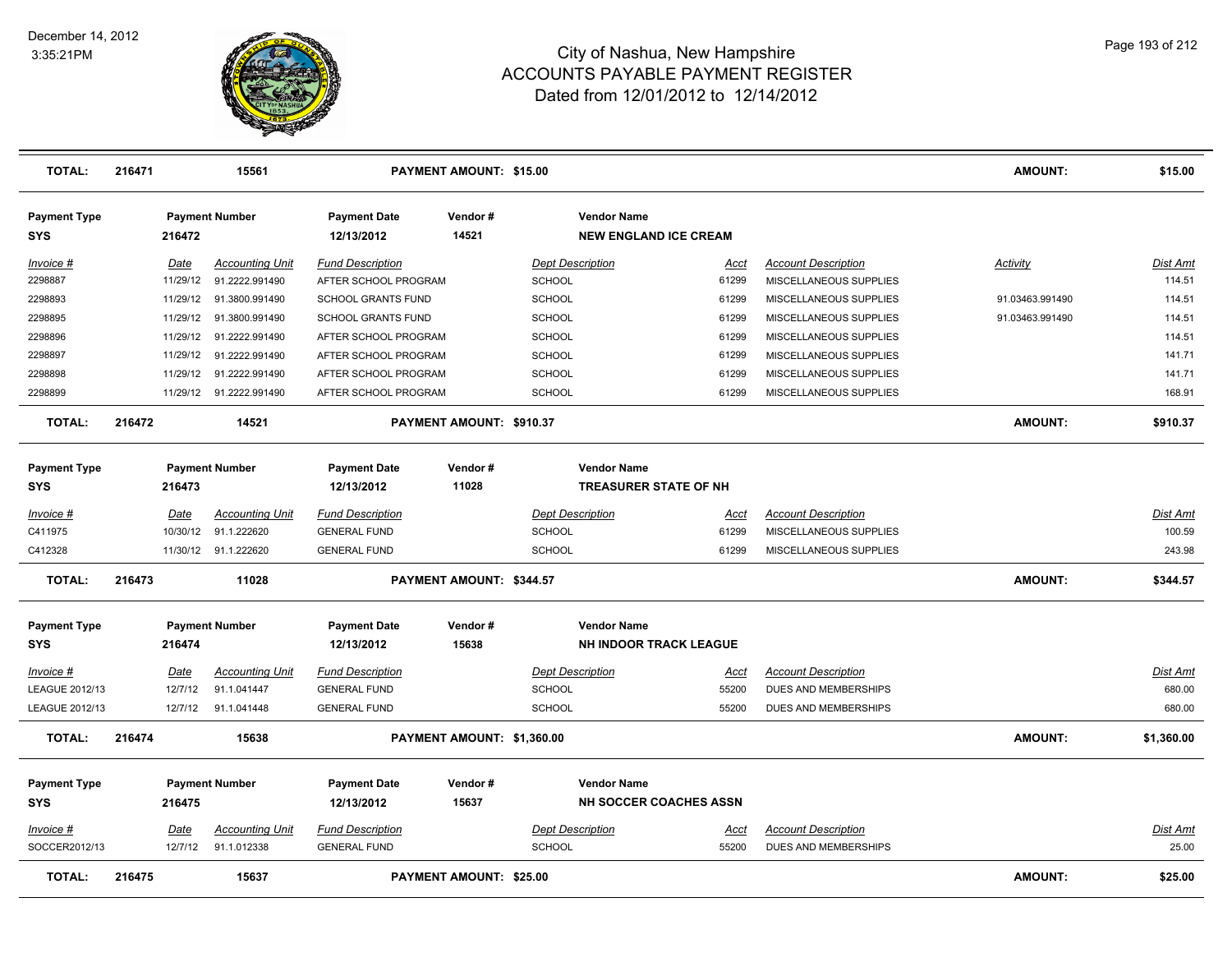# City of Nashua, New Hampshire
# ACCOUNTS PAYABLE PAYMENT REGISTER
## Dated from 12/01/2012 to 12/14/2012

December 14, 2012
3:35:21PM

| TOTAL: | 216471 | 15561 | PAYMENT AMOUNT: $15.00 | AMOUNT: | $15.00 |
|---|---|---|---|---|---|

| Payment Type | Payment Number | Payment Date | Vendor # | Vendor Name |
|---|---|---|---|---|
| SYS | 216472 | 12/13/2012 | 14521 | NEW ENGLAND ICE CREAM |

| Invoice # | Date | Accounting Unit | Fund Description | Dept Description | Acct | Account Description | Activity | Dist Amt |
|---|---|---|---|---|---|---|---|---|
| 2298887 | 11/29/12 | 91.2222.991490 | AFTER SCHOOL PROGRAM | SCHOOL | 61299 | MISCELLANEOUS SUPPLIES | | 114.51 |
| 2298893 | 11/29/12 | 91.3800.991490 | SCHOOL GRANTS FUND | SCHOOL | 61299 | MISCELLANEOUS SUPPLIES | 91.03463.991490 | 114.51 |
| 2298895 | 11/29/12 | 91.3800.991490 | SCHOOL GRANTS FUND | SCHOOL | 61299 | MISCELLANEOUS SUPPLIES | 91.03463.991490 | 114.51 |
| 2298896 | 11/29/12 | 91.2222.991490 | AFTER SCHOOL PROGRAM | SCHOOL | 61299 | MISCELLANEOUS SUPPLIES | | 114.51 |
| 2298897 | 11/29/12 | 91.2222.991490 | AFTER SCHOOL PROGRAM | SCHOOL | 61299 | MISCELLANEOUS SUPPLIES | | 141.71 |
| 2298898 | 11/29/12 | 91.2222.991490 | AFTER SCHOOL PROGRAM | SCHOOL | 61299 | MISCELLANEOUS SUPPLIES | | 141.71 |
| 2298899 | 11/29/12 | 91.2222.991490 | AFTER SCHOOL PROGRAM | SCHOOL | 61299 | MISCELLANEOUS SUPPLIES | | 168.91 |

| TOTAL: | 216472 | 14521 | PAYMENT AMOUNT: $910.37 | AMOUNT: | $910.37 |
|---|---|---|---|---|---|

| Payment Type | Payment Number | Payment Date | Vendor # | Vendor Name |
|---|---|---|---|---|
| SYS | 216473 | 12/13/2012 | 11028 | TREASURER STATE OF NH |

| Invoice # | Date | Accounting Unit | Fund Description | Dept Description | Acct | Account Description | Dist Amt |
|---|---|---|---|---|---|---|---|
| C411975 | 10/30/12 | 91.1.222620 | GENERAL FUND | SCHOOL | 61299 | MISCELLANEOUS SUPPLIES | 100.59 |
| C412328 | 11/30/12 | 91.1.222620 | GENERAL FUND | SCHOOL | 61299 | MISCELLANEOUS SUPPLIES | 243.98 |

| TOTAL: | 216473 | 11028 | PAYMENT AMOUNT: $344.57 | AMOUNT: | $344.57 |
|---|---|---|---|---|---|

| Payment Type | Payment Number | Payment Date | Vendor # | Vendor Name |
|---|---|---|---|---|
| SYS | 216474 | 12/13/2012 | 15638 | NH INDOOR TRACK LEAGUE |

| Invoice # | Date | Accounting Unit | Fund Description | Dept Description | Acct | Account Description | Dist Amt |
|---|---|---|---|---|---|---|---|
| LEAGUE 2012/13 | 12/7/12 | 91.1.041447 | GENERAL FUND | SCHOOL | 55200 | DUES AND MEMBERSHIPS | 680.00 |
| LEAGUE 2012/13 | 12/7/12 | 91.1.041448 | GENERAL FUND | SCHOOL | 55200 | DUES AND MEMBERSHIPS | 680.00 |

| TOTAL: | 216474 | 15638 | PAYMENT AMOUNT: $1,360.00 | AMOUNT: | $1,360.00 |
|---|---|---|---|---|---|

| Payment Type | Payment Number | Payment Date | Vendor # | Vendor Name |
|---|---|---|---|---|
| SYS | 216475 | 12/13/2012 | 15637 | NH SOCCER COACHES ASSN |

| Invoice # | Date | Accounting Unit | Fund Description | Dept Description | Acct | Account Description | Dist Amt |
|---|---|---|---|---|---|---|---|
| SOCCER2012/13 | 12/7/12 | 91.1.012338 | GENERAL FUND | SCHOOL | 55200 | DUES AND MEMBERSHIPS | 25.00 |

| TOTAL: | 216475 | 15637 | PAYMENT AMOUNT: $25.00 | AMOUNT: | $25.00 |
|---|---|---|---|---|---|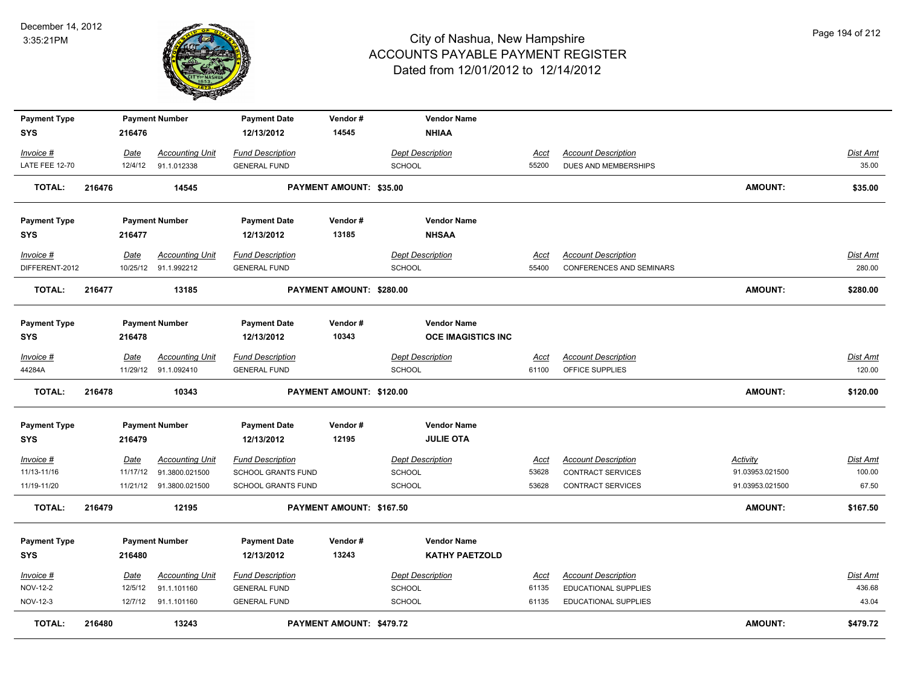# City of Nashua, New Hampshire
# ACCOUNTS PAYABLE PAYMENT REGISTER
## Dated from 12/01/2012 to 12/14/2012

December 14, 2012
3:35:21PM

| Payment Type | Payment Number | Payment Date | Vendor # | Vendor Name |
|---|---|---|---|---|
| SYS | 216476 | 12/13/2012 | 14545 | NHIAA |

| Invoice # | Date | Accounting Unit | Fund Description | Dept Description | Acct | Account Description | Dist Amt |
|---|---|---|---|---|---|---|---|
| LATE FEE 12-70 | 12/4/12 | 91.1.012338 | GENERAL FUND | SCHOOL | 55200 | DUES AND MEMBERSHIPS | 35.00 |

**TOTAL: 216476 14545 PAYMENT AMOUNT: $35.00 AMOUNT: $35.00**

| Payment Type | Payment Number | Payment Date | Vendor # | Vendor Name |
|---|---|---|---|---|
| SYS | 216477 | 12/13/2012 | 13185 | NHSAA |

| Invoice # | Date | Accounting Unit | Fund Description | Dept Description | Acct | Account Description | Dist Amt |
|---|---|---|---|---|---|---|---|
| DIFFERENT-2012 | 10/25/12 | 91.1.992212 | GENERAL FUND | SCHOOL | 55400 | CONFERENCES AND SEMINARS | 280.00 |

**TOTAL: 216477 13185 PAYMENT AMOUNT: $280.00 AMOUNT: $280.00**

| Payment Type | Payment Number | Payment Date | Vendor # | Vendor Name |
|---|---|---|---|---|
| SYS | 216478 | 12/13/2012 | 10343 | OCE IMAGISTICS INC |

| Invoice # | Date | Accounting Unit | Fund Description | Dept Description | Acct | Account Description | Dist Amt |
|---|---|---|---|---|---|---|---|
| 44284A | 11/29/12 | 91.1.092410 | GENERAL FUND | SCHOOL | 61100 | OFFICE SUPPLIES | 120.00 |

**TOTAL: 216478 10343 PAYMENT AMOUNT: $120.00 AMOUNT: $120.00**

| Payment Type | Payment Number | Payment Date | Vendor # | Vendor Name |
|---|---|---|---|---|
| SYS | 216479 | 12/13/2012 | 12195 | JULIE OTA |

| Invoice # | Date | Accounting Unit | Fund Description | Dept Description | Acct | Account Description | Activity | Dist Amt |
|---|---|---|---|---|---|---|---|---|
| 11/13-11/16 | 11/17/12 | 91.3800.021500 | SCHOOL GRANTS FUND | SCHOOL | 53628 | CONTRACT SERVICES | 91.03953.021500 | 100.00 |
| 11/19-11/20 | 11/21/12 | 91.3800.021500 | SCHOOL GRANTS FUND | SCHOOL | 53628 | CONTRACT SERVICES | 91.03953.021500 | 67.50 |

**TOTAL: 216479 12195 PAYMENT AMOUNT: $167.50 AMOUNT: $167.50**

| Payment Type | Payment Number | Payment Date | Vendor # | Vendor Name |
|---|---|---|---|---|
| SYS | 216480 | 12/13/2012 | 13243 | KATHY PAETZOLD |

| Invoice # | Date | Accounting Unit | Fund Description | Dept Description | Acct | Account Description | Dist Amt |
|---|---|---|---|---|---|---|---|
| NOV-12-2 | 12/5/12 | 91.1.101160 | GENERAL FUND | SCHOOL | 61135 | EDUCATIONAL SUPPLIES | 436.68 |
| NOV-12-3 | 12/7/12 | 91.1.101160 | GENERAL FUND | SCHOOL | 61135 | EDUCATIONAL SUPPLIES | 43.04 |

**TOTAL: 216480 13243 PAYMENT AMOUNT: $479.72 AMOUNT: $479.72**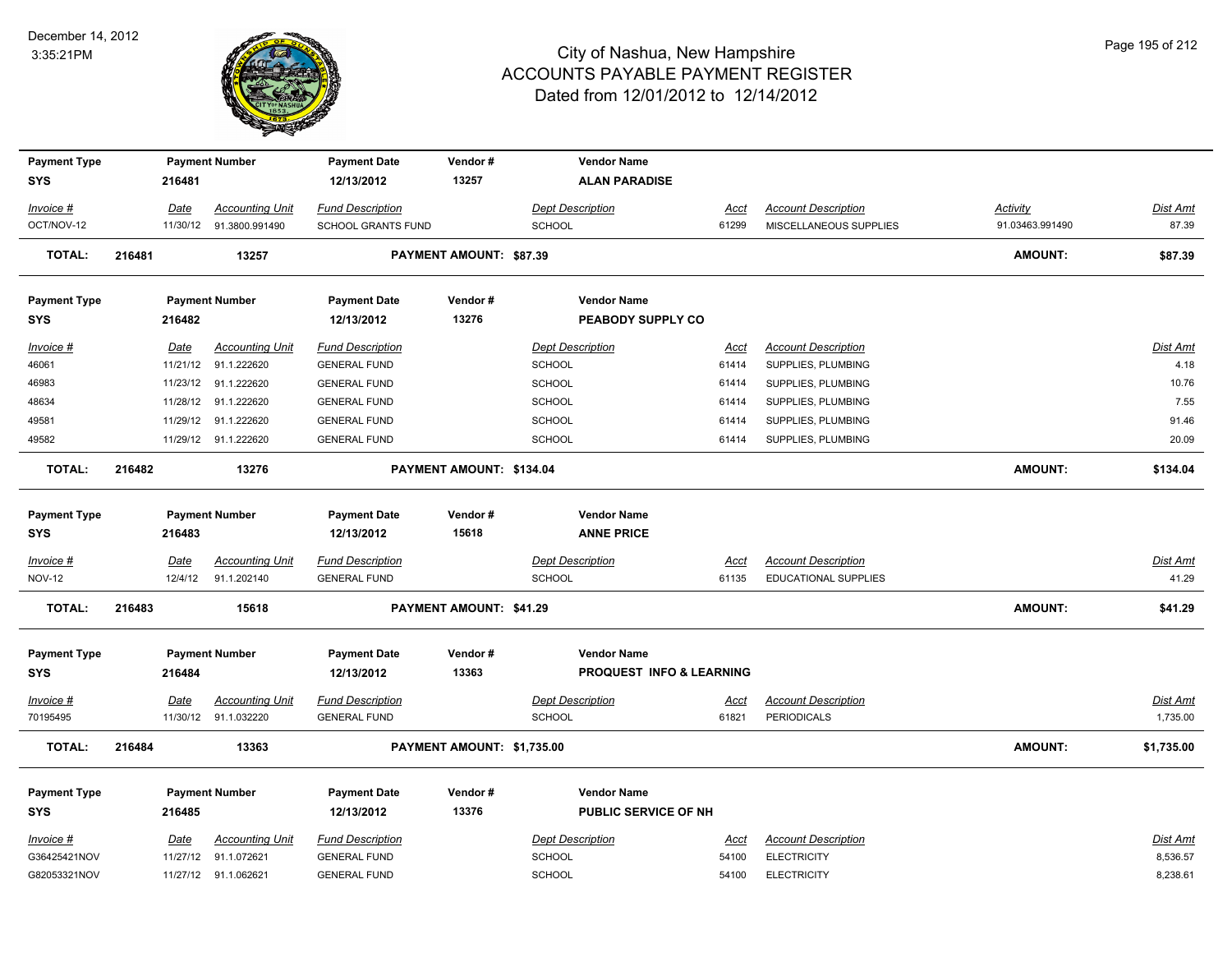# City of Nashua, New Hampshire
## ACCOUNTS PAYABLE PAYMENT REGISTER
### Dated from 12/01/2012 to 12/14/2012

December 14, 2012
3:35:21PM

| Payment Type | Payment Number | Payment Date | Vendor # | Vendor Name |
|---|---|---|---|---|
| SYS | 216481 | 12/13/2012 | 13257 | ALAN PARADISE |

| Invoice # | Date | Accounting Unit | Fund Description | Dept Description | Acct | Account Description | Activity | Dist Amt |
|---|---|---|---|---|---|---|---|---|
| OCT/NOV-12 | 11/30/12 | 91.3800.991490 | SCHOOL GRANTS FUND | SCHOOL | 61299 | MISCELLANEOUS SUPPLIES | 91.03463.991490 | 87.39 |

**TOTAL: 216481 13257 PAYMENT AMOUNT: $87.39 AMOUNT: $87.39**

| Payment Type | Payment Number | Payment Date | Vendor # | Vendor Name |
|---|---|---|---|---|
| SYS | 216482 | 12/13/2012 | 13276 | PEABODY SUPPLY CO |

| Invoice # | Date | Accounting Unit | Fund Description | Dept Description | Acct | Account Description | Dist Amt |
|---|---|---|---|---|---|---|---|
| 46061 | 11/21/12 | 91.1.222620 | GENERAL FUND | SCHOOL | 61414 | SUPPLIES, PLUMBING | 4.18 |
| 46983 | 11/23/12 | 91.1.222620 | GENERAL FUND | SCHOOL | 61414 | SUPPLIES, PLUMBING | 10.76 |
| 48634 | 11/28/12 | 91.1.222620 | GENERAL FUND | SCHOOL | 61414 | SUPPLIES, PLUMBING | 7.55 |
| 49581 | 11/29/12 | 91.1.222620 | GENERAL FUND | SCHOOL | 61414 | SUPPLIES, PLUMBING | 91.46 |
| 49582 | 11/29/12 | 91.1.222620 | GENERAL FUND | SCHOOL | 61414 | SUPPLIES, PLUMBING | 20.09 |

**TOTAL: 216482 13276 PAYMENT AMOUNT: $134.04 AMOUNT: $134.04**

| Payment Type | Payment Number | Payment Date | Vendor # | Vendor Name |
|---|---|---|---|---|
| SYS | 216483 | 12/13/2012 | 15618 | ANNE PRICE |

| Invoice # | Date | Accounting Unit | Fund Description | Dept Description | Acct | Account Description | Dist Amt |
|---|---|---|---|---|---|---|---|
| NOV-12 | 12/4/12 | 91.1.202140 | GENERAL FUND | SCHOOL | 61135 | EDUCATIONAL SUPPLIES | 41.29 |

**TOTAL: 216483 15618 PAYMENT AMOUNT: $41.29 AMOUNT: $41.29**

| Payment Type | Payment Number | Payment Date | Vendor # | Vendor Name |
|---|---|---|---|---|
| SYS | 216484 | 12/13/2012 | 13363 | PROQUEST INFO & LEARNING |

| Invoice # | Date | Accounting Unit | Fund Description | Dept Description | Acct | Account Description | Dist Amt |
|---|---|---|---|---|---|---|---|
| 70195495 | 11/30/12 | 91.1.032220 | GENERAL FUND | SCHOOL | 61821 | PERIODICALS | 1,735.00 |

**TOTAL: 216484 13363 PAYMENT AMOUNT: $1,735.00 AMOUNT: $1,735.00**

| Payment Type | Payment Number | Payment Date | Vendor # | Vendor Name |
|---|---|---|---|---|
| SYS | 216485 | 12/13/2012 | 13376 | PUBLIC SERVICE OF NH |

| Invoice # | Date | Accounting Unit | Fund Description | Dept Description | Acct | Account Description | Dist Amt |
|---|---|---|---|---|---|---|---|
| G36425421NOV | 11/27/12 | 91.1.072621 | GENERAL FUND | SCHOOL | 54100 | ELECTRICITY | 8,536.57 |
| G82053321NOV | 11/27/12 | 91.1.062621 | GENERAL FUND | SCHOOL | 54100 | ELECTRICITY | 8,238.61 |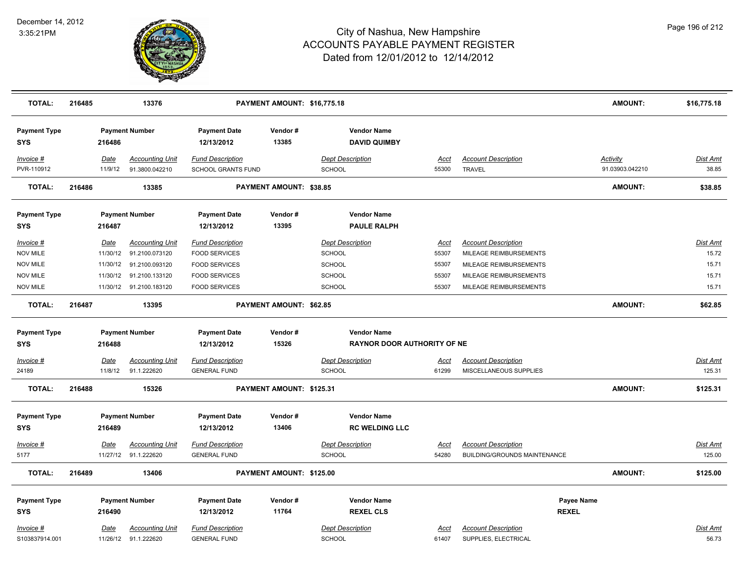| **TOTAL:** | **216485** | **13376** | **PAYMENT AMOUNT: $16,775.18** | | **AMOUNT:** | **$16,775.18** |
|---|---|---|---|---|---|---|

**Payment Type** SYS | **Payment Number** 216486 | **Payment Date** 12/13/2012 | **Vendor #** 13385 | **Vendor Name** DAVID QUIMBY

| Invoice # | Date | Accounting Unit | Fund Description | Dept Description | Acct | Account Description | Activity | Dist Amt |
|---|---|---|---|---|---|---|---|---|
| PVR-110912 | 11/9/12 | 91.3800.042210 | SCHOOL GRANTS FUND | SCHOOL | 55300 | TRAVEL | 91.03903.042210 | 38.85 |

**TOTAL:** 216486 | 13385 | **PAYMENT AMOUNT: $38.85** | **AMOUNT:** **$38.85**

**Payment Type** SYS | **Payment Number** 216487 | **Payment Date** 12/13/2012 | **Vendor #** 13395 | **Vendor Name** PAULE RALPH

| Invoice # | Date | Accounting Unit | Fund Description | Dept Description | Acct | Account Description | Dist Amt |
|---|---|---|---|---|---|---|---|
| NOV MILE | 11/30/12 | 91.2100.073120 | FOOD SERVICES | SCHOOL | 55307 | MILEAGE REIMBURSEMENTS | 15.72 |
| NOV MILE | 11/30/12 | 91.2100.093120 | FOOD SERVICES | SCHOOL | 55307 | MILEAGE REIMBURSEMENTS | 15.71 |
| NOV MILE | 11/30/12 | 91.2100.133120 | FOOD SERVICES | SCHOOL | 55307 | MILEAGE REIMBURSEMENTS | 15.71 |
| NOV MILE | 11/30/12 | 91.2100.183120 | FOOD SERVICES | SCHOOL | 55307 | MILEAGE REIMBURSEMENTS | 15.71 |

**TOTAL:** 216487 | 13395 | **PAYMENT AMOUNT: $62.85** | **AMOUNT:** **$62.85**

**Payment Type** SYS | **Payment Number** 216488 | **Payment Date** 12/13/2012 | **Vendor #** 15326 | **Vendor Name** RAYNOR DOOR AUTHORITY OF NE

| Invoice # | Date | Accounting Unit | Fund Description | Dept Description | Acct | Account Description | Dist Amt |
|---|---|---|---|---|---|---|---|
| 24189 | 11/8/12 | 91.1.222620 | GENERAL FUND | SCHOOL | 61299 | MISCELLANEOUS SUPPLIES | 125.31 |

**TOTAL:** 216488 | 15326 | **PAYMENT AMOUNT: $125.31** | **AMOUNT:** **$125.31**

**Payment Type** SYS | **Payment Number** 216489 | **Payment Date** 12/13/2012 | **Vendor #** 13406 | **Vendor Name** RC WELDING LLC

| Invoice # | Date | Accounting Unit | Fund Description | Dept Description | Acct | Account Description | Dist Amt |
|---|---|---|---|---|---|---|---|
| 5177 | 11/27/12 | 91.1.222620 | GENERAL FUND | SCHOOL | 54280 | BUILDING/GROUNDS MAINTENANCE | 125.00 |

**TOTAL:** 216489 | 13406 | **PAYMENT AMOUNT: $125.00** | **AMOUNT:** **$125.00**

**Payment Type** SYS | **Payment Number** 216490 | **Payment Date** 12/13/2012 | **Vendor #** 11764 | **Vendor Name** REXEL CLS | **Payee Name** REXEL

| Invoice # | Date | Accounting Unit | Fund Description | Dept Description | Acct | Account Description | Dist Amt |
|---|---|---|---|---|---|---|---|
| S103837914.001 | 11/26/12 | 91.1.222620 | GENERAL FUND | SCHOOL | 61407 | SUPPLIES, ELECTRICAL | 56.73 |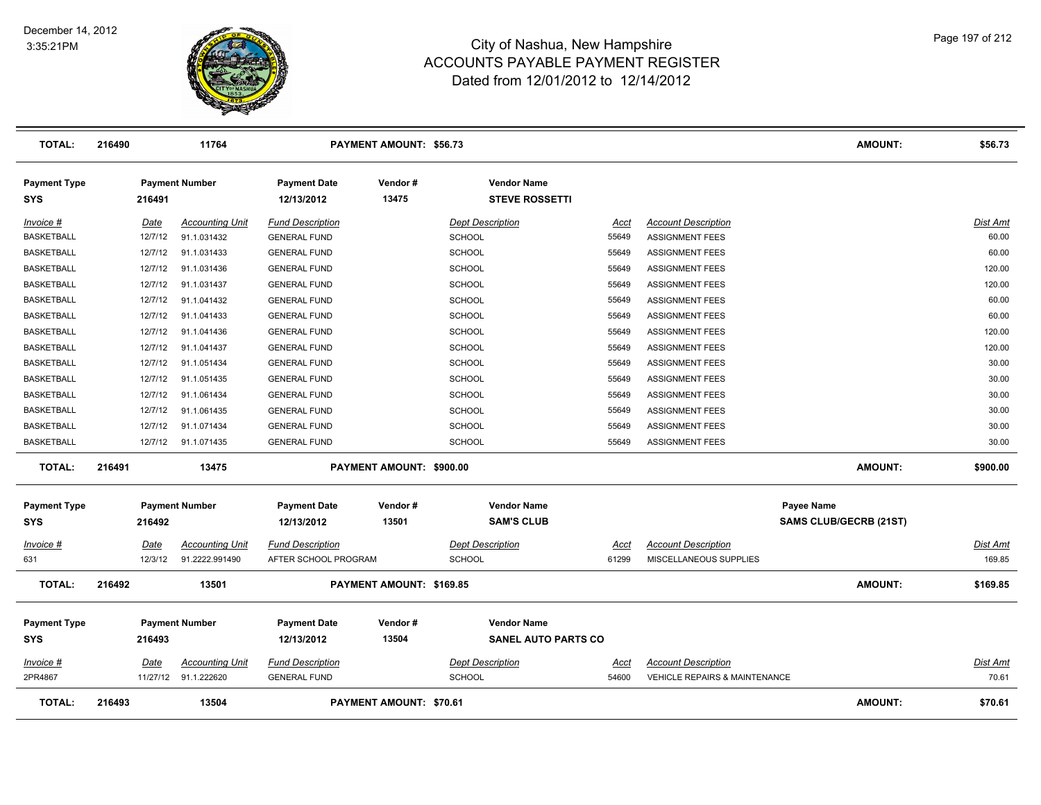| TOTAL: | 216490 | 11764 | PAYMENT AMOUNT: $56.73 | AMOUNT: | $56.73 |
|---|---|---|---|---|---|

| Payment Type | Payment Number | Payment Date | Vendor # | Vendor Name |
|---|---|---|---|---|
| SYS | 216491 | 12/13/2012 | 13475 | STEVE ROSSETTI |

| Invoice # | Date | Accounting Unit | Fund Description | Dept Description | Acct | Account Description | Dist Amt |
|---|---|---|---|---|---|---|---|
| BASKETBALL | 12/7/12 | 91.1.031432 | GENERAL FUND | SCHOOL | 55649 | ASSIGNMENT FEES | 60.00 |
| BASKETBALL | 12/7/12 | 91.1.031433 | GENERAL FUND | SCHOOL | 55649 | ASSIGNMENT FEES | 60.00 |
| BASKETBALL | 12/7/12 | 91.1.031436 | GENERAL FUND | SCHOOL | 55649 | ASSIGNMENT FEES | 120.00 |
| BASKETBALL | 12/7/12 | 91.1.031437 | GENERAL FUND | SCHOOL | 55649 | ASSIGNMENT FEES | 120.00 |
| BASKETBALL | 12/7/12 | 91.1.041432 | GENERAL FUND | SCHOOL | 55649 | ASSIGNMENT FEES | 60.00 |
| BASKETBALL | 12/7/12 | 91.1.041433 | GENERAL FUND | SCHOOL | 55649 | ASSIGNMENT FEES | 60.00 |
| BASKETBALL | 12/7/12 | 91.1.041436 | GENERAL FUND | SCHOOL | 55649 | ASSIGNMENT FEES | 120.00 |
| BASKETBALL | 12/7/12 | 91.1.041437 | GENERAL FUND | SCHOOL | 55649 | ASSIGNMENT FEES | 120.00 |
| BASKETBALL | 12/7/12 | 91.1.051434 | GENERAL FUND | SCHOOL | 55649 | ASSIGNMENT FEES | 30.00 |
| BASKETBALL | 12/7/12 | 91.1.051435 | GENERAL FUND | SCHOOL | 55649 | ASSIGNMENT FEES | 30.00 |
| BASKETBALL | 12/7/12 | 91.1.061434 | GENERAL FUND | SCHOOL | 55649 | ASSIGNMENT FEES | 30.00 |
| BASKETBALL | 12/7/12 | 91.1.061435 | GENERAL FUND | SCHOOL | 55649 | ASSIGNMENT FEES | 30.00 |
| BASKETBALL | 12/7/12 | 91.1.071434 | GENERAL FUND | SCHOOL | 55649 | ASSIGNMENT FEES | 30.00 |
| BASKETBALL | 12/7/12 | 91.1.071435 | GENERAL FUND | SCHOOL | 55649 | ASSIGNMENT FEES | 30.00 |

| TOTAL: | 216491 | 13475 | PAYMENT AMOUNT: $900.00 | AMOUNT: | $900.00 |
|---|---|---|---|---|---|

| Payment Type | Payment Number | Payment Date | Vendor # | Vendor Name | Payee Name |
|---|---|---|---|---|---|
| SYS | 216492 | 12/13/2012 | 13501 | SAM'S CLUB | SAMS CLUB/GECRB (21ST) |

| Invoice # | Date | Accounting Unit | Fund Description | Dept Description | Acct | Account Description | Dist Amt |
|---|---|---|---|---|---|---|---|
| 631 | 12/3/12 | 91.2222.991490 | AFTER SCHOOL PROGRAM | SCHOOL | 61299 | MISCELLANEOUS SUPPLIES | 169.85 |

| TOTAL: | 216492 | 13501 | PAYMENT AMOUNT: $169.85 | AMOUNT: | $169.85 |
|---|---|---|---|---|---|

| Payment Type | Payment Number | Payment Date | Vendor # | Vendor Name |
|---|---|---|---|---|
| SYS | 216493 | 12/13/2012 | 13504 | SANEL AUTO PARTS CO |

| Invoice # | Date | Accounting Unit | Fund Description | Dept Description | Acct | Account Description | Dist Amt |
|---|---|---|---|---|---|---|---|
| 2PR4867 | 11/27/12 | 91.1.222620 | GENERAL FUND | SCHOOL | 54600 | VEHICLE REPAIRS & MAINTENANCE | 70.61 |

| TOTAL: | 216493 | 13504 | PAYMENT AMOUNT: $70.61 | AMOUNT: | $70.61 |
|---|---|---|---|---|---|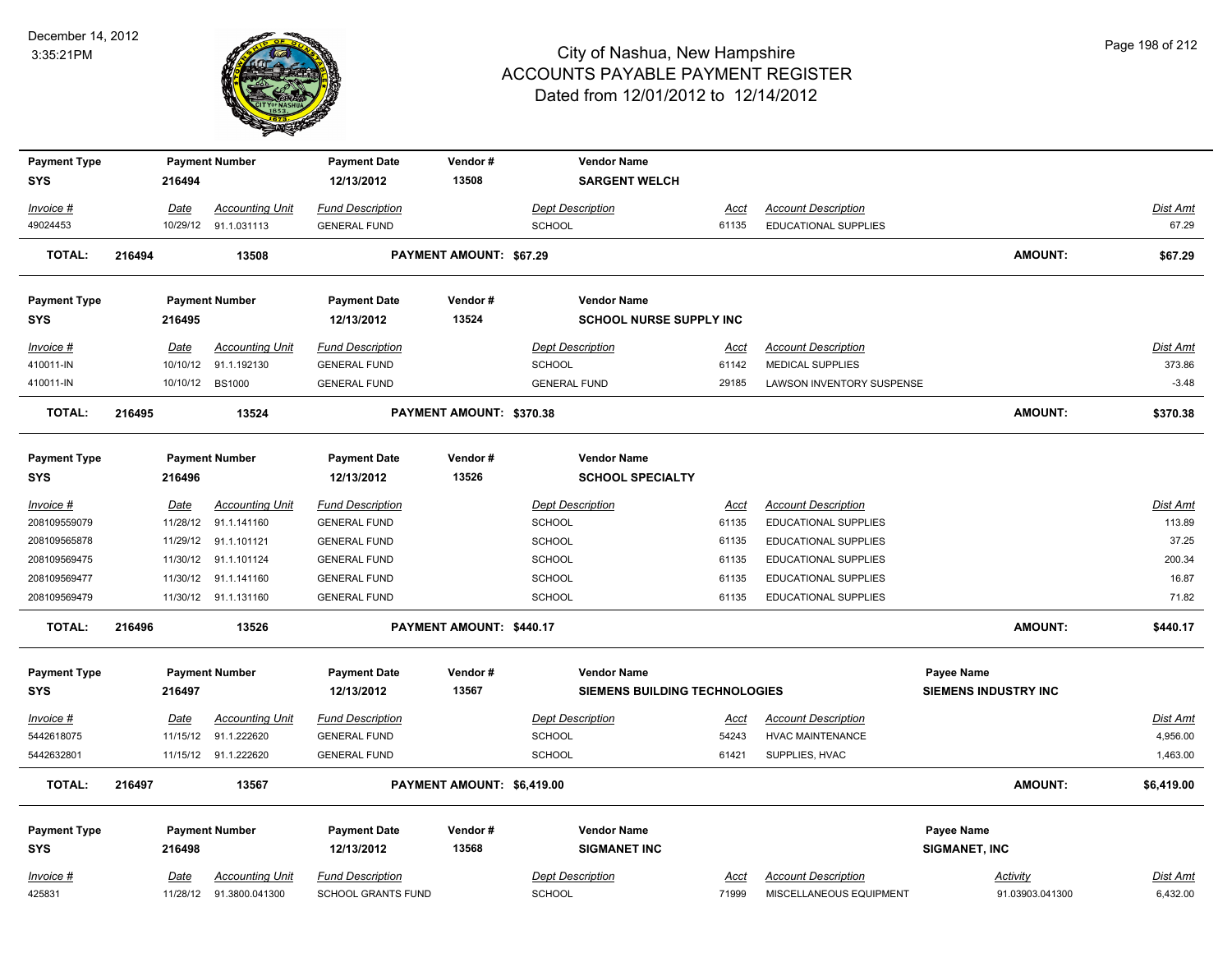December 14, 2012
3:35:21PM

# City of Nashua, New Hampshire
## ACCOUNTS PAYABLE PAYMENT REGISTER
Dated from 12/01/2012 to 12/14/2012

| Payment Type | Payment Number | Payment Date | Vendor # | Vendor Name |
|---|---|---|---|---|
| SYS | 216494 | 12/13/2012 | 13508 | SARGENT WELCH |

| Invoice # | Date | Accounting Unit | Fund Description | Dept Description | Acct | Account Description | Dist Amt |
|---|---|---|---|---|---|---|---|
| 49024453 | 10/29/12 | 91.1.031113 | GENERAL FUND | SCHOOL | 61135 | EDUCATIONAL SUPPLIES | 67.29 |

**TOTAL:** 216494 | 13508 | **PAYMENT AMOUNT: $67.29** | **AMOUNT: $67.29**

| Payment Type | Payment Number | Payment Date | Vendor # | Vendor Name |
|---|---|---|---|---|
| SYS | 216495 | 12/13/2012 | 13524 | SCHOOL NURSE SUPPLY INC |

| Invoice # | Date | Accounting Unit | Fund Description | Dept Description | Acct | Account Description | Dist Amt |
|---|---|---|---|---|---|---|---|
| 410011-IN | 10/10/12 | 91.1.192130 | GENERAL FUND | SCHOOL | 61142 | MEDICAL SUPPLIES | 373.86 |
| 410011-IN | 10/10/12 | BS1000 | GENERAL FUND | GENERAL FUND | 29185 | LAWSON INVENTORY SUSPENSE | -3.48 |

**TOTAL:** 216495 | 13524 | **PAYMENT AMOUNT: $370.38** | **AMOUNT: $370.38**

| Payment Type | Payment Number | Payment Date | Vendor # | Vendor Name |
|---|---|---|---|---|
| SYS | 216496 | 12/13/2012 | 13526 | SCHOOL SPECIALTY |

| Invoice # | Date | Accounting Unit | Fund Description | Dept Description | Acct | Account Description | Dist Amt |
|---|---|---|---|---|---|---|---|
| 208109559079 | 11/28/12 | 91.1.141160 | GENERAL FUND | SCHOOL | 61135 | EDUCATIONAL SUPPLIES | 113.89 |
| 208109565878 | 11/29/12 | 91.1.101121 | GENERAL FUND | SCHOOL | 61135 | EDUCATIONAL SUPPLIES | 37.25 |
| 208109569475 | 11/30/12 | 91.1.101124 | GENERAL FUND | SCHOOL | 61135 | EDUCATIONAL SUPPLIES | 200.34 |
| 208109569477 | 11/30/12 | 91.1.141160 | GENERAL FUND | SCHOOL | 61135 | EDUCATIONAL SUPPLIES | 16.87 |
| 208109569479 | 11/30/12 | 91.1.131160 | GENERAL FUND | SCHOOL | 61135 | EDUCATIONAL SUPPLIES | 71.82 |

**TOTAL:** 216496 | 13526 | **PAYMENT AMOUNT: $440.17** | **AMOUNT: $440.17**

| Payment Type | Payment Number | Payment Date | Vendor # | Vendor Name | Payee Name |
|---|---|---|---|---|---|
| SYS | 216497 | 12/13/2012 | 13567 | SIEMENS BUILDING TECHNOLOGIES | SIEMENS INDUSTRY INC |

| Invoice # | Date | Accounting Unit | Fund Description | Dept Description | Acct | Account Description | Dist Amt |
|---|---|---|---|---|---|---|---|
| 5442618075 | 11/15/12 | 91.1.222620 | GENERAL FUND | SCHOOL | 54243 | HVAC MAINTENANCE | 4,956.00 |
| 5442632801 | 11/15/12 | 91.1.222620 | GENERAL FUND | SCHOOL | 61421 | SUPPLIES, HVAC | 1,463.00 |

**TOTAL:** 216497 | 13567 | **PAYMENT AMOUNT: $6,419.00** | **AMOUNT: $6,419.00**

| Payment Type | Payment Number | Payment Date | Vendor # | Vendor Name | Payee Name |
|---|---|---|---|---|---|
| SYS | 216498 | 12/13/2012 | 13568 | SIGMANET INC | SIGMANET, INC |

| Invoice # | Date | Accounting Unit | Fund Description | Dept Description | Acct | Account Description | Activity | Dist Amt |
|---|---|---|---|---|---|---|---|---|
| 425831 | 11/28/12 | 91.3800.041300 | SCHOOL GRANTS FUND | SCHOOL | 71999 | MISCELLANEOUS EQUIPMENT | 91.03903.041300 | 6,432.00 |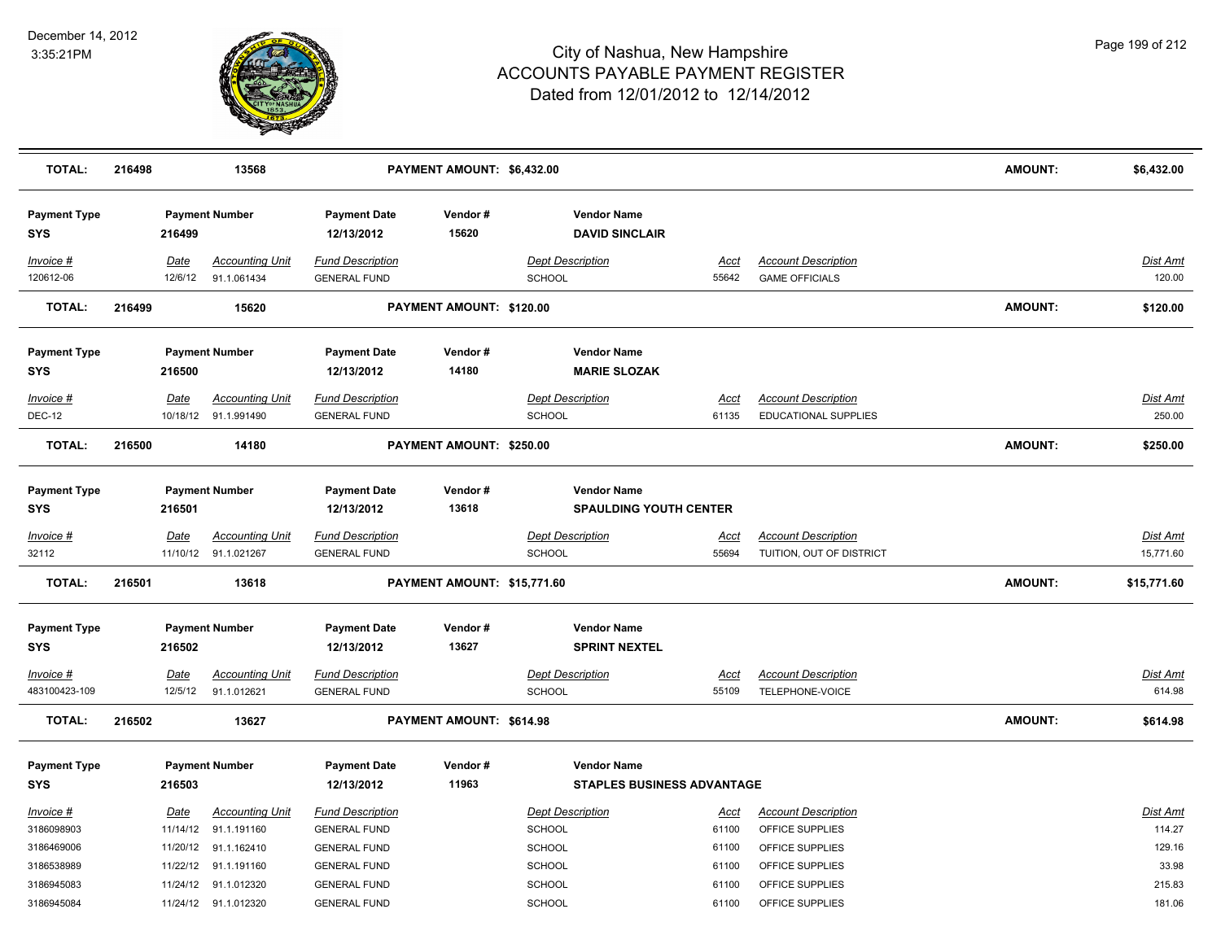# City of Nashua, New Hampshire
## ACCOUNTS PAYABLE PAYMENT REGISTER
### Dated from 12/01/2012 to 12/14/2012

December 14, 2012
3:35:21PM

| TOTAL: | 216498 | 13568 | PAYMENT AMOUNT: $6,432.00 | AMOUNT: | $6,432.00 |
|---|---|---|---|---|---|

| Payment Type | Payment Number | Payment Date | Vendor # | Vendor Name |
|---|---|---|---|---|
| SYS | 216499 | 12/13/2012 | 15620 | DAVID SINCLAIR |

| Invoice # | Date | Accounting Unit | Fund Description | Dept Description | Acct | Account Description | Dist Amt |
|---|---|---|---|---|---|---|---|
| 120612-06 | 12/6/12 | 91.1.061434 | GENERAL FUND | SCHOOL | 55642 | GAME OFFICIALS | 120.00 |

| TOTAL: | 216499 | 15620 | PAYMENT AMOUNT: $120.00 | AMOUNT: | $120.00 |
|---|---|---|---|---|---|

| Payment Type | Payment Number | Payment Date | Vendor # | Vendor Name |
|---|---|---|---|---|
| SYS | 216500 | 12/13/2012 | 14180 | MARIE SLOZAK |

| Invoice # | Date | Accounting Unit | Fund Description | Dept Description | Acct | Account Description | Dist Amt |
|---|---|---|---|---|---|---|---|
| DEC-12 | 10/18/12 | 91.1.991490 | GENERAL FUND | SCHOOL | 61135 | EDUCATIONAL SUPPLIES | 250.00 |

| TOTAL: | 216500 | 14180 | PAYMENT AMOUNT: $250.00 | AMOUNT: | $250.00 |
|---|---|---|---|---|---|

| Payment Type | Payment Number | Payment Date | Vendor # | Vendor Name |
|---|---|---|---|---|
| SYS | 216501 | 12/13/2012 | 13618 | SPAULDING YOUTH CENTER |

| Invoice # | Date | Accounting Unit | Fund Description | Dept Description | Acct | Account Description | Dist Amt |
|---|---|---|---|---|---|---|---|
| 32112 | 11/10/12 | 91.1.021267 | GENERAL FUND | SCHOOL | 55694 | TUITION, OUT OF DISTRICT | 15,771.60 |

| TOTAL: | 216501 | 13618 | PAYMENT AMOUNT: $15,771.60 | AMOUNT: | $15,771.60 |
|---|---|---|---|---|---|

| Payment Type | Payment Number | Payment Date | Vendor # | Vendor Name |
|---|---|---|---|---|
| SYS | 216502 | 12/13/2012 | 13627 | SPRINT NEXTEL |

| Invoice # | Date | Accounting Unit | Fund Description | Dept Description | Acct | Account Description | Dist Amt |
|---|---|---|---|---|---|---|---|
| 483100423-109 | 12/5/12 | 91.1.012621 | GENERAL FUND | SCHOOL | 55109 | TELEPHONE-VOICE | 614.98 |

| TOTAL: | 216502 | 13627 | PAYMENT AMOUNT: $614.98 | AMOUNT: | $614.98 |
|---|---|---|---|---|---|

| Payment Type | Payment Number | Payment Date | Vendor # | Vendor Name |
|---|---|---|---|---|
| SYS | 216503 | 12/13/2012 | 11963 | STAPLES BUSINESS ADVANTAGE |

| Invoice # | Date | Accounting Unit | Fund Description | Dept Description | Acct | Account Description | Dist Amt |
|---|---|---|---|---|---|---|---|
| 3186098903 | 11/14/12 | 91.1.191160 | GENERAL FUND | SCHOOL | 61100 | OFFICE SUPPLIES | 114.27 |
| 3186469006 | 11/20/12 | 91.1.162410 | GENERAL FUND | SCHOOL | 61100 | OFFICE SUPPLIES | 129.16 |
| 3186538989 | 11/22/12 | 91.1.191160 | GENERAL FUND | SCHOOL | 61100 | OFFICE SUPPLIES | 33.98 |
| 3186945083 | 11/24/12 | 91.1.012320 | GENERAL FUND | SCHOOL | 61100 | OFFICE SUPPLIES | 215.83 |
| 3186945084 | 11/24/12 | 91.1.012320 | GENERAL FUND | SCHOOL | 61100 | OFFICE SUPPLIES | 181.06 |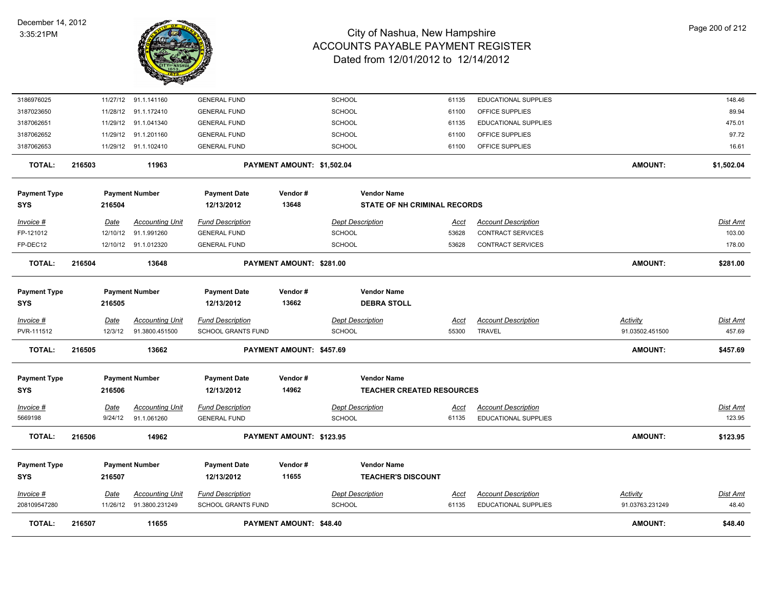| Invoice # | Date | Accounting Unit | Fund Description | Dept Description | Acct | Account Description | Activity | Dist Amt |
|---|---|---|---|---|---|---|---|---|
| 3186976025 | 11/27/12 | 91.1.141160 | GENERAL FUND | SCHOOL | 61135 | EDUCATIONAL SUPPLIES | | 148.46 |
| 3187023650 | 11/28/12 | 91.1.172410 | GENERAL FUND | SCHOOL | 61100 | OFFICE SUPPLIES | | 89.94 |
| 3187062651 | 11/29/12 | 91.1.041340 | GENERAL FUND | SCHOOL | 61135 | EDUCATIONAL SUPPLIES | | 475.01 |
| 3187062652 | 11/29/12 | 91.1.201160 | GENERAL FUND | SCHOOL | 61100 | OFFICE SUPPLIES | | 97.72 |
| 3187062653 | 11/29/12 | 91.1.102410 | GENERAL FUND | SCHOOL | 61100 | OFFICE SUPPLIES | | 16.61 |

**TOTAL: 216503 — 11963 — PAYMENT AMOUNT: $1,502.04 — AMOUNT: $1,502.04**

| Payment Type | Payment Number | Payment Date | Vendor # | Vendor Name |
|---|---|---|---|---|
| SYS | 216504 | 12/13/2012 | 13648 | STATE OF NH CRIMINAL RECORDS |

| Invoice # | Date | Accounting Unit | Fund Description | Dept Description | Acct | Account Description | Dist Amt |
|---|---|---|---|---|---|---|---|
| FP-121012 | 12/10/12 | 91.1.991260 | GENERAL FUND | SCHOOL | 53628 | CONTRACT SERVICES | 103.00 |
| FP-DEC12 | 12/10/12 | 91.1.012320 | GENERAL FUND | SCHOOL | 53628 | CONTRACT SERVICES | 178.00 |

**TOTAL: 216504 — 13648 — PAYMENT AMOUNT: $281.00 — AMOUNT: $281.00**

| Payment Type | Payment Number | Payment Date | Vendor # | Vendor Name |
|---|---|---|---|---|
| SYS | 216505 | 12/13/2012 | 13662 | DEBRA STOLL |

| Invoice # | Date | Accounting Unit | Fund Description | Dept Description | Acct | Account Description | Activity | Dist Amt |
|---|---|---|---|---|---|---|---|---|
| PVR-111512 | 12/3/12 | 91.3800.451500 | SCHOOL GRANTS FUND | SCHOOL | 55300 | TRAVEL | 91.03502.451500 | 457.69 |

**TOTAL: 216505 — 13662 — PAYMENT AMOUNT: $457.69 — AMOUNT: $457.69**

| Payment Type | Payment Number | Payment Date | Vendor # | Vendor Name |
|---|---|---|---|---|
| SYS | 216506 | 12/13/2012 | 14962 | TEACHER CREATED RESOURCES |

| Invoice # | Date | Accounting Unit | Fund Description | Dept Description | Acct | Account Description | Dist Amt |
|---|---|---|---|---|---|---|---|
| 5669198 | 9/24/12 | 91.1.061260 | GENERAL FUND | SCHOOL | 61135 | EDUCATIONAL SUPPLIES | 123.95 |

**TOTAL: 216506 — 14962 — PAYMENT AMOUNT: $123.95 — AMOUNT: $123.95**

| Payment Type | Payment Number | Payment Date | Vendor # | Vendor Name |
|---|---|---|---|---|
| SYS | 216507 | 12/13/2012 | 11655 | TEACHER'S DISCOUNT |

| Invoice # | Date | Accounting Unit | Fund Description | Dept Description | Acct | Account Description | Activity | Dist Amt |
|---|---|---|---|---|---|---|---|---|
| 208109547280 | 11/26/12 | 91.3800.231249 | SCHOOL GRANTS FUND | SCHOOL | 61135 | EDUCATIONAL SUPPLIES | 91.03763.231249 | 48.40 |

**TOTAL: 216507 — 11655 — PAYMENT AMOUNT: $48.40 — AMOUNT: $48.40**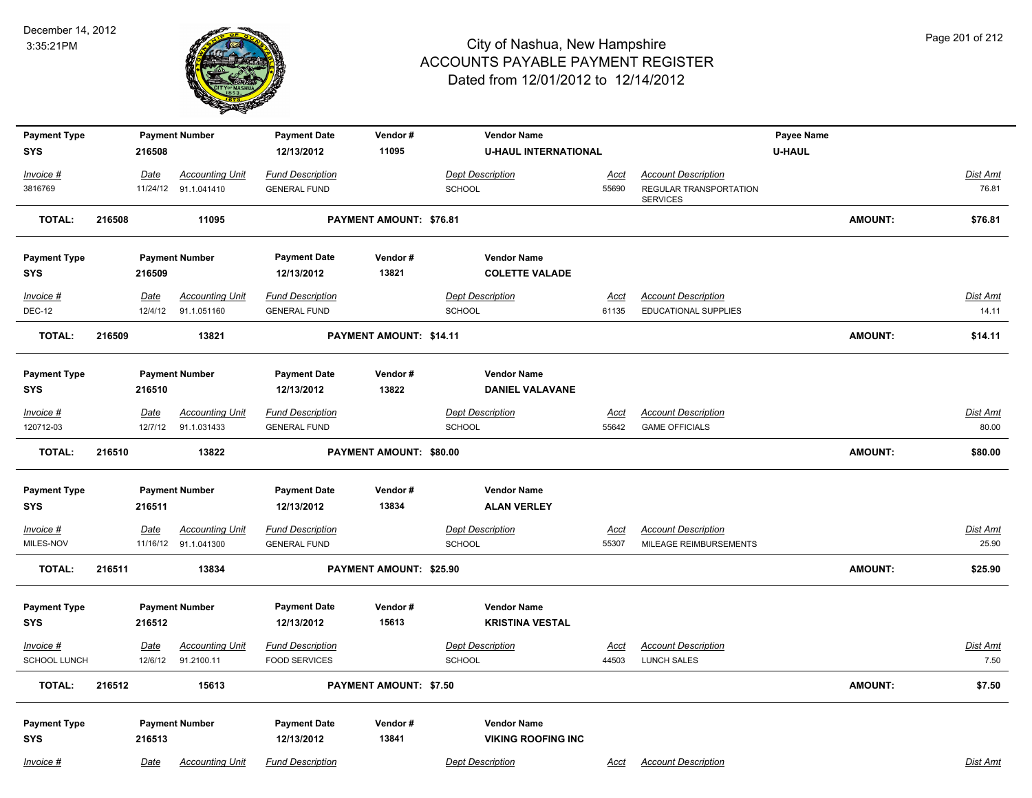# City of Nashua, New Hampshire
## ACCOUNTS PAYABLE PAYMENT REGISTER
### Dated from 12/01/2012 to 12/14/2012

December 14, 2012
3:35:21PM

| Payment Type | Payment Number | Payment Date | Vendor # | Vendor Name | Payee Name |
|---|---|---|---|---|---|
| SYS | 216508 | 12/13/2012 | 11095 | U-HAUL INTERNATIONAL | U-HAUL |

| Invoice # | Date | Accounting Unit | Fund Description | Dept Description | Acct | Account Description | Dist Amt |
|---|---|---|---|---|---|---|---|
| 3816769 | 11/24/12 | 91.1.041410 | GENERAL FUND | SCHOOL | 55690 | REGULAR TRANSPORTATION SERVICES | 76.81 |

**TOTAL: 216508 11095 PAYMENT AMOUNT: $76.81 AMOUNT: $76.81**

| Payment Type | Payment Number | Payment Date | Vendor # | Vendor Name |
|---|---|---|---|---|
| SYS | 216509 | 12/13/2012 | 13821 | COLETTE VALADE |

| Invoice # | Date | Accounting Unit | Fund Description | Dept Description | Acct | Account Description | Dist Amt |
|---|---|---|---|---|---|---|---|
| DEC-12 | 12/4/12 | 91.1.051160 | GENERAL FUND | SCHOOL | 61135 | EDUCATIONAL SUPPLIES | 14.11 |

**TOTAL: 216509 13821 PAYMENT AMOUNT: $14.11 AMOUNT: $14.11**

| Payment Type | Payment Number | Payment Date | Vendor # | Vendor Name |
|---|---|---|---|---|
| SYS | 216510 | 12/13/2012 | 13822 | DANIEL VALAVANE |

| Invoice # | Date | Accounting Unit | Fund Description | Dept Description | Acct | Account Description | Dist Amt |
|---|---|---|---|---|---|---|---|
| 120712-03 | 12/7/12 | 91.1.031433 | GENERAL FUND | SCHOOL | 55642 | GAME OFFICIALS | 80.00 |

**TOTAL: 216510 13822 PAYMENT AMOUNT: $80.00 AMOUNT: $80.00**

| Payment Type | Payment Number | Payment Date | Vendor # | Vendor Name |
|---|---|---|---|---|
| SYS | 216511 | 12/13/2012 | 13834 | ALAN VERLEY |

| Invoice # | Date | Accounting Unit | Fund Description | Dept Description | Acct | Account Description | Dist Amt |
|---|---|---|---|---|---|---|---|
| MILES-NOV | 11/16/12 | 91.1.041300 | GENERAL FUND | SCHOOL | 55307 | MILEAGE REIMBURSEMENTS | 25.90 |

**TOTAL: 216511 13834 PAYMENT AMOUNT: $25.90 AMOUNT: $25.90**

| Payment Type | Payment Number | Payment Date | Vendor # | Vendor Name |
|---|---|---|---|---|
| SYS | 216512 | 12/13/2012 | 15613 | KRISTINA VESTAL |

| Invoice # | Date | Accounting Unit | Fund Description | Dept Description | Acct | Account Description | Dist Amt |
|---|---|---|---|---|---|---|---|
| SCHOOL LUNCH | 12/6/12 | 91.2100.11 | FOOD SERVICES | SCHOOL | 44503 | LUNCH SALES | 7.50 |

**TOTAL: 216512 15613 PAYMENT AMOUNT: $7.50 AMOUNT: $7.50**

| Payment Type | Payment Number | Payment Date | Vendor # | Vendor Name |
|---|---|---|---|---|
| SYS | 216513 | 12/13/2012 | 13841 | VIKING ROOFING INC |

| Invoice # | Date | Accounting Unit | Fund Description | Dept Description | Acct | Account Description | Dist Amt |
|---|---|---|---|---|---|---|---|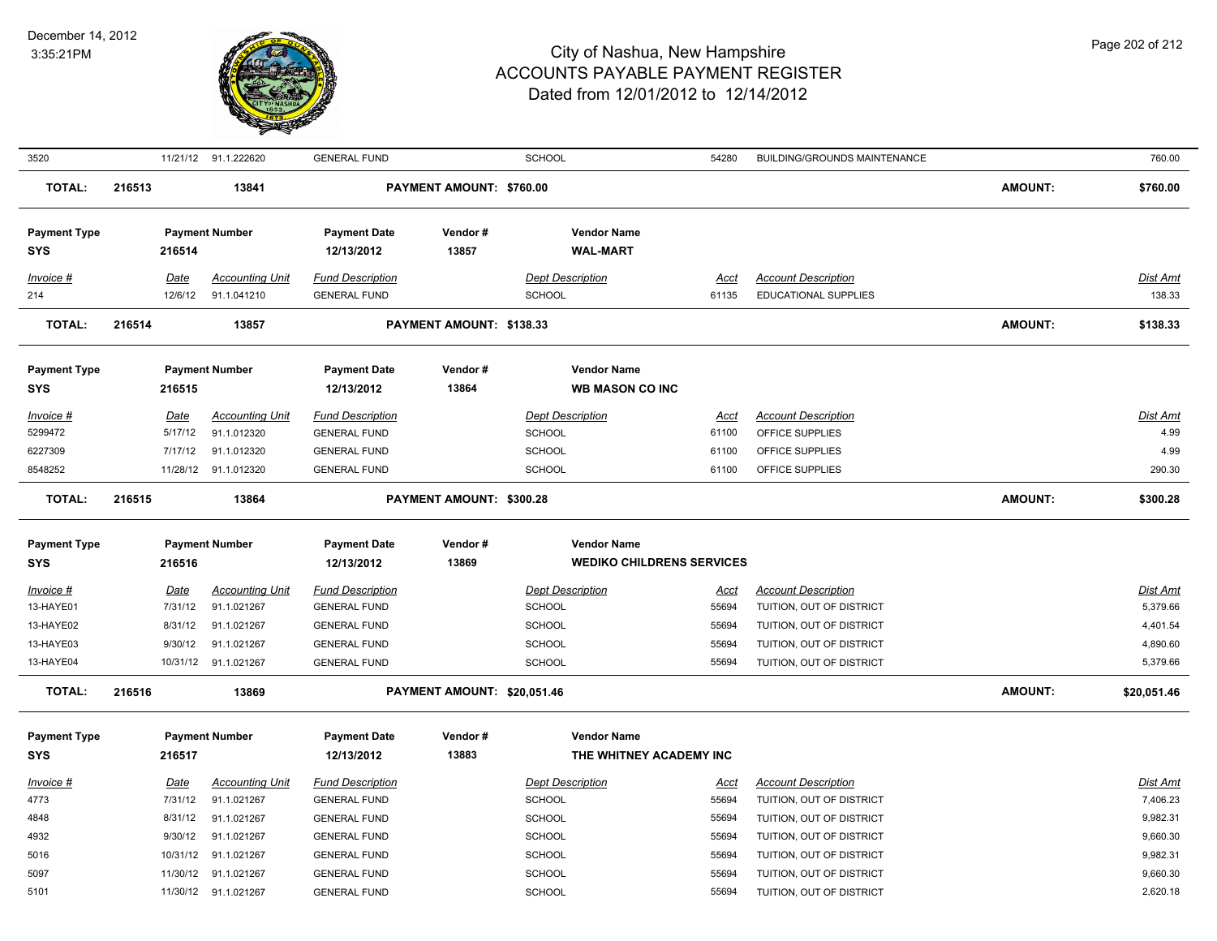| Invoice # | Date | Accounting Unit | Fund Description | Dept Description | Acct | Account Description | Dist Amt |
|---|---|---|---|---|---|---|---|
| 3520 | 11/21/12 | 91.1.222620 | GENERAL FUND | SCHOOL | 54280 | BUILDING/GROUNDS MAINTENANCE | 760.00 |

**TOTAL: 216513 13841 PAYMENT AMOUNT: $760.00 AMOUNT: $760.00**

| Payment Type | Payment Number | Payment Date | Vendor # | Vendor Name |
|---|---|---|---|---|
| SYS | 216514 | 12/13/2012 | 13857 | WAL-MART |

| Invoice # | Date | Accounting Unit | Fund Description | Dept Description | Acct | Account Description | Dist Amt |
|---|---|---|---|---|---|---|---|
| 214 | 12/6/12 | 91.1.041210 | GENERAL FUND | SCHOOL | 61135 | EDUCATIONAL SUPPLIES | 138.33 |

**TOTAL: 216514 13857 PAYMENT AMOUNT: $138.33 AMOUNT: $138.33**

| Payment Type | Payment Number | Payment Date | Vendor # | Vendor Name |
|---|---|---|---|---|
| SYS | 216515 | 12/13/2012 | 13864 | WB MASON CO INC |

| Invoice # | Date | Accounting Unit | Fund Description | Dept Description | Acct | Account Description | Dist Amt |
|---|---|---|---|---|---|---|---|
| 5299472 | 5/17/12 | 91.1.012320 | GENERAL FUND | SCHOOL | 61100 | OFFICE SUPPLIES | 4.99 |
| 6227309 | 7/17/12 | 91.1.012320 | GENERAL FUND | SCHOOL | 61100 | OFFICE SUPPLIES | 4.99 |
| 8548252 | 11/28/12 | 91.1.012320 | GENERAL FUND | SCHOOL | 61100 | OFFICE SUPPLIES | 290.30 |

**TOTAL: 216515 13864 PAYMENT AMOUNT: $300.28 AMOUNT: $300.28**

| Payment Type | Payment Number | Payment Date | Vendor # | Vendor Name |
|---|---|---|---|---|
| SYS | 216516 | 12/13/2012 | 13869 | WEDIKO CHILDRENS SERVICES |

| Invoice # | Date | Accounting Unit | Fund Description | Dept Description | Acct | Account Description | Dist Amt |
|---|---|---|---|---|---|---|---|
| 13-HAYE01 | 7/31/12 | 91.1.021267 | GENERAL FUND | SCHOOL | 55694 | TUITION, OUT OF DISTRICT | 5,379.66 |
| 13-HAYE02 | 8/31/12 | 91.1.021267 | GENERAL FUND | SCHOOL | 55694 | TUITION, OUT OF DISTRICT | 4,401.54 |
| 13-HAYE03 | 9/30/12 | 91.1.021267 | GENERAL FUND | SCHOOL | 55694 | TUITION, OUT OF DISTRICT | 4,890.60 |
| 13-HAYE04 | 10/31/12 | 91.1.021267 | GENERAL FUND | SCHOOL | 55694 | TUITION, OUT OF DISTRICT | 5,379.66 |

**TOTAL: 216516 13869 PAYMENT AMOUNT: $20,051.46 AMOUNT: $20,051.46**

| Payment Type | Payment Number | Payment Date | Vendor # | Vendor Name |
|---|---|---|---|---|
| SYS | 216517 | 12/13/2012 | 13883 | THE WHITNEY ACADEMY INC |

| Invoice # | Date | Accounting Unit | Fund Description | Dept Description | Acct | Account Description | Dist Amt |
|---|---|---|---|---|---|---|---|
| 4773 | 7/31/12 | 91.1.021267 | GENERAL FUND | SCHOOL | 55694 | TUITION, OUT OF DISTRICT | 7,406.23 |
| 4848 | 8/31/12 | 91.1.021267 | GENERAL FUND | SCHOOL | 55694 | TUITION, OUT OF DISTRICT | 9,982.31 |
| 4932 | 9/30/12 | 91.1.021267 | GENERAL FUND | SCHOOL | 55694 | TUITION, OUT OF DISTRICT | 9,660.30 |
| 5016 | 10/31/12 | 91.1.021267 | GENERAL FUND | SCHOOL | 55694 | TUITION, OUT OF DISTRICT | 9,982.31 |
| 5097 | 11/30/12 | 91.1.021267 | GENERAL FUND | SCHOOL | 55694 | TUITION, OUT OF DISTRICT | 9,660.30 |
| 5101 | 11/30/12 | 91.1.021267 | GENERAL FUND | SCHOOL | 55694 | TUITION, OUT OF DISTRICT | 2,620.18 |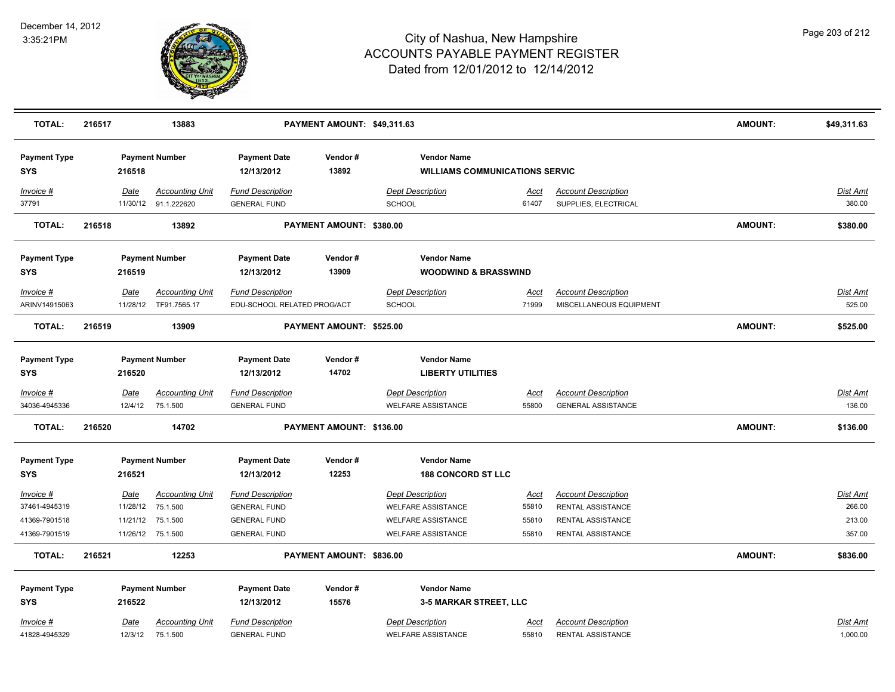# City of Nashua, New Hampshire
## ACCOUNTS PAYABLE PAYMENT REGISTER
### Dated from 12/01/2012 to 12/14/2012

December 14, 2012
3:35:21PM

| **TOTAL:** | **216517** | **13883** | **PAYMENT AMOUNT: $49,311.63** | **AMOUNT:** | **$49,311.63** |
|---|---|---|---|---|---|

| **Payment Type** | **Payment Number** | **Payment Date** | **Vendor #** | **Vendor Name** |
|---|---|---|---|---|
| **SYS** | **216518** | **12/13/2012** | **13892** | **WILLIAMS COMMUNICATIONS SERVIC** |

| Invoice # | Date | Accounting Unit | Fund Description | Dept Description | Acct | Account Description | Dist Amt |
|---|---|---|---|---|---|---|---|
| 37791 | 11/30/12 | 91.1.222620 | GENERAL FUND | SCHOOL | 61407 | SUPPLIES, ELECTRICAL | 380.00 |

| **TOTAL:** | **216518** | **13892** | **PAYMENT AMOUNT: $380.00** | **AMOUNT:** | **$380.00** |
|---|---|---|---|---|---|

| **Payment Type** | **Payment Number** | **Payment Date** | **Vendor #** | **Vendor Name** |
|---|---|---|---|---|
| **SYS** | **216519** | **12/13/2012** | **13909** | **WOODWIND & BRASSWIND** |

| Invoice # | Date | Accounting Unit | Fund Description | Dept Description | Acct | Account Description | Dist Amt |
|---|---|---|---|---|---|---|---|
| ARINV14915063 | 11/28/12 | TF91.7565.17 | EDU-SCHOOL RELATED PROG/ACT | SCHOOL | 71999 | MISCELLANEOUS EQUIPMENT | 525.00 |

| **TOTAL:** | **216519** | **13909** | **PAYMENT AMOUNT: $525.00** | **AMOUNT:** | **$525.00** |
|---|---|---|---|---|---|

| **Payment Type** | **Payment Number** | **Payment Date** | **Vendor #** | **Vendor Name** |
|---|---|---|---|---|
| **SYS** | **216520** | **12/13/2012** | **14702** | **LIBERTY UTILITIES** |

| Invoice # | Date | Accounting Unit | Fund Description | Dept Description | Acct | Account Description | Dist Amt |
|---|---|---|---|---|---|---|---|
| 34036-4945336 | 12/4/12 | 75.1.500 | GENERAL FUND | WELFARE ASSISTANCE | 55800 | GENERAL ASSISTANCE | 136.00 |

| **TOTAL:** | **216520** | **14702** | **PAYMENT AMOUNT: $136.00** | **AMOUNT:** | **$136.00** |
|---|---|---|---|---|---|

| **Payment Type** | **Payment Number** | **Payment Date** | **Vendor #** | **Vendor Name** |
|---|---|---|---|---|
| **SYS** | **216521** | **12/13/2012** | **12253** | **188 CONCORD ST LLC** |

| Invoice # | Date | Accounting Unit | Fund Description | Dept Description | Acct | Account Description | Dist Amt |
|---|---|---|---|---|---|---|---|
| 37461-4945319 | 11/28/12 | 75.1.500 | GENERAL FUND | WELFARE ASSISTANCE | 55810 | RENTAL ASSISTANCE | 266.00 |
| 41369-7901518 | 11/21/12 | 75.1.500 | GENERAL FUND | WELFARE ASSISTANCE | 55810 | RENTAL ASSISTANCE | 213.00 |
| 41369-7901519 | 11/26/12 | 75.1.500 | GENERAL FUND | WELFARE ASSISTANCE | 55810 | RENTAL ASSISTANCE | 357.00 |

| **TOTAL:** | **216521** | **12253** | **PAYMENT AMOUNT: $836.00** | **AMOUNT:** | **$836.00** |
|---|---|---|---|---|---|

| **Payment Type** | **Payment Number** | **Payment Date** | **Vendor #** | **Vendor Name** |
|---|---|---|---|---|
| **SYS** | **216522** | **12/13/2012** | **15576** | **3-5 MARKAR STREET, LLC** |

| Invoice # | Date | Accounting Unit | Fund Description | Dept Description | Acct | Account Description | Dist Amt |
|---|---|---|---|---|---|---|---|
| 41828-4945329 | 12/3/12 | 75.1.500 | GENERAL FUND | WELFARE ASSISTANCE | 55810 | RENTAL ASSISTANCE | 1,000.00 |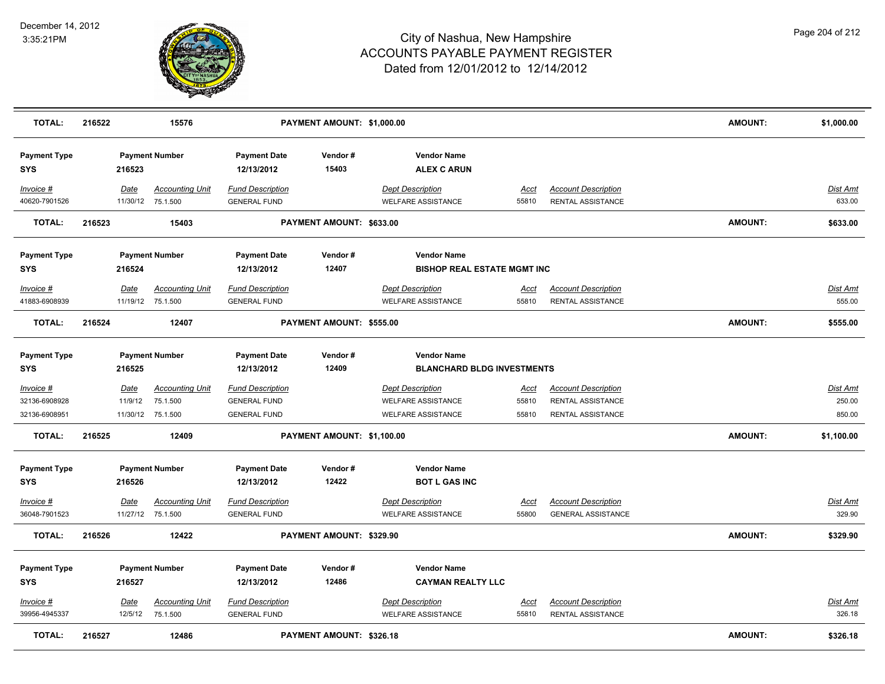# City of Nashua, New Hampshire
## ACCOUNTS PAYABLE PAYMENT REGISTER
### Dated from 12/01/2012 to 12/14/2012

December 14, 2012
3:35:21PM

**TOTAL:** 216522 | 15576 | **PAYMENT AMOUNT: $1,000.00** | **AMOUNT:** $1,000.00

| Payment Type | Payment Number | Payment Date | Vendor # | Vendor Name |
|---|---|---|---|---|
| SYS | 216523 | 12/13/2012 | 15403 | ALEX C ARUN |

| Invoice # | Date | Accounting Unit | Fund Description | Dept Description | Acct | Account Description | Dist Amt |
|---|---|---|---|---|---|---|---|
| 40620-7901526 | 11/30/12 | 75.1.500 | GENERAL FUND | WELFARE ASSISTANCE | 55810 | RENTAL ASSISTANCE | 633.00 |

**TOTAL:** 216523 | 15403 | **PAYMENT AMOUNT: $633.00** | **AMOUNT:** $633.00

| Payment Type | Payment Number | Payment Date | Vendor # | Vendor Name |
|---|---|---|---|---|
| SYS | 216524 | 12/13/2012 | 12407 | BISHOP REAL ESTATE MGMT INC |

| Invoice # | Date | Accounting Unit | Fund Description | Dept Description | Acct | Account Description | Dist Amt |
|---|---|---|---|---|---|---|---|
| 41883-6908939 | 11/19/12 | 75.1.500 | GENERAL FUND | WELFARE ASSISTANCE | 55810 | RENTAL ASSISTANCE | 555.00 |

**TOTAL:** 216524 | 12407 | **PAYMENT AMOUNT: $555.00** | **AMOUNT:** $555.00

| Payment Type | Payment Number | Payment Date | Vendor # | Vendor Name |
|---|---|---|---|---|
| SYS | 216525 | 12/13/2012 | 12409 | BLANCHARD BLDG INVESTMENTS |

| Invoice # | Date | Accounting Unit | Fund Description | Dept Description | Acct | Account Description | Dist Amt |
|---|---|---|---|---|---|---|---|
| 32136-6908928 | 11/9/12 | 75.1.500 | GENERAL FUND | WELFARE ASSISTANCE | 55810 | RENTAL ASSISTANCE | 250.00 |
| 32136-6908951 | 11/30/12 | 75.1.500 | GENERAL FUND | WELFARE ASSISTANCE | 55810 | RENTAL ASSISTANCE | 850.00 |

**TOTAL:** 216525 | 12409 | **PAYMENT AMOUNT: $1,100.00** | **AMOUNT:** $1,100.00

| Payment Type | Payment Number | Payment Date | Vendor # | Vendor Name |
|---|---|---|---|---|
| SYS | 216526 | 12/13/2012 | 12422 | BOT L GAS INC |

| Invoice # | Date | Accounting Unit | Fund Description | Dept Description | Acct | Account Description | Dist Amt |
|---|---|---|---|---|---|---|---|
| 36048-7901523 | 11/27/12 | 75.1.500 | GENERAL FUND | WELFARE ASSISTANCE | 55800 | GENERAL ASSISTANCE | 329.90 |

**TOTAL:** 216526 | 12422 | **PAYMENT AMOUNT: $329.90** | **AMOUNT:** $329.90

| Payment Type | Payment Number | Payment Date | Vendor # | Vendor Name |
|---|---|---|---|---|
| SYS | 216527 | 12/13/2012 | 12486 | CAYMAN REALTY LLC |

| Invoice # | Date | Accounting Unit | Fund Description | Dept Description | Acct | Account Description | Dist Amt |
|---|---|---|---|---|---|---|---|
| 39956-4945337 | 12/5/12 | 75.1.500 | GENERAL FUND | WELFARE ASSISTANCE | 55810 | RENTAL ASSISTANCE | 326.18 |

**TOTAL:** 216527 | 12486 | **PAYMENT AMOUNT: $326.18** | **AMOUNT:** $326.18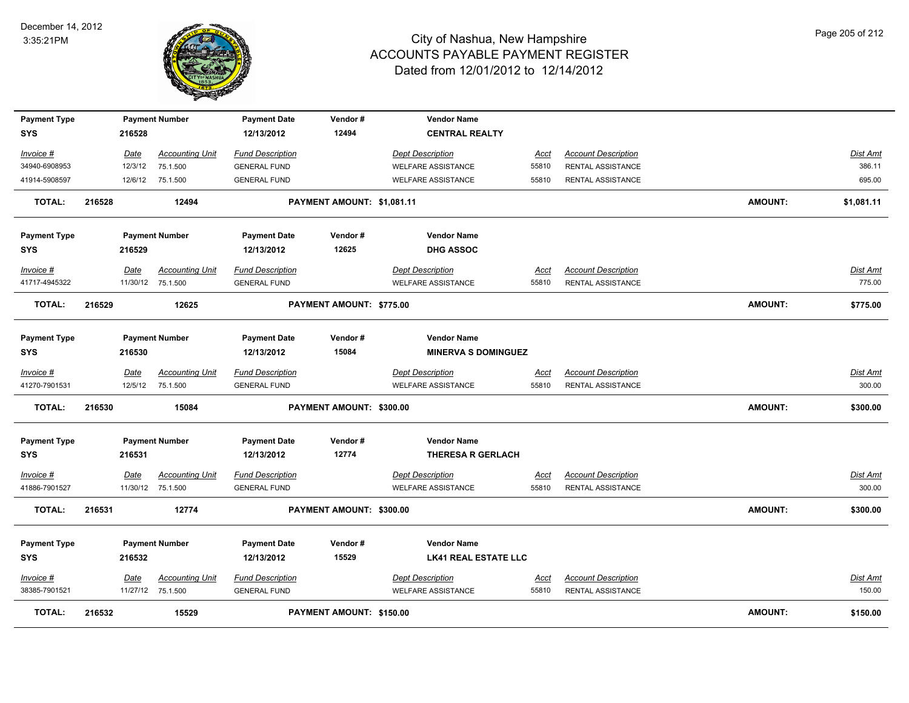# City of Nashua, New Hampshire
## ACCOUNTS PAYABLE PAYMENT REGISTER
### Dated from 12/01/2012 to 12/14/2012

December 14, 2012
3:35:21PM

| Payment Type | Payment Number | Payment Date | Vendor # | Vendor Name |
|---|---|---|---|---|
| SYS | 216528 | 12/13/2012 | 12494 | CENTRAL REALTY |

| Invoice # | Date | Accounting Unit | Fund Description | Dept Description | Acct | Account Description | Dist Amt |
|---|---|---|---|---|---|---|---|
| 34940-6908953 | 12/3/12 | 75.1.500 | GENERAL FUND | WELFARE ASSISTANCE | 55810 | RENTAL ASSISTANCE | 386.11 |
| 41914-5908597 | 12/6/12 | 75.1.500 | GENERAL FUND | WELFARE ASSISTANCE | 55810 | RENTAL ASSISTANCE | 695.00 |

**TOTAL: 216528 12494 PAYMENT AMOUNT: $1,081.11 AMOUNT: $1,081.11**

| Payment Type | Payment Number | Payment Date | Vendor # | Vendor Name |
|---|---|---|---|---|
| SYS | 216529 | 12/13/2012 | 12625 | DHG ASSOC |

| Invoice # | Date | Accounting Unit | Fund Description | Dept Description | Acct | Account Description | Dist Amt |
|---|---|---|---|---|---|---|---|
| 41717-4945322 | 11/30/12 | 75.1.500 | GENERAL FUND | WELFARE ASSISTANCE | 55810 | RENTAL ASSISTANCE | 775.00 |

**TOTAL: 216529 12625 PAYMENT AMOUNT: $775.00 AMOUNT: $775.00**

| Payment Type | Payment Number | Payment Date | Vendor # | Vendor Name |
|---|---|---|---|---|
| SYS | 216530 | 12/13/2012 | 15084 | MINERVA S DOMINGUEZ |

| Invoice # | Date | Accounting Unit | Fund Description | Dept Description | Acct | Account Description | Dist Amt |
|---|---|---|---|---|---|---|---|
| 41270-7901531 | 12/5/12 | 75.1.500 | GENERAL FUND | WELFARE ASSISTANCE | 55810 | RENTAL ASSISTANCE | 300.00 |

**TOTAL: 216530 15084 PAYMENT AMOUNT: $300.00 AMOUNT: $300.00**

| Payment Type | Payment Number | Payment Date | Vendor # | Vendor Name |
|---|---|---|---|---|
| SYS | 216531 | 12/13/2012 | 12774 | THERESA R GERLACH |

| Invoice # | Date | Accounting Unit | Fund Description | Dept Description | Acct | Account Description | Dist Amt |
|---|---|---|---|---|---|---|---|
| 41886-7901527 | 11/30/12 | 75.1.500 | GENERAL FUND | WELFARE ASSISTANCE | 55810 | RENTAL ASSISTANCE | 300.00 |

**TOTAL: 216531 12774 PAYMENT AMOUNT: $300.00 AMOUNT: $300.00**

| Payment Type | Payment Number | Payment Date | Vendor # | Vendor Name |
|---|---|---|---|---|
| SYS | 216532 | 12/13/2012 | 15529 | LK41 REAL ESTATE LLC |

| Invoice # | Date | Accounting Unit | Fund Description | Dept Description | Acct | Account Description | Dist Amt |
|---|---|---|---|---|---|---|---|
| 38385-7901521 | 11/27/12 | 75.1.500 | GENERAL FUND | WELFARE ASSISTANCE | 55810 | RENTAL ASSISTANCE | 150.00 |

**TOTAL: 216532 15529 PAYMENT AMOUNT: $150.00 AMOUNT: $150.00**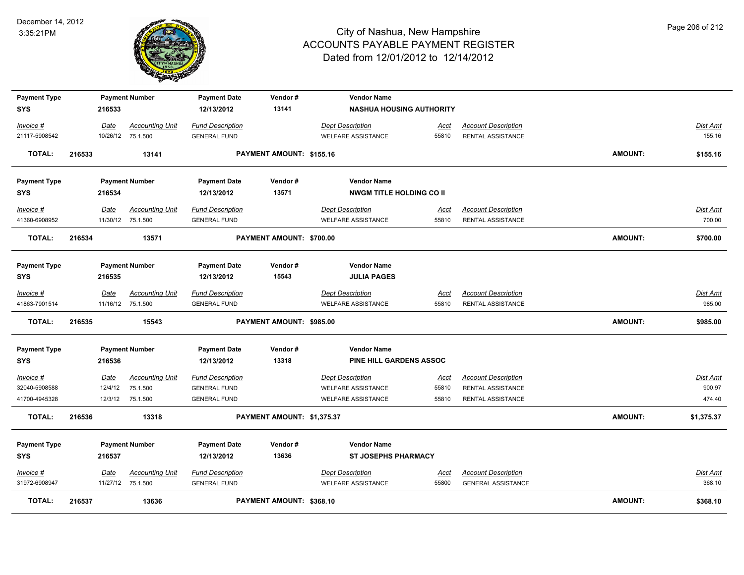# City of Nashua, New Hampshire
# ACCOUNTS PAYABLE PAYMENT REGISTER
## Dated from 12/01/2012 to 12/14/2012

December 14, 2012
3:35:21PM

| Payment Type | Payment Number | Payment Date | Vendor # | Vendor Name |
|---|---|---|---|---|
| SYS | 216533 | 12/13/2012 | 13141 | NASHUA HOUSING AUTHORITY |

| Invoice # | Date | Accounting Unit | Fund Description | Dept Description | Acct | Account Description | Dist Amt |
|---|---|---|---|---|---|---|---|
| 21117-5908542 | 10/26/12 | 75.1.500 | GENERAL FUND | WELFARE ASSISTANCE | 55810 | RENTAL ASSISTANCE | 155.16 |

**TOTAL:** 216533 13141 **PAYMENT AMOUNT: $155.16** **AMOUNT: $155.16**

| Payment Type | Payment Number | Payment Date | Vendor # | Vendor Name |
|---|---|---|---|---|
| SYS | 216534 | 12/13/2012 | 13571 | NWGM TITLE HOLDING CO II |

| Invoice # | Date | Accounting Unit | Fund Description | Dept Description | Acct | Account Description | Dist Amt |
|---|---|---|---|---|---|---|---|
| 41360-6908952 | 11/30/12 | 75.1.500 | GENERAL FUND | WELFARE ASSISTANCE | 55810 | RENTAL ASSISTANCE | 700.00 |

**TOTAL:** 216534 13571 **PAYMENT AMOUNT: $700.00** **AMOUNT: $700.00**

| Payment Type | Payment Number | Payment Date | Vendor # | Vendor Name |
|---|---|---|---|---|
| SYS | 216535 | 12/13/2012 | 15543 | JULIA PAGES |

| Invoice # | Date | Accounting Unit | Fund Description | Dept Description | Acct | Account Description | Dist Amt |
|---|---|---|---|---|---|---|---|
| 41863-7901514 | 11/16/12 | 75.1.500 | GENERAL FUND | WELFARE ASSISTANCE | 55810 | RENTAL ASSISTANCE | 985.00 |

**TOTAL:** 216535 15543 **PAYMENT AMOUNT: $985.00** **AMOUNT: $985.00**

| Payment Type | Payment Number | Payment Date | Vendor # | Vendor Name |
|---|---|---|---|---|
| SYS | 216536 | 12/13/2012 | 13318 | PINE HILL GARDENS ASSOC |

| Invoice # | Date | Accounting Unit | Fund Description | Dept Description | Acct | Account Description | Dist Amt |
|---|---|---|---|---|---|---|---|
| 32040-5908588 | 12/4/12 | 75.1.500 | GENERAL FUND | WELFARE ASSISTANCE | 55810 | RENTAL ASSISTANCE | 900.97 |
| 41700-4945328 | 12/3/12 | 75.1.500 | GENERAL FUND | WELFARE ASSISTANCE | 55810 | RENTAL ASSISTANCE | 474.40 |

**TOTAL:** 216536 13318 **PAYMENT AMOUNT: $1,375.37** **AMOUNT: $1,375.37**

| Payment Type | Payment Number | Payment Date | Vendor # | Vendor Name |
|---|---|---|---|---|
| SYS | 216537 | 12/13/2012 | 13636 | ST JOSEPHS PHARMACY |

| Invoice # | Date | Accounting Unit | Fund Description | Dept Description | Acct | Account Description | Dist Amt |
|---|---|---|---|---|---|---|---|
| 31972-6908947 | 11/27/12 | 75.1.500 | GENERAL FUND | WELFARE ASSISTANCE | 55800 | GENERAL ASSISTANCE | 368.10 |

**TOTAL:** 216537 13636 **PAYMENT AMOUNT: $368.10** **AMOUNT: $368.10**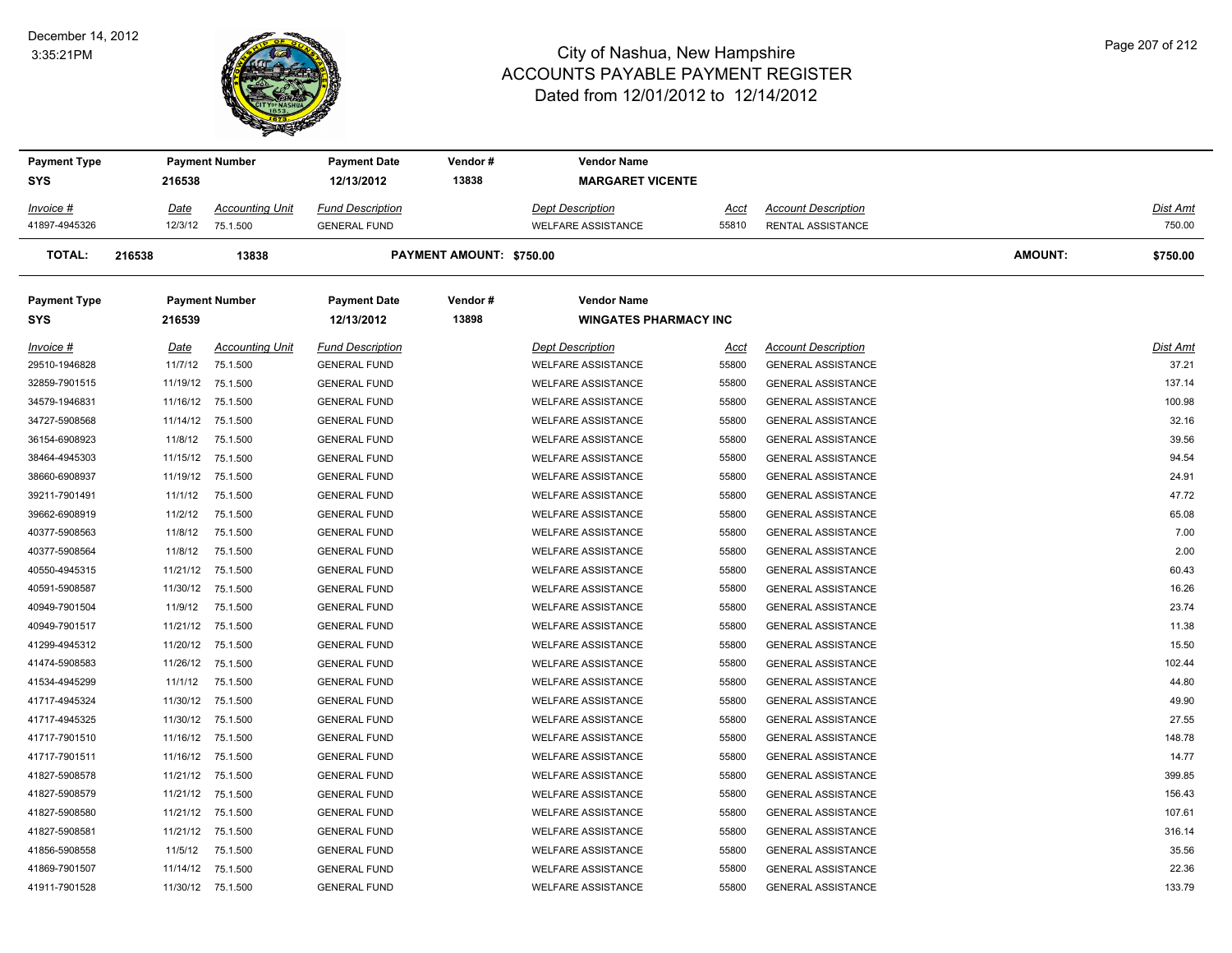December 14, 2012
3:35:21PM

# City of Nashua, New Hampshire
## ACCOUNTS PAYABLE PAYMENT REGISTER
### Dated from 12/01/2012 to 12/14/2012

| Payment Type | Payment Number | Payment Date | Vendor # | Vendor Name |
|---|---|---|---|---|
| SYS | 216538 | 12/13/2012 | 13838 | MARGARET VICENTE |

| Invoice # | Date | Accounting Unit | Fund Description | Dept Description | Acct | Account Description | Dist Amt |
|---|---|---|---|---|---|---|---|
| 41897-4945326 | 12/3/12 | 75.1.500 | GENERAL FUND | WELFARE ASSISTANCE | 55810 | RENTAL ASSISTANCE | 750.00 |

**TOTAL: 216538 13838 PAYMENT AMOUNT: $750.00 AMOUNT: $750.00**

| Payment Type | Payment Number | Payment Date | Vendor # | Vendor Name |
|---|---|---|---|---|
| SYS | 216539 | 12/13/2012 | 13898 | WINGATES PHARMACY INC |

| Invoice # | Date | Accounting Unit | Fund Description | Dept Description | Acct | Account Description | Dist Amt |
|---|---|---|---|---|---|---|---|
| 29510-1946828 | 11/7/12 | 75.1.500 | GENERAL FUND | WELFARE ASSISTANCE | 55800 | GENERAL ASSISTANCE | 37.21 |
| 32859-7901515 | 11/19/12 | 75.1.500 | GENERAL FUND | WELFARE ASSISTANCE | 55800 | GENERAL ASSISTANCE | 137.14 |
| 34579-1946831 | 11/16/12 | 75.1.500 | GENERAL FUND | WELFARE ASSISTANCE | 55800 | GENERAL ASSISTANCE | 100.98 |
| 34727-5908568 | 11/14/12 | 75.1.500 | GENERAL FUND | WELFARE ASSISTANCE | 55800 | GENERAL ASSISTANCE | 32.16 |
| 36154-6908923 | 11/8/12 | 75.1.500 | GENERAL FUND | WELFARE ASSISTANCE | 55800 | GENERAL ASSISTANCE | 39.56 |
| 38464-4945303 | 11/15/12 | 75.1.500 | GENERAL FUND | WELFARE ASSISTANCE | 55800 | GENERAL ASSISTANCE | 94.54 |
| 38660-6908937 | 11/19/12 | 75.1.500 | GENERAL FUND | WELFARE ASSISTANCE | 55800 | GENERAL ASSISTANCE | 24.91 |
| 39211-7901491 | 11/1/12 | 75.1.500 | GENERAL FUND | WELFARE ASSISTANCE | 55800 | GENERAL ASSISTANCE | 47.72 |
| 39662-6908919 | 11/2/12 | 75.1.500 | GENERAL FUND | WELFARE ASSISTANCE | 55800 | GENERAL ASSISTANCE | 65.08 |
| 40377-5908563 | 11/8/12 | 75.1.500 | GENERAL FUND | WELFARE ASSISTANCE | 55800 | GENERAL ASSISTANCE | 7.00 |
| 40377-5908564 | 11/8/12 | 75.1.500 | GENERAL FUND | WELFARE ASSISTANCE | 55800 | GENERAL ASSISTANCE | 2.00 |
| 40550-4945315 | 11/21/12 | 75.1.500 | GENERAL FUND | WELFARE ASSISTANCE | 55800 | GENERAL ASSISTANCE | 60.43 |
| 40591-5908587 | 11/30/12 | 75.1.500 | GENERAL FUND | WELFARE ASSISTANCE | 55800 | GENERAL ASSISTANCE | 16.26 |
| 40949-7901504 | 11/9/12 | 75.1.500 | GENERAL FUND | WELFARE ASSISTANCE | 55800 | GENERAL ASSISTANCE | 23.74 |
| 40949-7901517 | 11/21/12 | 75.1.500 | GENERAL FUND | WELFARE ASSISTANCE | 55800 | GENERAL ASSISTANCE | 11.38 |
| 41299-4945312 | 11/20/12 | 75.1.500 | GENERAL FUND | WELFARE ASSISTANCE | 55800 | GENERAL ASSISTANCE | 15.50 |
| 41474-5908583 | 11/26/12 | 75.1.500 | GENERAL FUND | WELFARE ASSISTANCE | 55800 | GENERAL ASSISTANCE | 102.44 |
| 41534-4945299 | 11/1/12 | 75.1.500 | GENERAL FUND | WELFARE ASSISTANCE | 55800 | GENERAL ASSISTANCE | 44.80 |
| 41717-4945324 | 11/30/12 | 75.1.500 | GENERAL FUND | WELFARE ASSISTANCE | 55800 | GENERAL ASSISTANCE | 49.90 |
| 41717-4945325 | 11/30/12 | 75.1.500 | GENERAL FUND | WELFARE ASSISTANCE | 55800 | GENERAL ASSISTANCE | 27.55 |
| 41717-7901510 | 11/16/12 | 75.1.500 | GENERAL FUND | WELFARE ASSISTANCE | 55800 | GENERAL ASSISTANCE | 148.78 |
| 41717-7901511 | 11/16/12 | 75.1.500 | GENERAL FUND | WELFARE ASSISTANCE | 55800 | GENERAL ASSISTANCE | 14.77 |
| 41827-5908578 | 11/21/12 | 75.1.500 | GENERAL FUND | WELFARE ASSISTANCE | 55800 | GENERAL ASSISTANCE | 399.85 |
| 41827-5908579 | 11/21/12 | 75.1.500 | GENERAL FUND | WELFARE ASSISTANCE | 55800 | GENERAL ASSISTANCE | 156.43 |
| 41827-5908580 | 11/21/12 | 75.1.500 | GENERAL FUND | WELFARE ASSISTANCE | 55800 | GENERAL ASSISTANCE | 107.61 |
| 41827-5908581 | 11/21/12 | 75.1.500 | GENERAL FUND | WELFARE ASSISTANCE | 55800 | GENERAL ASSISTANCE | 316.14 |
| 41856-5908558 | 11/5/12 | 75.1.500 | GENERAL FUND | WELFARE ASSISTANCE | 55800 | GENERAL ASSISTANCE | 35.56 |
| 41869-7901507 | 11/14/12 | 75.1.500 | GENERAL FUND | WELFARE ASSISTANCE | 55800 | GENERAL ASSISTANCE | 22.36 |
| 41911-7901528 | 11/30/12 | 75.1.500 | GENERAL FUND | WELFARE ASSISTANCE | 55800 | GENERAL ASSISTANCE | 133.79 |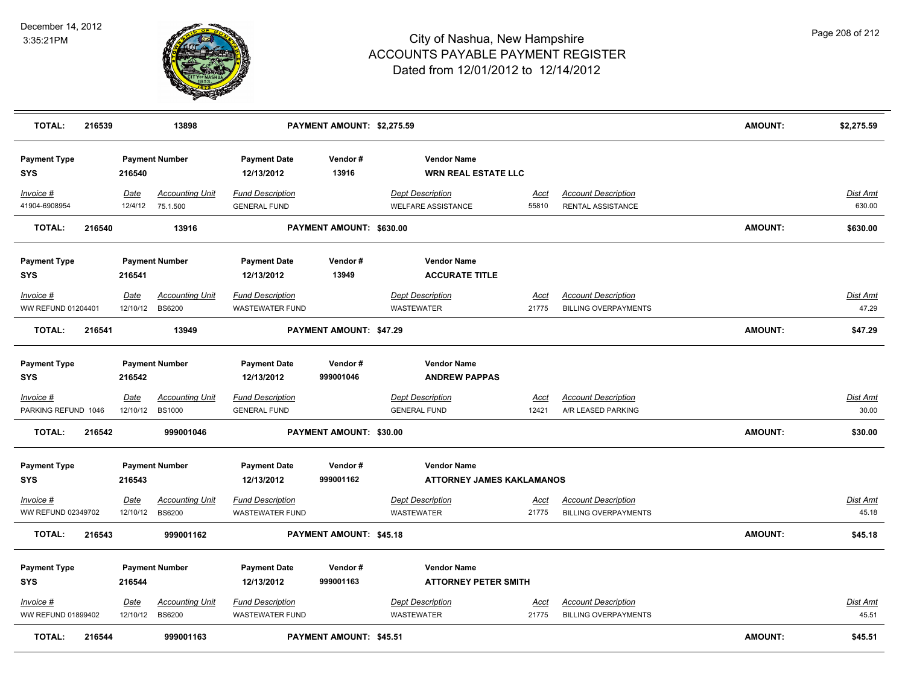# City of Nashua, New Hampshire
## ACCOUNTS PAYABLE PAYMENT REGISTER
### Dated from 12/01/2012 to 12/14/2012

December 14, 2012
3:35:21PM

| TOTAL: | 216539 | 13898 | PAYMENT AMOUNT: $2,275.59 | AMOUNT: | $2,275.59 |
|---|---|---|---|---|---|

| Payment Type | Payment Number | Payment Date | Vendor # | Vendor Name |
|---|---|---|---|---|
| SYS | 216540 | 12/13/2012 | 13916 | WRN REAL ESTATE LLC |

| Invoice # | Date | Accounting Unit | Fund Description | Dept Description | Acct | Account Description | Dist Amt |
|---|---|---|---|---|---|---|---|
| 41904-6908954 | 12/4/12 | 75.1.500 | GENERAL FUND | WELFARE ASSISTANCE | 55810 | RENTAL ASSISTANCE | 630.00 |

| TOTAL: | 216540 | 13916 | PAYMENT AMOUNT: $630.00 | AMOUNT: | $630.00 |
|---|---|---|---|---|---|

| Payment Type | Payment Number | Payment Date | Vendor # | Vendor Name |
|---|---|---|---|---|
| SYS | 216541 | 12/13/2012 | 13949 | ACCURATE TITLE |

| Invoice # | Date | Accounting Unit | Fund Description | Dept Description | Acct | Account Description | Dist Amt |
|---|---|---|---|---|---|---|---|
| WW REFUND 01204401 | 12/10/12 | BS6200 | WASTEWATER FUND | WASTEWATER | 21775 | BILLING OVERPAYMENTS | 47.29 |

| TOTAL: | 216541 | 13949 | PAYMENT AMOUNT: $47.29 | AMOUNT: | $47.29 |
|---|---|---|---|---|---|

| Payment Type | Payment Number | Payment Date | Vendor # | Vendor Name |
|---|---|---|---|---|
| SYS | 216542 | 12/13/2012 | 999001046 | ANDREW PAPPAS |

| Invoice # | Date | Accounting Unit | Fund Description | Dept Description | Acct | Account Description | Dist Amt |
|---|---|---|---|---|---|---|---|
| PARKING REFUND 1046 | 12/10/12 | BS1000 | GENERAL FUND | GENERAL FUND | 12421 | A/R LEASED PARKING | 30.00 |

| TOTAL: | 216542 | 999001046 | PAYMENT AMOUNT: $30.00 | AMOUNT: | $30.00 |
|---|---|---|---|---|---|

| Payment Type | Payment Number | Payment Date | Vendor # | Vendor Name |
|---|---|---|---|---|
| SYS | 216543 | 12/13/2012 | 999001162 | ATTORNEY JAMES KAKLAMANOS |

| Invoice # | Date | Accounting Unit | Fund Description | Dept Description | Acct | Account Description | Dist Amt |
|---|---|---|---|---|---|---|---|
| WW REFUND 02349702 | 12/10/12 | BS6200 | WASTEWATER FUND | WASTEWATER | 21775 | BILLING OVERPAYMENTS | 45.18 |

| TOTAL: | 216543 | 999001162 | PAYMENT AMOUNT: $45.18 | AMOUNT: | $45.18 |
|---|---|---|---|---|---|

| Payment Type | Payment Number | Payment Date | Vendor # | Vendor Name |
|---|---|---|---|---|
| SYS | 216544 | 12/13/2012 | 999001163 | ATTORNEY PETER SMITH |

| Invoice # | Date | Accounting Unit | Fund Description | Dept Description | Acct | Account Description | Dist Amt |
|---|---|---|---|---|---|---|---|
| WW REFUND 01899402 | 12/10/12 | BS6200 | WASTEWATER FUND | WASTEWATER | 21775 | BILLING OVERPAYMENTS | 45.51 |

| TOTAL: | 216544 | 999001163 | PAYMENT AMOUNT: $45.51 | AMOUNT: | $45.51 |
|---|---|---|---|---|---|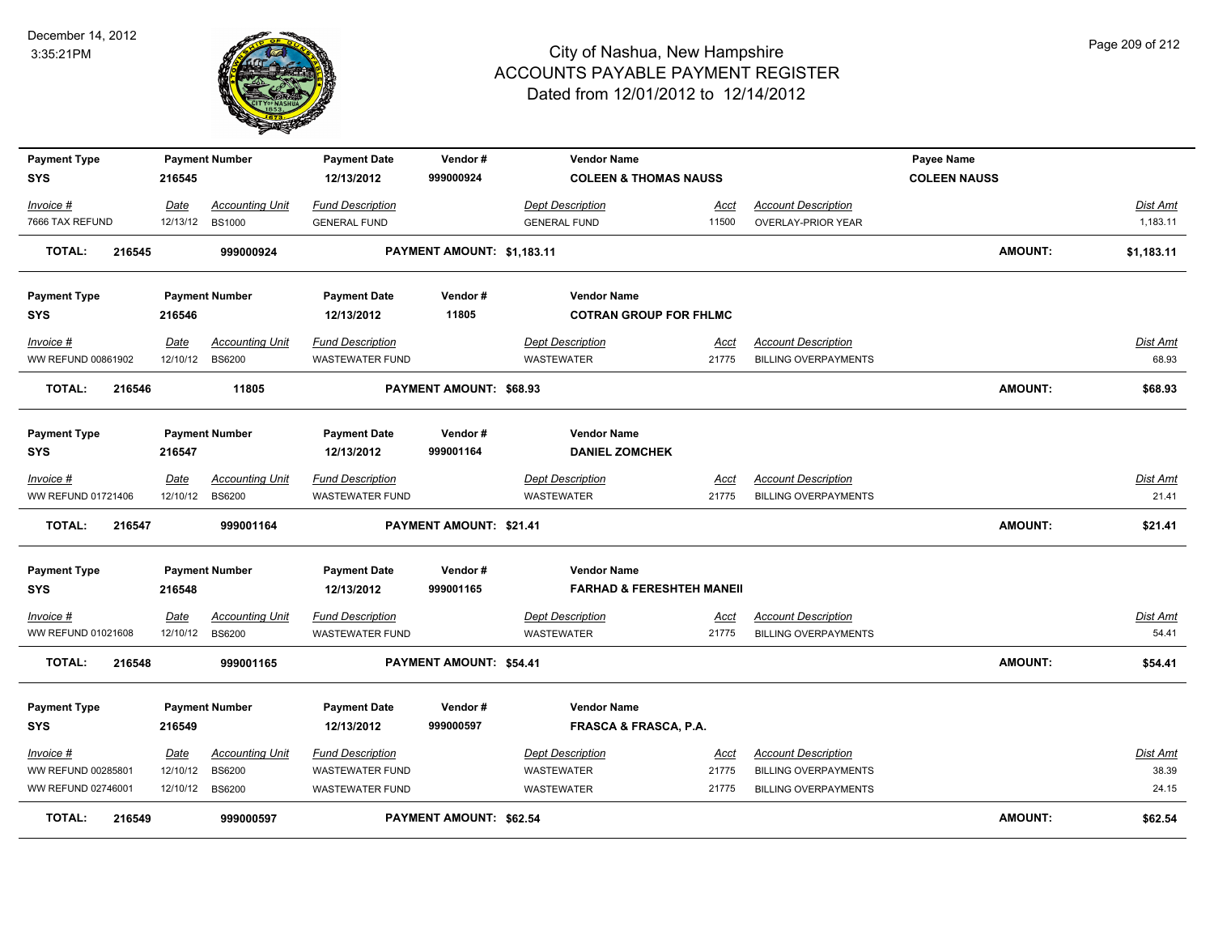# City of Nashua, New Hampshire
## ACCOUNTS PAYABLE PAYMENT REGISTER
### Dated from 12/01/2012 to 12/14/2012

December 14, 2012
3:35:21PM

| Payment Type | Payment Number | Payment Date | Vendor # | Vendor Name | Payee Name |
|---|---|---|---|---|---|
| SYS | 216545 | 12/13/2012 | 999000924 | COLEEN & THOMAS NAUSS | COLEEN NAUSS |

| Invoice # | Date | Accounting Unit | Fund Description | Dept Description | Acct | Account Description | Dist Amt |
|---|---|---|---|---|---|---|---|
| 7666 TAX REFUND | 12/13/12 | BS1000 | GENERAL FUND | GENERAL FUND | 11500 | OVERLAY-PRIOR YEAR | 1,183.11 |

**TOTAL: 216545 999000924 PAYMENT AMOUNT: $1,183.11 AMOUNT: $1,183.11**

| Payment Type | Payment Number | Payment Date | Vendor # | Vendor Name |
|---|---|---|---|---|
| SYS | 216546 | 12/13/2012 | 11805 | COTRAN GROUP FOR FHLMC |

| Invoice # | Date | Accounting Unit | Fund Description | Dept Description | Acct | Account Description | Dist Amt |
|---|---|---|---|---|---|---|---|
| WW REFUND 00861902 | 12/10/12 | BS6200 | WASTEWATER FUND | WASTEWATER | 21775 | BILLING OVERPAYMENTS | 68.93 |

**TOTAL: 216546 11805 PAYMENT AMOUNT: $68.93 AMOUNT: $68.93**

| Payment Type | Payment Number | Payment Date | Vendor # | Vendor Name |
|---|---|---|---|---|
| SYS | 216547 | 12/13/2012 | 999001164 | DANIEL ZOMCHEK |

| Invoice # | Date | Accounting Unit | Fund Description | Dept Description | Acct | Account Description | Dist Amt |
|---|---|---|---|---|---|---|---|
| WW REFUND 01721406 | 12/10/12 | BS6200 | WASTEWATER FUND | WASTEWATER | 21775 | BILLING OVERPAYMENTS | 21.41 |

**TOTAL: 216547 999001164 PAYMENT AMOUNT: $21.41 AMOUNT: $21.41**

| Payment Type | Payment Number | Payment Date | Vendor # | Vendor Name |
|---|---|---|---|---|
| SYS | 216548 | 12/13/2012 | 999001165 | FARHAD & FERESHTEH MANEII |

| Invoice # | Date | Accounting Unit | Fund Description | Dept Description | Acct | Account Description | Dist Amt |
|---|---|---|---|---|---|---|---|
| WW REFUND 01021608 | 12/10/12 | BS6200 | WASTEWATER FUND | WASTEWATER | 21775 | BILLING OVERPAYMENTS | 54.41 |

**TOTAL: 216548 999001165 PAYMENT AMOUNT: $54.41 AMOUNT: $54.41**

| Payment Type | Payment Number | Payment Date | Vendor # | Vendor Name |
|---|---|---|---|---|
| SYS | 216549 | 12/13/2012 | 999000597 | FRASCA & FRASCA, P.A. |

| Invoice # | Date | Accounting Unit | Fund Description | Dept Description | Acct | Account Description | Dist Amt |
|---|---|---|---|---|---|---|---|
| WW REFUND 00285801 | 12/10/12 | BS6200 | WASTEWATER FUND | WASTEWATER | 21775 | BILLING OVERPAYMENTS | 38.39 |
| WW REFUND 02746001 | 12/10/12 | BS6200 | WASTEWATER FUND | WASTEWATER | 21775 | BILLING OVERPAYMENTS | 24.15 |

**TOTAL: 216549 999000597 PAYMENT AMOUNT: $62.54 AMOUNT: $62.54**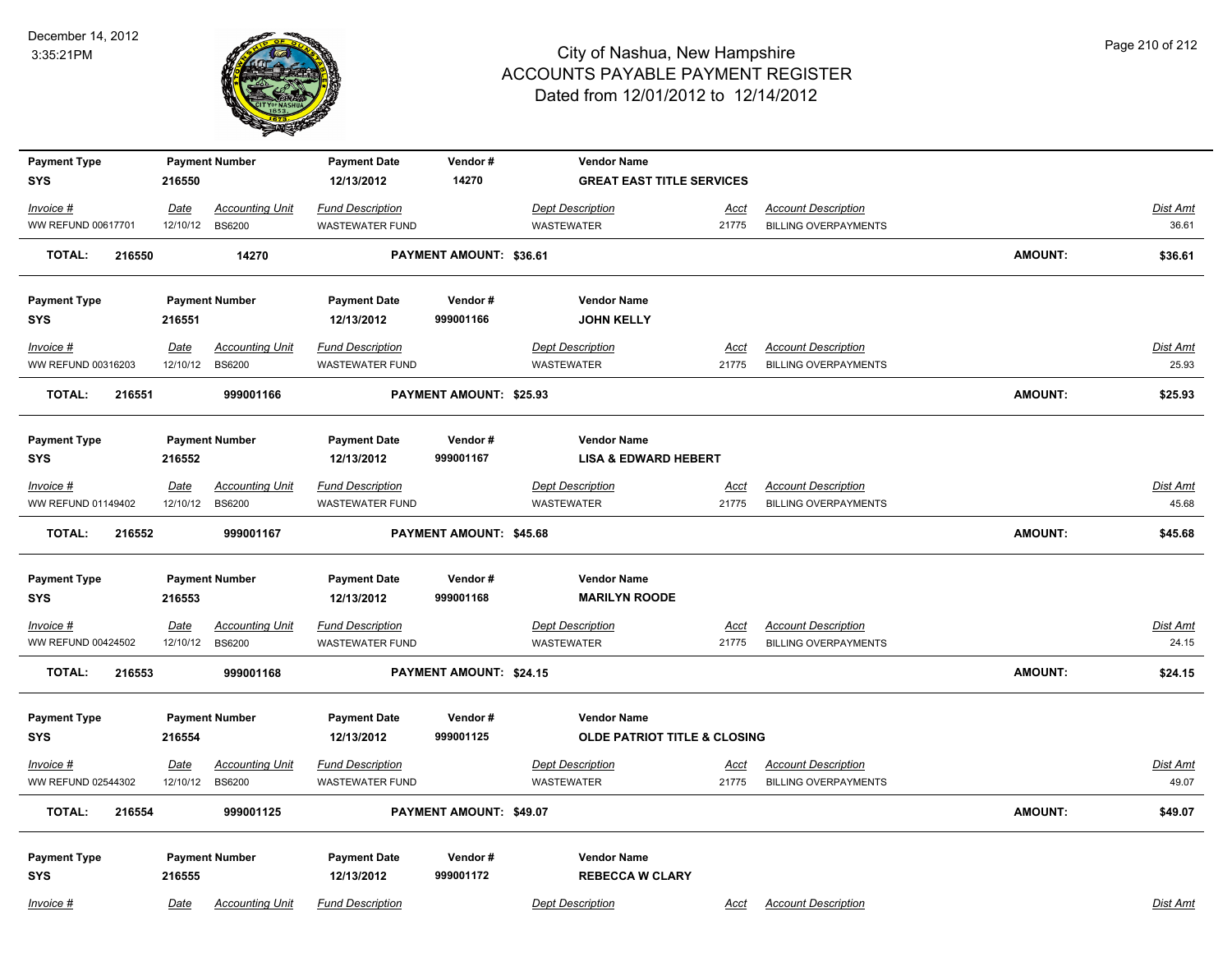| Payment Type | Payment Number | Payment Date | Vendor # | Vendor Name |
|---|---|---|---|---|
| SYS | 216550 | 12/13/2012 | 14270 | **GREAT EAST TITLE SERVICES** |

| *Invoice #* | *Date* | *Accounting Unit* | *Fund Description* | *Dept Description* | *Acct* | *Account Description* | *Dist Amt* |
|---|---|---|---|---|---|---|---|
| WW REFUND 00617701 | 12/10/12 | BS6200 | WASTEWATER FUND | WASTEWATER | 21775 | BILLING OVERPAYMENTS | 36.61 |

**TOTAL: 216550 14270 PAYMENT AMOUNT: $36.61 AMOUNT: $36.61**

| Payment Type | Payment Number | Payment Date | Vendor # | Vendor Name |
|---|---|---|---|---|
| SYS | 216551 | 12/13/2012 | 999001166 | **JOHN KELLY** |

| *Invoice #* | *Date* | *Accounting Unit* | *Fund Description* | *Dept Description* | *Acct* | *Account Description* | *Dist Amt* |
|---|---|---|---|---|---|---|---|
| WW REFUND 00316203 | 12/10/12 | BS6200 | WASTEWATER FUND | WASTEWATER | 21775 | BILLING OVERPAYMENTS | 25.93 |

**TOTAL: 216551 999001166 PAYMENT AMOUNT: $25.93 AMOUNT: $25.93**

| Payment Type | Payment Number | Payment Date | Vendor # | Vendor Name |
|---|---|---|---|---|
| SYS | 216552 | 12/13/2012 | 999001167 | **LISA & EDWARD HEBERT** |

| *Invoice #* | *Date* | *Accounting Unit* | *Fund Description* | *Dept Description* | *Acct* | *Account Description* | *Dist Amt* |
|---|---|---|---|---|---|---|---|
| WW REFUND 01149402 | 12/10/12 | BS6200 | WASTEWATER FUND | WASTEWATER | 21775 | BILLING OVERPAYMENTS | 45.68 |

**TOTAL: 216552 999001167 PAYMENT AMOUNT: $45.68 AMOUNT: $45.68**

| Payment Type | Payment Number | Payment Date | Vendor # | Vendor Name |
|---|---|---|---|---|
| SYS | 216553 | 12/13/2012 | 999001168 | **MARILYN ROODE** |

| *Invoice #* | *Date* | *Accounting Unit* | *Fund Description* | *Dept Description* | *Acct* | *Account Description* | *Dist Amt* |
|---|---|---|---|---|---|---|---|
| WW REFUND 00424502 | 12/10/12 | BS6200 | WASTEWATER FUND | WASTEWATER | 21775 | BILLING OVERPAYMENTS | 24.15 |

**TOTAL: 216553 999001168 PAYMENT AMOUNT: $24.15 AMOUNT: $24.15**

| Payment Type | Payment Number | Payment Date | Vendor # | Vendor Name |
|---|---|---|---|---|
| SYS | 216554 | 12/13/2012 | 999001125 | **OLDE PATRIOT TITLE & CLOSING** |

| *Invoice #* | *Date* | *Accounting Unit* | *Fund Description* | *Dept Description* | *Acct* | *Account Description* | *Dist Amt* |
|---|---|---|---|---|---|---|---|
| WW REFUND 02544302 | 12/10/12 | BS6200 | WASTEWATER FUND | WASTEWATER | 21775 | BILLING OVERPAYMENTS | 49.07 |

**TOTAL: 216554 999001125 PAYMENT AMOUNT: $49.07 AMOUNT: $49.07**

| Payment Type | Payment Number | Payment Date | Vendor # | Vendor Name |
|---|---|---|---|---|
| SYS | 216555 | 12/13/2012 | 999001172 | **REBECCA W CLARY** |

| *Invoice #* | *Date* | *Accounting Unit* | *Fund Description* | *Dept Description* | *Acct* | *Account Description* | *Dist Amt* |
|---|---|---|---|---|---|---|---|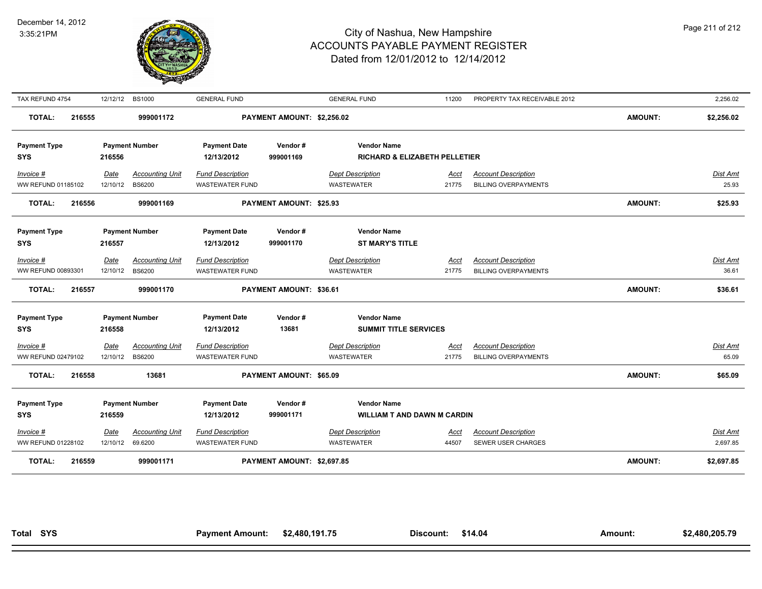| Invoice # | Date | Accounting Unit | Fund Description | | Dept Description | Acct | Account Description | | Dist Amt |
|---|---|---|---|---|---|---|---|---|---|
| TAX REFUND 4754 | 12/12/12 | BS1000 | GENERAL FUND | | GENERAL FUND | 11200 | PROPERTY TAX RECEIVABLE 2012 | | 2,256.02 |
| **TOTAL:** | **216555** | **999001172** | | **PAYMENT AMOUNT: $2,256.02** | | | | **AMOUNT:** | **$2,256.02** |

| Payment Type | Payment Number | Payment Date | Vendor # | Vendor Name |
|---|---|---|---|---|
| **SYS** | **216556** | **12/13/2012** | **999001169** | **RICHARD & ELIZABETH PELLETIER** |

| Invoice # | Date | Accounting Unit | Fund Description | | Dept Description | Acct | Account Description | | Dist Amt |
|---|---|---|---|---|---|---|---|---|---|
| WW REFUND 01185102 | 12/10/12 | BS6200 | WASTEWATER FUND | | WASTEWATER | 21775 | BILLING OVERPAYMENTS | | 25.93 |
| **TOTAL:** | **216556** | **999001169** | | **PAYMENT AMOUNT: $25.93** | | | | **AMOUNT:** | **$25.93** |

| Payment Type | Payment Number | Payment Date | Vendor # | Vendor Name |
|---|---|---|---|---|
| **SYS** | **216557** | **12/13/2012** | **999001170** | **ST MARY'S TITLE** |

| Invoice # | Date | Accounting Unit | Fund Description | | Dept Description | Acct | Account Description | | Dist Amt |
|---|---|---|---|---|---|---|---|---|---|
| WW REFUND 00893301 | 12/10/12 | BS6200 | WASTEWATER FUND | | WASTEWATER | 21775 | BILLING OVERPAYMENTS | | 36.61 |
| **TOTAL:** | **216557** | **999001170** | | **PAYMENT AMOUNT: $36.61** | | | | **AMOUNT:** | **$36.61** |

| Payment Type | Payment Number | Payment Date | Vendor # | Vendor Name |
|---|---|---|---|---|
| **SYS** | **216558** | **12/13/2012** | **13681** | **SUMMIT TITLE SERVICES** |

| Invoice # | Date | Accounting Unit | Fund Description | | Dept Description | Acct | Account Description | | Dist Amt |
|---|---|---|---|---|---|---|---|---|---|
| WW REFUND 02479102 | 12/10/12 | BS6200 | WASTEWATER FUND | | WASTEWATER | 21775 | BILLING OVERPAYMENTS | | 65.09 |
| **TOTAL:** | **216558** | **13681** | | **PAYMENT AMOUNT: $65.09** | | | | **AMOUNT:** | **$65.09** |

| Payment Type | Payment Number | Payment Date | Vendor # | Vendor Name |
|---|---|---|---|---|
| **SYS** | **216559** | **12/13/2012** | **999001171** | **WILLIAM T AND DAWN M CARDIN** |

| Invoice # | Date | Accounting Unit | Fund Description | | Dept Description | Acct | Account Description | | Dist Amt |
|---|---|---|---|---|---|---|---|---|---|
| WW REFUND 01228102 | 12/10/12 | 69.6200 | WASTEWATER FUND | | WASTEWATER | 44507 | SEWER USER CHARGES | | 2,697.85 |
| **TOTAL:** | **216559** | **999001171** | | **PAYMENT AMOUNT: $2,697.85** | | | | **AMOUNT:** | **$2,697.85** |

**Total SYS** | **Payment Amount: $2,480,191.75** | **Discount: $14.04** | **Amount: $2,480,205.79**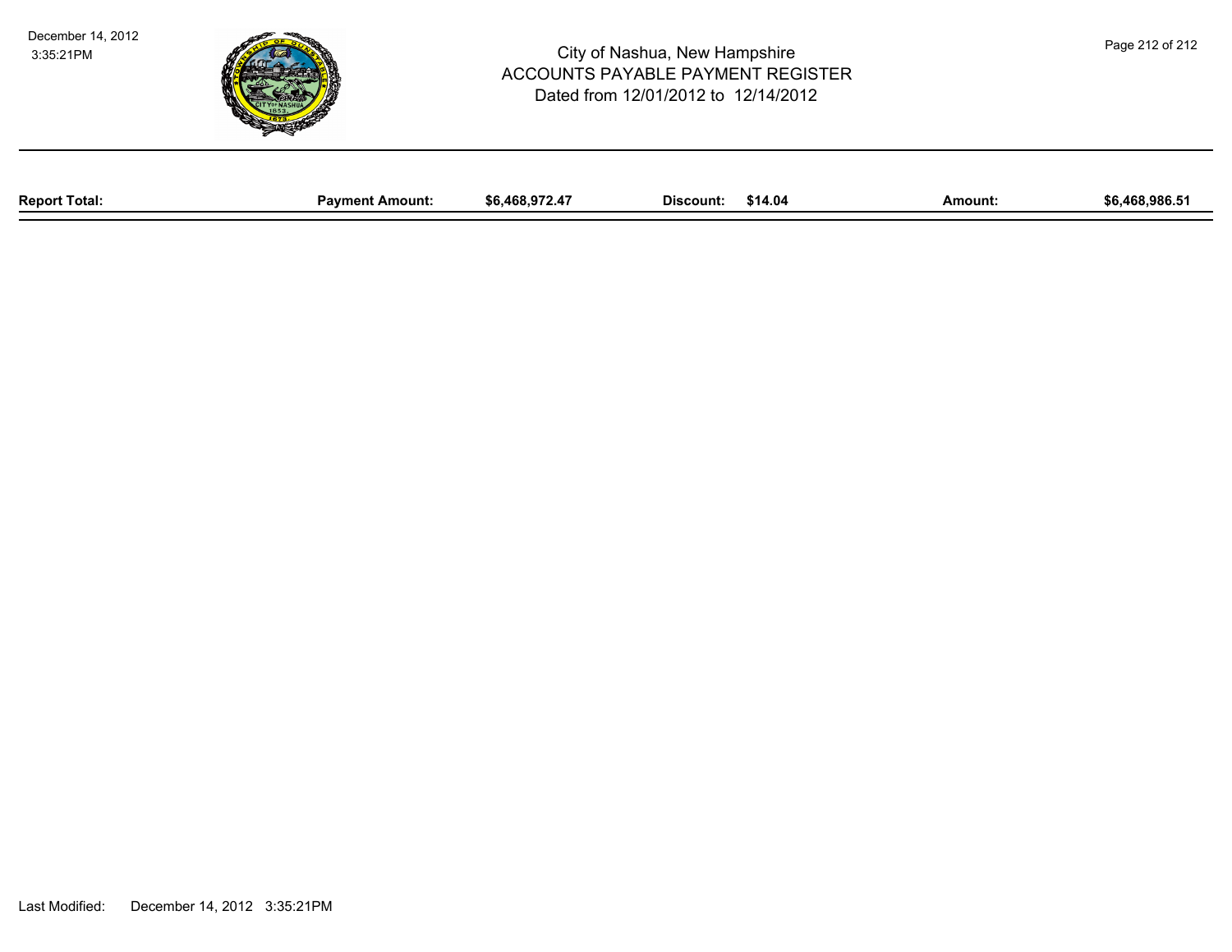City of Nashua, New Hampshire
ACCOUNTS PAYABLE PAYMENT REGISTER
Dated from 12/01/2012 to 12/14/2012

| | | | | | | | |
|---|---|---|---|---|---|---|---|
| **Report Total:** | **Payment Amount:** | **$6,468,972.47** | **Discount:** | **$14.04** | | **Amount:** | **$6,468,986.51** |

Last Modified: December 14, 2012 3:35:21PM